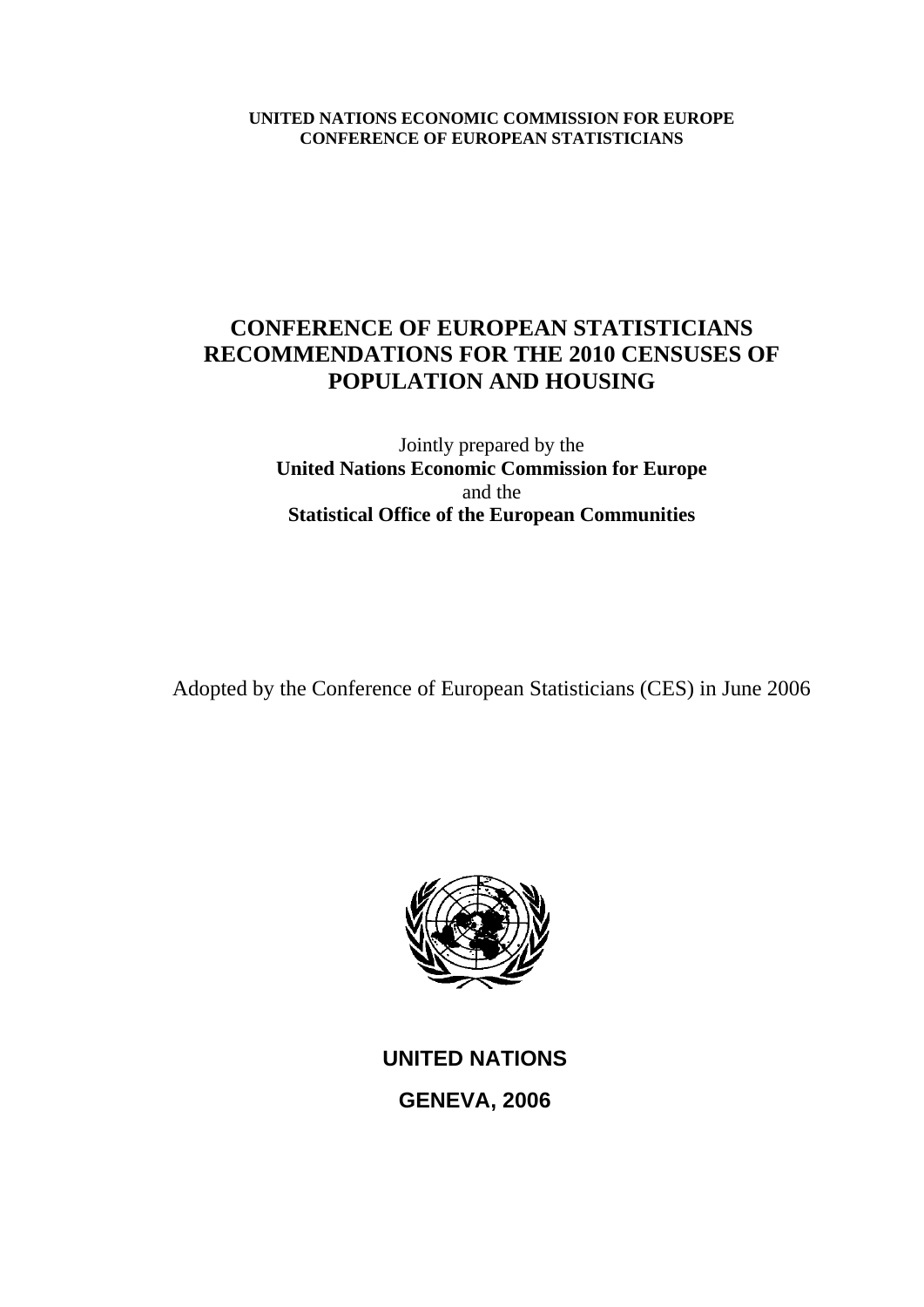**UNITED NATIONS ECONOMIC COMMISSION FOR EUROPE**
**CONFERENCE OF EUROPEAN STATISTICIANS**

# CONFERENCE OF EUROPEAN STATISTICIANS RECOMMENDATIONS FOR THE 2010 CENSUSES OF POPULATION AND HOUSING

Jointly prepared by the
**United Nations Economic Commission for Europe**
and the
**Statistical Office of the European Communities**

Adopted by the Conference of European Statisticians (CES) in June 2006

**UNITED NATIONS**

**GENEVA, 2006**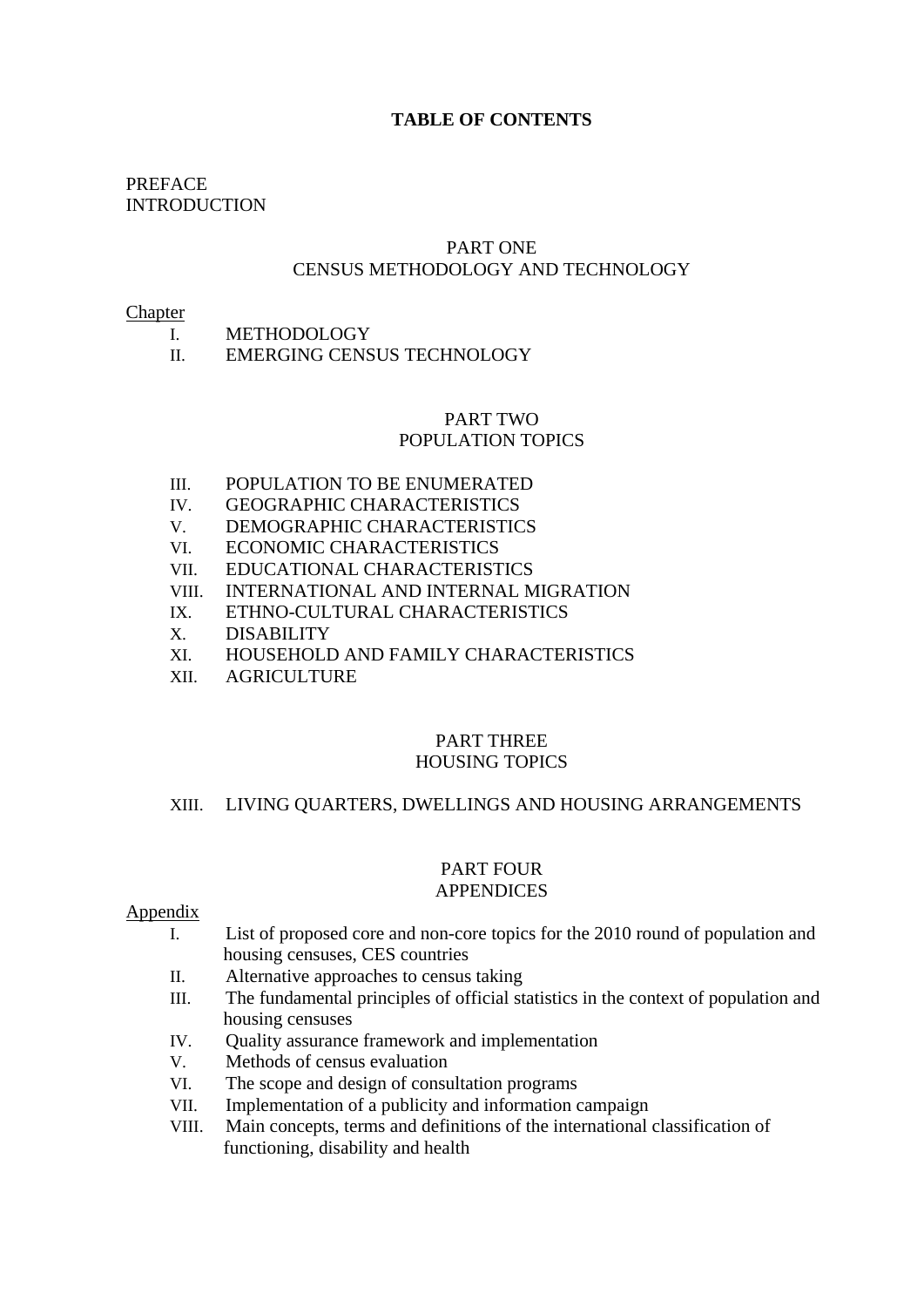# TABLE OF CONTENTS

PREFACE
INTRODUCTION

## PART ONE
## CENSUS METHODOLOGY AND TECHNOLOGY

Chapter

I. METHODOLOGY
II. EMERGING CENSUS TECHNOLOGY

## PART TWO
## POPULATION TOPICS

III. POPULATION TO BE ENUMERATED
IV. GEOGRAPHIC CHARACTERISTICS
V. DEMOGRAPHIC CHARACTERISTICS
VI. ECONOMIC CHARACTERISTICS
VII. EDUCATIONAL CHARACTERISTICS
VIII. INTERNATIONAL AND INTERNAL MIGRATION
IX. ETHNO-CULTURAL CHARACTERISTICS
X. DISABILITY
XI. HOUSEHOLD AND FAMILY CHARACTERISTICS
XII. AGRICULTURE

## PART THREE
## HOUSING TOPICS

XIII. LIVING QUARTERS, DWELLINGS AND HOUSING ARRANGEMENTS

## PART FOUR
## APPENDICES

Appendix

I. List of proposed core and non-core topics for the 2010 round of population and housing censuses, CES countries
II. Alternative approaches to census taking
III. The fundamental principles of official statistics in the context of population and housing censuses
IV. Quality assurance framework and implementation
V. Methods of census evaluation
VI. The scope and design of consultation programs
VII. Implementation of a publicity and information campaign
VIII. Main concepts, terms and definitions of the international classification of functioning, disability and health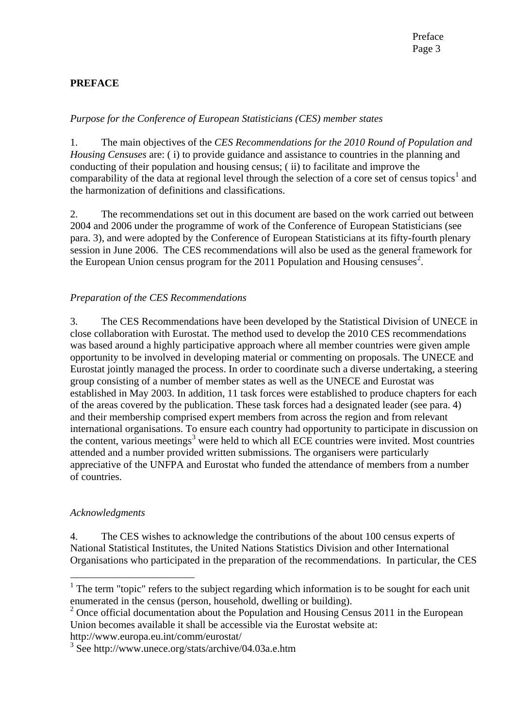**PREFACE**

*Purpose for the Conference of European Statisticians (CES) member states*

1. The main objectives of the *CES Recommendations for the 2010 Round of Population and Housing Censuses* are: ( i) to provide guidance and assistance to countries in the planning and conducting of their population and housing census; ( ii) to facilitate and improve the comparability of the data at regional level through the selection of a core set of census topics[1] and the harmonization of definitions and classifications.

2. The recommendations set out in this document are based on the work carried out between 2004 and 2006 under the programme of work of the Conference of European Statisticians (see para. 3), and were adopted by the Conference of European Statisticians at its fifty-fourth plenary session in June 2006. The CES recommendations will also be used as the general framework for the European Union census program for the 2011 Population and Housing censuses[2].

*Preparation of the CES Recommendations*

3. The CES Recommendations have been developed by the Statistical Division of UNECE in close collaboration with Eurostat. The method used to develop the 2010 CES recommendations was based around a highly participative approach where all member countries were given ample opportunity to be involved in developing material or commenting on proposals. The UNECE and Eurostat jointly managed the process. In order to coordinate such a diverse undertaking, a steering group consisting of a number of member states as well as the UNECE and Eurostat was established in May 2003. In addition, 11 task forces were established to produce chapters for each of the areas covered by the publication. These task forces had a designated leader (see para. 4) and their membership comprised expert members from across the region and from relevant international organisations. To ensure each country had opportunity to participate in discussion on the content, various meetings[3] were held to which all ECE countries were invited. Most countries attended and a number provided written submissions. The organisers were particularly appreciative of the UNFPA and Eurostat who funded the attendance of members from a number of countries.

*Acknowledgments*

4. The CES wishes to acknowledge the contributions of the about 100 census experts of National Statistical Institutes, the United Nations Statistics Division and other International Organisations who participated in the preparation of the recommendations. In particular, the CES

---

[1] The term "topic" refers to the subject regarding which information is to be sought for each unit enumerated in the census (person, household, dwelling or building).

[2] Once official documentation about the Population and Housing Census 2011 in the European Union becomes available it shall be accessible via the Eurostat website at: http://www.europa.eu.int/comm/eurostat/

[3] See http://www.unece.org/stats/archive/04.03a.e.htm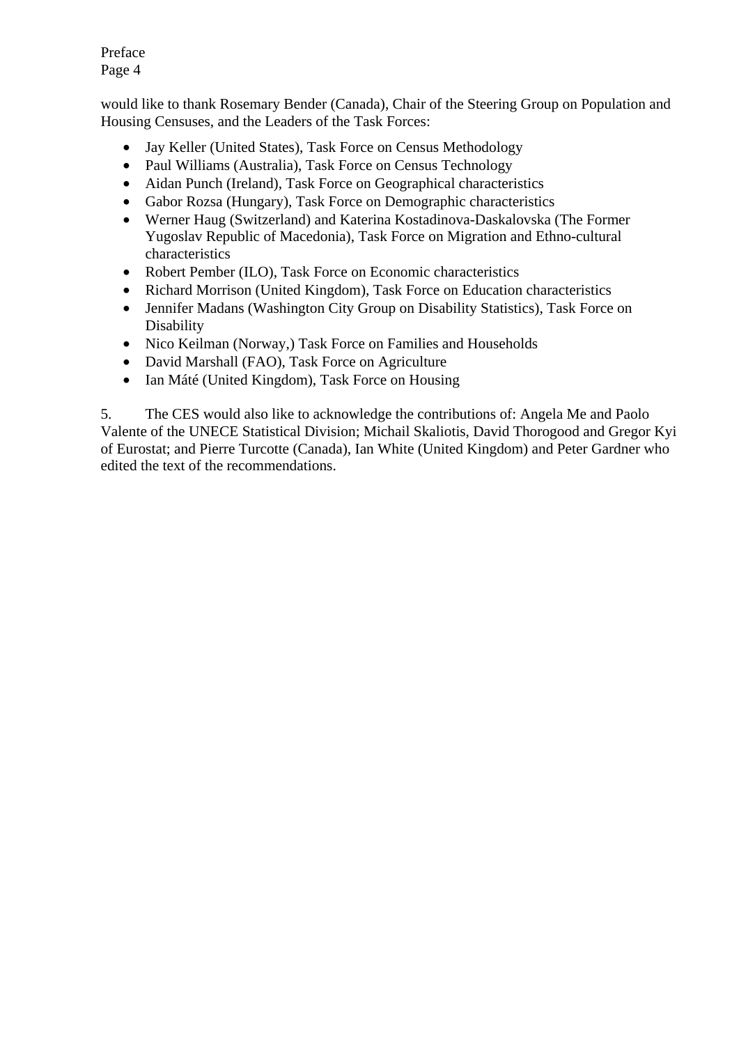would like to thank Rosemary Bender (Canada), Chair of the Steering Group on Population and Housing Censuses, and the Leaders of the Task Forces:

- Jay Keller (United States), Task Force on Census Methodology
- Paul Williams (Australia), Task Force on Census Technology
- Aidan Punch (Ireland), Task Force on Geographical characteristics
- Gabor Rozsa (Hungary), Task Force on Demographic characteristics
- Werner Haug (Switzerland) and Katerina Kostadinova-Daskalovska (The Former Yugoslav Republic of Macedonia), Task Force on Migration and Ethno-cultural characteristics
- Robert Pember (ILO), Task Force on Economic characteristics
- Richard Morrison (United Kingdom), Task Force on Education characteristics
- Jennifer Madans (Washington City Group on Disability Statistics), Task Force on Disability
- Nico Keilman (Norway,) Task Force on Families and Households
- David Marshall (FAO), Task Force on Agriculture
- Ian Máté (United Kingdom), Task Force on Housing

5. The CES would also like to acknowledge the contributions of: Angela Me and Paolo Valente of the UNECE Statistical Division; Michail Skaliotis, David Thorogood and Gregor Kyi of Eurostat; and Pierre Turcotte (Canada), Ian White (United Kingdom) and Peter Gardner who edited the text of the recommendations.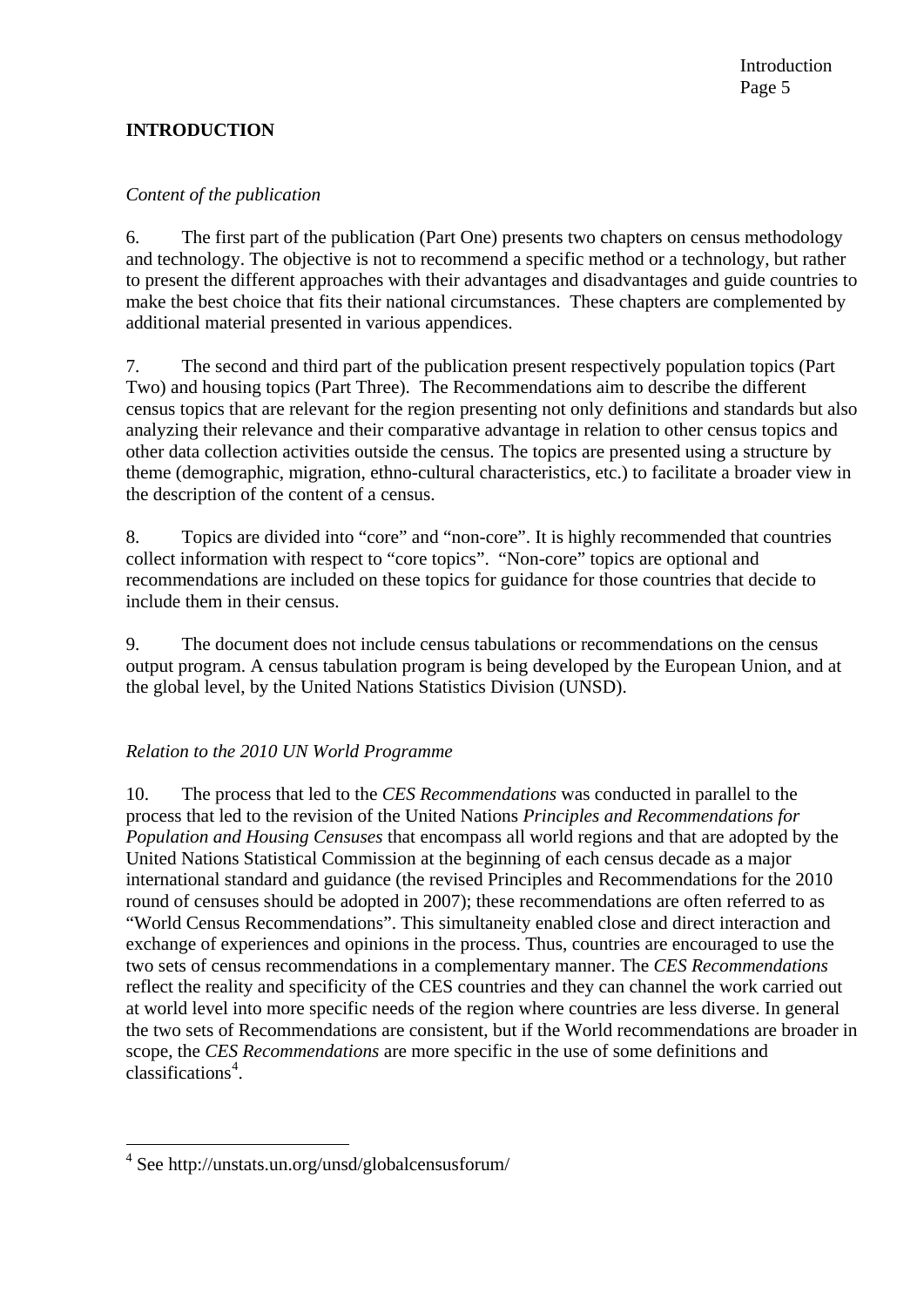## INTRODUCTION

*Content of the publication*

6. The first part of the publication (Part One) presents two chapters on census methodology and technology. The objective is not to recommend a specific method or a technology, but rather to present the different approaches with their advantages and disadvantages and guide countries to make the best choice that fits their national circumstances. These chapters are complemented by additional material presented in various appendices.

7. The second and third part of the publication present respectively population topics (Part Two) and housing topics (Part Three). The Recommendations aim to describe the different census topics that are relevant for the region presenting not only definitions and standards but also analyzing their relevance and their comparative advantage in relation to other census topics and other data collection activities outside the census. The topics are presented using a structure by theme (demographic, migration, ethno-cultural characteristics, etc.) to facilitate a broader view in the description of the content of a census.

8. Topics are divided into "core" and "non-core". It is highly recommended that countries collect information with respect to "core topics". "Non-core" topics are optional and recommendations are included on these topics for guidance for those countries that decide to include them in their census.

9. The document does not include census tabulations or recommendations on the census output program. A census tabulation program is being developed by the European Union, and at the global level, by the United Nations Statistics Division (UNSD).

*Relation to the 2010 UN World Programme*

10. The process that led to the *CES Recommendations* was conducted in parallel to the process that led to the revision of the United Nations *Principles and Recommendations for Population and Housing Censuses* that encompass all world regions and that are adopted by the United Nations Statistical Commission at the beginning of each census decade as a major international standard and guidance (the revised Principles and Recommendations for the 2010 round of censuses should be adopted in 2007); these recommendations are often referred to as "World Census Recommendations". This simultaneity enabled close and direct interaction and exchange of experiences and opinions in the process. Thus, countries are encouraged to use the two sets of census recommendations in a complementary manner. The *CES Recommendations* reflect the reality and specificity of the CES countries and they can channel the work carried out at world level into more specific needs of the region where countries are less diverse. In general the two sets of Recommendations are consistent, but if the World recommendations are broader in scope, the *CES Recommendations* are more specific in the use of some definitions and classifications[4].

---

[4] See http://unstats.un.org/unsd/globalcensusforum/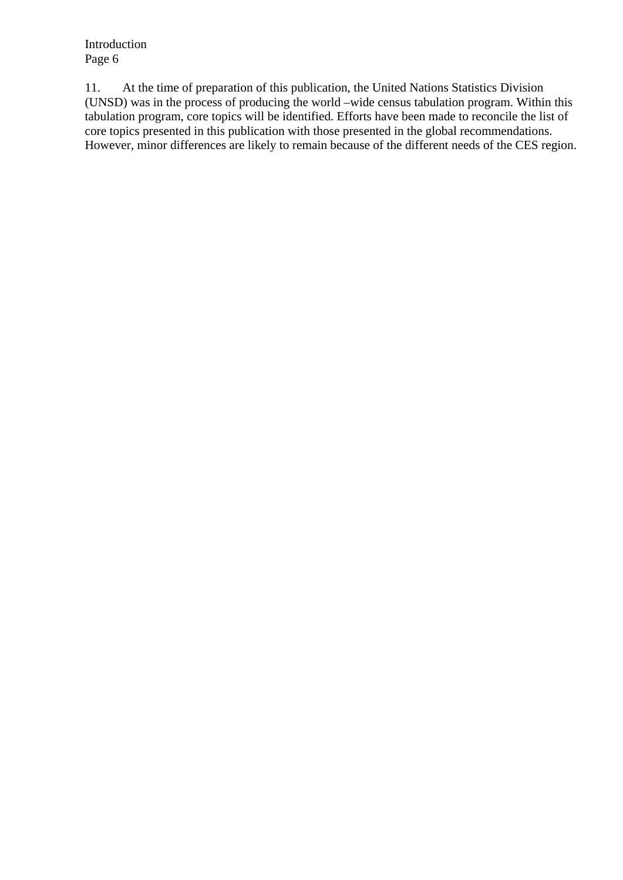11. At the time of preparation of this publication, the United Nations Statistics Division (UNSD) was in the process of producing the world –wide census tabulation program. Within this tabulation program, core topics will be identified. Efforts have been made to reconcile the list of core topics presented in this publication with those presented in the global recommendations. However, minor differences are likely to remain because of the different needs of the CES region.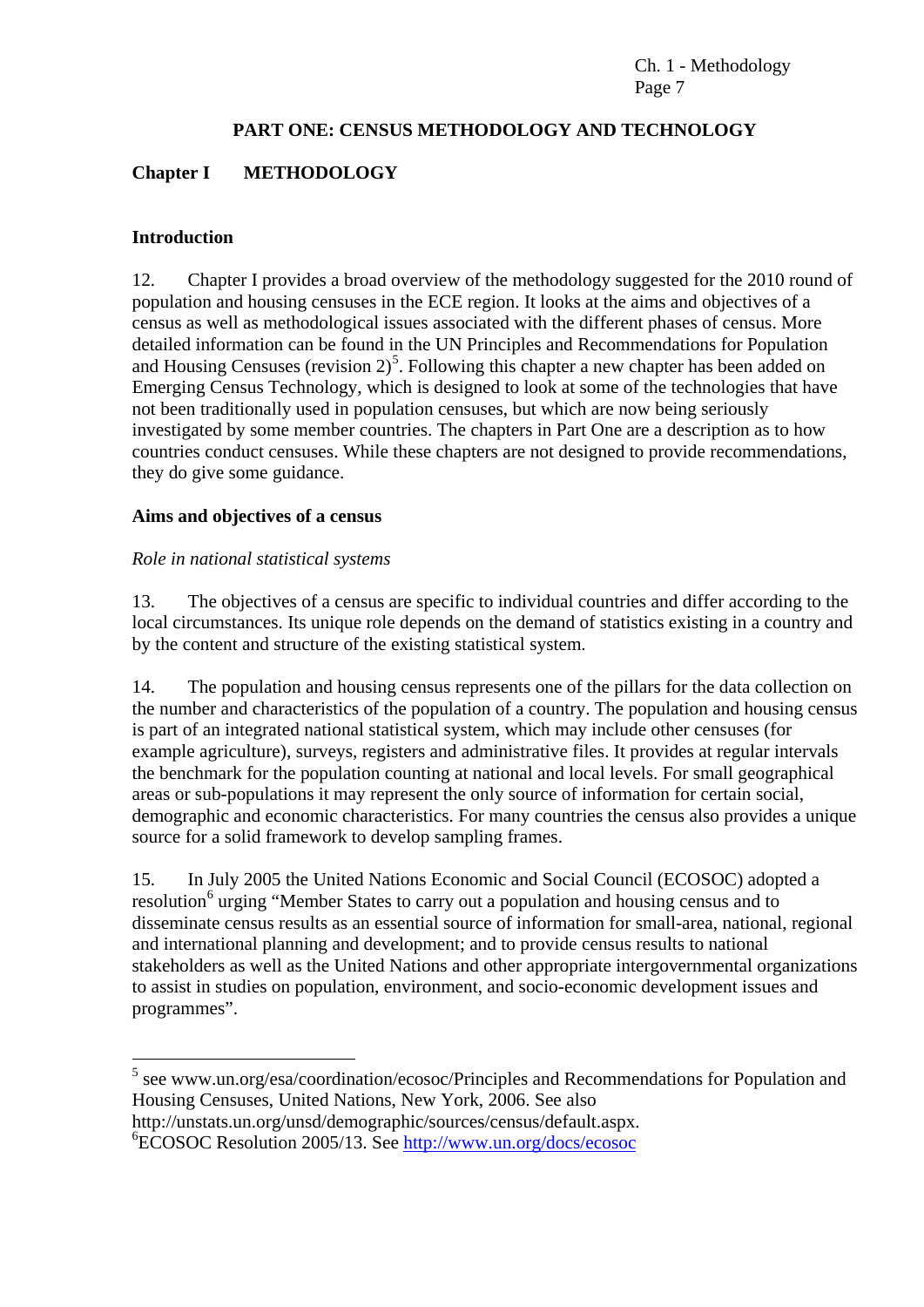# PART ONE: CENSUS METHODOLOGY AND TECHNOLOGY

## Chapter I METHODOLOGY

### Introduction

12. Chapter I provides a broad overview of the methodology suggested for the 2010 round of population and housing censuses in the ECE region. It looks at the aims and objectives of a census as well as methodological issues associated with the different phases of census. More detailed information can be found in the UN Principles and Recommendations for Population and Housing Censuses (revision 2)[5]. Following this chapter a new chapter has been added on Emerging Census Technology, which is designed to look at some of the technologies that have not been traditionally used in population censuses, but which are now being seriously investigated by some member countries. The chapters in Part One are a description as to how countries conduct censuses. While these chapters are not designed to provide recommendations, they do give some guidance.

### Aims and objectives of a census

*Role in national statistical systems*

13. The objectives of a census are specific to individual countries and differ according to the local circumstances. Its unique role depends on the demand of statistics existing in a country and by the content and structure of the existing statistical system.

14. The population and housing census represents one of the pillars for the data collection on the number and characteristics of the population of a country. The population and housing census is part of an integrated national statistical system, which may include other censuses (for example agriculture), surveys, registers and administrative files. It provides at regular intervals the benchmark for the population counting at national and local levels. For small geographical areas or sub-populations it may represent the only source of information for certain social, demographic and economic characteristics. For many countries the census also provides a unique source for a solid framework to develop sampling frames.

15. In July 2005 the United Nations Economic and Social Council (ECOSOC) adopted a resolution[6] urging "Member States to carry out a population and housing census and to disseminate census results as an essential source of information for small-area, national, regional and international planning and development; and to provide census results to national stakeholders as well as the United Nations and other appropriate intergovernmental organizations to assist in studies on population, environment, and socio-economic development issues and programmes".

---

[5] see www.un.org/esa/coordination/ecosoc/Principles and Recommendations for Population and Housing Censuses, United Nations, New York, 2006. See also http://unstats.un.org/unsd/demographic/sources/census/default.aspx.

[6] ECOSOC Resolution 2005/13. See http://www.un.org/docs/ecosoc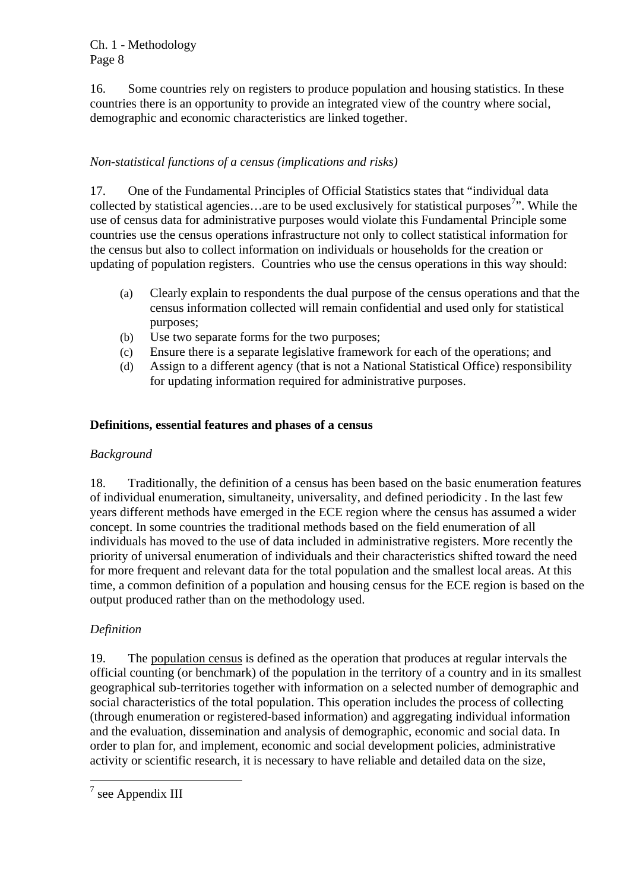16. Some countries rely on registers to produce population and housing statistics. In these countries there is an opportunity to provide an integrated view of the country where social, demographic and economic characteristics are linked together.

*Non-statistical functions of a census (implications and risks)*

17. One of the Fundamental Principles of Official Statistics states that "individual data collected by statistical agencies…are to be used exclusively for statistical purposes[7]". While the use of census data for administrative purposes would violate this Fundamental Principle some countries use the census operations infrastructure not only to collect statistical information for the census but also to collect information on individuals or households for the creation or updating of population registers. Countries who use the census operations in this way should:

(a) Clearly explain to respondents the dual purpose of the census operations and that the census information collected will remain confidential and used only for statistical purposes;
(b) Use two separate forms for the two purposes;
(c) Ensure there is a separate legislative framework for each of the operations; and
(d) Assign to a different agency (that is not a National Statistical Office) responsibility for updating information required for administrative purposes.

**Definitions, essential features and phases of a census**

*Background*

18. Traditionally, the definition of a census has been based on the basic enumeration features of individual enumeration, simultaneity, universality, and defined periodicity . In the last few years different methods have emerged in the ECE region where the census has assumed a wider concept. In some countries the traditional methods based on the field enumeration of all individuals has moved to the use of data included in administrative registers. More recently the priority of universal enumeration of individuals and their characteristics shifted toward the need for more frequent and relevant data for the total population and the smallest local areas. At this time, a common definition of a population and housing census for the ECE region is based on the output produced rather than on the methodology used.

*Definition*

19. The population census is defined as the operation that produces at regular intervals the official counting (or benchmark) of the population in the territory of a country and in its smallest geographical sub-territories together with information on a selected number of demographic and social characteristics of the total population. This operation includes the process of collecting (through enumeration or registered-based information) and aggregating individual information and the evaluation, dissemination and analysis of demographic, economic and social data. In order to plan for, and implement, economic and social development policies, administrative activity or scientific research, it is necessary to have reliable and detailed data on the size,

[7] see Appendix III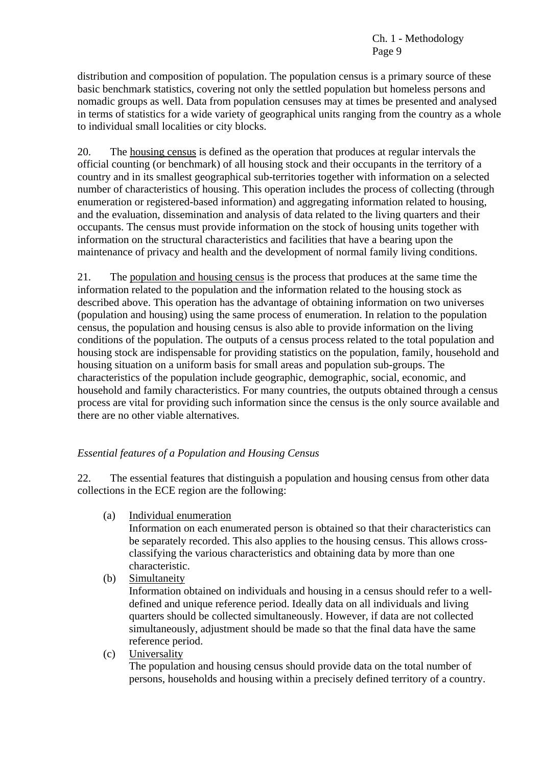distribution and composition of population. The population census is a primary source of these basic benchmark statistics, covering not only the settled population but homeless persons and nomadic groups as well. Data from population censuses may at times be presented and analysed in terms of statistics for a wide variety of geographical units ranging from the country as a whole to individual small localities or city blocks.

20. The housing census is defined as the operation that produces at regular intervals the official counting (or benchmark) of all housing stock and their occupants in the territory of a country and in its smallest geographical sub-territories together with information on a selected number of characteristics of housing. This operation includes the process of collecting (through enumeration or registered-based information) and aggregating information related to housing, and the evaluation, dissemination and analysis of data related to the living quarters and their occupants. The census must provide information on the stock of housing units together with information on the structural characteristics and facilities that have a bearing upon the maintenance of privacy and health and the development of normal family living conditions.

21. The population and housing census is the process that produces at the same time the information related to the population and the information related to the housing stock as described above. This operation has the advantage of obtaining information on two universes (population and housing) using the same process of enumeration. In relation to the population census, the population and housing census is also able to provide information on the living conditions of the population. The outputs of a census process related to the total population and housing stock are indispensable for providing statistics on the population, family, household and housing situation on a uniform basis for small areas and population sub-groups. The characteristics of the population include geographic, demographic, social, economic, and household and family characteristics. For many countries, the outputs obtained through a census process are vital for providing such information since the census is the only source available and there are no other viable alternatives.

### *Essential features of a Population and Housing Census*

22. The essential features that distinguish a population and housing census from other data collections in the ECE region are the following:

(a) Individual enumeration
Information on each enumerated person is obtained so that their characteristics can be separately recorded. This also applies to the housing census. This allows cross-classifying the various characteristics and obtaining data by more than one characteristic.

(b) Simultaneity
Information obtained on individuals and housing in a census should refer to a well-defined and unique reference period. Ideally data on all individuals and living quarters should be collected simultaneously. However, if data are not collected simultaneously, adjustment should be made so that the final data have the same reference period.

(c) Universality
The population and housing census should provide data on the total number of persons, households and housing within a precisely defined territory of a country.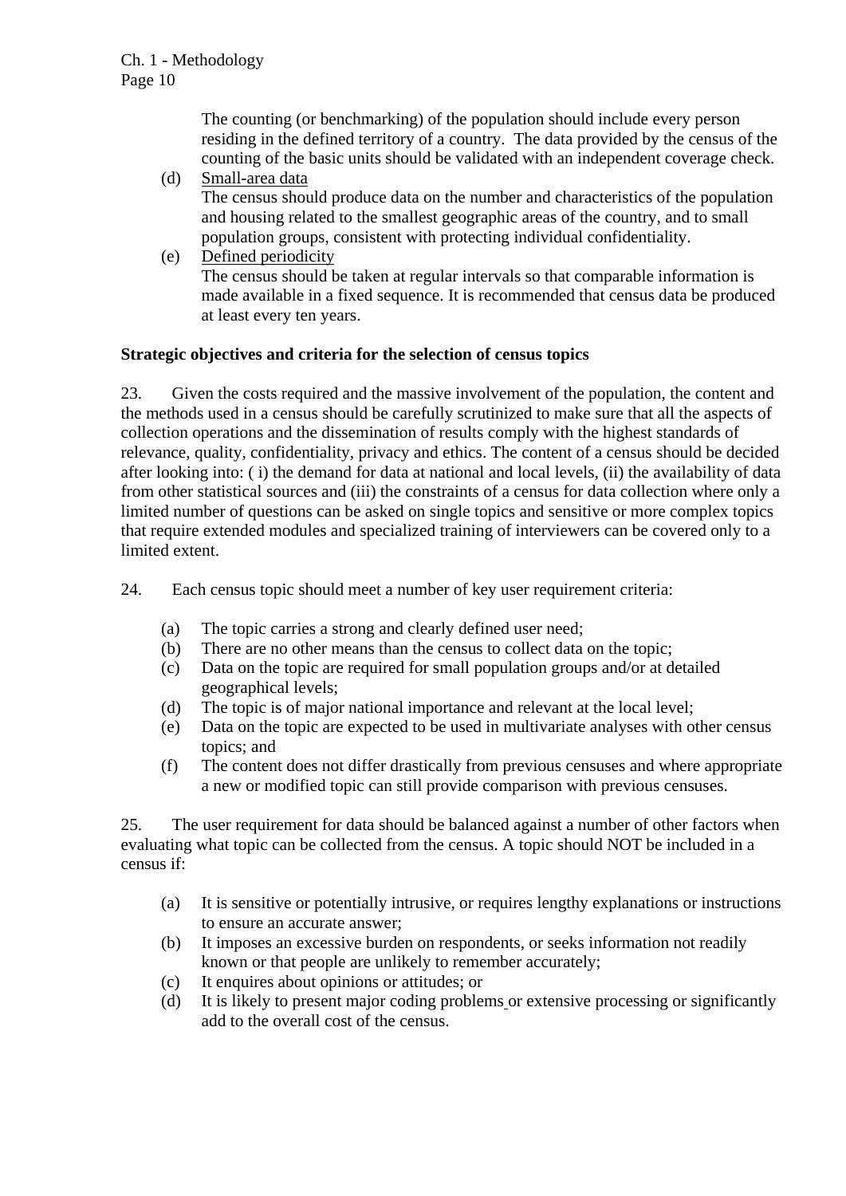The counting (or benchmarking) of the population should include every person residing in the defined territory of a country. The data provided by the census of the counting of the basic units should be validated with an independent coverage check.

(d) Small-area data
The census should produce data on the number and characteristics of the population and housing related to the smallest geographic areas of the country, and to small population groups, consistent with protecting individual confidentiality.

(e) Defined periodicity
The census should be taken at regular intervals so that comparable information is made available in a fixed sequence. It is recommended that census data be produced at least every ten years.

**Strategic objectives and criteria for the selection of census topics**

23. Given the costs required and the massive involvement of the population, the content and the methods used in a census should be carefully scrutinized to make sure that all the aspects of collection operations and the dissemination of results comply with the highest standards of relevance, quality, confidentiality, privacy and ethics. The content of a census should be decided after looking into: ( i) the demand for data at national and local levels, (ii) the availability of data from other statistical sources and (iii) the constraints of a census for data collection where only a limited number of questions can be asked on single topics and sensitive or more complex topics that require extended modules and specialized training of interviewers can be covered only to a limited extent.

24. Each census topic should meet a number of key user requirement criteria:

(a) The topic carries a strong and clearly defined user need;
(b) There are no other means than the census to collect data on the topic;
(c) Data on the topic are required for small population groups and/or at detailed geographical levels;
(d) The topic is of major national importance and relevant at the local level;
(e) Data on the topic are expected to be used in multivariate analyses with other census topics; and
(f) The content does not differ drastically from previous censuses and where appropriate a new or modified topic can still provide comparison with previous censuses.

25. The user requirement for data should be balanced against a number of other factors when evaluating what topic can be collected from the census. A topic should NOT be included in a census if:

(a) It is sensitive or potentially intrusive, or requires lengthy explanations or instructions to ensure an accurate answer;
(b) It imposes an excessive burden on respondents, or seeks information not readily known or that people are unlikely to remember accurately;
(c) It enquires about opinions or attitudes; or
(d) It is likely to present major coding problems or extensive processing or significantly add to the overall cost of the census.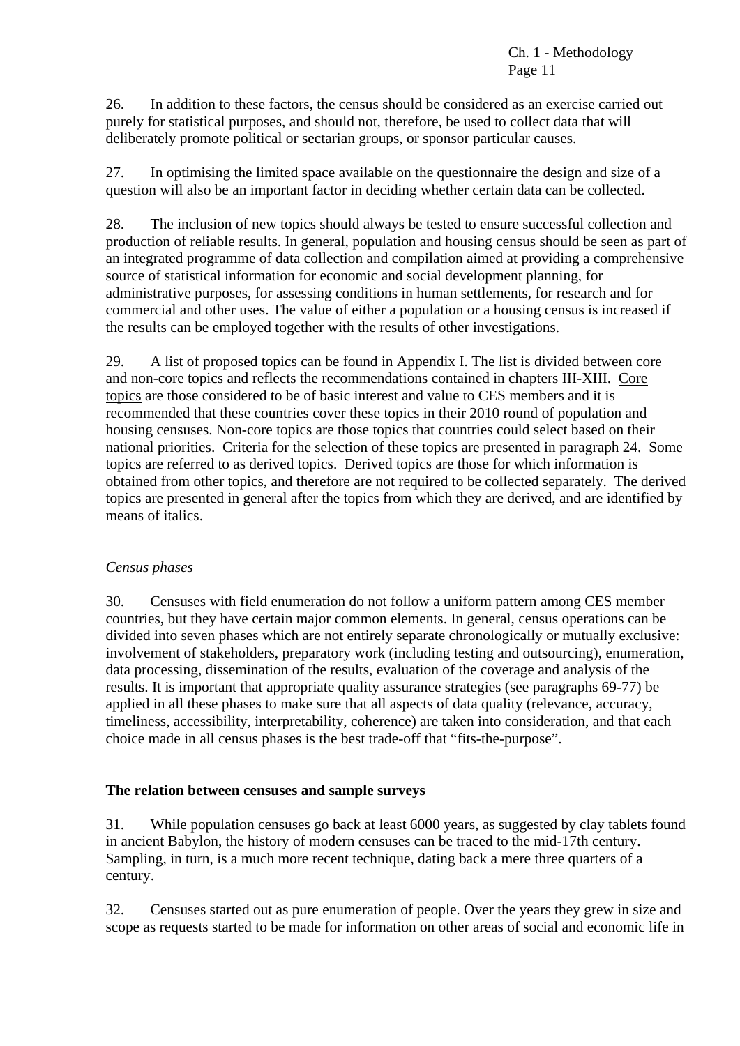26. In addition to these factors, the census should be considered as an exercise carried out purely for statistical purposes, and should not, therefore, be used to collect data that will deliberately promote political or sectarian groups, or sponsor particular causes.

27. In optimising the limited space available on the questionnaire the design and size of a question will also be an important factor in deciding whether certain data can be collected.

28. The inclusion of new topics should always be tested to ensure successful collection and production of reliable results. In general, population and housing census should be seen as part of an integrated programme of data collection and compilation aimed at providing a comprehensive source of statistical information for economic and social development planning, for administrative purposes, for assessing conditions in human settlements, for research and for commercial and other uses. The value of either a population or a housing census is increased if the results can be employed together with the results of other investigations.

29. A list of proposed topics can be found in Appendix I. The list is divided between core and non-core topics and reflects the recommendations contained in chapters III-XIII. Core topics are those considered to be of basic interest and value to CES members and it is recommended that these countries cover these topics in their 2010 round of population and housing censuses. Non-core topics are those topics that countries could select based on their national priorities. Criteria for the selection of these topics are presented in paragraph 24. Some topics are referred to as derived topics. Derived topics are those for which information is obtained from other topics, and therefore are not required to be collected separately. The derived topics are presented in general after the topics from which they are derived, and are identified by means of italics.

*Census phases*

30. Censuses with field enumeration do not follow a uniform pattern among CES member countries, but they have certain major common elements. In general, census operations can be divided into seven phases which are not entirely separate chronologically or mutually exclusive: involvement of stakeholders, preparatory work (including testing and outsourcing), enumeration, data processing, dissemination of the results, evaluation of the coverage and analysis of the results. It is important that appropriate quality assurance strategies (see paragraphs 69-77) be applied in all these phases to make sure that all aspects of data quality (relevance, accuracy, timeliness, accessibility, interpretability, coherence) are taken into consideration, and that each choice made in all census phases is the best trade-off that "fits-the-purpose".

## The relation between censuses and sample surveys

31. While population censuses go back at least 6000 years, as suggested by clay tablets found in ancient Babylon, the history of modern censuses can be traced to the mid-17th century. Sampling, in turn, is a much more recent technique, dating back a mere three quarters of a century.

32. Censuses started out as pure enumeration of people. Over the years they grew in size and scope as requests started to be made for information on other areas of social and economic life in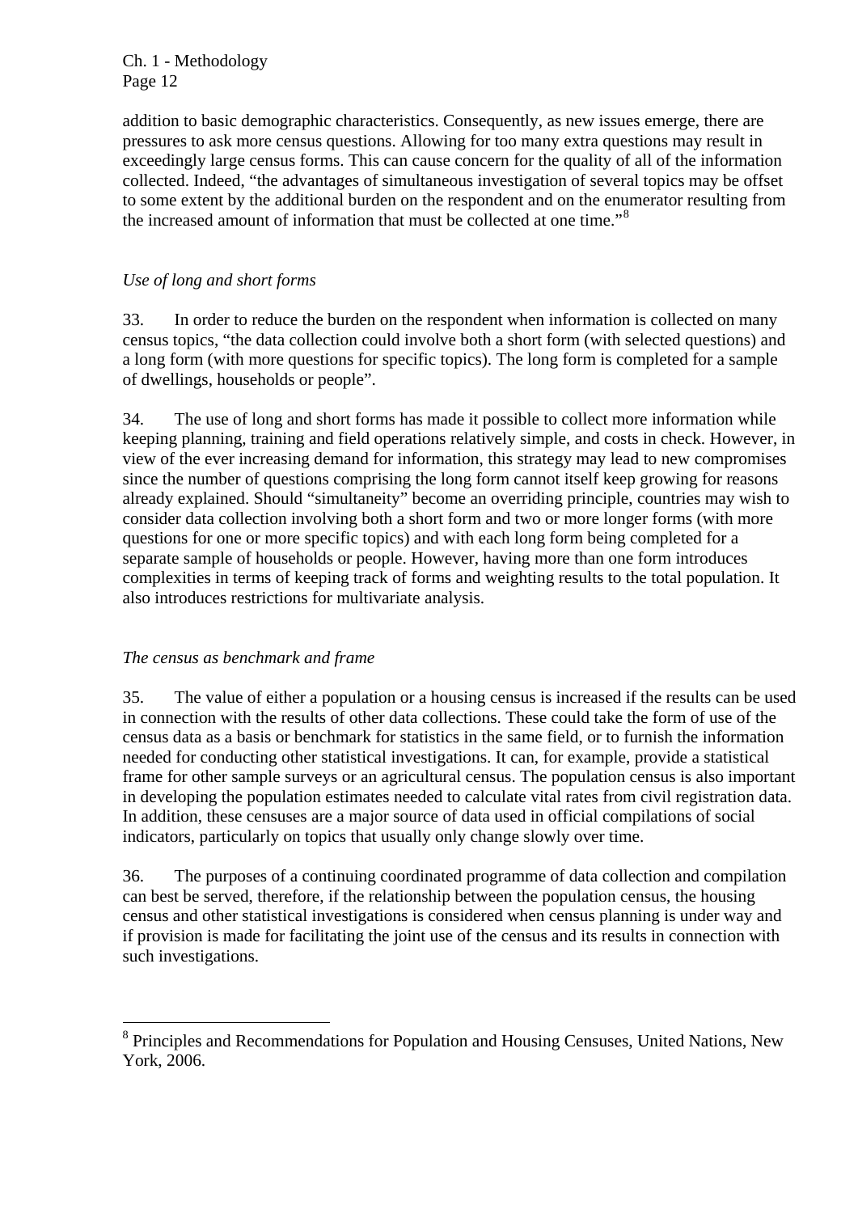addition to basic demographic characteristics. Consequently, as new issues emerge, there are pressures to ask more census questions. Allowing for too many extra questions may result in exceedingly large census forms. This can cause concern for the quality of all of the information collected. Indeed, "the advantages of simultaneous investigation of several topics may be offset to some extent by the additional burden on the respondent and on the enumerator resulting from the increased amount of information that must be collected at one time."[8]

*Use of long and short forms*

33. In order to reduce the burden on the respondent when information is collected on many census topics, "the data collection could involve both a short form (with selected questions) and a long form (with more questions for specific topics). The long form is completed for a sample of dwellings, households or people".

34. The use of long and short forms has made it possible to collect more information while keeping planning, training and field operations relatively simple, and costs in check. However, in view of the ever increasing demand for information, this strategy may lead to new compromises since the number of questions comprising the long form cannot itself keep growing for reasons already explained. Should "simultaneity" become an overriding principle, countries may wish to consider data collection involving both a short form and two or more longer forms (with more questions for one or more specific topics) and with each long form being completed for a separate sample of households or people. However, having more than one form introduces complexities in terms of keeping track of forms and weighting results to the total population. It also introduces restrictions for multivariate analysis.

*The census as benchmark and frame*

35. The value of either a population or a housing census is increased if the results can be used in connection with the results of other data collections. These could take the form of use of the census data as a basis or benchmark for statistics in the same field, or to furnish the information needed for conducting other statistical investigations. It can, for example, provide a statistical frame for other sample surveys or an agricultural census. The population census is also important in developing the population estimates needed to calculate vital rates from civil registration data. In addition, these censuses are a major source of data used in official compilations of social indicators, particularly on topics that usually only change slowly over time.

36. The purposes of a continuing coordinated programme of data collection and compilation can best be served, therefore, if the relationship between the population census, the housing census and other statistical investigations is considered when census planning is under way and if provision is made for facilitating the joint use of the census and its results in connection with such investigations.

---

[8] Principles and Recommendations for Population and Housing Censuses, United Nations, New York, 2006.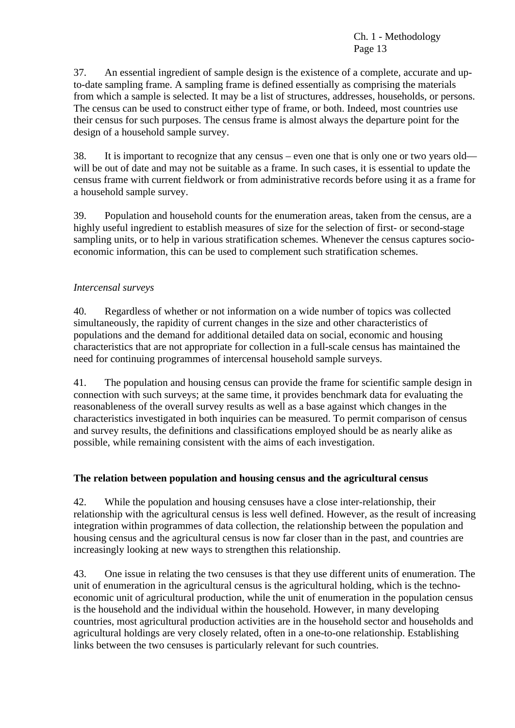37. An essential ingredient of sample design is the existence of a complete, accurate and up-to-date sampling frame. A sampling frame is defined essentially as comprising the materials from which a sample is selected. It may be a list of structures, addresses, households, or persons. The census can be used to construct either type of frame, or both. Indeed, most countries use their census for such purposes. The census frame is almost always the departure point for the design of a household sample survey.

38. It is important to recognize that any census – even one that is only one or two years old— will be out of date and may not be suitable as a frame. In such cases, it is essential to update the census frame with current fieldwork or from administrative records before using it as a frame for a household sample survey.

39. Population and household counts for the enumeration areas, taken from the census, are a highly useful ingredient to establish measures of size for the selection of first- or second-stage sampling units, or to help in various stratification schemes. Whenever the census captures socio-economic information, this can be used to complement such stratification schemes.

*Intercensal surveys*

40. Regardless of whether or not information on a wide number of topics was collected simultaneously, the rapidity of current changes in the size and other characteristics of populations and the demand for additional detailed data on social, economic and housing characteristics that are not appropriate for collection in a full-scale census has maintained the need for continuing programmes of intercensal household sample surveys.

41. The population and housing census can provide the frame for scientific sample design in connection with such surveys; at the same time, it provides benchmark data for evaluating the reasonableness of the overall survey results as well as a base against which changes in the characteristics investigated in both inquiries can be measured. To permit comparison of census and survey results, the definitions and classifications employed should be as nearly alike as possible, while remaining consistent with the aims of each investigation.

**The relation between population and housing census and the agricultural census**

42. While the population and housing censuses have a close inter-relationship, their relationship with the agricultural census is less well defined. However, as the result of increasing integration within programmes of data collection, the relationship between the population and housing census and the agricultural census is now far closer than in the past, and countries are increasingly looking at new ways to strengthen this relationship.

43. One issue in relating the two censuses is that they use different units of enumeration. The unit of enumeration in the agricultural census is the agricultural holding, which is the techno-economic unit of agricultural production, while the unit of enumeration in the population census is the household and the individual within the household. However, in many developing countries, most agricultural production activities are in the household sector and households and agricultural holdings are very closely related, often in a one-to-one relationship. Establishing links between the two censuses is particularly relevant for such countries.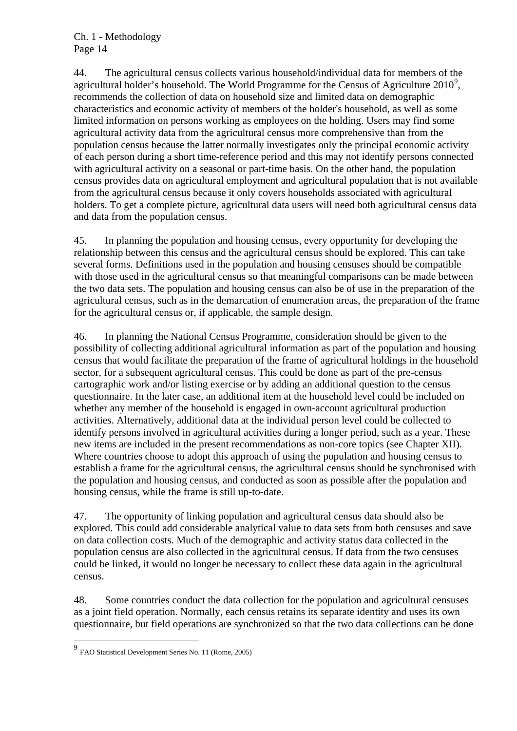44. The agricultural census collects various household/individual data for members of the agricultural holder's household. The World Programme for the Census of Agriculture 2010[9], recommends the collection of data on household size and limited data on demographic characteristics and economic activity of members of the holder's household, as well as some limited information on persons working as employees on the holding. Users may find some agricultural activity data from the agricultural census more comprehensive than from the population census because the latter normally investigates only the principal economic activity of each person during a short time-reference period and this may not identify persons connected with agricultural activity on a seasonal or part-time basis. On the other hand, the population census provides data on agricultural employment and agricultural population that is not available from the agricultural census because it only covers households associated with agricultural holders. To get a complete picture, agricultural data users will need both agricultural census data and data from the population census.

45. In planning the population and housing census, every opportunity for developing the relationship between this census and the agricultural census should be explored. This can take several forms. Definitions used in the population and housing censuses should be compatible with those used in the agricultural census so that meaningful comparisons can be made between the two data sets. The population and housing census can also be of use in the preparation of the agricultural census, such as in the demarcation of enumeration areas, the preparation of the frame for the agricultural census or, if applicable, the sample design.

46. In planning the National Census Programme, consideration should be given to the possibility of collecting additional agricultural information as part of the population and housing census that would facilitate the preparation of the frame of agricultural holdings in the household sector, for a subsequent agricultural census. This could be done as part of the pre-census cartographic work and/or listing exercise or by adding an additional question to the census questionnaire. In the later case, an additional item at the household level could be included on whether any member of the household is engaged in own-account agricultural production activities. Alternatively, additional data at the individual person level could be collected to identify persons involved in agricultural activities during a longer period, such as a year. These new items are included in the present recommendations as non-core topics (see Chapter XII). Where countries choose to adopt this approach of using the population and housing census to establish a frame for the agricultural census, the agricultural census should be synchronised with the population and housing census, and conducted as soon as possible after the population and housing census, while the frame is still up-to-date.

47. The opportunity of linking population and agricultural census data should also be explored. This could add considerable analytical value to data sets from both censuses and save on data collection costs. Much of the demographic and activity status data collected in the population census are also collected in the agricultural census. If data from the two censuses could be linked, it would no longer be necessary to collect these data again in the agricultural census.

48. Some countries conduct the data collection for the population and agricultural censuses as a joint field operation. Normally, each census retains its separate identity and uses its own questionnaire, but field operations are synchronized so that the two data collections can be done

[9] FAO Statistical Development Series No. 11 (Rome, 2005)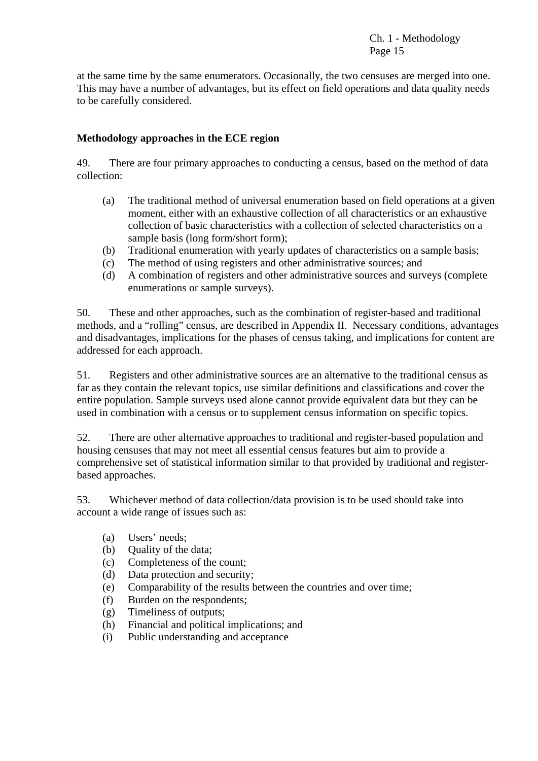at the same time by the same enumerators. Occasionally, the two censuses are merged into one. This may have a number of advantages, but its effect on field operations and data quality needs to be carefully considered.

### Methodology approaches in the ECE region

49. There are four primary approaches to conducting a census, based on the method of data collection:

(a) The traditional method of universal enumeration based on field operations at a given moment, either with an exhaustive collection of all characteristics or an exhaustive collection of basic characteristics with a collection of selected characteristics on a sample basis (long form/short form);
(b) Traditional enumeration with yearly updates of characteristics on a sample basis;
(c) The method of using registers and other administrative sources; and
(d) A combination of registers and other administrative sources and surveys (complete enumerations or sample surveys).

50. These and other approaches, such as the combination of register-based and traditional methods, and a "rolling" census, are described in Appendix II. Necessary conditions, advantages and disadvantages, implications for the phases of census taking, and implications for content are addressed for each approach.

51. Registers and other administrative sources are an alternative to the traditional census as far as they contain the relevant topics, use similar definitions and classifications and cover the entire population. Sample surveys used alone cannot provide equivalent data but they can be used in combination with a census or to supplement census information on specific topics.

52. There are other alternative approaches to traditional and register-based population and housing censuses that may not meet all essential census features but aim to provide a comprehensive set of statistical information similar to that provided by traditional and register-based approaches.

53. Whichever method of data collection/data provision is to be used should take into account a wide range of issues such as:

(a) Users' needs;
(b) Quality of the data;
(c) Completeness of the count;
(d) Data protection and security;
(e) Comparability of the results between the countries and over time;
(f) Burden on the respondents;
(g) Timeliness of outputs;
(h) Financial and political implications; and
(i) Public understanding and acceptance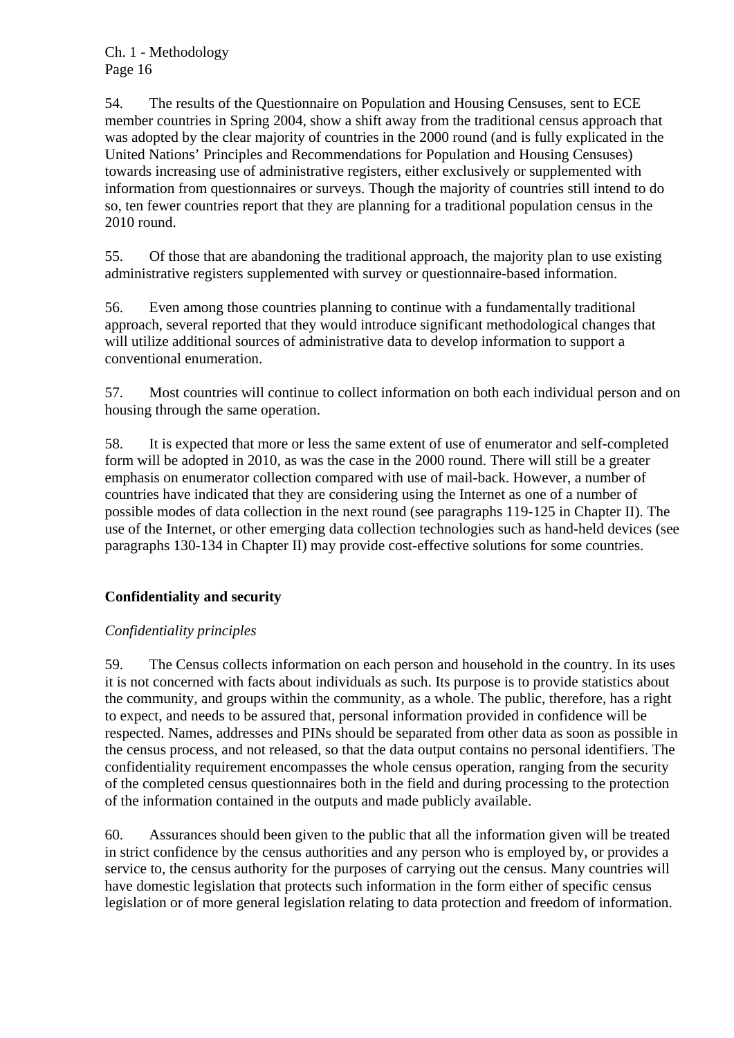54. The results of the Questionnaire on Population and Housing Censuses, sent to ECE member countries in Spring 2004, show a shift away from the traditional census approach that was adopted by the clear majority of countries in the 2000 round (and is fully explicated in the United Nations' Principles and Recommendations for Population and Housing Censuses) towards increasing use of administrative registers, either exclusively or supplemented with information from questionnaires or surveys. Though the majority of countries still intend to do so, ten fewer countries report that they are planning for a traditional population census in the 2010 round.

55. Of those that are abandoning the traditional approach, the majority plan to use existing administrative registers supplemented with survey or questionnaire-based information.

56. Even among those countries planning to continue with a fundamentally traditional approach, several reported that they would introduce significant methodological changes that will utilize additional sources of administrative data to develop information to support a conventional enumeration.

57. Most countries will continue to collect information on both each individual person and on housing through the same operation.

58. It is expected that more or less the same extent of use of enumerator and self-completed form will be adopted in 2010, as was the case in the 2000 round. There will still be a greater emphasis on enumerator collection compared with use of mail-back. However, a number of countries have indicated that they are considering using the Internet as one of a number of possible modes of data collection in the next round (see paragraphs 119-125 in Chapter II). The use of the Internet, or other emerging data collection technologies such as hand-held devices (see paragraphs 130-134 in Chapter II) may provide cost-effective solutions for some countries.

## Confidentiality and security

### *Confidentiality principles*

59. The Census collects information on each person and household in the country. In its uses it is not concerned with facts about individuals as such. Its purpose is to provide statistics about the community, and groups within the community, as a whole. The public, therefore, has a right to expect, and needs to be assured that, personal information provided in confidence will be respected. Names, addresses and PINs should be separated from other data as soon as possible in the census process, and not released, so that the data output contains no personal identifiers. The confidentiality requirement encompasses the whole census operation, ranging from the security of the completed census questionnaires both in the field and during processing to the protection of the information contained in the outputs and made publicly available.

60. Assurances should been given to the public that all the information given will be treated in strict confidence by the census authorities and any person who is employed by, or provides a service to, the census authority for the purposes of carrying out the census. Many countries will have domestic legislation that protects such information in the form either of specific census legislation or of more general legislation relating to data protection and freedom of information.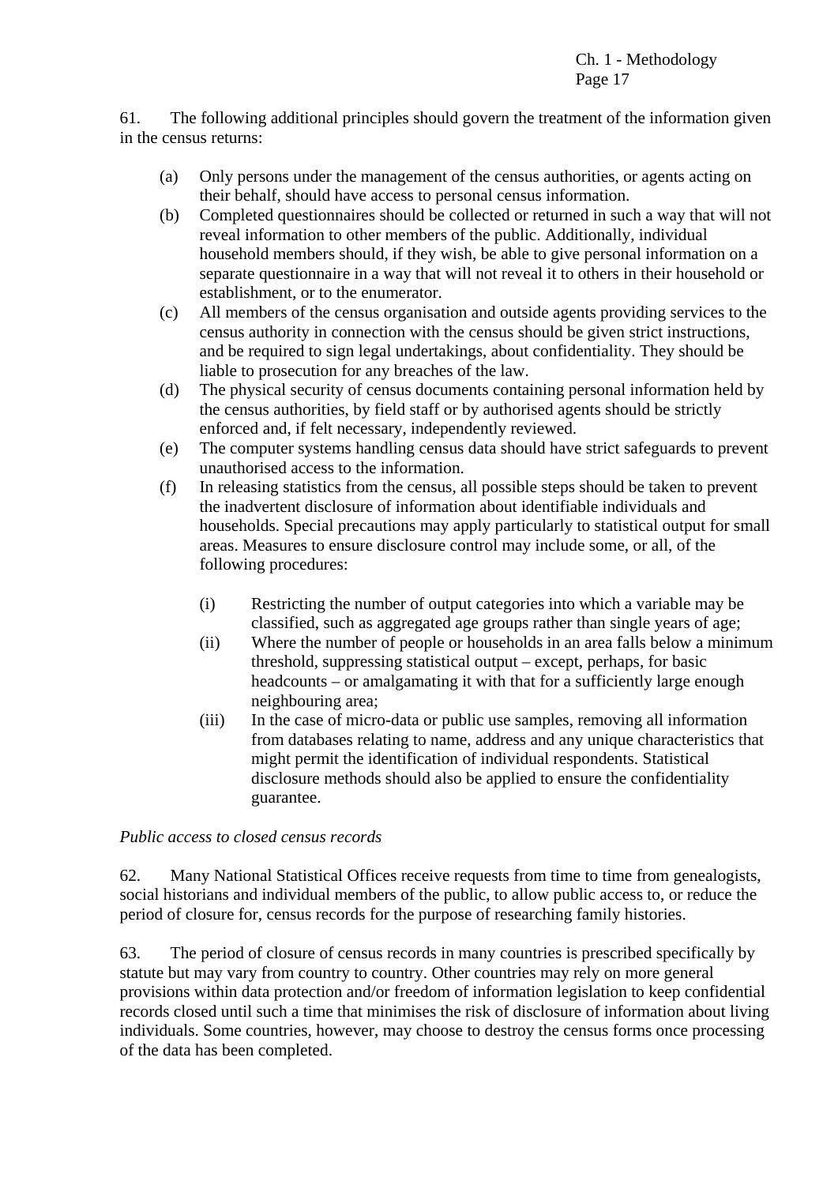61. The following additional principles should govern the treatment of the information given in the census returns:

(a) Only persons under the management of the census authorities, or agents acting on their behalf, should have access to personal census information.

(b) Completed questionnaires should be collected or returned in such a way that will not reveal information to other members of the public. Additionally, individual household members should, if they wish, be able to give personal information on a separate questionnaire in a way that will not reveal it to others in their household or establishment, or to the enumerator.

(c) All members of the census organisation and outside agents providing services to the census authority in connection with the census should be given strict instructions, and be required to sign legal undertakings, about confidentiality. They should be liable to prosecution for any breaches of the law.

(d) The physical security of census documents containing personal information held by the census authorities, by field staff or by authorised agents should be strictly enforced and, if felt necessary, independently reviewed.

(e) The computer systems handling census data should have strict safeguards to prevent unauthorised access to the information.

(f) In releasing statistics from the census, all possible steps should be taken to prevent the inadvertent disclosure of information about identifiable individuals and households. Special precautions may apply particularly to statistical output for small areas. Measures to ensure disclosure control may include some, or all, of the following procedures:

    (i) Restricting the number of output categories into which a variable may be classified, such as aggregated age groups rather than single years of age;

    (ii) Where the number of people or households in an area falls below a minimum threshold, suppressing statistical output – except, perhaps, for basic headcounts – or amalgamating it with that for a sufficiently large enough neighbouring area;

    (iii) In the case of micro-data or public use samples, removing all information from databases relating to name, address and any unique characteristics that might permit the identification of individual respondents. Statistical disclosure methods should also be applied to ensure the confidentiality guarantee.

*Public access to closed census records*

62. Many National Statistical Offices receive requests from time to time from genealogists, social historians and individual members of the public, to allow public access to, or reduce the period of closure for, census records for the purpose of researching family histories.

63. The period of closure of census records in many countries is prescribed specifically by statute but may vary from country to country. Other countries may rely on more general provisions within data protection and/or freedom of information legislation to keep confidential records closed until such a time that minimises the risk of disclosure of information about living individuals. Some countries, however, may choose to destroy the census forms once processing of the data has been completed.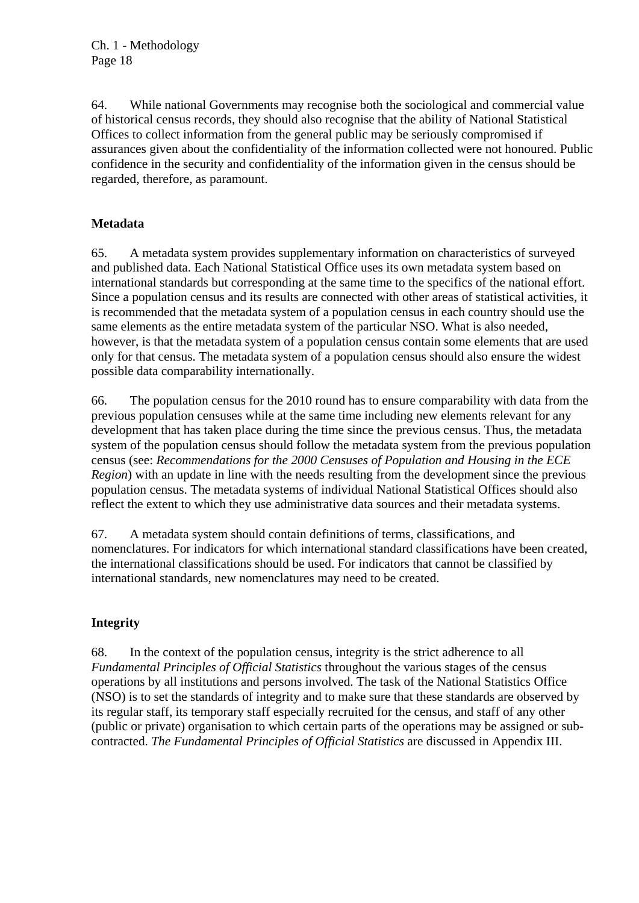64. While national Governments may recognise both the sociological and commercial value of historical census records, they should also recognise that the ability of National Statistical Offices to collect information from the general public may be seriously compromised if assurances given about the confidentiality of the information collected were not honoured. Public confidence in the security and confidentiality of the information given in the census should be regarded, therefore, as paramount.

**Metadata**

65. A metadata system provides supplementary information on characteristics of surveyed and published data. Each National Statistical Office uses its own metadata system based on international standards but corresponding at the same time to the specifics of the national effort. Since a population census and its results are connected with other areas of statistical activities, it is recommended that the metadata system of a population census in each country should use the same elements as the entire metadata system of the particular NSO. What is also needed, however, is that the metadata system of a population census contain some elements that are used only for that census. The metadata system of a population census should also ensure the widest possible data comparability internationally.

66. The population census for the 2010 round has to ensure comparability with data from the previous population censuses while at the same time including new elements relevant for any development that has taken place during the time since the previous census. Thus, the metadata system of the population census should follow the metadata system from the previous population census (see: *Recommendations for the 2000 Censuses of Population and Housing in the ECE Region*) with an update in line with the needs resulting from the development since the previous population census. The metadata systems of individual National Statistical Offices should also reflect the extent to which they use administrative data sources and their metadata systems.

67. A metadata system should contain definitions of terms, classifications, and nomenclatures. For indicators for which international standard classifications have been created, the international classifications should be used. For indicators that cannot be classified by international standards, new nomenclatures may need to be created.

**Integrity**

68. In the context of the population census, integrity is the strict adherence to all *Fundamental Principles of Official Statistics* throughout the various stages of the census operations by all institutions and persons involved. The task of the National Statistics Office (NSO) is to set the standards of integrity and to make sure that these standards are observed by its regular staff, its temporary staff especially recruited for the census, and staff of any other (public or private) organisation to which certain parts of the operations may be assigned or sub-contracted. *The Fundamental Principles of Official Statistics* are discussed in Appendix III.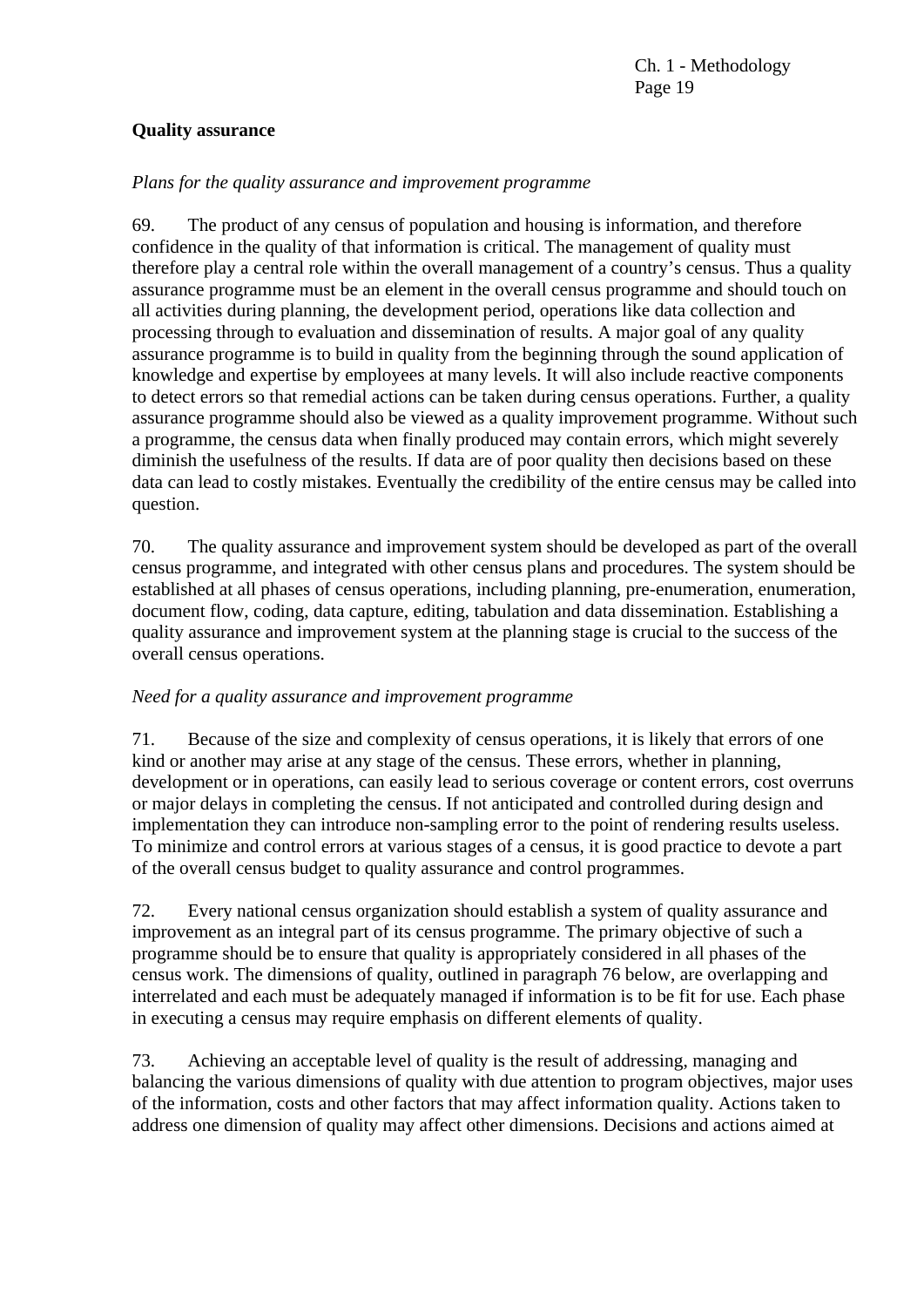**Quality assurance**

*Plans for the quality assurance and improvement programme*

69. The product of any census of population and housing is information, and therefore confidence in the quality of that information is critical. The management of quality must therefore play a central role within the overall management of a country's census. Thus a quality assurance programme must be an element in the overall census programme and should touch on all activities during planning, the development period, operations like data collection and processing through to evaluation and dissemination of results. A major goal of any quality assurance programme is to build in quality from the beginning through the sound application of knowledge and expertise by employees at many levels. It will also include reactive components to detect errors so that remedial actions can be taken during census operations. Further, a quality assurance programme should also be viewed as a quality improvement programme. Without such a programme, the census data when finally produced may contain errors, which might severely diminish the usefulness of the results. If data are of poor quality then decisions based on these data can lead to costly mistakes. Eventually the credibility of the entire census may be called into question.

70. The quality assurance and improvement system should be developed as part of the overall census programme, and integrated with other census plans and procedures. The system should be established at all phases of census operations, including planning, pre-enumeration, enumeration, document flow, coding, data capture, editing, tabulation and data dissemination. Establishing a quality assurance and improvement system at the planning stage is crucial to the success of the overall census operations.

*Need for a quality assurance and improvement programme*

71. Because of the size and complexity of census operations, it is likely that errors of one kind or another may arise at any stage of the census. These errors, whether in planning, development or in operations, can easily lead to serious coverage or content errors, cost overruns or major delays in completing the census. If not anticipated and controlled during design and implementation they can introduce non-sampling error to the point of rendering results useless. To minimize and control errors at various stages of a census, it is good practice to devote a part of the overall census budget to quality assurance and control programmes.

72. Every national census organization should establish a system of quality assurance and improvement as an integral part of its census programme. The primary objective of such a programme should be to ensure that quality is appropriately considered in all phases of the census work. The dimensions of quality, outlined in paragraph 76 below, are overlapping and interrelated and each must be adequately managed if information is to be fit for use. Each phase in executing a census may require emphasis on different elements of quality.

73. Achieving an acceptable level of quality is the result of addressing, managing and balancing the various dimensions of quality with due attention to program objectives, major uses of the information, costs and other factors that may affect information quality. Actions taken to address one dimension of quality may affect other dimensions. Decisions and actions aimed at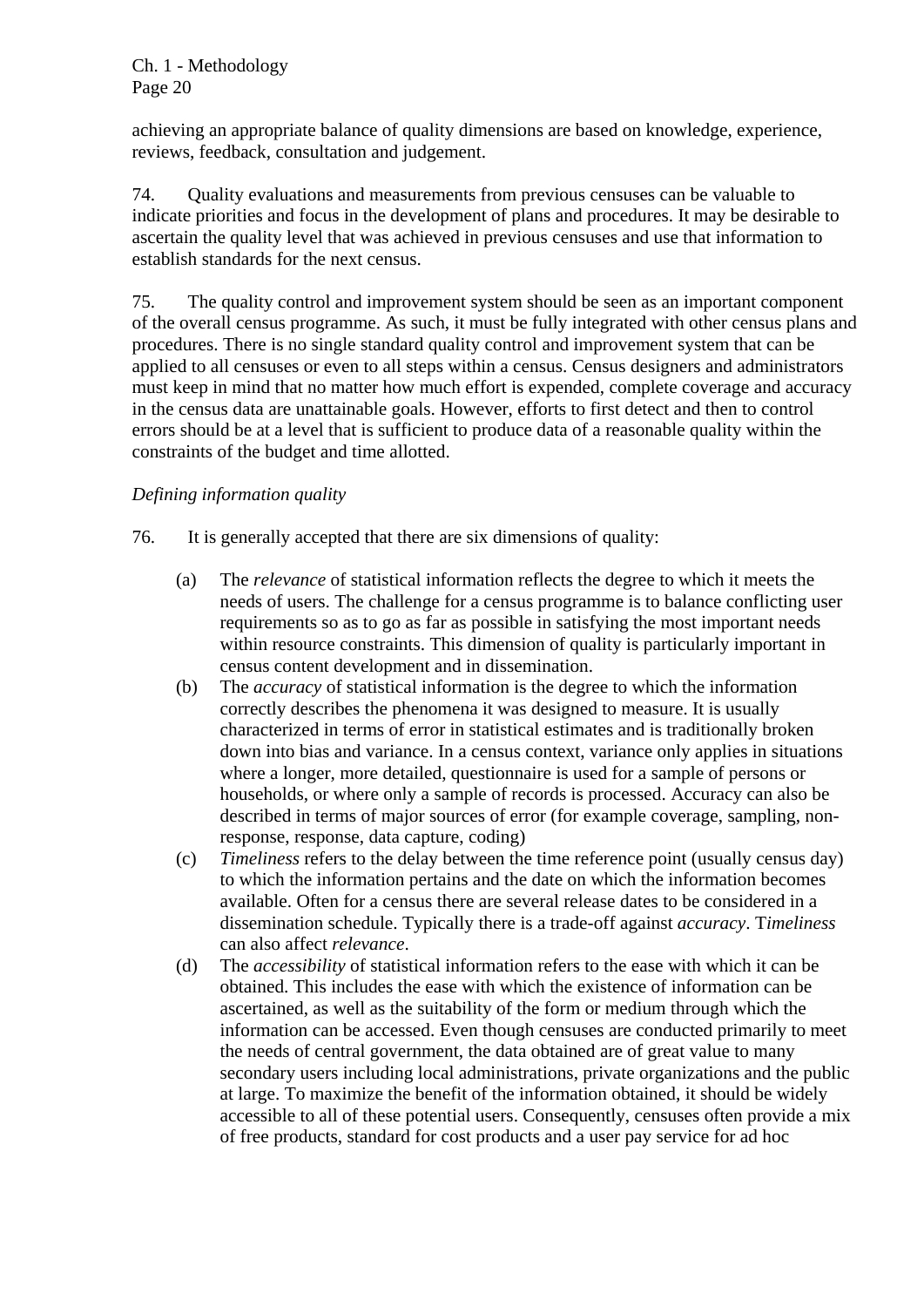achieving an appropriate balance of quality dimensions are based on knowledge, experience, reviews, feedback, consultation and judgement.

74. Quality evaluations and measurements from previous censuses can be valuable to indicate priorities and focus in the development of plans and procedures. It may be desirable to ascertain the quality level that was achieved in previous censuses and use that information to establish standards for the next census.

75. The quality control and improvement system should be seen as an important component of the overall census programme. As such, it must be fully integrated with other census plans and procedures. There is no single standard quality control and improvement system that can be applied to all censuses or even to all steps within a census. Census designers and administrators must keep in mind that no matter how much effort is expended, complete coverage and accuracy in the census data are unattainable goals. However, efforts to first detect and then to control errors should be at a level that is sufficient to produce data of a reasonable quality within the constraints of the budget and time allotted.

*Defining information quality*

76. It is generally accepted that there are six dimensions of quality:

(a) The *relevance* of statistical information reflects the degree to which it meets the needs of users. The challenge for a census programme is to balance conflicting user requirements so as to go as far as possible in satisfying the most important needs within resource constraints. This dimension of quality is particularly important in census content development and in dissemination.

(b) The *accuracy* of statistical information is the degree to which the information correctly describes the phenomena it was designed to measure. It is usually characterized in terms of error in statistical estimates and is traditionally broken down into bias and variance. In a census context, variance only applies in situations where a longer, more detailed, questionnaire is used for a sample of persons or households, or where only a sample of records is processed. Accuracy can also be described in terms of major sources of error (for example coverage, sampling, non-response, response, data capture, coding)

(c) *Timeliness* refers to the delay between the time reference point (usually census day) to which the information pertains and the date on which the information becomes available. Often for a census there are several release dates to be considered in a dissemination schedule. Typically there is a trade-off against *accuracy*. T*imeliness* can also affect *relevance*.

(d) The *accessibility* of statistical information refers to the ease with which it can be obtained. This includes the ease with which the existence of information can be ascertained, as well as the suitability of the form or medium through which the information can be accessed. Even though censuses are conducted primarily to meet the needs of central government, the data obtained are of great value to many secondary users including local administrations, private organizations and the public at large. To maximize the benefit of the information obtained, it should be widely accessible to all of these potential users. Consequently, censuses often provide a mix of free products, standard for cost products and a user pay service for ad hoc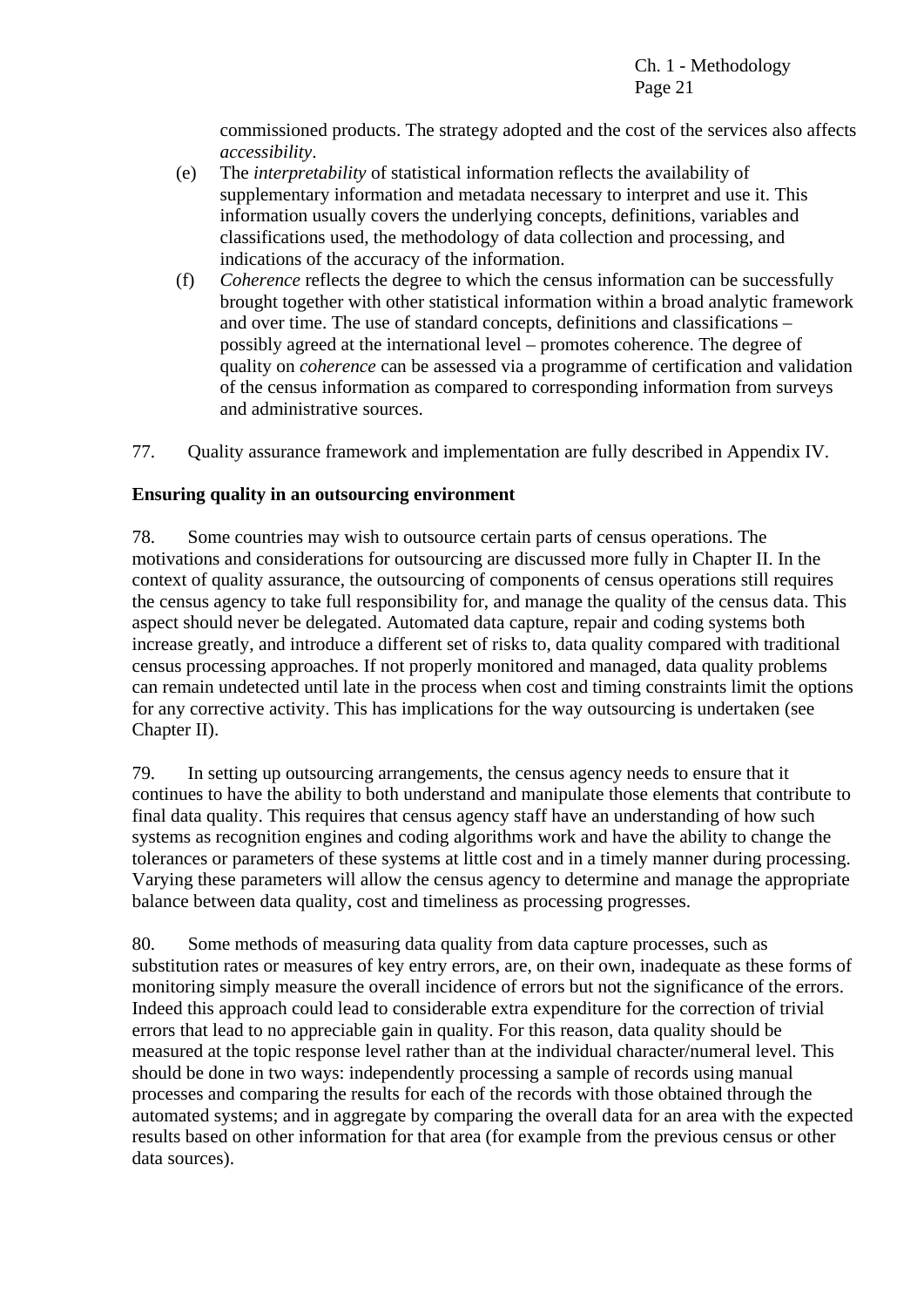commissioned products. The strategy adopted and the cost of the services also affects *accessibility*.

(e) The *interpretability* of statistical information reflects the availability of supplementary information and metadata necessary to interpret and use it. This information usually covers the underlying concepts, definitions, variables and classifications used, the methodology of data collection and processing, and indications of the accuracy of the information.

(f) *Coherence* reflects the degree to which the census information can be successfully brought together with other statistical information within a broad analytic framework and over time. The use of standard concepts, definitions and classifications – possibly agreed at the international level – promotes coherence. The degree of quality on *coherence* can be assessed via a programme of certification and validation of the census information as compared to corresponding information from surveys and administrative sources.

77. Quality assurance framework and implementation are fully described in Appendix IV.

**Ensuring quality in an outsourcing environment**

78. Some countries may wish to outsource certain parts of census operations. The motivations and considerations for outsourcing are discussed more fully in Chapter II. In the context of quality assurance, the outsourcing of components of census operations still requires the census agency to take full responsibility for, and manage the quality of the census data. This aspect should never be delegated. Automated data capture, repair and coding systems both increase greatly, and introduce a different set of risks to, data quality compared with traditional census processing approaches. If not properly monitored and managed, data quality problems can remain undetected until late in the process when cost and timing constraints limit the options for any corrective activity. This has implications for the way outsourcing is undertaken (see Chapter II).

79. In setting up outsourcing arrangements, the census agency needs to ensure that it continues to have the ability to both understand and manipulate those elements that contribute to final data quality. This requires that census agency staff have an understanding of how such systems as recognition engines and coding algorithms work and have the ability to change the tolerances or parameters of these systems at little cost and in a timely manner during processing. Varying these parameters will allow the census agency to determine and manage the appropriate balance between data quality, cost and timeliness as processing progresses.

80. Some methods of measuring data quality from data capture processes, such as substitution rates or measures of key entry errors, are, on their own, inadequate as these forms of monitoring simply measure the overall incidence of errors but not the significance of the errors. Indeed this approach could lead to considerable extra expenditure for the correction of trivial errors that lead to no appreciable gain in quality. For this reason, data quality should be measured at the topic response level rather than at the individual character/numeral level. This should be done in two ways: independently processing a sample of records using manual processes and comparing the results for each of the records with those obtained through the automated systems; and in aggregate by comparing the overall data for an area with the expected results based on other information for that area (for example from the previous census or other data sources).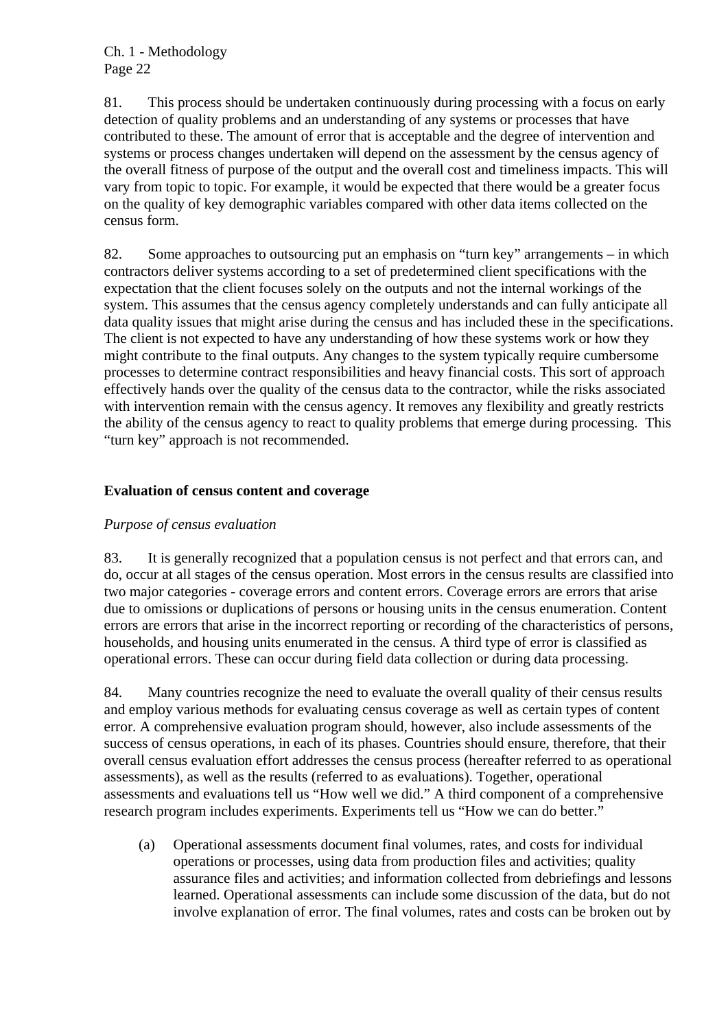81. This process should be undertaken continuously during processing with a focus on early detection of quality problems and an understanding of any systems or processes that have contributed to these. The amount of error that is acceptable and the degree of intervention and systems or process changes undertaken will depend on the assessment by the census agency of the overall fitness of purpose of the output and the overall cost and timeliness impacts. This will vary from topic to topic. For example, it would be expected that there would be a greater focus on the quality of key demographic variables compared with other data items collected on the census form.

82. Some approaches to outsourcing put an emphasis on "turn key" arrangements – in which contractors deliver systems according to a set of predetermined client specifications with the expectation that the client focuses solely on the outputs and not the internal workings of the system. This assumes that the census agency completely understands and can fully anticipate all data quality issues that might arise during the census and has included these in the specifications. The client is not expected to have any understanding of how these systems work or how they might contribute to the final outputs. Any changes to the system typically require cumbersome processes to determine contract responsibilities and heavy financial costs. This sort of approach effectively hands over the quality of the census data to the contractor, while the risks associated with intervention remain with the census agency. It removes any flexibility and greatly restricts the ability of the census agency to react to quality problems that emerge during processing. This "turn key" approach is not recommended.

## Evaluation of census content and coverage

*Purpose of census evaluation*

83. It is generally recognized that a population census is not perfect and that errors can, and do, occur at all stages of the census operation. Most errors in the census results are classified into two major categories - coverage errors and content errors. Coverage errors are errors that arise due to omissions or duplications of persons or housing units in the census enumeration. Content errors are errors that arise in the incorrect reporting or recording of the characteristics of persons, households, and housing units enumerated in the census. A third type of error is classified as operational errors. These can occur during field data collection or during data processing.

84. Many countries recognize the need to evaluate the overall quality of their census results and employ various methods for evaluating census coverage as well as certain types of content error. A comprehensive evaluation program should, however, also include assessments of the success of census operations, in each of its phases. Countries should ensure, therefore, that their overall census evaluation effort addresses the census process (hereafter referred to as operational assessments), as well as the results (referred to as evaluations). Together, operational assessments and evaluations tell us "How well we did." A third component of a comprehensive research program includes experiments. Experiments tell us "How we can do better."

(a) Operational assessments document final volumes, rates, and costs for individual operations or processes, using data from production files and activities; quality assurance files and activities; and information collected from debriefings and lessons learned. Operational assessments can include some discussion of the data, but do not involve explanation of error. The final volumes, rates and costs can be broken out by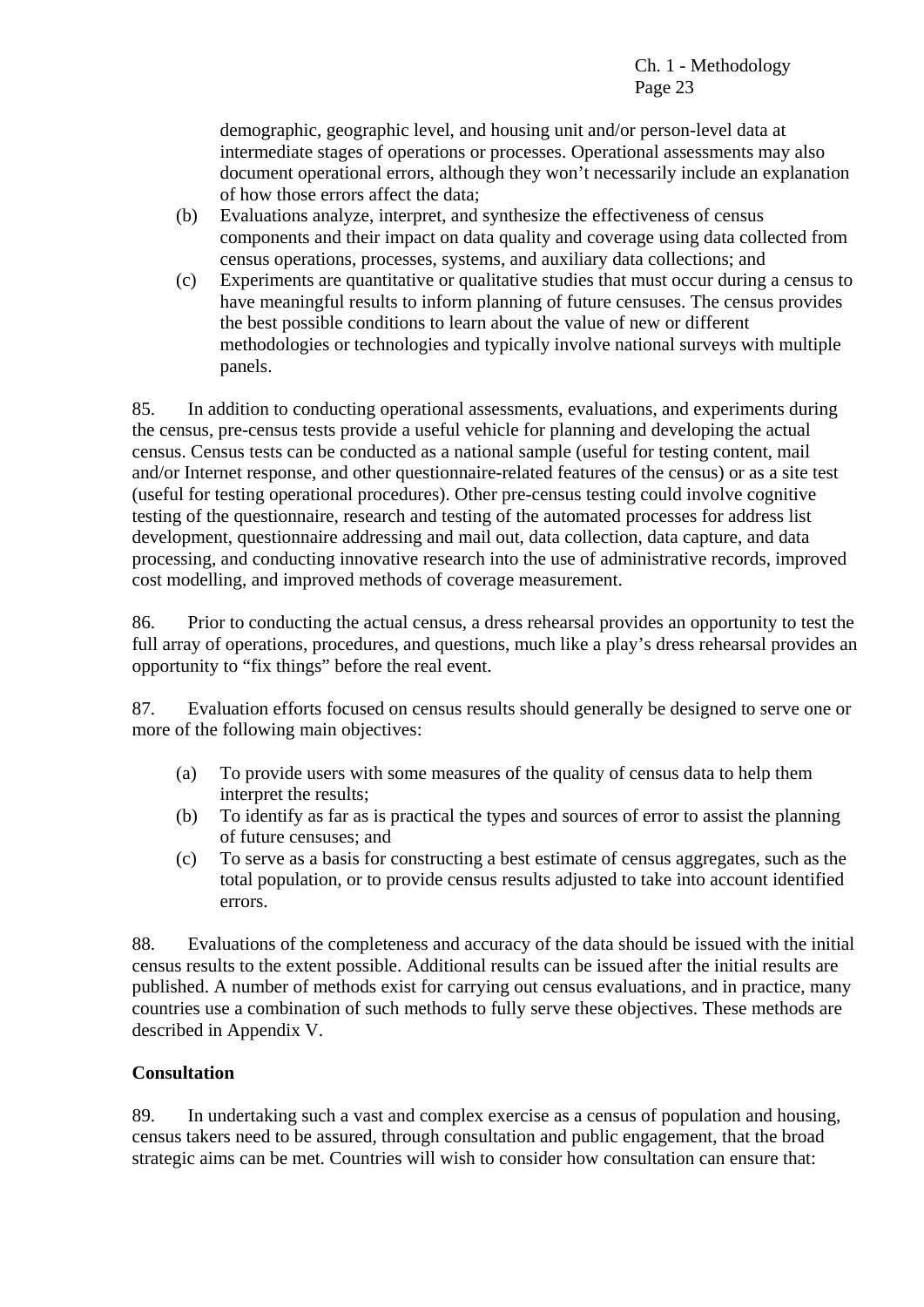demographic, geographic level, and housing unit and/or person-level data at intermediate stages of operations or processes. Operational assessments may also document operational errors, although they won't necessarily include an explanation of how those errors affect the data;

(b) Evaluations analyze, interpret, and synthesize the effectiveness of census components and their impact on data quality and coverage using data collected from census operations, processes, systems, and auxiliary data collections; and

(c) Experiments are quantitative or qualitative studies that must occur during a census to have meaningful results to inform planning of future censuses. The census provides the best possible conditions to learn about the value of new or different methodologies or technologies and typically involve national surveys with multiple panels.

85. In addition to conducting operational assessments, evaluations, and experiments during the census, pre-census tests provide a useful vehicle for planning and developing the actual census. Census tests can be conducted as a national sample (useful for testing content, mail and/or Internet response, and other questionnaire-related features of the census) or as a site test (useful for testing operational procedures). Other pre-census testing could involve cognitive testing of the questionnaire, research and testing of the automated processes for address list development, questionnaire addressing and mail out, data collection, data capture, and data processing, and conducting innovative research into the use of administrative records, improved cost modelling, and improved methods of coverage measurement.

86. Prior to conducting the actual census, a dress rehearsal provides an opportunity to test the full array of operations, procedures, and questions, much like a play's dress rehearsal provides an opportunity to "fix things" before the real event.

87. Evaluation efforts focused on census results should generally be designed to serve one or more of the following main objectives:

(a) To provide users with some measures of the quality of census data to help them interpret the results;

(b) To identify as far as is practical the types and sources of error to assist the planning of future censuses; and

(c) To serve as a basis for constructing a best estimate of census aggregates, such as the total population, or to provide census results adjusted to take into account identified errors.

88. Evaluations of the completeness and accuracy of the data should be issued with the initial census results to the extent possible. Additional results can be issued after the initial results are published. A number of methods exist for carrying out census evaluations, and in practice, many countries use a combination of such methods to fully serve these objectives. These methods are described in Appendix V.

**Consultation**

89. In undertaking such a vast and complex exercise as a census of population and housing, census takers need to be assured, through consultation and public engagement, that the broad strategic aims can be met. Countries will wish to consider how consultation can ensure that: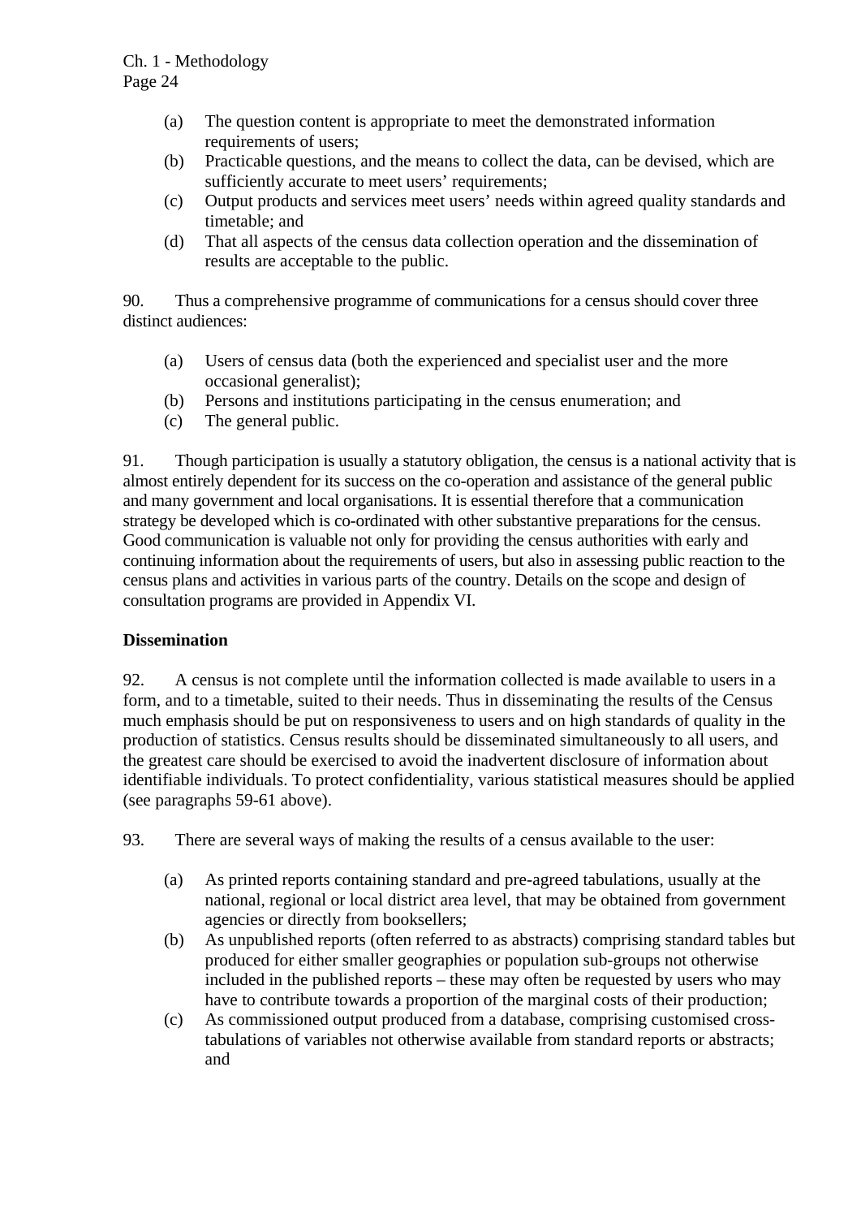(a) The question content is appropriate to meet the demonstrated information requirements of users;

(b) Practicable questions, and the means to collect the data, can be devised, which are sufficiently accurate to meet users' requirements;

(c) Output products and services meet users' needs within agreed quality standards and timetable; and

(d) That all aspects of the census data collection operation and the dissemination of results are acceptable to the public.

90. Thus a comprehensive programme of communications for a census should cover three distinct audiences:

(a) Users of census data (both the experienced and specialist user and the more occasional generalist);

(b) Persons and institutions participating in the census enumeration; and

(c) The general public.

91. Though participation is usually a statutory obligation, the census is a national activity that is almost entirely dependent for its success on the co-operation and assistance of the general public and many government and local organisations. It is essential therefore that a communication strategy be developed which is co-ordinated with other substantive preparations for the census. Good communication is valuable not only for providing the census authorities with early and continuing information about the requirements of users, but also in assessing public reaction to the census plans and activities in various parts of the country. Details on the scope and design of consultation programs are provided in Appendix VI.

**Dissemination**

92. A census is not complete until the information collected is made available to users in a form, and to a timetable, suited to their needs. Thus in disseminating the results of the Census much emphasis should be put on responsiveness to users and on high standards of quality in the production of statistics. Census results should be disseminated simultaneously to all users, and the greatest care should be exercised to avoid the inadvertent disclosure of information about identifiable individuals. To protect confidentiality, various statistical measures should be applied (see paragraphs 59-61 above).

93. There are several ways of making the results of a census available to the user:

(a) As printed reports containing standard and pre-agreed tabulations, usually at the national, regional or local district area level, that may be obtained from government agencies or directly from booksellers;

(b) As unpublished reports (often referred to as abstracts) comprising standard tables but produced for either smaller geographies or population sub-groups not otherwise included in the published reports – these may often be requested by users who may have to contribute towards a proportion of the marginal costs of their production;

(c) As commissioned output produced from a database, comprising customised cross-tabulations of variables not otherwise available from standard reports or abstracts; and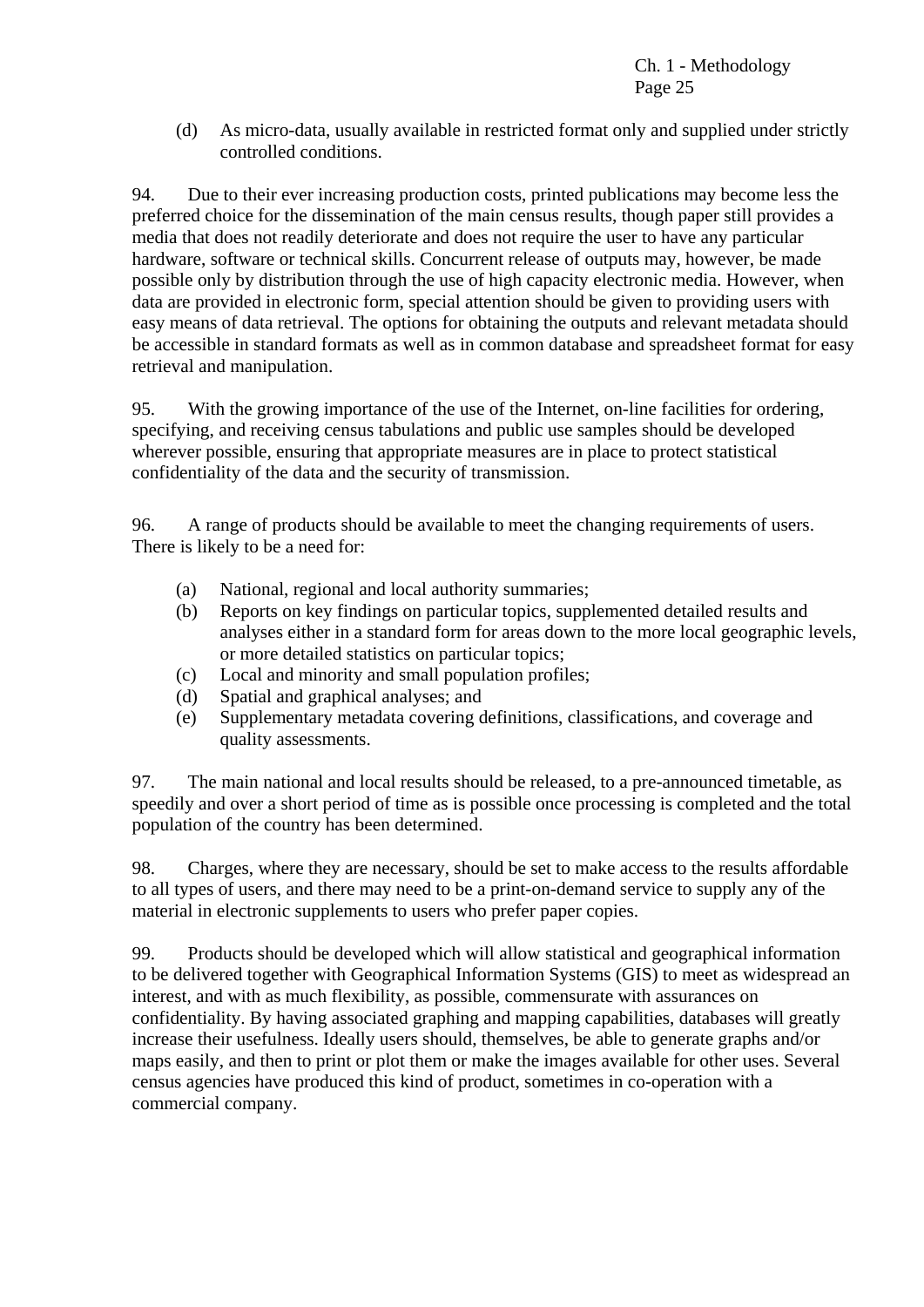(d) As micro-data, usually available in restricted format only and supplied under strictly controlled conditions.

94. Due to their ever increasing production costs, printed publications may become less the preferred choice for the dissemination of the main census results, though paper still provides a media that does not readily deteriorate and does not require the user to have any particular hardware, software or technical skills. Concurrent release of outputs may, however, be made possible only by distribution through the use of high capacity electronic media. However, when data are provided in electronic form, special attention should be given to providing users with easy means of data retrieval. The options for obtaining the outputs and relevant metadata should be accessible in standard formats as well as in common database and spreadsheet format for easy retrieval and manipulation.

95. With the growing importance of the use of the Internet, on-line facilities for ordering, specifying, and receiving census tabulations and public use samples should be developed wherever possible, ensuring that appropriate measures are in place to protect statistical confidentiality of the data and the security of transmission.

96. A range of products should be available to meet the changing requirements of users. There is likely to be a need for:

(a) National, regional and local authority summaries;
(b) Reports on key findings on particular topics, supplemented detailed results and analyses either in a standard form for areas down to the more local geographic levels, or more detailed statistics on particular topics;
(c) Local and minority and small population profiles;
(d) Spatial and graphical analyses; and
(e) Supplementary metadata covering definitions, classifications, and coverage and quality assessments.

97. The main national and local results should be released, to a pre-announced timetable, as speedily and over a short period of time as is possible once processing is completed and the total population of the country has been determined.

98. Charges, where they are necessary, should be set to make access to the results affordable to all types of users, and there may need to be a print-on-demand service to supply any of the material in electronic supplements to users who prefer paper copies.

99. Products should be developed which will allow statistical and geographical information to be delivered together with Geographical Information Systems (GIS) to meet as widespread an interest, and with as much flexibility, as possible, commensurate with assurances on confidentiality. By having associated graphing and mapping capabilities, databases will greatly increase their usefulness. Ideally users should, themselves, be able to generate graphs and/or maps easily, and then to print or plot them or make the images available for other uses. Several census agencies have produced this kind of product, sometimes in co-operation with a commercial company.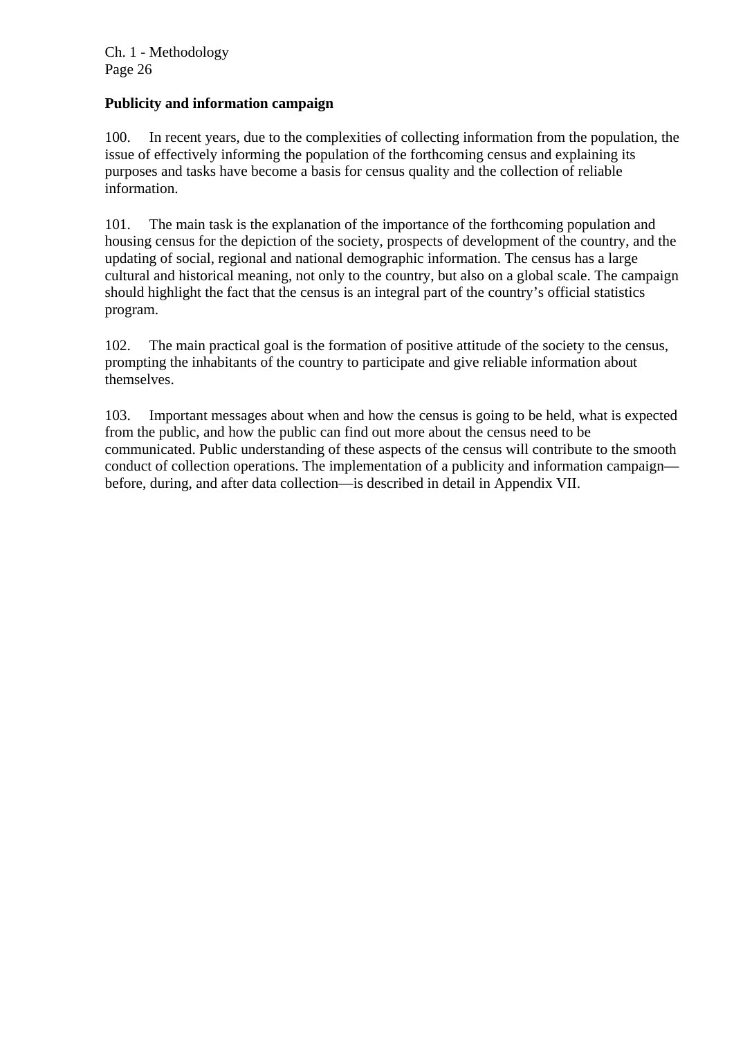**Publicity and information campaign**

100. In recent years, due to the complexities of collecting information from the population, the issue of effectively informing the population of the forthcoming census and explaining its purposes and tasks have become a basis for census quality and the collection of reliable information.

101. The main task is the explanation of the importance of the forthcoming population and housing census for the depiction of the society, prospects of development of the country, and the updating of social, regional and national demographic information. The census has a large cultural and historical meaning, not only to the country, but also on a global scale. The campaign should highlight the fact that the census is an integral part of the country's official statistics program.

102. The main practical goal is the formation of positive attitude of the society to the census, prompting the inhabitants of the country to participate and give reliable information about themselves.

103. Important messages about when and how the census is going to be held, what is expected from the public, and how the public can find out more about the census need to be communicated. Public understanding of these aspects of the census will contribute to the smooth conduct of collection operations. The implementation of a publicity and information campaign—before, during, and after data collection—is described in detail in Appendix VII.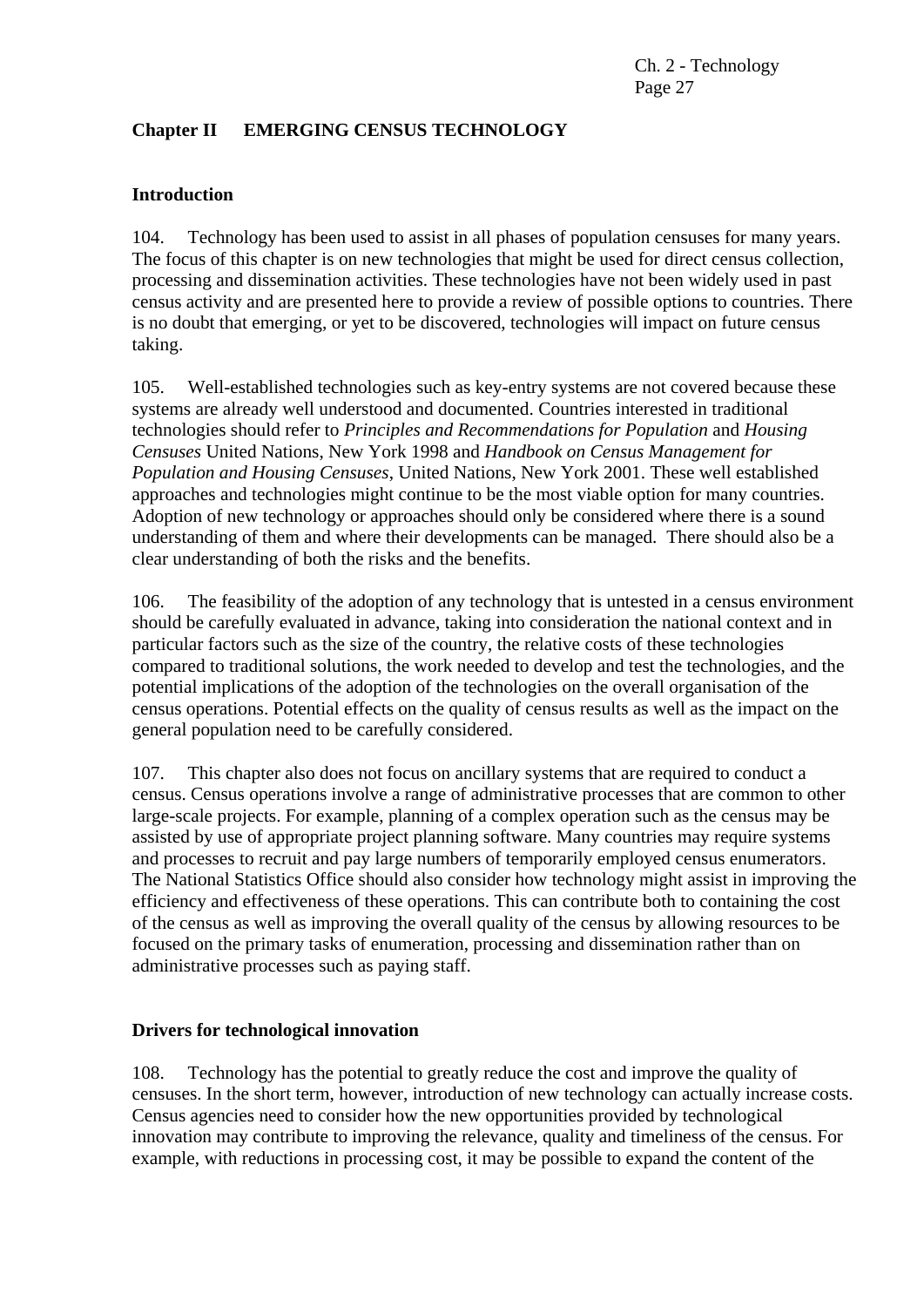## Chapter II EMERGING CENSUS TECHNOLOGY

### Introduction

104. Technology has been used to assist in all phases of population censuses for many years. The focus of this chapter is on new technologies that might be used for direct census collection, processing and dissemination activities. These technologies have not been widely used in past census activity and are presented here to provide a review of possible options to countries. There is no doubt that emerging, or yet to be discovered, technologies will impact on future census taking.

105. Well-established technologies such as key-entry systems are not covered because these systems are already well understood and documented. Countries interested in traditional technologies should refer to *Principles and Recommendations for Population* and *Housing Censuses* United Nations, New York 1998 and *Handbook on Census Management for Population and Housing Censuses*, United Nations, New York 2001. These well established approaches and technologies might continue to be the most viable option for many countries. Adoption of new technology or approaches should only be considered where there is a sound understanding of them and where their developments can be managed. There should also be a clear understanding of both the risks and the benefits.

106. The feasibility of the adoption of any technology that is untested in a census environment should be carefully evaluated in advance, taking into consideration the national context and in particular factors such as the size of the country, the relative costs of these technologies compared to traditional solutions, the work needed to develop and test the technologies, and the potential implications of the adoption of the technologies on the overall organisation of the census operations. Potential effects on the quality of census results as well as the impact on the general population need to be carefully considered.

107. This chapter also does not focus on ancillary systems that are required to conduct a census. Census operations involve a range of administrative processes that are common to other large-scale projects. For example, planning of a complex operation such as the census may be assisted by use of appropriate project planning software. Many countries may require systems and processes to recruit and pay large numbers of temporarily employed census enumerators. The National Statistics Office should also consider how technology might assist in improving the efficiency and effectiveness of these operations. This can contribute both to containing the cost of the census as well as improving the overall quality of the census by allowing resources to be focused on the primary tasks of enumeration, processing and dissemination rather than on administrative processes such as paying staff.

### Drivers for technological innovation

108. Technology has the potential to greatly reduce the cost and improve the quality of censuses. In the short term, however, introduction of new technology can actually increase costs. Census agencies need to consider how the new opportunities provided by technological innovation may contribute to improving the relevance, quality and timeliness of the census. For example, with reductions in processing cost, it may be possible to expand the content of the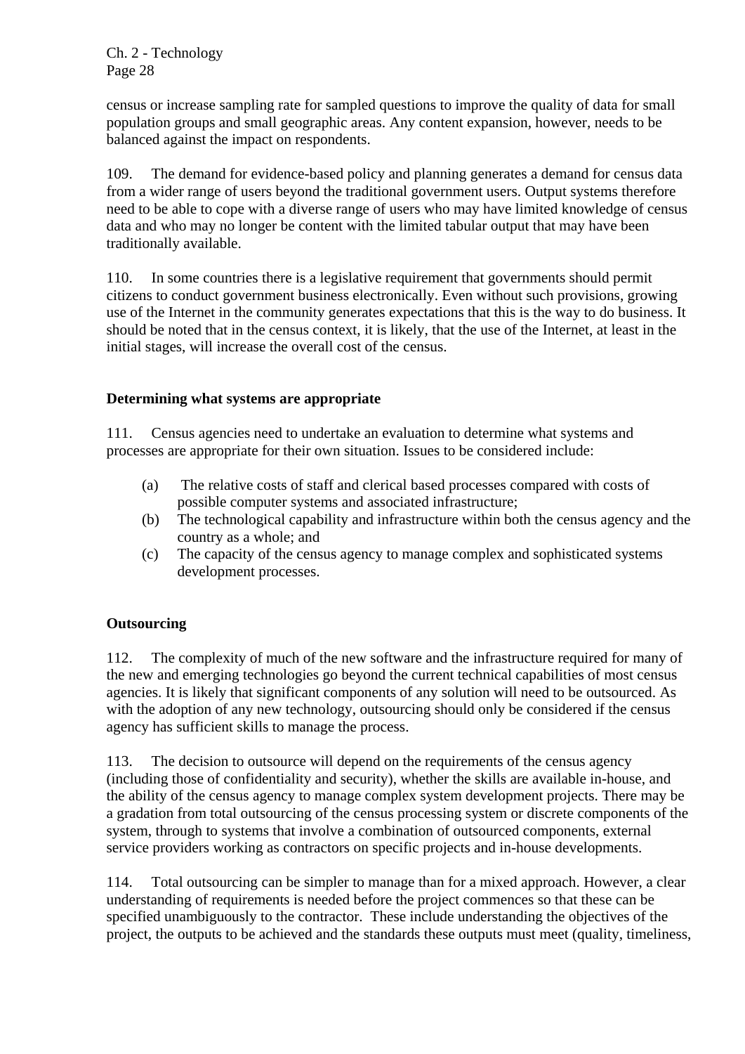census or increase sampling rate for sampled questions to improve the quality of data for small population groups and small geographic areas. Any content expansion, however, needs to be balanced against the impact on respondents.

109. The demand for evidence-based policy and planning generates a demand for census data from a wider range of users beyond the traditional government users. Output systems therefore need to be able to cope with a diverse range of users who may have limited knowledge of census data and who may no longer be content with the limited tabular output that may have been traditionally available.

110. In some countries there is a legislative requirement that governments should permit citizens to conduct government business electronically. Even without such provisions, growing use of the Internet in the community generates expectations that this is the way to do business. It should be noted that in the census context, it is likely, that the use of the Internet, at least in the initial stages, will increase the overall cost of the census.

### Determining what systems are appropriate

111. Census agencies need to undertake an evaluation to determine what systems and processes are appropriate for their own situation. Issues to be considered include:

(a) The relative costs of staff and clerical based processes compared with costs of possible computer systems and associated infrastructure;
(b) The technological capability and infrastructure within both the census agency and the country as a whole; and
(c) The capacity of the census agency to manage complex and sophisticated systems development processes.

### Outsourcing

112. The complexity of much of the new software and the infrastructure required for many of the new and emerging technologies go beyond the current technical capabilities of most census agencies. It is likely that significant components of any solution will need to be outsourced. As with the adoption of any new technology, outsourcing should only be considered if the census agency has sufficient skills to manage the process.

113. The decision to outsource will depend on the requirements of the census agency (including those of confidentiality and security), whether the skills are available in-house, and the ability of the census agency to manage complex system development projects. There may be a gradation from total outsourcing of the census processing system or discrete components of the system, through to systems that involve a combination of outsourced components, external service providers working as contractors on specific projects and in-house developments.

114. Total outsourcing can be simpler to manage than for a mixed approach. However, a clear understanding of requirements is needed before the project commences so that these can be specified unambiguously to the contractor. These include understanding the objectives of the project, the outputs to be achieved and the standards these outputs must meet (quality, timeliness,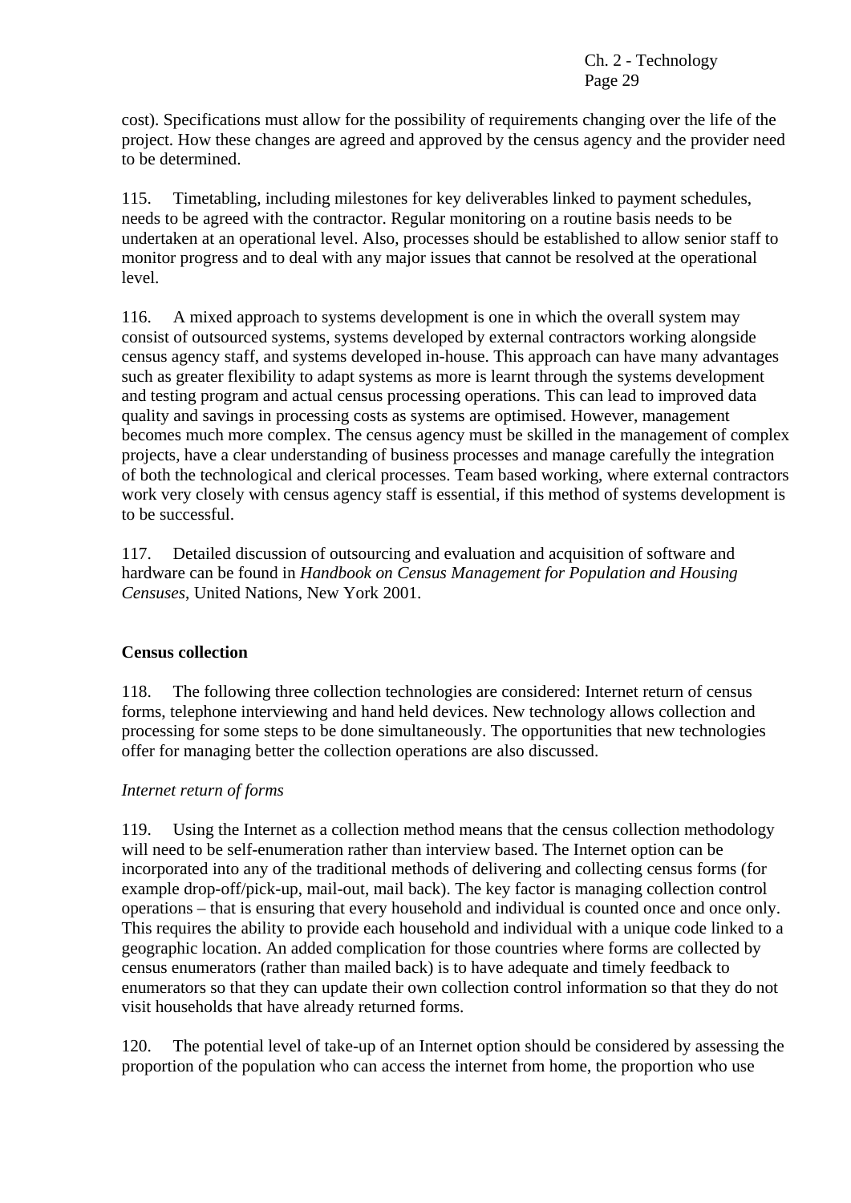cost). Specifications must allow for the possibility of requirements changing over the life of the project. How these changes are agreed and approved by the census agency and the provider need to be determined.

115. Timetabling, including milestones for key deliverables linked to payment schedules, needs to be agreed with the contractor. Regular monitoring on a routine basis needs to be undertaken at an operational level. Also, processes should be established to allow senior staff to monitor progress and to deal with any major issues that cannot be resolved at the operational level.

116. A mixed approach to systems development is one in which the overall system may consist of outsourced systems, systems developed by external contractors working alongside census agency staff, and systems developed in-house. This approach can have many advantages such as greater flexibility to adapt systems as more is learnt through the systems development and testing program and actual census processing operations. This can lead to improved data quality and savings in processing costs as systems are optimised. However, management becomes much more complex. The census agency must be skilled in the management of complex projects, have a clear understanding of business processes and manage carefully the integration of both the technological and clerical processes. Team based working, where external contractors work very closely with census agency staff is essential, if this method of systems development is to be successful.

117. Detailed discussion of outsourcing and evaluation and acquisition of software and hardware can be found in *Handbook on Census Management for Population and Housing Censuses*, United Nations, New York 2001.

## Census collection

118. The following three collection technologies are considered: Internet return of census forms, telephone interviewing and hand held devices. New technology allows collection and processing for some steps to be done simultaneously. The opportunities that new technologies offer for managing better the collection operations are also discussed.

### *Internet return of forms*

119. Using the Internet as a collection method means that the census collection methodology will need to be self-enumeration rather than interview based. The Internet option can be incorporated into any of the traditional methods of delivering and collecting census forms (for example drop-off/pick-up, mail-out, mail back). The key factor is managing collection control operations – that is ensuring that every household and individual is counted once and once only. This requires the ability to provide each household and individual with a unique code linked to a geographic location. An added complication for those countries where forms are collected by census enumerators (rather than mailed back) is to have adequate and timely feedback to enumerators so that they can update their own collection control information so that they do not visit households that have already returned forms.

120. The potential level of take-up of an Internet option should be considered by assessing the proportion of the population who can access the internet from home, the proportion who use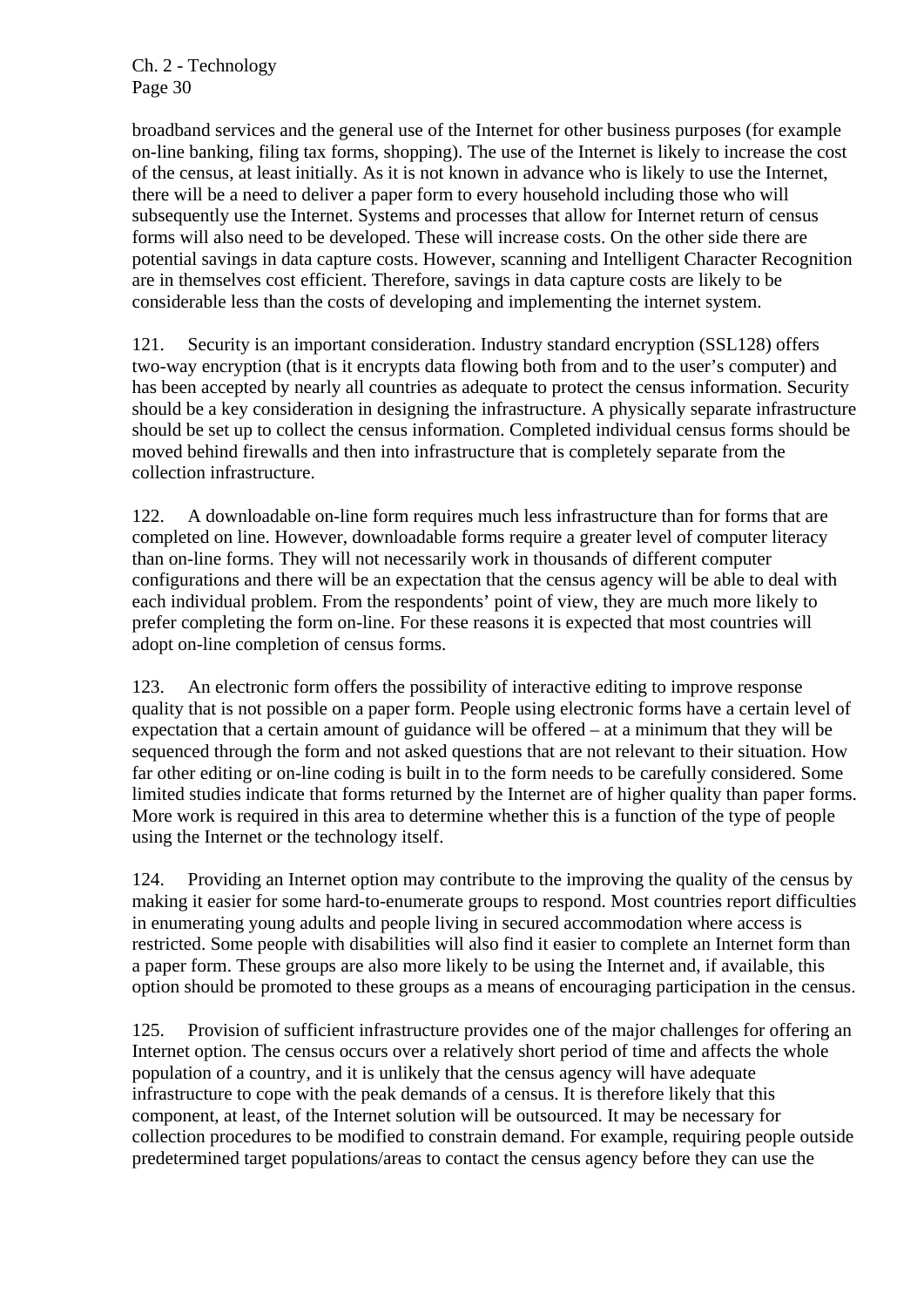broadband services and the general use of the Internet for other business purposes (for example on-line banking, filing tax forms, shopping). The use of the Internet is likely to increase the cost of the census, at least initially. As it is not known in advance who is likely to use the Internet, there will be a need to deliver a paper form to every household including those who will subsequently use the Internet. Systems and processes that allow for Internet return of census forms will also need to be developed. These will increase costs. On the other side there are potential savings in data capture costs. However, scanning and Intelligent Character Recognition are in themselves cost efficient. Therefore, savings in data capture costs are likely to be considerable less than the costs of developing and implementing the internet system.

121. Security is an important consideration. Industry standard encryption (SSL128) offers two-way encryption (that is it encrypts data flowing both from and to the user's computer) and has been accepted by nearly all countries as adequate to protect the census information. Security should be a key consideration in designing the infrastructure. A physically separate infrastructure should be set up to collect the census information. Completed individual census forms should be moved behind firewalls and then into infrastructure that is completely separate from the collection infrastructure.

122. A downloadable on-line form requires much less infrastructure than for forms that are completed on line. However, downloadable forms require a greater level of computer literacy than on-line forms. They will not necessarily work in thousands of different computer configurations and there will be an expectation that the census agency will be able to deal with each individual problem. From the respondents' point of view, they are much more likely to prefer completing the form on-line. For these reasons it is expected that most countries will adopt on-line completion of census forms.

123. An electronic form offers the possibility of interactive editing to improve response quality that is not possible on a paper form. People using electronic forms have a certain level of expectation that a certain amount of guidance will be offered – at a minimum that they will be sequenced through the form and not asked questions that are not relevant to their situation. How far other editing or on-line coding is built in to the form needs to be carefully considered. Some limited studies indicate that forms returned by the Internet are of higher quality than paper forms. More work is required in this area to determine whether this is a function of the type of people using the Internet or the technology itself.

124. Providing an Internet option may contribute to the improving the quality of the census by making it easier for some hard-to-enumerate groups to respond. Most countries report difficulties in enumerating young adults and people living in secured accommodation where access is restricted. Some people with disabilities will also find it easier to complete an Internet form than a paper form. These groups are also more likely to be using the Internet and, if available, this option should be promoted to these groups as a means of encouraging participation in the census.

125. Provision of sufficient infrastructure provides one of the major challenges for offering an Internet option. The census occurs over a relatively short period of time and affects the whole population of a country, and it is unlikely that the census agency will have adequate infrastructure to cope with the peak demands of a census. It is therefore likely that this component, at least, of the Internet solution will be outsourced. It may be necessary for collection procedures to be modified to constrain demand. For example, requiring people outside predetermined target populations/areas to contact the census agency before they can use the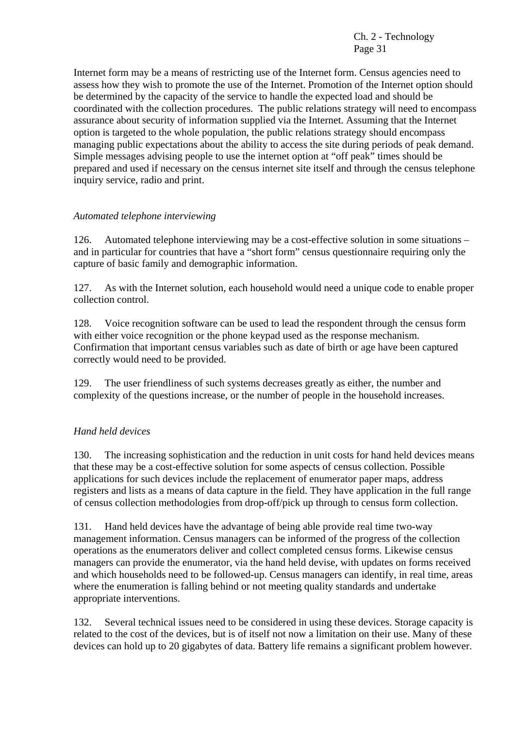Internet form may be a means of restricting use of the Internet form. Census agencies need to assess how they wish to promote the use of the Internet. Promotion of the Internet option should be determined by the capacity of the service to handle the expected load and should be coordinated with the collection procedures. The public relations strategy will need to encompass assurance about security of information supplied via the Internet. Assuming that the Internet option is targeted to the whole population, the public relations strategy should encompass managing public expectations about the ability to access the site during periods of peak demand. Simple messages advising people to use the internet option at "off peak" times should be prepared and used if necessary on the census internet site itself and through the census telephone inquiry service, radio and print.

*Automated telephone interviewing*

126. Automated telephone interviewing may be a cost-effective solution in some situations – and in particular for countries that have a "short form" census questionnaire requiring only the capture of basic family and demographic information.

127. As with the Internet solution, each household would need a unique code to enable proper collection control.

128. Voice recognition software can be used to lead the respondent through the census form with either voice recognition or the phone keypad used as the response mechanism. Confirmation that important census variables such as date of birth or age have been captured correctly would need to be provided.

129. The user friendliness of such systems decreases greatly as either, the number and complexity of the questions increase, or the number of people in the household increases.

*Hand held devices*

130. The increasing sophistication and the reduction in unit costs for hand held devices means that these may be a cost-effective solution for some aspects of census collection. Possible applications for such devices include the replacement of enumerator paper maps, address registers and lists as a means of data capture in the field. They have application in the full range of census collection methodologies from drop-off/pick up through to census form collection.

131. Hand held devices have the advantage of being able provide real time two-way management information. Census managers can be informed of the progress of the collection operations as the enumerators deliver and collect completed census forms. Likewise census managers can provide the enumerator, via the hand held devise, with updates on forms received and which households need to be followed-up. Census managers can identify, in real time, areas where the enumeration is falling behind or not meeting quality standards and undertake appropriate interventions.

132. Several technical issues need to be considered in using these devices. Storage capacity is related to the cost of the devices, but is of itself not now a limitation on their use. Many of these devices can hold up to 20 gigabytes of data. Battery life remains a significant problem however.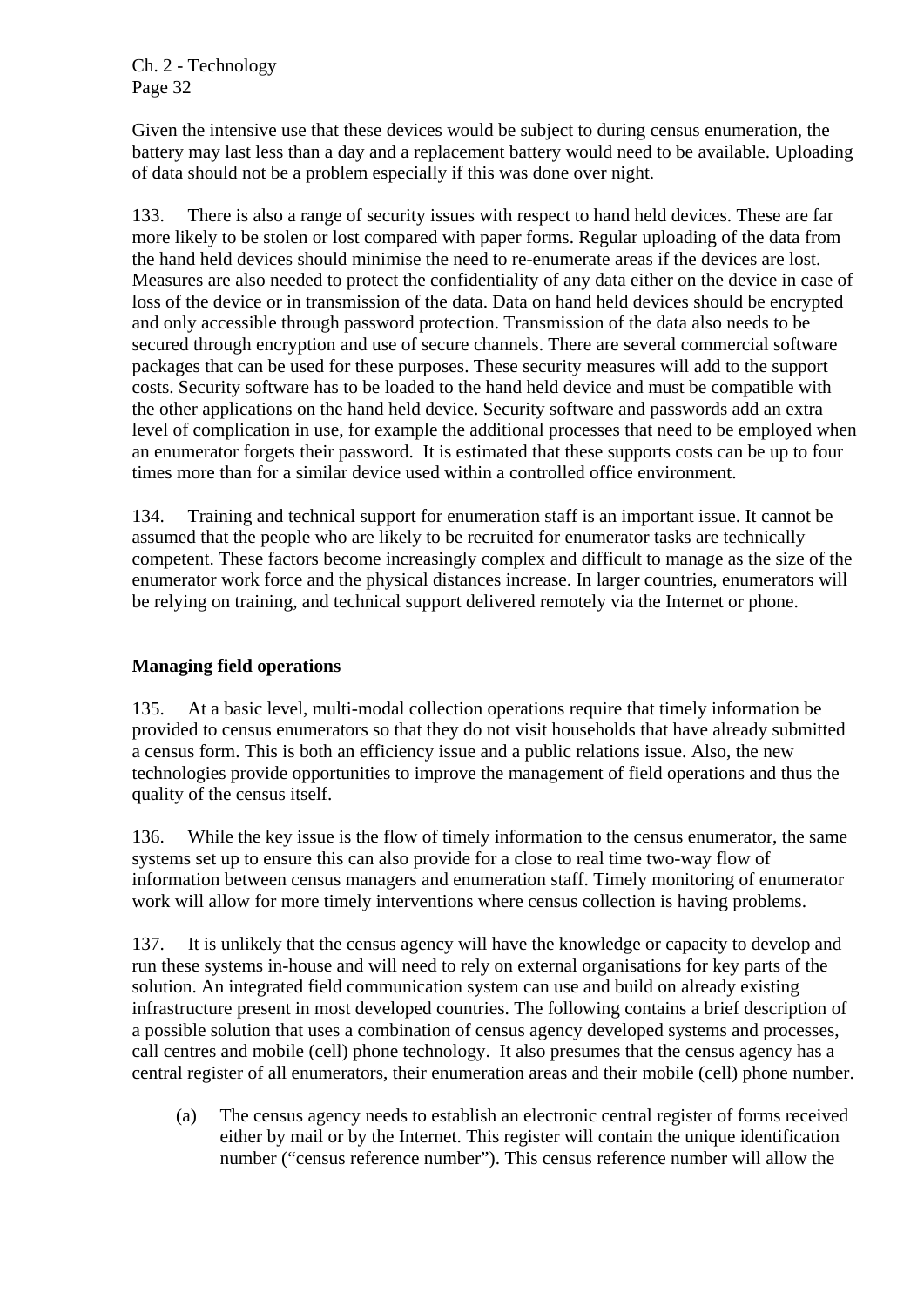Given the intensive use that these devices would be subject to during census enumeration, the battery may last less than a day and a replacement battery would need to be available. Uploading of data should not be a problem especially if this was done over night.

133. There is also a range of security issues with respect to hand held devices. These are far more likely to be stolen or lost compared with paper forms. Regular uploading of the data from the hand held devices should minimise the need to re-enumerate areas if the devices are lost. Measures are also needed to protect the confidentiality of any data either on the device in case of loss of the device or in transmission of the data. Data on hand held devices should be encrypted and only accessible through password protection. Transmission of the data also needs to be secured through encryption and use of secure channels. There are several commercial software packages that can be used for these purposes. These security measures will add to the support costs. Security software has to be loaded to the hand held device and must be compatible with the other applications on the hand held device. Security software and passwords add an extra level of complication in use, for example the additional processes that need to be employed when an enumerator forgets their password. It is estimated that these supports costs can be up to four times more than for a similar device used within a controlled office environment.

134. Training and technical support for enumeration staff is an important issue. It cannot be assumed that the people who are likely to be recruited for enumerator tasks are technically competent. These factors become increasingly complex and difficult to manage as the size of the enumerator work force and the physical distances increase. In larger countries, enumerators will be relying on training, and technical support delivered remotely via the Internet or phone.

**Managing field operations**

135. At a basic level, multi-modal collection operations require that timely information be provided to census enumerators so that they do not visit households that have already submitted a census form. This is both an efficiency issue and a public relations issue. Also, the new technologies provide opportunities to improve the management of field operations and thus the quality of the census itself.

136. While the key issue is the flow of timely information to the census enumerator, the same systems set up to ensure this can also provide for a close to real time two-way flow of information between census managers and enumeration staff. Timely monitoring of enumerator work will allow for more timely interventions where census collection is having problems.

137. It is unlikely that the census agency will have the knowledge or capacity to develop and run these systems in-house and will need to rely on external organisations for key parts of the solution. An integrated field communication system can use and build on already existing infrastructure present in most developed countries. The following contains a brief description of a possible solution that uses a combination of census agency developed systems and processes, call centres and mobile (cell) phone technology. It also presumes that the census agency has a central register of all enumerators, their enumeration areas and their mobile (cell) phone number.

(a) The census agency needs to establish an electronic central register of forms received either by mail or by the Internet. This register will contain the unique identification number ("census reference number"). This census reference number will allow the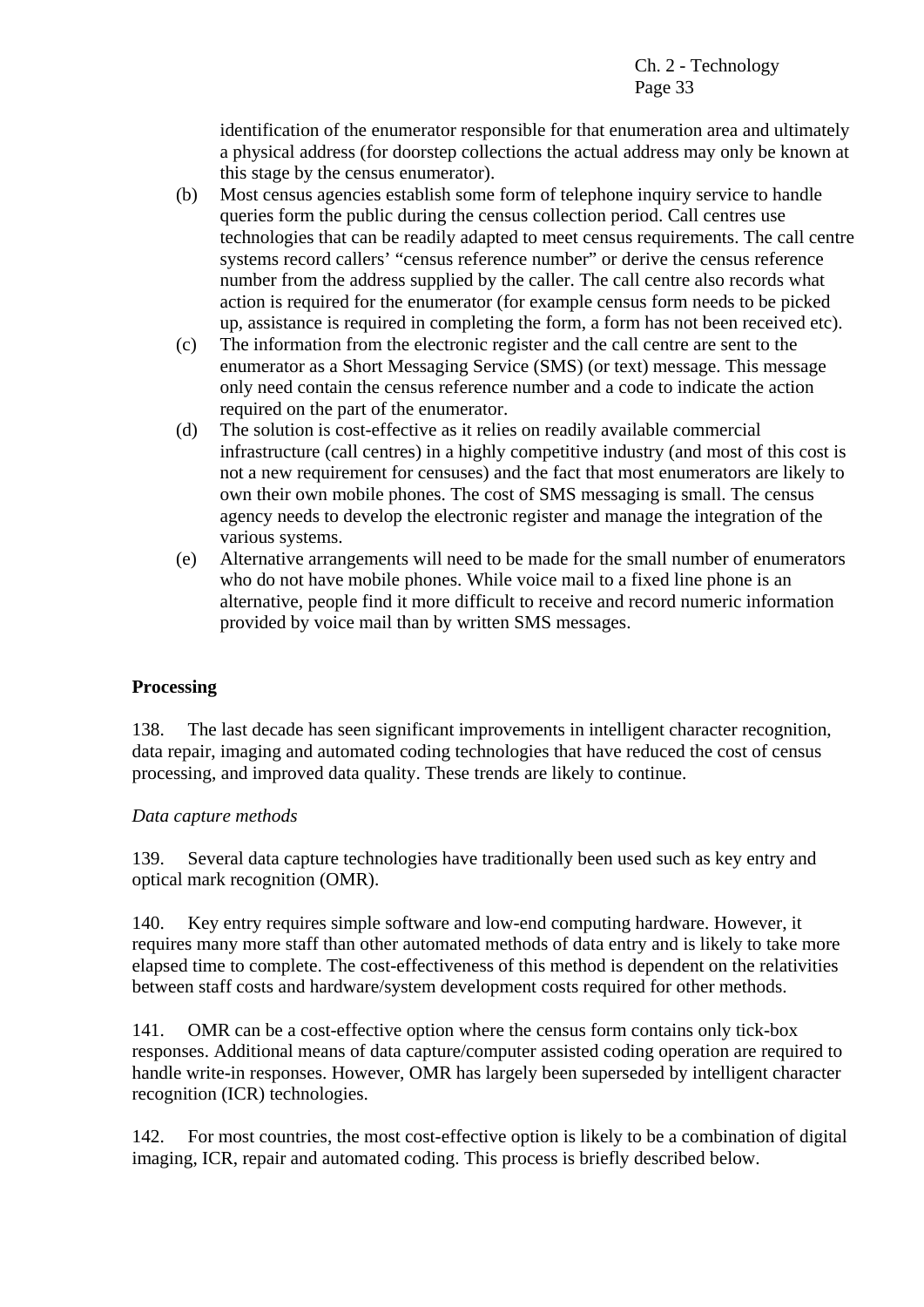identification of the enumerator responsible for that enumeration area and ultimately a physical address (for doorstep collections the actual address may only be known at this stage by the census enumerator).

(b) Most census agencies establish some form of telephone inquiry service to handle queries form the public during the census collection period. Call centres use technologies that can be readily adapted to meet census requirements. The call centre systems record callers' "census reference number" or derive the census reference number from the address supplied by the caller. The call centre also records what action is required for the enumerator (for example census form needs to be picked up, assistance is required in completing the form, a form has not been received etc).

(c) The information from the electronic register and the call centre are sent to the enumerator as a Short Messaging Service (SMS) (or text) message. This message only need contain the census reference number and a code to indicate the action required on the part of the enumerator.

(d) The solution is cost-effective as it relies on readily available commercial infrastructure (call centres) in a highly competitive industry (and most of this cost is not a new requirement for censuses) and the fact that most enumerators are likely to own their own mobile phones. The cost of SMS messaging is small. The census agency needs to develop the electronic register and manage the integration of the various systems.

(e) Alternative arrangements will need to be made for the small number of enumerators who do not have mobile phones. While voice mail to a fixed line phone is an alternative, people find it more difficult to receive and record numeric information provided by voice mail than by written SMS messages.

**Processing**

138. The last decade has seen significant improvements in intelligent character recognition, data repair, imaging and automated coding technologies that have reduced the cost of census processing, and improved data quality. These trends are likely to continue.

*Data capture methods*

139. Several data capture technologies have traditionally been used such as key entry and optical mark recognition (OMR).

140. Key entry requires simple software and low-end computing hardware. However, it requires many more staff than other automated methods of data entry and is likely to take more elapsed time to complete. The cost-effectiveness of this method is dependent on the relativities between staff costs and hardware/system development costs required for other methods.

141. OMR can be a cost-effective option where the census form contains only tick-box responses. Additional means of data capture/computer assisted coding operation are required to handle write-in responses. However, OMR has largely been superseded by intelligent character recognition (ICR) technologies.

142. For most countries, the most cost-effective option is likely to be a combination of digital imaging, ICR, repair and automated coding. This process is briefly described below.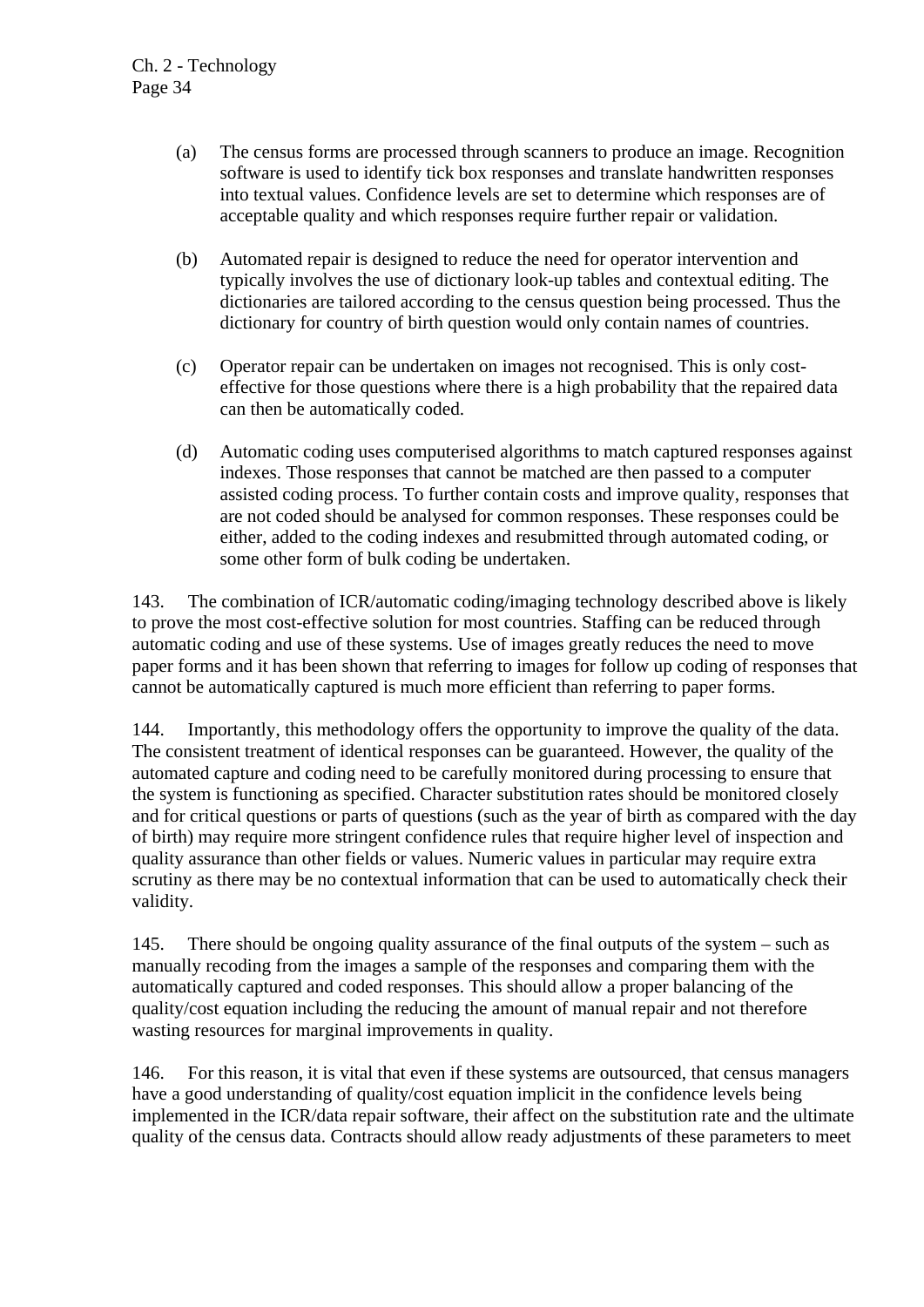(a) The census forms are processed through scanners to produce an image. Recognition software is used to identify tick box responses and translate handwritten responses into textual values. Confidence levels are set to determine which responses are of acceptable quality and which responses require further repair or validation.

(b) Automated repair is designed to reduce the need for operator intervention and typically involves the use of dictionary look-up tables and contextual editing. The dictionaries are tailored according to the census question being processed. Thus the dictionary for country of birth question would only contain names of countries.

(c) Operator repair can be undertaken on images not recognised. This is only cost-effective for those questions where there is a high probability that the repaired data can then be automatically coded.

(d) Automatic coding uses computerised algorithms to match captured responses against indexes. Those responses that cannot be matched are then passed to a computer assisted coding process. To further contain costs and improve quality, responses that are not coded should be analysed for common responses. These responses could be either, added to the coding indexes and resubmitted through automated coding, or some other form of bulk coding be undertaken.

143. The combination of ICR/automatic coding/imaging technology described above is likely to prove the most cost-effective solution for most countries. Staffing can be reduced through automatic coding and use of these systems. Use of images greatly reduces the need to move paper forms and it has been shown that referring to images for follow up coding of responses that cannot be automatically captured is much more efficient than referring to paper forms.

144. Importantly, this methodology offers the opportunity to improve the quality of the data. The consistent treatment of identical responses can be guaranteed. However, the quality of the automated capture and coding need to be carefully monitored during processing to ensure that the system is functioning as specified. Character substitution rates should be monitored closely and for critical questions or parts of questions (such as the year of birth as compared with the day of birth) may require more stringent confidence rules that require higher level of inspection and quality assurance than other fields or values. Numeric values in particular may require extra scrutiny as there may be no contextual information that can be used to automatically check their validity.

145. There should be ongoing quality assurance of the final outputs of the system – such as manually recoding from the images a sample of the responses and comparing them with the automatically captured and coded responses. This should allow a proper balancing of the quality/cost equation including the reducing the amount of manual repair and not therefore wasting resources for marginal improvements in quality.

146. For this reason, it is vital that even if these systems are outsourced, that census managers have a good understanding of quality/cost equation implicit in the confidence levels being implemented in the ICR/data repair software, their affect on the substitution rate and the ultimate quality of the census data. Contracts should allow ready adjustments of these parameters to meet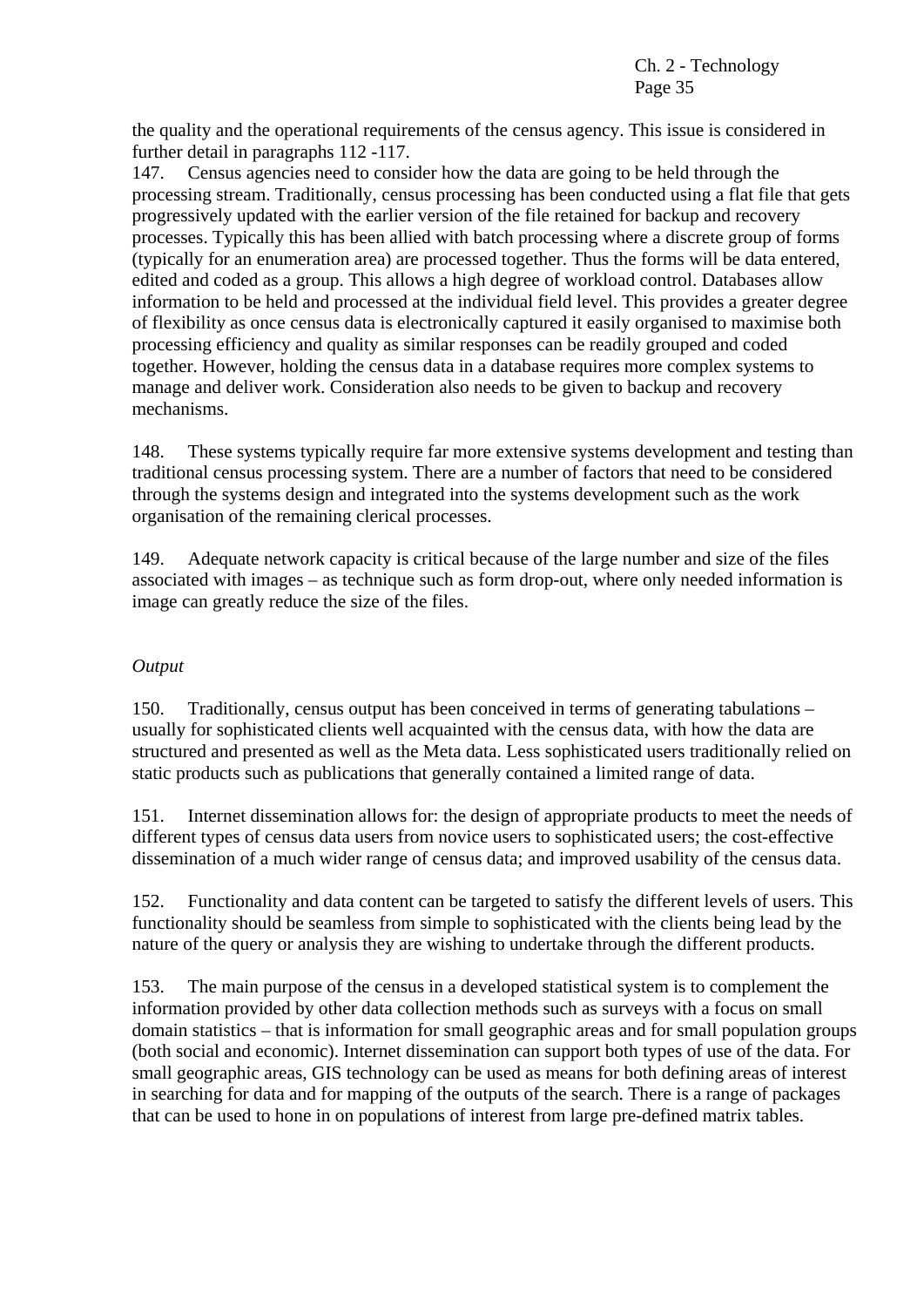the quality and the operational requirements of the census agency. This issue is considered in further detail in paragraphs 112 -117.

147. Census agencies need to consider how the data are going to be held through the processing stream. Traditionally, census processing has been conducted using a flat file that gets progressively updated with the earlier version of the file retained for backup and recovery processes. Typically this has been allied with batch processing where a discrete group of forms (typically for an enumeration area) are processed together. Thus the forms will be data entered, edited and coded as a group. This allows a high degree of workload control. Databases allow information to be held and processed at the individual field level. This provides a greater degree of flexibility as once census data is electronically captured it easily organised to maximise both processing efficiency and quality as similar responses can be readily grouped and coded together. However, holding the census data in a database requires more complex systems to manage and deliver work. Consideration also needs to be given to backup and recovery mechanisms.

148. These systems typically require far more extensive systems development and testing than traditional census processing system. There are a number of factors that need to be considered through the systems design and integrated into the systems development such as the work organisation of the remaining clerical processes.

149. Adequate network capacity is critical because of the large number and size of the files associated with images – as technique such as form drop-out, where only needed information is image can greatly reduce the size of the files.

*Output*

150. Traditionally, census output has been conceived in terms of generating tabulations – usually for sophisticated clients well acquainted with the census data, with how the data are structured and presented as well as the Meta data. Less sophisticated users traditionally relied on static products such as publications that generally contained a limited range of data.

151. Internet dissemination allows for: the design of appropriate products to meet the needs of different types of census data users from novice users to sophisticated users; the cost-effective dissemination of a much wider range of census data; and improved usability of the census data.

152. Functionality and data content can be targeted to satisfy the different levels of users. This functionality should be seamless from simple to sophisticated with the clients being lead by the nature of the query or analysis they are wishing to undertake through the different products.

153. The main purpose of the census in a developed statistical system is to complement the information provided by other data collection methods such as surveys with a focus on small domain statistics – that is information for small geographic areas and for small population groups (both social and economic). Internet dissemination can support both types of use of the data. For small geographic areas, GIS technology can be used as means for both defining areas of interest in searching for data and for mapping of the outputs of the search. There is a range of packages that can be used to hone in on populations of interest from large pre-defined matrix tables.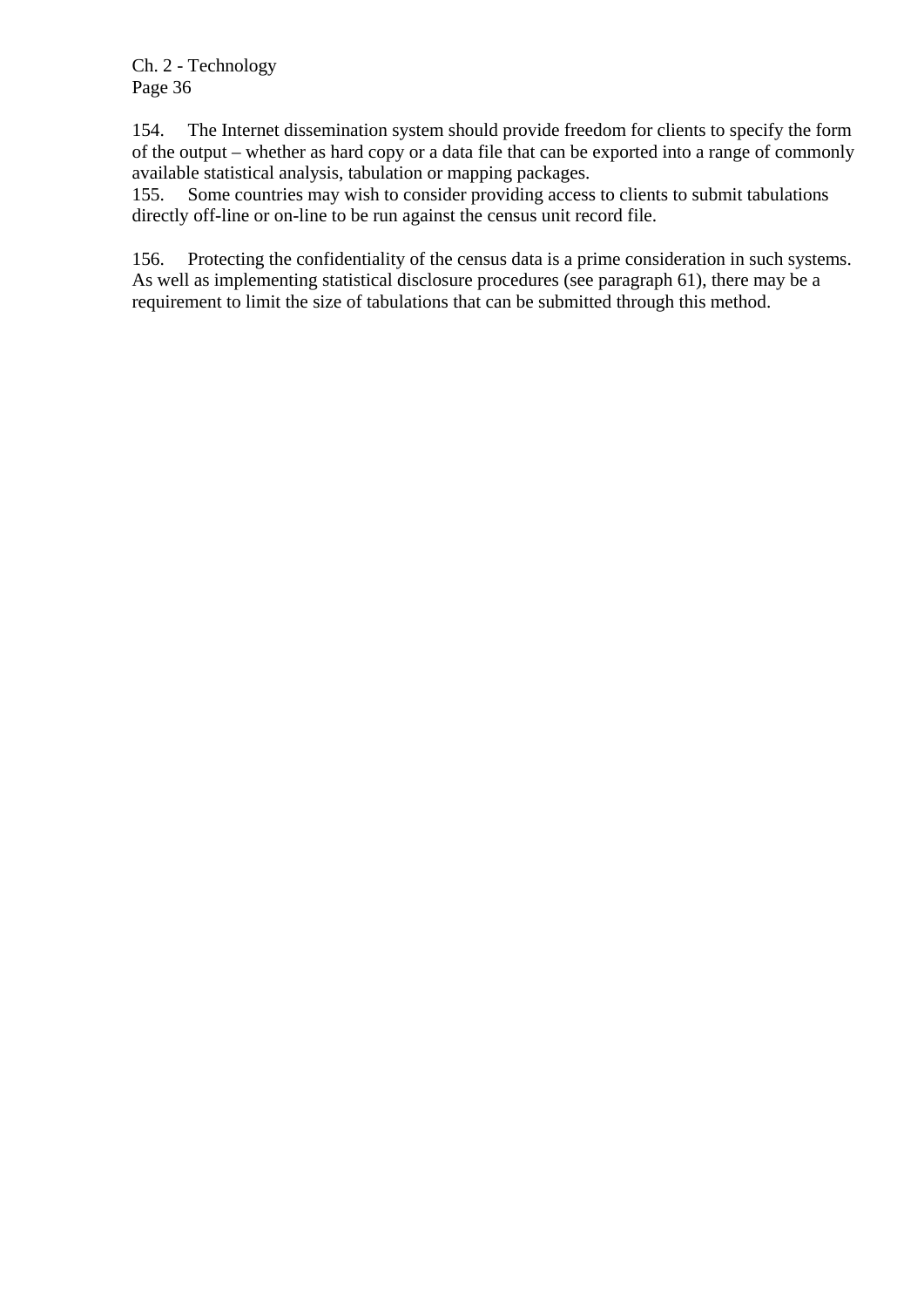154. The Internet dissemination system should provide freedom for clients to specify the form of the output – whether as hard copy or a data file that can be exported into a range of commonly available statistical analysis, tabulation or mapping packages.

155. Some countries may wish to consider providing access to clients to submit tabulations directly off-line or on-line to be run against the census unit record file.

156. Protecting the confidentiality of the census data is a prime consideration in such systems. As well as implementing statistical disclosure procedures (see paragraph 61), there may be a requirement to limit the size of tabulations that can be submitted through this method.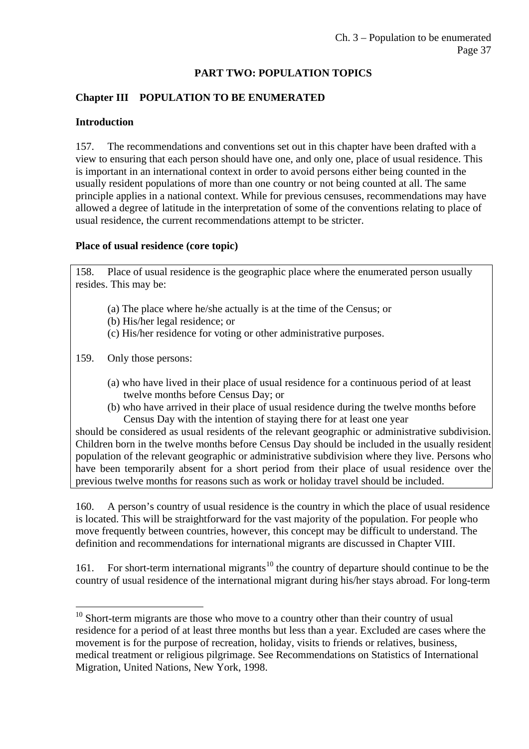## PART TWO: POPULATION TOPICS

### Chapter III POPULATION TO BE ENUMERATED

#### Introduction

157. The recommendations and conventions set out in this chapter have been drafted with a view to ensuring that each person should have one, and only one, place of usual residence. This is important in an international context in order to avoid persons either being counted in the usually resident populations of more than one country or not being counted at all. The same principle applies in a national context. While for previous censuses, recommendations may have allowed a degree of latitude in the interpretation of some of the conventions relating to place of usual residence, the current recommendations attempt to be stricter.

#### Place of usual residence (core topic)

158. Place of usual residence is the geographic place where the enumerated person usually resides. This may be:

(a) The place where he/she actually is at the time of the Census; or
(b) His/her legal residence; or
(c) His/her residence for voting or other administrative purposes.

159. Only those persons:

(a) who have lived in their place of usual residence for a continuous period of at least twelve months before Census Day; or
(b) who have arrived in their place of usual residence during the twelve months before Census Day with the intention of staying there for at least one year

should be considered as usual residents of the relevant geographic or administrative subdivision. Children born in the twelve months before Census Day should be included in the usually resident population of the relevant geographic or administrative subdivision where they live. Persons who have been temporarily absent for a short period from their place of usual residence over the previous twelve months for reasons such as work or holiday travel should be included.

160. A person's country of usual residence is the country in which the place of usual residence is located. This will be straightforward for the vast majority of the population. For people who move frequently between countries, however, this concept may be difficult to understand. The definition and recommendations for international migrants are discussed in Chapter VIII.

161. For short-term international migrants[10] the country of departure should continue to be the country of usual residence of the international migrant during his/her stays abroad. For long-term

[10] Short-term migrants are those who move to a country other than their country of usual residence for a period of at least three months but less than a year. Excluded are cases where the movement is for the purpose of recreation, holiday, visits to friends or relatives, business, medical treatment or religious pilgrimage. See Recommendations on Statistics of International Migration, United Nations, New York, 1998.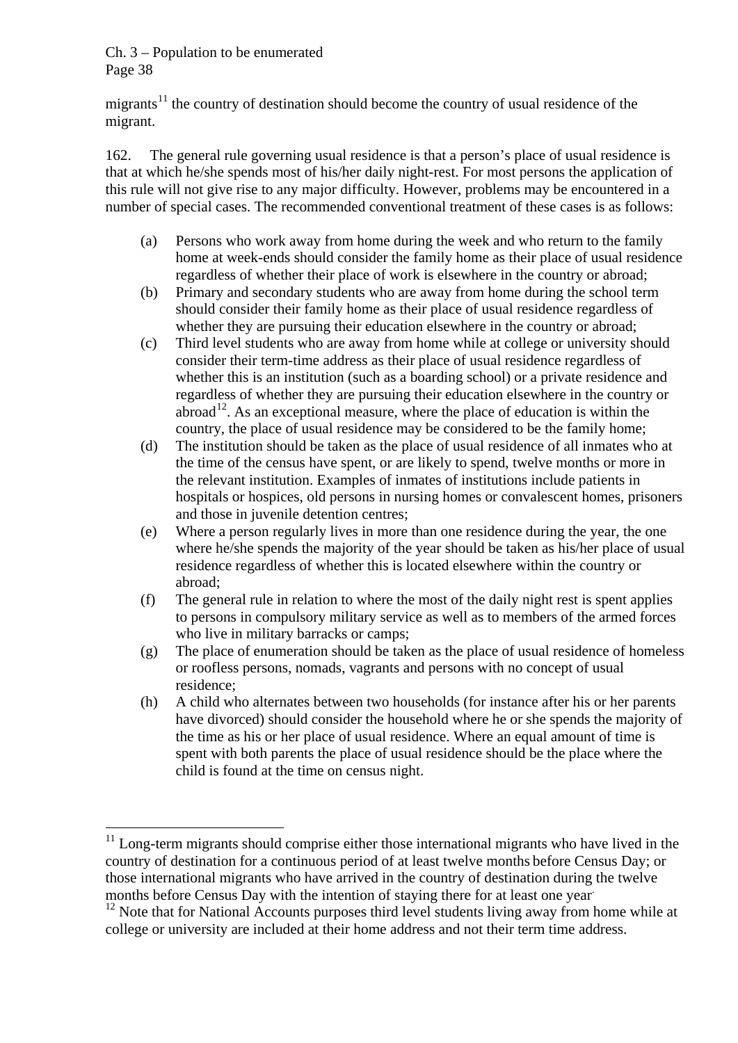migrants[11] the country of destination should become the country of usual residence of the migrant.

162. The general rule governing usual residence is that a person's place of usual residence is that at which he/she spends most of his/her daily night-rest. For most persons the application of this rule will not give rise to any major difficulty. However, problems may be encountered in a number of special cases. The recommended conventional treatment of these cases is as follows:

(a) Persons who work away from home during the week and who return to the family home at week-ends should consider the family home as their place of usual residence regardless of whether their place of work is elsewhere in the country or abroad;

(b) Primary and secondary students who are away from home during the school term should consider their family home as their place of usual residence regardless of whether they are pursuing their education elsewhere in the country or abroad;

(c) Third level students who are away from home while at college or university should consider their term-time address as their place of usual residence regardless of whether this is an institution (such as a boarding school) or a private residence and regardless of whether they are pursuing their education elsewhere in the country or abroad[12]. As an exceptional measure, where the place of education is within the country, the place of usual residence may be considered to be the family home;

(d) The institution should be taken as the place of usual residence of all inmates who at the time of the census have spent, or are likely to spend, twelve months or more in the relevant institution. Examples of inmates of institutions include patients in hospitals or hospices, old persons in nursing homes or convalescent homes, prisoners and those in juvenile detention centres;

(e) Where a person regularly lives in more than one residence during the year, the one where he/she spends the majority of the year should be taken as his/her place of usual residence regardless of whether this is located elsewhere within the country or abroad;

(f) The general rule in relation to where the most of the daily night rest is spent applies to persons in compulsory military service as well as to members of the armed forces who live in military barracks or camps;

(g) The place of enumeration should be taken as the place of usual residence of homeless or roofless persons, nomads, vagrants and persons with no concept of usual residence;

(h) A child who alternates between two households (for instance after his or her parents have divorced) should consider the household where he or she spends the majority of the time as his or her place of usual residence. Where an equal amount of time is spent with both parents the place of usual residence should be the place where the child is found at the time on census night.

---

[11] Long-term migrants should comprise either those international migrants who have lived in the country of destination for a continuous period of at least twelve months before Census Day; or those international migrants who have arrived in the country of destination during the twelve months before Census Day with the intention of staying there for at least one year.

[12] Note that for National Accounts purposes third level students living away from home while at college or university are included at their home address and not their term time address.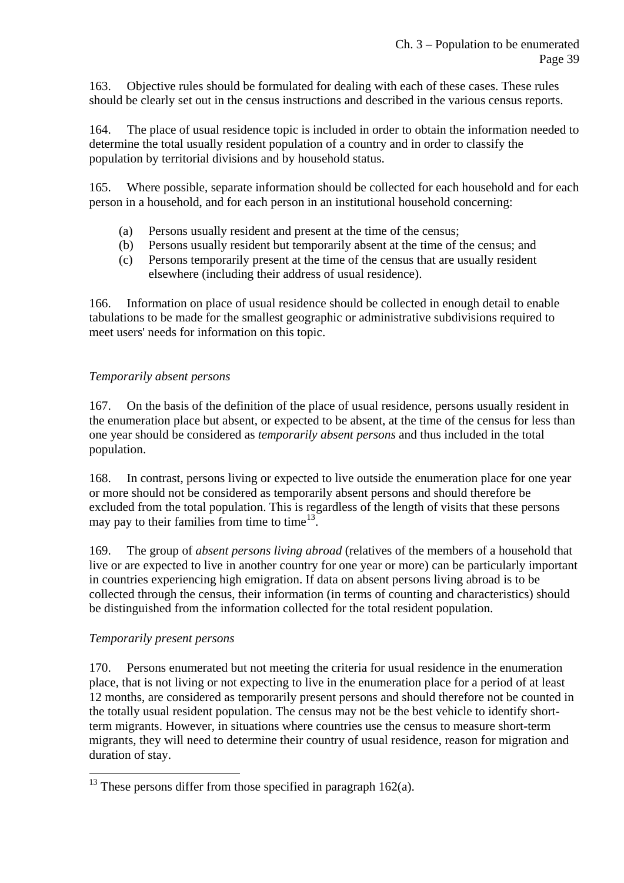163. Objective rules should be formulated for dealing with each of these cases. These rules should be clearly set out in the census instructions and described in the various census reports.

164. The place of usual residence topic is included in order to obtain the information needed to determine the total usually resident population of a country and in order to classify the population by territorial divisions and by household status.

165. Where possible, separate information should be collected for each household and for each person in a household, and for each person in an institutional household concerning:

(a) Persons usually resident and present at the time of the census;
(b) Persons usually resident but temporarily absent at the time of the census; and
(c) Persons temporarily present at the time of the census that are usually resident elsewhere (including their address of usual residence).

166. Information on place of usual residence should be collected in enough detail to enable tabulations to be made for the smallest geographic or administrative subdivisions required to meet users' needs for information on this topic.

*Temporarily absent persons*

167. On the basis of the definition of the place of usual residence, persons usually resident in the enumeration place but absent, or expected to be absent, at the time of the census for less than one year should be considered as *temporarily absent persons* and thus included in the total population.

168. In contrast, persons living or expected to live outside the enumeration place for one year or more should not be considered as temporarily absent persons and should therefore be excluded from the total population. This is regardless of the length of visits that these persons may pay to their families from time to time[13].

169. The group of *absent persons living abroad* (relatives of the members of a household that live or are expected to live in another country for one year or more) can be particularly important in countries experiencing high emigration. If data on absent persons living abroad is to be collected through the census, their information (in terms of counting and characteristics) should be distinguished from the information collected for the total resident population.

*Temporarily present persons*

170. Persons enumerated but not meeting the criteria for usual residence in the enumeration place, that is not living or not expecting to live in the enumeration place for a period of at least 12 months, are considered as temporarily present persons and should therefore not be counted in the totally usual resident population. The census may not be the best vehicle to identify short-term migrants. However, in situations where countries use the census to measure short-term migrants, they will need to determine their country of usual residence, reason for migration and duration of stay.

---

[13] These persons differ from those specified in paragraph 162(a).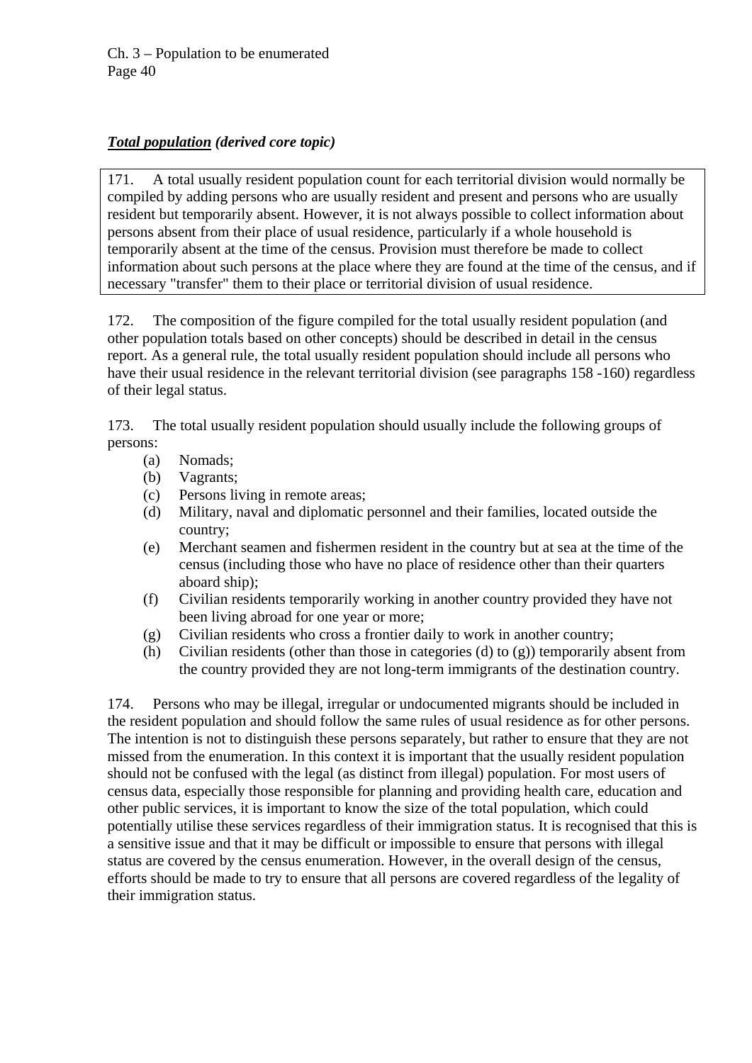***Total population*** ***(derived core topic)***

171. A total usually resident population count for each territorial division would normally be compiled by adding persons who are usually resident and present and persons who are usually resident but temporarily absent. However, it is not always possible to collect information about persons absent from their place of usual residence, particularly if a whole household is temporarily absent at the time of the census. Provision must therefore be made to collect information about such persons at the place where they are found at the time of the census, and if necessary "transfer" them to their place or territorial division of usual residence.

172. The composition of the figure compiled for the total usually resident population (and other population totals based on other concepts) should be described in detail in the census report. As a general rule, the total usually resident population should include all persons who have their usual residence in the relevant territorial division (see paragraphs 158 -160) regardless of their legal status.

173. The total usually resident population should usually include the following groups of persons:

(a) Nomads;
(b) Vagrants;
(c) Persons living in remote areas;
(d) Military, naval and diplomatic personnel and their families, located outside the country;
(e) Merchant seamen and fishermen resident in the country but at sea at the time of the census (including those who have no place of residence other than their quarters aboard ship);
(f) Civilian residents temporarily working in another country provided they have not been living abroad for one year or more;
(g) Civilian residents who cross a frontier daily to work in another country;
(h) Civilian residents (other than those in categories (d) to (g)) temporarily absent from the country provided they are not long-term immigrants of the destination country.

174. Persons who may be illegal, irregular or undocumented migrants should be included in the resident population and should follow the same rules of usual residence as for other persons. The intention is not to distinguish these persons separately, but rather to ensure that they are not missed from the enumeration. In this context it is important that the usually resident population should not be confused with the legal (as distinct from illegal) population. For most users of census data, especially those responsible for planning and providing health care, education and other public services, it is important to know the size of the total population, which could potentially utilise these services regardless of their immigration status. It is recognised that this is a sensitive issue and that it may be difficult or impossible to ensure that persons with illegal status are covered by the census enumeration. However, in the overall design of the census, efforts should be made to try to ensure that all persons are covered regardless of the legality of their immigration status.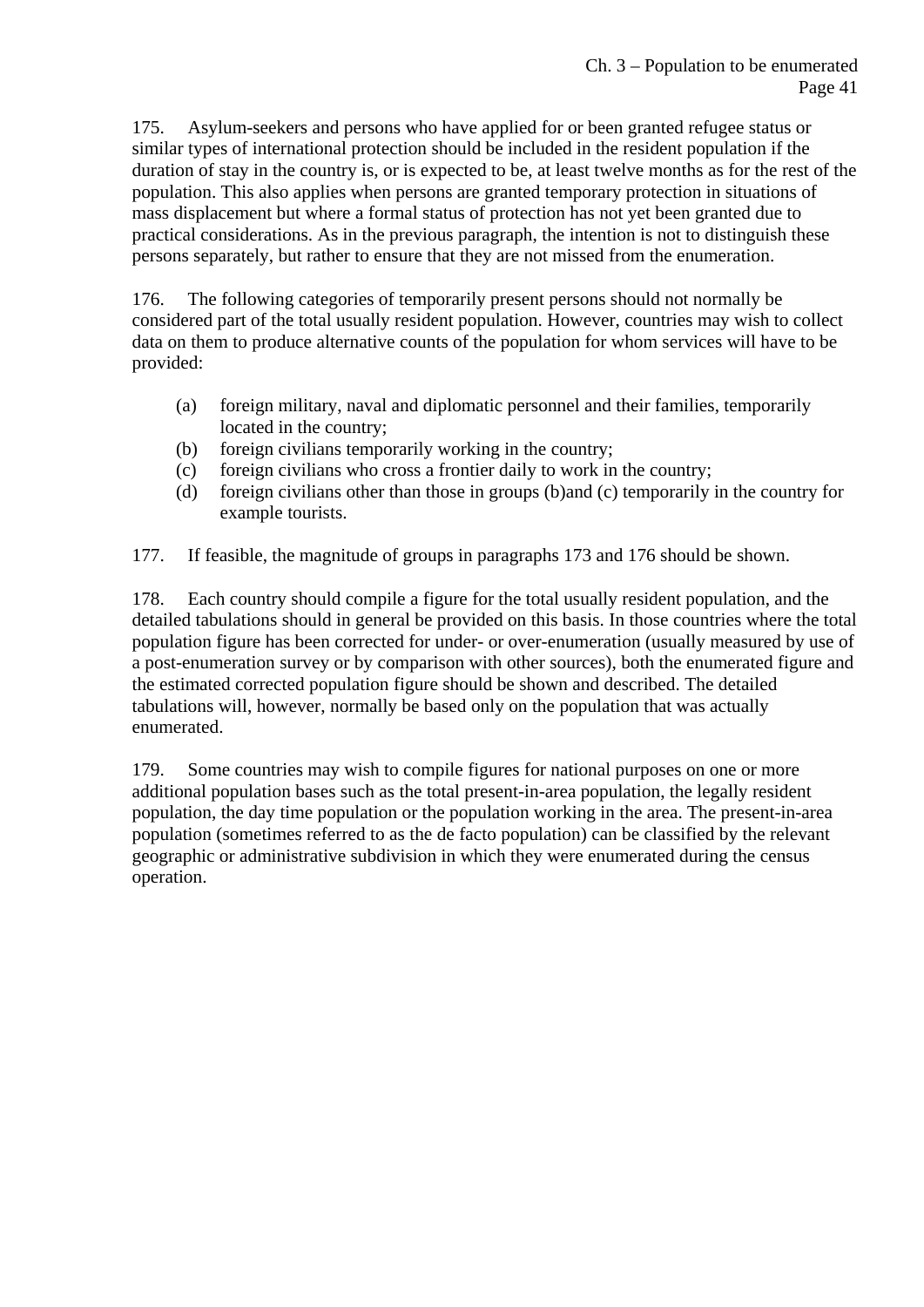175. Asylum-seekers and persons who have applied for or been granted refugee status or similar types of international protection should be included in the resident population if the duration of stay in the country is, or is expected to be, at least twelve months as for the rest of the population. This also applies when persons are granted temporary protection in situations of mass displacement but where a formal status of protection has not yet been granted due to practical considerations. As in the previous paragraph, the intention is not to distinguish these persons separately, but rather to ensure that they are not missed from the enumeration.

176. The following categories of temporarily present persons should not normally be considered part of the total usually resident population. However, countries may wish to collect data on them to produce alternative counts of the population for whom services will have to be provided:

(a) foreign military, naval and diplomatic personnel and their families, temporarily located in the country;
(b) foreign civilians temporarily working in the country;
(c) foreign civilians who cross a frontier daily to work in the country;
(d) foreign civilians other than those in groups (b)and (c) temporarily in the country for example tourists.

177. If feasible, the magnitude of groups in paragraphs 173 and 176 should be shown.

178. Each country should compile a figure for the total usually resident population, and the detailed tabulations should in general be provided on this basis. In those countries where the total population figure has been corrected for under- or over-enumeration (usually measured by use of a post-enumeration survey or by comparison with other sources), both the enumerated figure and the estimated corrected population figure should be shown and described. The detailed tabulations will, however, normally be based only on the population that was actually enumerated.

179. Some countries may wish to compile figures for national purposes on one or more additional population bases such as the total present-in-area population, the legally resident population, the day time population or the population working in the area. The present-in-area population (sometimes referred to as the de facto population) can be classified by the relevant geographic or administrative subdivision in which they were enumerated during the census operation.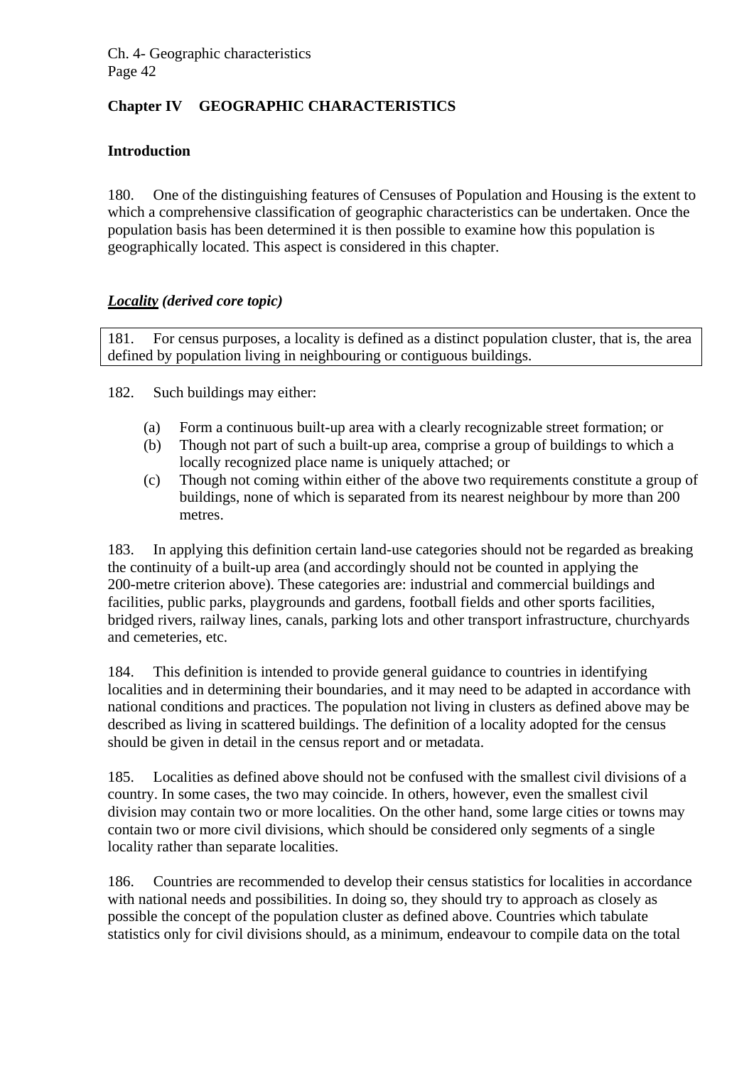## Chapter IV GEOGRAPHIC CHARACTERISTICS

### Introduction

180. One of the distinguishing features of Censuses of Population and Housing is the extent to which a comprehensive classification of geographic characteristics can be undertaken. Once the population basis has been determined it is then possible to examine how this population is geographically located. This aspect is considered in this chapter.

### ***Locality*** *(derived core topic)*

181. For census purposes, a locality is defined as a distinct population cluster, that is, the area defined by population living in neighbouring or contiguous buildings.

182. Such buildings may either:

(a) Form a continuous built-up area with a clearly recognizable street formation; or
(b) Though not part of such a built-up area, comprise a group of buildings to which a locally recognized place name is uniquely attached; or
(c) Though not coming within either of the above two requirements constitute a group of buildings, none of which is separated from its nearest neighbour by more than 200 metres.

183. In applying this definition certain land-use categories should not be regarded as breaking the continuity of a built-up area (and accordingly should not be counted in applying the 200-metre criterion above). These categories are: industrial and commercial buildings and facilities, public parks, playgrounds and gardens, football fields and other sports facilities, bridged rivers, railway lines, canals, parking lots and other transport infrastructure, churchyards and cemeteries, etc.

184. This definition is intended to provide general guidance to countries in identifying localities and in determining their boundaries, and it may need to be adapted in accordance with national conditions and practices. The population not living in clusters as defined above may be described as living in scattered buildings. The definition of a locality adopted for the census should be given in detail in the census report and or metadata.

185. Localities as defined above should not be confused with the smallest civil divisions of a country. In some cases, the two may coincide. In others, however, even the smallest civil division may contain two or more localities. On the other hand, some large cities or towns may contain two or more civil divisions, which should be considered only segments of a single locality rather than separate localities.

186. Countries are recommended to develop their census statistics for localities in accordance with national needs and possibilities. In doing so, they should try to approach as closely as possible the concept of the population cluster as defined above. Countries which tabulate statistics only for civil divisions should, as a minimum, endeavour to compile data on the total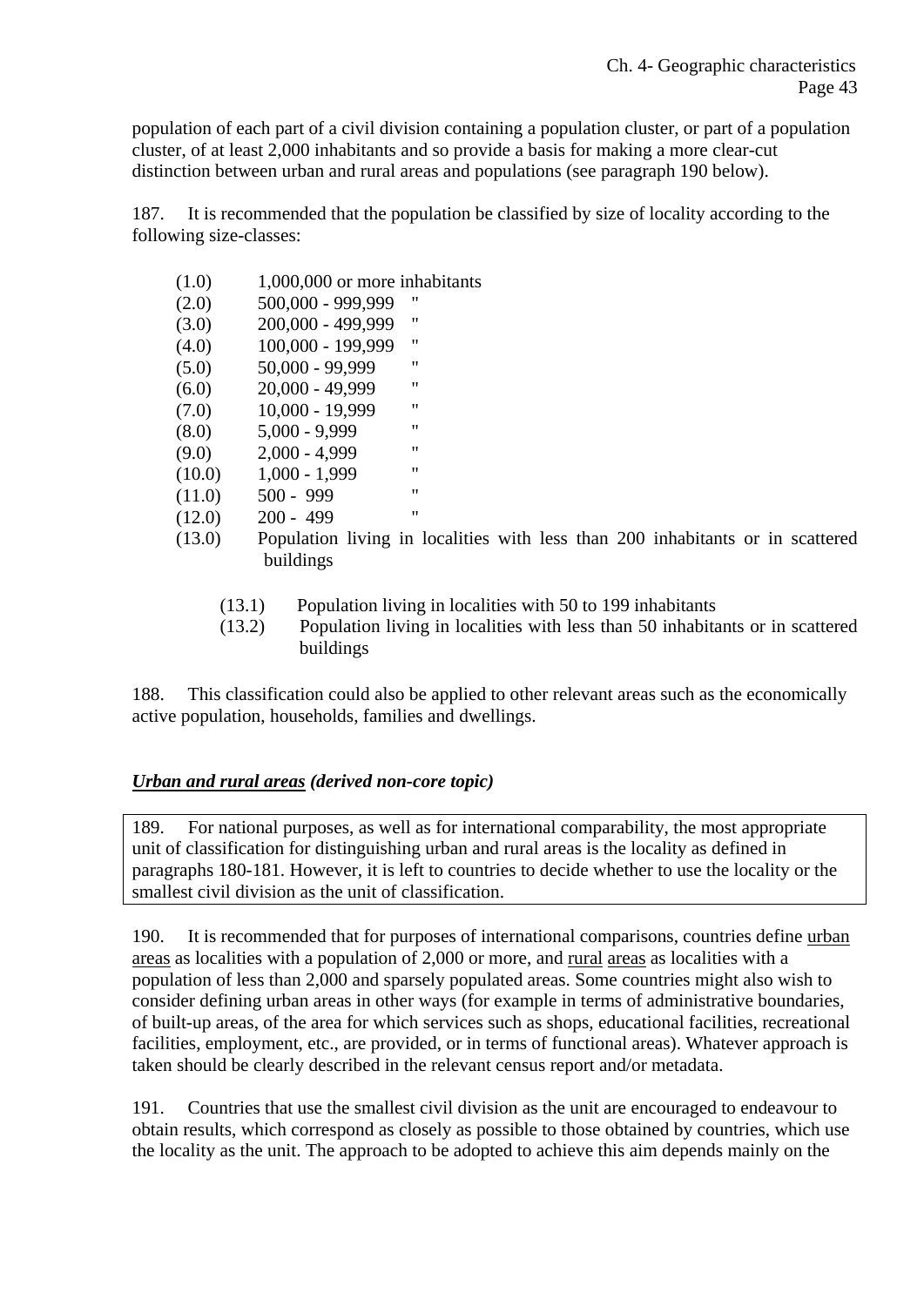population of each part of a civil division containing a population cluster, or part of a population cluster, of at least 2,000 inhabitants and so provide a basis for making a more clear-cut distinction between urban and rural areas and populations (see paragraph 190 below).

187. It is recommended that the population be classified by size of locality according to the following size-classes:

- (1.0) 1,000,000 or more inhabitants
- (2.0) 500,000 - 999,999 "
- (3.0) 200,000 - 499,999 "
- (4.0) 100,000 - 199,999 "
- (5.0) 50,000 - 99,999 "
- (6.0) 20,000 - 49,999 "
- (7.0) 10,000 - 19,999 "
- (8.0) 5,000 - 9,999 "
- (9.0) 2,000 - 4,999 "
- (10.0) 1,000 - 1,999 "
- (11.0) 500 - 999 "
- (12.0) 200 - 499 "
- (13.0) Population living in localities with less than 200 inhabitants or in scattered buildings
  - (13.1) Population living in localities with 50 to 199 inhabitants
  - (13.2) Population living in localities with less than 50 inhabitants or in scattered buildings

188. This classification could also be applied to other relevant areas such as the economically active population, households, families and dwellings.

***Urban and rural areas** (derived non-core topic)*

189. For national purposes, as well as for international comparability, the most appropriate unit of classification for distinguishing urban and rural areas is the locality as defined in paragraphs 180-181. However, it is left to countries to decide whether to use the locality or the smallest civil division as the unit of classification.

190. It is recommended that for purposes of international comparisons, countries define urban areas as localities with a population of 2,000 or more, and rural areas as localities with a population of less than 2,000 and sparsely populated areas. Some countries might also wish to consider defining urban areas in other ways (for example in terms of administrative boundaries, of built-up areas, of the area for which services such as shops, educational facilities, recreational facilities, employment, etc., are provided, or in terms of functional areas). Whatever approach is taken should be clearly described in the relevant census report and/or metadata.

191. Countries that use the smallest civil division as the unit are encouraged to endeavour to obtain results, which correspond as closely as possible to those obtained by countries, which use the locality as the unit. The approach to be adopted to achieve this aim depends mainly on the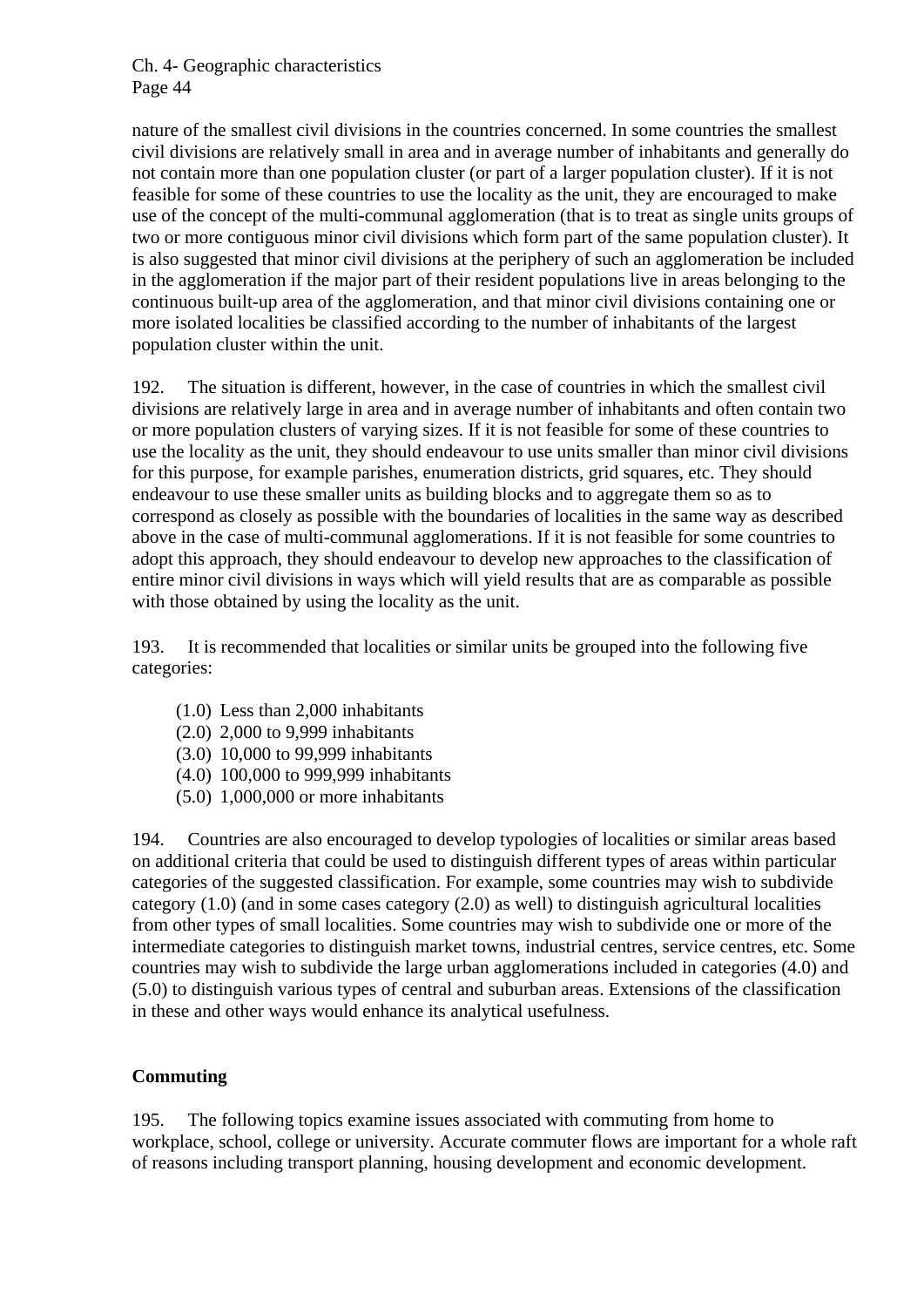nature of the smallest civil divisions in the countries concerned. In some countries the smallest civil divisions are relatively small in area and in average number of inhabitants and generally do not contain more than one population cluster (or part of a larger population cluster). If it is not feasible for some of these countries to use the locality as the unit, they are encouraged to make use of the concept of the multi-communal agglomeration (that is to treat as single units groups of two or more contiguous minor civil divisions which form part of the same population cluster). It is also suggested that minor civil divisions at the periphery of such an agglomeration be included in the agglomeration if the major part of their resident populations live in areas belonging to the continuous built-up area of the agglomeration, and that minor civil divisions containing one or more isolated localities be classified according to the number of inhabitants of the largest population cluster within the unit.

192. The situation is different, however, in the case of countries in which the smallest civil divisions are relatively large in area and in average number of inhabitants and often contain two or more population clusters of varying sizes. If it is not feasible for some of these countries to use the locality as the unit, they should endeavour to use units smaller than minor civil divisions for this purpose, for example parishes, enumeration districts, grid squares, etc. They should endeavour to use these smaller units as building blocks and to aggregate them so as to correspond as closely as possible with the boundaries of localities in the same way as described above in the case of multi-communal agglomerations. If it is not feasible for some countries to adopt this approach, they should endeavour to develop new approaches to the classification of entire minor civil divisions in ways which will yield results that are as comparable as possible with those obtained by using the locality as the unit.

193. It is recommended that localities or similar units be grouped into the following five categories:

(1.0) Less than 2,000 inhabitants
(2.0) 2,000 to 9,999 inhabitants
(3.0) 10,000 to 99,999 inhabitants
(4.0) 100,000 to 999,999 inhabitants
(5.0) 1,000,000 or more inhabitants

194. Countries are also encouraged to develop typologies of localities or similar areas based on additional criteria that could be used to distinguish different types of areas within particular categories of the suggested classification. For example, some countries may wish to subdivide category (1.0) (and in some cases category (2.0) as well) to distinguish agricultural localities from other types of small localities. Some countries may wish to subdivide one or more of the intermediate categories to distinguish market towns, industrial centres, service centres, etc. Some countries may wish to subdivide the large urban agglomerations included in categories (4.0) and (5.0) to distinguish various types of central and suburban areas. Extensions of the classification in these and other ways would enhance its analytical usefulness.

**Commuting**

195. The following topics examine issues associated with commuting from home to workplace, school, college or university. Accurate commuter flows are important for a whole raft of reasons including transport planning, housing development and economic development.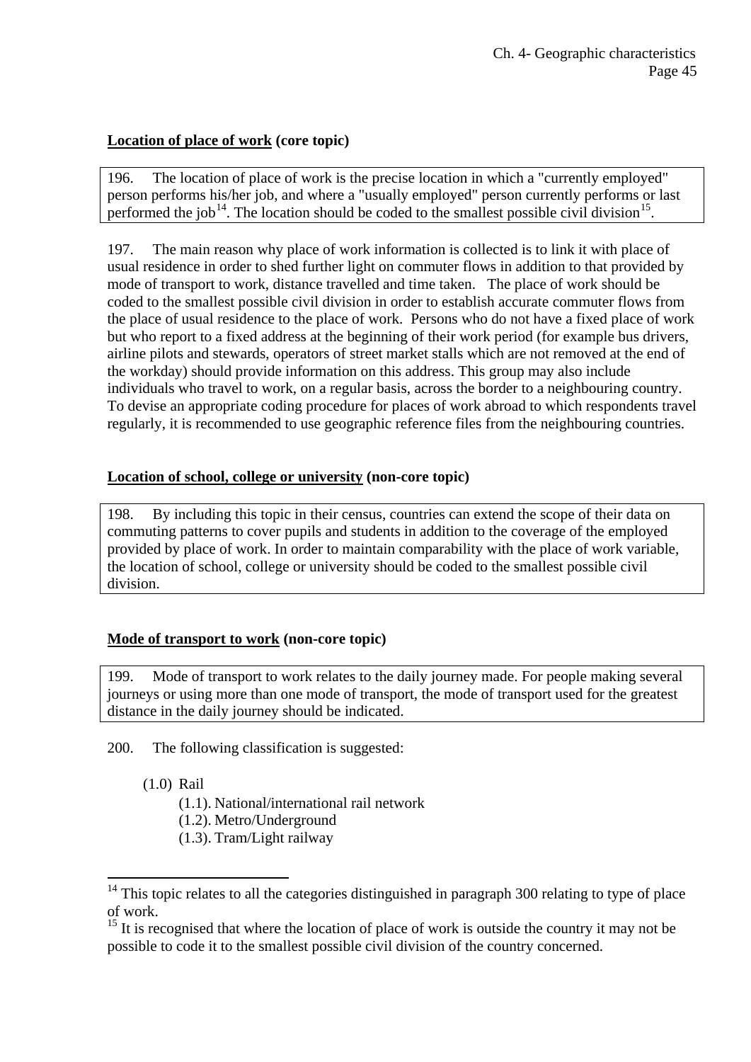**<u>Location of place of work</u> (core topic)**

196. The location of place of work is the precise location in which a "currently employed" person performs his/her job, and where a "usually employed" person currently performs or last performed the job[14]. The location should be coded to the smallest possible civil division[15].

197. The main reason why place of work information is collected is to link it with place of usual residence in order to shed further light on commuter flows in addition to that provided by mode of transport to work, distance travelled and time taken. The place of work should be coded to the smallest possible civil division in order to establish accurate commuter flows from the place of usual residence to the place of work. Persons who do not have a fixed place of work but who report to a fixed address at the beginning of their work period (for example bus drivers, airline pilots and stewards, operators of street market stalls which are not removed at the end of the workday) should provide information on this address. This group may also include individuals who travel to work, on a regular basis, across the border to a neighbouring country. To devise an appropriate coding procedure for places of work abroad to which respondents travel regularly, it is recommended to use geographic reference files from the neighbouring countries.

**<u>Location of school, college or university</u> (non-core topic)**

198. By including this topic in their census, countries can extend the scope of their data on commuting patterns to cover pupils and students in addition to the coverage of the employed provided by place of work. In order to maintain comparability with the place of work variable, the location of school, college or university should be coded to the smallest possible civil division.

**<u>Mode of transport to work</u> (non-core topic)**

199. Mode of transport to work relates to the daily journey made. For people making several journeys or using more than one mode of transport, the mode of transport used for the greatest distance in the daily journey should be indicated.

200. The following classification is suggested:

- (1.0) Rail
  - (1.1). National/international rail network
  - (1.2). Metro/Underground
  - (1.3). Tram/Light railway

---

[14] This topic relates to all the categories distinguished in paragraph 300 relating to type of place of work.

[15] It is recognised that where the location of place of work is outside the country it may not be possible to code it to the smallest possible civil division of the country concerned.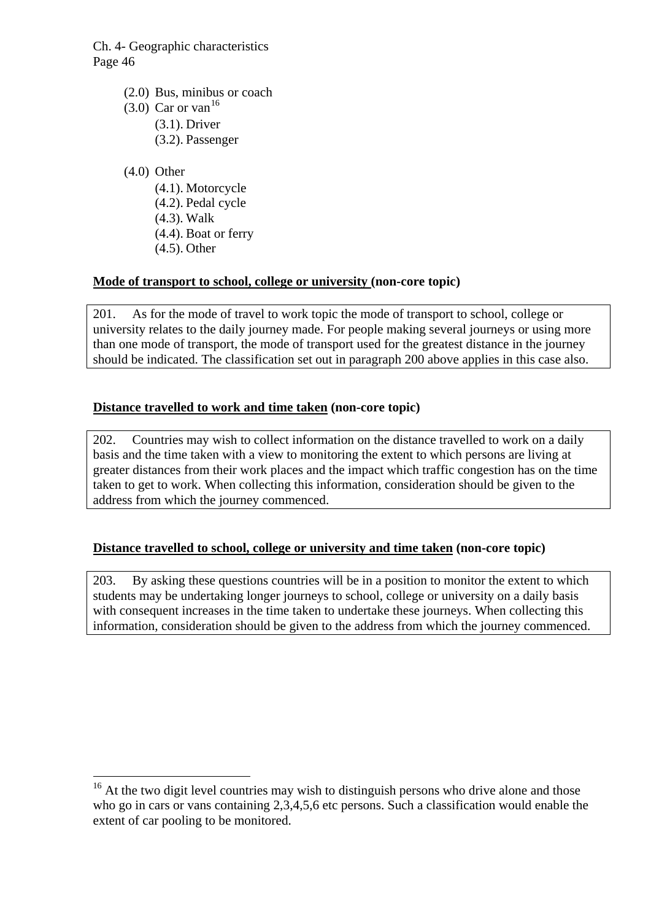- (2.0) Bus, minibus or coach
- (3.0) Car or van[16]
    - (3.1). Driver
    - (3.2). Passenger

- (4.0) Other
    - (4.1). Motorcycle
    - (4.2). Pedal cycle
    - (4.3). Walk
    - (4.4). Boat or ferry
    - (4.5). Other

**Mode of transport to school, college or university (non-core topic)**

201. As for the mode of travel to work topic the mode of transport to school, college or university relates to the daily journey made. For people making several journeys or using more than one mode of transport, the mode of transport used for the greatest distance in the journey should be indicated. The classification set out in paragraph 200 above applies in this case also.

**Distance travelled to work and time taken (non-core topic)**

202. Countries may wish to collect information on the distance travelled to work on a daily basis and the time taken with a view to monitoring the extent to which persons are living at greater distances from their work places and the impact which traffic congestion has on the time taken to get to work. When collecting this information, consideration should be given to the address from which the journey commenced.

**Distance travelled to school, college or university and time taken (non-core topic)**

203. By asking these questions countries will be in a position to monitor the extent to which students may be undertaking longer journeys to school, college or university on a daily basis with consequent increases in the time taken to undertake these journeys. When collecting this information, consideration should be given to the address from which the journey commenced.

---

[16] At the two digit level countries may wish to distinguish persons who drive alone and those who go in cars or vans containing 2,3,4,5,6 etc persons. Such a classification would enable the extent of car pooling to be monitored.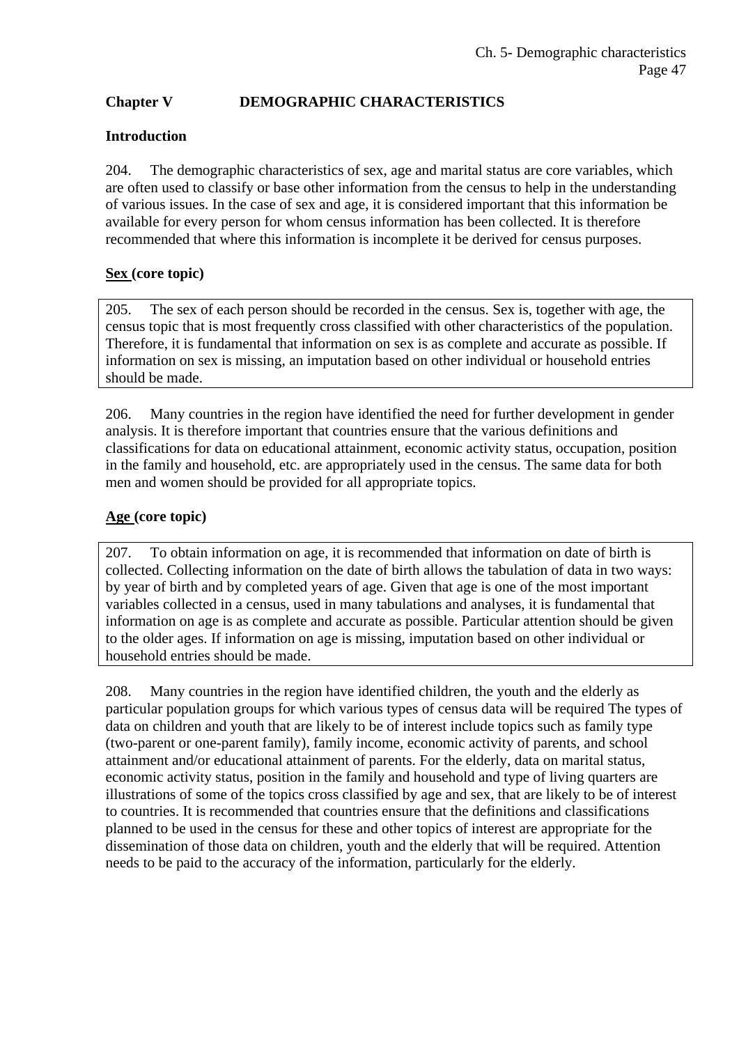## Chapter V DEMOGRAPHIC CHARACTERISTICS

### Introduction

204. The demographic characteristics of sex, age and marital status are core variables, which are often used to classify or base other information from the census to help in the understanding of various issues. In the case of sex and age, it is considered important that this information be available for every person for whom census information has been collected. It is therefore recommended that where this information is incomplete it be derived for census purposes.

### Sex (core topic)

205. The sex of each person should be recorded in the census. Sex is, together with age, the census topic that is most frequently cross classified with other characteristics of the population. Therefore, it is fundamental that information on sex is as complete and accurate as possible. If information on sex is missing, an imputation based on other individual or household entries should be made.

206. Many countries in the region have identified the need for further development in gender analysis. It is therefore important that countries ensure that the various definitions and classifications for data on educational attainment, economic activity status, occupation, position in the family and household, etc. are appropriately used in the census. The same data for both men and women should be provided for all appropriate topics.

### Age (core topic)

207. To obtain information on age, it is recommended that information on date of birth is collected. Collecting information on the date of birth allows the tabulation of data in two ways: by year of birth and by completed years of age. Given that age is one of the most important variables collected in a census, used in many tabulations and analyses, it is fundamental that information on age is as complete and accurate as possible. Particular attention should be given to the older ages. If information on age is missing, imputation based on other individual or household entries should be made.

208. Many countries in the region have identified children, the youth and the elderly as particular population groups for which various types of census data will be required The types of data on children and youth that are likely to be of interest include topics such as family type (two-parent or one-parent family), family income, economic activity of parents, and school attainment and/or educational attainment of parents. For the elderly, data on marital status, economic activity status, position in the family and household and type of living quarters are illustrations of some of the topics cross classified by age and sex, that are likely to be of interest to countries. It is recommended that countries ensure that the definitions and classifications planned to be used in the census for these and other topics of interest are appropriate for the dissemination of those data on children, youth and the elderly that will be required. Attention needs to be paid to the accuracy of the information, particularly for the elderly.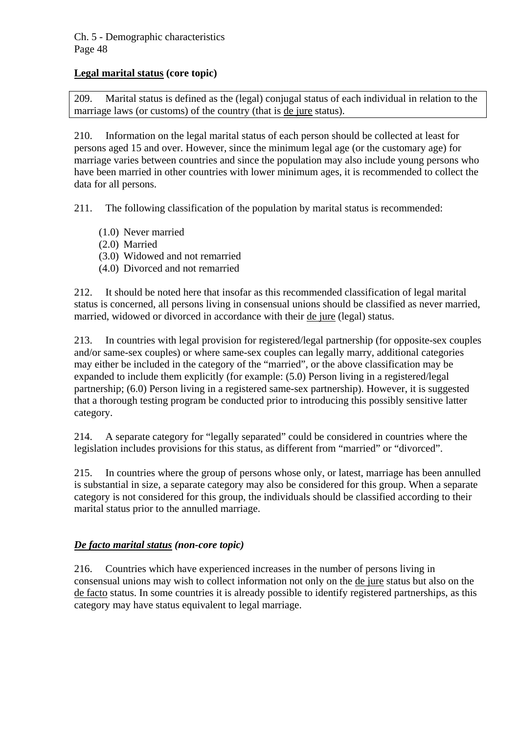**<u>Legal marital status</u> (core topic)**

209. Marital status is defined as the (legal) conjugal status of each individual in relation to the marriage laws (or customs) of the country (that is <u>de jure</u> status).

210. Information on the legal marital status of each person should be collected at least for persons aged 15 and over. However, since the minimum legal age (or the customary age) for marriage varies between countries and since the population may also include young persons who have been married in other countries with lower minimum ages, it is recommended to collect the data for all persons.

211. The following classification of the population by marital status is recommended:

- (1.0) Never married
- (2.0) Married
- (3.0) Widowed and not remarried
- (4.0) Divorced and not remarried

212. It should be noted here that insofar as this recommended classification of legal marital status is concerned, all persons living in consensual unions should be classified as never married, married, widowed or divorced in accordance with their <u>de jure</u> (legal) status.

213. In countries with legal provision for registered/legal partnership (for opposite-sex couples and/or same-sex couples) or where same-sex couples can legally marry, additional categories may either be included in the category of the "married", or the above classification may be expanded to include them explicitly (for example: (5.0) Person living in a registered/legal partnership; (6.0) Person living in a registered same-sex partnership). However, it is suggested that a thorough testing program be conducted prior to introducing this possibly sensitive latter category.

214. A separate category for "legally separated" could be considered in countries where the legislation includes provisions for this status, as different from "married" or "divorced".

215. In countries where the group of persons whose only, or latest, marriage has been annulled is substantial in size, a separate category may also be considered for this group. When a separate category is not considered for this group, the individuals should be classified according to their marital status prior to the annulled marriage.

***<u>De facto marital status</u> (non-core topic)***

216. Countries which have experienced increases in the number of persons living in consensual unions may wish to collect information not only on the <u>de jure</u> status but also on the <u>de facto</u> status. In some countries it is already possible to identify registered partnerships, as this category may have status equivalent to legal marriage.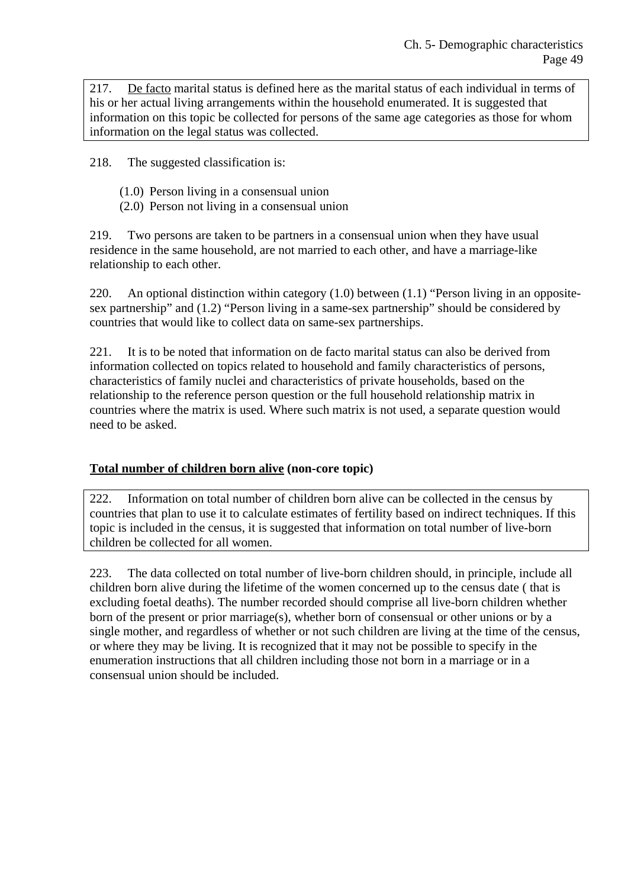217. De facto marital status is defined here as the marital status of each individual in terms of his or her actual living arrangements within the household enumerated. It is suggested that information on this topic be collected for persons of the same age categories as those for whom information on the legal status was collected.

218. The suggested classification is:

(1.0) Person living in a consensual union
(2.0) Person not living in a consensual union

219. Two persons are taken to be partners in a consensual union when they have usual residence in the same household, are not married to each other, and have a marriage-like relationship to each other.

220. An optional distinction within category (1.0) between (1.1) "Person living in an opposite-sex partnership" and (1.2) "Person living in a same-sex partnership" should be considered by countries that would like to collect data on same-sex partnerships.

221. It is to be noted that information on de facto marital status can also be derived from information collected on topics related to household and family characteristics of persons, characteristics of family nuclei and characteristics of private households, based on the relationship to the reference person question or the full household relationship matrix in countries where the matrix is used. Where such matrix is not used, a separate question would need to be asked.

**Total number of children born alive (non-core topic)**

222. Information on total number of children born alive can be collected in the census by countries that plan to use it to calculate estimates of fertility based on indirect techniques. If this topic is included in the census, it is suggested that information on total number of live-born children be collected for all women.

223. The data collected on total number of live-born children should, in principle, include all children born alive during the lifetime of the women concerned up to the census date ( that is excluding foetal deaths). The number recorded should comprise all live-born children whether born of the present or prior marriage(s), whether born of consensual or other unions or by a single mother, and regardless of whether or not such children are living at the time of the census, or where they may be living. It is recognized that it may not be possible to specify in the enumeration instructions that all children including those not born in a marriage or in a consensual union should be included.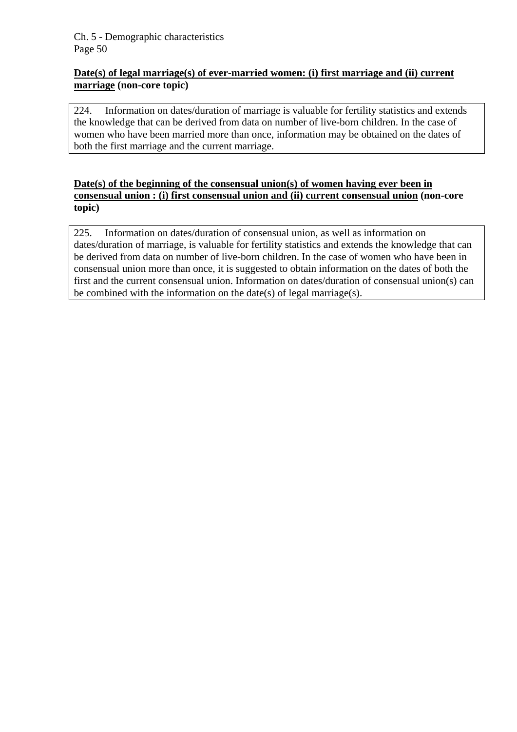**<u>Date(s) of legal marriage(s) of ever-married women: (i) first marriage and (ii) current marriage</u> (non-core topic)**

224. Information on dates/duration of marriage is valuable for fertility statistics and extends the knowledge that can be derived from data on number of live-born children. In the case of women who have been married more than once, information may be obtained on the dates of both the first marriage and the current marriage.

**<u>Date(s) of the beginning of the consensual union(s) of women having ever been in consensual union : (i) first consensual union and (ii) current consensual union</u> (non-core topic)**

225. Information on dates/duration of consensual union, as well as information on dates/duration of marriage, is valuable for fertility statistics and extends the knowledge that can be derived from data on number of live-born children. In the case of women who have been in consensual union more than once, it is suggested to obtain information on the dates of both the first and the current consensual union. Information on dates/duration of consensual union(s) can be combined with the information on the date(s) of legal marriage(s).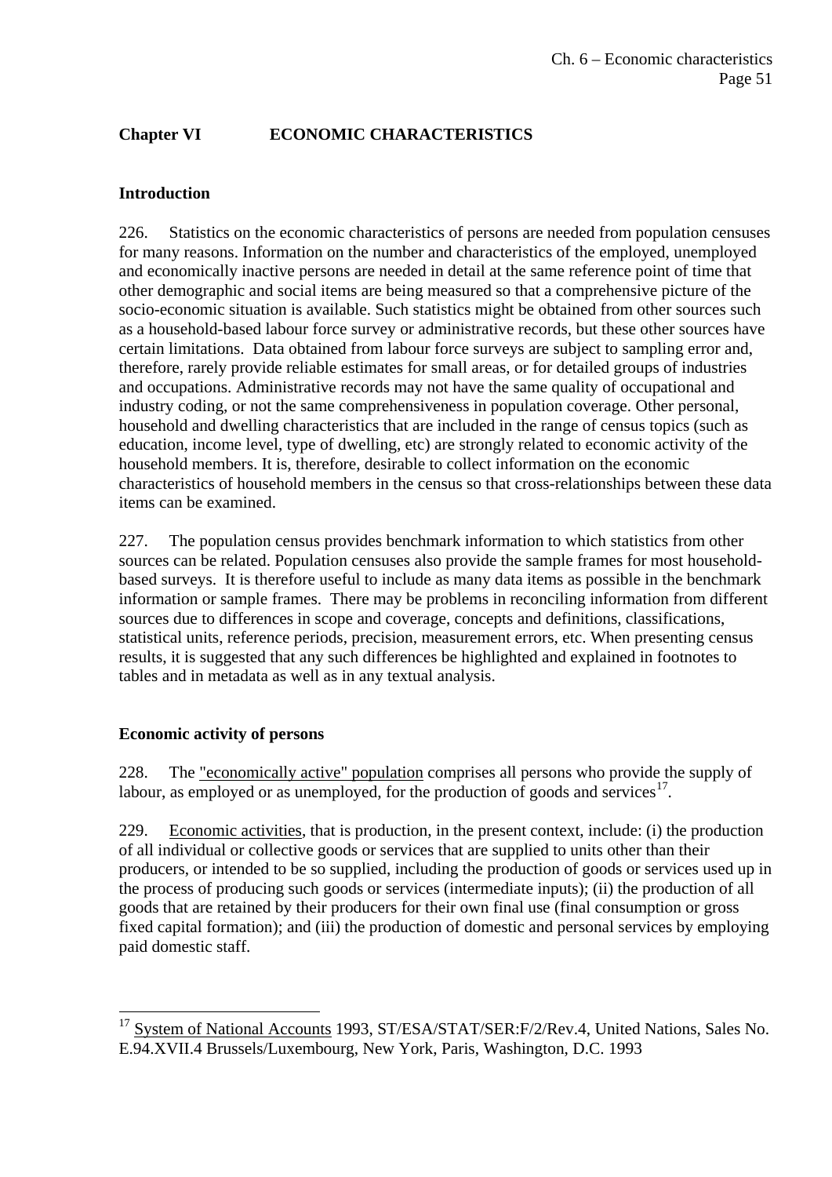## Chapter VI ECONOMIC CHARACTERISTICS

### Introduction

226. Statistics on the economic characteristics of persons are needed from population censuses for many reasons. Information on the number and characteristics of the employed, unemployed and economically inactive persons are needed in detail at the same reference point of time that other demographic and social items are being measured so that a comprehensive picture of the socio-economic situation is available. Such statistics might be obtained from other sources such as a household-based labour force survey or administrative records, but these other sources have certain limitations. Data obtained from labour force surveys are subject to sampling error and, therefore, rarely provide reliable estimates for small areas, or for detailed groups of industries and occupations. Administrative records may not have the same quality of occupational and industry coding, or not the same comprehensiveness in population coverage. Other personal, household and dwelling characteristics that are included in the range of census topics (such as education, income level, type of dwelling, etc) are strongly related to economic activity of the household members. It is, therefore, desirable to collect information on the economic characteristics of household members in the census so that cross-relationships between these data items can be examined.

227. The population census provides benchmark information to which statistics from other sources can be related. Population censuses also provide the sample frames for most household-based surveys. It is therefore useful to include as many data items as possible in the benchmark information or sample frames. There may be problems in reconciling information from different sources due to differences in scope and coverage, concepts and definitions, classifications, statistical units, reference periods, precision, measurement errors, etc. When presenting census results, it is suggested that any such differences be highlighted and explained in footnotes to tables and in metadata as well as in any textual analysis.

### Economic activity of persons

228. The "economically active" population comprises all persons who provide the supply of labour, as employed or as unemployed, for the production of goods and services[17].

229. Economic activities, that is production, in the present context, include: (i) the production of all individual or collective goods or services that are supplied to units other than their producers, or intended to be so supplied, including the production of goods or services used up in the process of producing such goods or services (intermediate inputs); (ii) the production of all goods that are retained by their producers for their own final use (final consumption or gross fixed capital formation); and (iii) the production of domestic and personal services by employing paid domestic staff.

---

[17] System of National Accounts 1993, ST/ESA/STAT/SER:F/2/Rev.4, United Nations, Sales No. E.94.XVII.4 Brussels/Luxembourg, New York, Paris, Washington, D.C. 1993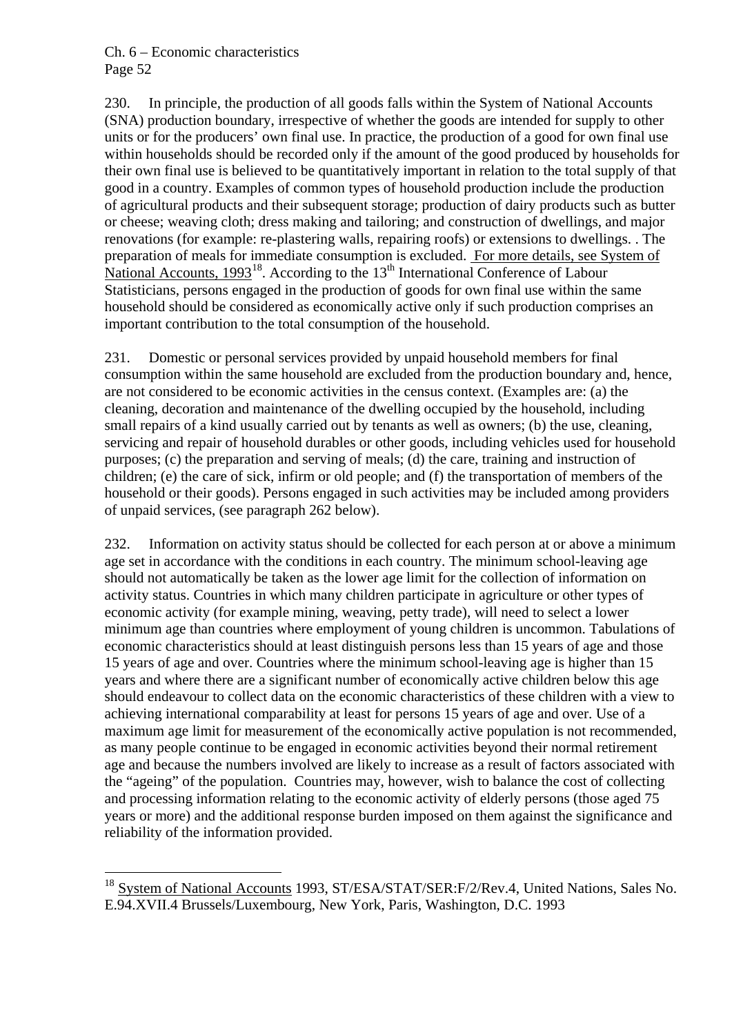230. In principle, the production of all goods falls within the System of National Accounts (SNA) production boundary, irrespective of whether the goods are intended for supply to other units or for the producers' own final use. In practice, the production of a good for own final use within households should be recorded only if the amount of the good produced by households for their own final use is believed to be quantitatively important in relation to the total supply of that good in a country. Examples of common types of household production include the production of agricultural products and their subsequent storage; production of dairy products such as butter or cheese; weaving cloth; dress making and tailoring; and construction of dwellings, and major renovations (for example: re-plastering walls, repairing roofs) or extensions to dwellings. . The preparation of meals for immediate consumption is excluded. For more details, see System of National Accounts, 1993[18]. According to the 13th International Conference of Labour Statisticians, persons engaged in the production of goods for own final use within the same household should be considered as economically active only if such production comprises an important contribution to the total consumption of the household.

231. Domestic or personal services provided by unpaid household members for final consumption within the same household are excluded from the production boundary and, hence, are not considered to be economic activities in the census context. (Examples are: (a) the cleaning, decoration and maintenance of the dwelling occupied by the household, including small repairs of a kind usually carried out by tenants as well as owners; (b) the use, cleaning, servicing and repair of household durables or other goods, including vehicles used for household purposes; (c) the preparation and serving of meals; (d) the care, training and instruction of children; (e) the care of sick, infirm or old people; and (f) the transportation of members of the household or their goods). Persons engaged in such activities may be included among providers of unpaid services, (see paragraph 262 below).

232. Information on activity status should be collected for each person at or above a minimum age set in accordance with the conditions in each country. The minimum school-leaving age should not automatically be taken as the lower age limit for the collection of information on activity status. Countries in which many children participate in agriculture or other types of economic activity (for example mining, weaving, petty trade), will need to select a lower minimum age than countries where employment of young children is uncommon. Tabulations of economic characteristics should at least distinguish persons less than 15 years of age and those 15 years of age and over. Countries where the minimum school-leaving age is higher than 15 years and where there are a significant number of economically active children below this age should endeavour to collect data on the economic characteristics of these children with a view to achieving international comparability at least for persons 15 years of age and over. Use of a maximum age limit for measurement of the economically active population is not recommended, as many people continue to be engaged in economic activities beyond their normal retirement age and because the numbers involved are likely to increase as a result of factors associated with the "ageing" of the population. Countries may, however, wish to balance the cost of collecting and processing information relating to the economic activity of elderly persons (those aged 75 years or more) and the additional response burden imposed on them against the significance and reliability of the information provided.

---

[18] System of National Accounts 1993, ST/ESA/STAT/SER:F/2/Rev.4, United Nations, Sales No. E.94.XVII.4 Brussels/Luxembourg, New York, Paris, Washington, D.C. 1993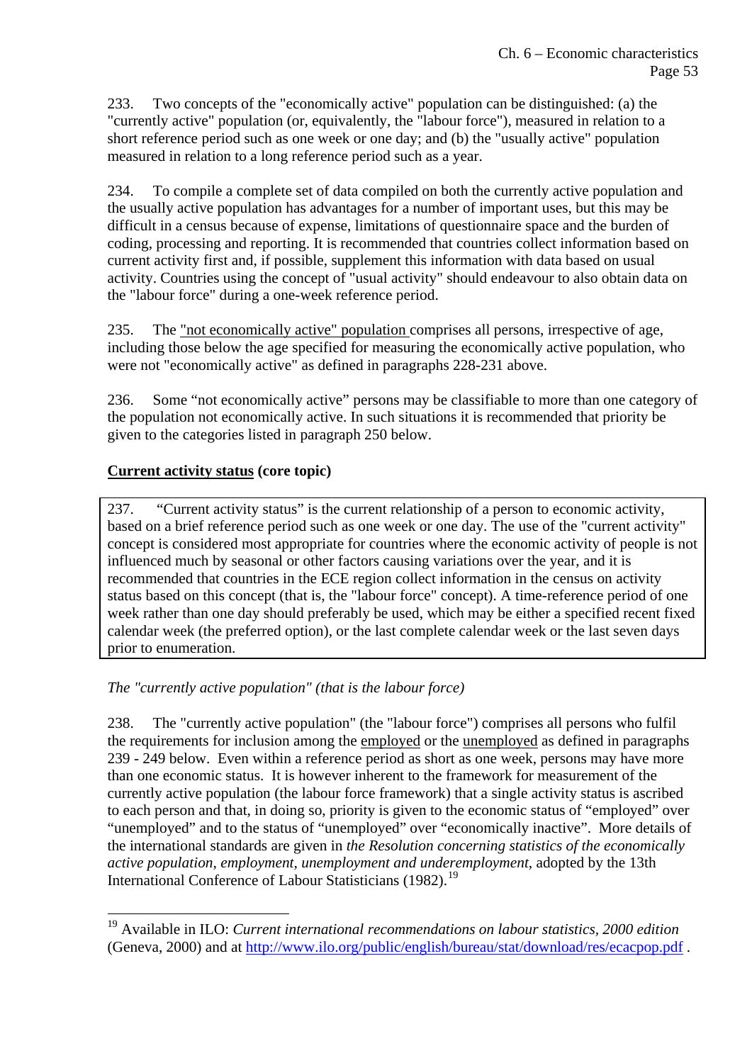233. Two concepts of the "economically active" population can be distinguished: (a) the "currently active" population (or, equivalently, the "labour force"), measured in relation to a short reference period such as one week or one day; and (b) the "usually active" population measured in relation to a long reference period such as a year.

234. To compile a complete set of data compiled on both the currently active population and the usually active population has advantages for a number of important uses, but this may be difficult in a census because of expense, limitations of questionnaire space and the burden of coding, processing and reporting. It is recommended that countries collect information based on current activity first and, if possible, supplement this information with data based on usual activity. Countries using the concept of "usual activity" should endeavour to also obtain data on the "labour force" during a one-week reference period.

235. The "not economically active" population comprises all persons, irrespective of age, including those below the age specified for measuring the economically active population, who were not "economically active" as defined in paragraphs 228-231 above.

236. Some "not economically active" persons may be classifiable to more than one category of the population not economically active. In such situations it is recommended that priority be given to the categories listed in paragraph 250 below.

**Current activity status (core topic)**

> 237. "Current activity status" is the current relationship of a person to economic activity, based on a brief reference period such as one week or one day. The use of the "current activity" concept is considered most appropriate for countries where the economic activity of people is not influenced much by seasonal or other factors causing variations over the year, and it is recommended that countries in the ECE region collect information in the census on activity status based on this concept (that is, the "labour force" concept). A time-reference period of one week rather than one day should preferably be used, which may be either a specified recent fixed calendar week (the preferred option), or the last complete calendar week or the last seven days prior to enumeration.

*The "currently active population" (that is the labour force)*

238. The "currently active population" (the "labour force") comprises all persons who fulfil the requirements for inclusion among the employed or the unemployed as defined in paragraphs 239 - 249 below. Even within a reference period as short as one week, persons may have more than one economic status. It is however inherent to the framework for measurement of the currently active population (the labour force framework) that a single activity status is ascribed to each person and that, in doing so, priority is given to the economic status of "employed" over "unemployed" and to the status of "unemployed" over "economically inactive". More details of the international standards are given in *the Resolution concerning statistics of the economically active population, employment, unemployment and underemployment*, adopted by the 13th International Conference of Labour Statisticians (1982).[19]

---

[19] Available in ILO: *Current international recommendations on labour statistics, 2000 edition* (Geneva, 2000) and at http://www.ilo.org/public/english/bureau/stat/download/res/ecacpop.pdf .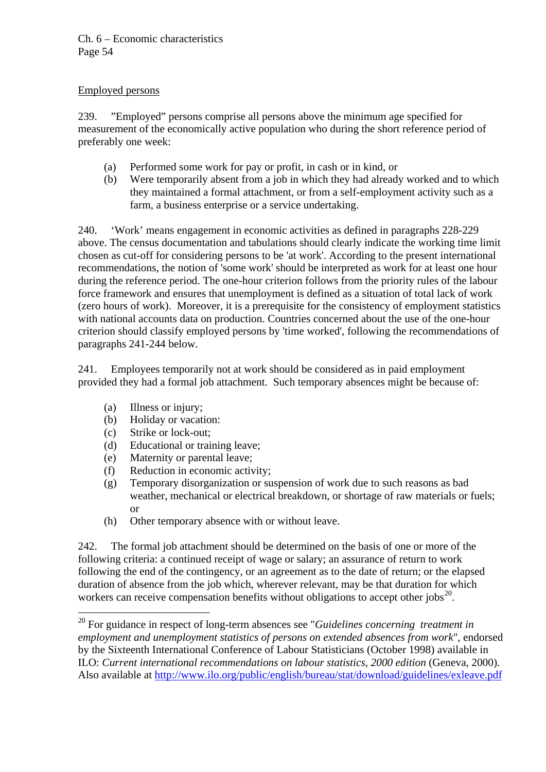Employed persons

239. ”Employed” persons comprise all persons above the minimum age specified for measurement of the economically active population who during the short reference period of preferably one week:

(a) Performed some work for pay or profit, in cash or in kind, or
(b) Were temporarily absent from a job in which they had already worked and to which they maintained a formal attachment, or from a self-employment activity such as a farm, a business enterprise or a service undertaking.

240. ‘Work’ means engagement in economic activities as defined in paragraphs 228-229 above. The census documentation and tabulations should clearly indicate the working time limit chosen as cut-off for considering persons to be 'at work'. According to the present international recommendations, the notion of 'some work' should be interpreted as work for at least one hour during the reference period. The one-hour criterion follows from the priority rules of the labour force framework and ensures that unemployment is defined as a situation of total lack of work (zero hours of work). Moreover, it is a prerequisite for the consistency of employment statistics with national accounts data on production. Countries concerned about the use of the one-hour criterion should classify employed persons by 'time worked', following the recommendations of paragraphs 241-244 below.

241. Employees temporarily not at work should be considered as in paid employment provided they had a formal job attachment. Such temporary absences might be because of:

(a) Illness or injury;
(b) Holiday or vacation:
(c) Strike or lock-out;
(d) Educational or training leave;
(e) Maternity or parental leave;
(f) Reduction in economic activity;
(g) Temporary disorganization or suspension of work due to such reasons as bad weather, mechanical or electrical breakdown, or shortage of raw materials or fuels; or
(h) Other temporary absence with or without leave.

242. The formal job attachment should be determined on the basis of one or more of the following criteria: a continued receipt of wage or salary; an assurance of return to work following the end of the contingency, or an agreement as to the date of return; or the elapsed duration of absence from the job which, wherever relevant, may be that duration for which workers can receive compensation benefits without obligations to accept other jobs[20].

[20] For guidance in respect of long-term absences see "*Guidelines concerning treatment in employment and unemployment statistics of persons on extended absences from work*", endorsed by the Sixteenth International Conference of Labour Statisticians (October 1998) available in ILO: *Current international recommendations on labour statistics, 2000 edition* (Geneva, 2000). Also available at http://www.ilo.org/public/english/bureau/stat/download/guidelines/exleave.pdf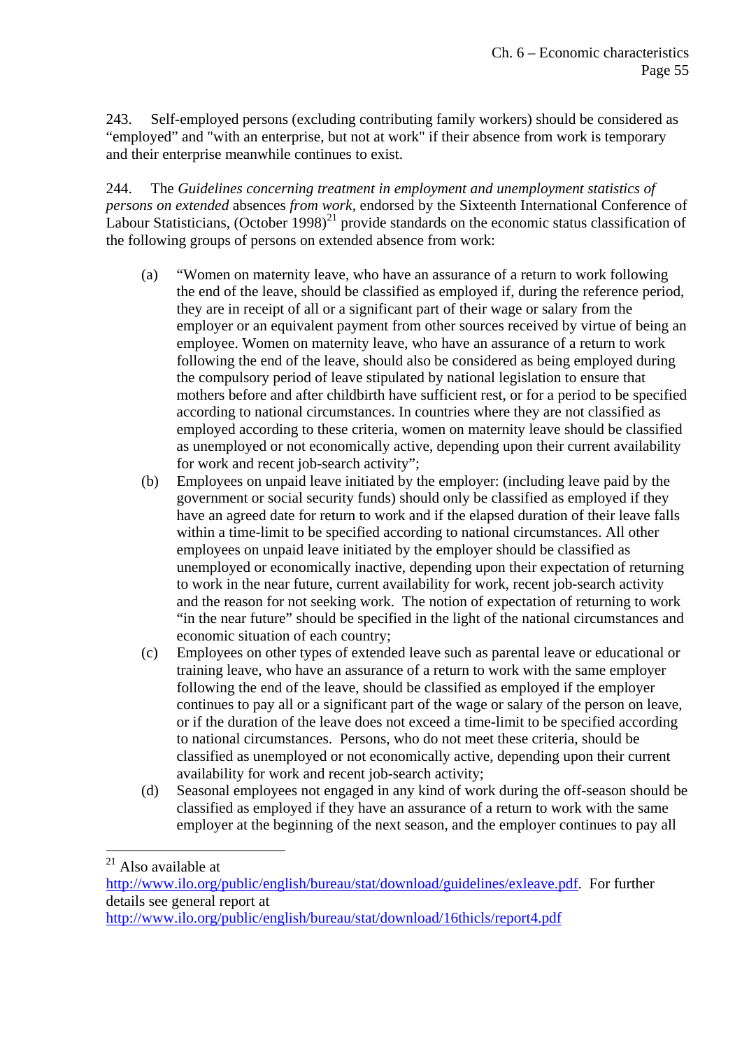243. Self-employed persons (excluding contributing family workers) should be considered as "employed" and "with an enterprise, but not at work" if their absence from work is temporary and their enterprise meanwhile continues to exist.

244. The *Guidelines concerning treatment in employment and unemployment statistics of persons on extended* absences *from work*, endorsed by the Sixteenth International Conference of Labour Statisticians, (October 1998)[21] provide standards on the economic status classification of the following groups of persons on extended absence from work:

(a) "Women on maternity leave, who have an assurance of a return to work following the end of the leave, should be classified as employed if, during the reference period, they are in receipt of all or a significant part of their wage or salary from the employer or an equivalent payment from other sources received by virtue of being an employee. Women on maternity leave, who have an assurance of a return to work following the end of the leave, should also be considered as being employed during the compulsory period of leave stipulated by national legislation to ensure that mothers before and after childbirth have sufficient rest, or for a period to be specified according to national circumstances. In countries where they are not classified as employed according to these criteria, women on maternity leave should be classified as unemployed or not economically active, depending upon their current availability for work and recent job-search activity";

(b) Employees on unpaid leave initiated by the employer: (including leave paid by the government or social security funds) should only be classified as employed if they have an agreed date for return to work and if the elapsed duration of their leave falls within a time-limit to be specified according to national circumstances. All other employees on unpaid leave initiated by the employer should be classified as unemployed or economically inactive, depending upon their expectation of returning to work in the near future, current availability for work, recent job-search activity and the reason for not seeking work. The notion of expectation of returning to work "in the near future" should be specified in the light of the national circumstances and economic situation of each country;

(c) Employees on other types of extended leave such as parental leave or educational or training leave, who have an assurance of a return to work with the same employer following the end of the leave, should be classified as employed if the employer continues to pay all or a significant part of the wage or salary of the person on leave, or if the duration of the leave does not exceed a time-limit to be specified according to national circumstances. Persons, who do not meet these criteria, should be classified as unemployed or not economically active, depending upon their current availability for work and recent job-search activity;

(d) Seasonal employees not engaged in any kind of work during the off-season should be classified as employed if they have an assurance of a return to work with the same employer at the beginning of the next season, and the employer continues to pay all

---

[21] Also available at http://www.ilo.org/public/english/bureau/stat/download/guidelines/exleave.pdf. For further details see general report at http://www.ilo.org/public/english/bureau/stat/download/16thicls/report4.pdf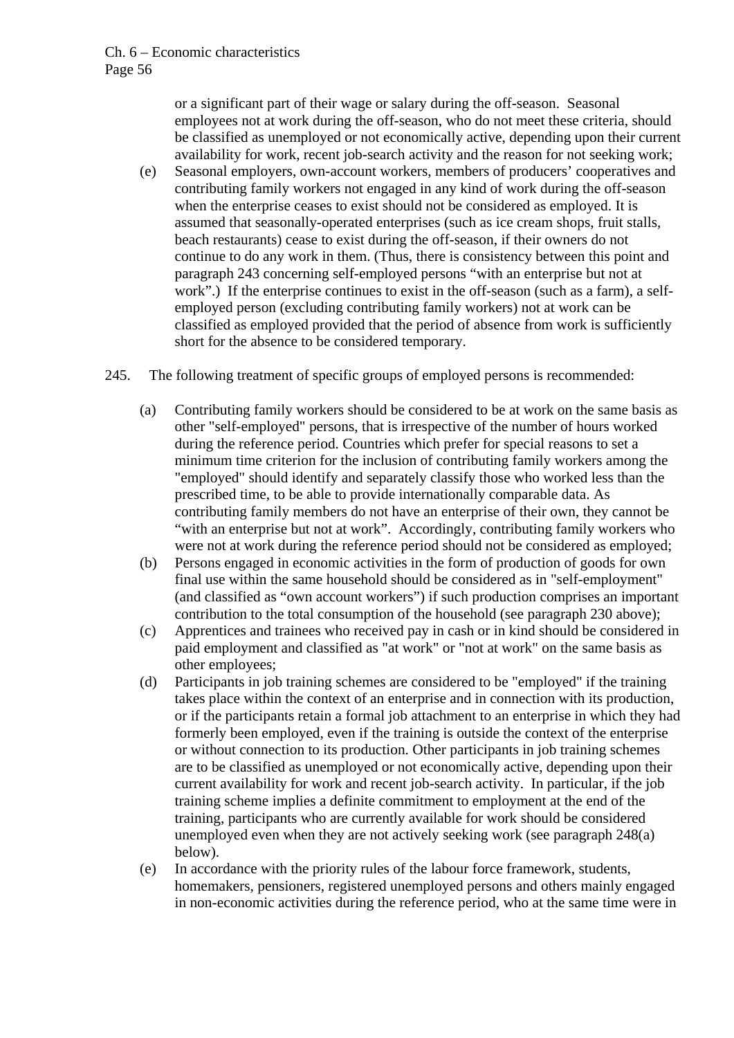or a significant part of their wage or salary during the off-season. Seasonal employees not at work during the off-season, who do not meet these criteria, should be classified as unemployed or not economically active, depending upon their current availability for work, recent job-search activity and the reason for not seeking work;

(e) Seasonal employers, own-account workers, members of producers' cooperatives and contributing family workers not engaged in any kind of work during the off-season when the enterprise ceases to exist should not be considered as employed. It is assumed that seasonally-operated enterprises (such as ice cream shops, fruit stalls, beach restaurants) cease to exist during the off-season, if their owners do not continue to do any work in them. (Thus, there is consistency between this point and paragraph 243 concerning self-employed persons "with an enterprise but not at work".) If the enterprise continues to exist in the off-season (such as a farm), a self-employed person (excluding contributing family workers) not at work can be classified as employed provided that the period of absence from work is sufficiently short for the absence to be considered temporary.

245. The following treatment of specific groups of employed persons is recommended:

(a) Contributing family workers should be considered to be at work on the same basis as other "self-employed" persons, that is irrespective of the number of hours worked during the reference period. Countries which prefer for special reasons to set a minimum time criterion for the inclusion of contributing family workers among the "employed" should identify and separately classify those who worked less than the prescribed time, to be able to provide internationally comparable data. As contributing family members do not have an enterprise of their own, they cannot be "with an enterprise but not at work". Accordingly, contributing family workers who were not at work during the reference period should not be considered as employed;

(b) Persons engaged in economic activities in the form of production of goods for own final use within the same household should be considered as in "self-employment" (and classified as "own account workers") if such production comprises an important contribution to the total consumption of the household (see paragraph 230 above);

(c) Apprentices and trainees who received pay in cash or in kind should be considered in paid employment and classified as "at work" or "not at work" on the same basis as other employees;

(d) Participants in job training schemes are considered to be "employed" if the training takes place within the context of an enterprise and in connection with its production, or if the participants retain a formal job attachment to an enterprise in which they had formerly been employed, even if the training is outside the context of the enterprise or without connection to its production. Other participants in job training schemes are to be classified as unemployed or not economically active, depending upon their current availability for work and recent job-search activity. In particular, if the job training scheme implies a definite commitment to employment at the end of the training, participants who are currently available for work should be considered unemployed even when they are not actively seeking work (see paragraph 248(a) below).

(e) In accordance with the priority rules of the labour force framework, students, homemakers, pensioners, registered unemployed persons and others mainly engaged in non-economic activities during the reference period, who at the same time were in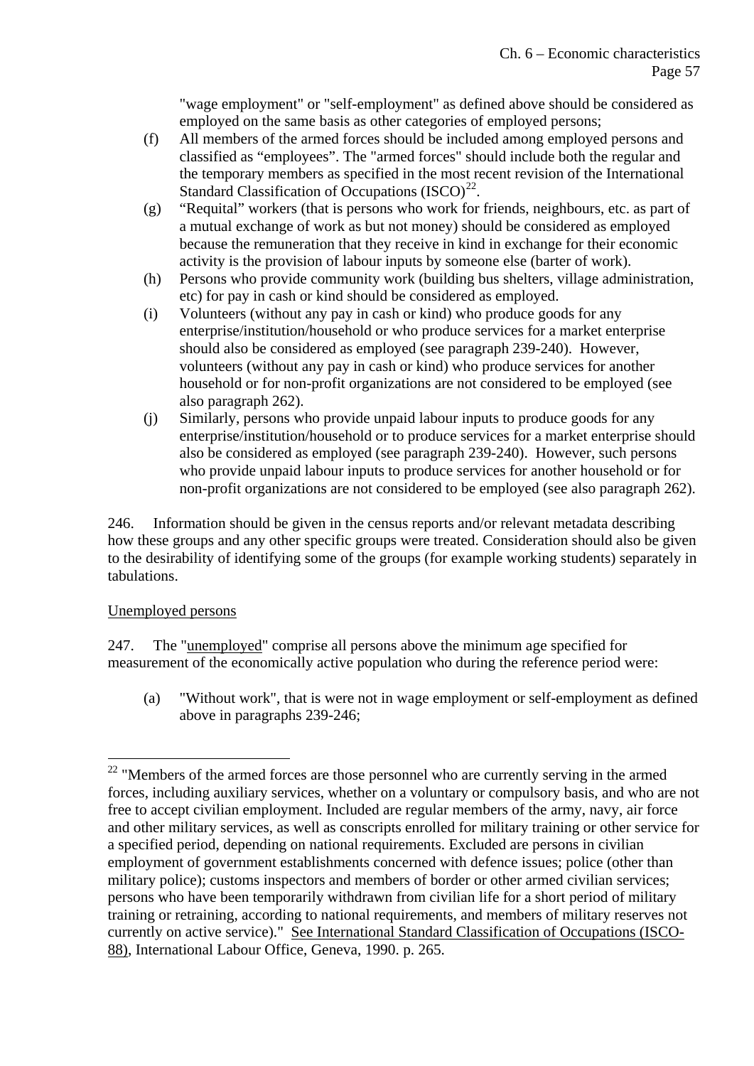"wage employment" or "self-employment" as defined above should be considered as employed on the same basis as other categories of employed persons;

(f) All members of the armed forces should be included among employed persons and classified as "employees". The "armed forces" should include both the regular and the temporary members as specified in the most recent revision of the International Standard Classification of Occupations (ISCO)[22].

(g) "Requital" workers (that is persons who work for friends, neighbours, etc. as part of a mutual exchange of work as but not money) should be considered as employed because the remuneration that they receive in kind in exchange for their economic activity is the provision of labour inputs by someone else (barter of work).

(h) Persons who provide community work (building bus shelters, village administration, etc) for pay in cash or kind should be considered as employed.

(i) Volunteers (without any pay in cash or kind) who produce goods for any enterprise/institution/household or who produce services for a market enterprise should also be considered as employed (see paragraph 239-240). However, volunteers (without any pay in cash or kind) who produce services for another household or for non-profit organizations are not considered to be employed (see also paragraph 262).

(j) Similarly, persons who provide unpaid labour inputs to produce goods for any enterprise/institution/household or to produce services for a market enterprise should also be considered as employed (see paragraph 239-240). However, such persons who provide unpaid labour inputs to produce services for another household or for non-profit organizations are not considered to be employed (see also paragraph 262).

246. Information should be given in the census reports and/or relevant metadata describing how these groups and any other specific groups were treated. Consideration should also be given to the desirability of identifying some of the groups (for example working students) separately in tabulations.

Unemployed persons

247. The "unemployed" comprise all persons above the minimum age specified for measurement of the economically active population who during the reference period were:

(a) "Without work", that is were not in wage employment or self-employment as defined above in paragraphs 239-246;

---

[22] "Members of the armed forces are those personnel who are currently serving in the armed forces, including auxiliary services, whether on a voluntary or compulsory basis, and who are not free to accept civilian employment. Included are regular members of the army, navy, air force and other military services, as well as conscripts enrolled for military training or other service for a specified period, depending on national requirements. Excluded are persons in civilian employment of government establishments concerned with defence issues; police (other than military police); customs inspectors and members of border or other armed civilian services; persons who have been temporarily withdrawn from civilian life for a short period of military training or retraining, according to national requirements, and members of military reserves not currently on active service)." See International Standard Classification of Occupations (ISCO-88), International Labour Office, Geneva, 1990. p. 265.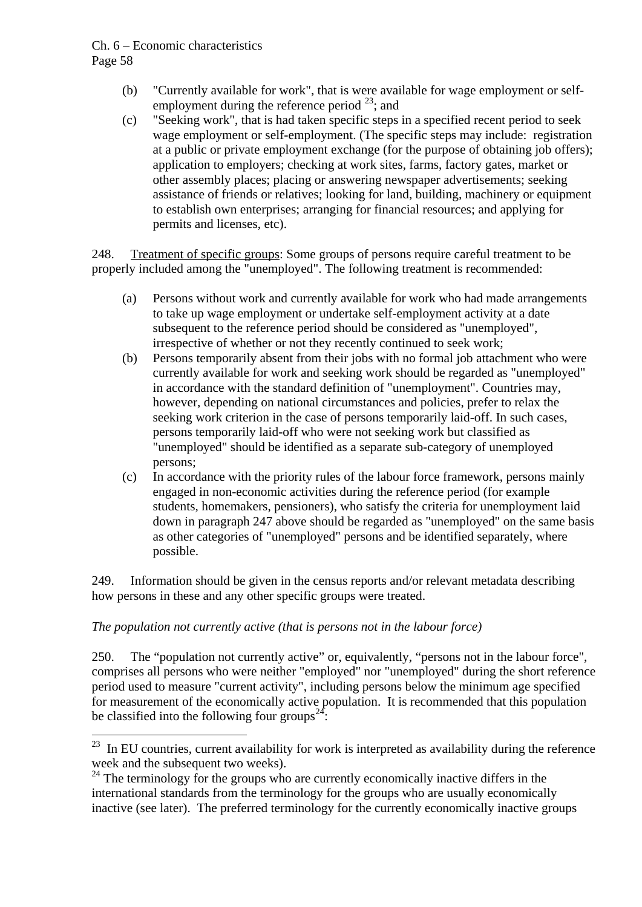(b) "Currently available for work", that is were available for wage employment or self-employment during the reference period [23]; and

(c) "Seeking work", that is had taken specific steps in a specified recent period to seek wage employment or self-employment. (The specific steps may include: registration at a public or private employment exchange (for the purpose of obtaining job offers); application to employers; checking at work sites, farms, factory gates, market or other assembly places; placing or answering newspaper advertisements; seeking assistance of friends or relatives; looking for land, building, machinery or equipment to establish own enterprises; arranging for financial resources; and applying for permits and licenses, etc).

248. Treatment of specific groups: Some groups of persons require careful treatment to be properly included among the "unemployed". The following treatment is recommended:

(a) Persons without work and currently available for work who had made arrangements to take up wage employment or undertake self-employment activity at a date subsequent to the reference period should be considered as "unemployed", irrespective of whether or not they recently continued to seek work;

(b) Persons temporarily absent from their jobs with no formal job attachment who were currently available for work and seeking work should be regarded as "unemployed" in accordance with the standard definition of "unemployment". Countries may, however, depending on national circumstances and policies, prefer to relax the seeking work criterion in the case of persons temporarily laid-off. In such cases, persons temporarily laid-off who were not seeking work but classified as "unemployed" should be identified as a separate sub-category of unemployed persons;

(c) In accordance with the priority rules of the labour force framework, persons mainly engaged in non-economic activities during the reference period (for example students, homemakers, pensioners), who satisfy the criteria for unemployment laid down in paragraph 247 above should be regarded as "unemployed" on the same basis as other categories of "unemployed" persons and be identified separately, where possible.

249. Information should be given in the census reports and/or relevant metadata describing how persons in these and any other specific groups were treated.

*The population not currently active (that is persons not in the labour force)*

250. The “population not currently active” or, equivalently, “persons not in the labour force", comprises all persons who were neither "employed" nor "unemployed" during the short reference period used to measure "current activity", including persons below the minimum age specified for measurement of the economically active population. It is recommended that this population be classified into the following four groups[24]:

---

[23] In EU countries, current availability for work is interpreted as availability during the reference week and the subsequent two weeks).

[24] The terminology for the groups who are currently economically inactive differs in the international standards from the terminology for the groups who are usually economically inactive (see later). The preferred terminology for the currently economically inactive groups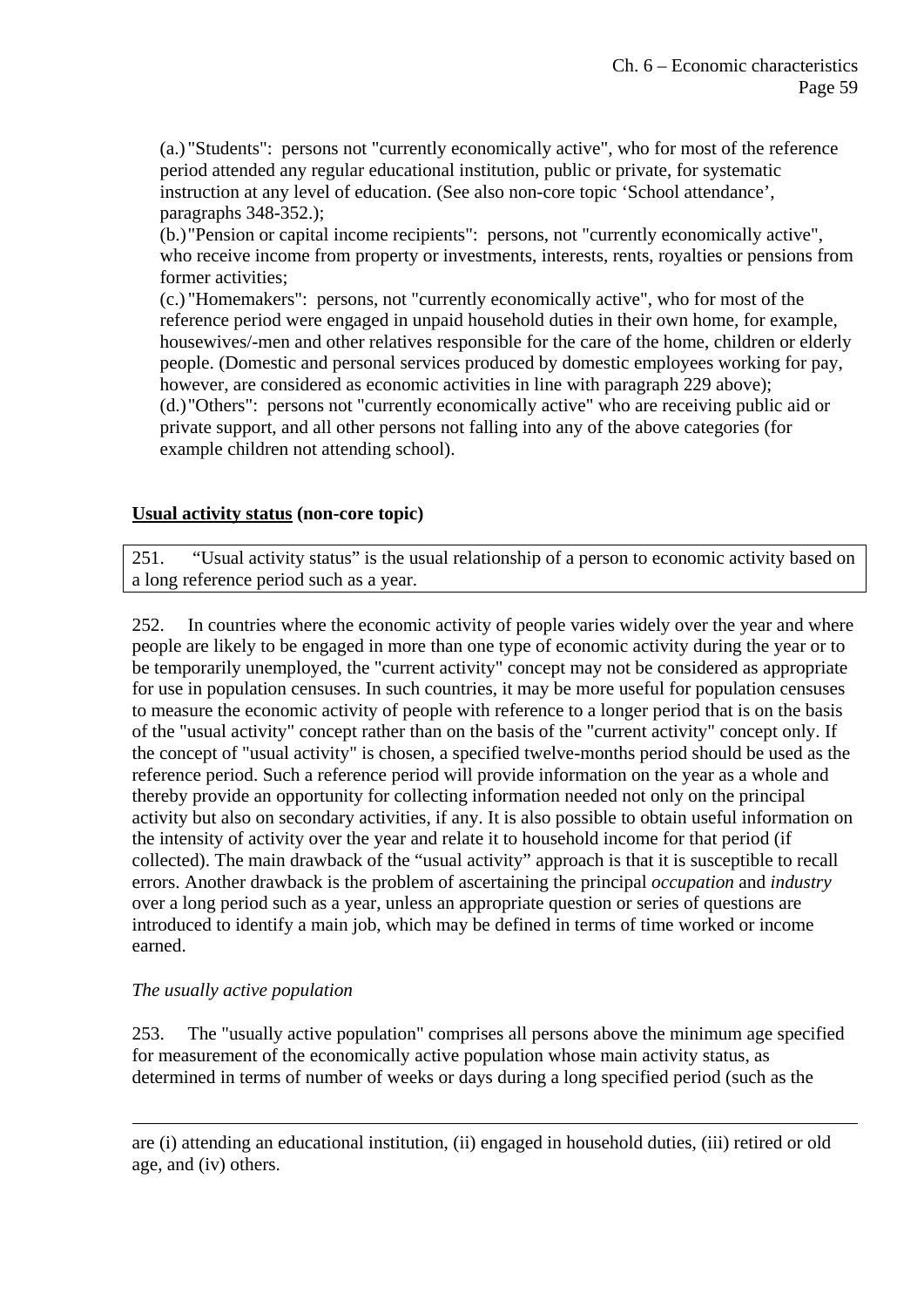(a.) "Students": persons not "currently economically active", who for most of the reference period attended any regular educational institution, public or private, for systematic instruction at any level of education. (See also non-core topic 'School attendance', paragraphs 348-352.);

(b.) "Pension or capital income recipients": persons, not "currently economically active", who receive income from property or investments, interests, rents, royalties or pensions from former activities;

(c.) "Homemakers": persons, not "currently economically active", who for most of the reference period were engaged in unpaid household duties in their own home, for example, housewives/-men and other relatives responsible for the care of the home, children or elderly people. (Domestic and personal services produced by domestic employees working for pay, however, are considered as economic activities in line with paragraph 229 above);

(d.) "Others": persons not "currently economically active" who are receiving public aid or private support, and all other persons not falling into any of the above categories (for example children not attending school).

**Usual activity status (non-core topic)**

251. "Usual activity status" is the usual relationship of a person to economic activity based on a long reference period such as a year.

252. In countries where the economic activity of people varies widely over the year and where people are likely to be engaged in more than one type of economic activity during the year or to be temporarily unemployed, the "current activity" concept may not be considered as appropriate for use in population censuses. In such countries, it may be more useful for population censuses to measure the economic activity of people with reference to a longer period that is on the basis of the "usual activity" concept rather than on the basis of the "current activity" concept only. If the concept of "usual activity" is chosen, a specified twelve-months period should be used as the reference period. Such a reference period will provide information on the year as a whole and thereby provide an opportunity for collecting information needed not only on the principal activity but also on secondary activities, if any. It is also possible to obtain useful information on the intensity of activity over the year and relate it to household income for that period (if collected). The main drawback of the "usual activity" approach is that it is susceptible to recall errors. Another drawback is the problem of ascertaining the principal *occupation* and *industry* over a long period such as a year, unless an appropriate question or series of questions are introduced to identify a main job, which may be defined in terms of time worked or income earned.

*The usually active population*

253. The "usually active population" comprises all persons above the minimum age specified for measurement of the economically active population whose main activity status, as determined in terms of number of weeks or days during a long specified period (such as the

---

are (i) attending an educational institution, (ii) engaged in household duties, (iii) retired or old age, and (iv) others.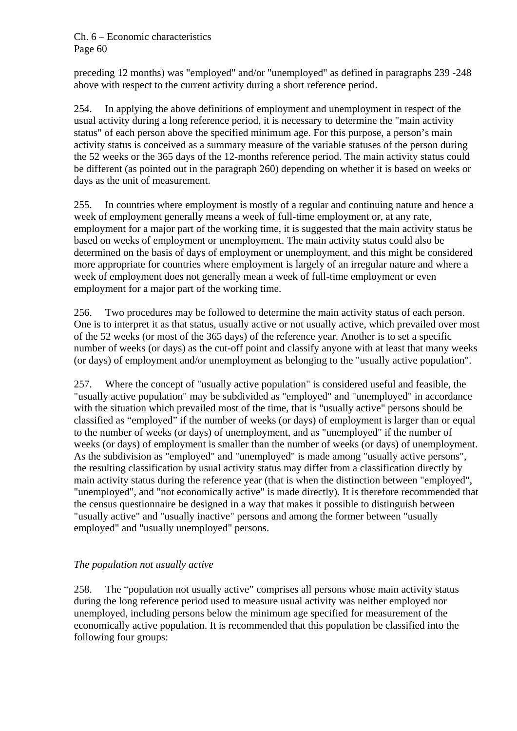preceding 12 months) was "employed" and/or "unemployed" as defined in paragraphs 239 -248 above with respect to the current activity during a short reference period.

254. In applying the above definitions of employment and unemployment in respect of the usual activity during a long reference period, it is necessary to determine the "main activity status" of each person above the specified minimum age. For this purpose, a person's main activity status is conceived as a summary measure of the variable statuses of the person during the 52 weeks or the 365 days of the 12-months reference period. The main activity status could be different (as pointed out in the paragraph 260) depending on whether it is based on weeks or days as the unit of measurement.

255. In countries where employment is mostly of a regular and continuing nature and hence a week of employment generally means a week of full-time employment or, at any rate, employment for a major part of the working time, it is suggested that the main activity status be based on weeks of employment or unemployment. The main activity status could also be determined on the basis of days of employment or unemployment, and this might be considered more appropriate for countries where employment is largely of an irregular nature and where a week of employment does not generally mean a week of full-time employment or even employment for a major part of the working time.

256. Two procedures may be followed to determine the main activity status of each person. One is to interpret it as that status, usually active or not usually active, which prevailed over most of the 52 weeks (or most of the 365 days) of the reference year. Another is to set a specific number of weeks (or days) as the cut-off point and classify anyone with at least that many weeks (or days) of employment and/or unemployment as belonging to the "usually active population".

257. Where the concept of "usually active population" is considered useful and feasible, the "usually active population" may be subdivided as "employed" and "unemployed" in accordance with the situation which prevailed most of the time, that is "usually active" persons should be classified as "employed" if the number of weeks (or days) of employment is larger than or equal to the number of weeks (or days) of unemployment, and as "unemployed" if the number of weeks (or days) of employment is smaller than the number of weeks (or days) of unemployment. As the subdivision as "employed" and "unemployed" is made among "usually active persons", the resulting classification by usual activity status may differ from a classification directly by main activity status during the reference year (that is when the distinction between "employed", "unemployed", and "not economically active" is made directly). It is therefore recommended that the census questionnaire be designed in a way that makes it possible to distinguish between "usually active" and "usually inactive" persons and among the former between "usually employed" and "usually unemployed" persons.

*The population not usually active*

258. The "population not usually active" comprises all persons whose main activity status during the long reference period used to measure usual activity was neither employed nor unemployed, including persons below the minimum age specified for measurement of the economically active population. It is recommended that this population be classified into the following four groups: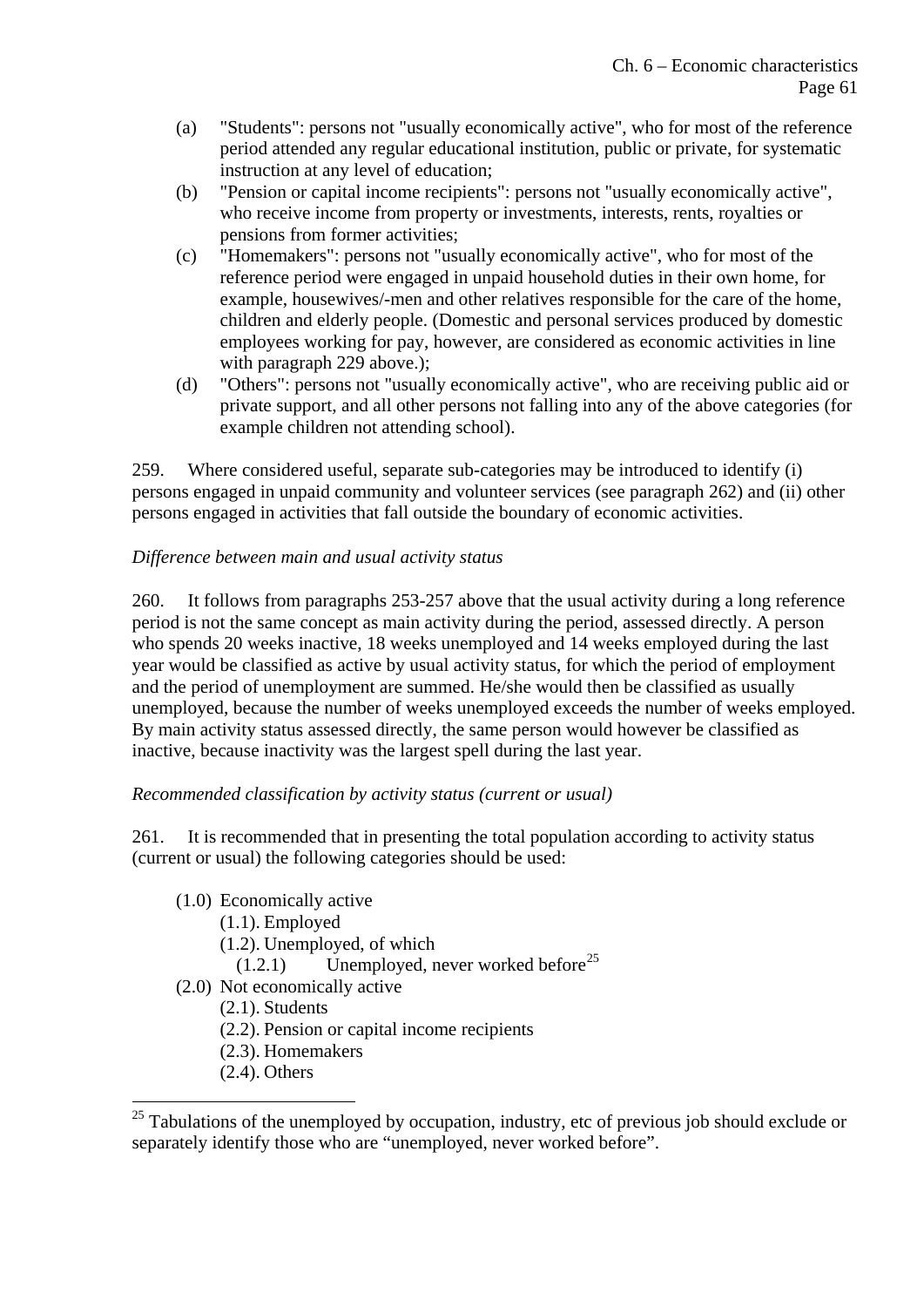(a) "Students": persons not "usually economically active", who for most of the reference period attended any regular educational institution, public or private, for systematic instruction at any level of education;

(b) "Pension or capital income recipients": persons not "usually economically active", who receive income from property or investments, interests, rents, royalties or pensions from former activities;

(c) "Homemakers": persons not "usually economically active", who for most of the reference period were engaged in unpaid household duties in their own home, for example, housewives/-men and other relatives responsible for the care of the home, children and elderly people. (Domestic and personal services produced by domestic employees working for pay, however, are considered as economic activities in line with paragraph 229 above.);

(d) "Others": persons not "usually economically active", who are receiving public aid or private support, and all other persons not falling into any of the above categories (for example children not attending school).

259. Where considered useful, separate sub-categories may be introduced to identify (i) persons engaged in unpaid community and volunteer services (see paragraph 262) and (ii) other persons engaged in activities that fall outside the boundary of economic activities.

*Difference between main and usual activity status*

260. It follows from paragraphs 253-257 above that the usual activity during a long reference period is not the same concept as main activity during the period, assessed directly. A person who spends 20 weeks inactive, 18 weeks unemployed and 14 weeks employed during the last year would be classified as active by usual activity status, for which the period of employment and the period of unemployment are summed. He/she would then be classified as usually unemployed, because the number of weeks unemployed exceeds the number of weeks employed. By main activity status assessed directly, the same person would however be classified as inactive, because inactivity was the largest spell during the last year.

*Recommended classification by activity status (current or usual)*

261. It is recommended that in presenting the total population according to activity status (current or usual) the following categories should be used:

- (1.0) Economically active
  - (1.1). Employed
  - (1.2). Unemployed, of which
    - (1.2.1) Unemployed, never worked before[25]
- (2.0) Not economically active
  - (2.1). Students
  - (2.2). Pension or capital income recipients
  - (2.3). Homemakers
  - (2.4). Others

[25] Tabulations of the unemployed by occupation, industry, etc of previous job should exclude or separately identify those who are "unemployed, never worked before".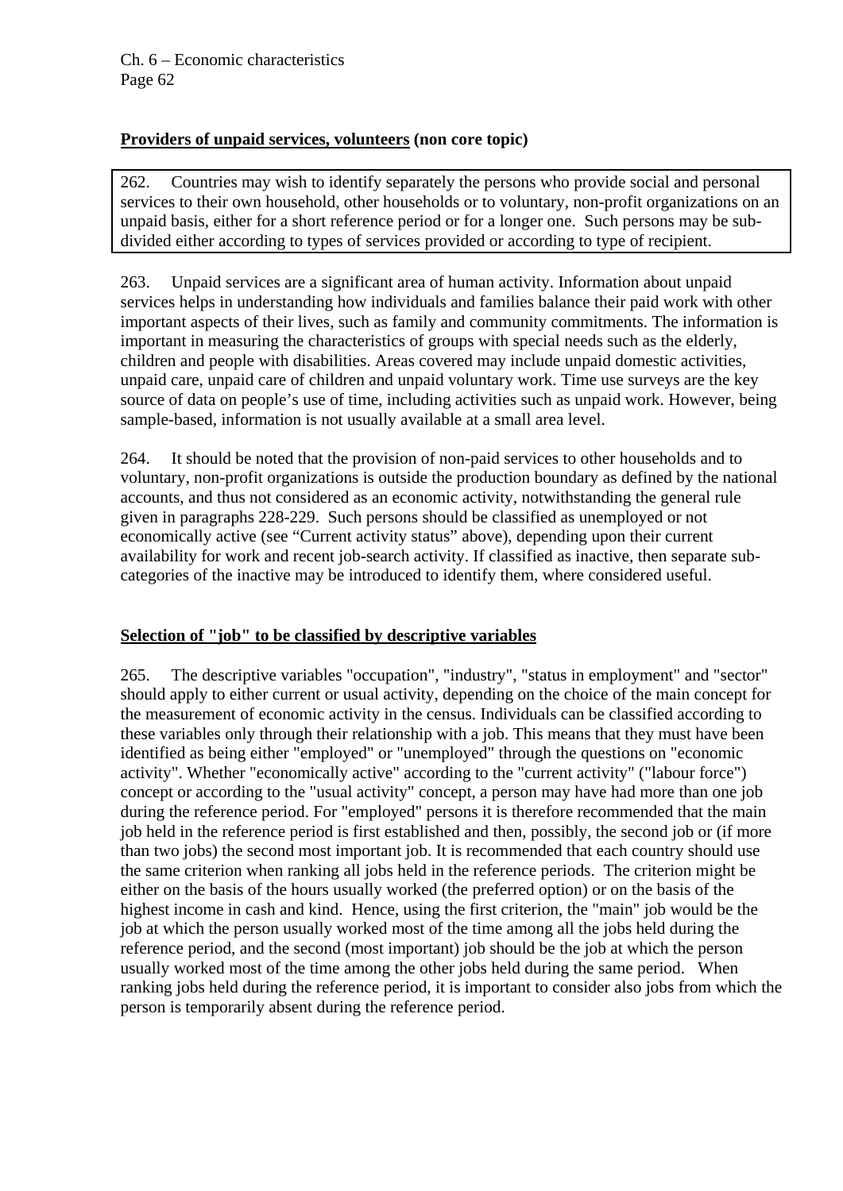**Providers of unpaid services, volunteers (non core topic)**

262. Countries may wish to identify separately the persons who provide social and personal services to their own household, other households or to voluntary, non-profit organizations on an unpaid basis, either for a short reference period or for a longer one. Such persons may be sub-divided either according to types of services provided or according to type of recipient.

263. Unpaid services are a significant area of human activity. Information about unpaid services helps in understanding how individuals and families balance their paid work with other important aspects of their lives, such as family and community commitments. The information is important in measuring the characteristics of groups with special needs such as the elderly, children and people with disabilities. Areas covered may include unpaid domestic activities, unpaid care, unpaid care of children and unpaid voluntary work. Time use surveys are the key source of data on people's use of time, including activities such as unpaid work. However, being sample-based, information is not usually available at a small area level.

264. It should be noted that the provision of non-paid services to other households and to voluntary, non-profit organizations is outside the production boundary as defined by the national accounts, and thus not considered as an economic activity, notwithstanding the general rule given in paragraphs 228-229. Such persons should be classified as unemployed or not economically active (see "Current activity status" above), depending upon their current availability for work and recent job-search activity. If classified as inactive, then separate sub-categories of the inactive may be introduced to identify them, where considered useful.

**Selection of "job" to be classified by descriptive variables**

265. The descriptive variables "occupation", "industry", "status in employment" and "sector" should apply to either current or usual activity, depending on the choice of the main concept for the measurement of economic activity in the census. Individuals can be classified according to these variables only through their relationship with a job. This means that they must have been identified as being either "employed" or "unemployed" through the questions on "economic activity". Whether "economically active" according to the "current activity" ("labour force") concept or according to the "usual activity" concept, a person may have had more than one job during the reference period. For "employed" persons it is therefore recommended that the main job held in the reference period is first established and then, possibly, the second job or (if more than two jobs) the second most important job. It is recommended that each country should use the same criterion when ranking all jobs held in the reference periods. The criterion might be either on the basis of the hours usually worked (the preferred option) or on the basis of the highest income in cash and kind. Hence, using the first criterion, the "main" job would be the job at which the person usually worked most of the time among all the jobs held during the reference period, and the second (most important) job should be the job at which the person usually worked most of the time among the other jobs held during the same period. When ranking jobs held during the reference period, it is important to consider also jobs from which the person is temporarily absent during the reference period.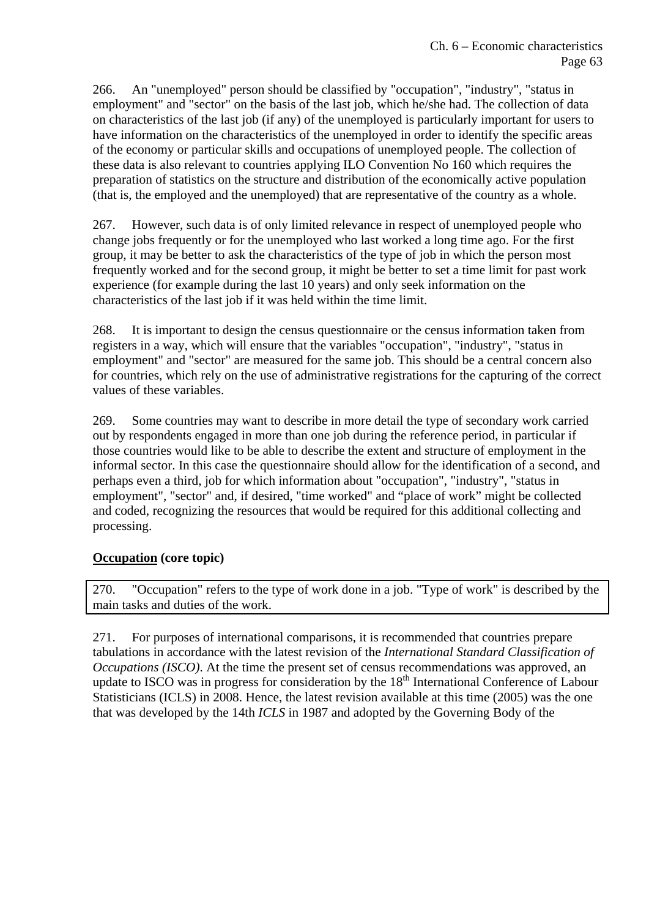266. An "unemployed" person should be classified by "occupation", "industry", "status in employment" and "sector" on the basis of the last job, which he/she had. The collection of data on characteristics of the last job (if any) of the unemployed is particularly important for users to have information on the characteristics of the unemployed in order to identify the specific areas of the economy or particular skills and occupations of unemployed people. The collection of these data is also relevant to countries applying ILO Convention No 160 which requires the preparation of statistics on the structure and distribution of the economically active population (that is, the employed and the unemployed) that are representative of the country as a whole.

267. However, such data is of only limited relevance in respect of unemployed people who change jobs frequently or for the unemployed who last worked a long time ago. For the first group, it may be better to ask the characteristics of the type of job in which the person most frequently worked and for the second group, it might be better to set a time limit for past work experience (for example during the last 10 years) and only seek information on the characteristics of the last job if it was held within the time limit.

268. It is important to design the census questionnaire or the census information taken from registers in a way, which will ensure that the variables "occupation", "industry", "status in employment" and "sector" are measured for the same job. This should be a central concern also for countries, which rely on the use of administrative registrations for the capturing of the correct values of these variables.

269. Some countries may want to describe in more detail the type of secondary work carried out by respondents engaged in more than one job during the reference period, in particular if those countries would like to be able to describe the extent and structure of employment in the informal sector. In this case the questionnaire should allow for the identification of a second, and perhaps even a third, job for which information about "occupation", "industry", "status in employment", "sector" and, if desired, "time worked" and "place of work" might be collected and coded, recognizing the resources that would be required for this additional collecting and processing.

**Occupation (core topic)**

270. "Occupation" refers to the type of work done in a job. "Type of work" is described by the main tasks and duties of the work.

271. For purposes of international comparisons, it is recommended that countries prepare tabulations in accordance with the latest revision of the *International Standard Classification of Occupations (ISCO)*. At the time the present set of census recommendations was approved, an update to ISCO was in progress for consideration by the 18th International Conference of Labour Statisticians (ICLS) in 2008. Hence, the latest revision available at this time (2005) was the one that was developed by the 14th *ICLS* in 1987 and adopted by the Governing Body of the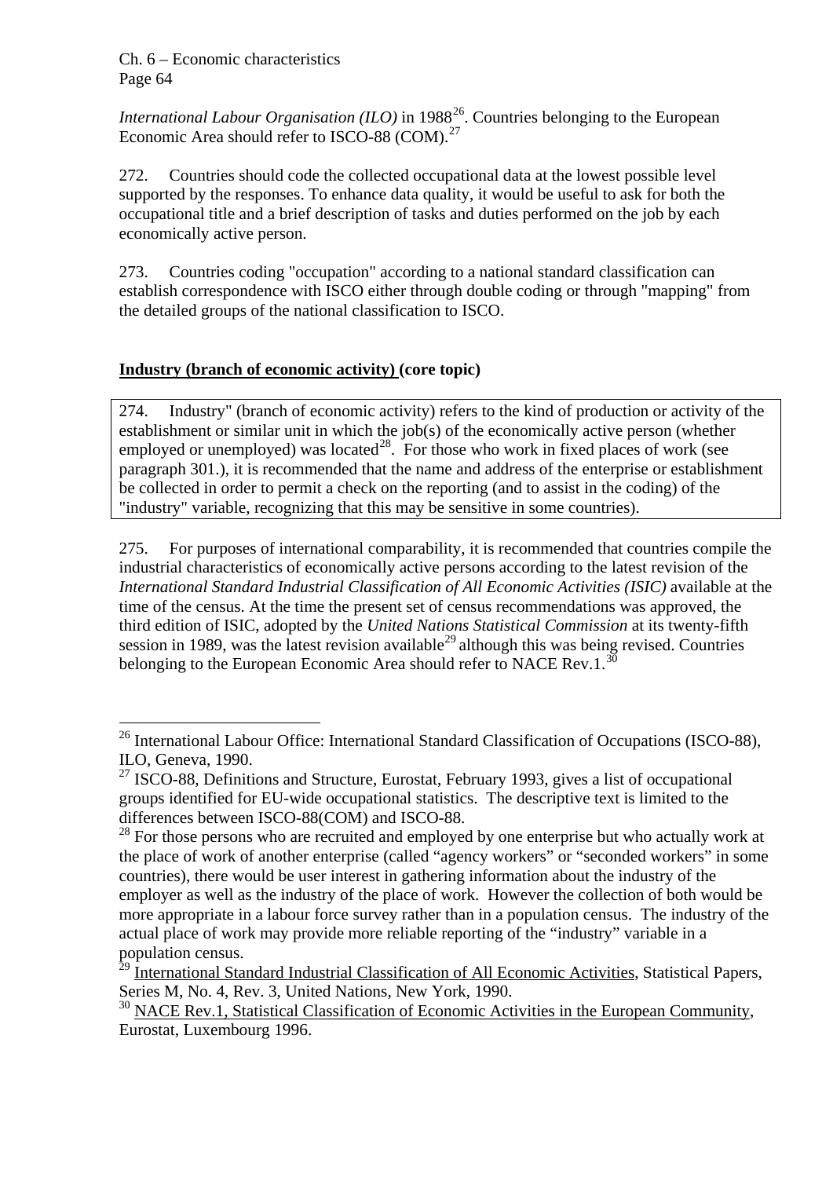*International Labour Organisation (ILO)* in 1988[26]. Countries belonging to the European Economic Area should refer to ISCO-88 (COM).[27]

272. Countries should code the collected occupational data at the lowest possible level supported by the responses. To enhance data quality, it would be useful to ask for both the occupational title and a brief description of tasks and duties performed on the job by each economically active person.

273. Countries coding "occupation" according to a national standard classification can establish correspondence with ISCO either through double coding or through "mapping" from the detailed groups of the national classification to ISCO.

## <u>Industry (branch of economic activity)</u> (core topic)

274. Industry" (branch of economic activity) refers to the kind of production or activity of the establishment or similar unit in which the job(s) of the economically active person (whether employed or unemployed) was located[28]. For those who work in fixed places of work (see paragraph 301.), it is recommended that the name and address of the enterprise or establishment be collected in order to permit a check on the reporting (and to assist in the coding) of the "industry" variable, recognizing that this may be sensitive in some countries).

275. For purposes of international comparability, it is recommended that countries compile the industrial characteristics of economically active persons according to the latest revision of the *International Standard Industrial Classification of All Economic Activities (ISIC)* available at the time of the census. At the time the present set of census recommendations was approved, the third edition of ISIC, adopted by the *United Nations Statistical Commission* at its twenty-fifth session in 1989, was the latest revision available[29] although this was being revised. Countries belonging to the European Economic Area should refer to NACE Rev.1.[30]

---

[26] International Labour Office: International Standard Classification of Occupations (ISCO-88), ILO, Geneva, 1990.

[27] ISCO-88, Definitions and Structure, Eurostat, February 1993, gives a list of occupational groups identified for EU-wide occupational statistics. The descriptive text is limited to the differences between ISCO-88(COM) and ISCO-88.

[28] For those persons who are recruited and employed by one enterprise but who actually work at the place of work of another enterprise (called "agency workers" or "seconded workers" in some countries), there would be user interest in gathering information about the industry of the employer as well as the industry of the place of work. However the collection of both would be more appropriate in a labour force survey rather than in a population census. The industry of the actual place of work may provide more reliable reporting of the "industry" variable in a population census.

[29] <u>International Standard Industrial Classification of All Economic Activities</u>, Statistical Papers, Series M, No. 4, Rev. 3, United Nations, New York, 1990.

[30] <u>NACE Rev.1, Statistical Classification of Economic Activities in the European Community</u>, Eurostat, Luxembourg 1996.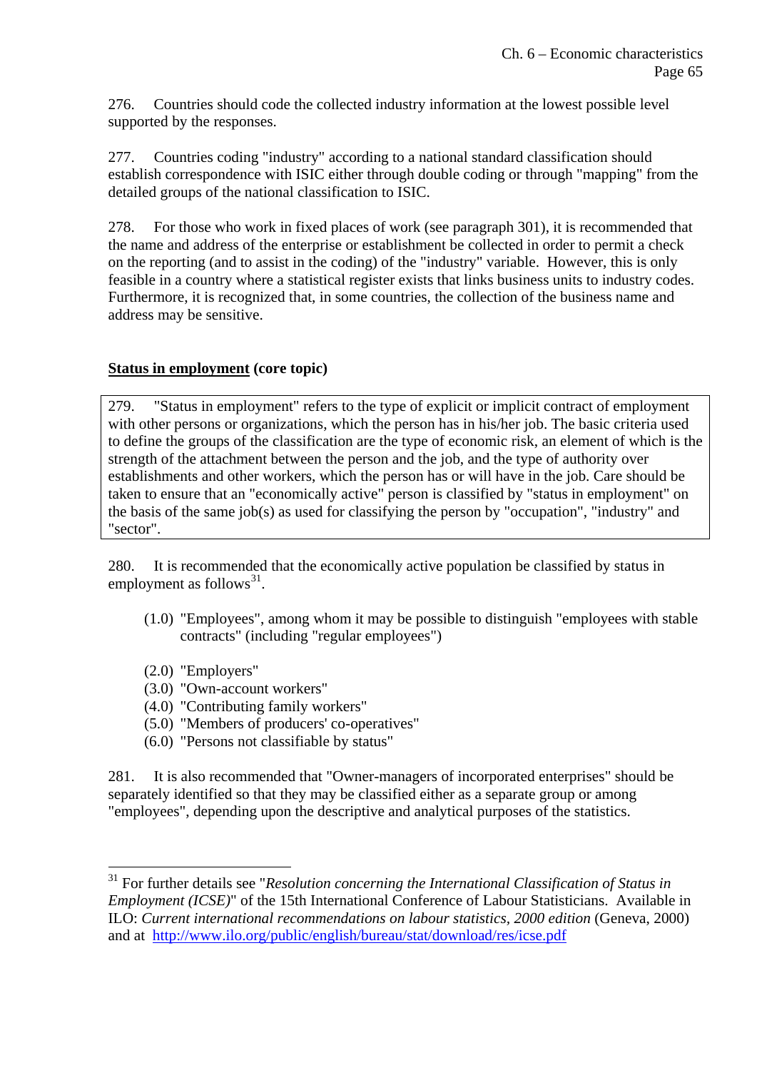276. Countries should code the collected industry information at the lowest possible level supported by the responses.

277. Countries coding "industry" according to a national standard classification should establish correspondence with ISIC either through double coding or through "mapping" from the detailed groups of the national classification to ISIC.

278. For those who work in fixed places of work (see paragraph 301), it is recommended that the name and address of the enterprise or establishment be collected in order to permit a check on the reporting (and to assist in the coding) of the "industry" variable. However, this is only feasible in a country where a statistical register exists that links business units to industry codes. Furthermore, it is recognized that, in some countries, the collection of the business name and address may be sensitive.

**<u>Status in employment</u> (core topic)**

> 279. "Status in employment" refers to the type of explicit or implicit contract of employment with other persons or organizations, which the person has in his/her job. The basic criteria used to define the groups of the classification are the type of economic risk, an element of which is the strength of the attachment between the person and the job, and the type of authority over establishments and other workers, which the person has or will have in the job. Care should be taken to ensure that an "economically active" person is classified by "status in employment" on the basis of the same job(s) as used for classifying the person by "occupation", "industry" and "sector".

280. It is recommended that the economically active population be classified by status in employment as follows[31].

- (1.0) "Employees", among whom it may be possible to distinguish "employees with stable contracts" (including "regular employees")
- (2.0) "Employers"
- (3.0) "Own-account workers"
- (4.0) "Contributing family workers"
- (5.0) "Members of producers' co-operatives"
- (6.0) "Persons not classifiable by status"

281. It is also recommended that "Owner-managers of incorporated enterprises" should be separately identified so that they may be classified either as a separate group or among "employees", depending upon the descriptive and analytical purposes of the statistics.

---

[31] For further details see "*Resolution concerning the International Classification of Status in Employment (ICSE)*" of the 15th International Conference of Labour Statisticians. Available in ILO: *Current international recommendations on labour statistics, 2000 edition* (Geneva, 2000) and at http://www.ilo.org/public/english/bureau/stat/download/res/icse.pdf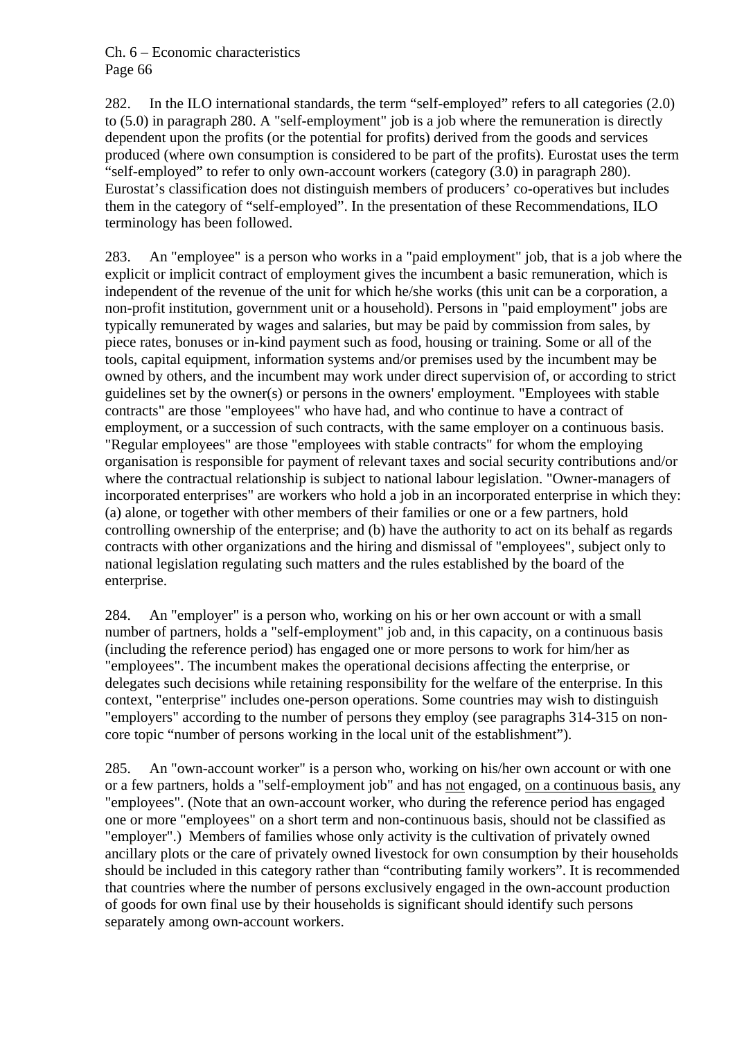282. In the ILO international standards, the term “self-employed” refers to all categories (2.0) to (5.0) in paragraph 280. A "self-employment" job is a job where the remuneration is directly dependent upon the profits (or the potential for profits) derived from the goods and services produced (where own consumption is considered to be part of the profits). Eurostat uses the term “self-employed” to refer to only own-account workers (category (3.0) in paragraph 280). Eurostat’s classification does not distinguish members of producers’ co-operatives but includes them in the category of “self-employed”. In the presentation of these Recommendations, ILO terminology has been followed.

283. An "employee" is a person who works in a "paid employment" job, that is a job where the explicit or implicit contract of employment gives the incumbent a basic remuneration, which is independent of the revenue of the unit for which he/she works (this unit can be a corporation, a non-profit institution, government unit or a household). Persons in "paid employment" jobs are typically remunerated by wages and salaries, but may be paid by commission from sales, by piece rates, bonuses or in-kind payment such as food, housing or training. Some or all of the tools, capital equipment, information systems and/or premises used by the incumbent may be owned by others, and the incumbent may work under direct supervision of, or according to strict guidelines set by the owner(s) or persons in the owners' employment. "Employees with stable contracts" are those "employees" who have had, and who continue to have a contract of employment, or a succession of such contracts, with the same employer on a continuous basis. "Regular employees" are those "employees with stable contracts" for whom the employing organisation is responsible for payment of relevant taxes and social security contributions and/or where the contractual relationship is subject to national labour legislation. "Owner-managers of incorporated enterprises" are workers who hold a job in an incorporated enterprise in which they: (a) alone, or together with other members of their families or one or a few partners, hold controlling ownership of the enterprise; and (b) have the authority to act on its behalf as regards contracts with other organizations and the hiring and dismissal of "employees", subject only to national legislation regulating such matters and the rules established by the board of the enterprise.

284. An "employer" is a person who, working on his or her own account or with a small number of partners, holds a "self-employment" job and, in this capacity, on a continuous basis (including the reference period) has engaged one or more persons to work for him/her as "employees". The incumbent makes the operational decisions affecting the enterprise, or delegates such decisions while retaining responsibility for the welfare of the enterprise. In this context, "enterprise" includes one-person operations. Some countries may wish to distinguish "employers" according to the number of persons they employ (see paragraphs 314-315 on non-core topic “number of persons working in the local unit of the establishment”).

285. An "own-account worker" is a person who, working on his/her own account or with one or a few partners, holds a "self-employment job" and has <u>not</u> engaged, <u>on a continuous basis,</u> any "employees". (Note that an own-account worker, who during the reference period has engaged one or more "employees" on a short term and non-continuous basis, should not be classified as "employer".) Members of families whose only activity is the cultivation of privately owned ancillary plots or the care of privately owned livestock for own consumption by their households should be included in this category rather than “contributing family workers”. It is recommended that countries where the number of persons exclusively engaged in the own-account production of goods for own final use by their households is significant should identify such persons separately among own-account workers.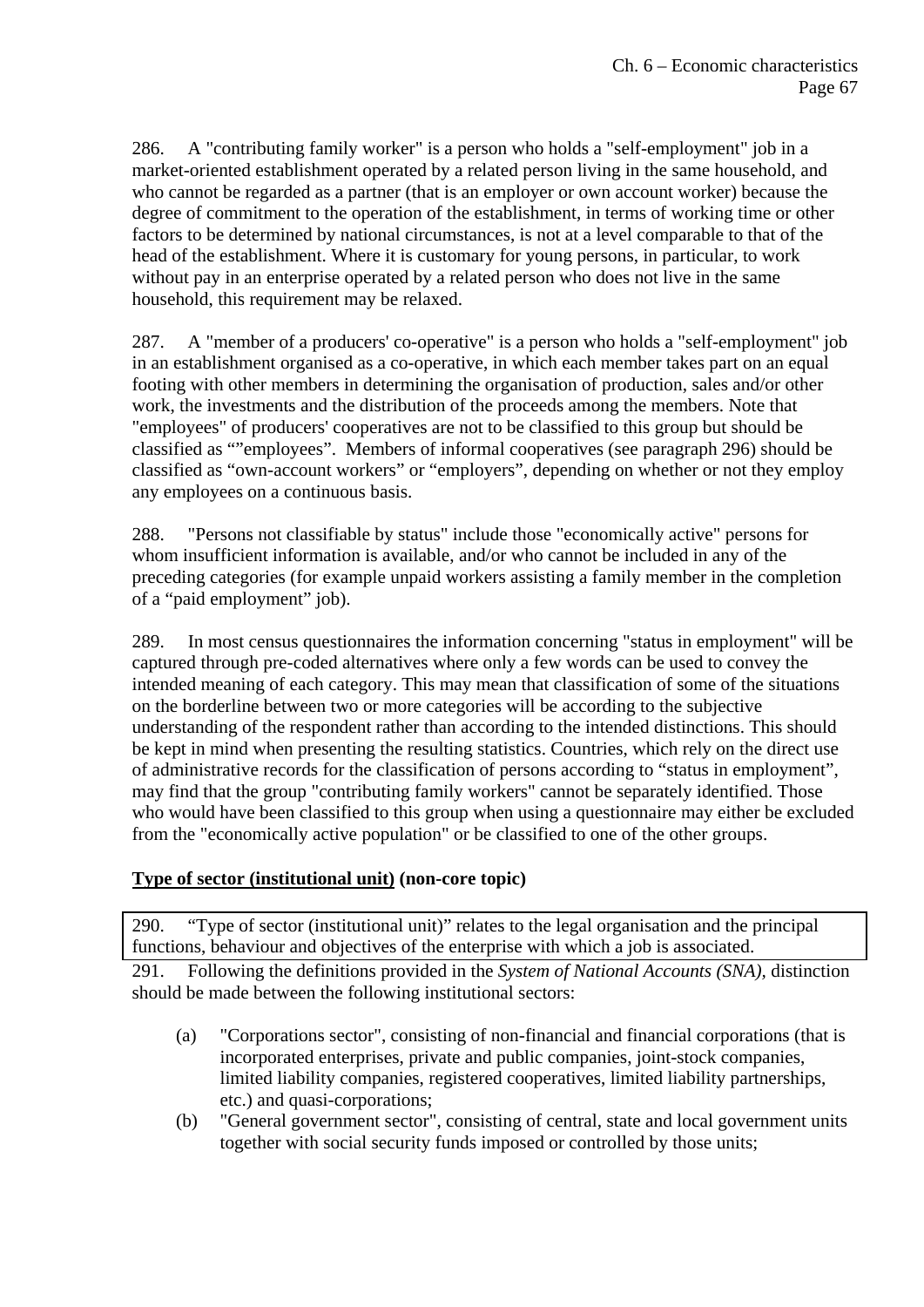286. A "contributing family worker" is a person who holds a "self-employment" job in a market-oriented establishment operated by a related person living in the same household, and who cannot be regarded as a partner (that is an employer or own account worker) because the degree of commitment to the operation of the establishment, in terms of working time or other factors to be determined by national circumstances, is not at a level comparable to that of the head of the establishment. Where it is customary for young persons, in particular, to work without pay in an enterprise operated by a related person who does not live in the same household, this requirement may be relaxed.

287. A "member of a producers' co-operative" is a person who holds a "self-employment" job in an establishment organised as a co-operative, in which each member takes part on an equal footing with other members in determining the organisation of production, sales and/or other work, the investments and the distribution of the proceeds among the members. Note that "employees" of producers' cooperatives are not to be classified to this group but should be classified as ""employees". Members of informal cooperatives (see paragraph 296) should be classified as "own-account workers" or "employers", depending on whether or not they employ any employees on a continuous basis.

288. "Persons not classifiable by status" include those "economically active" persons for whom insufficient information is available, and/or who cannot be included in any of the preceding categories (for example unpaid workers assisting a family member in the completion of a "paid employment" job).

289. In most census questionnaires the information concerning "status in employment" will be captured through pre-coded alternatives where only a few words can be used to convey the intended meaning of each category. This may mean that classification of some of the situations on the borderline between two or more categories will be according to the subjective understanding of the respondent rather than according to the intended distinctions. This should be kept in mind when presenting the resulting statistics. Countries, which rely on the direct use of administrative records for the classification of persons according to "status in employment", may find that the group "contributing family workers" cannot be separately identified. Those who would have been classified to this group when using a questionnaire may either be excluded from the "economically active population" or be classified to one of the other groups.

**Type of sector (institutional unit) (non-core topic)**

290. "Type of sector (institutional unit)" relates to the legal organisation and the principal functions, behaviour and objectives of the enterprise with which a job is associated.

291. Following the definitions provided in the *System of National Accounts (SNA)*, distinction should be made between the following institutional sectors:

(a) "Corporations sector", consisting of non-financial and financial corporations (that is incorporated enterprises, private and public companies, joint-stock companies, limited liability companies, registered cooperatives, limited liability partnerships, etc.) and quasi-corporations;

(b) "General government sector", consisting of central, state and local government units together with social security funds imposed or controlled by those units;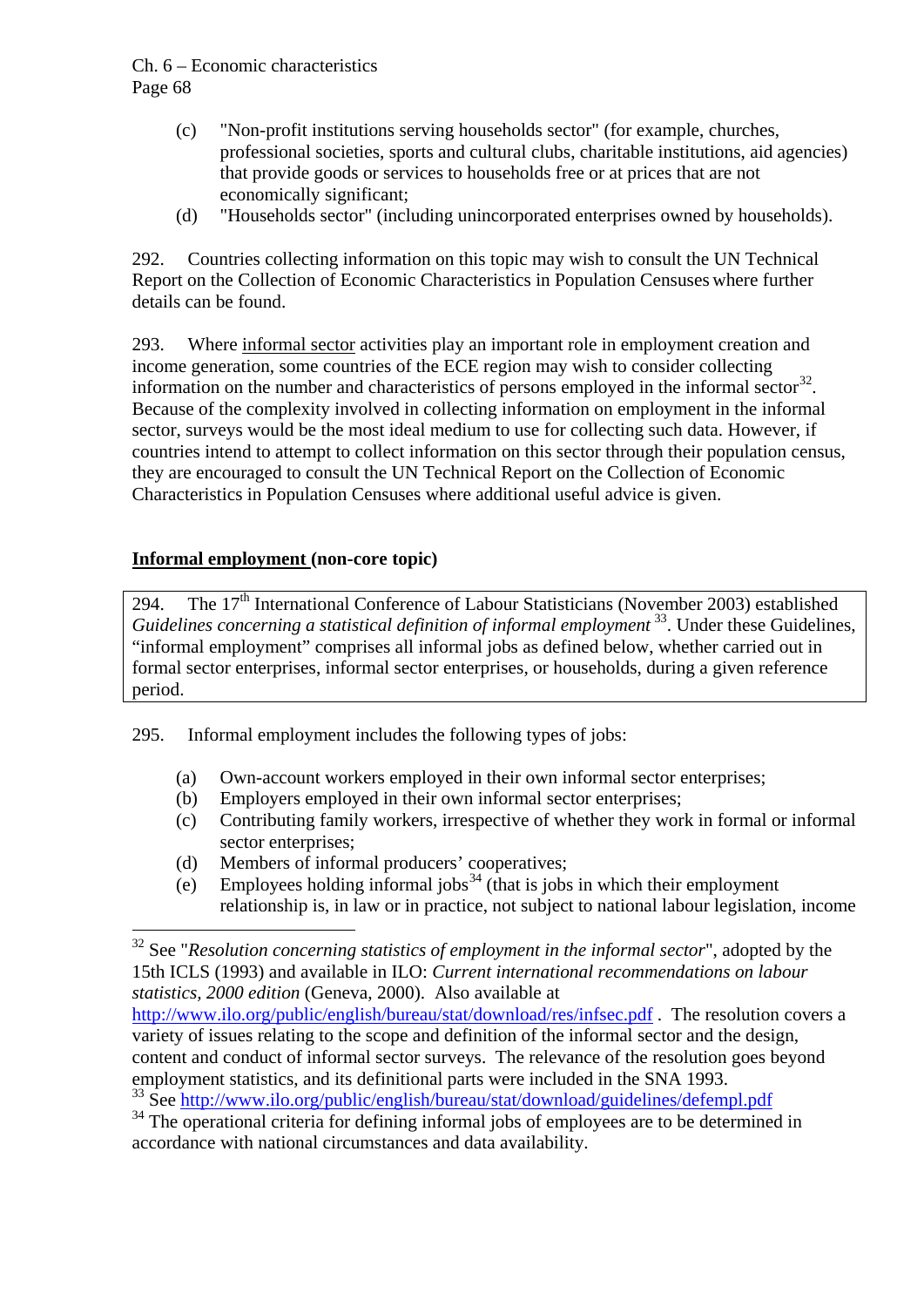(c) "Non-profit institutions serving households sector" (for example, churches, professional societies, sports and cultural clubs, charitable institutions, aid agencies) that provide goods or services to households free or at prices that are not economically significant;

(d) "Households sector" (including unincorporated enterprises owned by households).

292. Countries collecting information on this topic may wish to consult the UN Technical Report on the Collection of Economic Characteristics in Population Censuses where further details can be found.

293. Where <u>informal sector</u> activities play an important role in employment creation and income generation, some countries of the ECE region may wish to consider collecting information on the number and characteristics of persons employed in the informal sector[32]. Because of the complexity involved in collecting information on employment in the informal sector, surveys would be the most ideal medium to use for collecting such data. However, if countries intend to attempt to collect information on this sector through their population census, they are encouraged to consult the UN Technical Report on the Collection of Economic Characteristics in Population Censuses where additional useful advice is given.

**<u>Informal employment</u> (non-core topic)**

> 294. The 17th International Conference of Labour Statisticians (November 2003) established *Guidelines concerning a statistical definition of informal employment* [33]. Under these Guidelines, "informal employment" comprises all informal jobs as defined below, whether carried out in formal sector enterprises, informal sector enterprises, or households, during a given reference period.

295. Informal employment includes the following types of jobs:

(a) Own-account workers employed in their own informal sector enterprises;

(b) Employers employed in their own informal sector enterprises;

(c) Contributing family workers, irrespective of whether they work in formal or informal sector enterprises;

(d) Members of informal producers' cooperatives;

(e) Employees holding informal jobs[34] (that is jobs in which their employment relationship is, in law or in practice, not subject to national labour legislation, income

---

[32] See "*Resolution concerning statistics of employment in the informal sector*", adopted by the 15th ICLS (1993) and available in ILO: *Current international recommendations on labour statistics, 2000 edition* (Geneva, 2000). Also available at http://www.ilo.org/public/english/bureau/stat/download/res/infsec.pdf . The resolution covers a variety of issues relating to the scope and definition of the informal sector and the design, content and conduct of informal sector surveys. The relevance of the resolution goes beyond employment statistics, and its definitional parts were included in the SNA 1993.

[33] See http://www.ilo.org/public/english/bureau/stat/download/guidelines/defempl.pdf

[34] The operational criteria for defining informal jobs of employees are to be determined in accordance with national circumstances and data availability.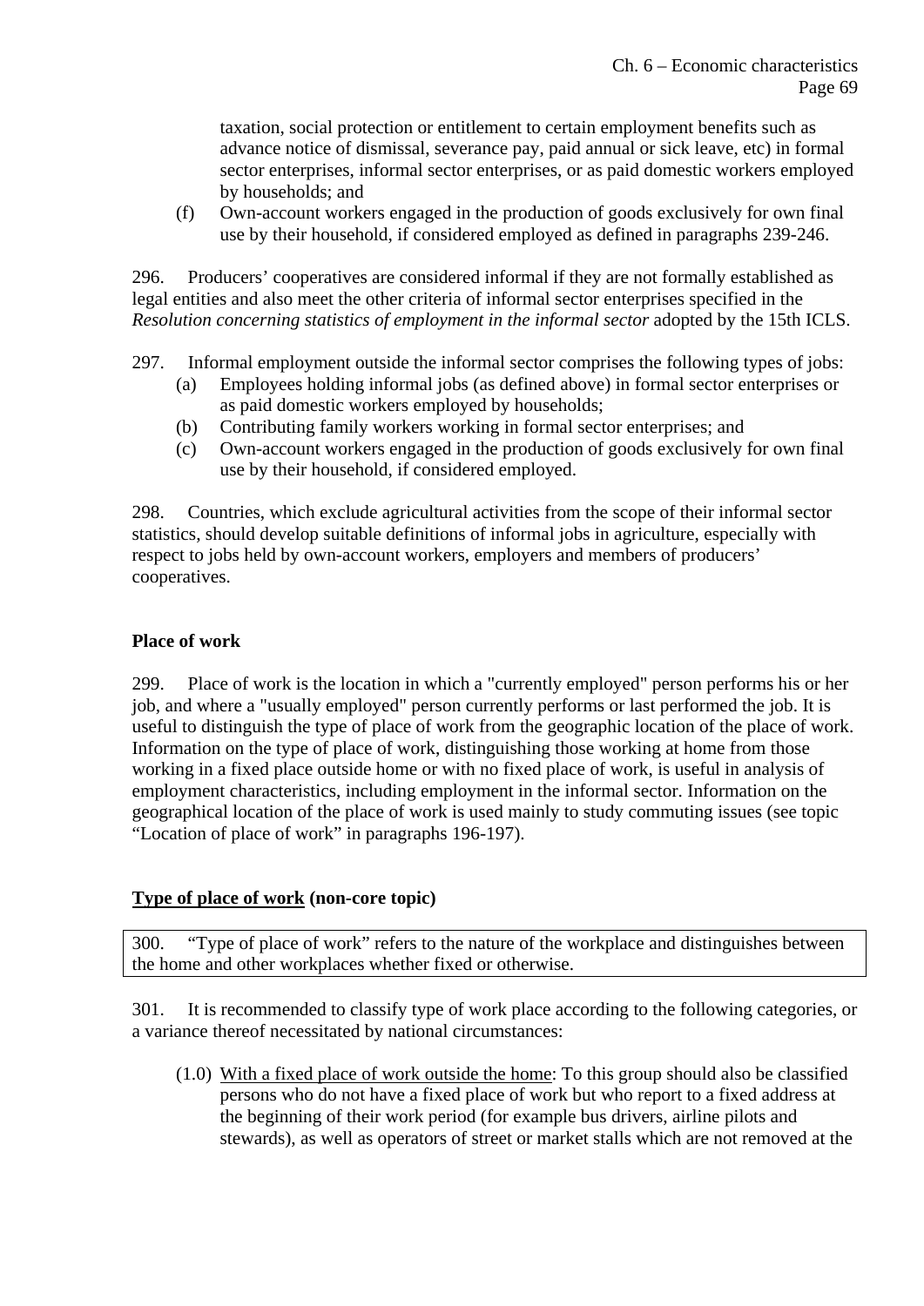taxation, social protection or entitlement to certain employment benefits such as advance notice of dismissal, severance pay, paid annual or sick leave, etc) in formal sector enterprises, informal sector enterprises, or as paid domestic workers employed by households; and

(f) Own-account workers engaged in the production of goods exclusively for own final use by their household, if considered employed as defined in paragraphs 239-246.

296. Producers' cooperatives are considered informal if they are not formally established as legal entities and also meet the other criteria of informal sector enterprises specified in the *Resolution concerning statistics of employment in the informal sector* adopted by the 15th ICLS.

297. Informal employment outside the informal sector comprises the following types of jobs:

(a) Employees holding informal jobs (as defined above) in formal sector enterprises or as paid domestic workers employed by households;
(b) Contributing family workers working in formal sector enterprises; and
(c) Own-account workers engaged in the production of goods exclusively for own final use by their household, if considered employed.

298. Countries, which exclude agricultural activities from the scope of their informal sector statistics, should develop suitable definitions of informal jobs in agriculture, especially with respect to jobs held by own-account workers, employers and members of producers' cooperatives.

**Place of work**

299. Place of work is the location in which a "currently employed" person performs his or her job, and where a "usually employed" person currently performs or last performed the job. It is useful to distinguish the type of place of work from the geographic location of the place of work. Information on the type of place of work, distinguishing those working at home from those working in a fixed place outside home or with no fixed place of work, is useful in analysis of employment characteristics, including employment in the informal sector. Information on the geographical location of the place of work is used mainly to study commuting issues (see topic "Location of place of work" in paragraphs 196-197).

**Type of place of work (non-core topic)**

300. "Type of place of work" refers to the nature of the workplace and distinguishes between the home and other workplaces whether fixed or otherwise.

301. It is recommended to classify type of work place according to the following categories, or a variance thereof necessitated by national circumstances:

(1.0) With a fixed place of work outside the home: To this group should also be classified persons who do not have a fixed place of work but who report to a fixed address at the beginning of their work period (for example bus drivers, airline pilots and stewards), as well as operators of street or market stalls which are not removed at the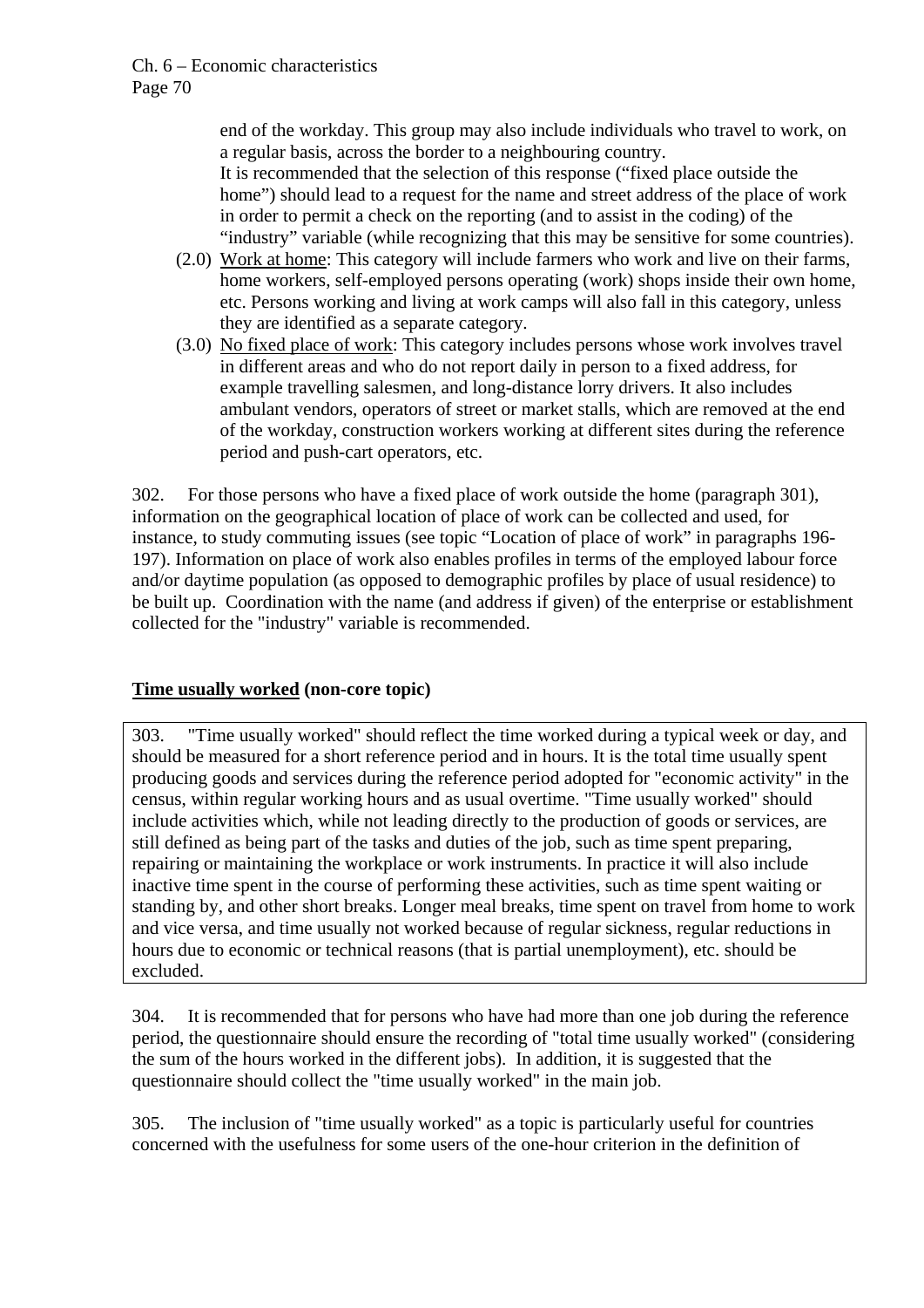end of the workday. This group may also include individuals who travel to work, on a regular basis, across the border to a neighbouring country.
It is recommended that the selection of this response ("fixed place outside the home") should lead to a request for the name and street address of the place of work in order to permit a check on the reporting (and to assist in the coding) of the "industry" variable (while recognizing that this may be sensitive for some countries).

(2.0) Work at home: This category will include farmers who work and live on their farms, home workers, self-employed persons operating (work) shops inside their own home, etc. Persons working and living at work camps will also fall in this category, unless they are identified as a separate category.

(3.0) No fixed place of work: This category includes persons whose work involves travel in different areas and who do not report daily in person to a fixed address, for example travelling salesmen, and long-distance lorry drivers. It also includes ambulant vendors, operators of street or market stalls, which are removed at the end of the workday, construction workers working at different sites during the reference period and push-cart operators, etc.

302. For those persons who have a fixed place of work outside the home (paragraph 301), information on the geographical location of place of work can be collected and used, for instance, to study commuting issues (see topic "Location of place of work" in paragraphs 196-197). Information on place of work also enables profiles in terms of the employed labour force and/or daytime population (as opposed to demographic profiles by place of usual residence) to be built up. Coordination with the name (and address if given) of the enterprise or establishment collected for the "industry" variable is recommended.

### Time usually worked (non-core topic)

303. "Time usually worked" should reflect the time worked during a typical week or day, and should be measured for a short reference period and in hours. It is the total time usually spent producing goods and services during the reference period adopted for "economic activity" in the census, within regular working hours and as usual overtime. "Time usually worked" should include activities which, while not leading directly to the production of goods or services, are still defined as being part of the tasks and duties of the job, such as time spent preparing, repairing or maintaining the workplace or work instruments. In practice it will also include inactive time spent in the course of performing these activities, such as time spent waiting or standing by, and other short breaks. Longer meal breaks, time spent on travel from home to work and vice versa, and time usually not worked because of regular sickness, regular reductions in hours due to economic or technical reasons (that is partial unemployment), etc. should be excluded.

304. It is recommended that for persons who have had more than one job during the reference period, the questionnaire should ensure the recording of "total time usually worked" (considering the sum of the hours worked in the different jobs). In addition, it is suggested that the questionnaire should collect the "time usually worked" in the main job.

305. The inclusion of "time usually worked" as a topic is particularly useful for countries concerned with the usefulness for some users of the one-hour criterion in the definition of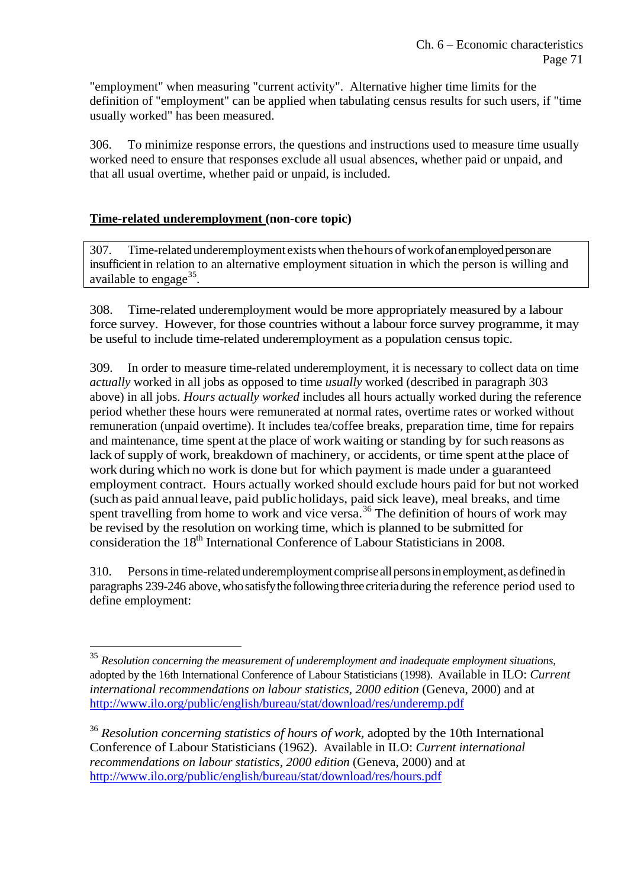"employment" when measuring "current activity". Alternative higher time limits for the definition of "employment" can be applied when tabulating census results for such users, if "time usually worked" has been measured.

306. To minimize response errors, the questions and instructions used to measure time usually worked need to ensure that responses exclude all usual absences, whether paid or unpaid, and that all usual overtime, whether paid or unpaid, is included.

## Time-related underemployment (non-core topic)

| 307. Time-related underemployment exists when the hours of work of an employed person are insufficient in relation to an alternative employment situation in which the person is willing and available to engage[35]. |
|---|

308. Time-related underemployment would be more appropriately measured by a labour force survey. However, for those countries without a labour force survey programme, it may be useful to include time-related underemployment as a population census topic.

309. In order to measure time-related underemployment, it is necessary to collect data on time *actually* worked in all jobs as opposed to time *usually* worked (described in paragraph 303 above) in all jobs. *Hours actually worked* includes all hours actually worked during the reference period whether these hours were remunerated at normal rates, overtime rates or worked without remuneration (unpaid overtime). It includes tea/coffee breaks, preparation time, time for repairs and maintenance, time spent at the place of work waiting or standing by for such reasons as lack of supply of work, breakdown of machinery, or accidents, or time spent at the place of work during which no work is done but for which payment is made under a guaranteed employment contract. Hours actually worked should exclude hours paid for but not worked (such as paid annual leave, paid public holidays, paid sick leave), meal breaks, and time spent travelling from home to work and vice versa.[36] The definition of hours of work may be revised by the resolution on working time, which is planned to be submitted for consideration the 18th International Conference of Labour Statisticians in 2008.

310. Persons in time-related underemployment comprise all persons in employment, as defined in paragraphs 239-246 above, who satisfy the following three criteria during the reference period used to define employment:

---

[35] *Resolution concerning the measurement of underemployment and inadequate employment situations*, adopted by the 16th International Conference of Labour Statisticians (1998). Available in ILO: *Current international recommendations on labour statistics, 2000 edition* (Geneva, 2000) and at http://www.ilo.org/public/english/bureau/stat/download/res/underemp.pdf

[36] *Resolution concerning statistics of hours of work*, adopted by the 10th International Conference of Labour Statisticians (1962). Available in ILO: *Current international recommendations on labour statistics, 2000 edition* (Geneva, 2000) and at http://www.ilo.org/public/english/bureau/stat/download/res/hours.pdf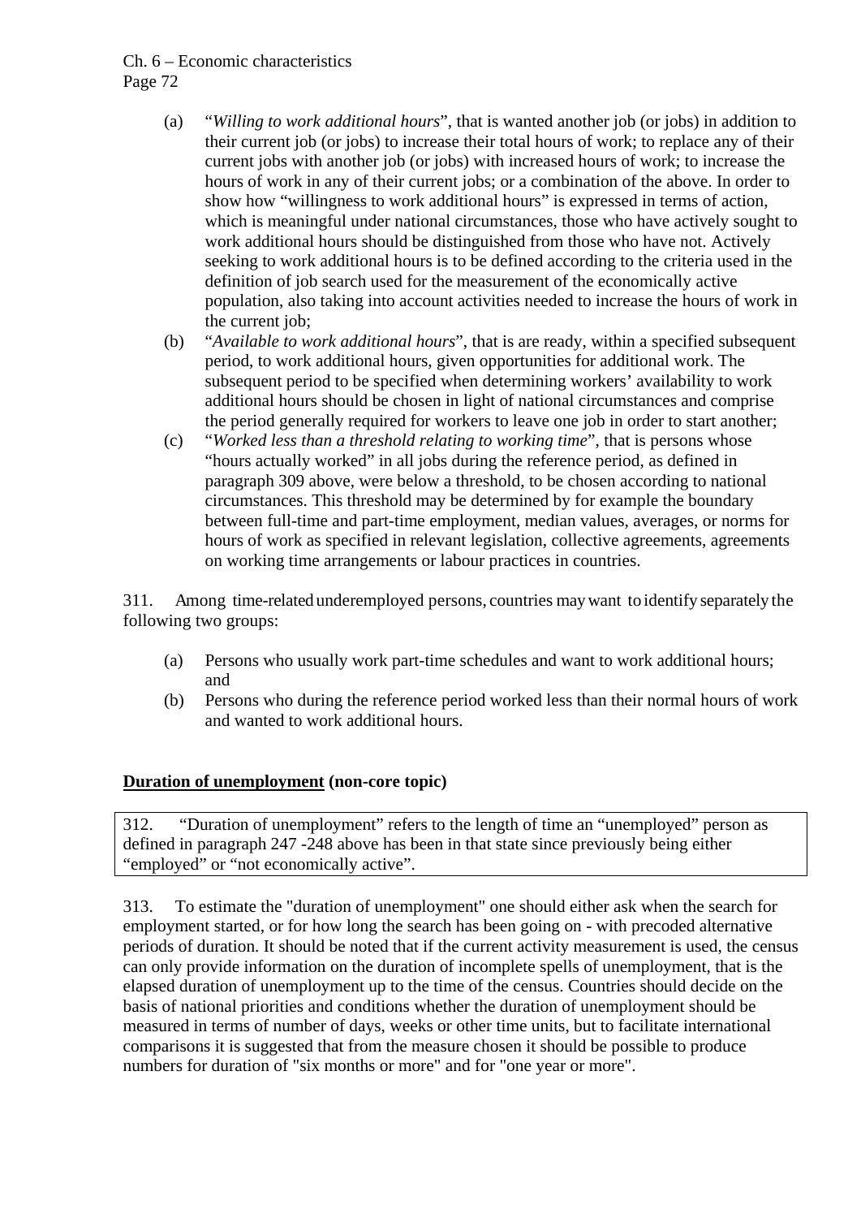(a) "*Willing to work additional hours*", that is wanted another job (or jobs) in addition to their current job (or jobs) to increase their total hours of work; to replace any of their current jobs with another job (or jobs) with increased hours of work; to increase the hours of work in any of their current jobs; or a combination of the above. In order to show how "willingness to work additional hours" is expressed in terms of action, which is meaningful under national circumstances, those who have actively sought to work additional hours should be distinguished from those who have not. Actively seeking to work additional hours is to be defined according to the criteria used in the definition of job search used for the measurement of the economically active population, also taking into account activities needed to increase the hours of work in the current job;

(b) "*Available to work additional hours*", that is are ready, within a specified subsequent period, to work additional hours, given opportunities for additional work. The subsequent period to be specified when determining workers' availability to work additional hours should be chosen in light of national circumstances and comprise the period generally required for workers to leave one job in order to start another;

(c) "*Worked less than a threshold relating to working time*", that is persons whose "hours actually worked" in all jobs during the reference period, as defined in paragraph 309 above, were below a threshold, to be chosen according to national circumstances. This threshold may be determined by for example the boundary between full-time and part-time employment, median values, averages, or norms for hours of work as specified in relevant legislation, collective agreements, agreements on working time arrangements or labour practices in countries.

311. Among time-related underemployed persons, countries may want to identify separately the following two groups:

(a) Persons who usually work part-time schedules and want to work additional hours; and

(b) Persons who during the reference period worked less than their normal hours of work and wanted to work additional hours.

## Duration of unemployment (non-core topic)

312. "Duration of unemployment" refers to the length of time an "unemployed" person as defined in paragraph 247 -248 above has been in that state since previously being either "employed" or "not economically active".

313. To estimate the "duration of unemployment" one should either ask when the search for employment started, or for how long the search has been going on - with precoded alternative periods of duration. It should be noted that if the current activity measurement is used, the census can only provide information on the duration of incomplete spells of unemployment, that is the elapsed duration of unemployment up to the time of the census. Countries should decide on the basis of national priorities and conditions whether the duration of unemployment should be measured in terms of number of days, weeks or other time units, but to facilitate international comparisons it is suggested that from the measure chosen it should be possible to produce numbers for duration of "six months or more" and for "one year or more".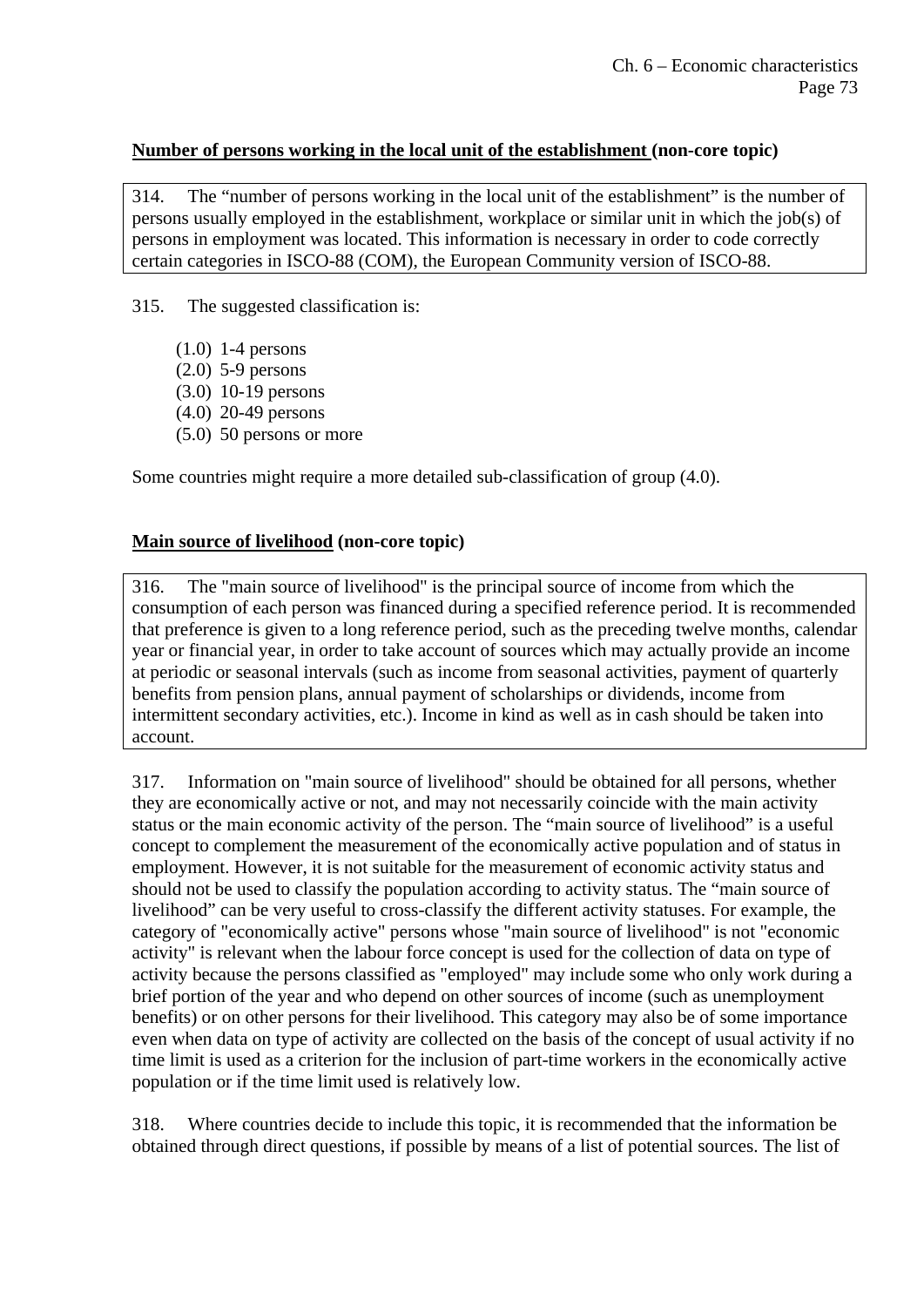**Number of persons working in the local unit of the establishment (non-core topic)**

314. The "number of persons working in the local unit of the establishment" is the number of persons usually employed in the establishment, workplace or similar unit in which the job(s) of persons in employment was located. This information is necessary in order to code correctly certain categories in ISCO-88 (COM), the European Community version of ISCO-88.

315. The suggested classification is:

(1.0) 1-4 persons
(2.0) 5-9 persons
(3.0) 10-19 persons
(4.0) 20-49 persons
(5.0) 50 persons or more

Some countries might require a more detailed sub-classification of group (4.0).

**Main source of livelihood (non-core topic)**

316. The "main source of livelihood" is the principal source of income from which the consumption of each person was financed during a specified reference period. It is recommended that preference is given to a long reference period, such as the preceding twelve months, calendar year or financial year, in order to take account of sources which may actually provide an income at periodic or seasonal intervals (such as income from seasonal activities, payment of quarterly benefits from pension plans, annual payment of scholarships or dividends, income from intermittent secondary activities, etc.). Income in kind as well as in cash should be taken into account.

317. Information on "main source of livelihood" should be obtained for all persons, whether they are economically active or not, and may not necessarily coincide with the main activity status or the main economic activity of the person. The "main source of livelihood" is a useful concept to complement the measurement of the economically active population and of status in employment. However, it is not suitable for the measurement of economic activity status and should not be used to classify the population according to activity status. The "main source of livelihood" can be very useful to cross-classify the different activity statuses. For example, the category of "economically active" persons whose "main source of livelihood" is not "economic activity" is relevant when the labour force concept is used for the collection of data on type of activity because the persons classified as "employed" may include some who only work during a brief portion of the year and who depend on other sources of income (such as unemployment benefits) or on other persons for their livelihood. This category may also be of some importance even when data on type of activity are collected on the basis of the concept of usual activity if no time limit is used as a criterion for the inclusion of part-time workers in the economically active population or if the time limit used is relatively low.

318. Where countries decide to include this topic, it is recommended that the information be obtained through direct questions, if possible by means of a list of potential sources. The list of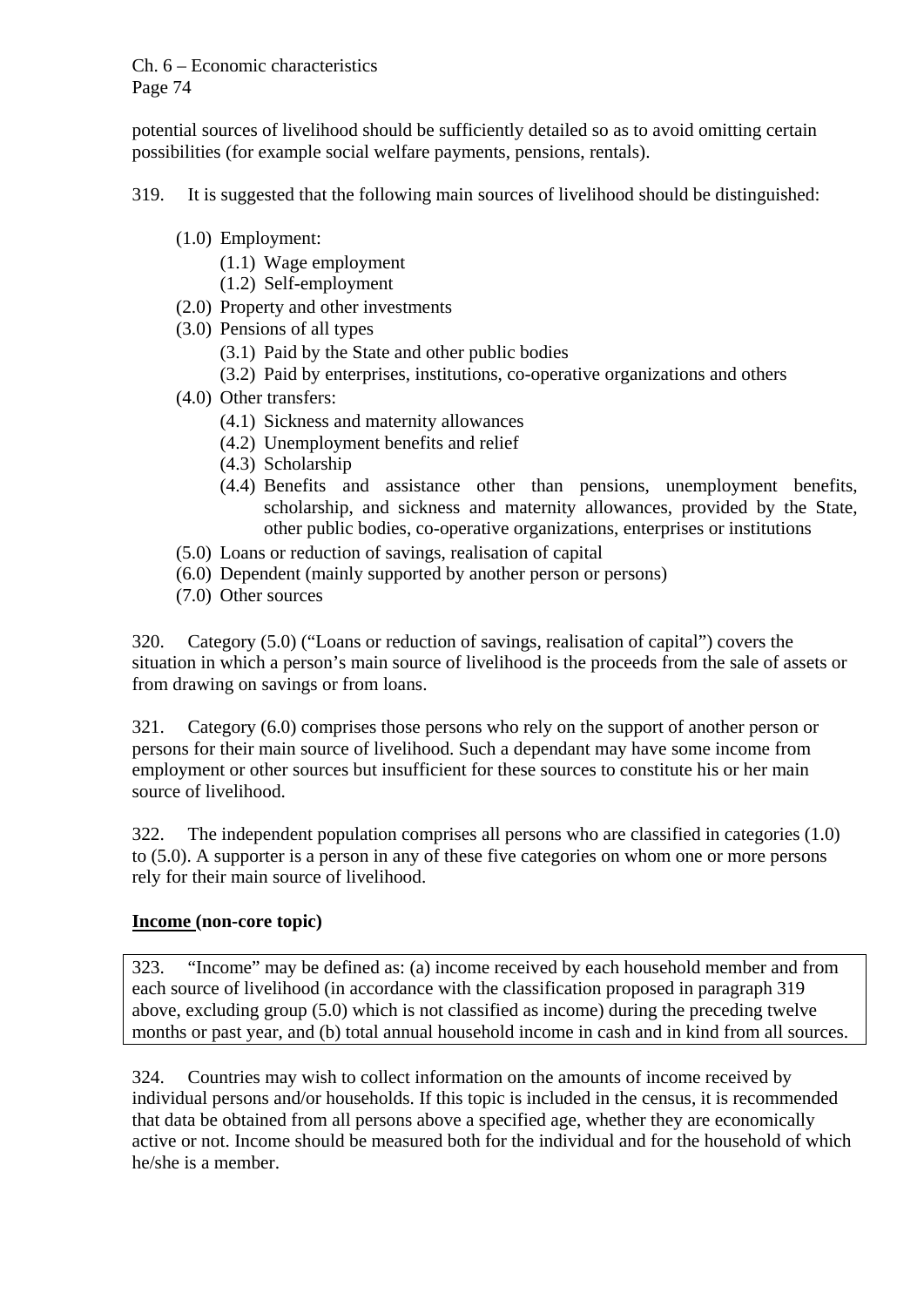potential sources of livelihood should be sufficiently detailed so as to avoid omitting certain possibilities (for example social welfare payments, pensions, rentals).

319. It is suggested that the following main sources of livelihood should be distinguished:

- (1.0) Employment:
  - (1.1) Wage employment
  - (1.2) Self-employment
- (2.0) Property and other investments
- (3.0) Pensions of all types
  - (3.1) Paid by the State and other public bodies
  - (3.2) Paid by enterprises, institutions, co-operative organizations and others
- (4.0) Other transfers:
  - (4.1) Sickness and maternity allowances
  - (4.2) Unemployment benefits and relief
  - (4.3) Scholarship
  - (4.4) Benefits and assistance other than pensions, unemployment benefits, scholarship, and sickness and maternity allowances, provided by the State, other public bodies, co-operative organizations, enterprises or institutions
- (5.0) Loans or reduction of savings, realisation of capital
- (6.0) Dependent (mainly supported by another person or persons)
- (7.0) Other sources

320. Category (5.0) ("Loans or reduction of savings, realisation of capital") covers the situation in which a person's main source of livelihood is the proceeds from the sale of assets or from drawing on savings or from loans.

321. Category (6.0) comprises those persons who rely on the support of another person or persons for their main source of livelihood. Such a dependant may have some income from employment or other sources but insufficient for these sources to constitute his or her main source of livelihood.

322. The independent population comprises all persons who are classified in categories (1.0) to (5.0). A supporter is a person in any of these five categories on whom one or more persons rely for their main source of livelihood.

**Income (non-core topic)**

323. "Income" may be defined as: (a) income received by each household member and from each source of livelihood (in accordance with the classification proposed in paragraph 319 above, excluding group (5.0) which is not classified as income) during the preceding twelve months or past year, and (b) total annual household income in cash and in kind from all sources.

324. Countries may wish to collect information on the amounts of income received by individual persons and/or households. If this topic is included in the census, it is recommended that data be obtained from all persons above a specified age, whether they are economically active or not. Income should be measured both for the individual and for the household of which he/she is a member.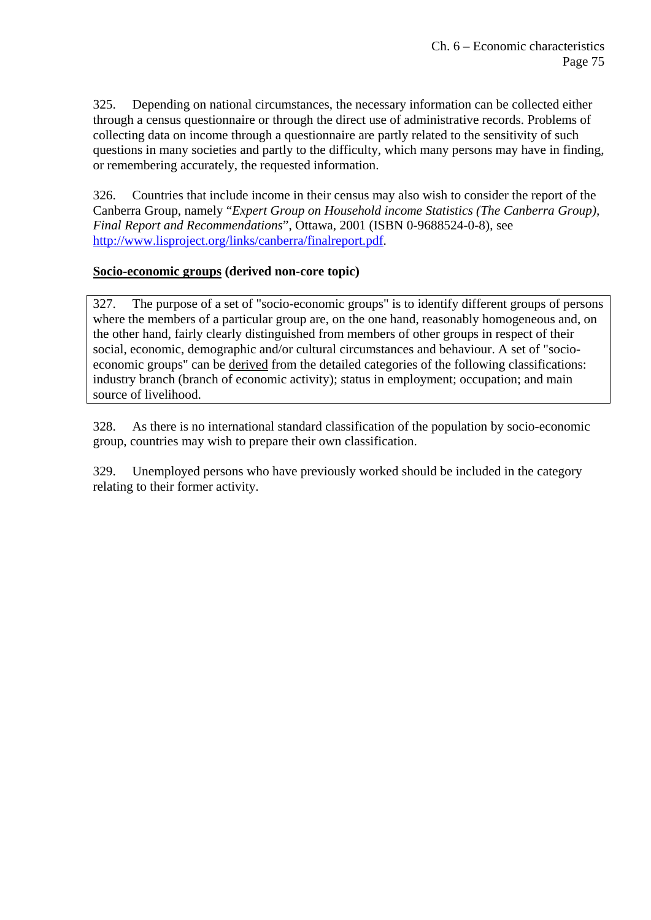325. Depending on national circumstances, the necessary information can be collected either through a census questionnaire or through the direct use of administrative records. Problems of collecting data on income through a questionnaire are partly related to the sensitivity of such questions in many societies and partly to the difficulty, which many persons may have in finding, or remembering accurately, the requested information.

326. Countries that include income in their census may also wish to consider the report of the Canberra Group, namely "*Expert Group on Household income Statistics (The Canberra Group), Final Report and Recommendations*", Ottawa, 2001 (ISBN 0-9688524-0-8), see http://www.lisproject.org/links/canberra/finalreport.pdf.

**Socio-economic groups (derived non-core topic)**

> 327. The purpose of a set of "socio-economic groups" is to identify different groups of persons where the members of a particular group are, on the one hand, reasonably homogeneous and, on the other hand, fairly clearly distinguished from members of other groups in respect of their social, economic, demographic and/or cultural circumstances and behaviour. A set of "socio-economic groups" can be derived from the detailed categories of the following classifications: industry branch (branch of economic activity); status in employment; occupation; and main source of livelihood.

328. As there is no international standard classification of the population by socio-economic group, countries may wish to prepare their own classification.

329. Unemployed persons who have previously worked should be included in the category relating to their former activity.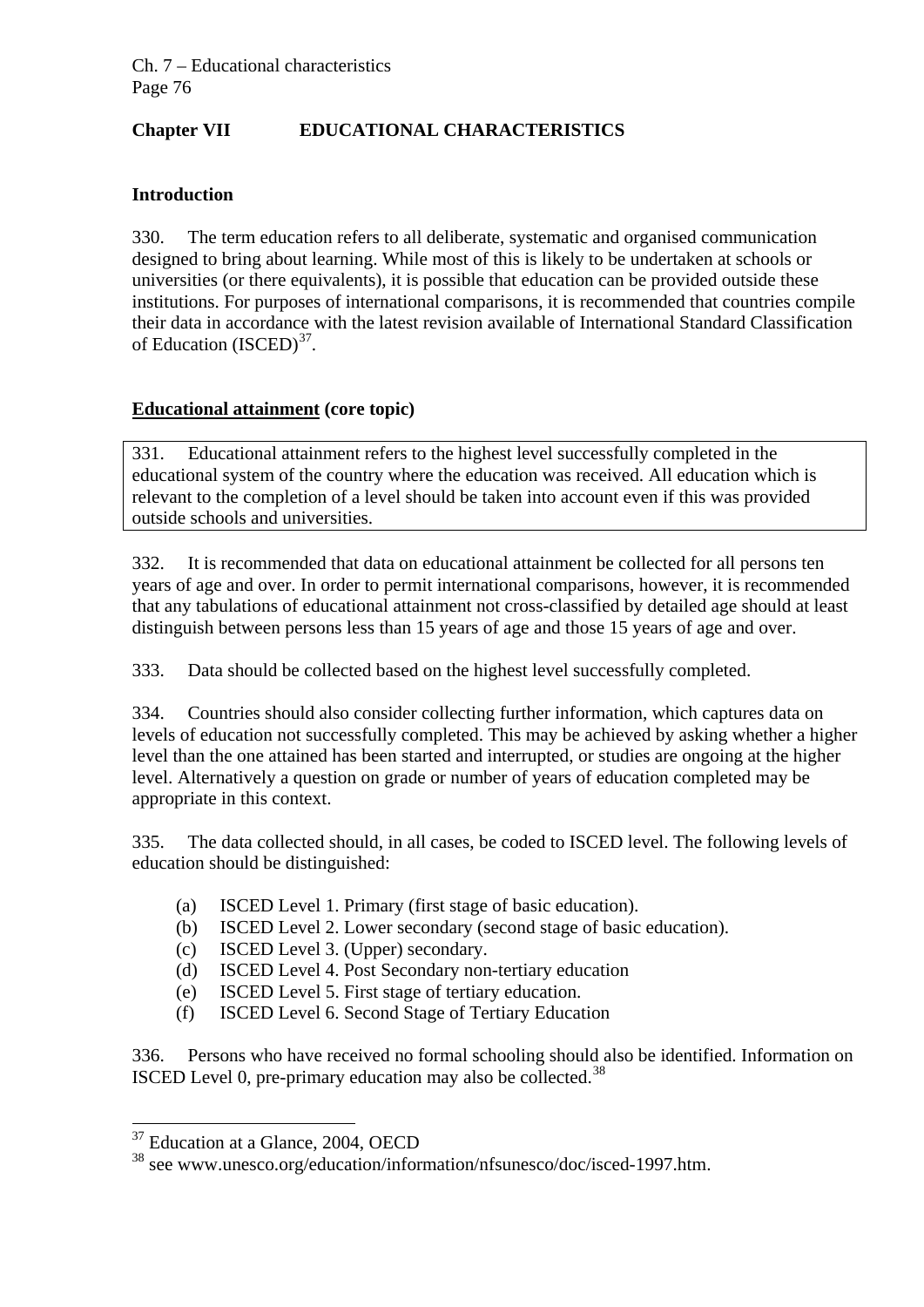## Chapter VII EDUCATIONAL CHARACTERISTICS

### Introduction

330. The term education refers to all deliberate, systematic and organised communication designed to bring about learning. While most of this is likely to be undertaken at schools or universities (or there equivalents), it is possible that education can be provided outside these institutions. For purposes of international comparisons, it is recommended that countries compile their data in accordance with the latest revision available of International Standard Classification of Education (ISCED)[37].

### Educational attainment (core topic)

331. Educational attainment refers to the highest level successfully completed in the educational system of the country where the education was received. All education which is relevant to the completion of a level should be taken into account even if this was provided outside schools and universities.

332. It is recommended that data on educational attainment be collected for all persons ten years of age and over. In order to permit international comparisons, however, it is recommended that any tabulations of educational attainment not cross-classified by detailed age should at least distinguish between persons less than 15 years of age and those 15 years of age and over.

333. Data should be collected based on the highest level successfully completed.

334. Countries should also consider collecting further information, which captures data on levels of education not successfully completed. This may be achieved by asking whether a higher level than the one attained has been started and interrupted, or studies are ongoing at the higher level. Alternatively a question on grade or number of years of education completed may be appropriate in this context.

335. The data collected should, in all cases, be coded to ISCED level. The following levels of education should be distinguished:

(a) ISCED Level 1. Primary (first stage of basic education).
(b) ISCED Level 2. Lower secondary (second stage of basic education).
(c) ISCED Level 3. (Upper) secondary.
(d) ISCED Level 4. Post Secondary non-tertiary education
(e) ISCED Level 5. First stage of tertiary education.
(f) ISCED Level 6. Second Stage of Tertiary Education

336. Persons who have received no formal schooling should also be identified. Information on ISCED Level 0, pre-primary education may also be collected.[38]

---

[37] Education at a Glance, 2004, OECD

[38] see www.unesco.org/education/information/nfsunesco/doc/isced-1997.htm.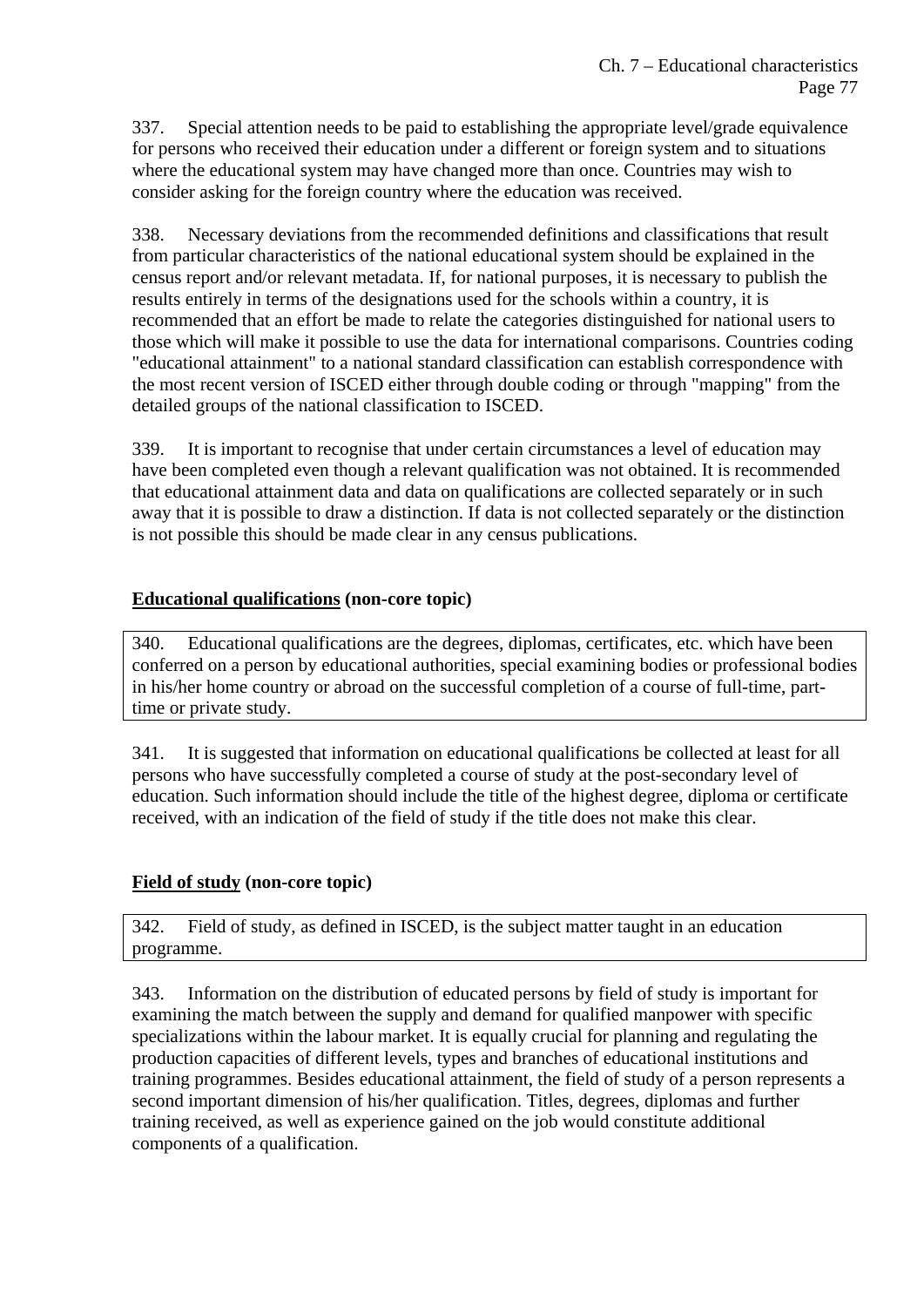337. Special attention needs to be paid to establishing the appropriate level/grade equivalence for persons who received their education under a different or foreign system and to situations where the educational system may have changed more than once. Countries may wish to consider asking for the foreign country where the education was received.

338. Necessary deviations from the recommended definitions and classifications that result from particular characteristics of the national educational system should be explained in the census report and/or relevant metadata. If, for national purposes, it is necessary to publish the results entirely in terms of the designations used for the schools within a country, it is recommended that an effort be made to relate the categories distinguished for national users to those which will make it possible to use the data for international comparisons. Countries coding "educational attainment" to a national standard classification can establish correspondence with the most recent version of ISCED either through double coding or through "mapping" from the detailed groups of the national classification to ISCED.

339. It is important to recognise that under certain circumstances a level of education may have been completed even though a relevant qualification was not obtained. It is recommended that educational attainment data and data on qualifications are collected separately or in such away that it is possible to draw a distinction. If data is not collected separately or the distinction is not possible this should be made clear in any census publications.

### **Educational qualifications (non-core topic)**

340. Educational qualifications are the degrees, diplomas, certificates, etc. which have been conferred on a person by educational authorities, special examining bodies or professional bodies in his/her home country or abroad on the successful completion of a course of full-time, part-time or private study.

341. It is suggested that information on educational qualifications be collected at least for all persons who have successfully completed a course of study at the post-secondary level of education. Such information should include the title of the highest degree, diploma or certificate received, with an indication of the field of study if the title does not make this clear.

### **Field of study (non-core topic)**

342. Field of study, as defined in ISCED, is the subject matter taught in an education programme.

343. Information on the distribution of educated persons by field of study is important for examining the match between the supply and demand for qualified manpower with specific specializations within the labour market. It is equally crucial for planning and regulating the production capacities of different levels, types and branches of educational institutions and training programmes. Besides educational attainment, the field of study of a person represents a second important dimension of his/her qualification. Titles, degrees, diplomas and further training received, as well as experience gained on the job would constitute additional components of a qualification.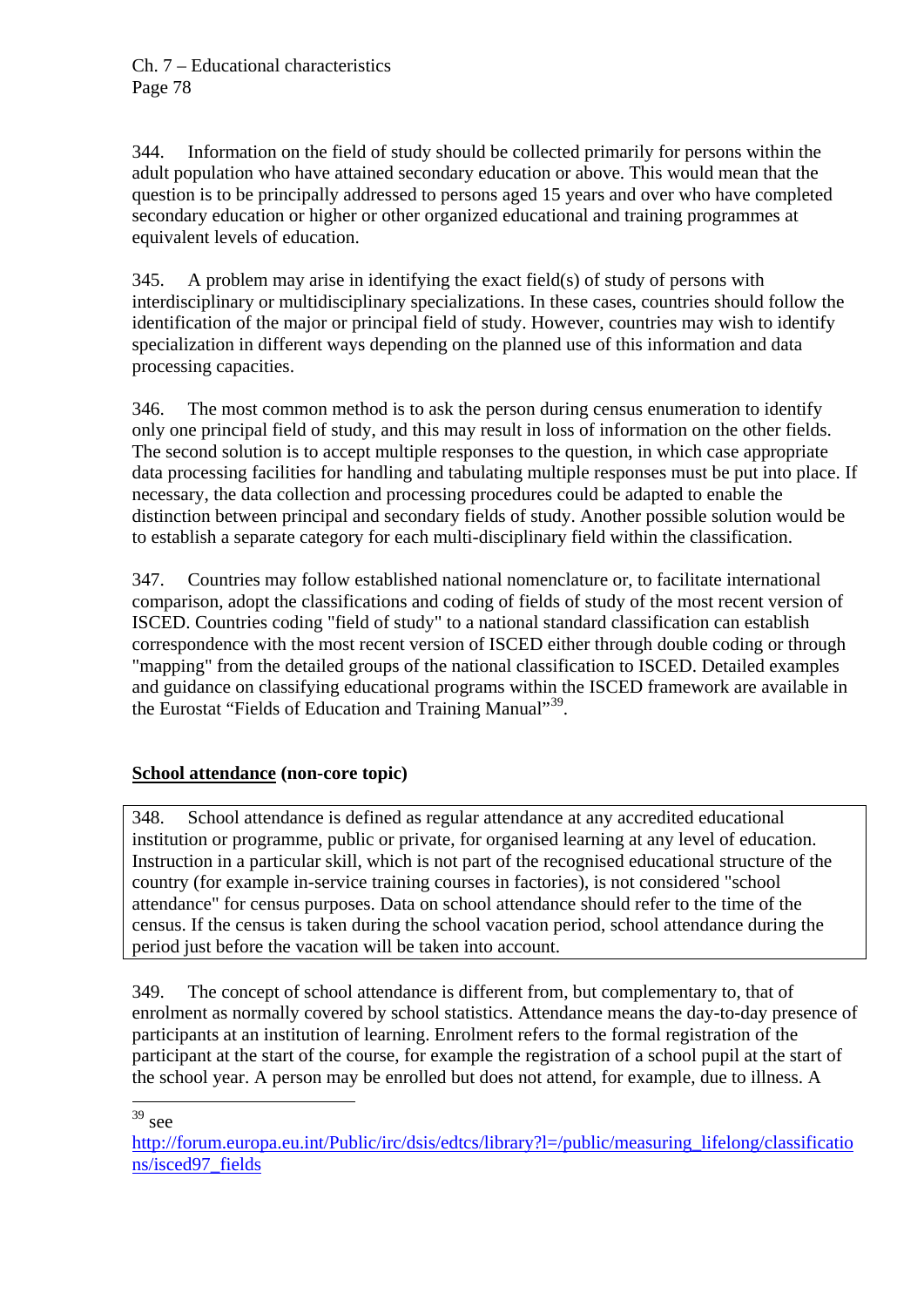344. Information on the field of study should be collected primarily for persons within the adult population who have attained secondary education or above. This would mean that the question is to be principally addressed to persons aged 15 years and over who have completed secondary education or higher or other organized educational and training programmes at equivalent levels of education.

345. A problem may arise in identifying the exact field(s) of study of persons with interdisciplinary or multidisciplinary specializations. In these cases, countries should follow the identification of the major or principal field of study. However, countries may wish to identify specialization in different ways depending on the planned use of this information and data processing capacities.

346. The most common method is to ask the person during census enumeration to identify only one principal field of study, and this may result in loss of information on the other fields. The second solution is to accept multiple responses to the question, in which case appropriate data processing facilities for handling and tabulating multiple responses must be put into place. If necessary, the data collection and processing procedures could be adapted to enable the distinction between principal and secondary fields of study. Another possible solution would be to establish a separate category for each multi-disciplinary field within the classification.

347. Countries may follow established national nomenclature or, to facilitate international comparison, adopt the classifications and coding of fields of study of the most recent version of ISCED. Countries coding "field of study" to a national standard classification can establish correspondence with the most recent version of ISCED either through double coding or through "mapping" from the detailed groups of the national classification to ISCED. Detailed examples and guidance on classifying educational programs within the ISCED framework are available in the Eurostat “Fields of Education and Training Manual”[39].

## School attendance (non-core topic)

348. School attendance is defined as regular attendance at any accredited educational institution or programme, public or private, for organised learning at any level of education. Instruction in a particular skill, which is not part of the recognised educational structure of the country (for example in-service training courses in factories), is not considered "school attendance" for census purposes. Data on school attendance should refer to the time of the census. If the census is taken during the school vacation period, school attendance during the period just before the vacation will be taken into account.

349. The concept of school attendance is different from, but complementary to, that of enrolment as normally covered by school statistics. Attendance means the day-to-day presence of participants at an institution of learning. Enrolment refers to the formal registration of the participant at the start of the course, for example the registration of a school pupil at the start of the school year. A person may be enrolled but does not attend, for example, due to illness. A

---

[39] see http://forum.europa.eu.int/Public/irc/dsis/edtcs/library?l=/public/measuring_lifelong/classifications/isced97_fields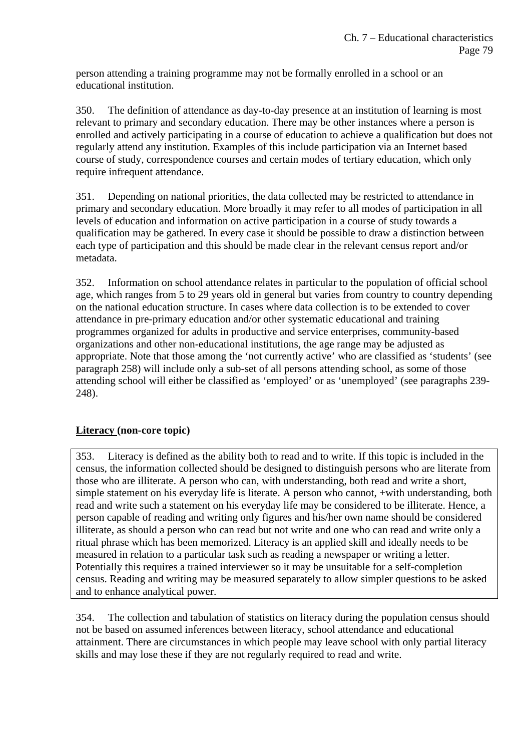person attending a training programme may not be formally enrolled in a school or an educational institution.

350. The definition of attendance as day-to-day presence at an institution of learning is most relevant to primary and secondary education. There may be other instances where a person is enrolled and actively participating in a course of education to achieve a qualification but does not regularly attend any institution. Examples of this include participation via an Internet based course of study, correspondence courses and certain modes of tertiary education, which only require infrequent attendance.

351. Depending on national priorities, the data collected may be restricted to attendance in primary and secondary education. More broadly it may refer to all modes of participation in all levels of education and information on active participation in a course of study towards a qualification may be gathered. In every case it should be possible to draw a distinction between each type of participation and this should be made clear in the relevant census report and/or metadata.

352. Information on school attendance relates in particular to the population of official school age, which ranges from 5 to 29 years old in general but varies from country to country depending on the national education structure. In cases where data collection is to be extended to cover attendance in pre-primary education and/or other systematic educational and training programmes organized for adults in productive and service enterprises, community-based organizations and other non-educational institutions, the age range may be adjusted as appropriate. Note that those among the 'not currently active' who are classified as 'students' (see paragraph 258) will include only a sub-set of all persons attending school, as some of those attending school will either be classified as 'employed' or as 'unemployed' (see paragraphs 239-248).

**Literacy (non-core topic)**

353. Literacy is defined as the ability both to read and to write. If this topic is included in the census, the information collected should be designed to distinguish persons who are literate from those who are illiterate. A person who can, with understanding, both read and write a short, simple statement on his everyday life is literate. A person who cannot, +with understanding, both read and write such a statement on his everyday life may be considered to be illiterate. Hence, a person capable of reading and writing only figures and his/her own name should be considered illiterate, as should a person who can read but not write and one who can read and write only a ritual phrase which has been memorized. Literacy is an applied skill and ideally needs to be measured in relation to a particular task such as reading a newspaper or writing a letter. Potentially this requires a trained interviewer so it may be unsuitable for a self-completion census. Reading and writing may be measured separately to allow simpler questions to be asked and to enhance analytical power.

354. The collection and tabulation of statistics on literacy during the population census should not be based on assumed inferences between literacy, school attendance and educational attainment. There are circumstances in which people may leave school with only partial literacy skills and may lose these if they are not regularly required to read and write.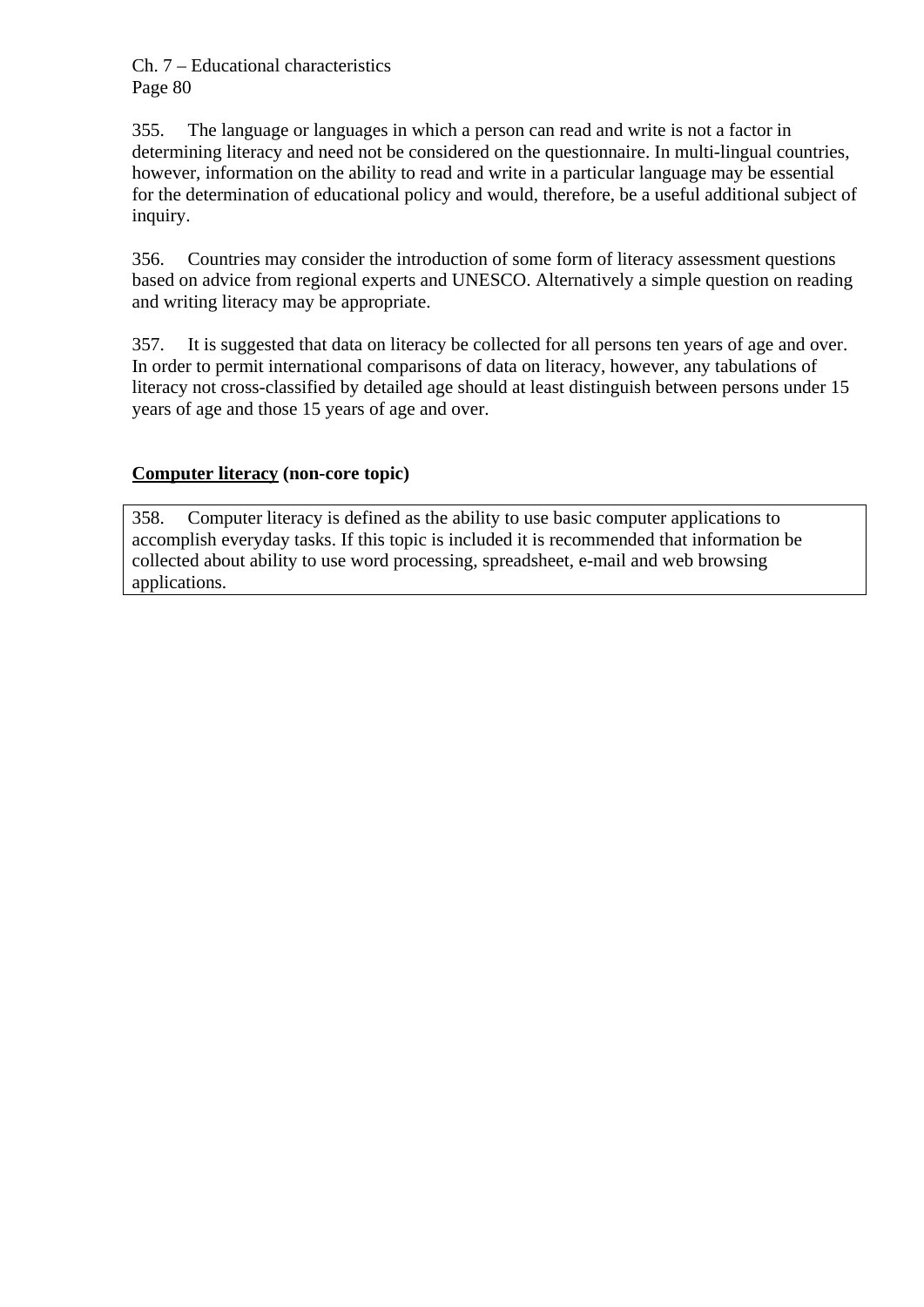355. The language or languages in which a person can read and write is not a factor in determining literacy and need not be considered on the questionnaire. In multi-lingual countries, however, information on the ability to read and write in a particular language may be essential for the determination of educational policy and would, therefore, be a useful additional subject of inquiry.

356. Countries may consider the introduction of some form of literacy assessment questions based on advice from regional experts and UNESCO. Alternatively a simple question on reading and writing literacy may be appropriate.

357. It is suggested that data on literacy be collected for all persons ten years of age and over. In order to permit international comparisons of data on literacy, however, any tabulations of literacy not cross-classified by detailed age should at least distinguish between persons under 15 years of age and those 15 years of age and over.

**Computer literacy (non-core topic)**

> 358. Computer literacy is defined as the ability to use basic computer applications to accomplish everyday tasks. If this topic is included it is recommended that information be collected about ability to use word processing, spreadsheet, e-mail and web browsing applications.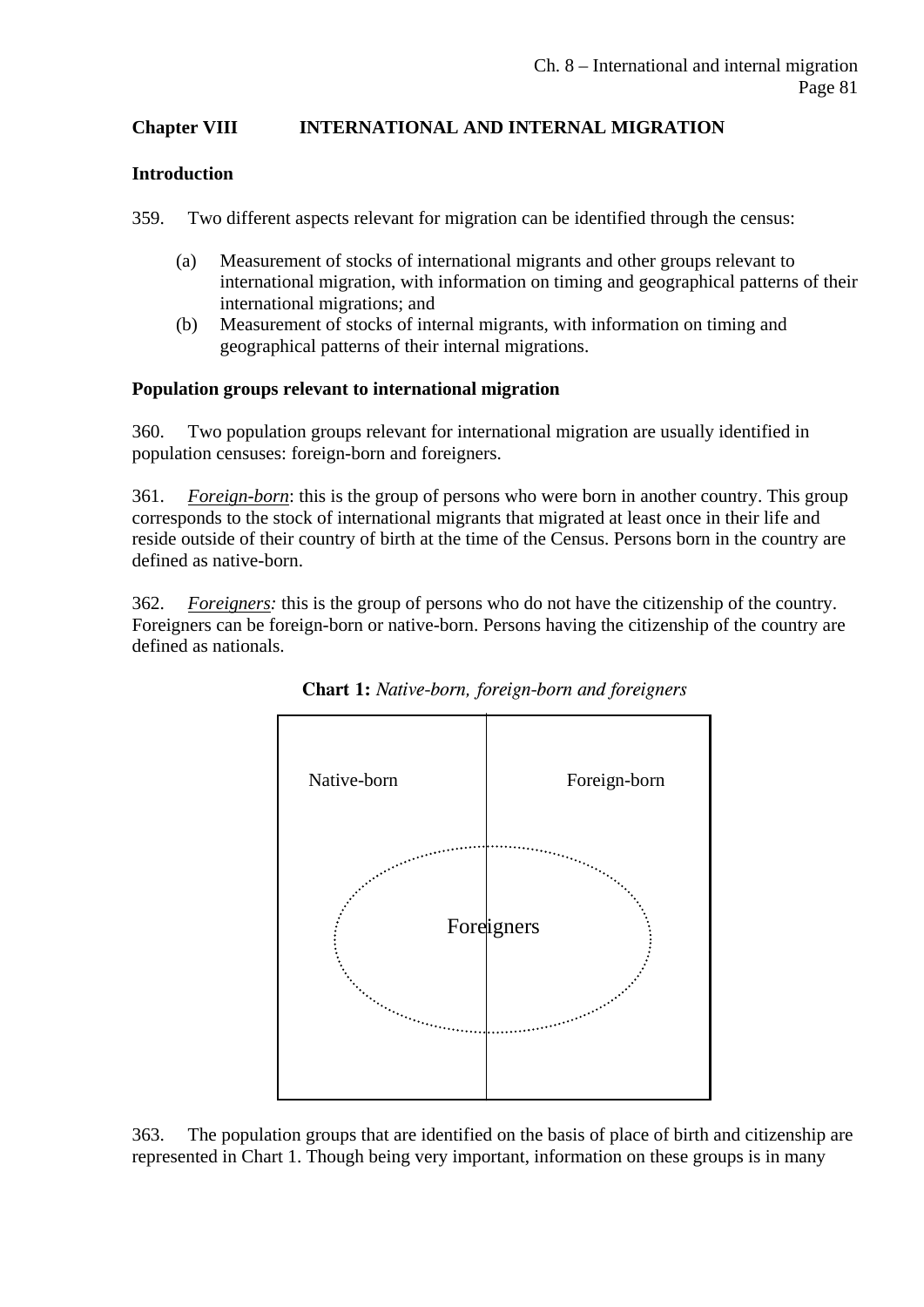## Chapter VIII INTERNATIONAL AND INTERNAL MIGRATION

### Introduction

359. Two different aspects relevant for migration can be identified through the census:

(a) Measurement of stocks of international migrants and other groups relevant to international migration, with information on timing and geographical patterns of their international migrations; and

(b) Measurement of stocks of internal migrants, with information on timing and geographical patterns of their internal migrations.

### Population groups relevant to international migration

360. Two population groups relevant for international migration are usually identified in population censuses: foreign-born and foreigners.

361. *Foreign-born*: this is the group of persons who were born in another country. This group corresponds to the stock of international migrants that migrated at least once in their life and reside outside of their country of birth at the time of the Census. Persons born in the country are defined as native-born.

362. *Foreigners:* this is the group of persons who do not have the citizenship of the country. Foreigners can be foreign-born or native-born. Persons having the citizenship of the country are defined as nationals.

**Chart 1:** *Native-born, foreign-born and foreigners*

Native-born | Foreign-born

Foreigners

363. The population groups that are identified on the basis of place of birth and citizenship are represented in Chart 1. Though being very important, information on these groups is in many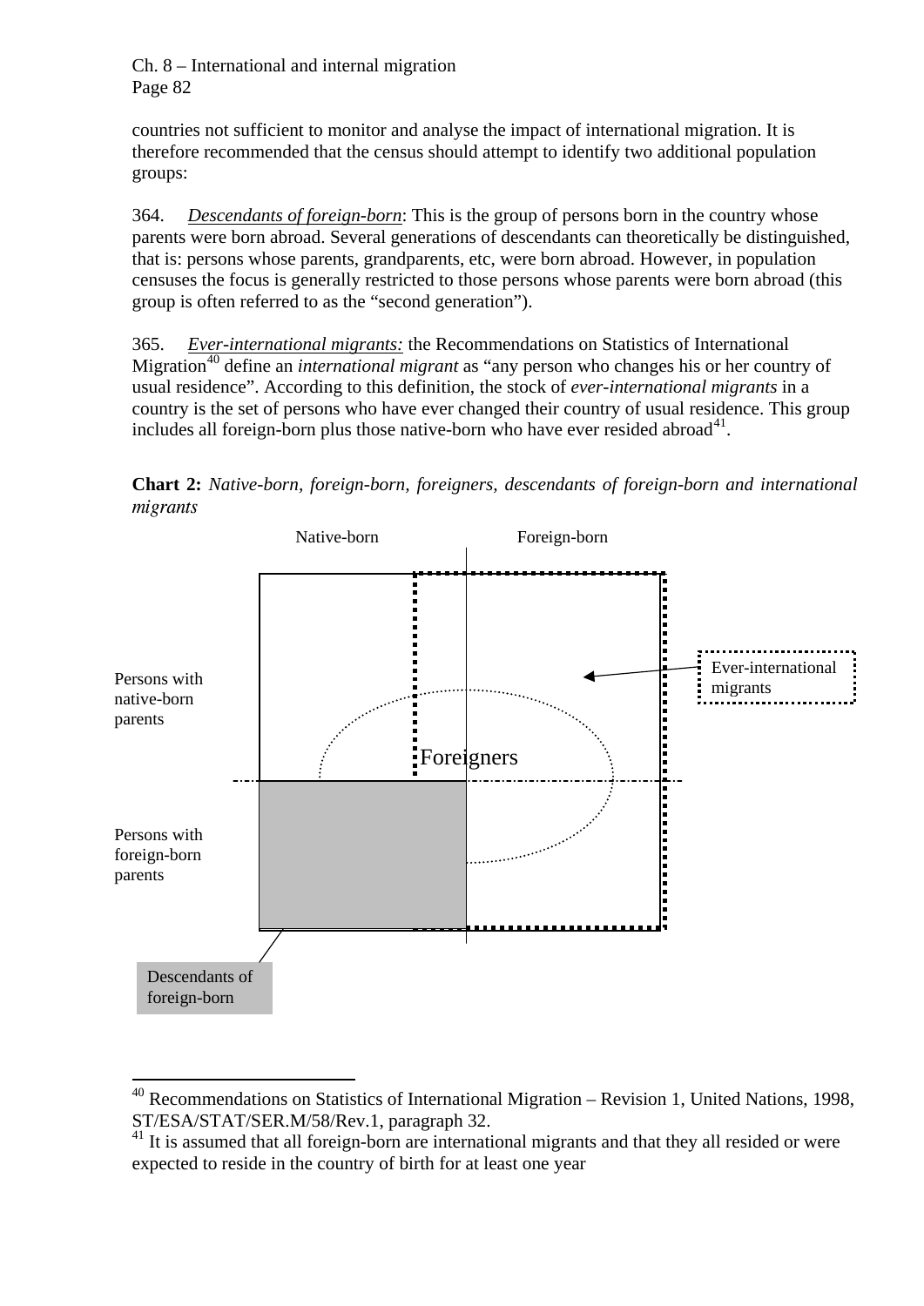countries not sufficient to monitor and analyse the impact of international migration. It is therefore recommended that the census should attempt to identify two additional population groups:

364. *Descendants of foreign-born*: This is the group of persons born in the country whose parents were born abroad. Several generations of descendants can theoretically be distinguished, that is: persons whose parents, grandparents, etc, were born abroad. However, in population censuses the focus is generally restricted to those persons whose parents were born abroad (this group is often referred to as the "second generation").

365. *Ever-international migrants:* the Recommendations on Statistics of International Migration[40] define an *international migrant* as "any person who changes his or her country of usual residence". According to this definition, the stock of *ever-international migrants* in a country is the set of persons who have ever changed their country of usual residence. This group includes all foreign-born plus those native-born who have ever resided abroad[41].

**Chart 2:** *Native-born, foreign-born, foreigners, descendants of foreign-born and international migrants*

Native-born | Foreign-born

Persons with native-born parents

Persons with foreign-born parents

Foreigners

Ever-international migrants

Descendants of foreign-born

---

[40] Recommendations on Statistics of International Migration – Revision 1, United Nations, 1998, ST/ESA/STAT/SER.M/58/Rev.1, paragraph 32.

[41] It is assumed that all foreign-born are international migrants and that they all resided or were expected to reside in the country of birth for at least one year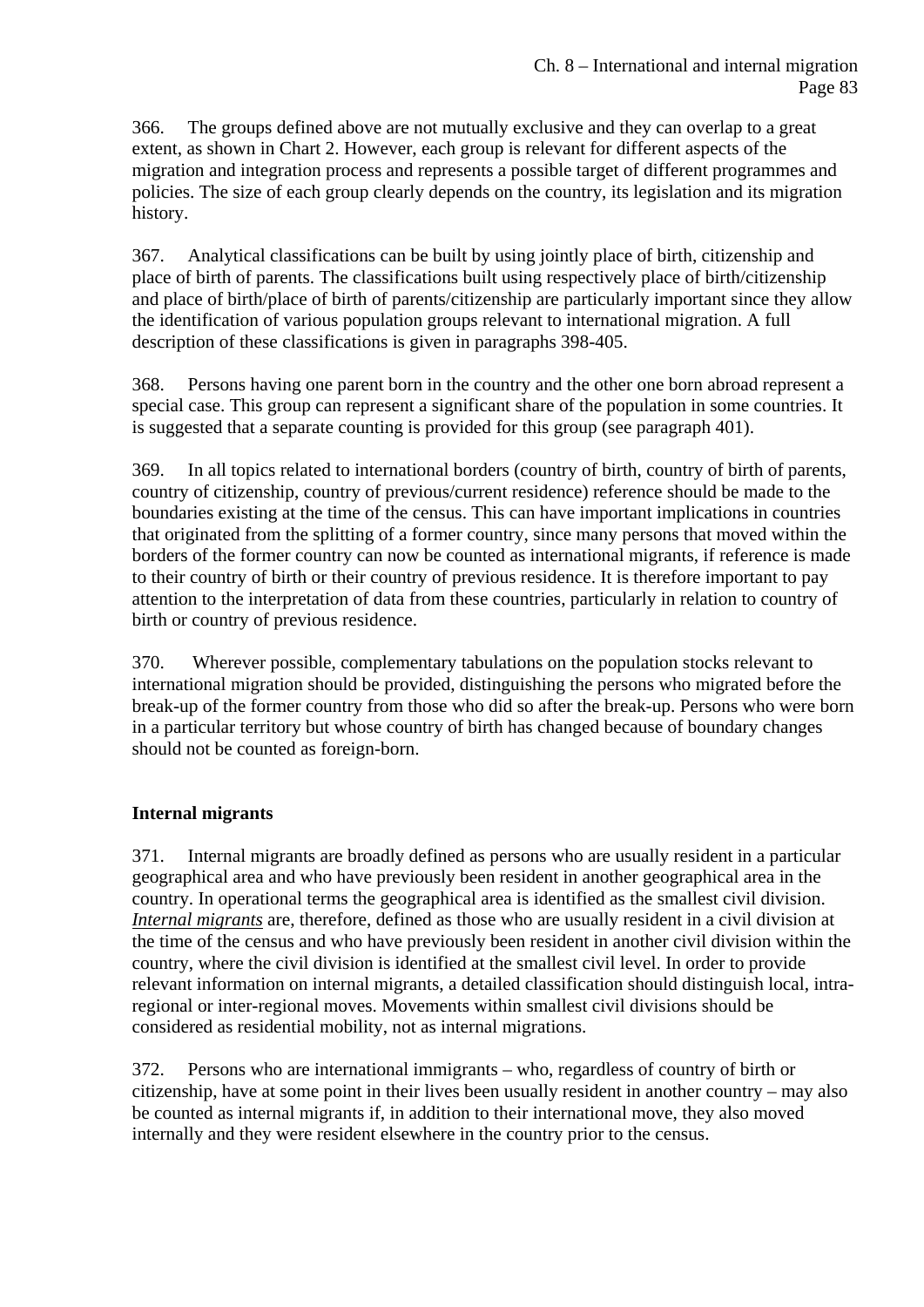366. The groups defined above are not mutually exclusive and they can overlap to a great extent, as shown in Chart 2. However, each group is relevant for different aspects of the migration and integration process and represents a possible target of different programmes and policies. The size of each group clearly depends on the country, its legislation and its migration history.

367. Analytical classifications can be built by using jointly place of birth, citizenship and place of birth of parents. The classifications built using respectively place of birth/citizenship and place of birth/place of birth of parents/citizenship are particularly important since they allow the identification of various population groups relevant to international migration. A full description of these classifications is given in paragraphs 398-405.

368. Persons having one parent born in the country and the other one born abroad represent a special case. This group can represent a significant share of the population in some countries. It is suggested that a separate counting is provided for this group (see paragraph 401).

369. In all topics related to international borders (country of birth, country of birth of parents, country of citizenship, country of previous/current residence) reference should be made to the boundaries existing at the time of the census. This can have important implications in countries that originated from the splitting of a former country, since many persons that moved within the borders of the former country can now be counted as international migrants, if reference is made to their country of birth or their country of previous residence. It is therefore important to pay attention to the interpretation of data from these countries, particularly in relation to country of birth or country of previous residence.

370. Wherever possible, complementary tabulations on the population stocks relevant to international migration should be provided, distinguishing the persons who migrated before the break-up of the former country from those who did so after the break-up. Persons who were born in a particular territory but whose country of birth has changed because of boundary changes should not be counted as foreign-born.

**Internal migrants**

371. Internal migrants are broadly defined as persons who are usually resident in a particular geographical area and who have previously been resident in another geographical area in the country. In operational terms the geographical area is identified as the smallest civil division. ***Internal migrants*** are, therefore, defined as those who are usually resident in a civil division at the time of the census and who have previously been resident in another civil division within the country, where the civil division is identified at the smallest civil level. In order to provide relevant information on internal migrants, a detailed classification should distinguish local, intra-regional or inter-regional moves. Movements within smallest civil divisions should be considered as residential mobility, not as internal migrations.

372. Persons who are international immigrants – who, regardless of country of birth or citizenship, have at some point in their lives been usually resident in another country – may also be counted as internal migrants if, in addition to their international move, they also moved internally and they were resident elsewhere in the country prior to the census.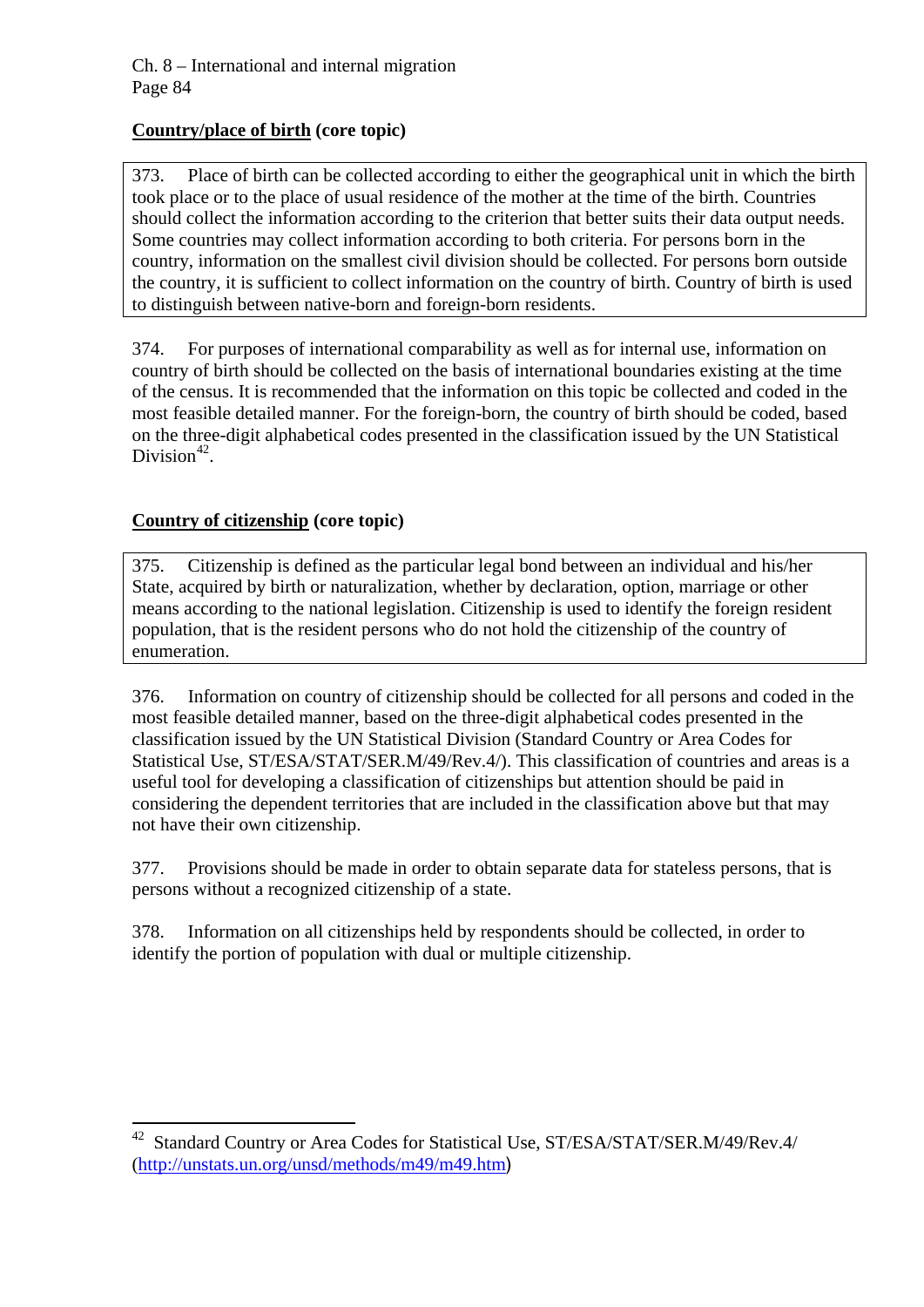## **Country/place of birth** (core topic)

373. Place of birth can be collected according to either the geographical unit in which the birth took place or to the place of usual residence of the mother at the time of the birth. Countries should collect the information according to the criterion that better suits their data output needs. Some countries may collect information according to both criteria. For persons born in the country, information on the smallest civil division should be collected. For persons born outside the country, it is sufficient to collect information on the country of birth. Country of birth is used to distinguish between native-born and foreign-born residents.

374. For purposes of international comparability as well as for internal use, information on country of birth should be collected on the basis of international boundaries existing at the time of the census. It is recommended that the information on this topic be collected and coded in the most feasible detailed manner. For the foreign-born, the country of birth should be coded, based on the three-digit alphabetical codes presented in the classification issued by the UN Statistical Division[42].

## **Country of citizenship** (core topic)

375. Citizenship is defined as the particular legal bond between an individual and his/her State, acquired by birth or naturalization, whether by declaration, option, marriage or other means according to the national legislation. Citizenship is used to identify the foreign resident population, that is the resident persons who do not hold the citizenship of the country of enumeration.

376. Information on country of citizenship should be collected for all persons and coded in the most feasible detailed manner, based on the three-digit alphabetical codes presented in the classification issued by the UN Statistical Division (Standard Country or Area Codes for Statistical Use, ST/ESA/STAT/SER.M/49/Rev.4/). This classification of countries and areas is a useful tool for developing a classification of citizenships but attention should be paid in considering the dependent territories that are included in the classification above but that may not have their own citizenship.

377. Provisions should be made in order to obtain separate data for stateless persons, that is persons without a recognized citizenship of a state.

378. Information on all citizenships held by respondents should be collected, in order to identify the portion of population with dual or multiple citizenship.

---

[42] Standard Country or Area Codes for Statistical Use, ST/ESA/STAT/SER.M/49/Rev.4/ (http://unstats.un.org/unsd/methods/m49/m49.htm)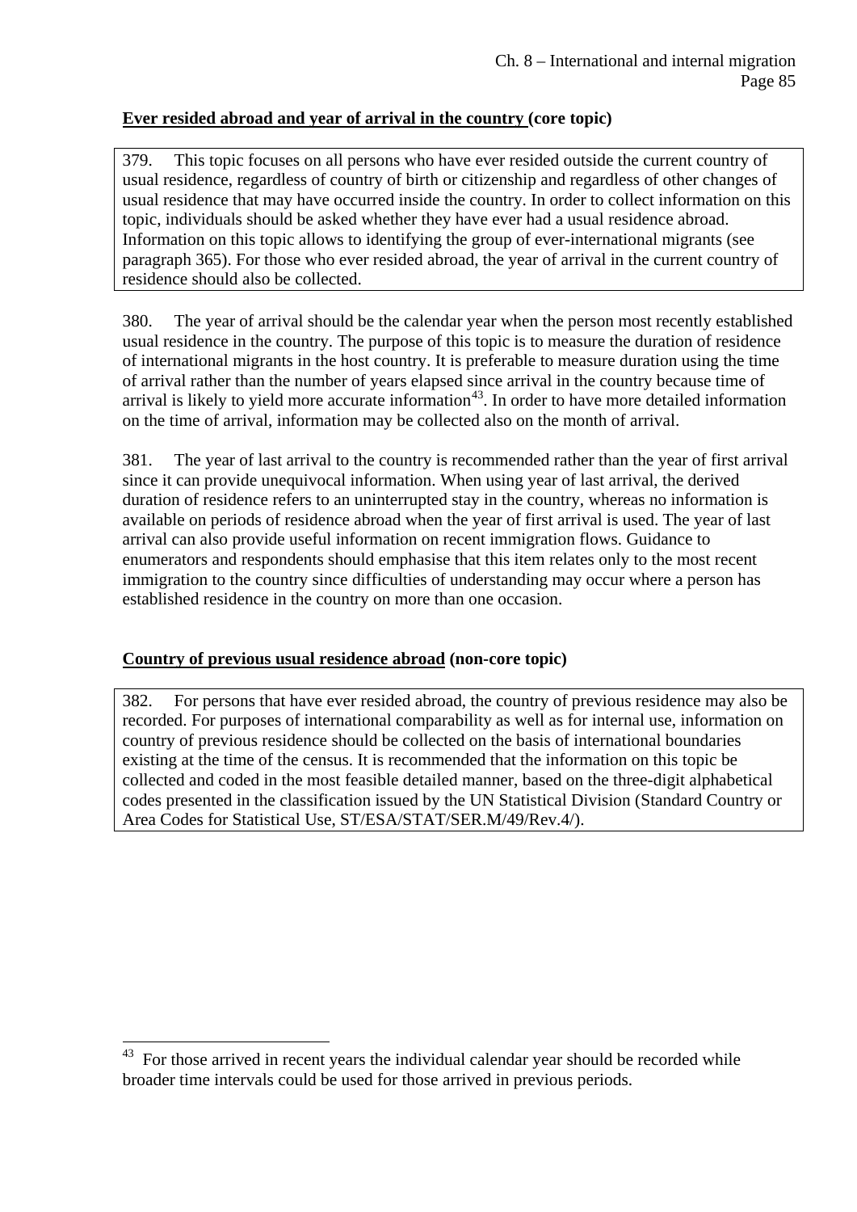**<u>Ever resided abroad and year of arrival in the country</u> (core topic)**

379. This topic focuses on all persons who have ever resided outside the current country of usual residence, regardless of country of birth or citizenship and regardless of other changes of usual residence that may have occurred inside the country. In order to collect information on this topic, individuals should be asked whether they have ever had a usual residence abroad. Information on this topic allows to identifying the group of ever-international migrants (see paragraph 365). For those who ever resided abroad, the year of arrival in the current country of residence should also be collected.

380. The year of arrival should be the calendar year when the person most recently established usual residence in the country. The purpose of this topic is to measure the duration of residence of international migrants in the host country. It is preferable to measure duration using the time of arrival rather than the number of years elapsed since arrival in the country because time of arrival is likely to yield more accurate information[43]. In order to have more detailed information on the time of arrival, information may be collected also on the month of arrival.

381. The year of last arrival to the country is recommended rather than the year of first arrival since it can provide unequivocal information. When using year of last arrival, the derived duration of residence refers to an uninterrupted stay in the country, whereas no information is available on periods of residence abroad when the year of first arrival is used. The year of last arrival can also provide useful information on recent immigration flows. Guidance to enumerators and respondents should emphasise that this item relates only to the most recent immigration to the country since difficulties of understanding may occur where a person has established residence in the country on more than one occasion.

**<u>Country of previous usual residence abroad</u> (non-core topic)**

382. For persons that have ever resided abroad, the country of previous residence may also be recorded. For purposes of international comparability as well as for internal use, information on country of previous residence should be collected on the basis of international boundaries existing at the time of the census. It is recommended that the information on this topic be collected and coded in the most feasible detailed manner, based on the three-digit alphabetical codes presented in the classification issued by the UN Statistical Division (Standard Country or Area Codes for Statistical Use, ST/ESA/STAT/SER.M/49/Rev.4/).

---

[43] For those arrived in recent years the individual calendar year should be recorded while broader time intervals could be used for those arrived in previous periods.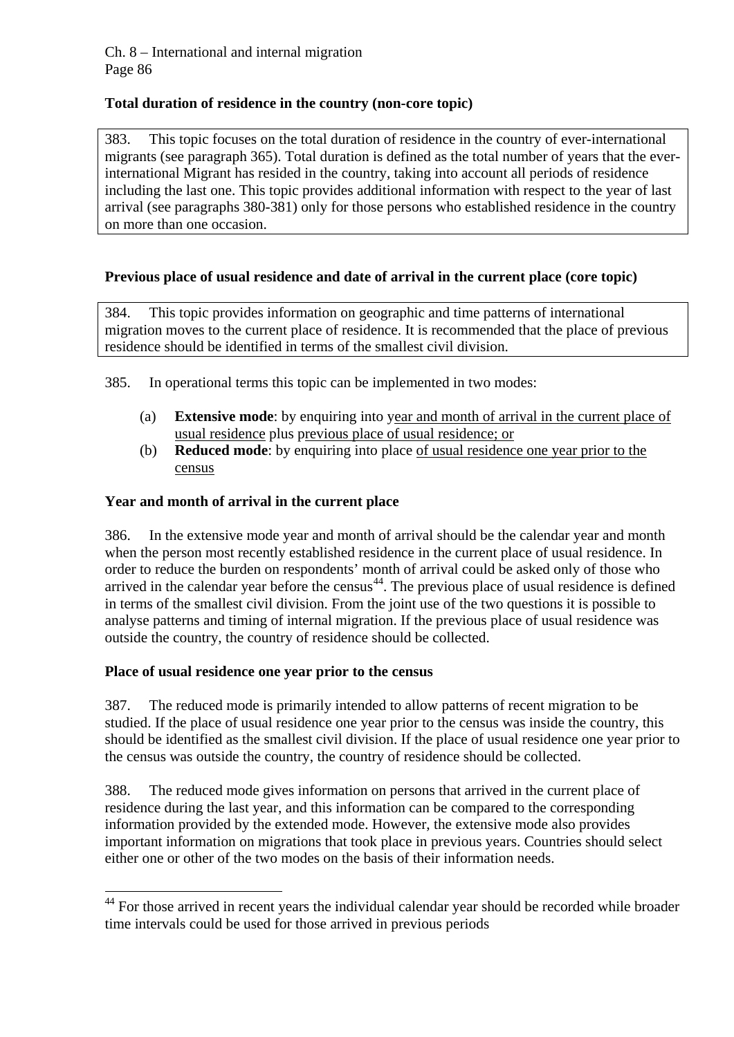### Total duration of residence in the country (non-core topic)

383. This topic focuses on the total duration of residence in the country of ever-international migrants (see paragraph 365). Total duration is defined as the total number of years that the ever-international Migrant has resided in the country, taking into account all periods of residence including the last one. This topic provides additional information with respect to the year of last arrival (see paragraphs 380-381) only for those persons who established residence in the country on more than one occasion.

### Previous place of usual residence and date of arrival in the current place (core topic)

384. This topic provides information on geographic and time patterns of international migration moves to the current place of residence. It is recommended that the place of previous residence should be identified in terms of the smallest civil division.

385. In operational terms this topic can be implemented in two modes:

(a) **Extensive mode**: by enquiring into year and month of arrival in the current place of usual residence plus previous place of usual residence; or
(b) **Reduced mode**: by enquiring into place of usual residence one year prior to the census

### Year and month of arrival in the current place

386. In the extensive mode year and month of arrival should be the calendar year and month when the person most recently established residence in the current place of usual residence. In order to reduce the burden on respondents' month of arrival could be asked only of those who arrived in the calendar year before the census[44]. The previous place of usual residence is defined in terms of the smallest civil division. From the joint use of the two questions it is possible to analyse patterns and timing of internal migration. If the previous place of usual residence was outside the country, the country of residence should be collected.

### Place of usual residence one year prior to the census

387. The reduced mode is primarily intended to allow patterns of recent migration to be studied. If the place of usual residence one year prior to the census was inside the country, this should be identified as the smallest civil division. If the place of usual residence one year prior to the census was outside the country, the country of residence should be collected.

388. The reduced mode gives information on persons that arrived in the current place of residence during the last year, and this information can be compared to the corresponding information provided by the extended mode. However, the extensive mode also provides important information on migrations that took place in previous years. Countries should select either one or other of the two modes on the basis of their information needs.

---

[44] For those arrived in recent years the individual calendar year should be recorded while broader time intervals could be used for those arrived in previous periods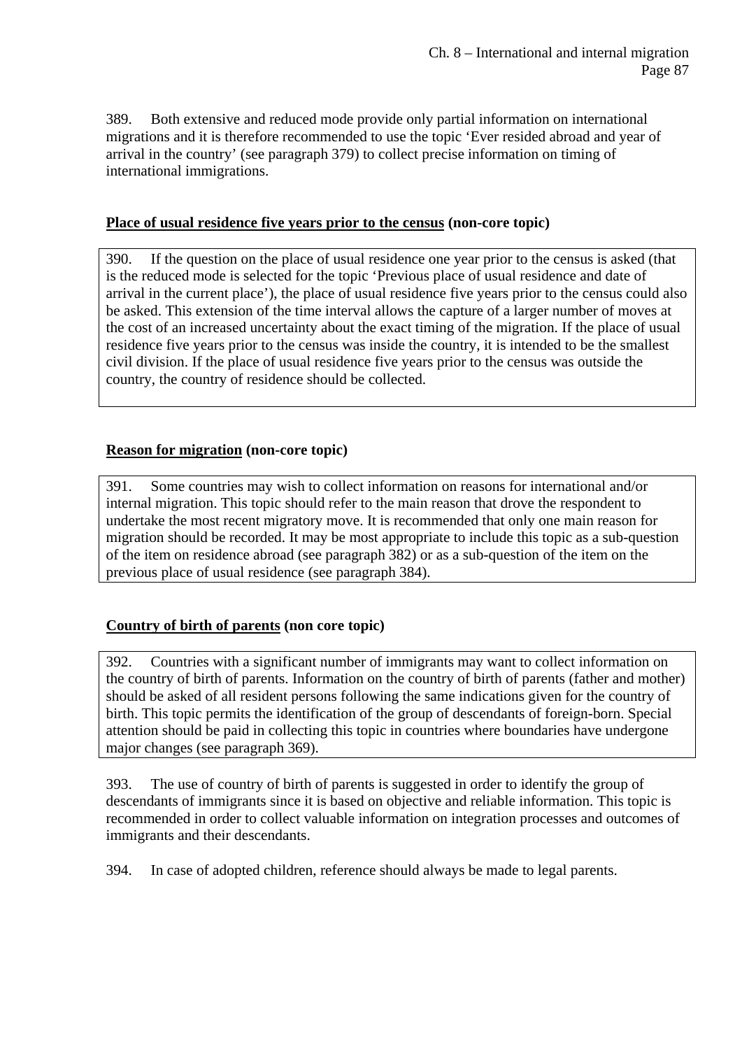389. Both extensive and reduced mode provide only partial information on international migrations and it is therefore recommended to use the topic 'Ever resided abroad and year of arrival in the country' (see paragraph 379) to collect precise information on timing of international immigrations.

**<u>Place of usual residence five years prior to the census</u> (non-core topic)**

390. If the question on the place of usual residence one year prior to the census is asked (that is the reduced mode is selected for the topic 'Previous place of usual residence and date of arrival in the current place'), the place of usual residence five years prior to the census could also be asked. This extension of the time interval allows the capture of a larger number of moves at the cost of an increased uncertainty about the exact timing of the migration. If the place of usual residence five years prior to the census was inside the country, it is intended to be the smallest civil division. If the place of usual residence five years prior to the census was outside the country, the country of residence should be collected.

**<u>Reason for migration</u> (non-core topic)**

391. Some countries may wish to collect information on reasons for international and/or internal migration. This topic should refer to the main reason that drove the respondent to undertake the most recent migratory move. It is recommended that only one main reason for migration should be recorded. It may be most appropriate to include this topic as a sub-question of the item on residence abroad (see paragraph 382) or as a sub-question of the item on the previous place of usual residence (see paragraph 384).

**<u>Country of birth of parents</u> (non core topic)**

392. Countries with a significant number of immigrants may want to collect information on the country of birth of parents. Information on the country of birth of parents (father and mother) should be asked of all resident persons following the same indications given for the country of birth. This topic permits the identification of the group of descendants of foreign-born. Special attention should be paid in collecting this topic in countries where boundaries have undergone major changes (see paragraph 369).

393. The use of country of birth of parents is suggested in order to identify the group of descendants of immigrants since it is based on objective and reliable information. This topic is recommended in order to collect valuable information on integration processes and outcomes of immigrants and their descendants.

394. In case of adopted children, reference should always be made to legal parents.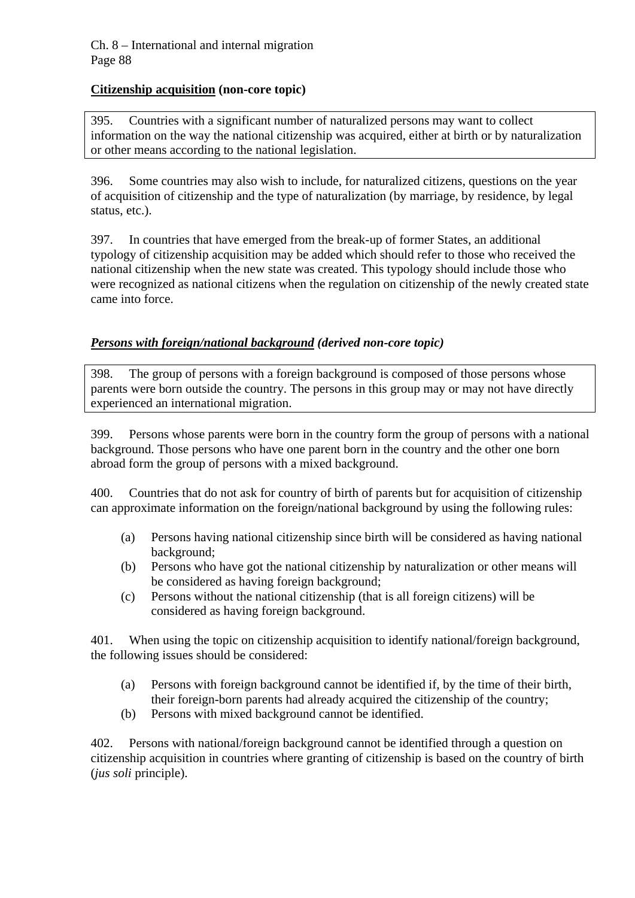### <u>Citizenship acquisition</u> (non-core topic)

395. Countries with a significant number of naturalized persons may want to collect information on the way the national citizenship was acquired, either at birth or by naturalization or other means according to the national legislation.

396. Some countries may also wish to include, for naturalized citizens, questions on the year of acquisition of citizenship and the type of naturalization (by marriage, by residence, by legal status, etc.).

397. In countries that have emerged from the break-up of former States, an additional typology of citizenship acquisition may be added which should refer to those who received the national citizenship when the new state was created. This typology should include those who were recognized as national citizens when the regulation on citizenship of the newly created state came into force.

### ***<u>Persons with foreign/national background</u> (derived non-core topic)***

398. The group of persons with a foreign background is composed of those persons whose parents were born outside the country. The persons in this group may or may not have directly experienced an international migration.

399. Persons whose parents were born in the country form the group of persons with a national background. Those persons who have one parent born in the country and the other one born abroad form the group of persons with a mixed background.

400. Countries that do not ask for country of birth of parents but for acquisition of citizenship can approximate information on the foreign/national background by using the following rules:

- (a) Persons having national citizenship since birth will be considered as having national background;
- (b) Persons who have got the national citizenship by naturalization or other means will be considered as having foreign background;
- (c) Persons without the national citizenship (that is all foreign citizens) will be considered as having foreign background.

401. When using the topic on citizenship acquisition to identify national/foreign background, the following issues should be considered:

- (a) Persons with foreign background cannot be identified if, by the time of their birth, their foreign-born parents had already acquired the citizenship of the country;
- (b) Persons with mixed background cannot be identified.

402. Persons with national/foreign background cannot be identified through a question on citizenship acquisition in countries where granting of citizenship is based on the country of birth (*jus soli* principle).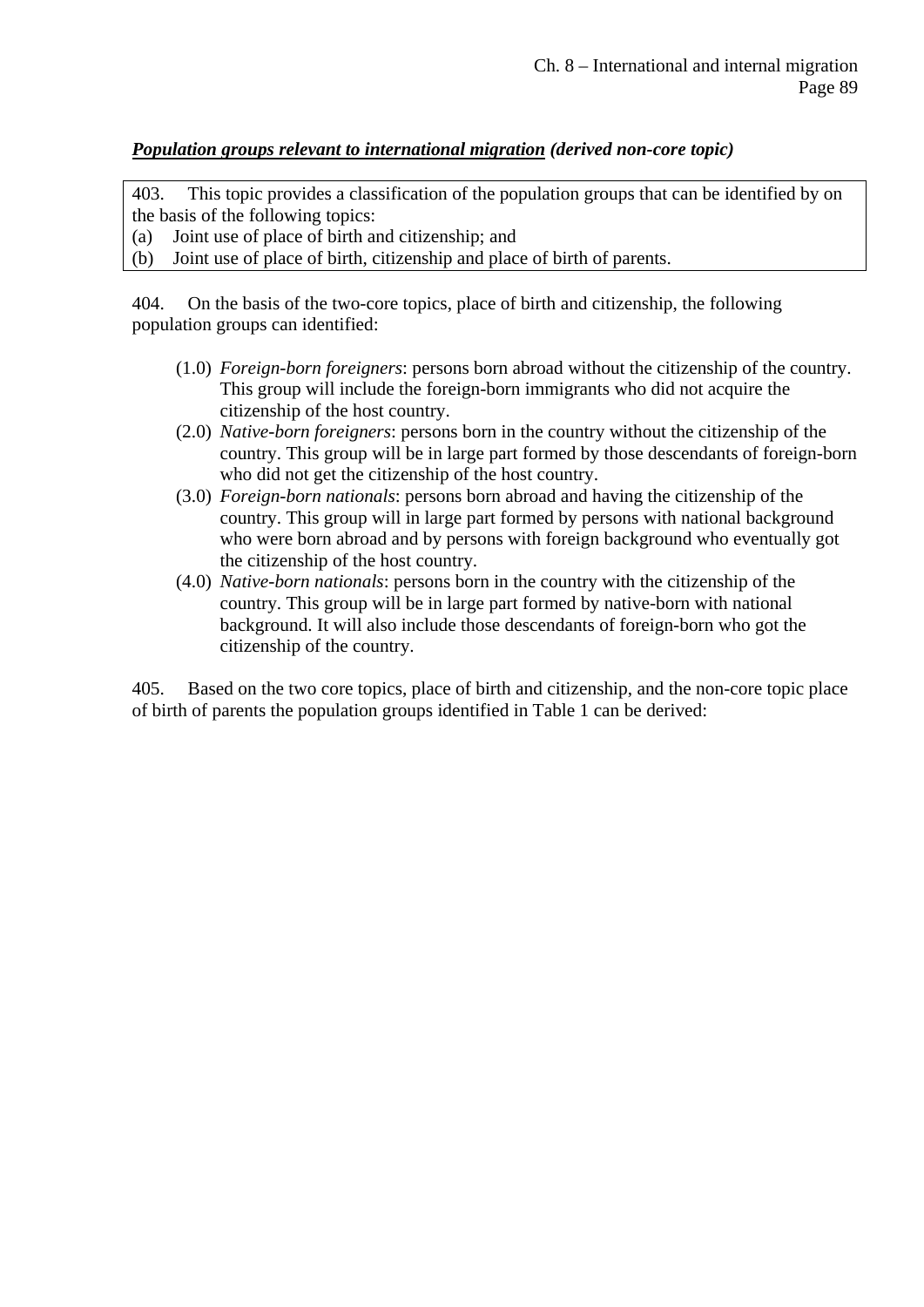***Population groups relevant to international migration*** ***(derived non-core topic)***

403. This topic provides a classification of the population groups that can be identified by on the basis of the following topics:
(a) Joint use of place of birth and citizenship; and
(b) Joint use of place of birth, citizenship and place of birth of parents.

404. On the basis of the two-core topics, place of birth and citizenship, the following population groups can identified:

(1.0) *Foreign-born foreigners*: persons born abroad without the citizenship of the country. This group will include the foreign-born immigrants who did not acquire the citizenship of the host country.

(2.0) *Native-born foreigners*: persons born in the country without the citizenship of the country. This group will be in large part formed by those descendants of foreign-born who did not get the citizenship of the host country.

(3.0) *Foreign-born nationals*: persons born abroad and having the citizenship of the country. This group will in large part formed by persons with national background who were born abroad and by persons with foreign background who eventually got the citizenship of the host country.

(4.0) *Native-born nationals*: persons born in the country with the citizenship of the country. This group will be in large part formed by native-born with national background. It will also include those descendants of foreign-born who got the citizenship of the country.

405. Based on the two core topics, place of birth and citizenship, and the non-core topic place of birth of parents the population groups identified in Table 1 can be derived: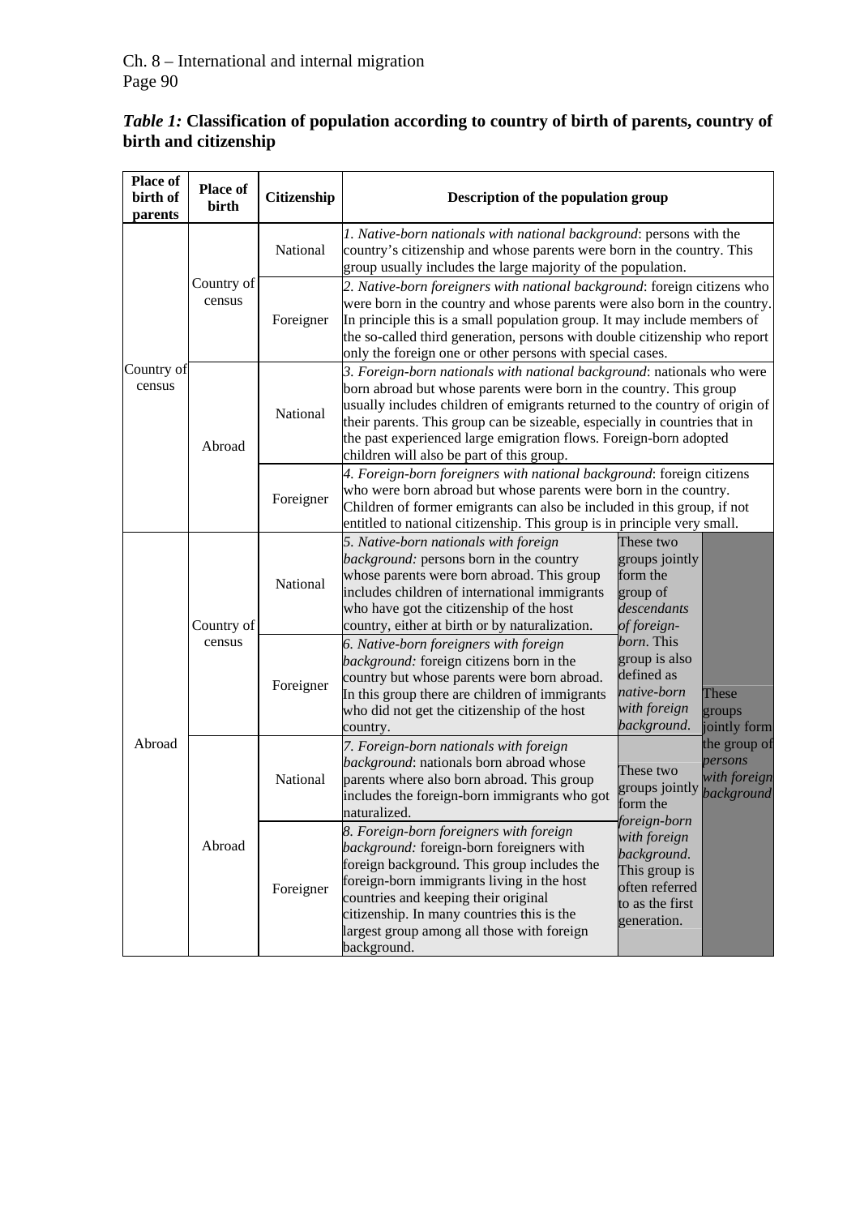*Table 1:* **Classification of population according to country of birth of parents, country of birth and citizenship**

| Place of birth of parents | Place of birth | Citizenship | Description of the population group | | |
|---|---|---|---|---|---|
| Country of census | Country of census | National | *1. Native-born nationals with national background*: persons with the country's citizenship and whose parents were born in the country. This group usually includes the large majority of the population. | | |
| | | Foreigner | *2. Native-born foreigners with national background*: foreign citizens who were born in the country and whose parents were also born in the country. In principle this is a small population group. It may include members of the so-called third generation, persons with double citizenship who report only the foreign one or other persons with special cases. | | |
| | Abroad | National | *3. Foreign-born nationals with national background*: nationals who were born abroad but whose parents were born in the country. This group usually includes children of emigrants returned to the country of origin of their parents. This group can be sizeable, especially in countries that in the past experienced large emigration flows. Foreign-born adopted children will also be part of this group. | | |
| | | Foreigner | *4. Foreign-born foreigners with national background*: foreign citizens who were born abroad but whose parents were born in the country. Children of former emigrants can also be included in this group, if not entitled to national citizenship. This group is in principle very small. | | |
| Abroad | Country of census | National | *5. Native-born nationals with foreign background:* persons born in the country whose parents were born abroad. This group includes children of international immigrants who have got the citizenship of the host country, either at birth or by naturalization. | These two groups jointly form the group of *descendants of foreign-born*. This group is also defined as *native-born with foreign background*. | These groups jointly form the group of *persons with foreign background* |
| | | Foreigner | *6. Native-born foreigners with foreign background:* foreign citizens born in the country but whose parents were born abroad. In this group there are children of immigrants who did not get the citizenship of the host country. | | |
| | Abroad | National | *7. Foreign-born nationals with foreign background*: nationals born abroad whose parents where also born abroad. This group includes the foreign-born immigrants who got naturalized. | These two groups jointly form the *foreign-born with foreign background*. This group is often referred to as the first generation. | |
| | | Foreigner | *8. Foreign-born foreigners with foreign background:* foreign-born foreigners with foreign background. This group includes the foreign-born immigrants living in the host countries and keeping their original citizenship. In many countries this is the largest group among all those with foreign background. | | |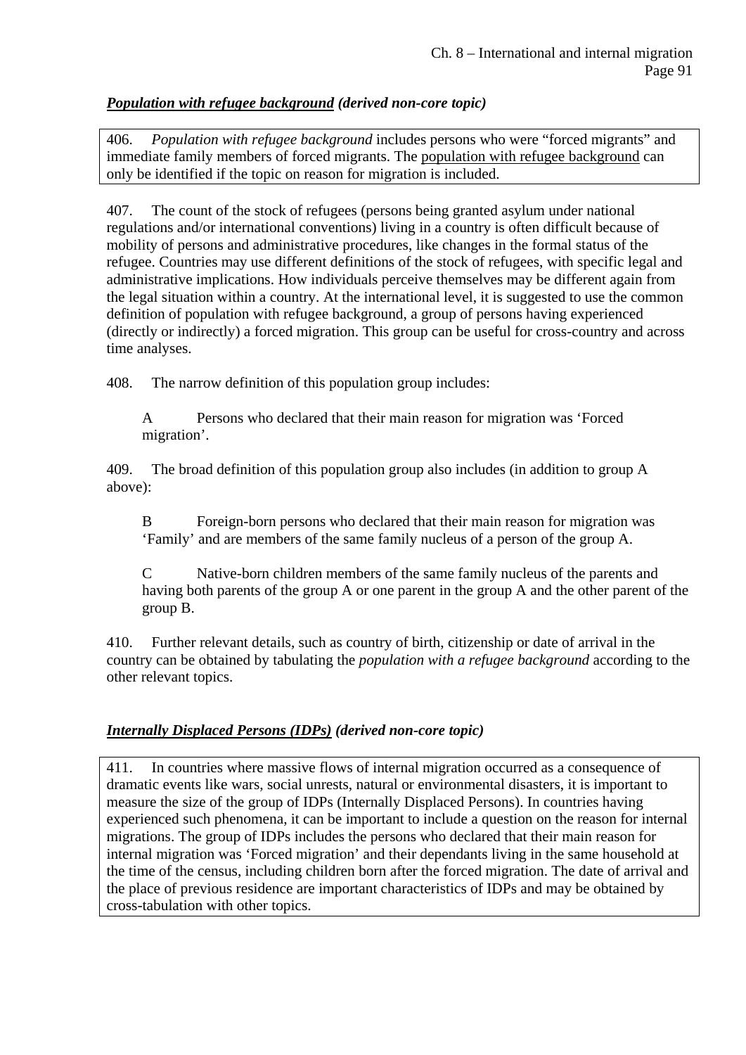***Population with refugee background* (derived non-core topic)**

406. *Population with refugee background* includes persons who were "forced migrants" and immediate family members of forced migrants. The population with refugee background can only be identified if the topic on reason for migration is included.

407. The count of the stock of refugees (persons being granted asylum under national regulations and/or international conventions) living in a country is often difficult because of mobility of persons and administrative procedures, like changes in the formal status of the refugee. Countries may use different definitions of the stock of refugees, with specific legal and administrative implications. How individuals perceive themselves may be different again from the legal situation within a country. At the international level, it is suggested to use the common definition of population with refugee background, a group of persons having experienced (directly or indirectly) a forced migration. This group can be useful for cross-country and across time analyses.

408. The narrow definition of this population group includes:

A Persons who declared that their main reason for migration was 'Forced migration'.

409. The broad definition of this population group also includes (in addition to group A above):

B Foreign-born persons who declared that their main reason for migration was 'Family' and are members of the same family nucleus of a person of the group A.

C Native-born children members of the same family nucleus of the parents and having both parents of the group A or one parent in the group A and the other parent of the group B.

410. Further relevant details, such as country of birth, citizenship or date of arrival in the country can be obtained by tabulating the *population with a refugee background* according to the other relevant topics.

***Internally Displaced Persons (IDPs)* (derived non-core topic)**

411. In countries where massive flows of internal migration occurred as a consequence of dramatic events like wars, social unrests, natural or environmental disasters, it is important to measure the size of the group of IDPs (Internally Displaced Persons). In countries having experienced such phenomena, it can be important to include a question on the reason for internal migrations. The group of IDPs includes the persons who declared that their main reason for internal migration was 'Forced migration' and their dependants living in the same household at the time of the census, including children born after the forced migration. The date of arrival and the place of previous residence are important characteristics of IDPs and may be obtained by cross-tabulation with other topics.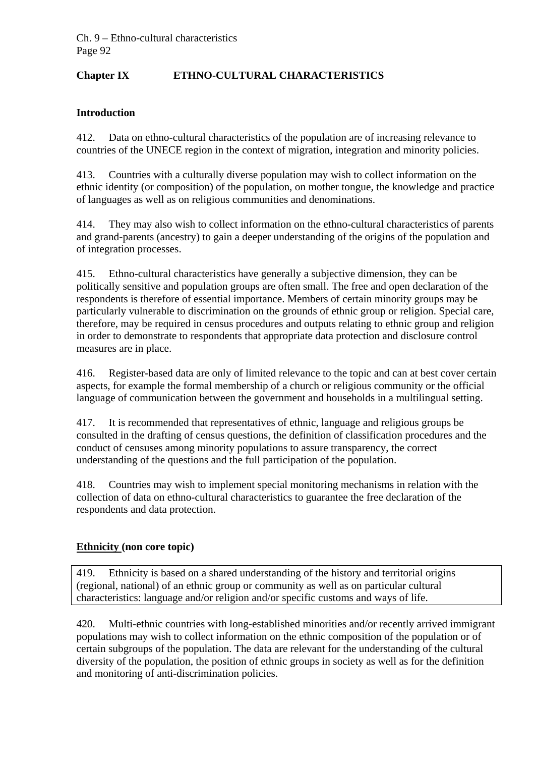## Chapter IX ETHNO-CULTURAL CHARACTERISTICS

### Introduction

412. Data on ethno-cultural characteristics of the population are of increasing relevance to countries of the UNECE region in the context of migration, integration and minority policies.

413. Countries with a culturally diverse population may wish to collect information on the ethnic identity (or composition) of the population, on mother tongue, the knowledge and practice of languages as well as on religious communities and denominations.

414. They may also wish to collect information on the ethno-cultural characteristics of parents and grand-parents (ancestry) to gain a deeper understanding of the origins of the population and of integration processes.

415. Ethno-cultural characteristics have generally a subjective dimension, they can be politically sensitive and population groups are often small. The free and open declaration of the respondents is therefore of essential importance. Members of certain minority groups may be particularly vulnerable to discrimination on the grounds of ethnic group or religion. Special care, therefore, may be required in census procedures and outputs relating to ethnic group and religion in order to demonstrate to respondents that appropriate data protection and disclosure control measures are in place.

416. Register-based data are only of limited relevance to the topic and can at best cover certain aspects, for example the formal membership of a church or religious community or the official language of communication between the government and households in a multilingual setting.

417. It is recommended that representatives of ethnic, language and religious groups be consulted in the drafting of census questions, the definition of classification procedures and the conduct of censuses among minority populations to assure transparency, the correct understanding of the questions and the full participation of the population.

418. Countries may wish to implement special monitoring mechanisms in relation with the collection of data on ethno-cultural characteristics to guarantee the free declaration of the respondents and data protection.

### Ethnicity (non core topic)

419. Ethnicity is based on a shared understanding of the history and territorial origins (regional, national) of an ethnic group or community as well as on particular cultural characteristics: language and/or religion and/or specific customs and ways of life.

420. Multi-ethnic countries with long-established minorities and/or recently arrived immigrant populations may wish to collect information on the ethnic composition of the population or of certain subgroups of the population. The data are relevant for the understanding of the cultural diversity of the population, the position of ethnic groups in society as well as for the definition and monitoring of anti-discrimination policies.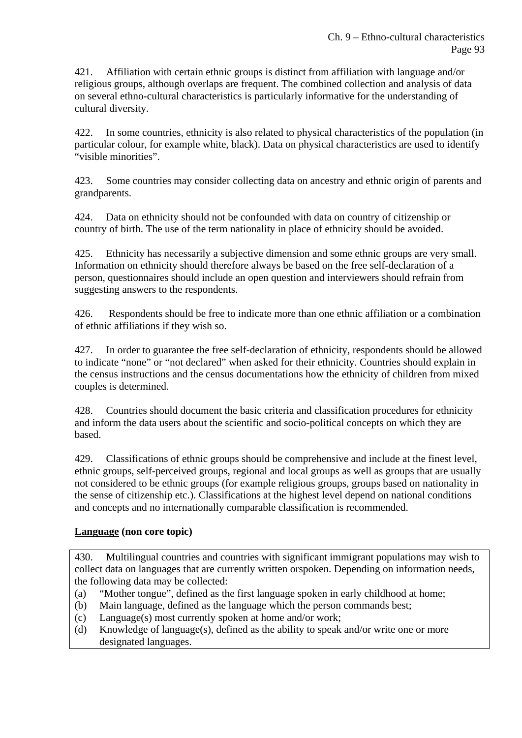421. Affiliation with certain ethnic groups is distinct from affiliation with language and/or religious groups, although overlaps are frequent. The combined collection and analysis of data on several ethno-cultural characteristics is particularly informative for the understanding of cultural diversity.

422. In some countries, ethnicity is also related to physical characteristics of the population (in particular colour, for example white, black). Data on physical characteristics are used to identify "visible minorities".

423. Some countries may consider collecting data on ancestry and ethnic origin of parents and grandparents.

424. Data on ethnicity should not be confounded with data on country of citizenship or country of birth. The use of the term nationality in place of ethnicity should be avoided.

425. Ethnicity has necessarily a subjective dimension and some ethnic groups are very small. Information on ethnicity should therefore always be based on the free self-declaration of a person, questionnaires should include an open question and interviewers should refrain from suggesting answers to the respondents.

426. Respondents should be free to indicate more than one ethnic affiliation or a combination of ethnic affiliations if they wish so.

427. In order to guarantee the free self-declaration of ethnicity, respondents should be allowed to indicate "none" or "not declared" when asked for their ethnicity. Countries should explain in the census instructions and the census documentations how the ethnicity of children from mixed couples is determined.

428. Countries should document the basic criteria and classification procedures for ethnicity and inform the data users about the scientific and socio-political concepts on which they are based.

429. Classifications of ethnic groups should be comprehensive and include at the finest level, ethnic groups, self-perceived groups, regional and local groups as well as groups that are usually not considered to be ethnic groups (for example religious groups, groups based on nationality in the sense of citizenship etc.). Classifications at the highest level depend on national conditions and concepts and no internationally comparable classification is recommended.

**Language (non core topic)**

430. Multilingual countries and countries with significant immigrant populations may wish to collect data on languages that are currently written orspoken. Depending on information needs, the following data may be collected:

(a) "Mother tongue", defined as the first language spoken in early childhood at home;
(b) Main language, defined as the language which the person commands best;
(c) Language(s) most currently spoken at home and/or work;
(d) Knowledge of language(s), defined as the ability to speak and/or write one or more designated languages.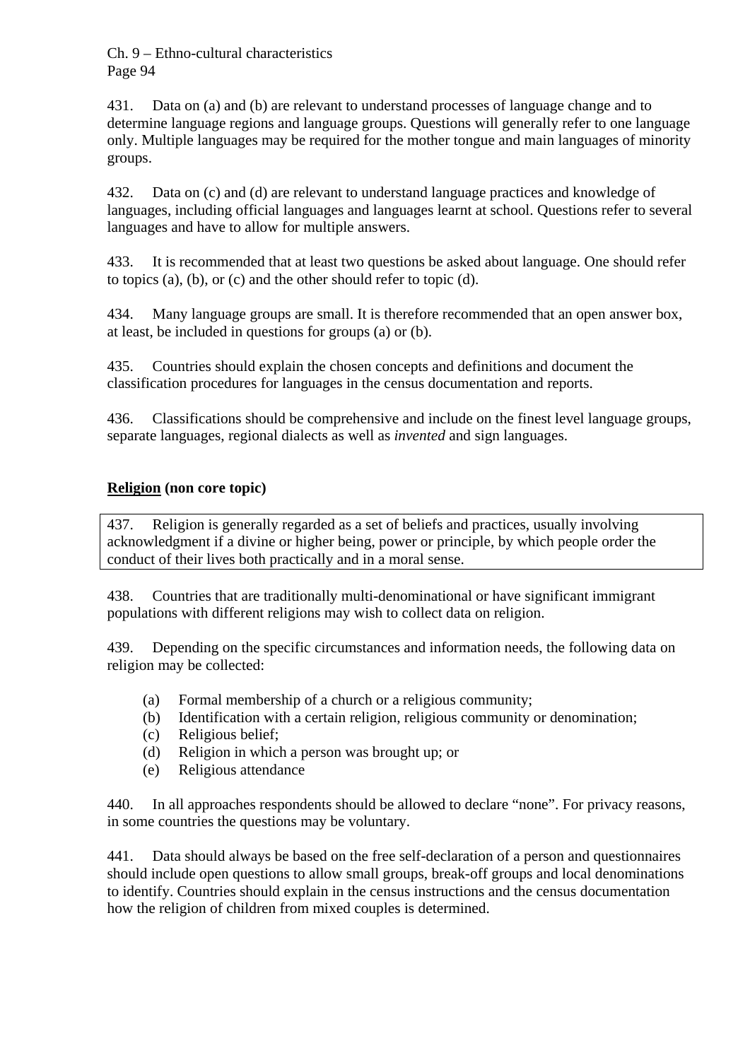431. Data on (a) and (b) are relevant to understand processes of language change and to determine language regions and language groups. Questions will generally refer to one language only. Multiple languages may be required for the mother tongue and main languages of minority groups.

432. Data on (c) and (d) are relevant to understand language practices and knowledge of languages, including official languages and languages learnt at school. Questions refer to several languages and have to allow for multiple answers.

433. It is recommended that at least two questions be asked about language. One should refer to topics (a), (b), or (c) and the other should refer to topic (d).

434. Many language groups are small. It is therefore recommended that an open answer box, at least, be included in questions for groups (a) or (b).

435. Countries should explain the chosen concepts and definitions and document the classification procedures for languages in the census documentation and reports.

436. Classifications should be comprehensive and include on the finest level language groups, separate languages, regional dialects as well as *invented* and sign languages.

**Religion (non core topic)**

437. Religion is generally regarded as a set of beliefs and practices, usually involving acknowledgment if a divine or higher being, power or principle, by which people order the conduct of their lives both practically and in a moral sense.

438. Countries that are traditionally multi-denominational or have significant immigrant populations with different religions may wish to collect data on religion.

439. Depending on the specific circumstances and information needs, the following data on religion may be collected:

(a) Formal membership of a church or a religious community;
(b) Identification with a certain religion, religious community or denomination;
(c) Religious belief;
(d) Religion in which a person was brought up; or
(e) Religious attendance

440. In all approaches respondents should be allowed to declare "none". For privacy reasons, in some countries the questions may be voluntary.

441. Data should always be based on the free self-declaration of a person and questionnaires should include open questions to allow small groups, break-off groups and local denominations to identify. Countries should explain in the census instructions and the census documentation how the religion of children from mixed couples is determined.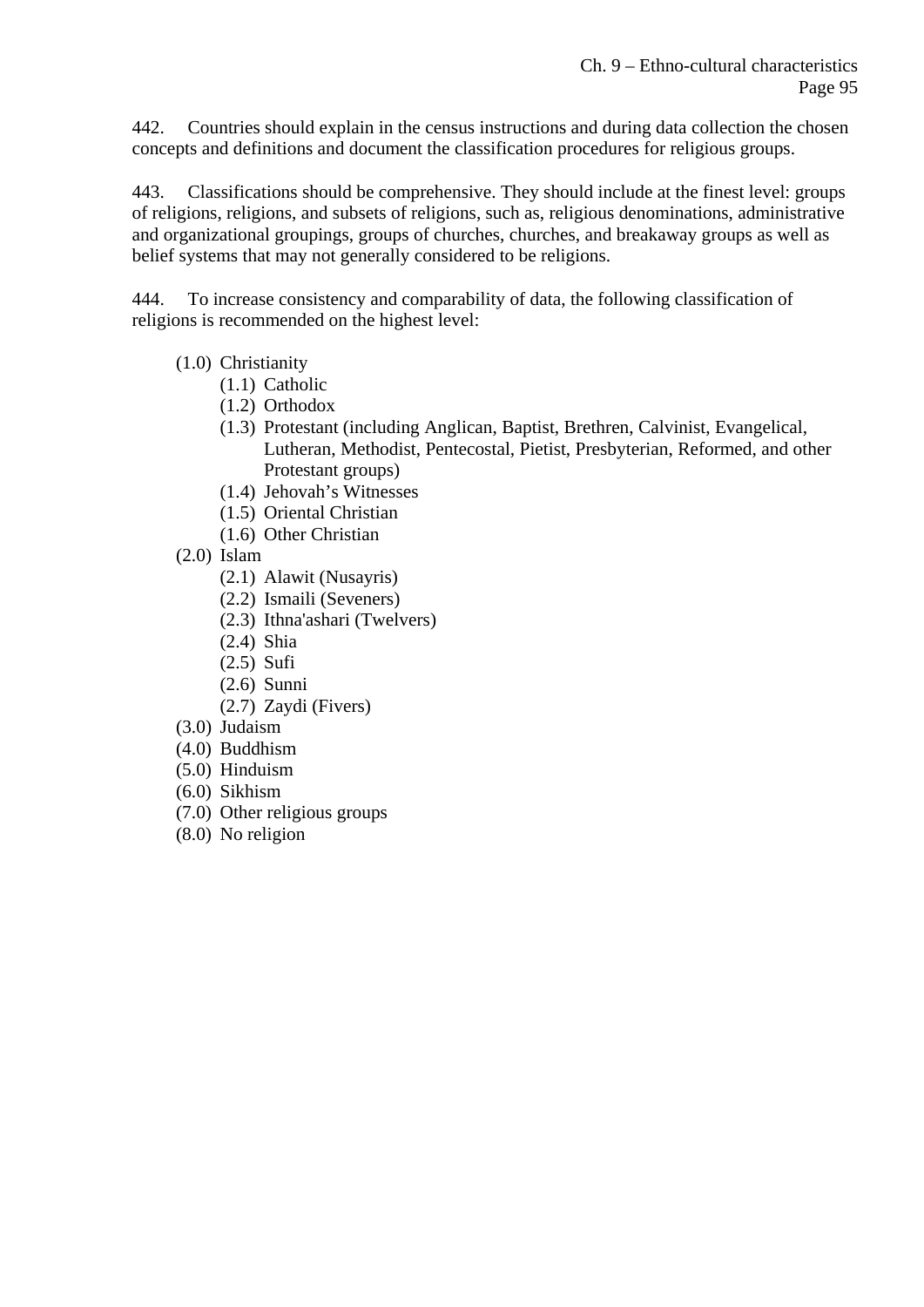442. Countries should explain in the census instructions and during data collection the chosen concepts and definitions and document the classification procedures for religious groups.

443. Classifications should be comprehensive. They should include at the finest level: groups of religions, religions, and subsets of religions, such as, religious denominations, administrative and organizational groupings, groups of churches, churches, and breakaway groups as well as belief systems that may not generally considered to be religions.

444. To increase consistency and comparability of data, the following classification of religions is recommended on the highest level:

- (1.0) Christianity
  - (1.1) Catholic
  - (1.2) Orthodox
  - (1.3) Protestant (including Anglican, Baptist, Brethren, Calvinist, Evangelical, Lutheran, Methodist, Pentecostal, Pietist, Presbyterian, Reformed, and other Protestant groups)
  - (1.4) Jehovah's Witnesses
  - (1.5) Oriental Christian
  - (1.6) Other Christian
- (2.0) Islam
  - (2.1) Alawit (Nusayris)
  - (2.2) Ismaili (Seveners)
  - (2.3) Ithna'ashari (Twelvers)
  - (2.4) Shia
  - (2.5) Sufi
  - (2.6) Sunni
  - (2.7) Zaydi (Fivers)
- (3.0) Judaism
- (4.0) Buddhism
- (5.0) Hinduism
- (6.0) Sikhism
- (7.0) Other religious groups
- (8.0) No religion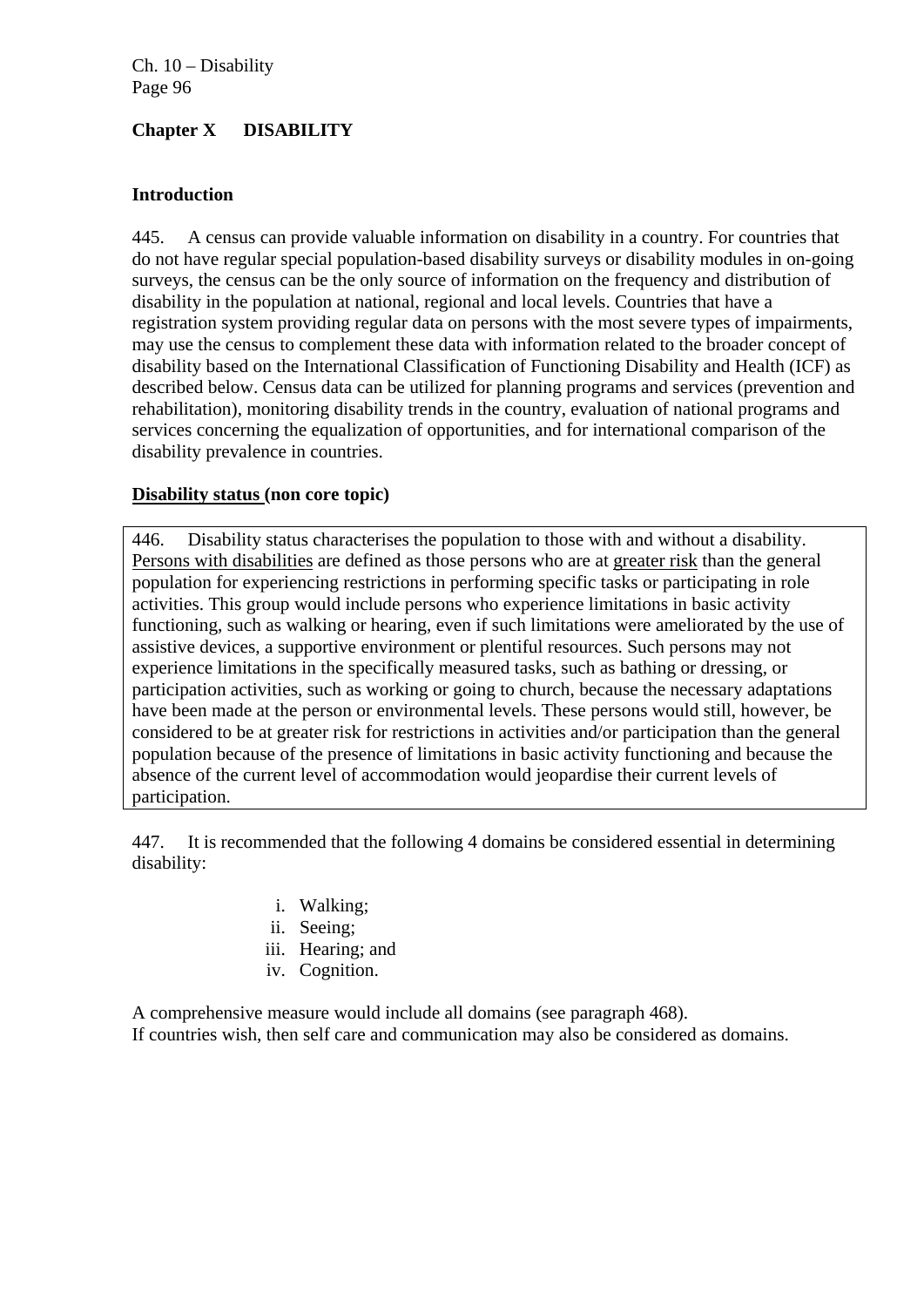## Chapter X DISABILITY

### Introduction

445. A census can provide valuable information on disability in a country. For countries that do not have regular special population-based disability surveys or disability modules in on-going surveys, the census can be the only source of information on the frequency and distribution of disability in the population at national, regional and local levels. Countries that have a registration system providing regular data on persons with the most severe types of impairments, may use the census to complement these data with information related to the broader concept of disability based on the International Classification of Functioning Disability and Health (ICF) as described below. Census data can be utilized for planning programs and services (prevention and rehabilitation), monitoring disability trends in the country, evaluation of national programs and services concerning the equalization of opportunities, and for international comparison of the disability prevalence in countries.

### Disability status (non core topic)

446. Disability status characterises the population to those with and without a disability. Persons with disabilities are defined as those persons who are at greater risk than the general population for experiencing restrictions in performing specific tasks or participating in role activities. This group would include persons who experience limitations in basic activity functioning, such as walking or hearing, even if such limitations were ameliorated by the use of assistive devices, a supportive environment or plentiful resources. Such persons may not experience limitations in the specifically measured tasks, such as bathing or dressing, or participation activities, such as working or going to church, because the necessary adaptations have been made at the person or environmental levels. These persons would still, however, be considered to be at greater risk for restrictions in activities and/or participation than the general population because of the presence of limitations in basic activity functioning and because the absence of the current level of accommodation would jeopardise their current levels of participation.

447. It is recommended that the following 4 domains be considered essential in determining disability:

i. Walking;
ii. Seeing;
iii. Hearing; and
iv. Cognition.

A comprehensive measure would include all domains (see paragraph 468).
If countries wish, then self care and communication may also be considered as domains.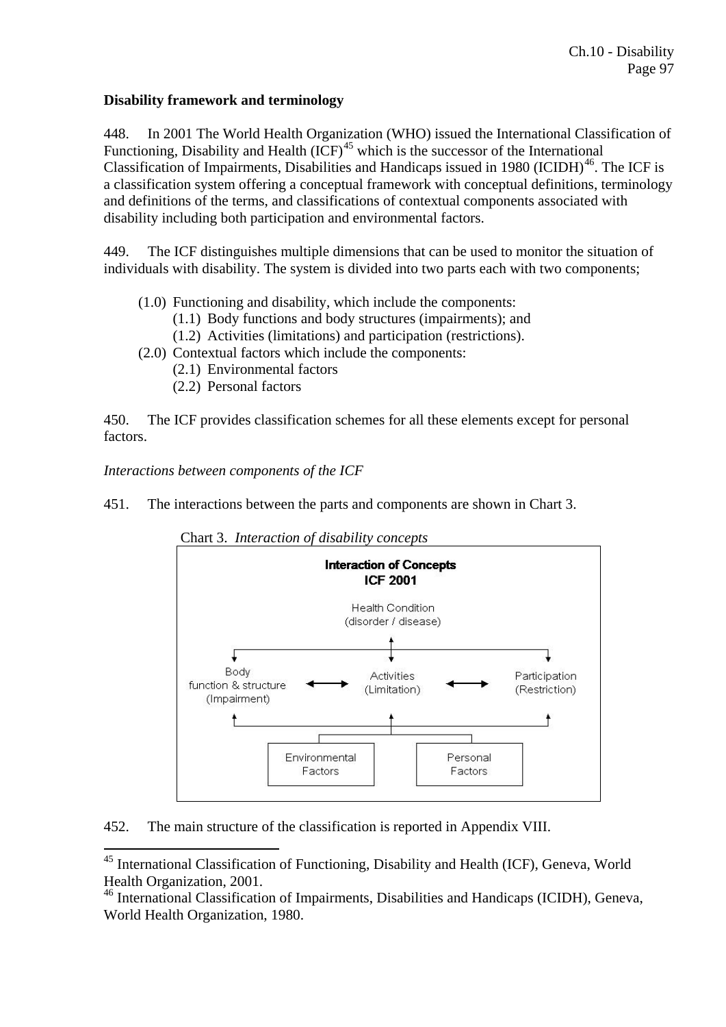**Disability framework and terminology**

448. In 2001 The World Health Organization (WHO) issued the International Classification of Functioning, Disability and Health (ICF)[45] which is the successor of the International Classification of Impairments, Disabilities and Handicaps issued in 1980 (ICIDH)[46]. The ICF is a classification system offering a conceptual framework with conceptual definitions, terminology and definitions of the terms, and classifications of contextual components associated with disability including both participation and environmental factors.

449. The ICF distinguishes multiple dimensions that can be used to monitor the situation of individuals with disability. The system is divided into two parts each with two components;

- (1.0) Functioning and disability, which include the components:
  - (1.1) Body functions and body structures (impairments); and
  - (1.2) Activities (limitations) and participation (restrictions).
- (2.0) Contextual factors which include the components:
  - (2.1) Environmental factors
  - (2.2) Personal factors

450. The ICF provides classification schemes for all these elements except for personal factors.

*Interactions between components of the ICF*

451. The interactions between the parts and components are shown in Chart 3.

Chart 3. *Interaction of disability concepts*

**Interaction of Concepts**
**ICF 2001**

Health Condition (disorder / disease)

Body function & structure (Impairment) ⟷ Activities (Limitation) ⟷ Participation (Restriction)

Environmental Factors | Personal Factors

452. The main structure of the classification is reported in Appendix VIII.

---

[45] International Classification of Functioning, Disability and Health (ICF), Geneva, World Health Organization, 2001.

[46] International Classification of Impairments, Disabilities and Handicaps (ICIDH), Geneva, World Health Organization, 1980.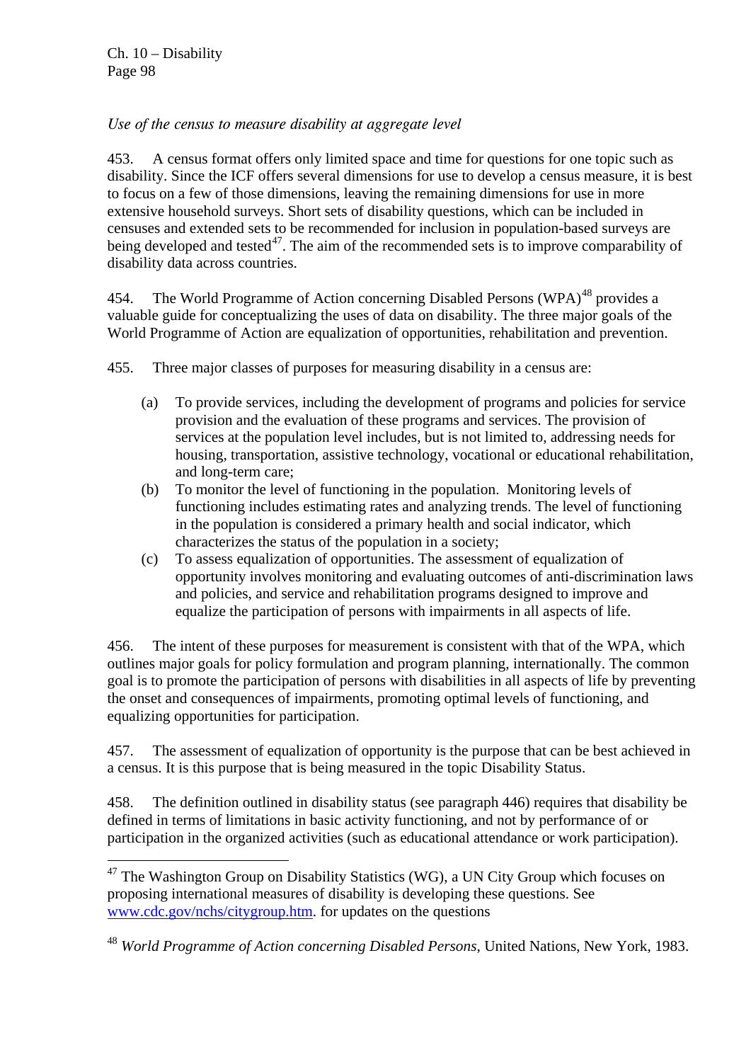*Use of the census to measure disability at aggregate level*

453. A census format offers only limited space and time for questions for one topic such as disability. Since the ICF offers several dimensions for use to develop a census measure, it is best to focus on a few of those dimensions, leaving the remaining dimensions for use in more extensive household surveys. Short sets of disability questions, which can be included in censuses and extended sets to be recommended for inclusion in population-based surveys are being developed and tested[47]. The aim of the recommended sets is to improve comparability of disability data across countries.

454. The World Programme of Action concerning Disabled Persons (WPA)[48] provides a valuable guide for conceptualizing the uses of data on disability. The three major goals of the World Programme of Action are equalization of opportunities, rehabilitation and prevention.

455. Three major classes of purposes for measuring disability in a census are:

(a) To provide services, including the development of programs and policies for service provision and the evaluation of these programs and services. The provision of services at the population level includes, but is not limited to, addressing needs for housing, transportation, assistive technology, vocational or educational rehabilitation, and long-term care;

(b) To monitor the level of functioning in the population. Monitoring levels of functioning includes estimating rates and analyzing trends. The level of functioning in the population is considered a primary health and social indicator, which characterizes the status of the population in a society;

(c) To assess equalization of opportunities. The assessment of equalization of opportunity involves monitoring and evaluating outcomes of anti-discrimination laws and policies, and service and rehabilitation programs designed to improve and equalize the participation of persons with impairments in all aspects of life.

456. The intent of these purposes for measurement is consistent with that of the WPA, which outlines major goals for policy formulation and program planning, internationally. The common goal is to promote the participation of persons with disabilities in all aspects of life by preventing the onset and consequences of impairments, promoting optimal levels of functioning, and equalizing opportunities for participation.

457. The assessment of equalization of opportunity is the purpose that can be best achieved in a census. It is this purpose that is being measured in the topic Disability Status.

458. The definition outlined in disability status (see paragraph 446) requires that disability be defined in terms of limitations in basic activity functioning, and not by performance of or participation in the organized activities (such as educational attendance or work participation).

---

[47] The Washington Group on Disability Statistics (WG), a UN City Group which focuses on proposing international measures of disability is developing these questions. See www.cdc.gov/nchs/citygroup.htm. for updates on the questions

[48] *World Programme of Action concerning Disabled Persons*, United Nations, New York, 1983.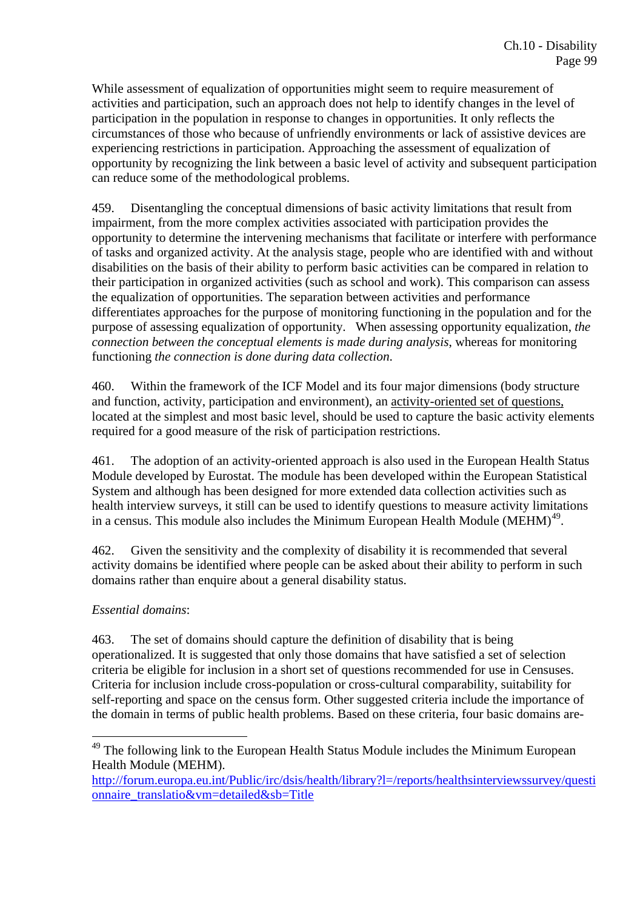While assessment of equalization of opportunities might seem to require measurement of activities and participation, such an approach does not help to identify changes in the level of participation in the population in response to changes in opportunities. It only reflects the circumstances of those who because of unfriendly environments or lack of assistive devices are experiencing restrictions in participation. Approaching the assessment of equalization of opportunity by recognizing the link between a basic level of activity and subsequent participation can reduce some of the methodological problems.

459. Disentangling the conceptual dimensions of basic activity limitations that result from impairment, from the more complex activities associated with participation provides the opportunity to determine the intervening mechanisms that facilitate or interfere with performance of tasks and organized activity. At the analysis stage, people who are identified with and without disabilities on the basis of their ability to perform basic activities can be compared in relation to their participation in organized activities (such as school and work). This comparison can assess the equalization of opportunities. The separation between activities and performance differentiates approaches for the purpose of monitoring functioning in the population and for the purpose of assessing equalization of opportunity. When assessing opportunity equalization, *the connection between the conceptual elements is made during analysis*, whereas for monitoring functioning *the connection is done during data collection.*

460. Within the framework of the ICF Model and its four major dimensions (body structure and function, activity, participation and environment), an activity-oriented set of questions, located at the simplest and most basic level, should be used to capture the basic activity elements required for a good measure of the risk of participation restrictions.

461. The adoption of an activity-oriented approach is also used in the European Health Status Module developed by Eurostat. The module has been developed within the European Statistical System and although has been designed for more extended data collection activities such as health interview surveys, it still can be used to identify questions to measure activity limitations in a census. This module also includes the Minimum European Health Module (MEHM)[49].

462. Given the sensitivity and the complexity of disability it is recommended that several activity domains be identified where people can be asked about their ability to perform in such domains rather than enquire about a general disability status.

*Essential domains*:

463. The set of domains should capture the definition of disability that is being operationalized. It is suggested that only those domains that have satisfied a set of selection criteria be eligible for inclusion in a short set of questions recommended for use in Censuses. Criteria for inclusion include cross-population or cross-cultural comparability, suitability for self-reporting and space on the census form. Other suggested criteria include the importance of the domain in terms of public health problems. Based on these criteria, four basic domains are-

---

[49] The following link to the European Health Status Module includes the Minimum European Health Module (MEHM).
http://forum.europa.eu.int/Public/irc/dsis/health/library?l=/reports/healthsinterviewssurvey/questionnaire_translatio&vm=detailed&sb=Title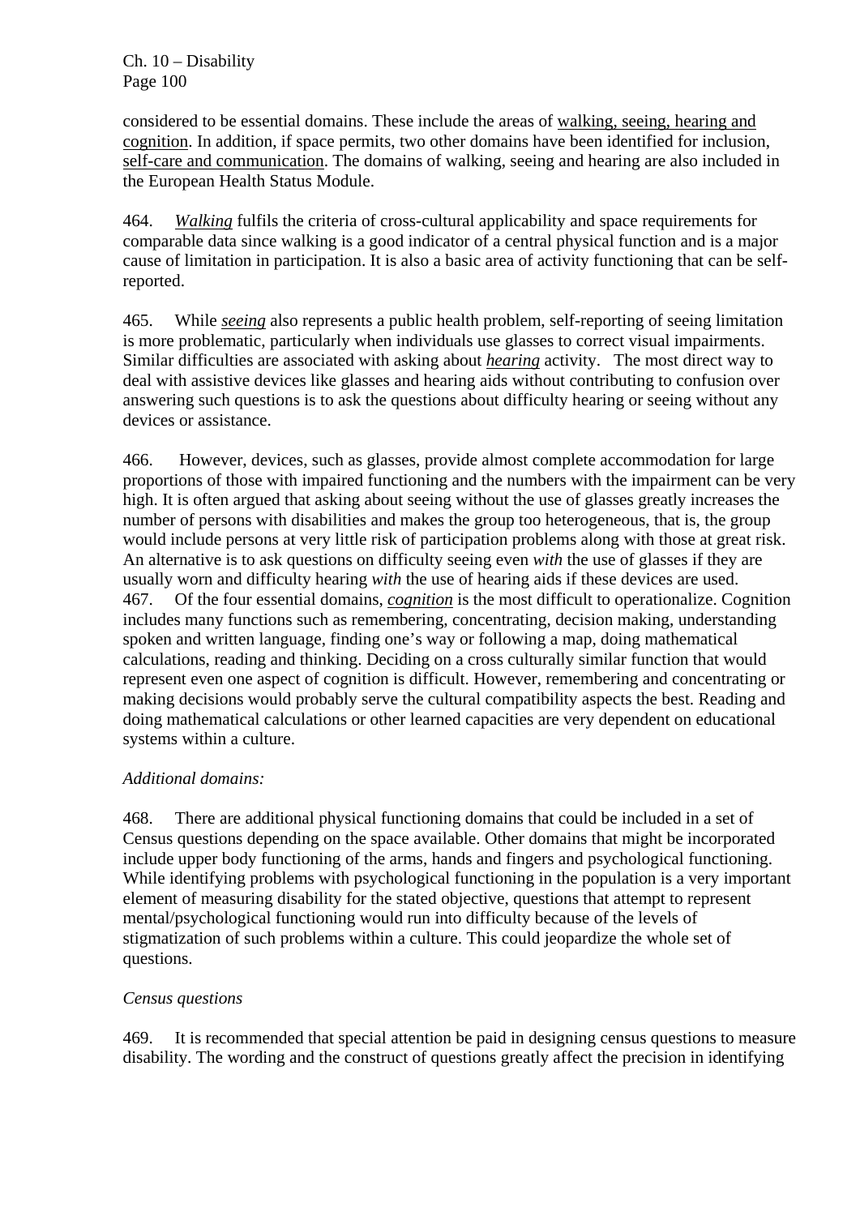considered to be essential domains. These include the areas of walking, seeing, hearing and cognition. In addition, if space permits, two other domains have been identified for inclusion, self-care and communication. The domains of walking, seeing and hearing are also included in the European Health Status Module.

464. *Walking* fulfils the criteria of cross-cultural applicability and space requirements for comparable data since walking is a good indicator of a central physical function and is a major cause of limitation in participation. It is also a basic area of activity functioning that can be self-reported.

465. While *seeing* also represents a public health problem, self-reporting of seeing limitation is more problematic, particularly when individuals use glasses to correct visual impairments. Similar difficulties are associated with asking about *hearing* activity. The most direct way to deal with assistive devices like glasses and hearing aids without contributing to confusion over answering such questions is to ask the questions about difficulty hearing or seeing without any devices or assistance.

466. However, devices, such as glasses, provide almost complete accommodation for large proportions of those with impaired functioning and the numbers with the impairment can be very high. It is often argued that asking about seeing without the use of glasses greatly increases the number of persons with disabilities and makes the group too heterogeneous, that is, the group would include persons at very little risk of participation problems along with those at great risk. An alternative is to ask questions on difficulty seeing even *with* the use of glasses if they are usually worn and difficulty hearing *with* the use of hearing aids if these devices are used.

467. Of the four essential domains, *cognition* is the most difficult to operationalize. Cognition includes many functions such as remembering, concentrating, decision making, understanding spoken and written language, finding one's way or following a map, doing mathematical calculations, reading and thinking. Deciding on a cross culturally similar function that would represent even one aspect of cognition is difficult. However, remembering and concentrating or making decisions would probably serve the cultural compatibility aspects the best. Reading and doing mathematical calculations or other learned capacities are very dependent on educational systems within a culture.

*Additional domains:*

468. There are additional physical functioning domains that could be included in a set of Census questions depending on the space available. Other domains that might be incorporated include upper body functioning of the arms, hands and fingers and psychological functioning. While identifying problems with psychological functioning in the population is a very important element of measuring disability for the stated objective, questions that attempt to represent mental/psychological functioning would run into difficulty because of the levels of stigmatization of such problems within a culture. This could jeopardize the whole set of questions.

*Census questions*

469. It is recommended that special attention be paid in designing census questions to measure disability. The wording and the construct of questions greatly affect the precision in identifying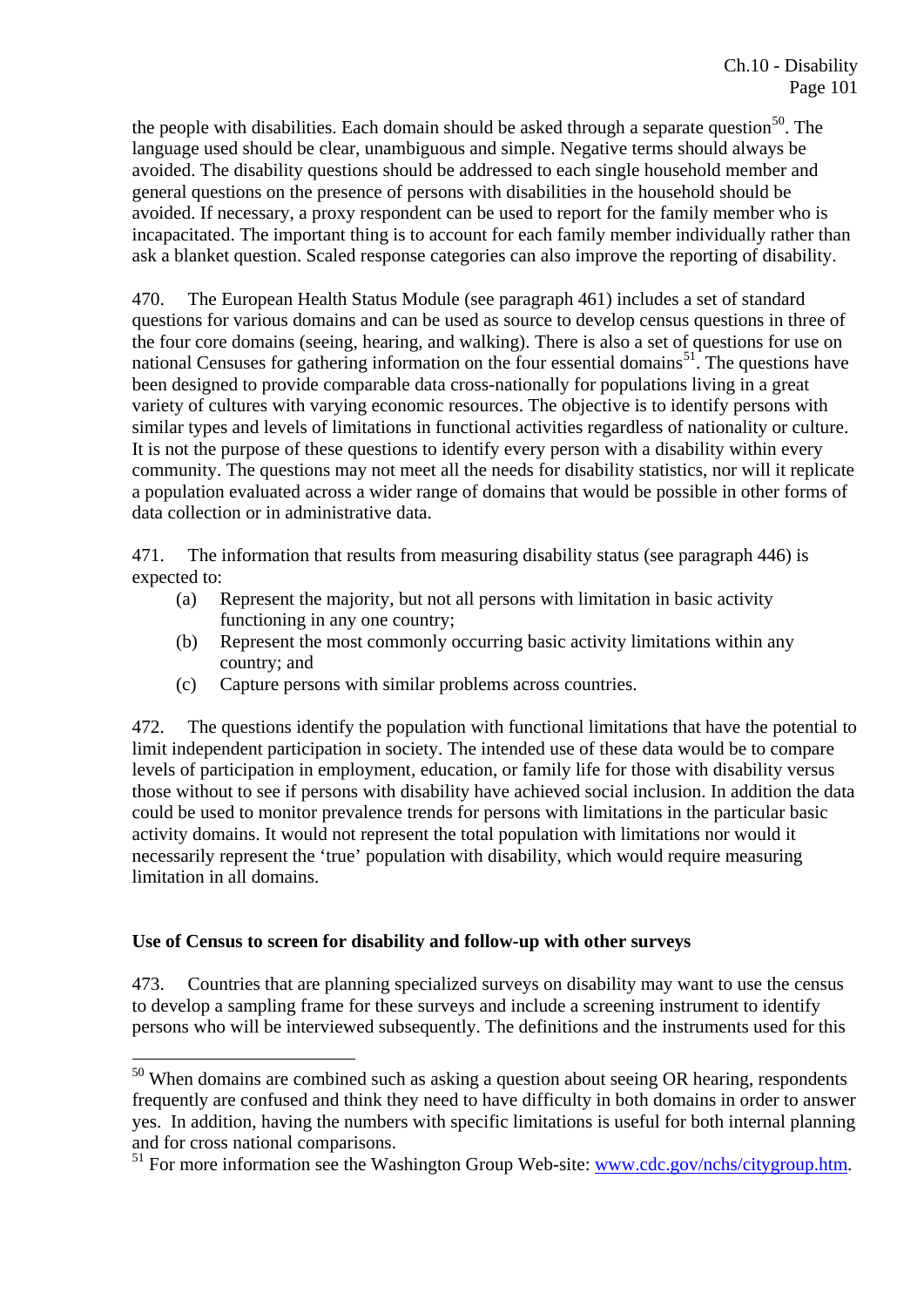the people with disabilities. Each domain should be asked through a separate question[50]. The language used should be clear, unambiguous and simple. Negative terms should always be avoided. The disability questions should be addressed to each single household member and general questions on the presence of persons with disabilities in the household should be avoided. If necessary, a proxy respondent can be used to report for the family member who is incapacitated. The important thing is to account for each family member individually rather than ask a blanket question. Scaled response categories can also improve the reporting of disability.

470. The European Health Status Module (see paragraph 461) includes a set of standard questions for various domains and can be used as source to develop census questions in three of the four core domains (seeing, hearing, and walking). There is also a set of questions for use on national Censuses for gathering information on the four essential domains[51]. The questions have been designed to provide comparable data cross-nationally for populations living in a great variety of cultures with varying economic resources. The objective is to identify persons with similar types and levels of limitations in functional activities regardless of nationality or culture. It is not the purpose of these questions to identify every person with a disability within every community. The questions may not meet all the needs for disability statistics, nor will it replicate a population evaluated across a wider range of domains that would be possible in other forms of data collection or in administrative data.

471. The information that results from measuring disability status (see paragraph 446) is expected to:

(a) Represent the majority, but not all persons with limitation in basic activity functioning in any one country;
(b) Represent the most commonly occurring basic activity limitations within any country; and
(c) Capture persons with similar problems across countries.

472. The questions identify the population with functional limitations that have the potential to limit independent participation in society. The intended use of these data would be to compare levels of participation in employment, education, or family life for those with disability versus those without to see if persons with disability have achieved social inclusion. In addition the data could be used to monitor prevalence trends for persons with limitations in the particular basic activity domains. It would not represent the total population with limitations nor would it necessarily represent the 'true' population with disability, which would require measuring limitation in all domains.

### Use of Census to screen for disability and follow-up with other surveys

473. Countries that are planning specialized surveys on disability may want to use the census to develop a sampling frame for these surveys and include a screening instrument to identify persons who will be interviewed subsequently. The definitions and the instruments used for this

---

[50] When domains are combined such as asking a question about seeing OR hearing, respondents frequently are confused and think they need to have difficulty in both domains in order to answer yes. In addition, having the numbers with specific limitations is useful for both internal planning and for cross national comparisons.

[51] For more information see the Washington Group Web-site: www.cdc.gov/nchs/citygroup.htm.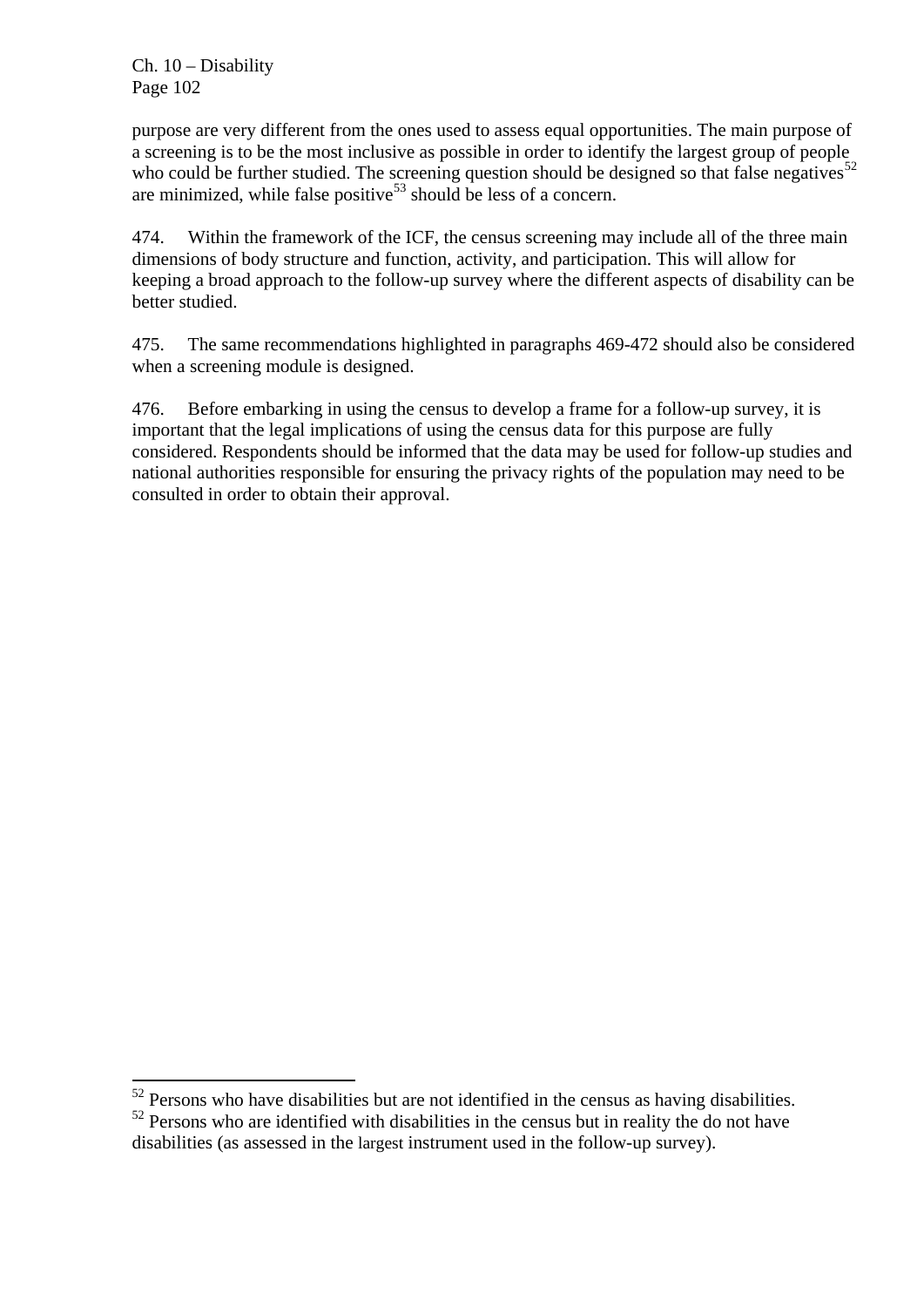purpose are very different from the ones used to assess equal opportunities. The main purpose of a screening is to be the most inclusive as possible in order to identify the largest group of people who could be further studied. The screening question should be designed so that false negatives[52] are minimized, while false positive[53] should be less of a concern.

474. Within the framework of the ICF, the census screening may include all of the three main dimensions of body structure and function, activity, and participation. This will allow for keeping a broad approach to the follow-up survey where the different aspects of disability can be better studied.

475. The same recommendations highlighted in paragraphs 469-472 should also be considered when a screening module is designed.

476. Before embarking in using the census to develop a frame for a follow-up survey, it is important that the legal implications of using the census data for this purpose are fully considered. Respondents should be informed that the data may be used for follow-up studies and national authorities responsible for ensuring the privacy rights of the population may need to be consulted in order to obtain their approval.

---

[52] Persons who have disabilities but are not identified in the census as having disabilities.

[52] Persons who are identified with disabilities in the census but in reality the do not have disabilities (as assessed in the largest instrument used in the follow-up survey).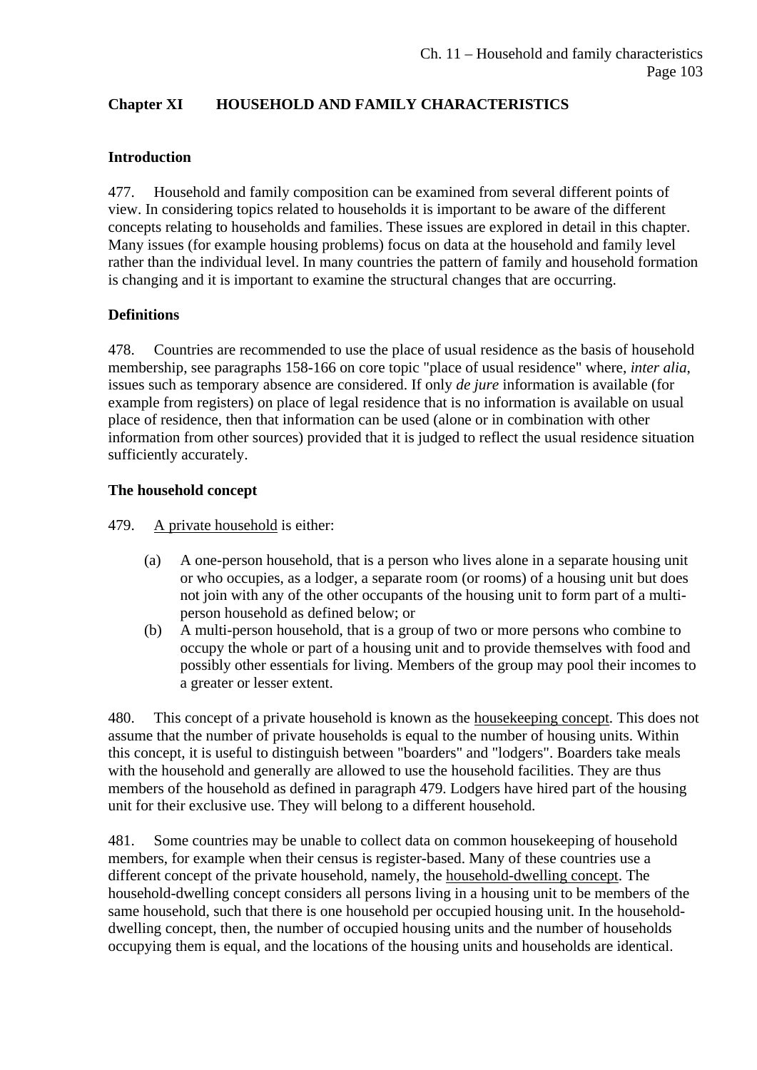## Chapter XI HOUSEHOLD AND FAMILY CHARACTERISTICS

### Introduction

477. Household and family composition can be examined from several different points of view. In considering topics related to households it is important to be aware of the different concepts relating to households and families. These issues are explored in detail in this chapter. Many issues (for example housing problems) focus on data at the household and family level rather than the individual level. In many countries the pattern of family and household formation is changing and it is important to examine the structural changes that are occurring.

### Definitions

478. Countries are recommended to use the place of usual residence as the basis of household membership, see paragraphs 158-166 on core topic "place of usual residence" where, *inter alia*, issues such as temporary absence are considered. If only *de jure* information is available (for example from registers) on place of legal residence that is no information is available on usual place of residence, then that information can be used (alone or in combination with other information from other sources) provided that it is judged to reflect the usual residence situation sufficiently accurately.

### The household concept

479. A private household is either:

(a) A one-person household, that is a person who lives alone in a separate housing unit or who occupies, as a lodger, a separate room (or rooms) of a housing unit but does not join with any of the other occupants of the housing unit to form part of a multi-person household as defined below; or

(b) A multi-person household, that is a group of two or more persons who combine to occupy the whole or part of a housing unit and to provide themselves with food and possibly other essentials for living. Members of the group may pool their incomes to a greater or lesser extent.

480. This concept of a private household is known as the housekeeping concept. This does not assume that the number of private households is equal to the number of housing units. Within this concept, it is useful to distinguish between "boarders" and "lodgers". Boarders take meals with the household and generally are allowed to use the household facilities. They are thus members of the household as defined in paragraph 479. Lodgers have hired part of the housing unit for their exclusive use. They will belong to a different household.

481. Some countries may be unable to collect data on common housekeeping of household members, for example when their census is register-based. Many of these countries use a different concept of the private household, namely, the household-dwelling concept. The household-dwelling concept considers all persons living in a housing unit to be members of the same household, such that there is one household per occupied housing unit. In the household-dwelling concept, then, the number of occupied housing units and the number of households occupying them is equal, and the locations of the housing units and households are identical.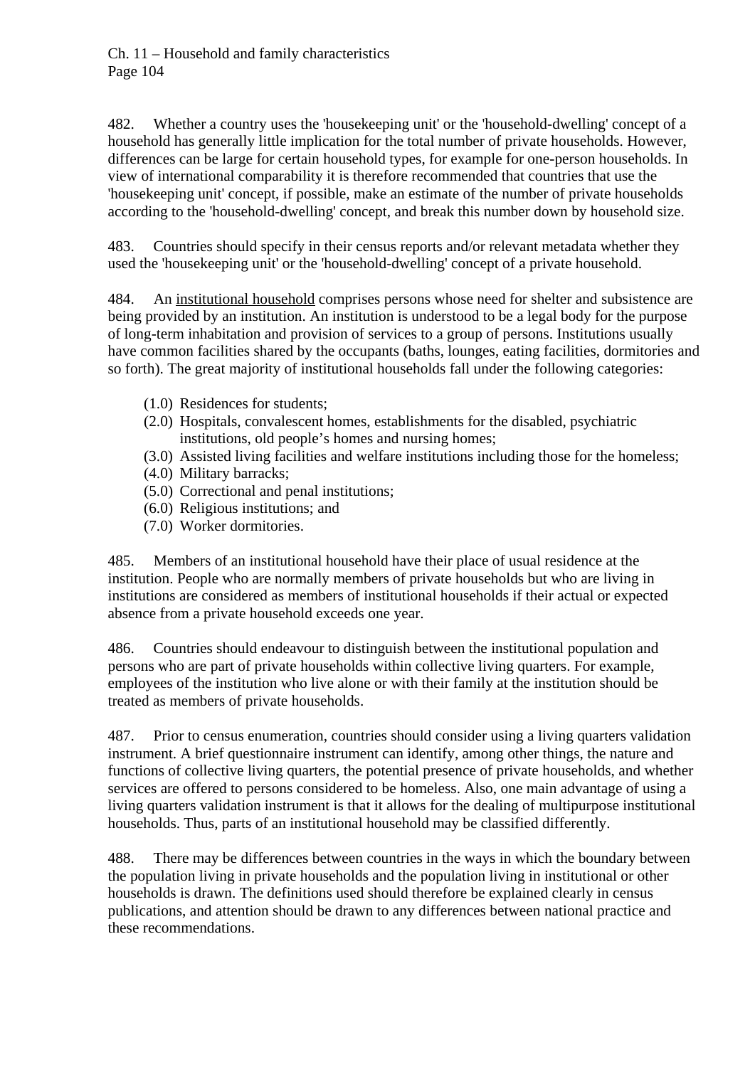482. Whether a country uses the 'housekeeping unit' or the 'household-dwelling' concept of a household has generally little implication for the total number of private households. However, differences can be large for certain household types, for example for one-person households. In view of international comparability it is therefore recommended that countries that use the 'housekeeping unit' concept, if possible, make an estimate of the number of private households according to the 'household-dwelling' concept, and break this number down by household size.

483. Countries should specify in their census reports and/or relevant metadata whether they used the 'housekeeping unit' or the 'household-dwelling' concept of a private household.

484. An institutional household comprises persons whose need for shelter and subsistence are being provided by an institution. An institution is understood to be a legal body for the purpose of long-term inhabitation and provision of services to a group of persons. Institutions usually have common facilities shared by the occupants (baths, lounges, eating facilities, dormitories and so forth). The great majority of institutional households fall under the following categories:

- (1.0) Residences for students;
- (2.0) Hospitals, convalescent homes, establishments for the disabled, psychiatric institutions, old people's homes and nursing homes;
- (3.0) Assisted living facilities and welfare institutions including those for the homeless;
- (4.0) Military barracks;
- (5.0) Correctional and penal institutions;
- (6.0) Religious institutions; and
- (7.0) Worker dormitories.

485. Members of an institutional household have their place of usual residence at the institution. People who are normally members of private households but who are living in institutions are considered as members of institutional households if their actual or expected absence from a private household exceeds one year.

486. Countries should endeavour to distinguish between the institutional population and persons who are part of private households within collective living quarters. For example, employees of the institution who live alone or with their family at the institution should be treated as members of private households.

487. Prior to census enumeration, countries should consider using a living quarters validation instrument. A brief questionnaire instrument can identify, among other things, the nature and functions of collective living quarters, the potential presence of private households, and whether services are offered to persons considered to be homeless. Also, one main advantage of using a living quarters validation instrument is that it allows for the dealing of multipurpose institutional households. Thus, parts of an institutional household may be classified differently.

488. There may be differences between countries in the ways in which the boundary between the population living in private households and the population living in institutional or other households is drawn. The definitions used should therefore be explained clearly in census publications, and attention should be drawn to any differences between national practice and these recommendations.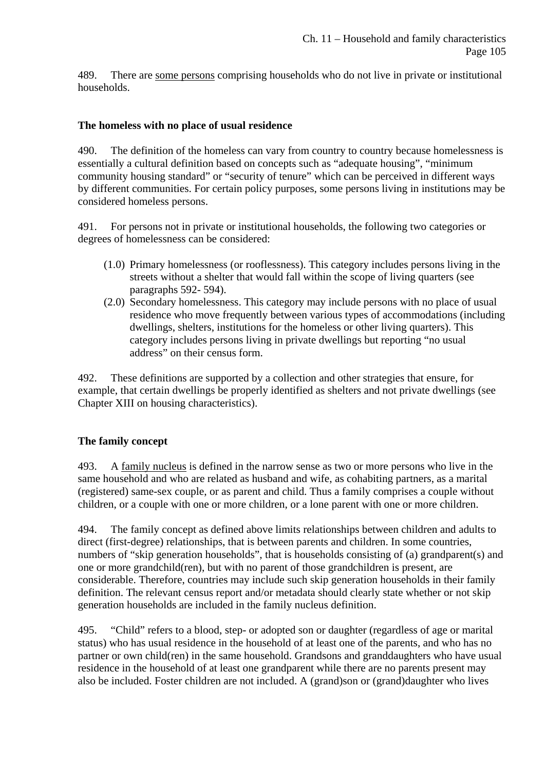489. There are some persons comprising households who do not live in private or institutional households.

### The homeless with no place of usual residence

490. The definition of the homeless can vary from country to country because homelessness is essentially a cultural definition based on concepts such as "adequate housing", "minimum community housing standard" or "security of tenure" which can be perceived in different ways by different communities. For certain policy purposes, some persons living in institutions may be considered homeless persons.

491. For persons not in private or institutional households, the following two categories or degrees of homelessness can be considered:

- (1.0) Primary homelessness (or rooflessness). This category includes persons living in the streets without a shelter that would fall within the scope of living quarters (see paragraphs 592- 594).
- (2.0) Secondary homelessness. This category may include persons with no place of usual residence who move frequently between various types of accommodations (including dwellings, shelters, institutions for the homeless or other living quarters). This category includes persons living in private dwellings but reporting "no usual address" on their census form.

492. These definitions are supported by a collection and other strategies that ensure, for example, that certain dwellings be properly identified as shelters and not private dwellings (see Chapter XIII on housing characteristics).

### The family concept

493. A family nucleus is defined in the narrow sense as two or more persons who live in the same household and who are related as husband and wife, as cohabiting partners, as a marital (registered) same-sex couple, or as parent and child. Thus a family comprises a couple without children, or a couple with one or more children, or a lone parent with one or more children.

494. The family concept as defined above limits relationships between children and adults to direct (first-degree) relationships, that is between parents and children. In some countries, numbers of "skip generation households", that is households consisting of (a) grandparent(s) and one or more grandchild(ren), but with no parent of those grandchildren is present, are considerable. Therefore, countries may include such skip generation households in their family definition. The relevant census report and/or metadata should clearly state whether or not skip generation households are included in the family nucleus definition.

495. "Child" refers to a blood, step- or adopted son or daughter (regardless of age or marital status) who has usual residence in the household of at least one of the parents, and who has no partner or own child(ren) in the same household. Grandsons and granddaughters who have usual residence in the household of at least one grandparent while there are no parents present may also be included. Foster children are not included. A (grand)son or (grand)daughter who lives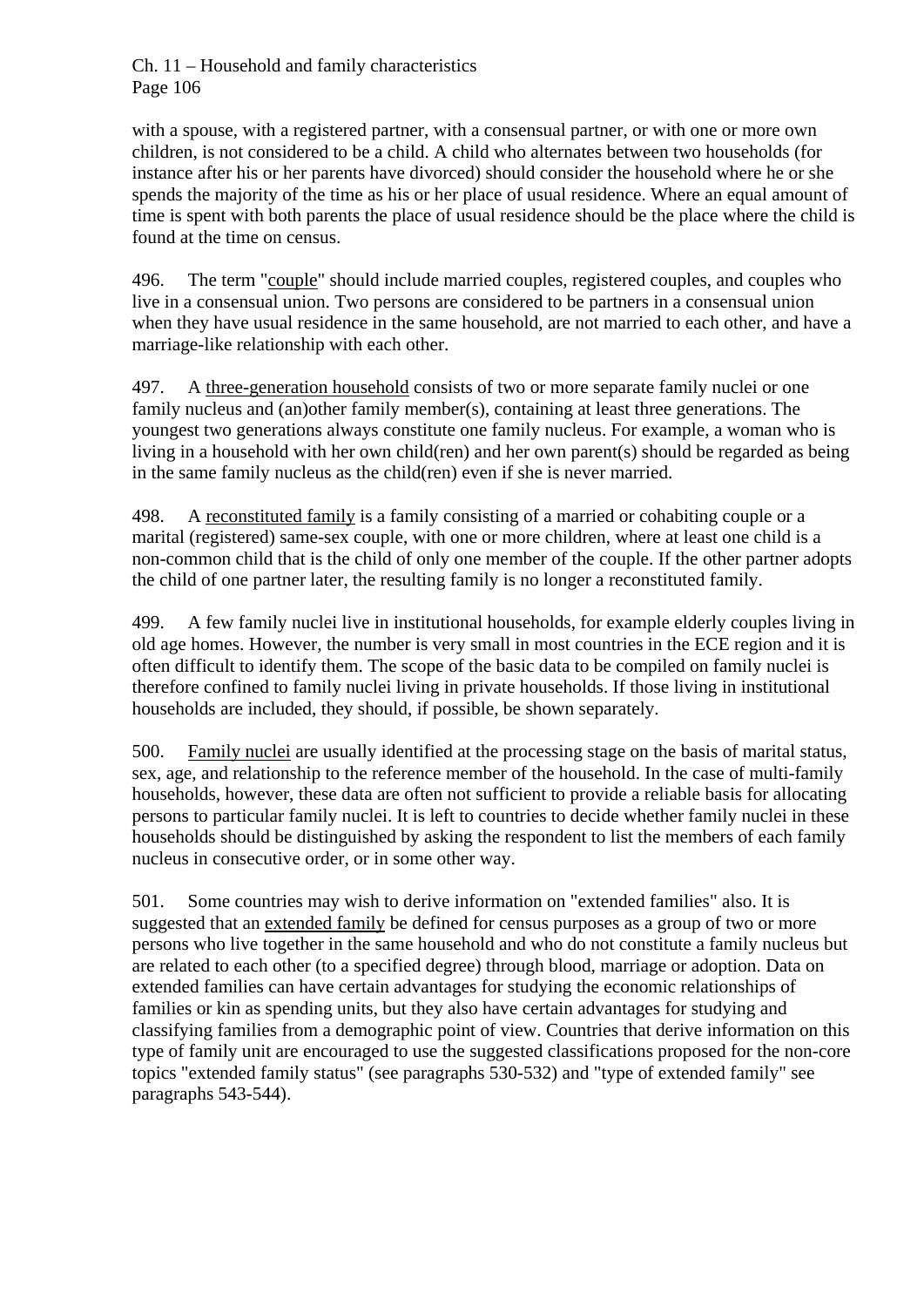with a spouse, with a registered partner, with a consensual partner, or with one or more own children, is not considered to be a child. A child who alternates between two households (for instance after his or her parents have divorced) should consider the household where he or she spends the majority of the time as his or her place of usual residence. Where an equal amount of time is spent with both parents the place of usual residence should be the place where the child is found at the time on census.

496. The term "couple" should include married couples, registered couples, and couples who live in a consensual union. Two persons are considered to be partners in a consensual union when they have usual residence in the same household, are not married to each other, and have a marriage-like relationship with each other.

497. A three-generation household consists of two or more separate family nuclei or one family nucleus and (an)other family member(s), containing at least three generations. The youngest two generations always constitute one family nucleus. For example, a woman who is living in a household with her own child(ren) and her own parent(s) should be regarded as being in the same family nucleus as the child(ren) even if she is never married.

498. A reconstituted family is a family consisting of a married or cohabiting couple or a marital (registered) same-sex couple, with one or more children, where at least one child is a non-common child that is the child of only one member of the couple. If the other partner adopts the child of one partner later, the resulting family is no longer a reconstituted family.

499. A few family nuclei live in institutional households, for example elderly couples living in old age homes. However, the number is very small in most countries in the ECE region and it is often difficult to identify them. The scope of the basic data to be compiled on family nuclei is therefore confined to family nuclei living in private households. If those living in institutional households are included, they should, if possible, be shown separately.

500. Family nuclei are usually identified at the processing stage on the basis of marital status, sex, age, and relationship to the reference member of the household. In the case of multi-family households, however, these data are often not sufficient to provide a reliable basis for allocating persons to particular family nuclei. It is left to countries to decide whether family nuclei in these households should be distinguished by asking the respondent to list the members of each family nucleus in consecutive order, or in some other way.

501. Some countries may wish to derive information on "extended families" also. It is suggested that an extended family be defined for census purposes as a group of two or more persons who live together in the same household and who do not constitute a family nucleus but are related to each other (to a specified degree) through blood, marriage or adoption. Data on extended families can have certain advantages for studying the economic relationships of families or kin as spending units, but they also have certain advantages for studying and classifying families from a demographic point of view. Countries that derive information on this type of family unit are encouraged to use the suggested classifications proposed for the non-core topics "extended family status" (see paragraphs 530-532) and "type of extended family" see paragraphs 543-544).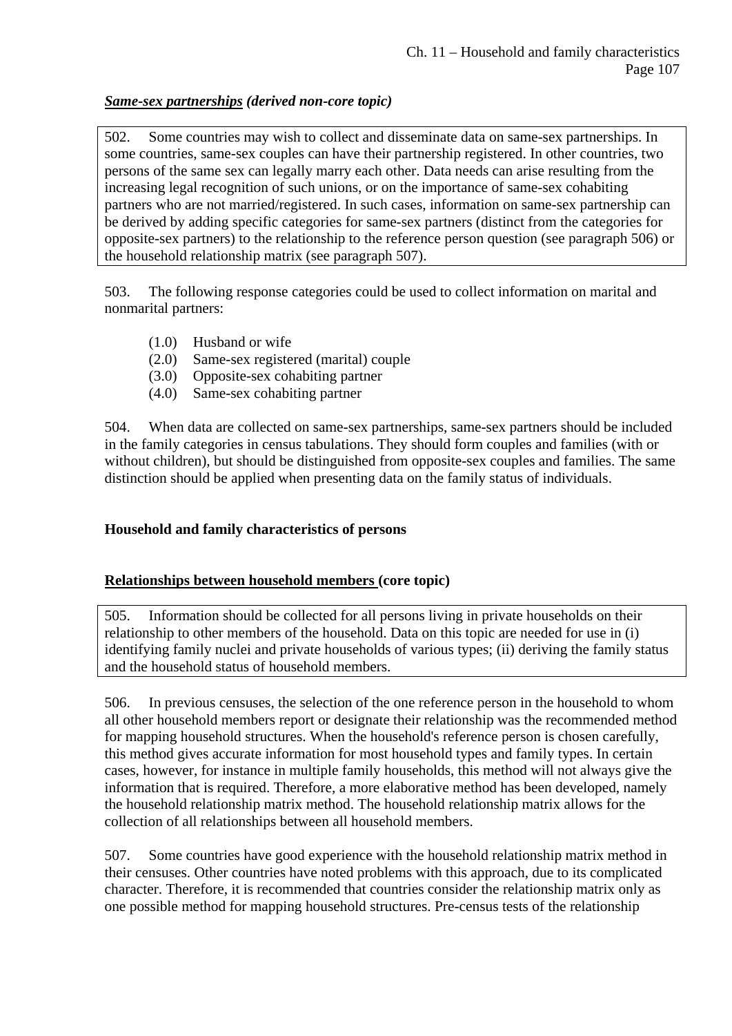***Same-sex partnerships* (derived non-core topic)**

502. Some countries may wish to collect and disseminate data on same-sex partnerships. In some countries, same-sex couples can have their partnership registered. In other countries, two persons of the same sex can legally marry each other. Data needs can arise resulting from the increasing legal recognition of such unions, or on the importance of same-sex cohabiting partners who are not married/registered. In such cases, information on same-sex partnership can be derived by adding specific categories for same-sex partners (distinct from the categories for opposite-sex partners) to the relationship to the reference person question (see paragraph 506) or the household relationship matrix (see paragraph 507).

503. The following response categories could be used to collect information on marital and nonmarital partners:

- (1.0) Husband or wife
- (2.0) Same-sex registered (marital) couple
- (3.0) Opposite-sex cohabiting partner
- (4.0) Same-sex cohabiting partner

504. When data are collected on same-sex partnerships, same-sex partners should be included in the family categories in census tabulations. They should form couples and families (with or without children), but should be distinguished from opposite-sex couples and families. The same distinction should be applied when presenting data on the family status of individuals.

## Household and family characteristics of persons

**Relationships between household members (core topic)**

505. Information should be collected for all persons living in private households on their relationship to other members of the household. Data on this topic are needed for use in (i) identifying family nuclei and private households of various types; (ii) deriving the family status and the household status of household members.

506. In previous censuses, the selection of the one reference person in the household to whom all other household members report or designate their relationship was the recommended method for mapping household structures. When the household's reference person is chosen carefully, this method gives accurate information for most household types and family types. In certain cases, however, for instance in multiple family households, this method will not always give the information that is required. Therefore, a more elaborative method has been developed, namely the household relationship matrix method. The household relationship matrix allows for the collection of all relationships between all household members.

507. Some countries have good experience with the household relationship matrix method in their censuses. Other countries have noted problems with this approach, due to its complicated character. Therefore, it is recommended that countries consider the relationship matrix only as one possible method for mapping household structures. Pre-census tests of the relationship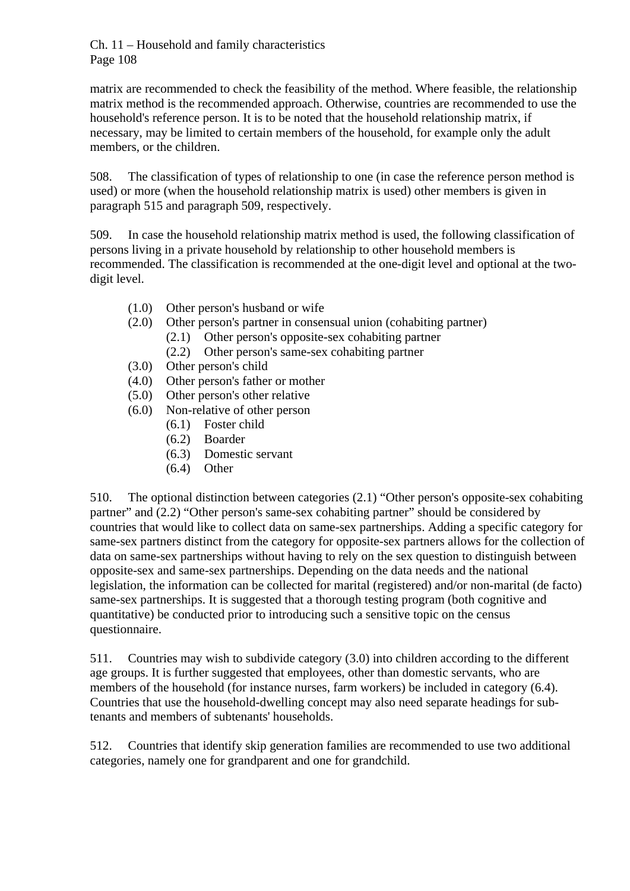matrix are recommended to check the feasibility of the method. Where feasible, the relationship matrix method is the recommended approach. Otherwise, countries are recommended to use the household's reference person. It is to be noted that the household relationship matrix, if necessary, may be limited to certain members of the household, for example only the adult members, or the children.

508. The classification of types of relationship to one (in case the reference person method is used) or more (when the household relationship matrix is used) other members is given in paragraph 515 and paragraph 509, respectively.

509. In case the household relationship matrix method is used, the following classification of persons living in a private household by relationship to other household members is recommended. The classification is recommended at the one-digit level and optional at the two-digit level.

- (1.0) Other person's husband or wife
- (2.0) Other person's partner in consensual union (cohabiting partner)
  - (2.1) Other person's opposite-sex cohabiting partner
  - (2.2) Other person's same-sex cohabiting partner
- (3.0) Other person's child
- (4.0) Other person's father or mother
- (5.0) Other person's other relative
- (6.0) Non-relative of other person
  - (6.1) Foster child
  - (6.2) Boarder
  - (6.3) Domestic servant
  - (6.4) Other

510. The optional distinction between categories (2.1) "Other person's opposite-sex cohabiting partner" and (2.2) "Other person's same-sex cohabiting partner" should be considered by countries that would like to collect data on same-sex partnerships. Adding a specific category for same-sex partners distinct from the category for opposite-sex partners allows for the collection of data on same-sex partnerships without having to rely on the sex question to distinguish between opposite-sex and same-sex partnerships. Depending on the data needs and the national legislation, the information can be collected for marital (registered) and/or non-marital (de facto) same-sex partnerships. It is suggested that a thorough testing program (both cognitive and quantitative) be conducted prior to introducing such a sensitive topic on the census questionnaire.

511. Countries may wish to subdivide category (3.0) into children according to the different age groups. It is further suggested that employees, other than domestic servants, who are members of the household (for instance nurses, farm workers) be included in category (6.4). Countries that use the household-dwelling concept may also need separate headings for sub-tenants and members of subtenants' households.

512. Countries that identify skip generation families are recommended to use two additional categories, namely one for grandparent and one for grandchild.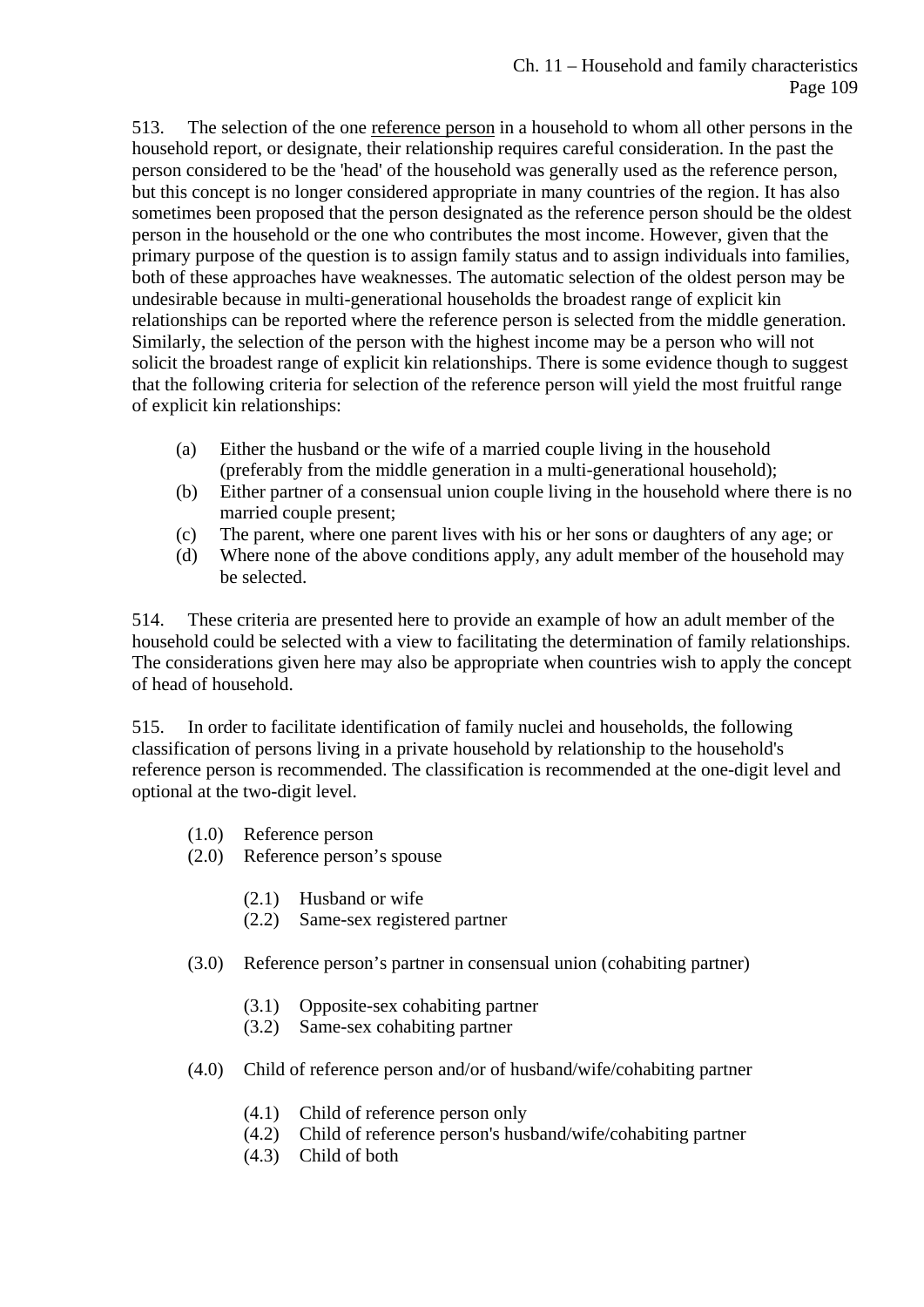513. The selection of the one reference person in a household to whom all other persons in the household report, or designate, their relationship requires careful consideration. In the past the person considered to be the 'head' of the household was generally used as the reference person, but this concept is no longer considered appropriate in many countries of the region. It has also sometimes been proposed that the person designated as the reference person should be the oldest person in the household or the one who contributes the most income. However, given that the primary purpose of the question is to assign family status and to assign individuals into families, both of these approaches have weaknesses. The automatic selection of the oldest person may be undesirable because in multi-generational households the broadest range of explicit kin relationships can be reported where the reference person is selected from the middle generation. Similarly, the selection of the person with the highest income may be a person who will not solicit the broadest range of explicit kin relationships. There is some evidence though to suggest that the following criteria for selection of the reference person will yield the most fruitful range of explicit kin relationships:

(a) Either the husband or the wife of a married couple living in the household (preferably from the middle generation in a multi-generational household);
(b) Either partner of a consensual union couple living in the household where there is no married couple present;
(c) The parent, where one parent lives with his or her sons or daughters of any age; or
(d) Where none of the above conditions apply, any adult member of the household may be selected.

514. These criteria are presented here to provide an example of how an adult member of the household could be selected with a view to facilitating the determination of family relationships. The considerations given here may also be appropriate when countries wish to apply the concept of head of household.

515. In order to facilitate identification of family nuclei and households, the following classification of persons living in a private household by relationship to the household's reference person is recommended. The classification is recommended at the one-digit level and optional at the two-digit level.

(1.0) Reference person
(2.0) Reference person's spouse

- (2.1) Husband or wife
- (2.2) Same-sex registered partner

(3.0) Reference person's partner in consensual union (cohabiting partner)

- (3.1) Opposite-sex cohabiting partner
- (3.2) Same-sex cohabiting partner

(4.0) Child of reference person and/or of husband/wife/cohabiting partner

- (4.1) Child of reference person only
- (4.2) Child of reference person's husband/wife/cohabiting partner
- (4.3) Child of both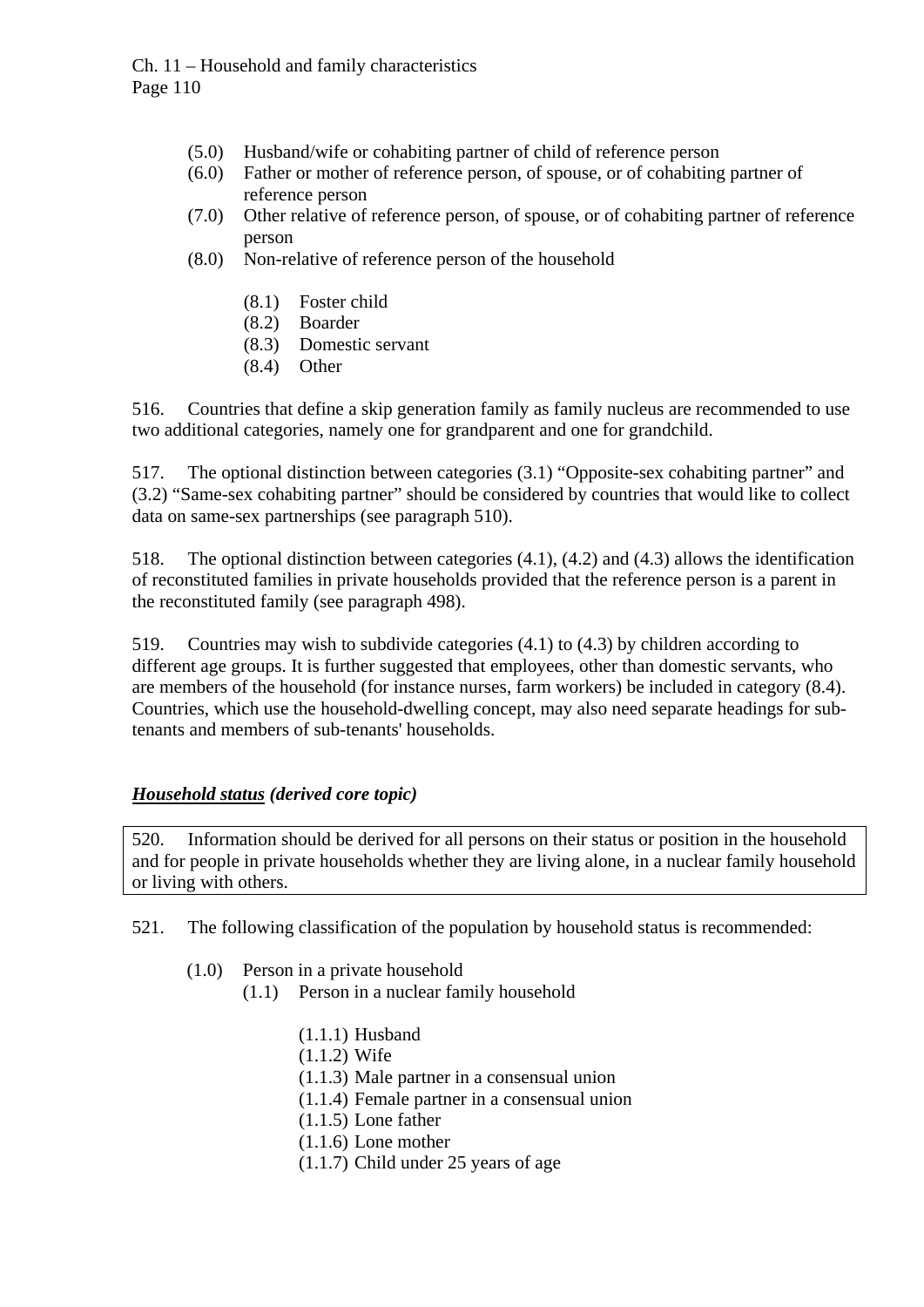(5.0) Husband/wife or cohabiting partner of child of reference person
(6.0) Father or mother of reference person, of spouse, or of cohabiting partner of reference person
(7.0) Other relative of reference person, of spouse, or of cohabiting partner of reference person
(8.0) Non-relative of reference person of the household

- (8.1) Foster child
- (8.2) Boarder
- (8.3) Domestic servant
- (8.4) Other

516. Countries that define a skip generation family as family nucleus are recommended to use two additional categories, namely one for grandparent and one for grandchild.

517. The optional distinction between categories (3.1) “Opposite-sex cohabiting partner” and (3.2) “Same-sex cohabiting partner” should be considered by countries that would like to collect data on same-sex partnerships (see paragraph 510).

518. The optional distinction between categories (4.1), (4.2) and (4.3) allows the identification of reconstituted families in private households provided that the reference person is a parent in the reconstituted family (see paragraph 498).

519. Countries may wish to subdivide categories (4.1) to (4.3) by children according to different age groups. It is further suggested that employees, other than domestic servants, who are members of the household (for instance nurses, farm workers) be included in category (8.4). Countries, which use the household-dwelling concept, may also need separate headings for sub-tenants and members of sub-tenants' households.

***<u>Household status</u> (derived core topic)***

> 520. Information should be derived for all persons on their status or position in the household and for people in private households whether they are living alone, in a nuclear family household or living with others.

521. The following classification of the population by household status is recommended:

(1.0) Person in a private household
- (1.1) Person in a nuclear family household
  - (1.1.1) Husband
  - (1.1.2) Wife
  - (1.1.3) Male partner in a consensual union
  - (1.1.4) Female partner in a consensual union
  - (1.1.5) Lone father
  - (1.1.6) Lone mother
  - (1.1.7) Child under 25 years of age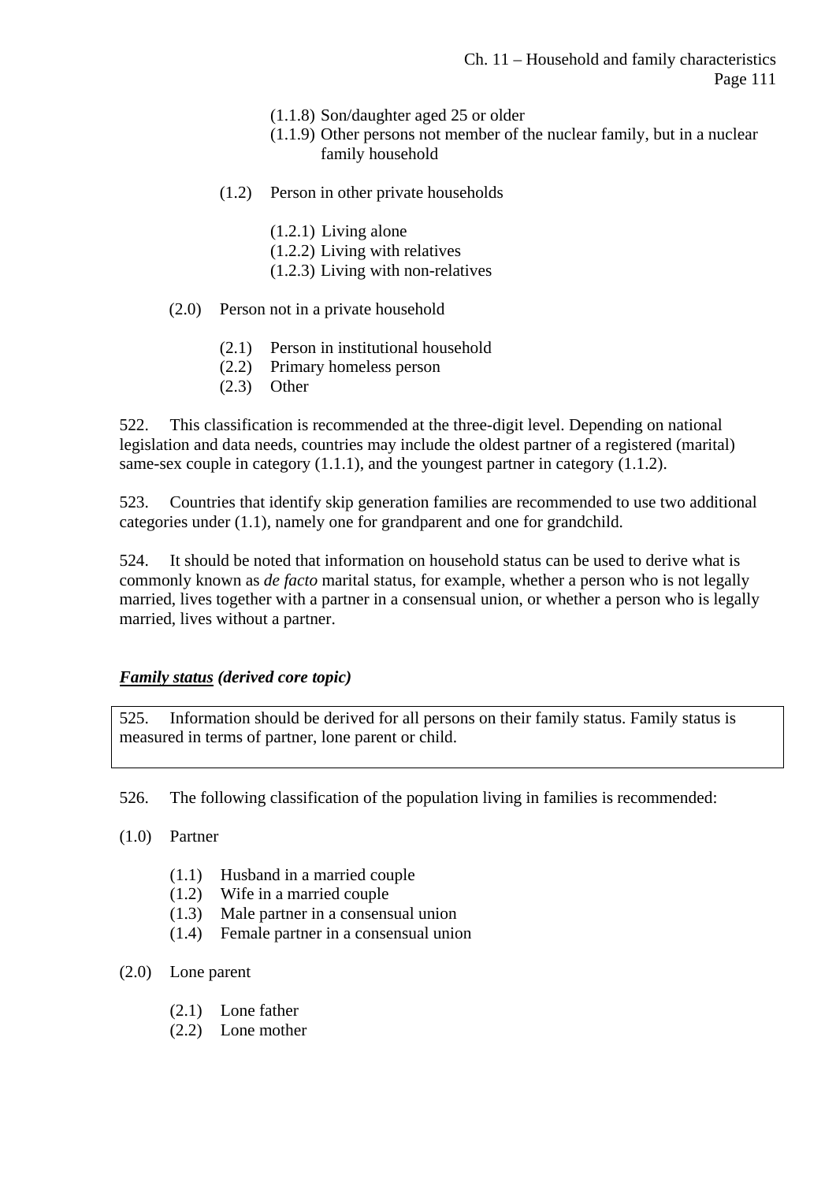(1.1.8) Son/daughter aged 25 or older
(1.1.9) Other persons not member of the nuclear family, but in a nuclear family household

(1.2) Person in other private households

(1.2.1) Living alone
(1.2.2) Living with relatives
(1.2.3) Living with non-relatives

(2.0) Person not in a private household

(2.1) Person in institutional household
(2.2) Primary homeless person
(2.3) Other

522. This classification is recommended at the three-digit level. Depending on national legislation and data needs, countries may include the oldest partner of a registered (marital) same-sex couple in category (1.1.1), and the youngest partner in category (1.1.2).

523. Countries that identify skip generation families are recommended to use two additional categories under (1.1), namely one for grandparent and one for grandchild.

524. It should be noted that information on household status can be used to derive what is commonly known as *de facto* marital status, for example, whether a person who is not legally married, lives together with a partner in a consensual union, or whether a person who is legally married, lives without a partner.

### ***Family status* (derived core topic)**

525. Information should be derived for all persons on their family status. Family status is measured in terms of partner, lone parent or child.

526. The following classification of the population living in families is recommended:

(1.0) Partner

(1.1) Husband in a married couple
(1.2) Wife in a married couple
(1.3) Male partner in a consensual union
(1.4) Female partner in a consensual union

(2.0) Lone parent

(2.1) Lone father
(2.2) Lone mother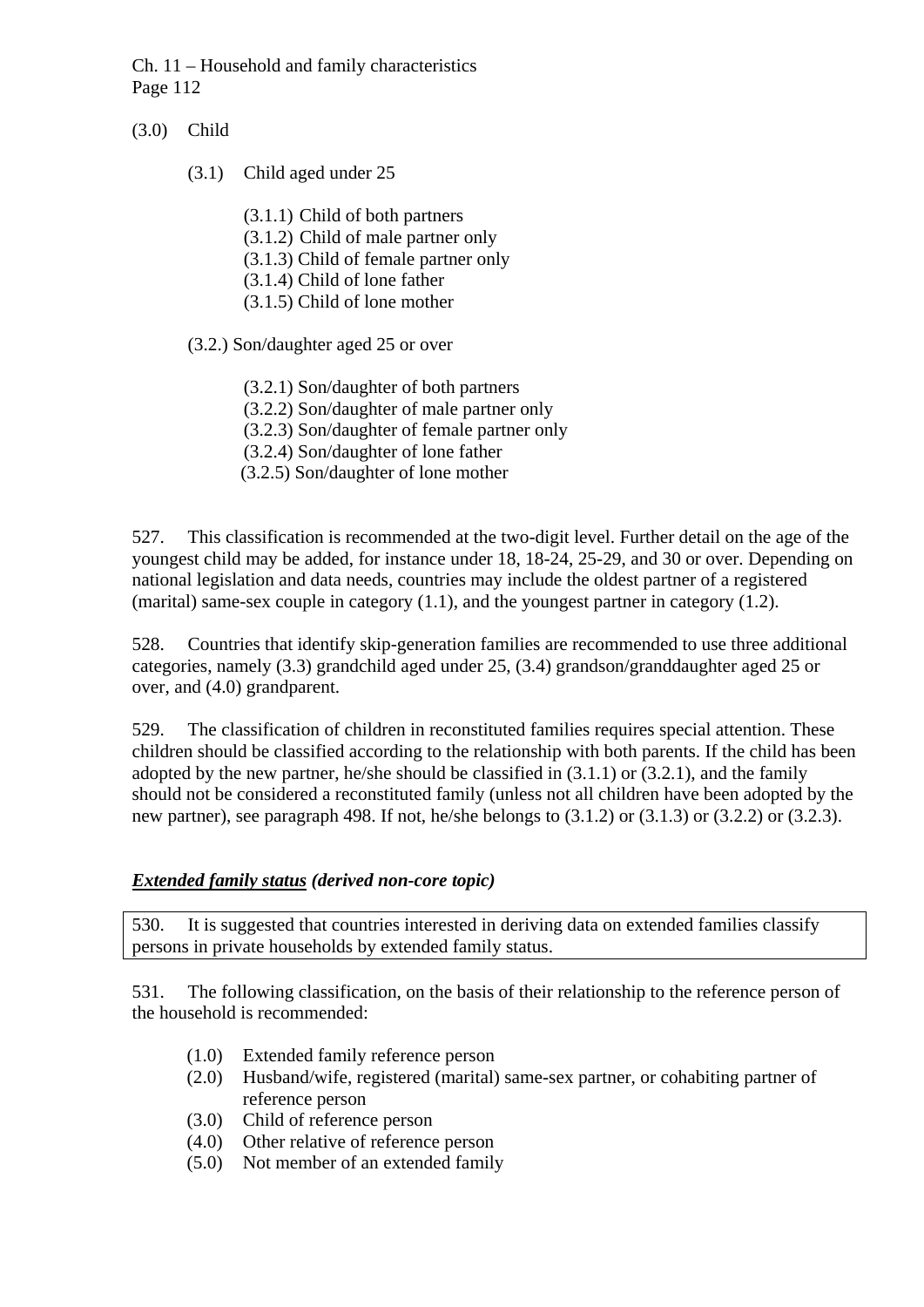(3.0) Child

- (3.1) Child aged under 25
  - (3.1.1) Child of both partners
  - (3.1.2) Child of male partner only
  - (3.1.3) Child of female partner only
  - (3.1.4) Child of lone father
  - (3.1.5) Child of lone mother
- (3.2.) Son/daughter aged 25 or over
  - (3.2.1) Son/daughter of both partners
  - (3.2.2) Son/daughter of male partner only
  - (3.2.3) Son/daughter of female partner only
  - (3.2.4) Son/daughter of lone father
  - (3.2.5) Son/daughter of lone mother

527. This classification is recommended at the two-digit level. Further detail on the age of the youngest child may be added, for instance under 18, 18-24, 25-29, and 30 or over. Depending on national legislation and data needs, countries may include the oldest partner of a registered (marital) same-sex couple in category (1.1), and the youngest partner in category (1.2).

528. Countries that identify skip-generation families are recommended to use three additional categories, namely (3.3) grandchild aged under 25, (3.4) grandson/granddaughter aged 25 or over, and (4.0) grandparent.

529. The classification of children in reconstituted families requires special attention. These children should be classified according to the relationship with both parents. If the child has been adopted by the new partner, he/she should be classified in (3.1.1) or (3.2.1), and the family should not be considered a reconstituted family (unless not all children have been adopted by the new partner), see paragraph 498. If not, he/she belongs to (3.1.2) or (3.1.3) or (3.2.2) or (3.2.3).

### ***Extended family status*** ***(derived non-core topic)***

530. It is suggested that countries interested in deriving data on extended families classify persons in private households by extended family status.

531. The following classification, on the basis of their relationship to the reference person of the household is recommended:

- (1.0) Extended family reference person
- (2.0) Husband/wife, registered (marital) same-sex partner, or cohabiting partner of reference person
- (3.0) Child of reference person
- (4.0) Other relative of reference person
- (5.0) Not member of an extended family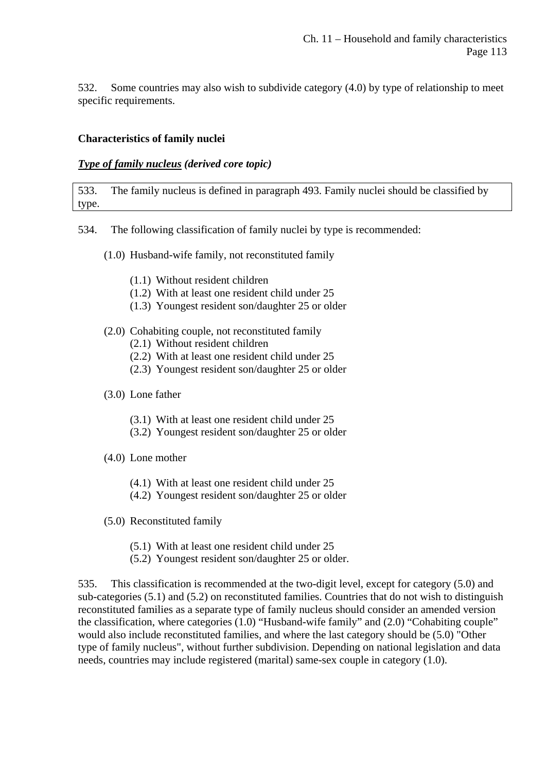532. Some countries may also wish to subdivide category (4.0) by type of relationship to meet specific requirements.

### Characteristics of family nuclei

***Type of family nucleus* (derived core topic)**

533. The family nucleus is defined in paragraph 493. Family nuclei should be classified by type.

534. The following classification of family nuclei by type is recommended:

(1.0) Husband-wife family, not reconstituted family

- (1.1) Without resident children
- (1.2) With at least one resident child under 25
- (1.3) Youngest resident son/daughter 25 or older

(2.0) Cohabiting couple, not reconstituted family

- (2.1) Without resident children
- (2.2) With at least one resident child under 25
- (2.3) Youngest resident son/daughter 25 or older

(3.0) Lone father

- (3.1) With at least one resident child under 25
- (3.2) Youngest resident son/daughter 25 or older

(4.0) Lone mother

- (4.1) With at least one resident child under 25
- (4.2) Youngest resident son/daughter 25 or older

(5.0) Reconstituted family

- (5.1) With at least one resident child under 25
- (5.2) Youngest resident son/daughter 25 or older.

535. This classification is recommended at the two-digit level, except for category (5.0) and sub-categories (5.1) and (5.2) on reconstituted families. Countries that do not wish to distinguish reconstituted families as a separate type of family nucleus should consider an amended version the classification, where categories (1.0) "Husband-wife family" and (2.0) "Cohabiting couple" would also include reconstituted families, and where the last category should be (5.0) "Other type of family nucleus", without further subdivision. Depending on national legislation and data needs, countries may include registered (marital) same-sex couple in category (1.0).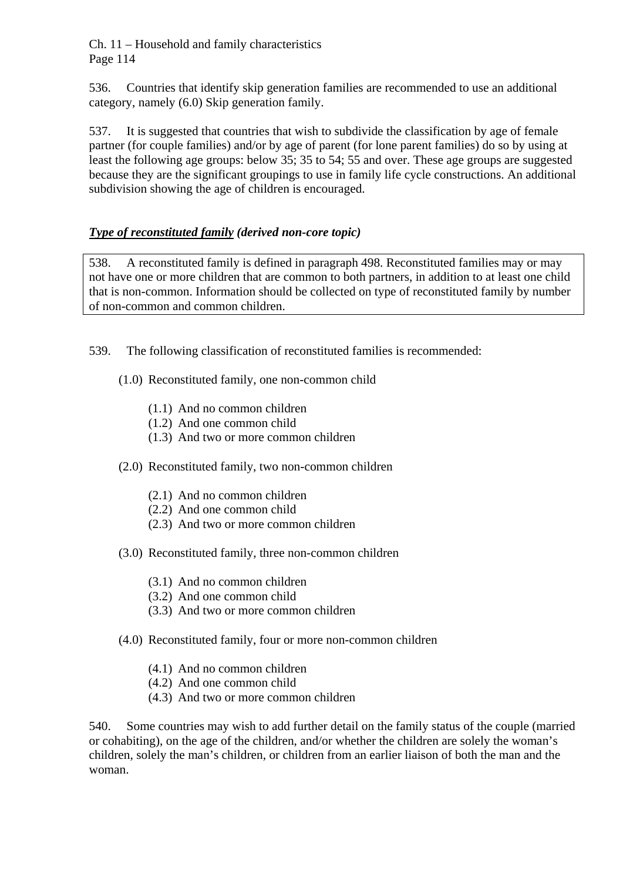536. Countries that identify skip generation families are recommended to use an additional category, namely (6.0) Skip generation family.

537. It is suggested that countries that wish to subdivide the classification by age of female partner (for couple families) and/or by age of parent (for lone parent families) do so by using at least the following age groups: below 35; 35 to 54; 55 and over. These age groups are suggested because they are the significant groupings to use in family life cycle constructions. An additional subdivision showing the age of children is encouraged.

### ***<u>Type of reconstituted family</u> (derived non-core topic)***

538. A reconstituted family is defined in paragraph 498. Reconstituted families may or may not have one or more children that are common to both partners, in addition to at least one child that is non-common. Information should be collected on type of reconstituted family by number of non-common and common children.

539. The following classification of reconstituted families is recommended:

- (1.0) Reconstituted family, one non-common child
    - (1.1) And no common children
    - (1.2) And one common child
    - (1.3) And two or more common children
- (2.0) Reconstituted family, two non-common children
    - (2.1) And no common children
    - (2.2) And one common child
    - (2.3) And two or more common children
- (3.0) Reconstituted family, three non-common children
    - (3.1) And no common children
    - (3.2) And one common child
    - (3.3) And two or more common children
- (4.0) Reconstituted family, four or more non-common children
    - (4.1) And no common children
    - (4.2) And one common child
    - (4.3) And two or more common children

540. Some countries may wish to add further detail on the family status of the couple (married or cohabiting), on the age of the children, and/or whether the children are solely the woman's children, solely the man's children, or children from an earlier liaison of both the man and the woman.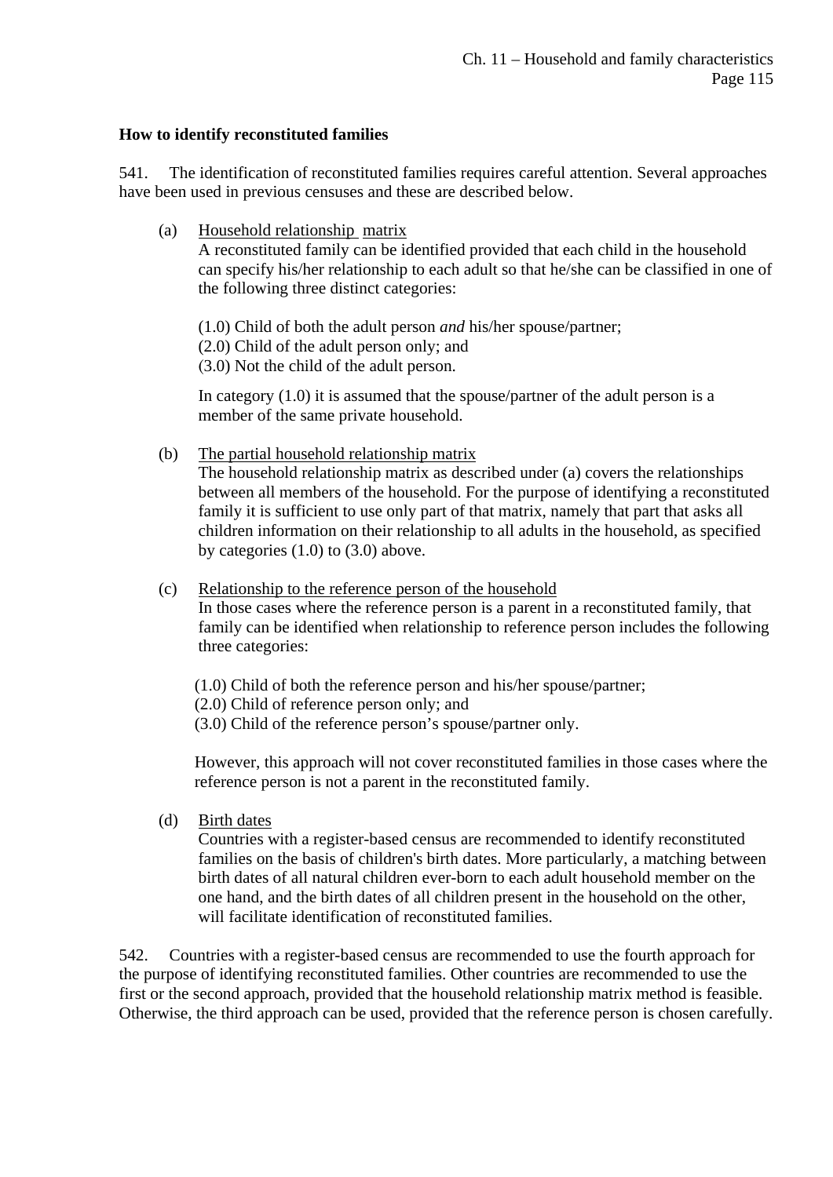**How to identify reconstituted families**

541. The identification of reconstituted families requires careful attention. Several approaches have been used in previous censuses and these are described below.

(a) Household relationship matrix
A reconstituted family can be identified provided that each child in the household can specify his/her relationship to each adult so that he/she can be classified in one of the following three distinct categories:

(1.0) Child of both the adult person *and* his/her spouse/partner;
(2.0) Child of the adult person only; and
(3.0) Not the child of the adult person.

In category (1.0) it is assumed that the spouse/partner of the adult person is a member of the same private household.

(b) The partial household relationship matrix
The household relationship matrix as described under (a) covers the relationships between all members of the household. For the purpose of identifying a reconstituted family it is sufficient to use only part of that matrix, namely that part that asks all children information on their relationship to all adults in the household, as specified by categories (1.0) to (3.0) above.

(c) Relationship to the reference person of the household
In those cases where the reference person is a parent in a reconstituted family, that family can be identified when relationship to reference person includes the following three categories:

(1.0) Child of both the reference person and his/her spouse/partner;
(2.0) Child of reference person only; and
(3.0) Child of the reference person's spouse/partner only.

However, this approach will not cover reconstituted families in those cases where the reference person is not a parent in the reconstituted family.

(d) Birth dates
Countries with a register-based census are recommended to identify reconstituted families on the basis of children's birth dates. More particularly, a matching between birth dates of all natural children ever-born to each adult household member on the one hand, and the birth dates of all children present in the household on the other, will facilitate identification of reconstituted families.

542. Countries with a register-based census are recommended to use the fourth approach for the purpose of identifying reconstituted families. Other countries are recommended to use the first or the second approach, provided that the household relationship matrix method is feasible. Otherwise, the third approach can be used, provided that the reference person is chosen carefully.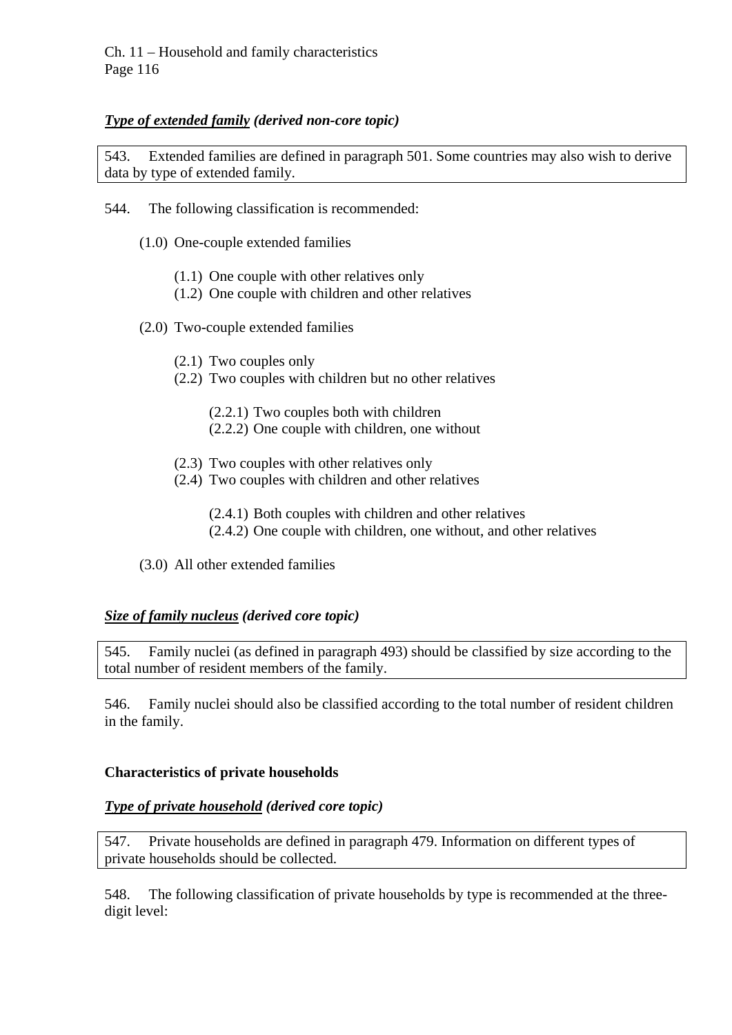***Type of extended family*** ***(derived non-core topic)***

543. Extended families are defined in paragraph 501. Some countries may also wish to derive data by type of extended family.

544. The following classification is recommended:

- (1.0) One-couple extended families
  - (1.1) One couple with other relatives only
  - (1.2) One couple with children and other relatives
- (2.0) Two-couple extended families
  - (2.1) Two couples only
  - (2.2) Two couples with children but no other relatives
    - (2.2.1) Two couples both with children
    - (2.2.2) One couple with children, one without
  - (2.3) Two couples with other relatives only
  - (2.4) Two couples with children and other relatives
    - (2.4.1) Both couples with children and other relatives
    - (2.4.2) One couple with children, one without, and other relatives
- (3.0) All other extended families

***Size of family nucleus*** ***(derived core topic)***

545. Family nuclei (as defined in paragraph 493) should be classified by size according to the total number of resident members of the family.

546. Family nuclei should also be classified according to the total number of resident children in the family.

**Characteristics of private households**

***Type of private household*** ***(derived core topic)***

547. Private households are defined in paragraph 479. Information on different types of private households should be collected.

548. The following classification of private households by type is recommended at the three-digit level: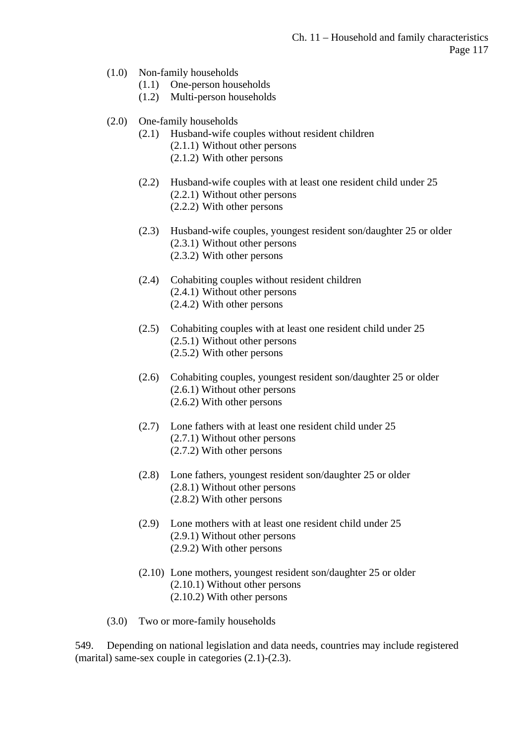- (1.0) Non-family households
  - (1.1) One-person households
  - (1.2) Multi-person households

- (2.0) One-family households
  - (2.1) Husband-wife couples without resident children
    - (2.1.1) Without other persons
    - (2.1.2) With other persons

  - (2.2) Husband-wife couples with at least one resident child under 25
    - (2.2.1) Without other persons
    - (2.2.2) With other persons

  - (2.3) Husband-wife couples, youngest resident son/daughter 25 or older
    - (2.3.1) Without other persons
    - (2.3.2) With other persons

  - (2.4) Cohabiting couples without resident children
    - (2.4.1) Without other persons
    - (2.4.2) With other persons

  - (2.5) Cohabiting couples with at least one resident child under 25
    - (2.5.1) Without other persons
    - (2.5.2) With other persons

  - (2.6) Cohabiting couples, youngest resident son/daughter 25 or older
    - (2.6.1) Without other persons
    - (2.6.2) With other persons

  - (2.7) Lone fathers with at least one resident child under 25
    - (2.7.1) Without other persons
    - (2.7.2) With other persons

  - (2.8) Lone fathers, youngest resident son/daughter 25 or older
    - (2.8.1) Without other persons
    - (2.8.2) With other persons

  - (2.9) Lone mothers with at least one resident child under 25
    - (2.9.1) Without other persons
    - (2.9.2) With other persons

  - (2.10) Lone mothers, youngest resident son/daughter 25 or older
    - (2.10.1) Without other persons
    - (2.10.2) With other persons

- (3.0) Two or more-family households

549. Depending on national legislation and data needs, countries may include registered (marital) same-sex couple in categories (2.1)-(2.3).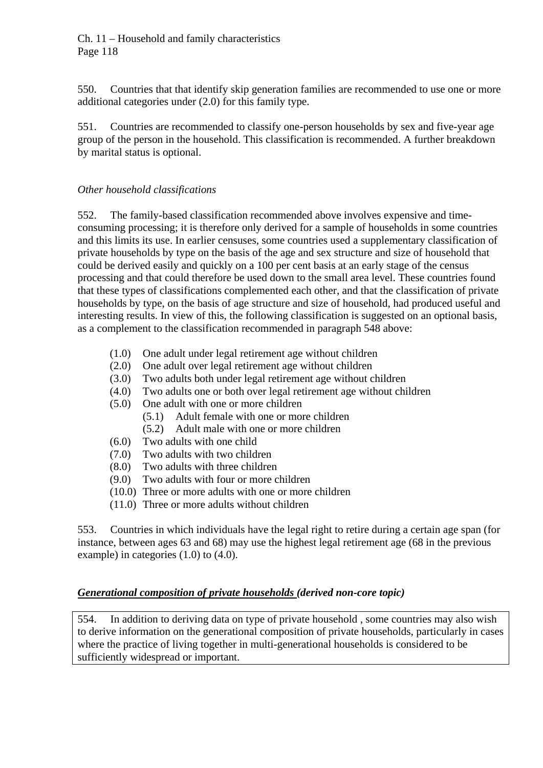550. Countries that that identify skip generation families are recommended to use one or more additional categories under (2.0) for this family type.

551. Countries are recommended to classify one-person households by sex and five-year age group of the person in the household. This classification is recommended. A further breakdown by marital status is optional.

*Other household classifications*

552. The family-based classification recommended above involves expensive and time-consuming processing; it is therefore only derived for a sample of households in some countries and this limits its use. In earlier censuses, some countries used a supplementary classification of private households by type on the basis of the age and sex structure and size of household that could be derived easily and quickly on a 100 per cent basis at an early stage of the census processing and that could therefore be used down to the small area level. These countries found that these types of classifications complemented each other, and that the classification of private households by type, on the basis of age structure and size of household, had produced useful and interesting results. In view of this, the following classification is suggested on an optional basis, as a complement to the classification recommended in paragraph 548 above:

- (1.0) One adult under legal retirement age without children
- (2.0) One adult over legal retirement age without children
- (3.0) Two adults both under legal retirement age without children
- (4.0) Two adults one or both over legal retirement age without children
- (5.0) One adult with one or more children
  - (5.1) Adult female with one or more children
  - (5.2) Adult male with one or more children
- (6.0) Two adults with one child
- (7.0) Two adults with two children
- (8.0) Two adults with three children
- (9.0) Two adults with four or more children
- (10.0) Three or more adults with one or more children
- (11.0) Three or more adults without children

553. Countries in which individuals have the legal right to retire during a certain age span (for instance, between ages 63 and 68) may use the highest legal retirement age (68 in the previous example) in categories (1.0) to (4.0).

***Generational composition of private households (derived non-core topic)***

554. In addition to deriving data on type of private household , some countries may also wish to derive information on the generational composition of private households, particularly in cases where the practice of living together in multi-generational households is considered to be sufficiently widespread or important.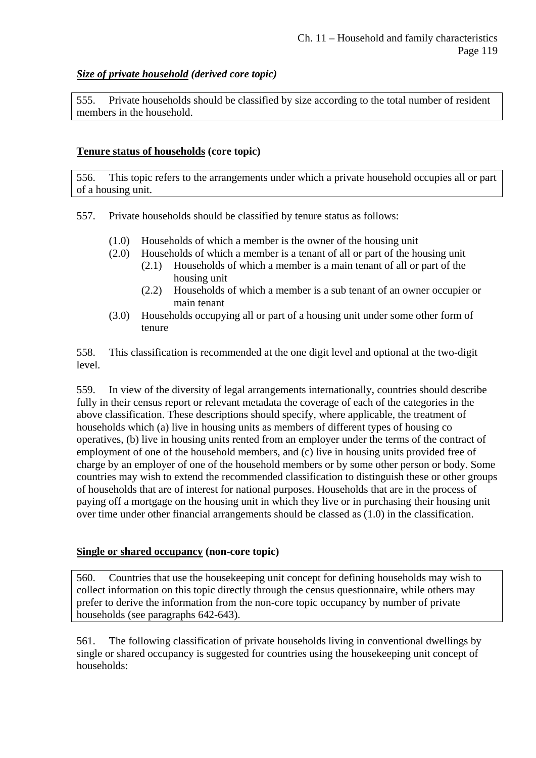***Size of private household* (derived core topic)**

555. Private households should be classified by size according to the total number of resident members in the household.

**Tenure status of households (core topic)**

556. This topic refers to the arrangements under which a private household occupies all or part of a housing unit.

557. Private households should be classified by tenure status as follows:

- (1.0) Households of which a member is the owner of the housing unit
- (2.0) Households of which a member is a tenant of all or part of the housing unit
  - (2.1) Households of which a member is a main tenant of all or part of the housing unit
  - (2.2) Households of which a member is a sub tenant of an owner occupier or main tenant
- (3.0) Households occupying all or part of a housing unit under some other form of tenure

558. This classification is recommended at the one digit level and optional at the two-digit level.

559. In view of the diversity of legal arrangements internationally, countries should describe fully in their census report or relevant metadata the coverage of each of the categories in the above classification. These descriptions should specify, where applicable, the treatment of households which (a) live in housing units as members of different types of housing co operatives, (b) live in housing units rented from an employer under the terms of the contract of employment of one of the household members, and (c) live in housing units provided free of charge by an employer of one of the household members or by some other person or body. Some countries may wish to extend the recommended classification to distinguish these or other groups of households that are of interest for national purposes. Households that are in the process of paying off a mortgage on the housing unit in which they live or in purchasing their housing unit over time under other financial arrangements should be classed as (1.0) in the classification.

**Single or shared occupancy (non-core topic)**

560. Countries that use the housekeeping unit concept for defining households may wish to collect information on this topic directly through the census questionnaire, while others may prefer to derive the information from the non-core topic occupancy by number of private households (see paragraphs 642-643).

561. The following classification of private households living in conventional dwellings by single or shared occupancy is suggested for countries using the housekeeping unit concept of households: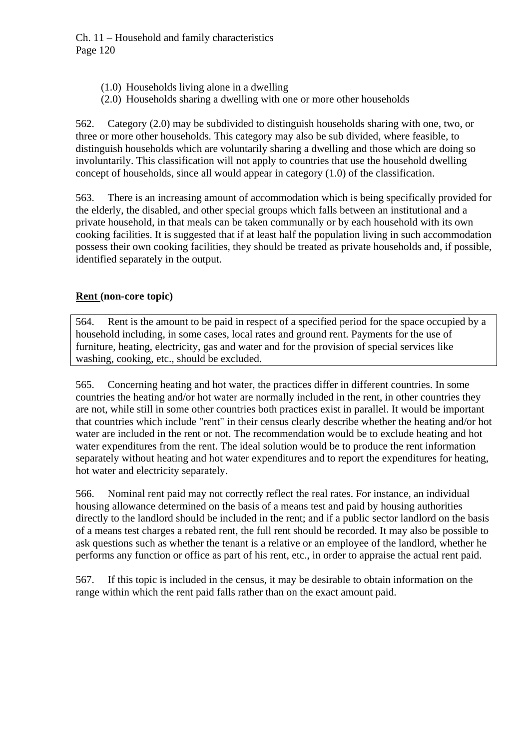(1.0) Households living alone in a dwelling
(2.0) Households sharing a dwelling with one or more other households

562. Category (2.0) may be subdivided to distinguish households sharing with one, two, or three or more other households. This category may also be sub divided, where feasible, to distinguish households which are voluntarily sharing a dwelling and those which are doing so involuntarily. This classification will not apply to countries that use the household dwelling concept of households, since all would appear in category (1.0) of the classification.

563. There is an increasing amount of accommodation which is being specifically provided for the elderly, the disabled, and other special groups which falls between an institutional and a private household, in that meals can be taken communally or by each household with its own cooking facilities. It is suggested that if at least half the population living in such accommodation possess their own cooking facilities, they should be treated as private households and, if possible, identified separately in the output.

**Rent (non-core topic)**

564. Rent is the amount to be paid in respect of a specified period for the space occupied by a household including, in some cases, local rates and ground rent. Payments for the use of furniture, heating, electricity, gas and water and for the provision of special services like washing, cooking, etc., should be excluded.

565. Concerning heating and hot water, the practices differ in different countries. In some countries the heating and/or hot water are normally included in the rent, in other countries they are not, while still in some other countries both practices exist in parallel. It would be important that countries which include "rent" in their census clearly describe whether the heating and/or hot water are included in the rent or not. The recommendation would be to exclude heating and hot water expenditures from the rent. The ideal solution would be to produce the rent information separately without heating and hot water expenditures and to report the expenditures for heating, hot water and electricity separately.

566. Nominal rent paid may not correctly reflect the real rates. For instance, an individual housing allowance determined on the basis of a means test and paid by housing authorities directly to the landlord should be included in the rent; and if a public sector landlord on the basis of a means test charges a rebated rent, the full rent should be recorded. It may also be possible to ask questions such as whether the tenant is a relative or an employee of the landlord, whether he performs any function or office as part of his rent, etc., in order to appraise the actual rent paid.

567. If this topic is included in the census, it may be desirable to obtain information on the range within which the rent paid falls rather than on the exact amount paid.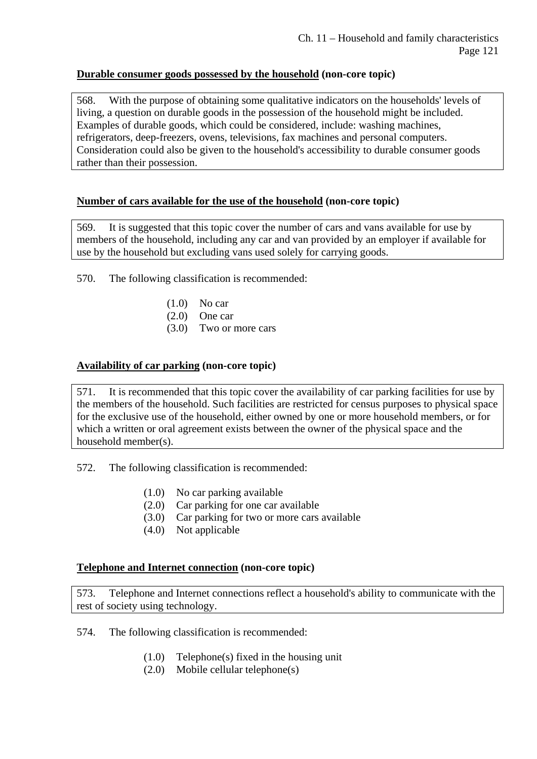**<u>Durable consumer goods possessed by the household</u> (non-core topic)**

568. With the purpose of obtaining some qualitative indicators on the households' levels of living, a question on durable goods in the possession of the household might be included. Examples of durable goods, which could be considered, include: washing machines, refrigerators, deep-freezers, ovens, televisions, fax machines and personal computers. Consideration could also be given to the household's accessibility to durable consumer goods rather than their possession.

**<u>Number of cars available for the use of the household</u> (non-core topic)**

569. It is suggested that this topic cover the number of cars and vans available for use by members of the household, including any car and van provided by an employer if available for use by the household but excluding vans used solely for carrying goods.

570. The following classification is recommended:

- (1.0) No car
- (2.0) One car
- (3.0) Two or more cars

**<u>Availability of car parking</u> (non-core topic)**

571. It is recommended that this topic cover the availability of car parking facilities for use by the members of the household. Such facilities are restricted for census purposes to physical space for the exclusive use of the household, either owned by one or more household members, or for which a written or oral agreement exists between the owner of the physical space and the household member(s).

572. The following classification is recommended:

- (1.0) No car parking available
- (2.0) Car parking for one car available
- (3.0) Car parking for two or more cars available
- (4.0) Not applicable

**<u>Telephone and Internet connection</u> (non-core topic)**

573. Telephone and Internet connections reflect a household's ability to communicate with the rest of society using technology.

574. The following classification is recommended:

- (1.0) Telephone(s) fixed in the housing unit
- (2.0) Mobile cellular telephone(s)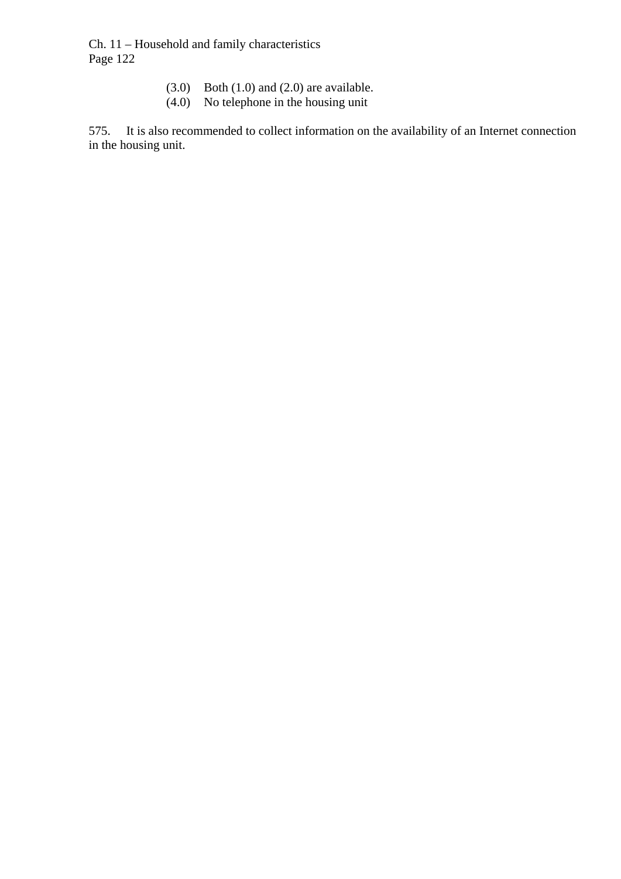(3.0) Both (1.0) and (2.0) are available.
(4.0) No telephone in the housing unit

575. It is also recommended to collect information on the availability of an Internet connection in the housing unit.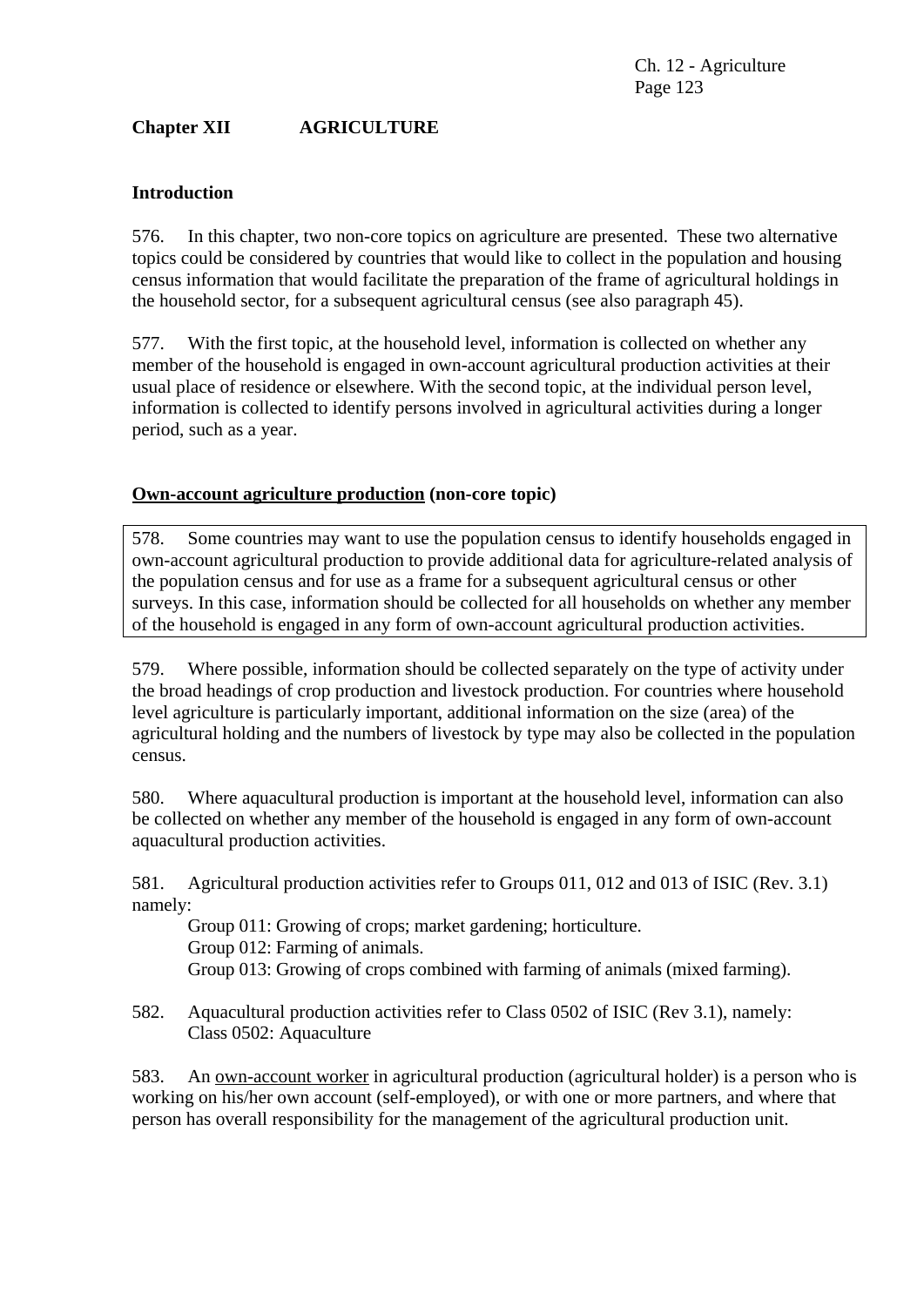## Chapter XII AGRICULTURE

### Introduction

576. In this chapter, two non-core topics on agriculture are presented. These two alternative topics could be considered by countries that would like to collect in the population and housing census information that would facilitate the preparation of the frame of agricultural holdings in the household sector, for a subsequent agricultural census (see also paragraph 45).

577. With the first topic, at the household level, information is collected on whether any member of the household is engaged in own-account agricultural production activities at their usual place of residence or elsewhere. With the second topic, at the individual person level, information is collected to identify persons involved in agricultural activities during a longer period, such as a year.

### Own-account agriculture production (non-core topic)

578. Some countries may want to use the population census to identify households engaged in own-account agricultural production to provide additional data for agriculture-related analysis of the population census and for use as a frame for a subsequent agricultural census or other surveys. In this case, information should be collected for all households on whether any member of the household is engaged in any form of own-account agricultural production activities.

579. Where possible, information should be collected separately on the type of activity under the broad headings of crop production and livestock production. For countries where household level agriculture is particularly important, additional information on the size (area) of the agricultural holding and the numbers of livestock by type may also be collected in the population census.

580. Where aquacultural production is important at the household level, information can also be collected on whether any member of the household is engaged in any form of own-account aquacultural production activities.

581. Agricultural production activities refer to Groups 011, 012 and 013 of ISIC (Rev. 3.1) namely:

Group 011: Growing of crops; market gardening; horticulture.
Group 012: Farming of animals.
Group 013: Growing of crops combined with farming of animals (mixed farming).

582. Aquacultural production activities refer to Class 0502 of ISIC (Rev 3.1), namely:
Class 0502: Aquaculture

583. An <u>own-account worker</u> in agricultural production (agricultural holder) is a person who is working on his/her own account (self-employed), or with one or more partners, and where that person has overall responsibility for the management of the agricultural production unit.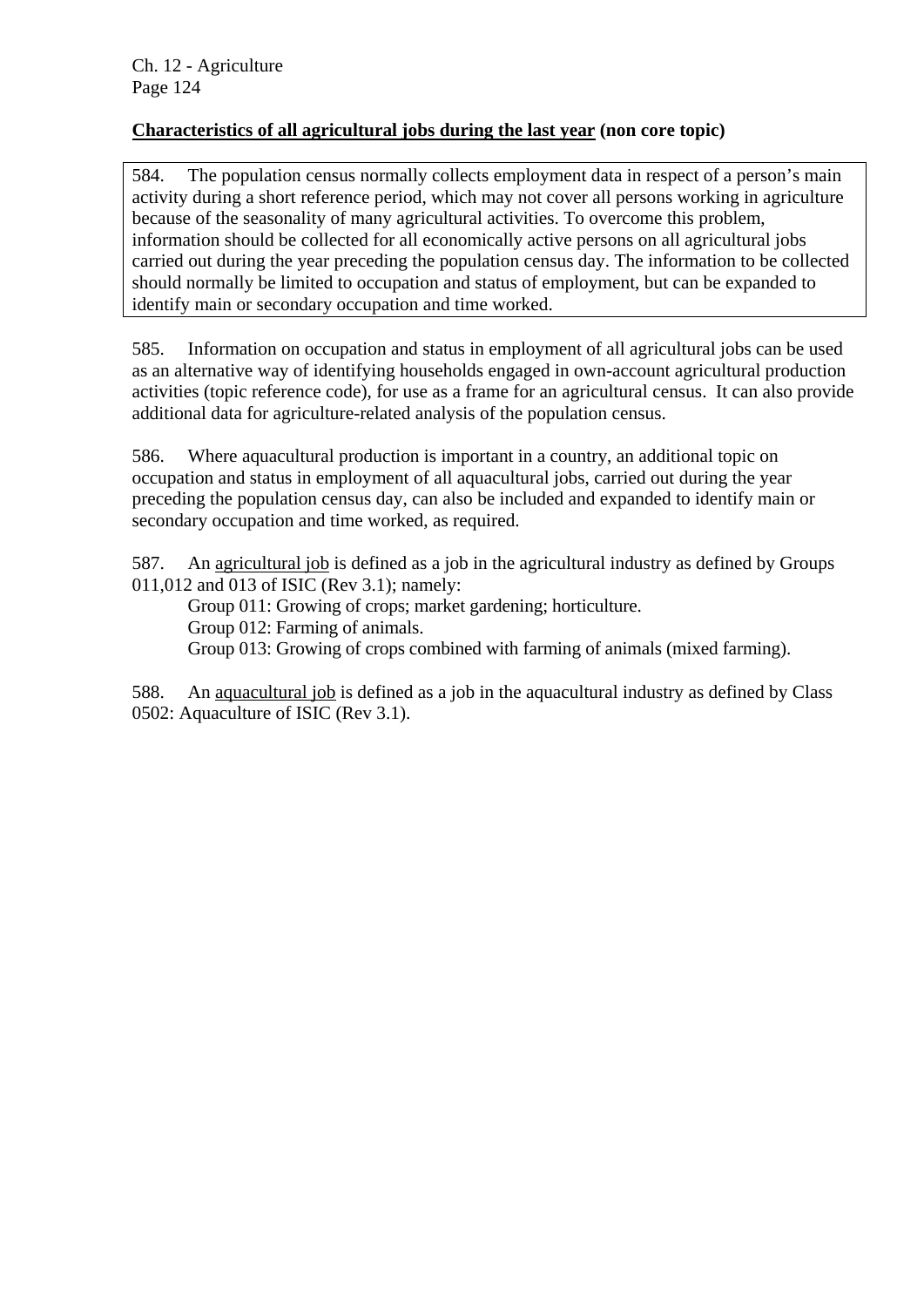**<u>Characteristics of all agricultural jobs during the last year</u> (non core topic)**

584. The population census normally collects employment data in respect of a person's main activity during a short reference period, which may not cover all persons working in agriculture because of the seasonality of many agricultural activities. To overcome this problem, information should be collected for all economically active persons on all agricultural jobs carried out during the year preceding the population census day. The information to be collected should normally be limited to occupation and status of employment, but can be expanded to identify main or secondary occupation and time worked.

585. Information on occupation and status in employment of all agricultural jobs can be used as an alternative way of identifying households engaged in own-account agricultural production activities (topic reference code), for use as a frame for an agricultural census. It can also provide additional data for agriculture-related analysis of the population census.

586. Where aquacultural production is important in a country, an additional topic on occupation and status in employment of all aquacultural jobs, carried out during the year preceding the population census day, can also be included and expanded to identify main or secondary occupation and time worked, as required.

587. An <u>agricultural job</u> is defined as a job in the agricultural industry as defined by Groups 011,012 and 013 of ISIC (Rev 3.1); namely:

Group 011: Growing of crops; market gardening; horticulture.
Group 012: Farming of animals.
Group 013: Growing of crops combined with farming of animals (mixed farming).

588. An <u>aquacultural job</u> is defined as a job in the aquacultural industry as defined by Class 0502: Aquaculture of ISIC (Rev 3.1).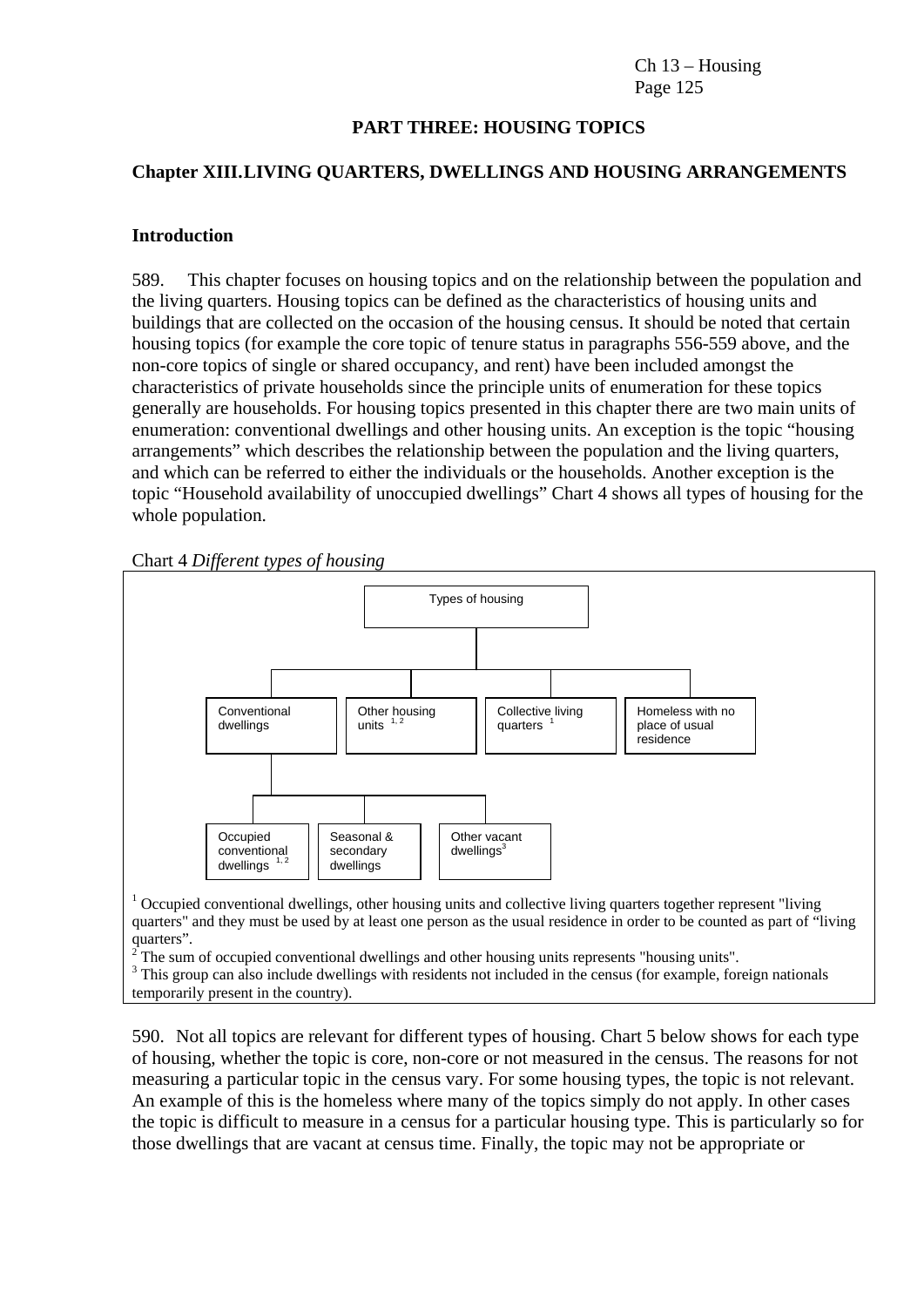# PART THREE: HOUSING TOPICS

## Chapter XIII.LIVING QUARTERS, DWELLINGS AND HOUSING ARRANGEMENTS

### Introduction

589. This chapter focuses on housing topics and on the relationship between the population and the living quarters. Housing topics can be defined as the characteristics of housing units and buildings that are collected on the occasion of the housing census. It should be noted that certain housing topics (for example the core topic of tenure status in paragraphs 556-559 above, and the non-core topics of single or shared occupancy, and rent) have been included amongst the characteristics of private households since the principle units of enumeration for these topics generally are households. For housing topics presented in this chapter there are two main units of enumeration: conventional dwellings and other housing units. An exception is the topic "housing arrangements" which describes the relationship between the population and the living quarters, and which can be referred to either the individuals or the households. Another exception is the topic "Household availability of unoccupied dwellings" Chart 4 shows all types of housing for the whole population.

Chart 4 *Different types of housing*

- Types of housing
  - Conventional dwellings
    - Occupied conventional dwellings [1, 2]
    - Seasonal & secondary dwellings
    - Other vacant dwellings[3]
  - Other housing units [1, 2]
  - Collective living quarters [1]
  - Homeless with no place of usual residence

[1] Occupied conventional dwellings, other housing units and collective living quarters together represent "living quarters" and they must be used by at least one person as the usual residence in order to be counted as part of "living quarters".

[2] The sum of occupied conventional dwellings and other housing units represents "housing units".

[3] This group can also include dwellings with residents not included in the census (for example, foreign nationals temporarily present in the country).

590. Not all topics are relevant for different types of housing. Chart 5 below shows for each type of housing, whether the topic is core, non-core or not measured in the census. The reasons for not measuring a particular topic in the census vary. For some housing types, the topic is not relevant. An example of this is the homeless where many of the topics simply do not apply. In other cases the topic is difficult to measure in a census for a particular housing type. This is particularly so for those dwellings that are vacant at census time. Finally, the topic may not be appropriate or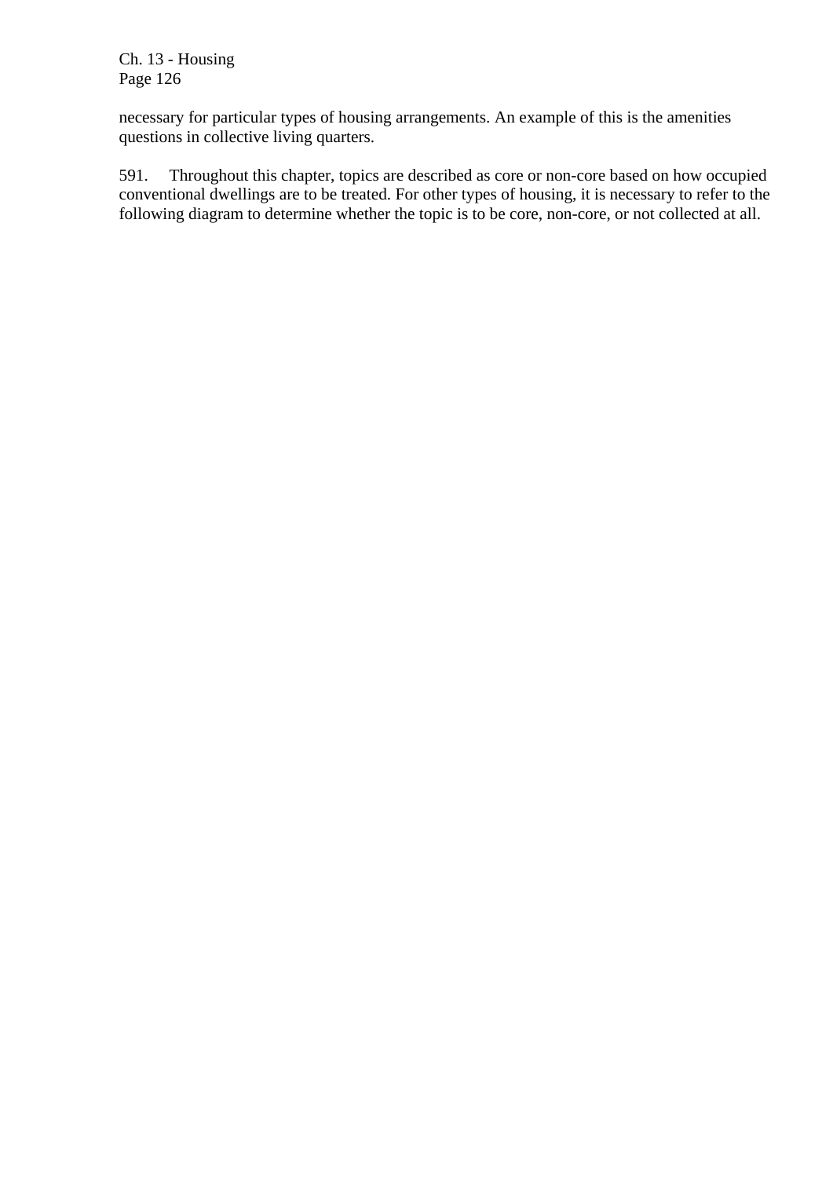necessary for particular types of housing arrangements. An example of this is the amenities questions in collective living quarters.

591. Throughout this chapter, topics are described as core or non-core based on how occupied conventional dwellings are to be treated. For other types of housing, it is necessary to refer to the following diagram to determine whether the topic is to be core, non-core, or not collected at all.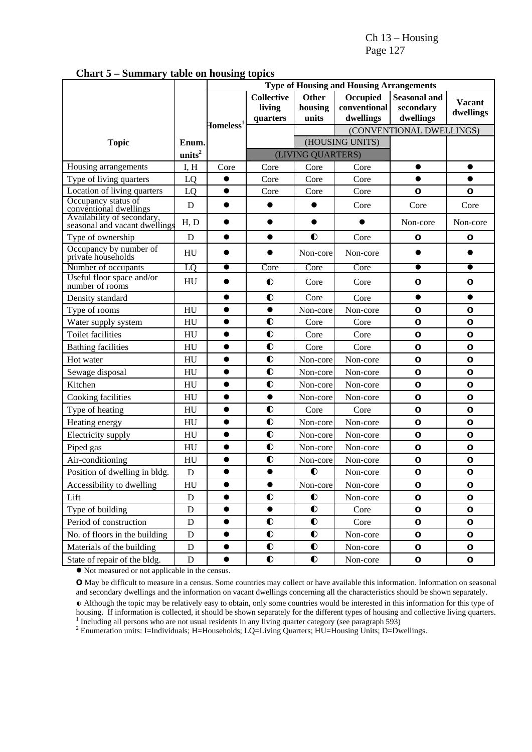**Chart 5 – Summary table on housing topics**

| Topic | Enum. units[2] | Type of Housing and Housing Arrangements | | | | | |
|---|---|---|---|---|---|---|---|
| | | Homeless[1] | Collective living quarters | Other housing units | Occupied conventional dwellings | Seasonal and secondary dwellings | Vacant dwellings |
| | | | | | (CONVENTIONAL DWELLINGS) | | |
| | | | | (HOUSING UNITS) | | | |
| | | | (LIVING QUARTERS) | | | | |
| Housing arrangements | I, H | Core | Core | Core | Core | ● | ● |
| Type of living quarters | LQ | ● | Core | Core | Core | ● | ● |
| Location of living quarters | LQ | ● | Core | Core | Core | **O** | **O** |
| Occupancy status of conventional dwellings | D | ● | ● | ● | Core | Core | Core |
| Availability of secondary, seasonal and vacant dwellings | H, D | ● | ● | ● | ● | Non-core | Non-core |
| Type of ownership | D | ● | ● | ◐ | Core | **O** | **O** |
| Occupancy by number of private households | HU | ● | ● | Non-core | Non-core | ● | ● |
| Number of occupants | LQ | ● | Core | Core | Core | ● | ● |
| Useful floor space and/or number of rooms | HU | ● | ◐ | Core | Core | **O** | **O** |
| Density standard | | ● | ◐ | Core | Core | ● | ● |
| Type of rooms | HU | ● | ● | Non-core | Non-core | **O** | **O** |
| Water supply system | HU | ● | ◐ | Core | Core | **O** | **O** |
| Toilet facilities | HU | ● | ◐ | Core | Core | **O** | **O** |
| Bathing facilities | HU | ● | ◐ | Core | Core | **O** | **O** |
| Hot water | HU | ● | ◐ | Non-core | Non-core | **O** | **O** |
| Sewage disposal | HU | ● | ◐ | Non-core | Non-core | **O** | **O** |
| Kitchen | HU | ● | ◐ | Non-core | Non-core | **O** | **O** |
| Cooking facilities | HU | ● | ● | Non-core | Non-core | **O** | **O** |
| Type of heating | HU | ● | ◐ | Core | Core | **O** | **O** |
| Heating energy | HU | ● | ◐ | Non-core | Non-core | **O** | **O** |
| Electricity supply | HU | ● | ◐ | Non-core | Non-core | **O** | **O** |
| Piped gas | HU | ● | ◐ | Non-core | Non-core | **O** | **O** |
| Air-conditioning | HU | ● | ◐ | Non-core | Non-core | **O** | **O** |
| Position of dwelling in bldg. | D | ● | ● | ◐ | Non-core | **O** | **O** |
| Accessibility to dwelling | HU | ● | ● | Non-core | Non-core | **O** | **O** |
| Lift | D | ● | ◐ | ◐ | Non-core | **O** | **O** |
| Type of building | D | ● | ● | ◐ | Core | **O** | **O** |
| Period of construction | D | ● | ◐ | ◐ | Core | **O** | **O** |
| No. of floors in the building | D | ● | ◐ | ◐ | Non-core | **O** | **O** |
| Materials of the building | D | ● | ◐ | ◐ | Non-core | **O** | **O** |
| State of repair of the bldg. | D | ● | ◐ | ◐ | Non-core | **O** | **O** |

● Not measured or not applicable in the census.

**O** May be difficult to measure in a census. Some countries may collect or have available this information. Information on seasonal and secondary dwellings and the information on vacant dwellings concerning all the characteristics should be shown separately.

◐ Although the topic may be relatively easy to obtain, only some countries would be interested in this information for this type of housing. If information is collected, it should be shown separately for the different types of housing and collective living quarters.

[1] Including all persons who are not usual residents in any living quarter category (see paragraph 593)

[2] Enumeration units: I=Individuals; H=Households; LQ=Living Quarters; HU=Housing Units; D=Dwellings.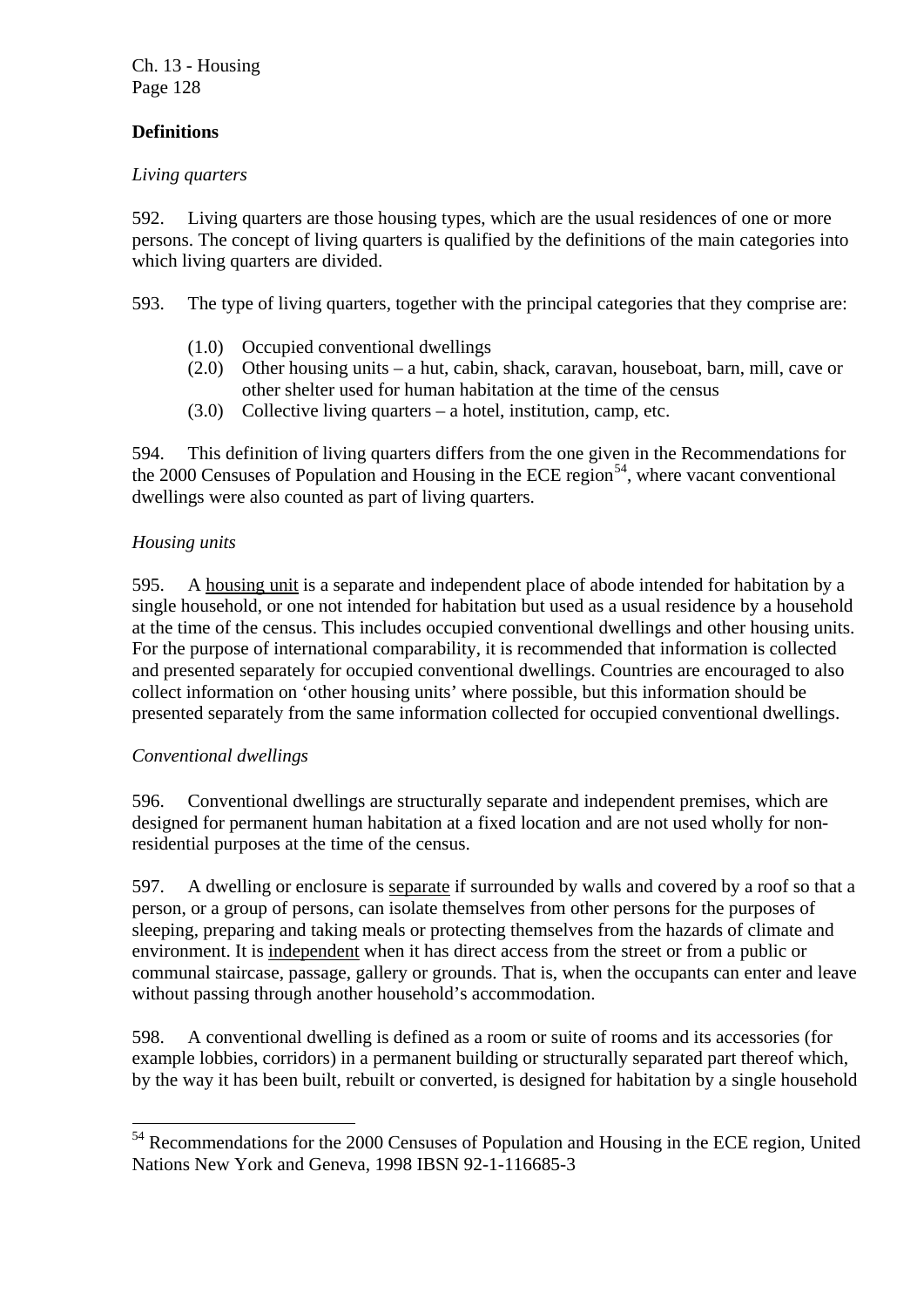## Definitions

*Living quarters*

592. Living quarters are those housing types, which are the usual residences of one or more persons. The concept of living quarters is qualified by the definitions of the main categories into which living quarters are divided.

593. The type of living quarters, together with the principal categories that they comprise are:

- (1.0) Occupied conventional dwellings
- (2.0) Other housing units – a hut, cabin, shack, caravan, houseboat, barn, mill, cave or other shelter used for human habitation at the time of the census
- (3.0) Collective living quarters – a hotel, institution, camp, etc.

594. This definition of living quarters differs from the one given in the Recommendations for the 2000 Censuses of Population and Housing in the ECE region[54], where vacant conventional dwellings were also counted as part of living quarters.

*Housing units*

595. A <u>housing unit</u> is a separate and independent place of abode intended for habitation by a single household, or one not intended for habitation but used as a usual residence by a household at the time of the census. This includes occupied conventional dwellings and other housing units. For the purpose of international comparability, it is recommended that information is collected and presented separately for occupied conventional dwellings. Countries are encouraged to also collect information on 'other housing units' where possible, but this information should be presented separately from the same information collected for occupied conventional dwellings.

*Conventional dwellings*

596. Conventional dwellings are structurally separate and independent premises, which are designed for permanent human habitation at a fixed location and are not used wholly for non-residential purposes at the time of the census.

597. A dwelling or enclosure is <u>separate</u> if surrounded by walls and covered by a roof so that a person, or a group of persons, can isolate themselves from other persons for the purposes of sleeping, preparing and taking meals or protecting themselves from the hazards of climate and environment. It is <u>independent</u> when it has direct access from the street or from a public or communal staircase, passage, gallery or grounds. That is, when the occupants can enter and leave without passing through another household's accommodation.

598. A conventional dwelling is defined as a room or suite of rooms and its accessories (for example lobbies, corridors) in a permanent building or structurally separated part thereof which, by the way it has been built, rebuilt or converted, is designed for habitation by a single household

---

[54] Recommendations for the 2000 Censuses of Population and Housing in the ECE region, United Nations New York and Geneva, 1998 IBSN 92-1-116685-3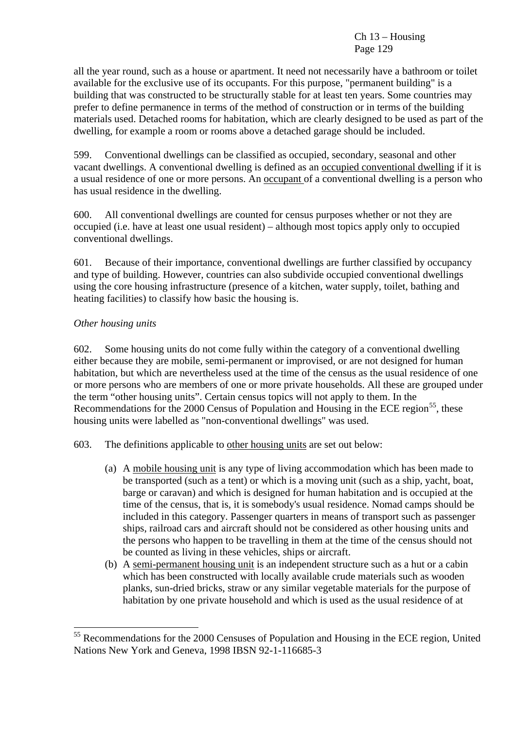all the year round, such as a house or apartment. It need not necessarily have a bathroom or toilet available for the exclusive use of its occupants. For this purpose, "permanent building" is a building that was constructed to be structurally stable for at least ten years. Some countries may prefer to define permanence in terms of the method of construction or in terms of the building materials used. Detached rooms for habitation, which are clearly designed to be used as part of the dwelling, for example a room or rooms above a detached garage should be included.

599. Conventional dwellings can be classified as occupied, secondary, seasonal and other vacant dwellings. A conventional dwelling is defined as an occupied conventional dwelling if it is a usual residence of one or more persons. An occupant of a conventional dwelling is a person who has usual residence in the dwelling.

600. All conventional dwellings are counted for census purposes whether or not they are occupied (i.e. have at least one usual resident) – although most topics apply only to occupied conventional dwellings.

601. Because of their importance, conventional dwellings are further classified by occupancy and type of building. However, countries can also subdivide occupied conventional dwellings using the core housing infrastructure (presence of a kitchen, water supply, toilet, bathing and heating facilities) to classify how basic the housing is.

*Other housing units*

602. Some housing units do not come fully within the category of a conventional dwelling either because they are mobile, semi-permanent or improvised, or are not designed for human habitation, but which are nevertheless used at the time of the census as the usual residence of one or more persons who are members of one or more private households. All these are grouped under the term "other housing units". Certain census topics will not apply to them. In the Recommendations for the 2000 Census of Population and Housing in the ECE region[55], these housing units were labelled as "non-conventional dwellings" was used.

603. The definitions applicable to other housing units are set out below:

(a) A mobile housing unit is any type of living accommodation which has been made to be transported (such as a tent) or which is a moving unit (such as a ship, yacht, boat, barge or caravan) and which is designed for human habitation and is occupied at the time of the census, that is, it is somebody's usual residence. Nomad camps should be included in this category. Passenger quarters in means of transport such as passenger ships, railroad cars and aircraft should not be considered as other housing units and the persons who happen to be travelling in them at the time of the census should not be counted as living in these vehicles, ships or aircraft.

(b) A semi-permanent housing unit is an independent structure such as a hut or a cabin which has been constructed with locally available crude materials such as wooden planks, sun-dried bricks, straw or any similar vegetable materials for the purpose of habitation by one private household and which is used as the usual residence of at

---

[55] Recommendations for the 2000 Censuses of Population and Housing in the ECE region, United Nations New York and Geneva, 1998 IBSN 92-1-116685-3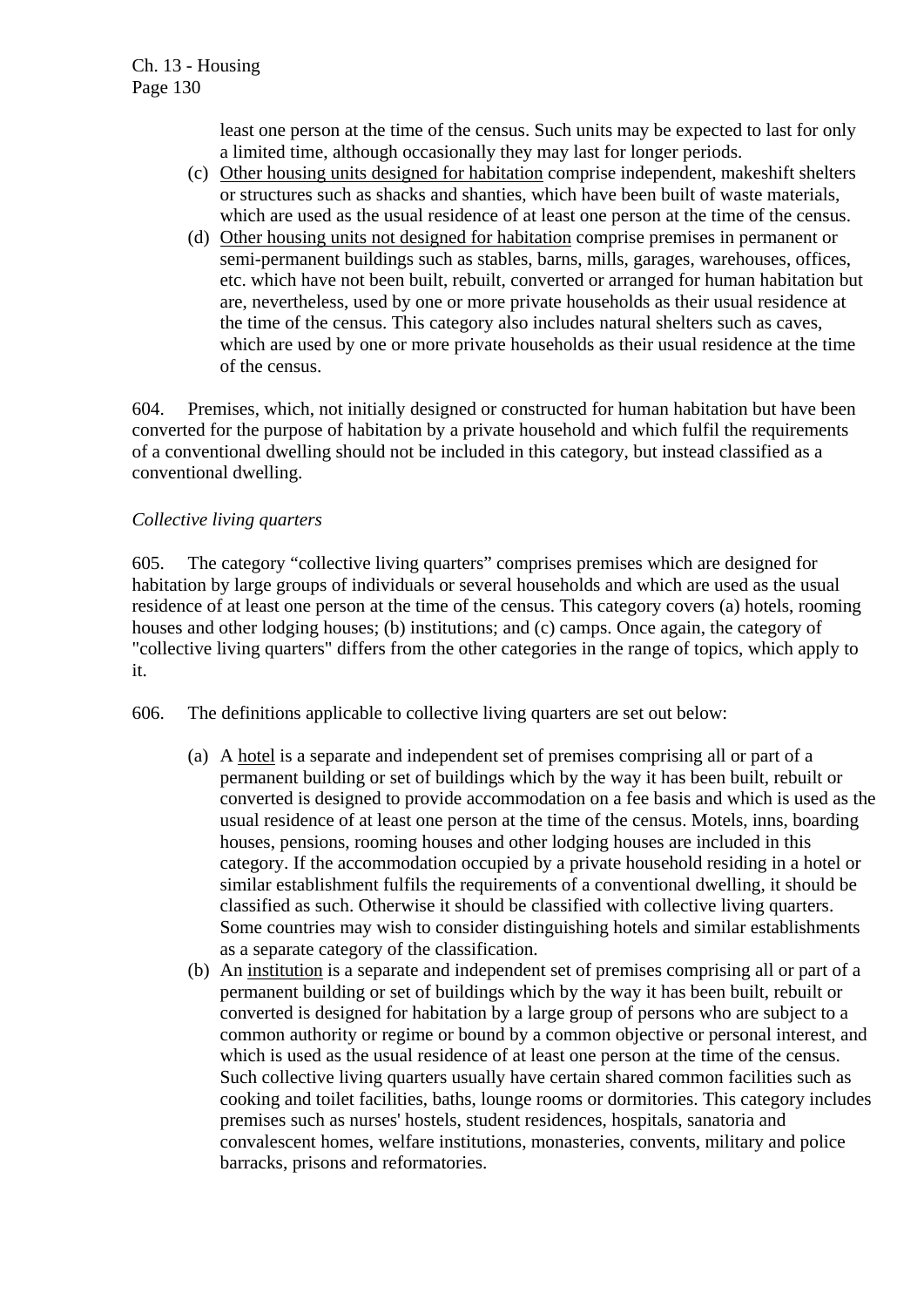least one person at the time of the census. Such units may be expected to last for only a limited time, although occasionally they may last for longer periods.

(c) Other housing units designed for habitation comprise independent, makeshift shelters or structures such as shacks and shanties, which have been built of waste materials, which are used as the usual residence of at least one person at the time of the census.

(d) Other housing units not designed for habitation comprise premises in permanent or semi-permanent buildings such as stables, barns, mills, garages, warehouses, offices, etc. which have not been built, rebuilt, converted or arranged for human habitation but are, nevertheless, used by one or more private households as their usual residence at the time of the census. This category also includes natural shelters such as caves, which are used by one or more private households as their usual residence at the time of the census.

604. Premises, which, not initially designed or constructed for human habitation but have been converted for the purpose of habitation by a private household and which fulfil the requirements of a conventional dwelling should not be included in this category, but instead classified as a conventional dwelling.

*Collective living quarters*

605. The category "collective living quarters" comprises premises which are designed for habitation by large groups of individuals or several households and which are used as the usual residence of at least one person at the time of the census. This category covers (a) hotels, rooming houses and other lodging houses; (b) institutions; and (c) camps. Once again, the category of "collective living quarters" differs from the other categories in the range of topics, which apply to it.

606. The definitions applicable to collective living quarters are set out below:

(a) A hotel is a separate and independent set of premises comprising all or part of a permanent building or set of buildings which by the way it has been built, rebuilt or converted is designed to provide accommodation on a fee basis and which is used as the usual residence of at least one person at the time of the census. Motels, inns, boarding houses, pensions, rooming houses and other lodging houses are included in this category. If the accommodation occupied by a private household residing in a hotel or similar establishment fulfils the requirements of a conventional dwelling, it should be classified as such. Otherwise it should be classified with collective living quarters. Some countries may wish to consider distinguishing hotels and similar establishments as a separate category of the classification.

(b) An institution is a separate and independent set of premises comprising all or part of a permanent building or set of buildings which by the way it has been built, rebuilt or converted is designed for habitation by a large group of persons who are subject to a common authority or regime or bound by a common objective or personal interest, and which is used as the usual residence of at least one person at the time of the census. Such collective living quarters usually have certain shared common facilities such as cooking and toilet facilities, baths, lounge rooms or dormitories. This category includes premises such as nurses' hostels, student residences, hospitals, sanatoria and convalescent homes, welfare institutions, monasteries, convents, military and police barracks, prisons and reformatories.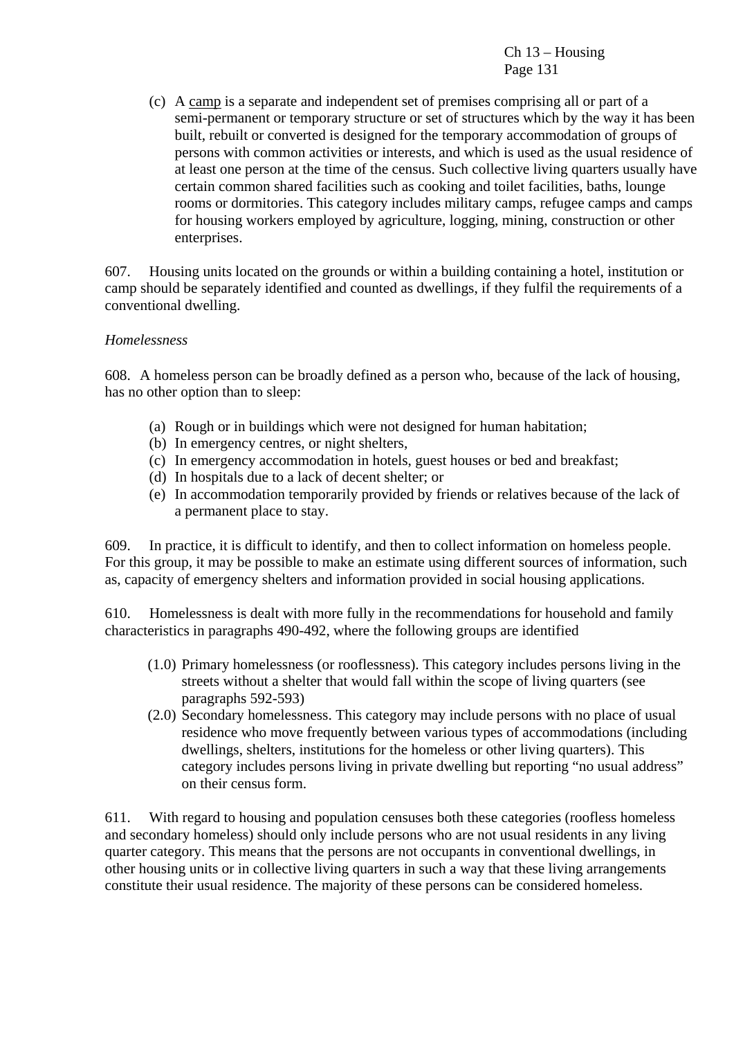(c) A <u>camp</u> is a separate and independent set of premises comprising all or part of a semi-permanent or temporary structure or set of structures which by the way it has been built, rebuilt or converted is designed for the temporary accommodation of groups of persons with common activities or interests, and which is used as the usual residence of at least one person at the time of the census. Such collective living quarters usually have certain common shared facilities such as cooking and toilet facilities, baths, lounge rooms or dormitories. This category includes military camps, refugee camps and camps for housing workers employed by agriculture, logging, mining, construction or other enterprises.

607. Housing units located on the grounds or within a building containing a hotel, institution or camp should be separately identified and counted as dwellings, if they fulfil the requirements of a conventional dwelling.

*Homelessness*

608. A homeless person can be broadly defined as a person who, because of the lack of housing, has no other option than to sleep:

(a) Rough or in buildings which were not designed for human habitation;
(b) In emergency centres, or night shelters,
(c) In emergency accommodation in hotels, guest houses or bed and breakfast;
(d) In hospitals due to a lack of decent shelter; or
(e) In accommodation temporarily provided by friends or relatives because of the lack of a permanent place to stay.

609. In practice, it is difficult to identify, and then to collect information on homeless people. For this group, it may be possible to make an estimate using different sources of information, such as, capacity of emergency shelters and information provided in social housing applications.

610. Homelessness is dealt with more fully in the recommendations for household and family characteristics in paragraphs 490-492, where the following groups are identified

(1.0) Primary homelessness (or rooflessness). This category includes persons living in the streets without a shelter that would fall within the scope of living quarters (see paragraphs 592-593)

(2.0) Secondary homelessness. This category may include persons with no place of usual residence who move frequently between various types of accommodations (including dwellings, shelters, institutions for the homeless or other living quarters). This category includes persons living in private dwelling but reporting "no usual address" on their census form.

611. With regard to housing and population censuses both these categories (roofless homeless and secondary homeless) should only include persons who are not usual residents in any living quarter category. This means that the persons are not occupants in conventional dwellings, in other housing units or in collective living quarters in such a way that these living arrangements constitute their usual residence. The majority of these persons can be considered homeless.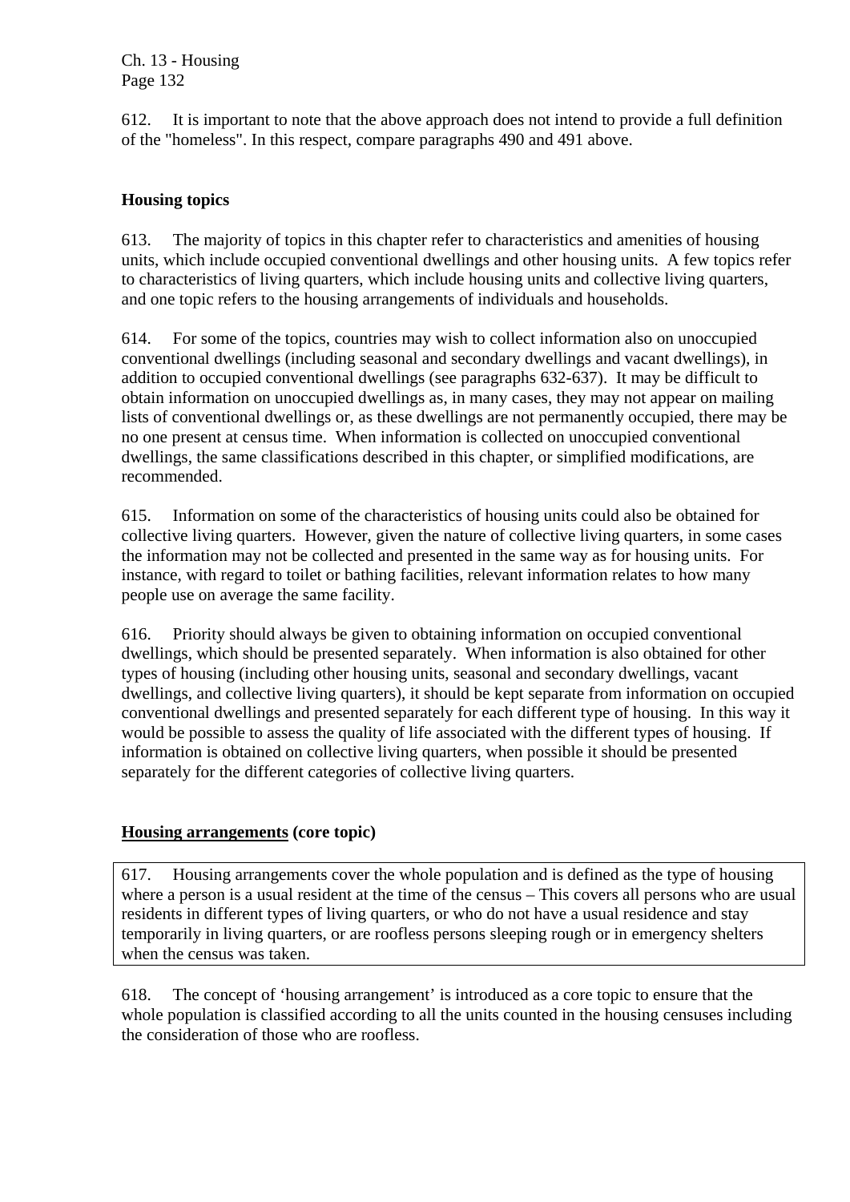612. It is important to note that the above approach does not intend to provide a full definition of the "homeless". In this respect, compare paragraphs 490 and 491 above.

## Housing topics

613. The majority of topics in this chapter refer to characteristics and amenities of housing units, which include occupied conventional dwellings and other housing units. A few topics refer to characteristics of living quarters, which include housing units and collective living quarters, and one topic refers to the housing arrangements of individuals and households.

614. For some of the topics, countries may wish to collect information also on unoccupied conventional dwellings (including seasonal and secondary dwellings and vacant dwellings), in addition to occupied conventional dwellings (see paragraphs 632-637). It may be difficult to obtain information on unoccupied dwellings as, in many cases, they may not appear on mailing lists of conventional dwellings or, as these dwellings are not permanently occupied, there may be no one present at census time. When information is collected on unoccupied conventional dwellings, the same classifications described in this chapter, or simplified modifications, are recommended.

615. Information on some of the characteristics of housing units could also be obtained for collective living quarters. However, given the nature of collective living quarters, in some cases the information may not be collected and presented in the same way as for housing units. For instance, with regard to toilet or bathing facilities, relevant information relates to how many people use on average the same facility.

616. Priority should always be given to obtaining information on occupied conventional dwellings, which should be presented separately. When information is also obtained for other types of housing (including other housing units, seasonal and secondary dwellings, vacant dwellings, and collective living quarters), it should be kept separate from information on occupied conventional dwellings and presented separately for each different type of housing. In this way it would be possible to assess the quality of life associated with the different types of housing. If information is obtained on collective living quarters, when possible it should be presented separately for the different categories of collective living quarters.

### Housing arrangements (core topic)

617. Housing arrangements cover the whole population and is defined as the type of housing where a person is a usual resident at the time of the census – This covers all persons who are usual residents in different types of living quarters, or who do not have a usual residence and stay temporarily in living quarters, or are roofless persons sleeping rough or in emergency shelters when the census was taken.

618. The concept of 'housing arrangement' is introduced as a core topic to ensure that the whole population is classified according to all the units counted in the housing censuses including the consideration of those who are roofless.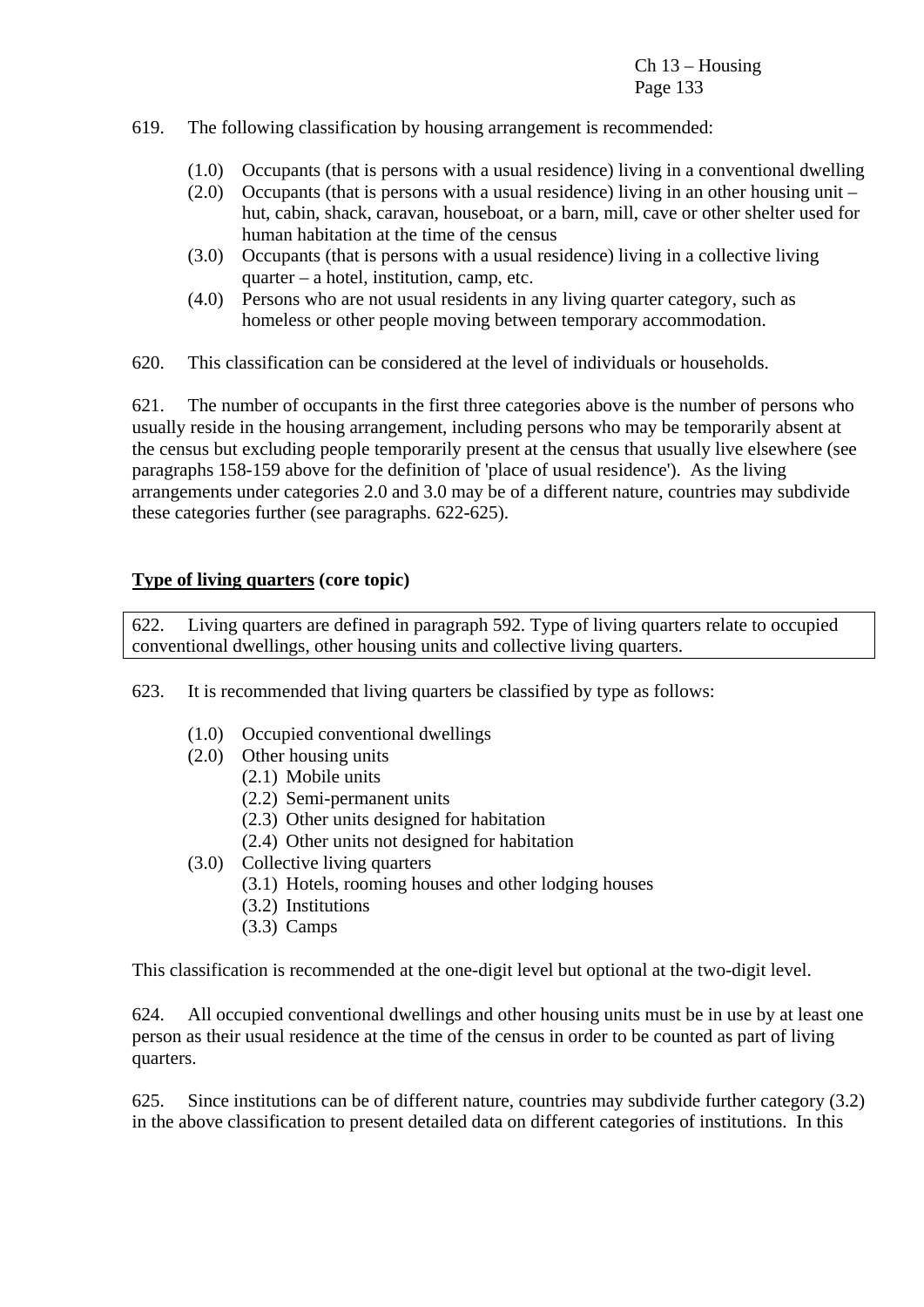619. The following classification by housing arrangement is recommended:

- (1.0) Occupants (that is persons with a usual residence) living in a conventional dwelling
- (2.0) Occupants (that is persons with a usual residence) living in an other housing unit – hut, cabin, shack, caravan, houseboat, or a barn, mill, cave or other shelter used for human habitation at the time of the census
- (3.0) Occupants (that is persons with a usual residence) living in a collective living quarter – a hotel, institution, camp, etc.
- (4.0) Persons who are not usual residents in any living quarter category, such as homeless or other people moving between temporary accommodation.

620. This classification can be considered at the level of individuals or households.

621. The number of occupants in the first three categories above is the number of persons who usually reside in the housing arrangement, including persons who may be temporarily absent at the census but excluding people temporarily present at the census that usually live elsewhere (see paragraphs 158-159 above for the definition of 'place of usual residence'). As the living arrangements under categories 2.0 and 3.0 may be of a different nature, countries may subdivide these categories further (see paragraphs. 622-625).

### Type of living quarters (core topic)

622. Living quarters are defined in paragraph 592. Type of living quarters relate to occupied conventional dwellings, other housing units and collective living quarters.

623. It is recommended that living quarters be classified by type as follows:

- (1.0) Occupied conventional dwellings
- (2.0) Other housing units
  - (2.1) Mobile units
  - (2.2) Semi-permanent units
  - (2.3) Other units designed for habitation
  - (2.4) Other units not designed for habitation
- (3.0) Collective living quarters
  - (3.1) Hotels, rooming houses and other lodging houses
  - (3.2) Institutions
  - (3.3) Camps

This classification is recommended at the one-digit level but optional at the two-digit level.

624. All occupied conventional dwellings and other housing units must be in use by at least one person as their usual residence at the time of the census in order to be counted as part of living quarters.

625. Since institutions can be of different nature, countries may subdivide further category (3.2) in the above classification to present detailed data on different categories of institutions. In this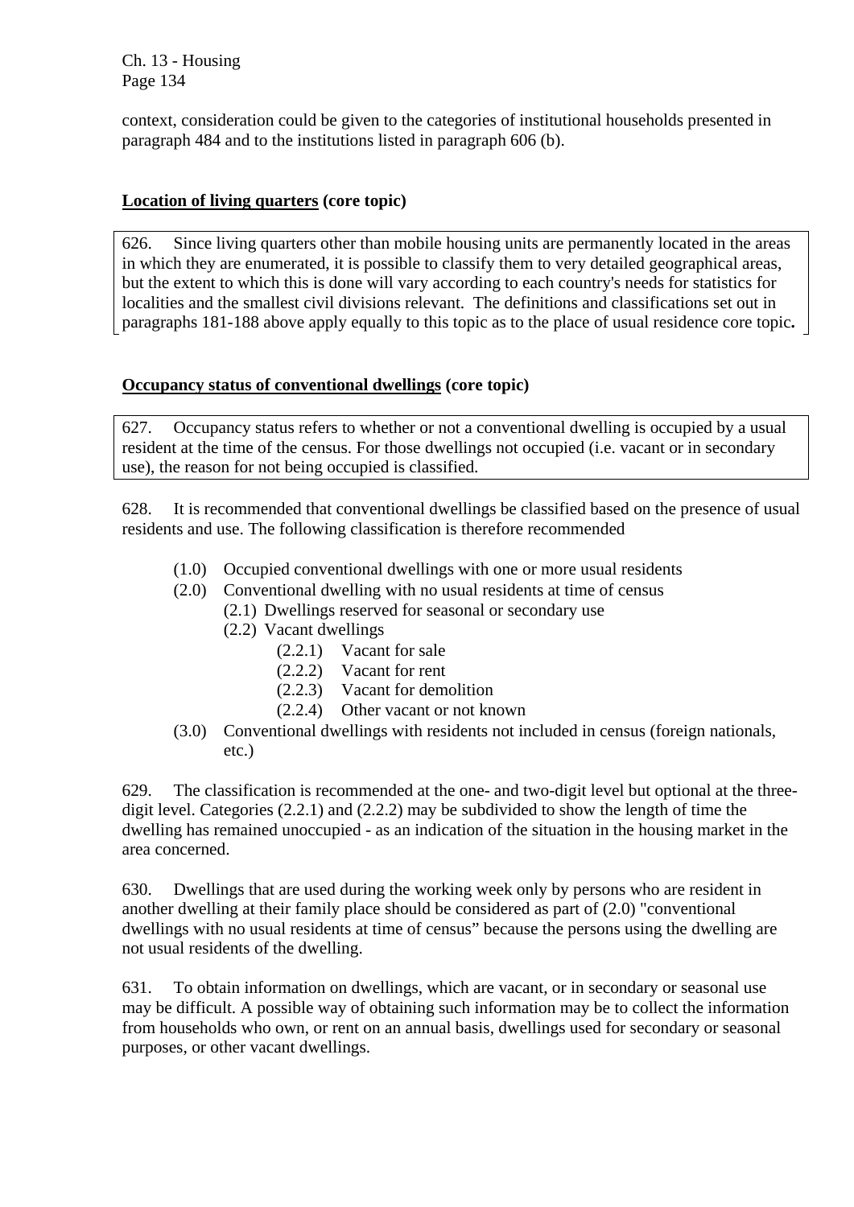context, consideration could be given to the categories of institutional households presented in paragraph 484 and to the institutions listed in paragraph 606 (b).

**Location of living quarters (core topic)**

626. Since living quarters other than mobile housing units are permanently located in the areas in which they are enumerated, it is possible to classify them to very detailed geographical areas, but the extent to which this is done will vary according to each country's needs for statistics for localities and the smallest civil divisions relevant. The definitions and classifications set out in paragraphs 181-188 above apply equally to this topic as to the place of usual residence core topic**.**

**Occupancy status of conventional dwellings (core topic)**

627. Occupancy status refers to whether or not a conventional dwelling is occupied by a usual resident at the time of the census. For those dwellings not occupied (i.e. vacant or in secondary use), the reason for not being occupied is classified.

628. It is recommended that conventional dwellings be classified based on the presence of usual residents and use. The following classification is therefore recommended

- (1.0) Occupied conventional dwellings with one or more usual residents
- (2.0) Conventional dwelling with no usual residents at time of census
  - (2.1) Dwellings reserved for seasonal or secondary use
  - (2.2) Vacant dwellings
    - (2.2.1) Vacant for sale
    - (2.2.2) Vacant for rent
    - (2.2.3) Vacant for demolition
    - (2.2.4) Other vacant or not known
- (3.0) Conventional dwellings with residents not included in census (foreign nationals, etc.)

629. The classification is recommended at the one- and two-digit level but optional at the three-digit level. Categories (2.2.1) and (2.2.2) may be subdivided to show the length of time the dwelling has remained unoccupied - as an indication of the situation in the housing market in the area concerned.

630. Dwellings that are used during the working week only by persons who are resident in another dwelling at their family place should be considered as part of (2.0) "conventional dwellings with no usual residents at time of census" because the persons using the dwelling are not usual residents of the dwelling.

631. To obtain information on dwellings, which are vacant, or in secondary or seasonal use may be difficult. A possible way of obtaining such information may be to collect the information from households who own, or rent on an annual basis, dwellings used for secondary or seasonal purposes, or other vacant dwellings.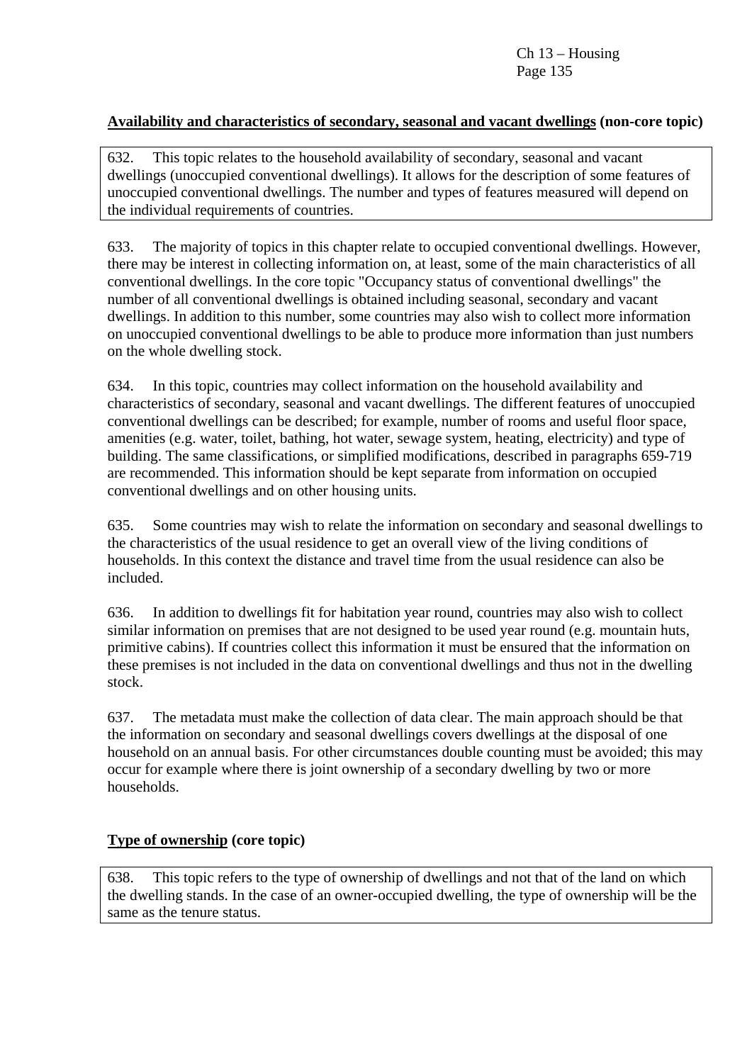**<u>Availability and characteristics of secondary, seasonal and vacant dwellings</u> (non-core topic)**

632. This topic relates to the household availability of secondary, seasonal and vacant dwellings (unoccupied conventional dwellings). It allows for the description of some features of unoccupied conventional dwellings. The number and types of features measured will depend on the individual requirements of countries.

633. The majority of topics in this chapter relate to occupied conventional dwellings. However, there may be interest in collecting information on, at least, some of the main characteristics of all conventional dwellings. In the core topic "Occupancy status of conventional dwellings" the number of all conventional dwellings is obtained including seasonal, secondary and vacant dwellings. In addition to this number, some countries may also wish to collect more information on unoccupied conventional dwellings to be able to produce more information than just numbers on the whole dwelling stock.

634. In this topic, countries may collect information on the household availability and characteristics of secondary, seasonal and vacant dwellings. The different features of unoccupied conventional dwellings can be described; for example, number of rooms and useful floor space, amenities (e.g. water, toilet, bathing, hot water, sewage system, heating, electricity) and type of building. The same classifications, or simplified modifications, described in paragraphs 659-719 are recommended. This information should be kept separate from information on occupied conventional dwellings and on other housing units.

635. Some countries may wish to relate the information on secondary and seasonal dwellings to the characteristics of the usual residence to get an overall view of the living conditions of households. In this context the distance and travel time from the usual residence can also be included.

636. In addition to dwellings fit for habitation year round, countries may also wish to collect similar information on premises that are not designed to be used year round (e.g. mountain huts, primitive cabins). If countries collect this information it must be ensured that the information on these premises is not included in the data on conventional dwellings and thus not in the dwelling stock.

637. The metadata must make the collection of data clear. The main approach should be that the information on secondary and seasonal dwellings covers dwellings at the disposal of one household on an annual basis. For other circumstances double counting must be avoided; this may occur for example where there is joint ownership of a secondary dwelling by two or more households.

**<u>Type of ownership</u> (core topic)**

638. This topic refers to the type of ownership of dwellings and not that of the land on which the dwelling stands. In the case of an owner-occupied dwelling, the type of ownership will be the same as the tenure status.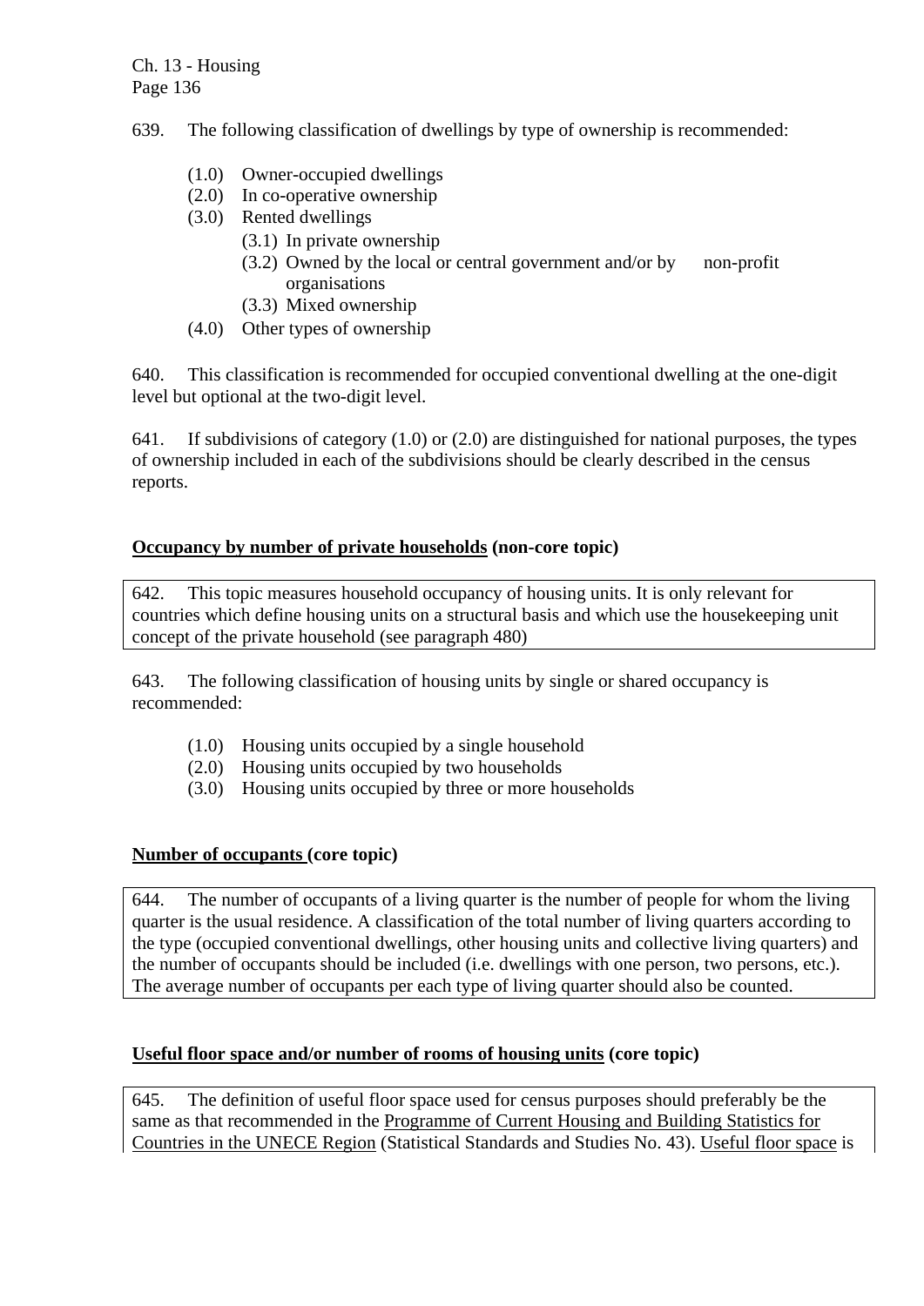639. The following classification of dwellings by type of ownership is recommended:

- (1.0) Owner-occupied dwellings
- (2.0) In co-operative ownership
- (3.0) Rented dwellings
  - (3.1) In private ownership
  - (3.2) Owned by the local or central government and/or by non-profit organisations
  - (3.3) Mixed ownership
- (4.0) Other types of ownership

640. This classification is recommended for occupied conventional dwelling at the one-digit level but optional at the two-digit level.

641. If subdivisions of category (1.0) or (2.0) are distinguished for national purposes, the types of ownership included in each of the subdivisions should be clearly described in the census reports.

**Occupancy by number of private households (non-core topic)**

642. This topic measures household occupancy of housing units. It is only relevant for countries which define housing units on a structural basis and which use the housekeeping unit concept of the private household (see paragraph 480)

643. The following classification of housing units by single or shared occupancy is recommended:

- (1.0) Housing units occupied by a single household
- (2.0) Housing units occupied by two households
- (3.0) Housing units occupied by three or more households

**Number of occupants (core topic)**

644. The number of occupants of a living quarter is the number of people for whom the living quarter is the usual residence. A classification of the total number of living quarters according to the type (occupied conventional dwellings, other housing units and collective living quarters) and the number of occupants should be included (i.e. dwellings with one person, two persons, etc.). The average number of occupants per each type of living quarter should also be counted.

**Useful floor space and/or number of rooms of housing units (core topic)**

645. The definition of useful floor space used for census purposes should preferably be the same as that recommended in the Programme of Current Housing and Building Statistics for Countries in the UNECE Region (Statistical Standards and Studies No. 43). Useful floor space is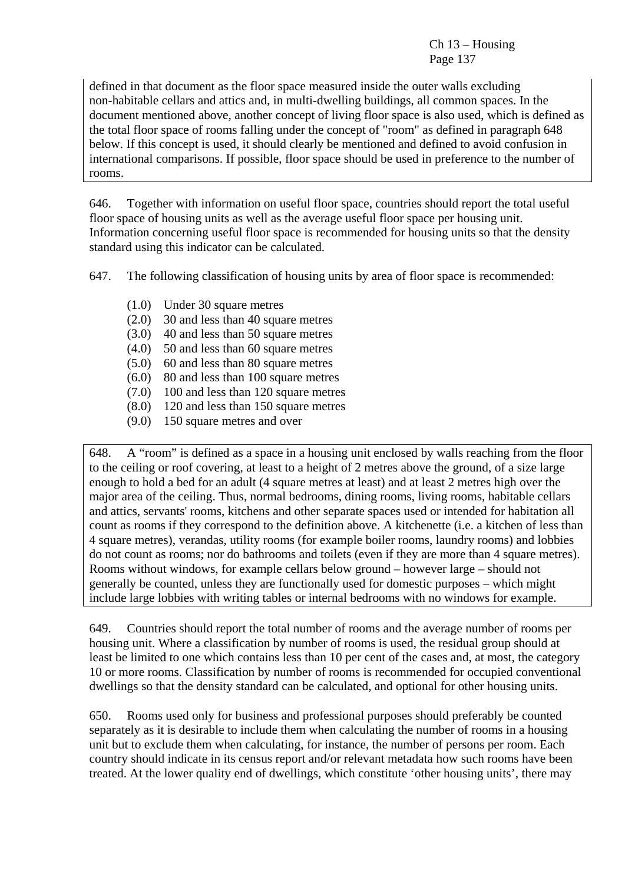defined in that document as the floor space measured inside the outer walls excluding non-habitable cellars and attics and, in multi-dwelling buildings, all common spaces. In the document mentioned above, another concept of living floor space is also used, which is defined as the total floor space of rooms falling under the concept of "room" as defined in paragraph 648 below. If this concept is used, it should clearly be mentioned and defined to avoid confusion in international comparisons. If possible, floor space should be used in preference to the number of rooms.

646. Together with information on useful floor space, countries should report the total useful floor space of housing units as well as the average useful floor space per housing unit. Information concerning useful floor space is recommended for housing units so that the density standard using this indicator can be calculated.

647. The following classification of housing units by area of floor space is recommended:

- (1.0) Under 30 square metres
- (2.0) 30 and less than 40 square metres
- (3.0) 40 and less than 50 square metres
- (4.0) 50 and less than 60 square metres
- (5.0) 60 and less than 80 square metres
- (6.0) 80 and less than 100 square metres
- (7.0) 100 and less than 120 square metres
- (8.0) 120 and less than 150 square metres
- (9.0) 150 square metres and over

648. A "room" is defined as a space in a housing unit enclosed by walls reaching from the floor to the ceiling or roof covering, at least to a height of 2 metres above the ground, of a size large enough to hold a bed for an adult (4 square metres at least) and at least 2 metres high over the major area of the ceiling. Thus, normal bedrooms, dining rooms, living rooms, habitable cellars and attics, servants' rooms, kitchens and other separate spaces used or intended for habitation all count as rooms if they correspond to the definition above. A kitchenette (i.e. a kitchen of less than 4 square metres), verandas, utility rooms (for example boiler rooms, laundry rooms) and lobbies do not count as rooms; nor do bathrooms and toilets (even if they are more than 4 square metres). Rooms without windows, for example cellars below ground – however large – should not generally be counted, unless they are functionally used for domestic purposes – which might include large lobbies with writing tables or internal bedrooms with no windows for example.

649. Countries should report the total number of rooms and the average number of rooms per housing unit. Where a classification by number of rooms is used, the residual group should at least be limited to one which contains less than 10 per cent of the cases and, at most, the category 10 or more rooms. Classification by number of rooms is recommended for occupied conventional dwellings so that the density standard can be calculated, and optional for other housing units.

650. Rooms used only for business and professional purposes should preferably be counted separately as it is desirable to include them when calculating the number of rooms in a housing unit but to exclude them when calculating, for instance, the number of persons per room. Each country should indicate in its census report and/or relevant metadata how such rooms have been treated. At the lower quality end of dwellings, which constitute 'other housing units', there may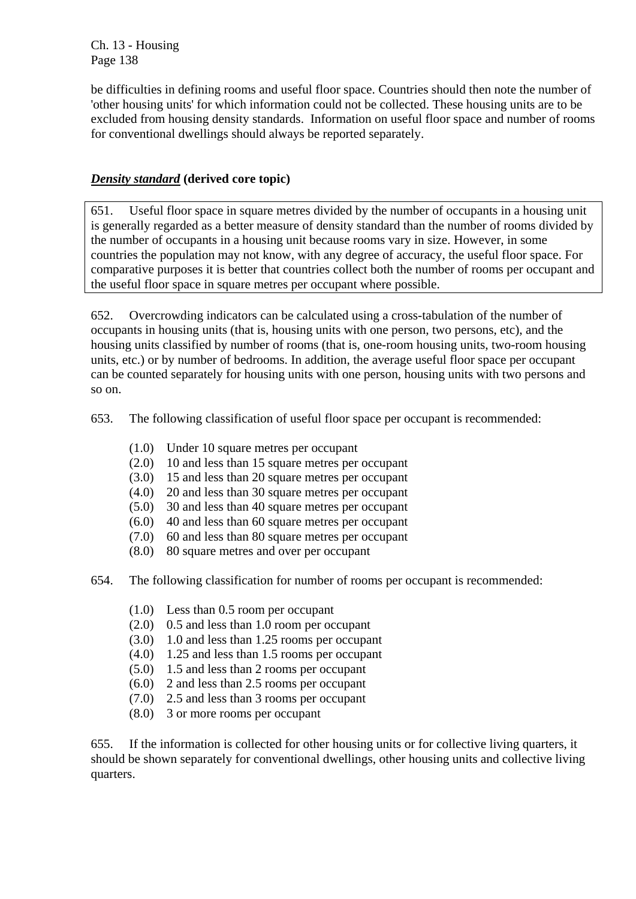be difficulties in defining rooms and useful floor space. Countries should then note the number of 'other housing units' for which information could not be collected. These housing units are to be excluded from housing density standards. Information on useful floor space and number of rooms for conventional dwellings should always be reported separately.

### ***Density standard*** **(derived core topic)**

651. Useful floor space in square metres divided by the number of occupants in a housing unit is generally regarded as a better measure of density standard than the number of rooms divided by the number of occupants in a housing unit because rooms vary in size. However, in some countries the population may not know, with any degree of accuracy, the useful floor space. For comparative purposes it is better that countries collect both the number of rooms per occupant and the useful floor space in square metres per occupant where possible.

652. Overcrowding indicators can be calculated using a cross-tabulation of the number of occupants in housing units (that is, housing units with one person, two persons, etc), and the housing units classified by number of rooms (that is, one-room housing units, two-room housing units, etc.) or by number of bedrooms. In addition, the average useful floor space per occupant can be counted separately for housing units with one person, housing units with two persons and so on.

653. The following classification of useful floor space per occupant is recommended:

- (1.0) Under 10 square metres per occupant
- (2.0) 10 and less than 15 square metres per occupant
- (3.0) 15 and less than 20 square metres per occupant
- (4.0) 20 and less than 30 square metres per occupant
- (5.0) 30 and less than 40 square metres per occupant
- (6.0) 40 and less than 60 square metres per occupant
- (7.0) 60 and less than 80 square metres per occupant
- (8.0) 80 square metres and over per occupant

654. The following classification for number of rooms per occupant is recommended:

- (1.0) Less than 0.5 room per occupant
- (2.0) 0.5 and less than 1.0 room per occupant
- (3.0) 1.0 and less than 1.25 rooms per occupant
- (4.0) 1.25 and less than 1.5 rooms per occupant
- (5.0) 1.5 and less than 2 rooms per occupant
- (6.0) 2 and less than 2.5 rooms per occupant
- (7.0) 2.5 and less than 3 rooms per occupant
- (8.0) 3 or more rooms per occupant

655. If the information is collected for other housing units or for collective living quarters, it should be shown separately for conventional dwellings, other housing units and collective living quarters.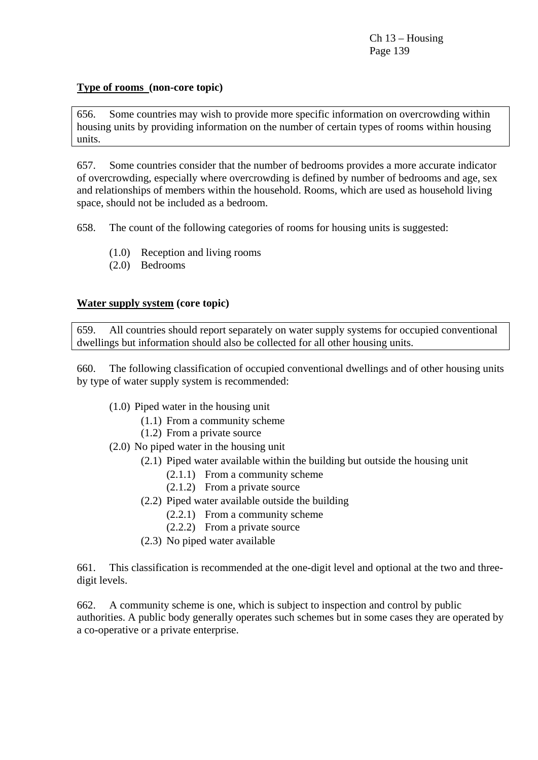**<u>Type of rooms</u> (non-core topic)**

656. Some countries may wish to provide more specific information on overcrowding within housing units by providing information on the number of certain types of rooms within housing units.

657. Some countries consider that the number of bedrooms provides a more accurate indicator of overcrowding, especially where overcrowding is defined by number of bedrooms and age, sex and relationships of members within the household. Rooms, which are used as household living space, should not be included as a bedroom.

658. The count of the following categories of rooms for housing units is suggested:

- (1.0) Reception and living rooms
- (2.0) Bedrooms

**<u>Water supply system</u> (core topic)**

659. All countries should report separately on water supply systems for occupied conventional dwellings but information should also be collected for all other housing units.

660. The following classification of occupied conventional dwellings and of other housing units by type of water supply system is recommended:

- (1.0) Piped water in the housing unit
  - (1.1) From a community scheme
  - (1.2) From a private source
- (2.0) No piped water in the housing unit
  - (2.1) Piped water available within the building but outside the housing unit
    - (2.1.1) From a community scheme
    - (2.1.2) From a private source
  - (2.2) Piped water available outside the building
    - (2.2.1) From a community scheme
    - (2.2.2) From a private source
  - (2.3) No piped water available

661. This classification is recommended at the one-digit level and optional at the two and three-digit levels.

662. A community scheme is one, which is subject to inspection and control by public authorities. A public body generally operates such schemes but in some cases they are operated by a co-operative or a private enterprise.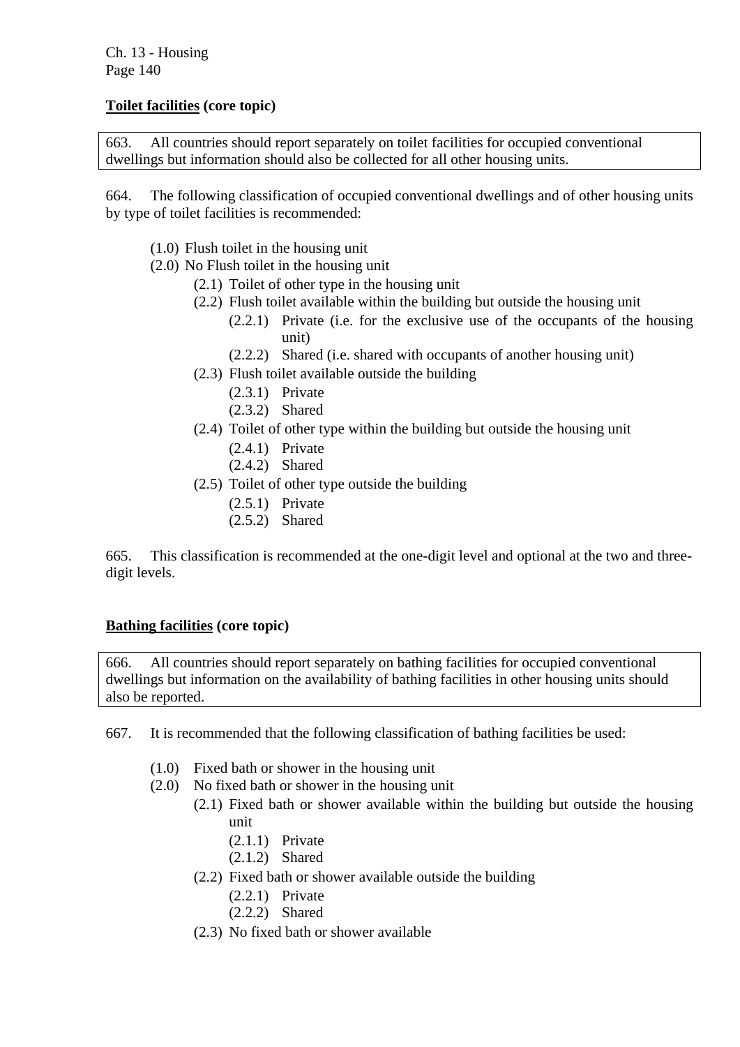**Toilet facilities (core topic)**

663. All countries should report separately on toilet facilities for occupied conventional dwellings but information should also be collected for all other housing units.

664. The following classification of occupied conventional dwellings and of other housing units by type of toilet facilities is recommended:

- (1.0) Flush toilet in the housing unit
- (2.0) No Flush toilet in the housing unit
    - (2.1) Toilet of other type in the housing unit
    - (2.2) Flush toilet available within the building but outside the housing unit
        - (2.2.1) Private (i.e. for the exclusive use of the occupants of the housing unit)
        - (2.2.2) Shared (i.e. shared with occupants of another housing unit)
    - (2.3) Flush toilet available outside the building
        - (2.3.1) Private
        - (2.3.2) Shared
    - (2.4) Toilet of other type within the building but outside the housing unit
        - (2.4.1) Private
        - (2.4.2) Shared
    - (2.5) Toilet of other type outside the building
        - (2.5.1) Private
        - (2.5.2) Shared

665. This classification is recommended at the one-digit level and optional at the two and three-digit levels.

**Bathing facilities (core topic)**

666. All countries should report separately on bathing facilities for occupied conventional dwellings but information on the availability of bathing facilities in other housing units should also be reported.

667. It is recommended that the following classification of bathing facilities be used:

- (1.0) Fixed bath or shower in the housing unit
- (2.0) No fixed bath or shower in the housing unit
    - (2.1) Fixed bath or shower available within the building but outside the housing unit
        - (2.1.1) Private
        - (2.1.2) Shared
    - (2.2) Fixed bath or shower available outside the building
        - (2.2.1) Private
        - (2.2.2) Shared
    - (2.3) No fixed bath or shower available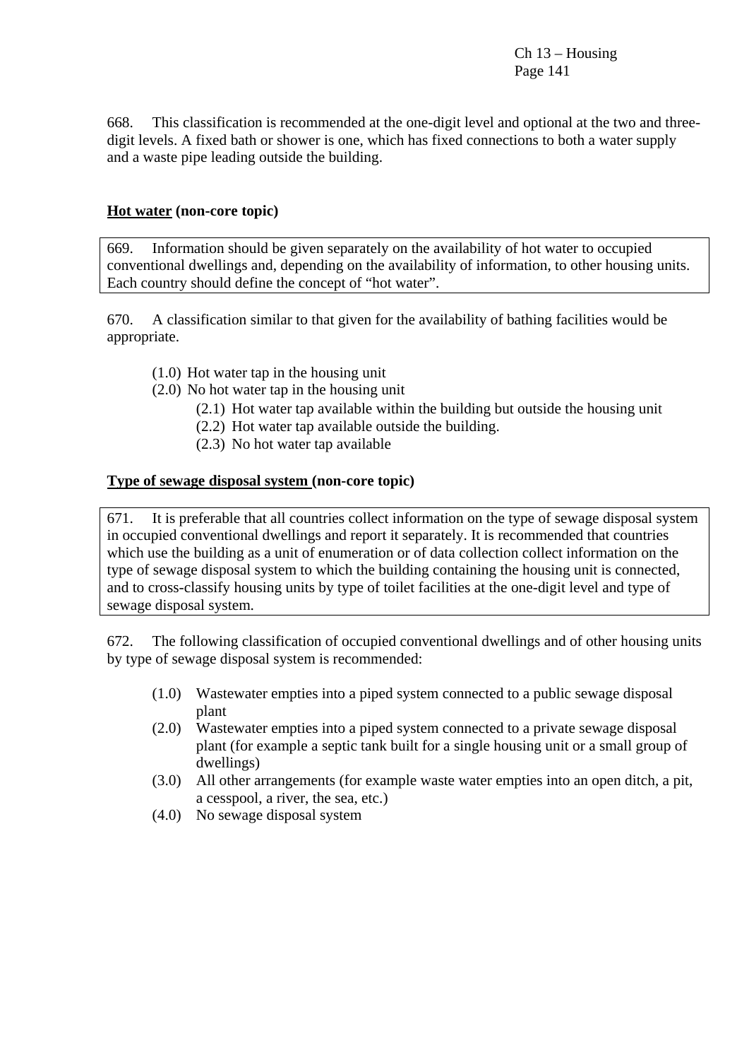668. This classification is recommended at the one-digit level and optional at the two and three-digit levels. A fixed bath or shower is one, which has fixed connections to both a water supply and a waste pipe leading outside the building.

### **Hot water** (non-core topic)

669. Information should be given separately on the availability of hot water to occupied conventional dwellings and, depending on the availability of information, to other housing units. Each country should define the concept of “hot water”.

670. A classification similar to that given for the availability of bathing facilities would be appropriate.

- (1.0) Hot water tap in the housing unit
- (2.0) No hot water tap in the housing unit
    - (2.1) Hot water tap available within the building but outside the housing unit
    - (2.2) Hot water tap available outside the building.
    - (2.3) No hot water tap available

### **Type of sewage disposal system** (non-core topic)

671. It is preferable that all countries collect information on the type of sewage disposal system in occupied conventional dwellings and report it separately. It is recommended that countries which use the building as a unit of enumeration or of data collection collect information on the type of sewage disposal system to which the building containing the housing unit is connected, and to cross-classify housing units by type of toilet facilities at the one-digit level and type of sewage disposal system.

672. The following classification of occupied conventional dwellings and of other housing units by type of sewage disposal system is recommended:

- (1.0) Wastewater empties into a piped system connected to a public sewage disposal plant
- (2.0) Wastewater empties into a piped system connected to a private sewage disposal plant (for example a septic tank built for a single housing unit or a small group of dwellings)
- (3.0) All other arrangements (for example waste water empties into an open ditch, a pit, a cesspool, a river, the sea, etc.)
- (4.0) No sewage disposal system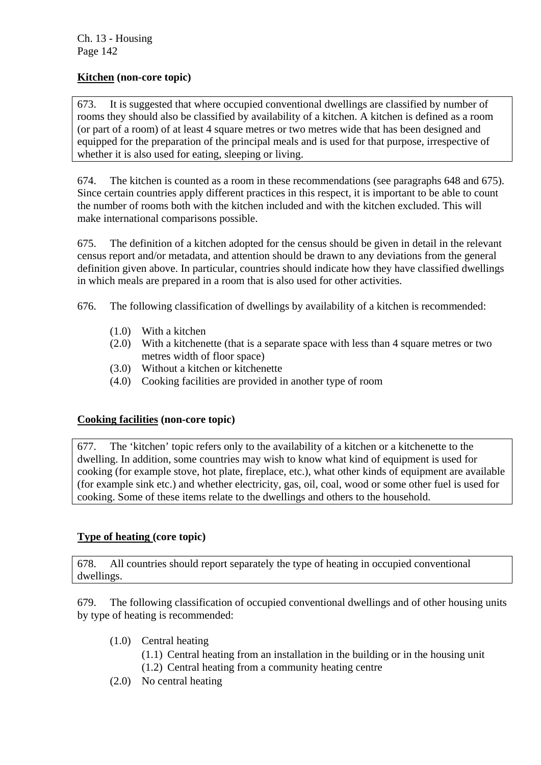### Kitchen (non-core topic)

673. It is suggested that where occupied conventional dwellings are classified by number of rooms they should also be classified by availability of a kitchen. A kitchen is defined as a room (or part of a room) of at least 4 square metres or two metres wide that has been designed and equipped for the preparation of the principal meals and is used for that purpose, irrespective of whether it is also used for eating, sleeping or living.

674. The kitchen is counted as a room in these recommendations (see paragraphs 648 and 675). Since certain countries apply different practices in this respect, it is important to be able to count the number of rooms both with the kitchen included and with the kitchen excluded. This will make international comparisons possible.

675. The definition of a kitchen adopted for the census should be given in detail in the relevant census report and/or metadata, and attention should be drawn to any deviations from the general definition given above. In particular, countries should indicate how they have classified dwellings in which meals are prepared in a room that is also used for other activities.

676. The following classification of dwellings by availability of a kitchen is recommended:

- (1.0) With a kitchen
- (2.0) With a kitchenette (that is a separate space with less than 4 square metres or two metres width of floor space)
- (3.0) Without a kitchen or kitchenette
- (4.0) Cooking facilities are provided in another type of room

### Cooking facilities (non-core topic)

677. The 'kitchen' topic refers only to the availability of a kitchen or a kitchenette to the dwelling. In addition, some countries may wish to know what kind of equipment is used for cooking (for example stove, hot plate, fireplace, etc.), what other kinds of equipment are available (for example sink etc.) and whether electricity, gas, oil, coal, wood or some other fuel is used for cooking. Some of these items relate to the dwellings and others to the household.

### Type of heating (core topic)

678. All countries should report separately the type of heating in occupied conventional dwellings.

679. The following classification of occupied conventional dwellings and of other housing units by type of heating is recommended:

- (1.0) Central heating
  - (1.1) Central heating from an installation in the building or in the housing unit
  - (1.2) Central heating from a community heating centre
- (2.0) No central heating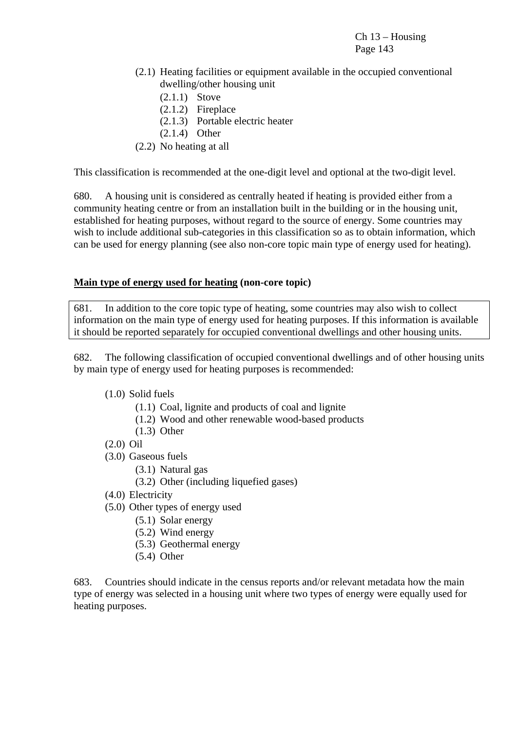- (2.1) Heating facilities or equipment available in the occupied conventional dwelling/other housing unit
    - (2.1.1) Stove
    - (2.1.2) Fireplace
    - (2.1.3) Portable electric heater
    - (2.1.4) Other
- (2.2) No heating at all

This classification is recommended at the one-digit level and optional at the two-digit level.

680. A housing unit is considered as centrally heated if heating is provided either from a community heating centre or from an installation built in the building or in the housing unit, established for heating purposes, without regard to the source of energy. Some countries may wish to include additional sub-categories in this classification so as to obtain information, which can be used for energy planning (see also non-core topic main type of energy used for heating).

**Main type of energy used for heating (non-core topic)**

681. In addition to the core topic type of heating, some countries may also wish to collect information on the main type of energy used for heating purposes. If this information is available it should be reported separately for occupied conventional dwellings and other housing units.

682. The following classification of occupied conventional dwellings and of other housing units by main type of energy used for heating purposes is recommended:

- (1.0) Solid fuels
    - (1.1) Coal, lignite and products of coal and lignite
    - (1.2) Wood and other renewable wood-based products
    - (1.3) Other
- (2.0) Oil
- (3.0) Gaseous fuels
    - (3.1) Natural gas
    - (3.2) Other (including liquefied gases)
- (4.0) Electricity
- (5.0) Other types of energy used
    - (5.1) Solar energy
    - (5.2) Wind energy
    - (5.3) Geothermal energy
    - (5.4) Other

683. Countries should indicate in the census reports and/or relevant metadata how the main type of energy was selected in a housing unit where two types of energy were equally used for heating purposes.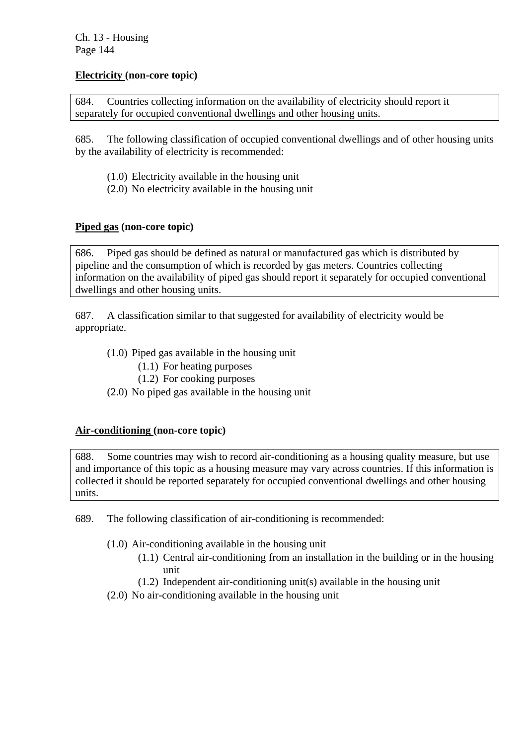**Electricity (non-core topic)**

684. Countries collecting information on the availability of electricity should report it separately for occupied conventional dwellings and other housing units.

685. The following classification of occupied conventional dwellings and of other housing units by the availability of electricity is recommended:

- (1.0) Electricity available in the housing unit
- (2.0) No electricity available in the housing unit

**Piped gas (non-core topic)**

686. Piped gas should be defined as natural or manufactured gas which is distributed by pipeline and the consumption of which is recorded by gas meters. Countries collecting information on the availability of piped gas should report it separately for occupied conventional dwellings and other housing units.

687. A classification similar to that suggested for availability of electricity would be appropriate.

- (1.0) Piped gas available in the housing unit
  - (1.1) For heating purposes
  - (1.2) For cooking purposes
- (2.0) No piped gas available in the housing unit

**Air-conditioning (non-core topic)**

688. Some countries may wish to record air-conditioning as a housing quality measure, but use and importance of this topic as a housing measure may vary across countries. If this information is collected it should be reported separately for occupied conventional dwellings and other housing units.

689. The following classification of air-conditioning is recommended:

- (1.0) Air-conditioning available in the housing unit
  - (1.1) Central air-conditioning from an installation in the building or in the housing unit
  - (1.2) Independent air-conditioning unit(s) available in the housing unit
- (2.0) No air-conditioning available in the housing unit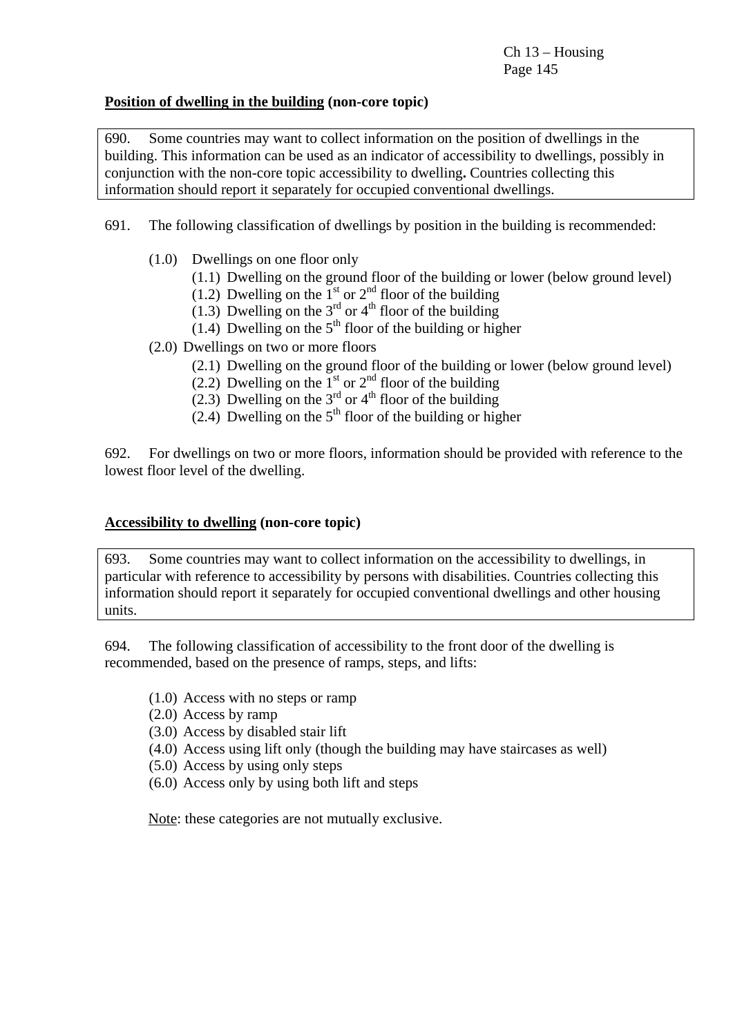**<u>Position of dwelling in the building</u> (non-core topic)**

690. Some countries may want to collect information on the position of dwellings in the building. This information can be used as an indicator of accessibility to dwellings, possibly in conjunction with the non-core topic accessibility to dwelling**.** Countries collecting this information should report it separately for occupied conventional dwellings.

691. The following classification of dwellings by position in the building is recommended:

- (1.0) Dwellings on one floor only
  - (1.1) Dwelling on the ground floor of the building or lower (below ground level)
  - (1.2) Dwelling on the 1st or 2nd floor of the building
  - (1.3) Dwelling on the 3rd or 4th floor of the building
  - (1.4) Dwelling on the 5th floor of the building or higher
- (2.0) Dwellings on two or more floors
  - (2.1) Dwelling on the ground floor of the building or lower (below ground level)
  - (2.2) Dwelling on the 1st or 2nd floor of the building
  - (2.3) Dwelling on the 3rd or 4th floor of the building
  - (2.4) Dwelling on the 5th floor of the building or higher

692. For dwellings on two or more floors, information should be provided with reference to the lowest floor level of the dwelling.

**<u>Accessibility to dwelling</u> (non-core topic)**

693. Some countries may want to collect information on the accessibility to dwellings, in particular with reference to accessibility by persons with disabilities. Countries collecting this information should report it separately for occupied conventional dwellings and other housing units.

694. The following classification of accessibility to the front door of the dwelling is recommended, based on the presence of ramps, steps, and lifts:

- (1.0) Access with no steps or ramp
- (2.0) Access by ramp
- (3.0) Access by disabled stair lift
- (4.0) Access using lift only (though the building may have staircases as well)
- (5.0) Access by using only steps
- (6.0) Access only by using both lift and steps

<u>Note</u>: these categories are not mutually exclusive.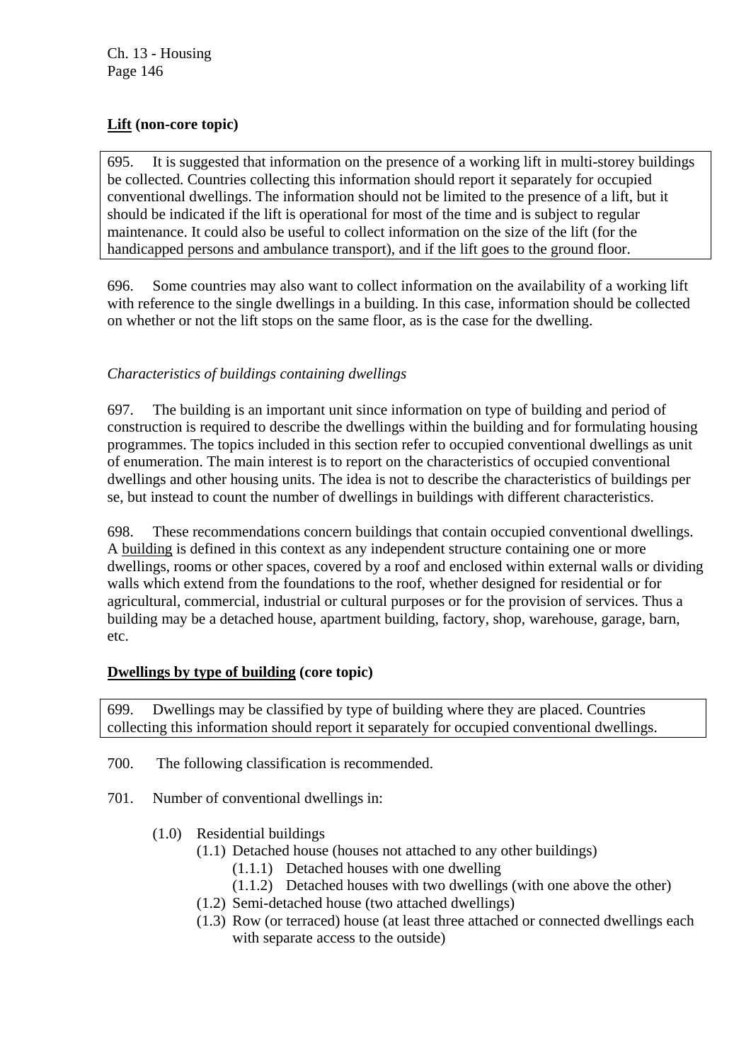**<u>Lift</u> (non-core topic)**

695. It is suggested that information on the presence of a working lift in multi-storey buildings be collected. Countries collecting this information should report it separately for occupied conventional dwellings. The information should not be limited to the presence of a lift, but it should be indicated if the lift is operational for most of the time and is subject to regular maintenance. It could also be useful to collect information on the size of the lift (for the handicapped persons and ambulance transport), and if the lift goes to the ground floor.

696. Some countries may also want to collect information on the availability of a working lift with reference to the single dwellings in a building. In this case, information should be collected on whether or not the lift stops on the same floor, as is the case for the dwelling.

*Characteristics of buildings containing dwellings*

697. The building is an important unit since information on type of building and period of construction is required to describe the dwellings within the building and for formulating housing programmes. The topics included in this section refer to occupied conventional dwellings as unit of enumeration. The main interest is to report on the characteristics of occupied conventional dwellings and other housing units. The idea is not to describe the characteristics of buildings per se, but instead to count the number of dwellings in buildings with different characteristics.

698. These recommendations concern buildings that contain occupied conventional dwellings. A <u>building</u> is defined in this context as any independent structure containing one or more dwellings, rooms or other spaces, covered by a roof and enclosed within external walls or dividing walls which extend from the foundations to the roof, whether designed for residential or for agricultural, commercial, industrial or cultural purposes or for the provision of services. Thus a building may be a detached house, apartment building, factory, shop, warehouse, garage, barn, etc.

**<u>Dwellings by type of building</u> (core topic)**

699. Dwellings may be classified by type of building where they are placed. Countries collecting this information should report it separately for occupied conventional dwellings.

700. The following classification is recommended.

701. Number of conventional dwellings in:

- (1.0) Residential buildings
  - (1.1) Detached house (houses not attached to any other buildings)
    - (1.1.1) Detached houses with one dwelling
    - (1.1.2) Detached houses with two dwellings (with one above the other)
  - (1.2) Semi-detached house (two attached dwellings)
  - (1.3) Row (or terraced) house (at least three attached or connected dwellings each with separate access to the outside)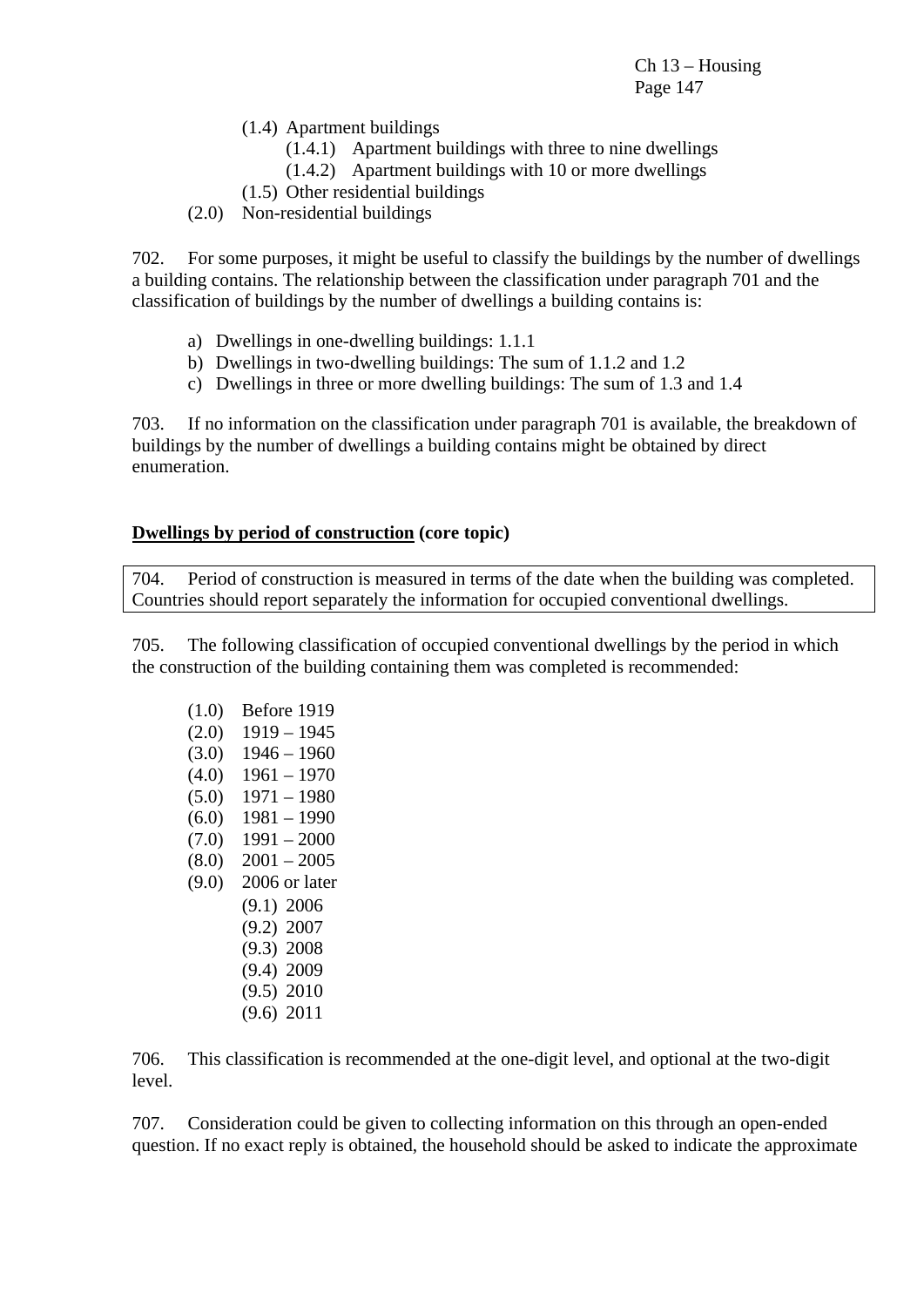- (1.4) Apartment buildings
  - (1.4.1) Apartment buildings with three to nine dwellings
  - (1.4.2) Apartment buildings with 10 or more dwellings
- (1.5) Other residential buildings

(2.0) Non-residential buildings

702. For some purposes, it might be useful to classify the buildings by the number of dwellings a building contains. The relationship between the classification under paragraph 701 and the classification of buildings by the number of dwellings a building contains is:

a) Dwellings in one-dwelling buildings: 1.1.1
b) Dwellings in two-dwelling buildings: The sum of 1.1.2 and 1.2
c) Dwellings in three or more dwelling buildings: The sum of 1.3 and 1.4

703. If no information on the classification under paragraph 701 is available, the breakdown of buildings by the number of dwellings a building contains might be obtained by direct enumeration.

**<u>Dwellings by period of construction</u> (core topic)**

704. Period of construction is measured in terms of the date when the building was completed. Countries should report separately the information for occupied conventional dwellings.

705. The following classification of occupied conventional dwellings by the period in which the construction of the building containing them was completed is recommended:

(1.0) Before 1919
(2.0) 1919 – 1945
(3.0) 1946 – 1960
(4.0) 1961 – 1970
(5.0) 1971 – 1980
(6.0) 1981 – 1990
(7.0) 1991 – 2000
(8.0) 2001 – 2005
(9.0) 2006 or later
- (9.1) 2006
- (9.2) 2007
- (9.3) 2008
- (9.4) 2009
- (9.5) 2010
- (9.6) 2011

706. This classification is recommended at the one-digit level, and optional at the two-digit level.

707. Consideration could be given to collecting information on this through an open-ended question. If no exact reply is obtained, the household should be asked to indicate the approximate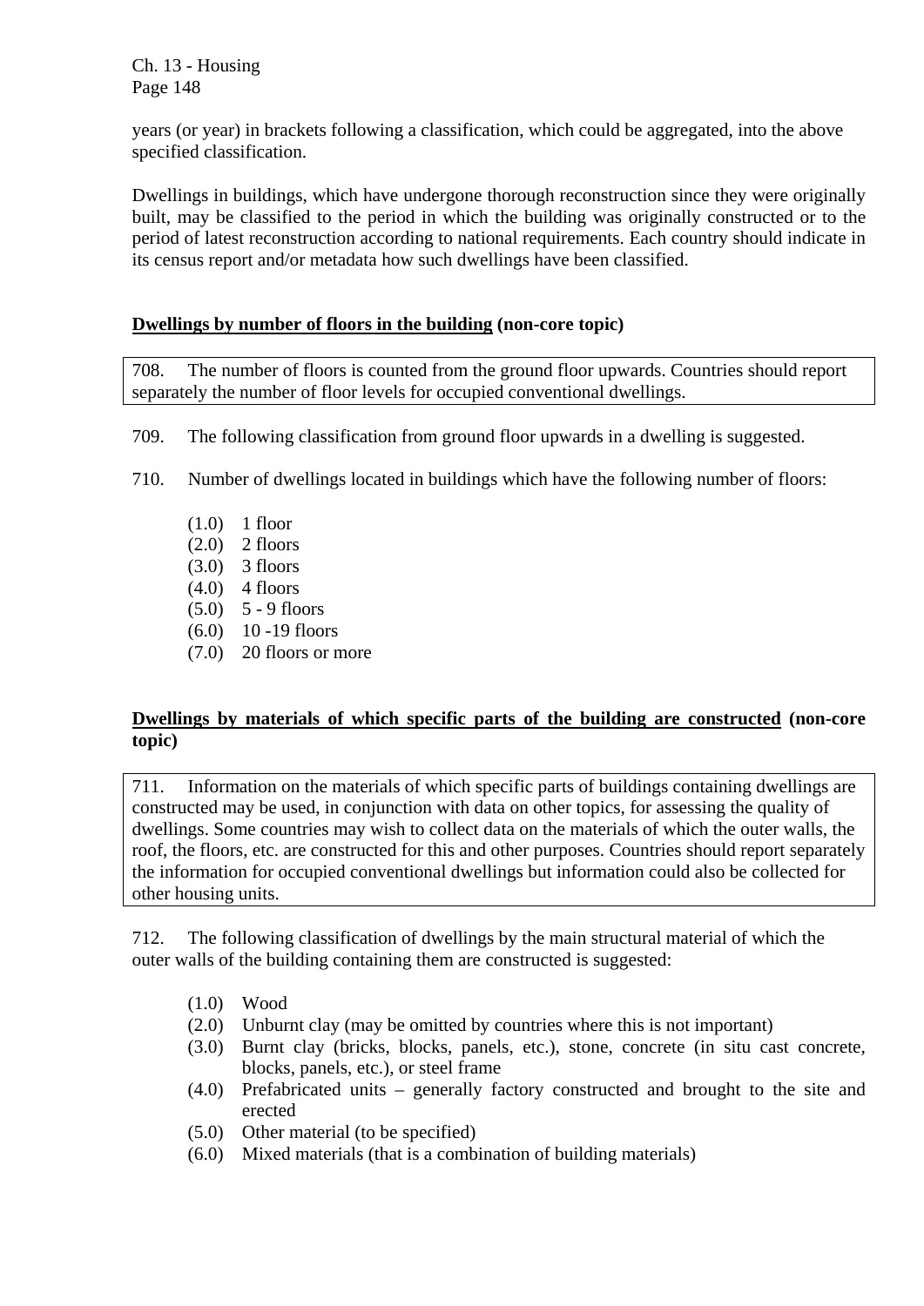years (or year) in brackets following a classification, which could be aggregated, into the above specified classification.

Dwellings in buildings, which have undergone thorough reconstruction since they were originally built, may be classified to the period in which the building was originally constructed or to the period of latest reconstruction according to national requirements. Each country should indicate in its census report and/or metadata how such dwellings have been classified.

### Dwellings by number of floors in the building (non-core topic)

708. The number of floors is counted from the ground floor upwards. Countries should report separately the number of floor levels for occupied conventional dwellings.

709. The following classification from ground floor upwards in a dwelling is suggested.

710. Number of dwellings located in buildings which have the following number of floors:

- (1.0) 1 floor
- (2.0) 2 floors
- (3.0) 3 floors
- (4.0) 4 floors
- (5.0) 5 - 9 floors
- (6.0) 10 -19 floors
- (7.0) 20 floors or more

### Dwellings by materials of which specific parts of the building are constructed (non-core topic)

711. Information on the materials of which specific parts of buildings containing dwellings are constructed may be used, in conjunction with data on other topics, for assessing the quality of dwellings. Some countries may wish to collect data on the materials of which the outer walls, the roof, the floors, etc. are constructed for this and other purposes. Countries should report separately the information for occupied conventional dwellings but information could also be collected for other housing units.

712. The following classification of dwellings by the main structural material of which the outer walls of the building containing them are constructed is suggested:

- (1.0) Wood
- (2.0) Unburnt clay (may be omitted by countries where this is not important)
- (3.0) Burnt clay (bricks, blocks, panels, etc.), stone, concrete (in situ cast concrete, blocks, panels, etc.), or steel frame
- (4.0) Prefabricated units – generally factory constructed and brought to the site and erected
- (5.0) Other material (to be specified)
- (6.0) Mixed materials (that is a combination of building materials)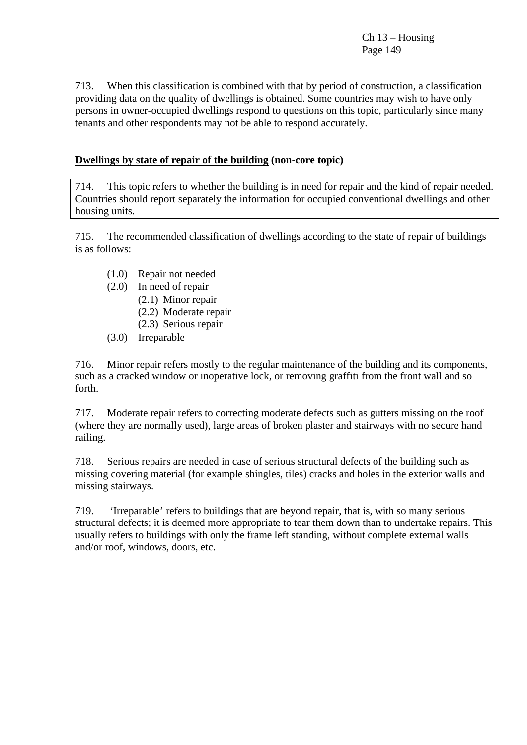713. When this classification is combined with that by period of construction, a classification providing data on the quality of dwellings is obtained. Some countries may wish to have only persons in owner-occupied dwellings respond to questions on this topic, particularly since many tenants and other respondents may not be able to respond accurately.

**<u>Dwellings by state of repair of the building</u> (non-core topic)**

714. This topic refers to whether the building is in need for repair and the kind of repair needed. Countries should report separately the information for occupied conventional dwellings and other housing units.

715. The recommended classification of dwellings according to the state of repair of buildings is as follows:

- (1.0) Repair not needed
- (2.0) In need of repair
  - (2.1) Minor repair
  - (2.2) Moderate repair
  - (2.3) Serious repair
- (3.0) Irreparable

716. Minor repair refers mostly to the regular maintenance of the building and its components, such as a cracked window or inoperative lock, or removing graffiti from the front wall and so forth.

717. Moderate repair refers to correcting moderate defects such as gutters missing on the roof (where they are normally used), large areas of broken plaster and stairways with no secure hand railing.

718. Serious repairs are needed in case of serious structural defects of the building such as missing covering material (for example shingles, tiles) cracks and holes in the exterior walls and missing stairways.

719. 'Irreparable' refers to buildings that are beyond repair, that is, with so many serious structural defects; it is deemed more appropriate to tear them down than to undertake repairs. This usually refers to buildings with only the frame left standing, without complete external walls and/or roof, windows, doors, etc.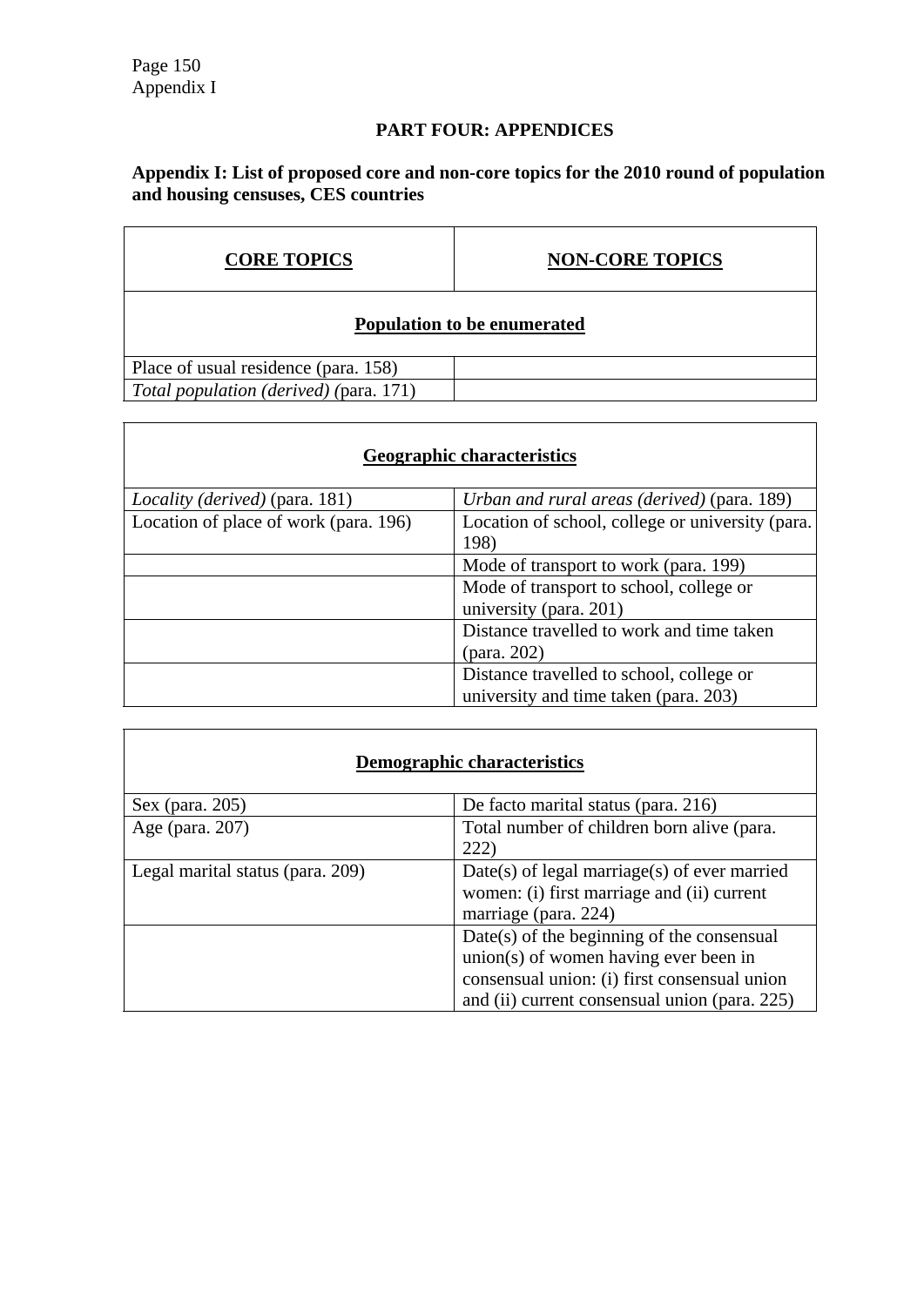# PART FOUR: APPENDICES

## Appendix I: List of proposed core and non-core topics for the 2010 round of population and housing censuses, CES countries

| **CORE TOPICS** | **NON-CORE TOPICS** |
|---|---|
| **Population to be enumerated** | |
| Place of usual residence (para. 158) | |
| *Total population (derived)* (para. 171) | |

| **Geographic characteristics** | |
|---|---|
| *Locality (derived)* (para. 181) | *Urban and rural areas (derived)* (para. 189) |
| Location of place of work (para. 196) | Location of school, college or university (para. 198) |
| | Mode of transport to work (para. 199) |
| | Mode of transport to school, college or university (para. 201) |
| | Distance travelled to work and time taken (para. 202) |
| | Distance travelled to school, college or university and time taken (para. 203) |

| **Demographic characteristics** | |
|---|---|
| Sex (para. 205) | De facto marital status (para. 216) |
| Age (para. 207) | Total number of children born alive (para. 222) |
| Legal marital status (para. 209) | Date(s) of legal marriage(s) of ever married women: (i) first marriage and (ii) current marriage (para. 224) |
| | Date(s) of the beginning of the consensual union(s) of women having ever been in consensual union: (i) first consensual union and (ii) current consensual union (para. 225) |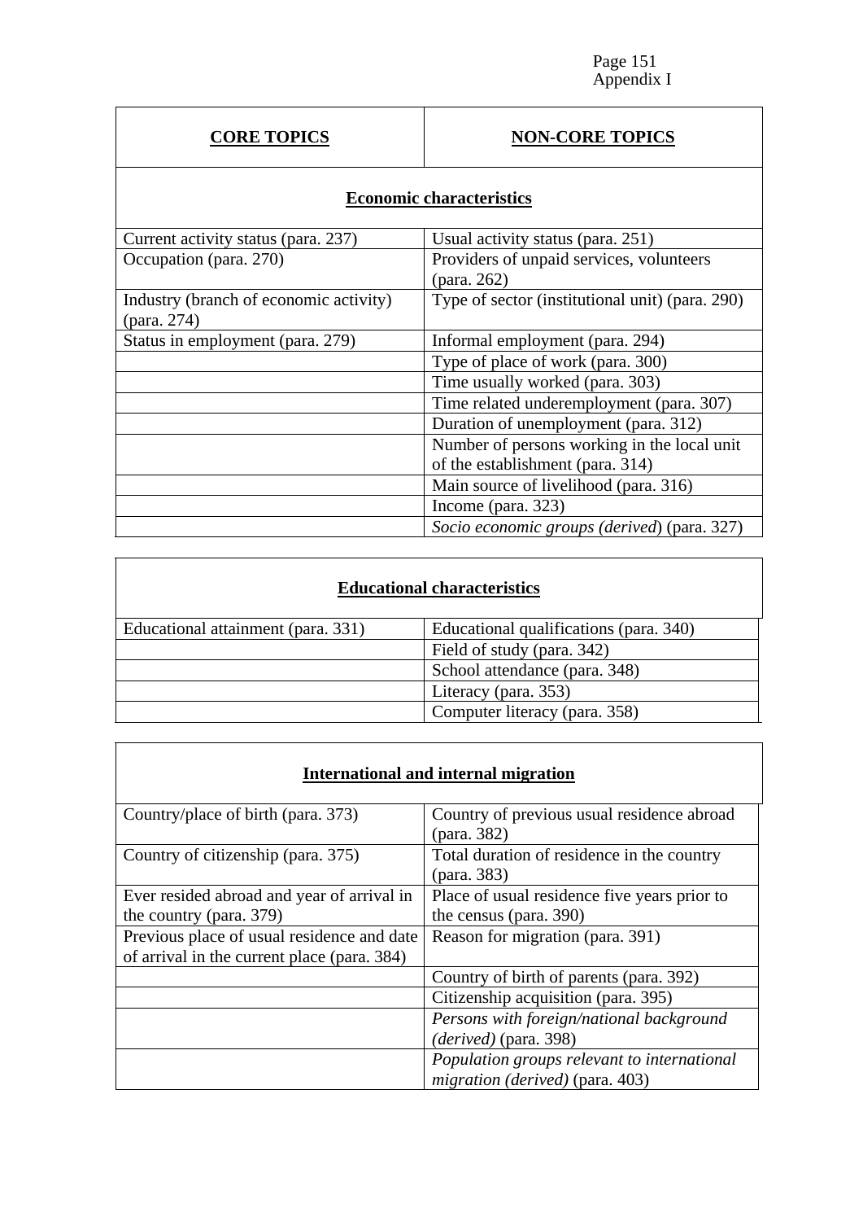Appendix I

| CORE TOPICS | NON-CORE TOPICS |
|---|---|
| **Economic characteristics** | |
| Current activity status (para. 237) | Usual activity status (para. 251) |
| Occupation (para. 270) | Providers of unpaid services, volunteers (para. 262) |
| Industry (branch of economic activity) (para. 274) | Type of sector (institutional unit) (para. 290) |
| Status in employment (para. 279) | Informal employment (para. 294) |
| | Type of place of work (para. 300) |
| | Time usually worked (para. 303) |
| | Time related underemployment (para. 307) |
| | Duration of unemployment (para. 312) |
| | Number of persons working in the local unit of the establishment (para. 314) |
| | Main source of livelihood (para. 316) |
| | Income (para. 323) |
| | *Socio economic groups (derived)* (para. 327) |

| **Educational characteristics** | |
|---|---|
| Educational attainment (para. 331) | Educational qualifications (para. 340) |
| | Field of study (para. 342) |
| | School attendance (para. 348) |
| | Literacy (para. 353) |
| | Computer literacy (para. 358) |

| **International and internal migration** | |
|---|---|
| Country/place of birth (para. 373) | Country of previous usual residence abroad (para. 382) |
| Country of citizenship (para. 375) | Total duration of residence in the country (para. 383) |
| Ever resided abroad and year of arrival in the country (para. 379) | Place of usual residence five years prior to the census (para. 390) |
| Previous place of usual residence and date of arrival in the current place (para. 384) | Reason for migration (para. 391) |
| | Country of birth of parents (para. 392) |
| | Citizenship acquisition (para. 395) |
| | *Persons with foreign/national background (derived)* (para. 398) |
| | *Population groups relevant to international migration (derived)* (para. 403) |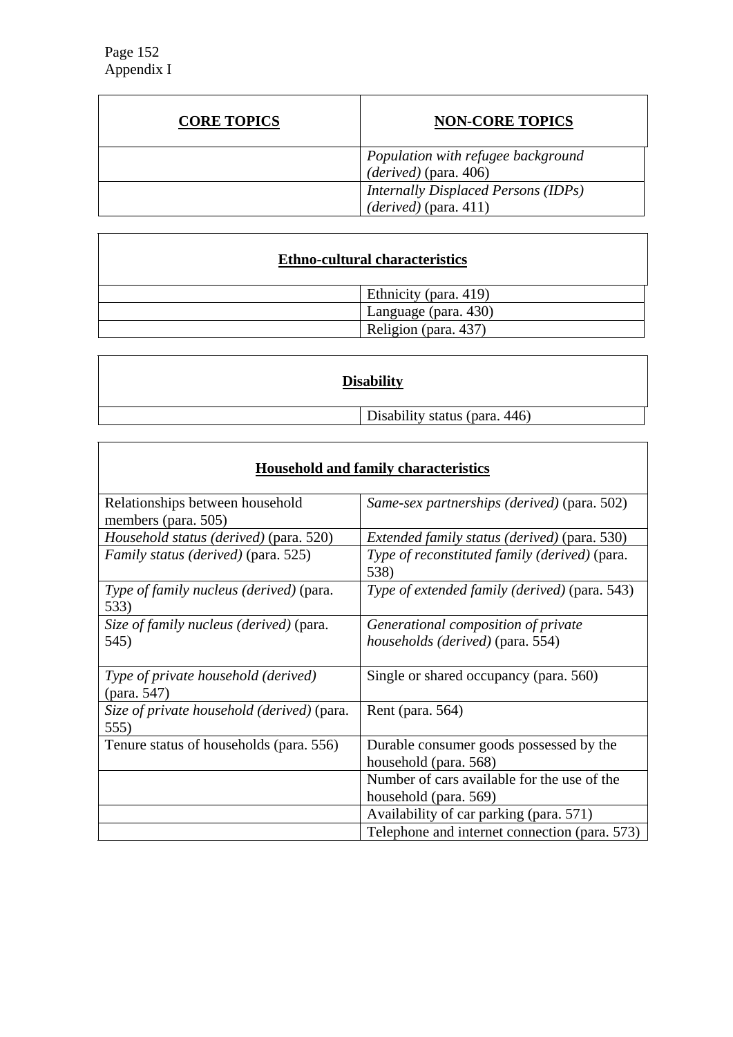Appendix I

| **CORE TOPICS** | **NON-CORE TOPICS** |
|---|---|
| | *Population with refugee background (derived)* (para. 406) |
| | *Internally Displaced Persons (IDPs) (derived)* (para. 411) |

| **Ethno-cultural characteristics** | |
|---|---|
| | Ethnicity (para. 419) |
| | Language (para. 430) |
| | Religion (para. 437) |

| **Disability** | |
|---|---|
| | Disability status (para. 446) |

| **Household and family characteristics** | |
|---|---|
| Relationships between household members (para. 505) | *Same-sex partnerships (derived)* (para. 502) |
| *Household status (derived)* (para. 520) | *Extended family status (derived)* (para. 530) |
| *Family status (derived)* (para. 525) | *Type of reconstituted family (derived)* (para. 538) |
| *Type of family nucleus (derived)* (para. 533) | *Type of extended family (derived)* (para. 543) |
| *Size of family nucleus (derived)* (para. 545) | *Generational composition of private households (derived)* (para. 554) |
| *Type of private household (derived)* (para. 547) | Single or shared occupancy (para. 560) |
| *Size of private household (derived)* (para. 555) | Rent (para. 564) |
| Tenure status of households (para. 556) | Durable consumer goods possessed by the household (para. 568) |
| | Number of cars available for the use of the household (para. 569) |
| | Availability of car parking (para. 571) |
| | Telephone and internet connection (para. 573) |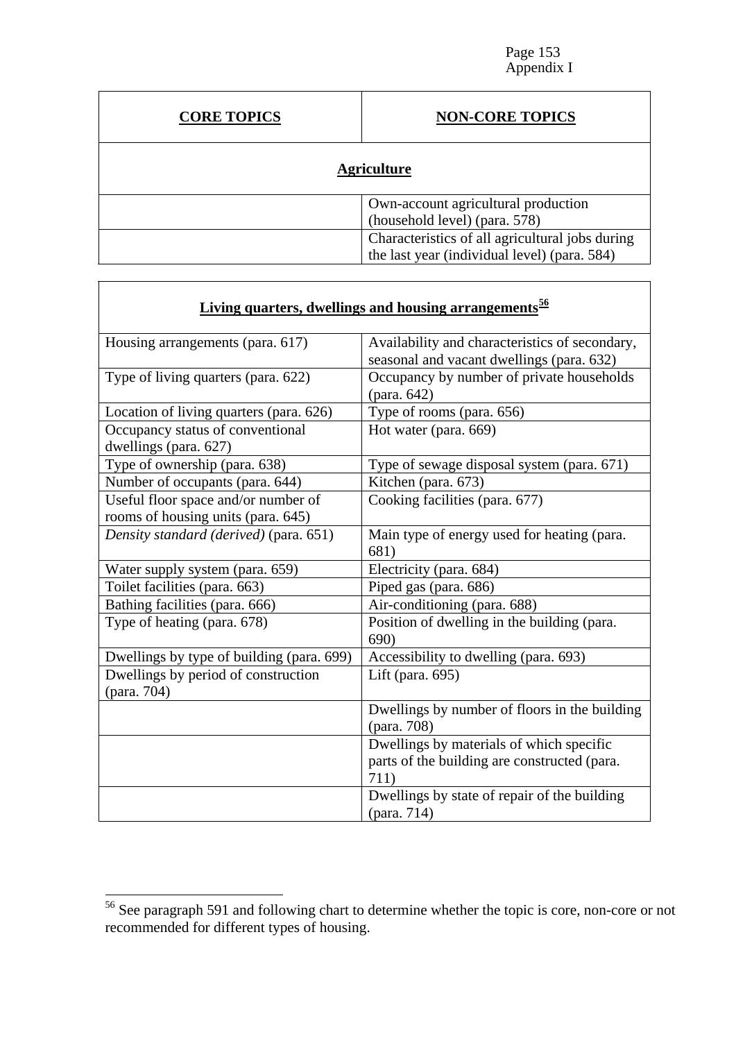| **CORE TOPICS** | **NON-CORE TOPICS** |
|---|---|
| **Agriculture** | |
| | Own-account agricultural production (household level) (para. 578) |
| | Characteristics of all agricultural jobs during the last year (individual level) (para. 584) |

| **Living quarters, dwellings and housing arrangements**[56] | |
|---|---|
| Housing arrangements (para. 617) | Availability and characteristics of secondary, seasonal and vacant dwellings (para. 632) |
| Type of living quarters (para. 622) | Occupancy by number of private households (para. 642) |
| Location of living quarters (para. 626) | Type of rooms (para. 656) |
| Occupancy status of conventional dwellings (para. 627) | Hot water (para. 669) |
| Type of ownership (para. 638) | Type of sewage disposal system (para. 671) |
| Number of occupants (para. 644) | Kitchen (para. 673) |
| Useful floor space and/or number of rooms of housing units (para. 645) | Cooking facilities (para. 677) |
| *Density standard (derived)* (para. 651) | Main type of energy used for heating (para. 681) |
| Water supply system (para. 659) | Electricity (para. 684) |
| Toilet facilities (para. 663) | Piped gas (para. 686) |
| Bathing facilities (para. 666) | Air-conditioning (para. 688) |
| Type of heating (para. 678) | Position of dwelling in the building (para. 690) |
| Dwellings by type of building (para. 699) | Accessibility to dwelling (para. 693) |
| Dwellings by period of construction (para. 704) | Lift (para. 695) |
| | Dwellings by number of floors in the building (para. 708) |
| | Dwellings by materials of which specific parts of the building are constructed (para. 711) |
| | Dwellings by state of repair of the building (para. 714) |

[56] See paragraph 591 and following chart to determine whether the topic is core, non-core or not recommended for different types of housing.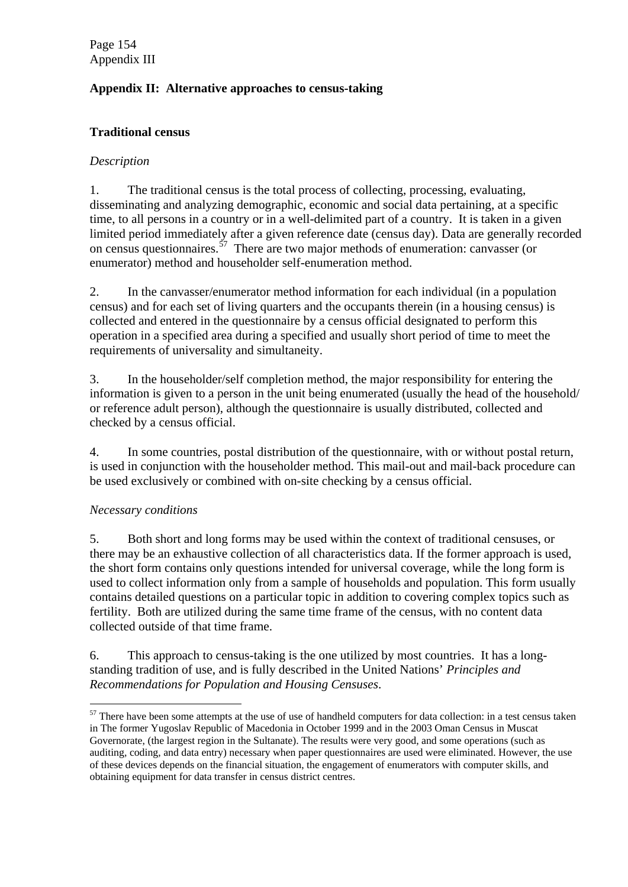## Appendix II: Alternative approaches to census-taking

### Traditional census

*Description*

1. The traditional census is the total process of collecting, processing, evaluating, disseminating and analyzing demographic, economic and social data pertaining, at a specific time, to all persons in a country or in a well-delimited part of a country. It is taken in a given limited period immediately after a given reference date (census day). Data are generally recorded on census questionnaires.[57] There are two major methods of enumeration: canvasser (or enumerator) method and householder self-enumeration method.

2. In the canvasser/enumerator method information for each individual (in a population census) and for each set of living quarters and the occupants therein (in a housing census) is collected and entered in the questionnaire by a census official designated to perform this operation in a specified area during a specified and usually short period of time to meet the requirements of universality and simultaneity.

3. In the householder/self completion method, the major responsibility for entering the information is given to a person in the unit being enumerated (usually the head of the household/ or reference adult person), although the questionnaire is usually distributed, collected and checked by a census official.

4. In some countries, postal distribution of the questionnaire, with or without postal return, is used in conjunction with the householder method. This mail-out and mail-back procedure can be used exclusively or combined with on-site checking by a census official.

*Necessary conditions*

5. Both short and long forms may be used within the context of traditional censuses, or there may be an exhaustive collection of all characteristics data. If the former approach is used, the short form contains only questions intended for universal coverage, while the long form is used to collect information only from a sample of households and population. This form usually contains detailed questions on a particular topic in addition to covering complex topics such as fertility. Both are utilized during the same time frame of the census, with no content data collected outside of that time frame.

6. This approach to census-taking is the one utilized by most countries. It has a long-standing tradition of use, and is fully described in the United Nations' *Principles and Recommendations for Population and Housing Censuses*.

---

[57] There have been some attempts at the use of use of handheld computers for data collection: in a test census taken in The former Yugoslav Republic of Macedonia in October 1999 and in the 2003 Oman Census in Muscat Governorate, (the largest region in the Sultanate). The results were very good, and some operations (such as auditing, coding, and data entry) necessary when paper questionnaires are used were eliminated. However, the use of these devices depends on the financial situation, the engagement of enumerators with computer skills, and obtaining equipment for data transfer in census district centres.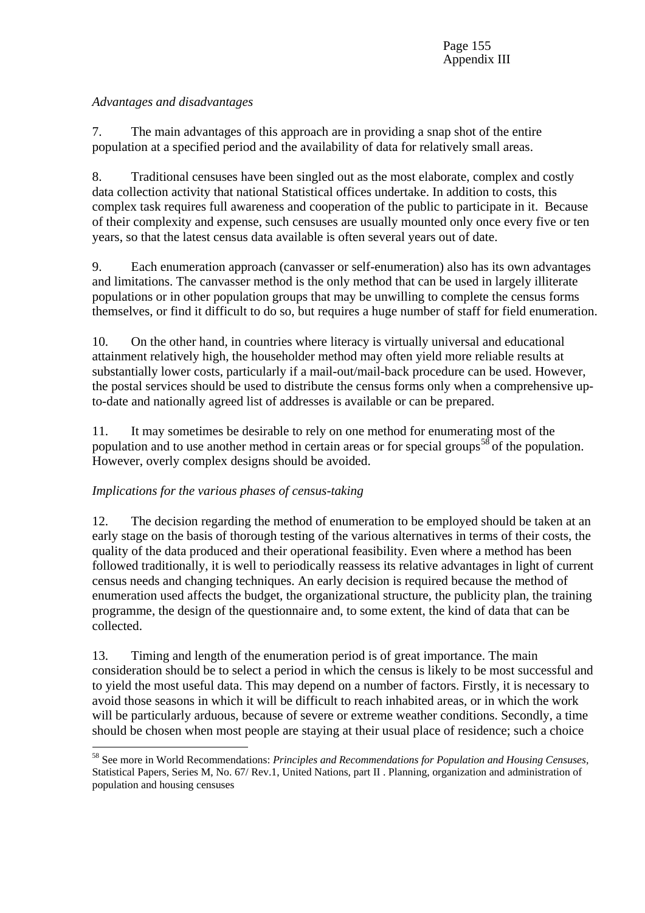*Advantages and disadvantages*

7. The main advantages of this approach are in providing a snap shot of the entire population at a specified period and the availability of data for relatively small areas.

8. Traditional censuses have been singled out as the most elaborate, complex and costly data collection activity that national Statistical offices undertake. In addition to costs, this complex task requires full awareness and cooperation of the public to participate in it. Because of their complexity and expense, such censuses are usually mounted only once every five or ten years, so that the latest census data available is often several years out of date.

9. Each enumeration approach (canvasser or self-enumeration) also has its own advantages and limitations. The canvasser method is the only method that can be used in largely illiterate populations or in other population groups that may be unwilling to complete the census forms themselves, or find it difficult to do so, but requires a huge number of staff for field enumeration.

10. On the other hand, in countries where literacy is virtually universal and educational attainment relatively high, the householder method may often yield more reliable results at substantially lower costs, particularly if a mail-out/mail-back procedure can be used. However, the postal services should be used to distribute the census forms only when a comprehensive up-to-date and nationally agreed list of addresses is available or can be prepared.

11. It may sometimes be desirable to rely on one method for enumerating most of the population and to use another method in certain areas or for special groups[58] of the population. However, overly complex designs should be avoided.

*Implications for the various phases of census-taking*

12. The decision regarding the method of enumeration to be employed should be taken at an early stage on the basis of thorough testing of the various alternatives in terms of their costs, the quality of the data produced and their operational feasibility. Even where a method has been followed traditionally, it is well to periodically reassess its relative advantages in light of current census needs and changing techniques. An early decision is required because the method of enumeration used affects the budget, the organizational structure, the publicity plan, the training programme, the design of the questionnaire and, to some extent, the kind of data that can be collected.

13. Timing and length of the enumeration period is of great importance. The main consideration should be to select a period in which the census is likely to be most successful and to yield the most useful data. This may depend on a number of factors. Firstly, it is necessary to avoid those seasons in which it will be difficult to reach inhabited areas, or in which the work will be particularly arduous, because of severe or extreme weather conditions. Secondly, a time should be chosen when most people are staying at their usual place of residence; such a choice

---

[58] See more in World Recommendations: *Principles and Recommendations for Population and Housing Censuses*, Statistical Papers, Series M, No. 67/ Rev.1, United Nations, part II . Planning, organization and administration of population and housing censuses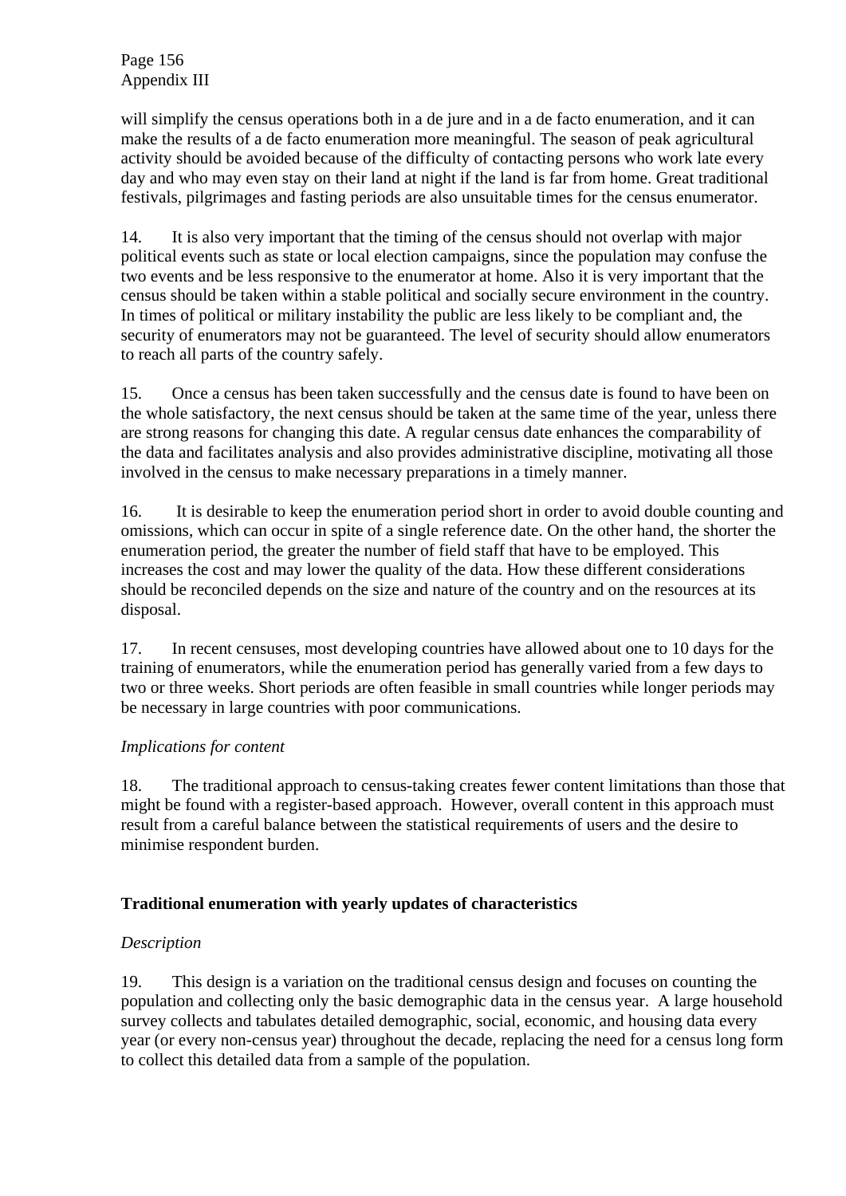will simplify the census operations both in a de jure and in a de facto enumeration, and it can make the results of a de facto enumeration more meaningful. The season of peak agricultural activity should be avoided because of the difficulty of contacting persons who work late every day and who may even stay on their land at night if the land is far from home. Great traditional festivals, pilgrimages and fasting periods are also unsuitable times for the census enumerator.

14. It is also very important that the timing of the census should not overlap with major political events such as state or local election campaigns, since the population may confuse the two events and be less responsive to the enumerator at home. Also it is very important that the census should be taken within a stable political and socially secure environment in the country. In times of political or military instability the public are less likely to be compliant and, the security of enumerators may not be guaranteed. The level of security should allow enumerators to reach all parts of the country safely.

15. Once a census has been taken successfully and the census date is found to have been on the whole satisfactory, the next census should be taken at the same time of the year, unless there are strong reasons for changing this date. A regular census date enhances the comparability of the data and facilitates analysis and also provides administrative discipline, motivating all those involved in the census to make necessary preparations in a timely manner.

16. It is desirable to keep the enumeration period short in order to avoid double counting and omissions, which can occur in spite of a single reference date. On the other hand, the shorter the enumeration period, the greater the number of field staff that have to be employed. This increases the cost and may lower the quality of the data. How these different considerations should be reconciled depends on the size and nature of the country and on the resources at its disposal.

17. In recent censuses, most developing countries have allowed about one to 10 days for the training of enumerators, while the enumeration period has generally varied from a few days to two or three weeks. Short periods are often feasible in small countries while longer periods may be necessary in large countries with poor communications.

*Implications for content*

18. The traditional approach to census-taking creates fewer content limitations than those that might be found with a register-based approach. However, overall content in this approach must result from a careful balance between the statistical requirements of users and the desire to minimise respondent burden.

**Traditional enumeration with yearly updates of characteristics**

*Description*

19. This design is a variation on the traditional census design and focuses on counting the population and collecting only the basic demographic data in the census year. A large household survey collects and tabulates detailed demographic, social, economic, and housing data every year (or every non-census year) throughout the decade, replacing the need for a census long form to collect this detailed data from a sample of the population.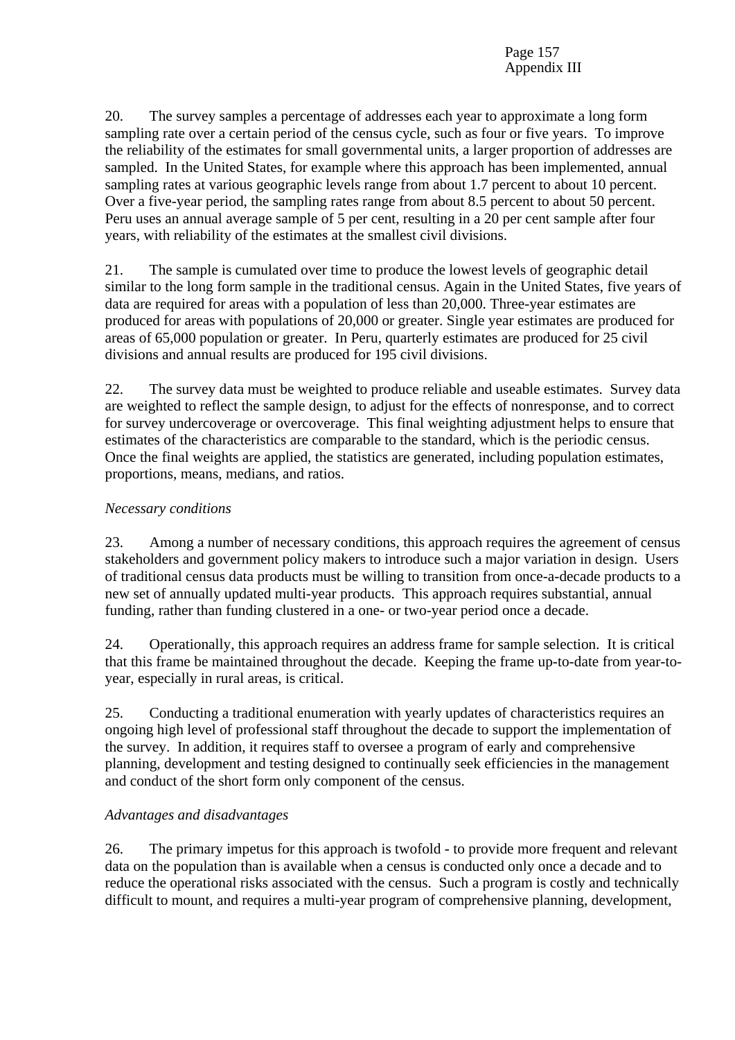20. The survey samples a percentage of addresses each year to approximate a long form sampling rate over a certain period of the census cycle, such as four or five years. To improve the reliability of the estimates for small governmental units, a larger proportion of addresses are sampled. In the United States, for example where this approach has been implemented, annual sampling rates at various geographic levels range from about 1.7 percent to about 10 percent. Over a five-year period, the sampling rates range from about 8.5 percent to about 50 percent. Peru uses an annual average sample of 5 per cent, resulting in a 20 per cent sample after four years, with reliability of the estimates at the smallest civil divisions.

21. The sample is cumulated over time to produce the lowest levels of geographic detail similar to the long form sample in the traditional census. Again in the United States, five years of data are required for areas with a population of less than 20,000. Three-year estimates are produced for areas with populations of 20,000 or greater. Single year estimates are produced for areas of 65,000 population or greater. In Peru, quarterly estimates are produced for 25 civil divisions and annual results are produced for 195 civil divisions.

22. The survey data must be weighted to produce reliable and useable estimates. Survey data are weighted to reflect the sample design, to adjust for the effects of nonresponse, and to correct for survey undercoverage or overcoverage. This final weighting adjustment helps to ensure that estimates of the characteristics are comparable to the standard, which is the periodic census. Once the final weights are applied, the statistics are generated, including population estimates, proportions, means, medians, and ratios.

*Necessary conditions*

23. Among a number of necessary conditions, this approach requires the agreement of census stakeholders and government policy makers to introduce such a major variation in design. Users of traditional census data products must be willing to transition from once-a-decade products to a new set of annually updated multi-year products. This approach requires substantial, annual funding, rather than funding clustered in a one- or two-year period once a decade.

24. Operationally, this approach requires an address frame for sample selection. It is critical that this frame be maintained throughout the decade. Keeping the frame up-to-date from year-to-year, especially in rural areas, is critical.

25. Conducting a traditional enumeration with yearly updates of characteristics requires an ongoing high level of professional staff throughout the decade to support the implementation of the survey. In addition, it requires staff to oversee a program of early and comprehensive planning, development and testing designed to continually seek efficiencies in the management and conduct of the short form only component of the census.

*Advantages and disadvantages*

26. The primary impetus for this approach is twofold - to provide more frequent and relevant data on the population than is available when a census is conducted only once a decade and to reduce the operational risks associated with the census. Such a program is costly and technically difficult to mount, and requires a multi-year program of comprehensive planning, development,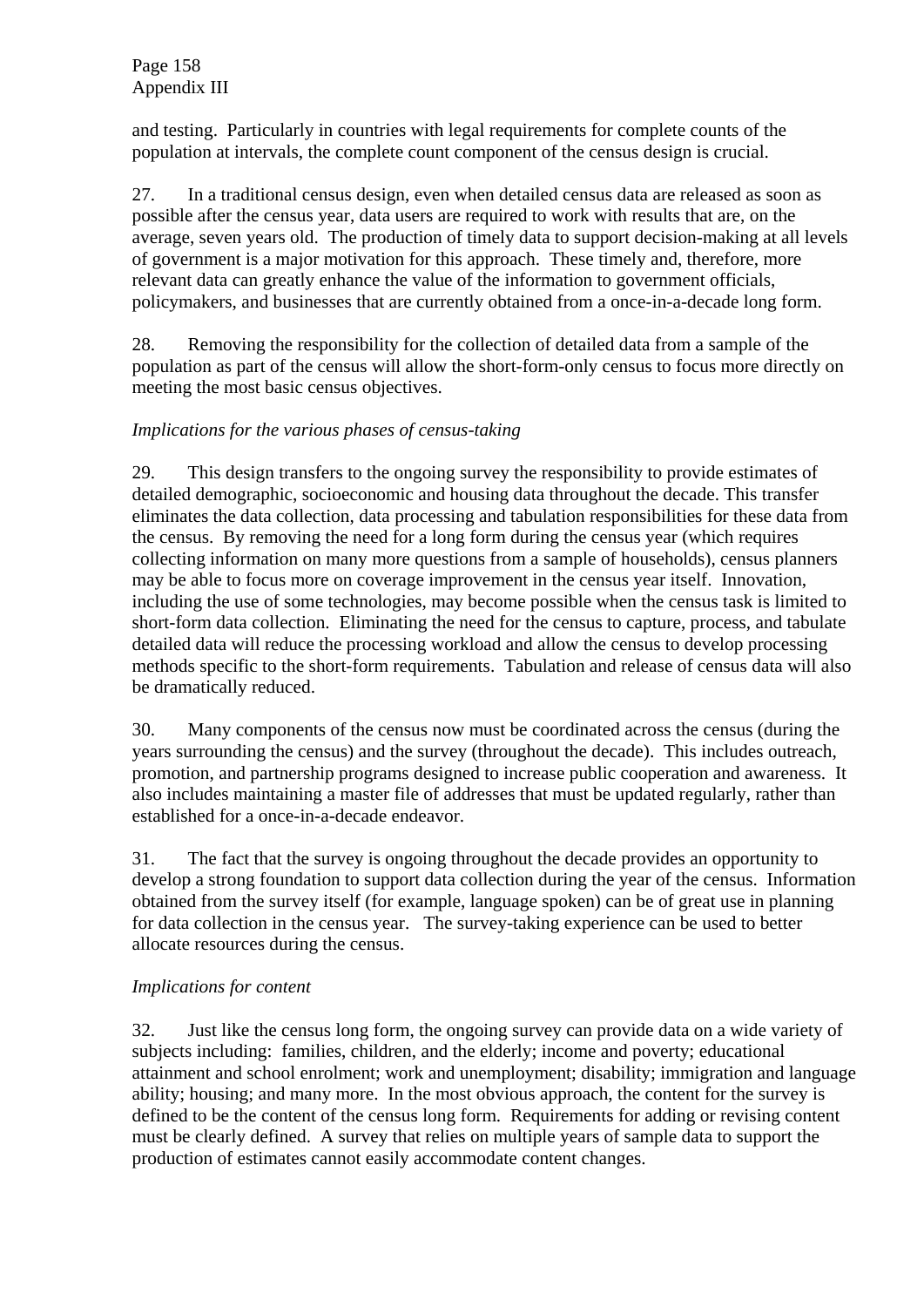and testing. Particularly in countries with legal requirements for complete counts of the population at intervals, the complete count component of the census design is crucial.

27. In a traditional census design, even when detailed census data are released as soon as possible after the census year, data users are required to work with results that are, on the average, seven years old. The production of timely data to support decision-making at all levels of government is a major motivation for this approach. These timely and, therefore, more relevant data can greatly enhance the value of the information to government officials, policymakers, and businesses that are currently obtained from a once-in-a-decade long form.

28. Removing the responsibility for the collection of detailed data from a sample of the population as part of the census will allow the short-form-only census to focus more directly on meeting the most basic census objectives.

*Implications for the various phases of census-taking*

29. This design transfers to the ongoing survey the responsibility to provide estimates of detailed demographic, socioeconomic and housing data throughout the decade. This transfer eliminates the data collection, data processing and tabulation responsibilities for these data from the census. By removing the need for a long form during the census year (which requires collecting information on many more questions from a sample of households), census planners may be able to focus more on coverage improvement in the census year itself. Innovation, including the use of some technologies, may become possible when the census task is limited to short-form data collection. Eliminating the need for the census to capture, process, and tabulate detailed data will reduce the processing workload and allow the census to develop processing methods specific to the short-form requirements. Tabulation and release of census data will also be dramatically reduced.

30. Many components of the census now must be coordinated across the census (during the years surrounding the census) and the survey (throughout the decade). This includes outreach, promotion, and partnership programs designed to increase public cooperation and awareness. It also includes maintaining a master file of addresses that must be updated regularly, rather than established for a once-in-a-decade endeavor.

31. The fact that the survey is ongoing throughout the decade provides an opportunity to develop a strong foundation to support data collection during the year of the census. Information obtained from the survey itself (for example, language spoken) can be of great use in planning for data collection in the census year. The survey-taking experience can be used to better allocate resources during the census.

*Implications for content*

32. Just like the census long form, the ongoing survey can provide data on a wide variety of subjects including: families, children, and the elderly; income and poverty; educational attainment and school enrolment; work and unemployment; disability; immigration and language ability; housing; and many more. In the most obvious approach, the content for the survey is defined to be the content of the census long form. Requirements for adding or revising content must be clearly defined. A survey that relies on multiple years of sample data to support the production of estimates cannot easily accommodate content changes.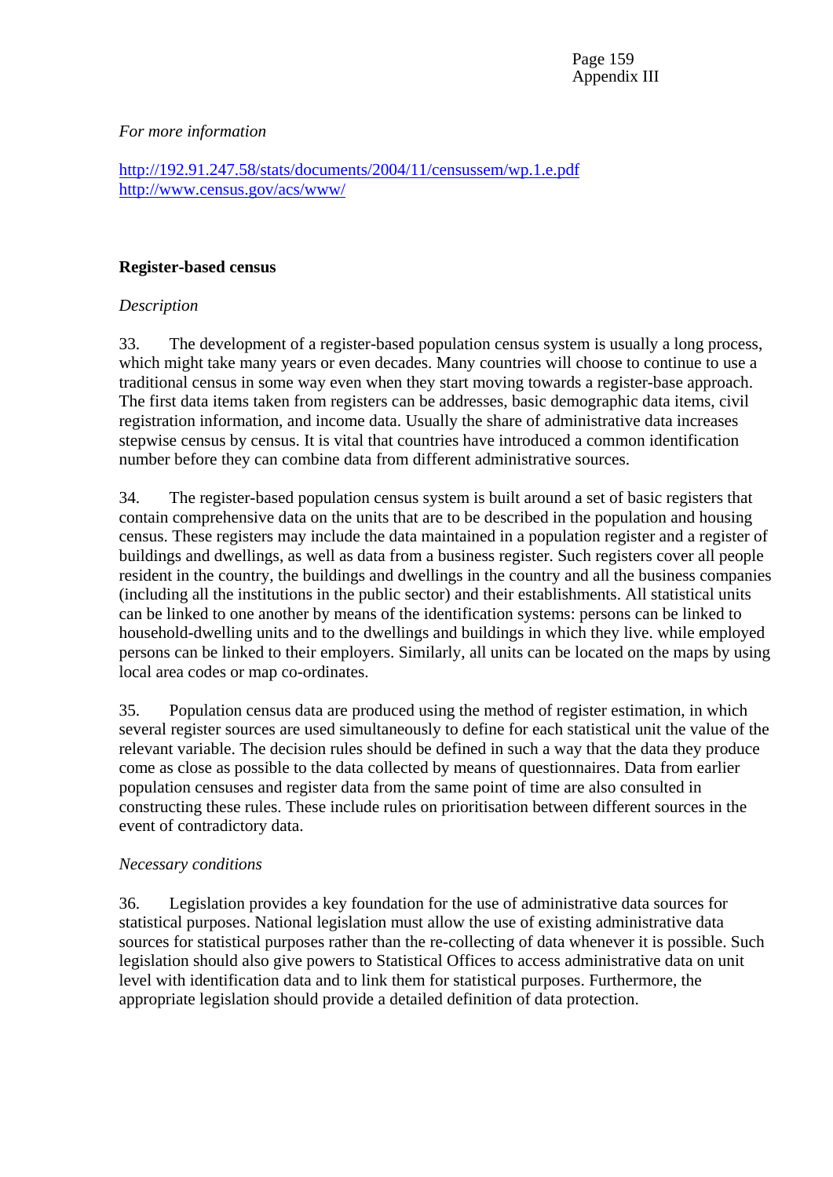*For more information*

http://192.91.247.58/stats/documents/2004/11/censussem/wp.1.e.pdf
http://www.census.gov/acs/www/

**Register-based census**

*Description*

33. The development of a register-based population census system is usually a long process, which might take many years or even decades. Many countries will choose to continue to use a traditional census in some way even when they start moving towards a register-base approach. The first data items taken from registers can be addresses, basic demographic data items, civil registration information, and income data. Usually the share of administrative data increases stepwise census by census. It is vital that countries have introduced a common identification number before they can combine data from different administrative sources.

34. The register-based population census system is built around a set of basic registers that contain comprehensive data on the units that are to be described in the population and housing census. These registers may include the data maintained in a population register and a register of buildings and dwellings, as well as data from a business register. Such registers cover all people resident in the country, the buildings and dwellings in the country and all the business companies (including all the institutions in the public sector) and their establishments. All statistical units can be linked to one another by means of the identification systems: persons can be linked to household-dwelling units and to the dwellings and buildings in which they live. while employed persons can be linked to their employers. Similarly, all units can be located on the maps by using local area codes or map co-ordinates.

35. Population census data are produced using the method of register estimation, in which several register sources are used simultaneously to define for each statistical unit the value of the relevant variable. The decision rules should be defined in such a way that the data they produce come as close as possible to the data collected by means of questionnaires. Data from earlier population censuses and register data from the same point of time are also consulted in constructing these rules. These include rules on prioritisation between different sources in the event of contradictory data.

*Necessary conditions*

36. Legislation provides a key foundation for the use of administrative data sources for statistical purposes. National legislation must allow the use of existing administrative data sources for statistical purposes rather than the re-collecting of data whenever it is possible. Such legislation should also give powers to Statistical Offices to access administrative data on unit level with identification data and to link them for statistical purposes. Furthermore, the appropriate legislation should provide a detailed definition of data protection.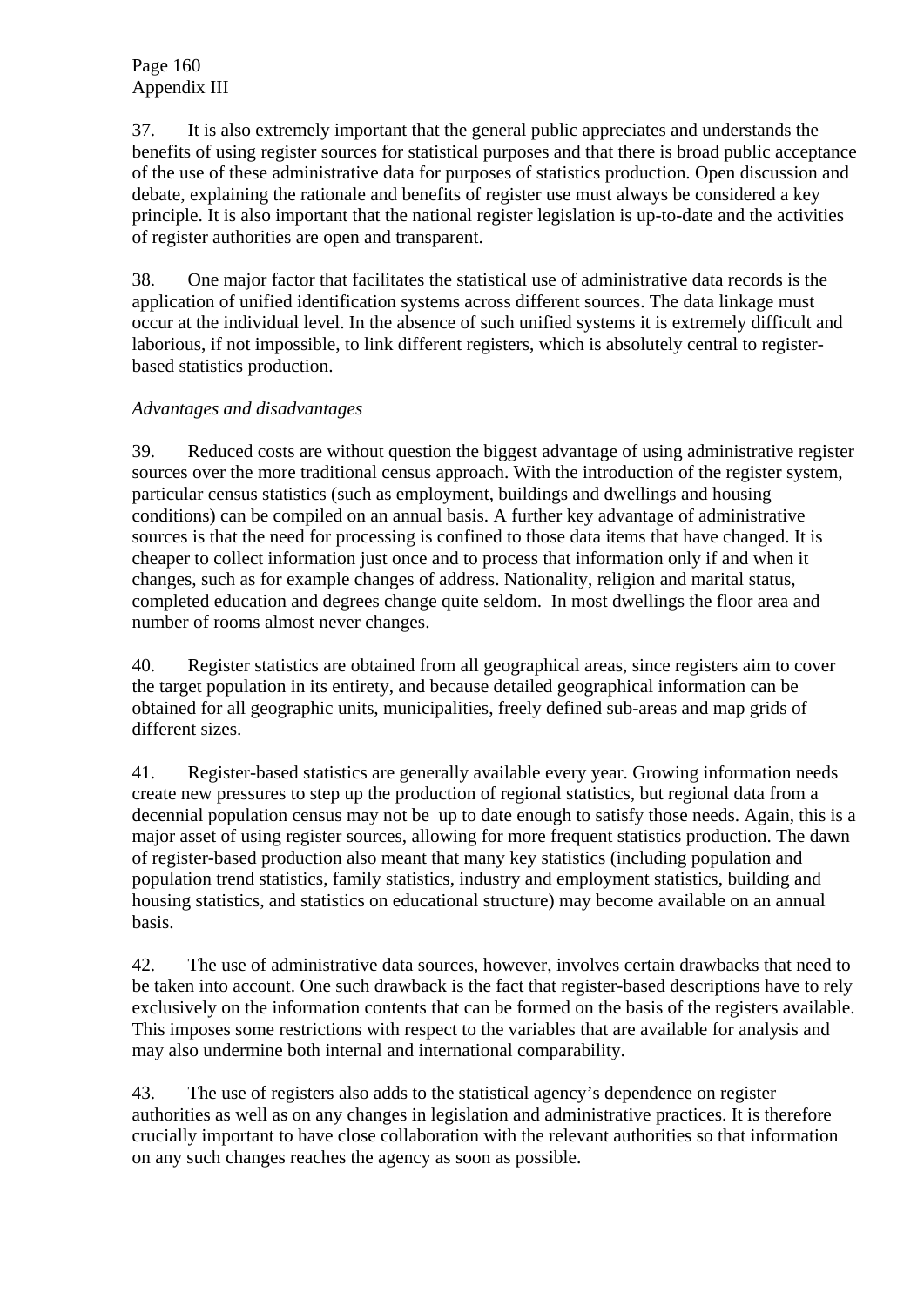37. It is also extremely important that the general public appreciates and understands the benefits of using register sources for statistical purposes and that there is broad public acceptance of the use of these administrative data for purposes of statistics production. Open discussion and debate, explaining the rationale and benefits of register use must always be considered a key principle. It is also important that the national register legislation is up-to-date and the activities of register authorities are open and transparent.

38. One major factor that facilitates the statistical use of administrative data records is the application of unified identification systems across different sources. The data linkage must occur at the individual level. In the absence of such unified systems it is extremely difficult and laborious, if not impossible, to link different registers, which is absolutely central to register-based statistics production.

*Advantages and disadvantages*

39. Reduced costs are without question the biggest advantage of using administrative register sources over the more traditional census approach. With the introduction of the register system, particular census statistics (such as employment, buildings and dwellings and housing conditions) can be compiled on an annual basis. A further key advantage of administrative sources is that the need for processing is confined to those data items that have changed. It is cheaper to collect information just once and to process that information only if and when it changes, such as for example changes of address. Nationality, religion and marital status, completed education and degrees change quite seldom. In most dwellings the floor area and number of rooms almost never changes.

40. Register statistics are obtained from all geographical areas, since registers aim to cover the target population in its entirety, and because detailed geographical information can be obtained for all geographic units, municipalities, freely defined sub-areas and map grids of different sizes.

41. Register-based statistics are generally available every year. Growing information needs create new pressures to step up the production of regional statistics, but regional data from a decennial population census may not be up to date enough to satisfy those needs. Again, this is a major asset of using register sources, allowing for more frequent statistics production. The dawn of register-based production also meant that many key statistics (including population and population trend statistics, family statistics, industry and employment statistics, building and housing statistics, and statistics on educational structure) may become available on an annual basis.

42. The use of administrative data sources, however, involves certain drawbacks that need to be taken into account. One such drawback is the fact that register-based descriptions have to rely exclusively on the information contents that can be formed on the basis of the registers available. This imposes some restrictions with respect to the variables that are available for analysis and may also undermine both internal and international comparability.

43. The use of registers also adds to the statistical agency's dependence on register authorities as well as on any changes in legislation and administrative practices. It is therefore crucially important to have close collaboration with the relevant authorities so that information on any such changes reaches the agency as soon as possible.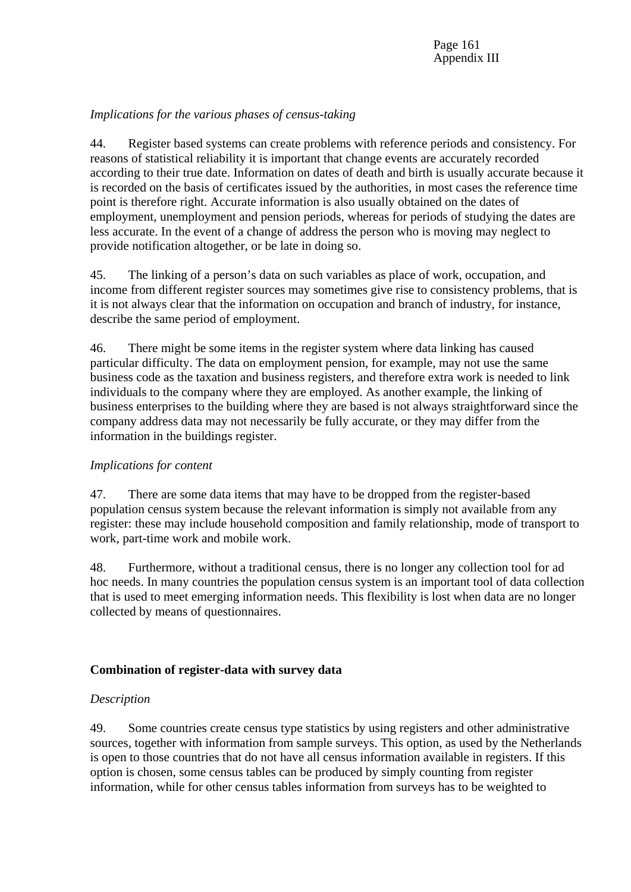*Implications for the various phases of census-taking*

44. Register based systems can create problems with reference periods and consistency. For reasons of statistical reliability it is important that change events are accurately recorded according to their true date. Information on dates of death and birth is usually accurate because it is recorded on the basis of certificates issued by the authorities, in most cases the reference time point is therefore right. Accurate information is also usually obtained on the dates of employment, unemployment and pension periods, whereas for periods of studying the dates are less accurate. In the event of a change of address the person who is moving may neglect to provide notification altogether, or be late in doing so.

45. The linking of a person's data on such variables as place of work, occupation, and income from different register sources may sometimes give rise to consistency problems, that is it is not always clear that the information on occupation and branch of industry, for instance, describe the same period of employment.

46. There might be some items in the register system where data linking has caused particular difficulty. The data on employment pension, for example, may not use the same business code as the taxation and business registers, and therefore extra work is needed to link individuals to the company where they are employed. As another example, the linking of business enterprises to the building where they are based is not always straightforward since the company address data may not necessarily be fully accurate, or they may differ from the information in the buildings register.

*Implications for content*

47. There are some data items that may have to be dropped from the register-based population census system because the relevant information is simply not available from any register: these may include household composition and family relationship, mode of transport to work, part-time work and mobile work.

48. Furthermore, without a traditional census, there is no longer any collection tool for ad hoc needs. In many countries the population census system is an important tool of data collection that is used to meet emerging information needs. This flexibility is lost when data are no longer collected by means of questionnaires.

**Combination of register-data with survey data**

*Description*

49. Some countries create census type statistics by using registers and other administrative sources, together with information from sample surveys. This option, as used by the Netherlands is open to those countries that do not have all census information available in registers. If this option is chosen, some census tables can be produced by simply counting from register information, while for other census tables information from surveys has to be weighted to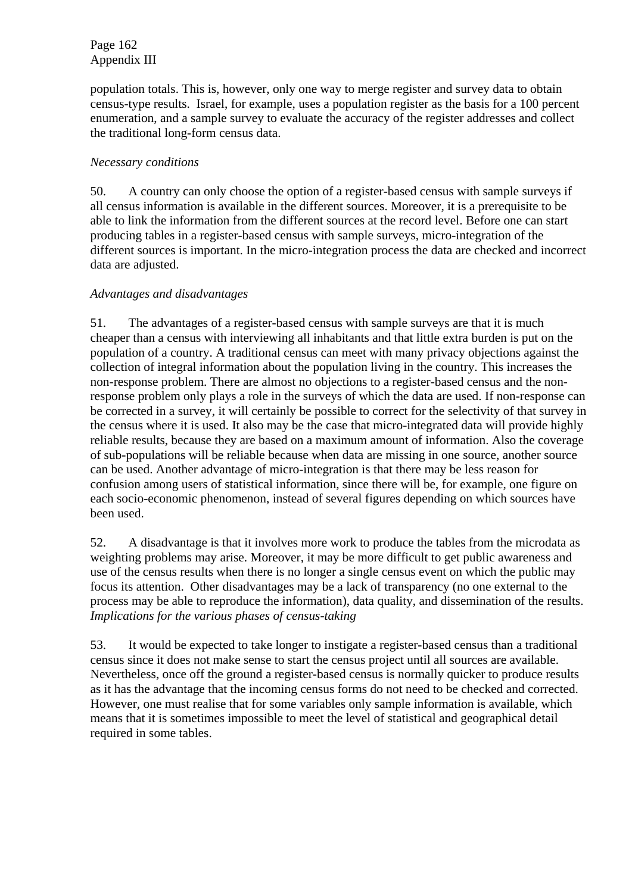population totals. This is, however, only one way to merge register and survey data to obtain census-type results. Israel, for example, uses a population register as the basis for a 100 percent enumeration, and a sample survey to evaluate the accuracy of the register addresses and collect the traditional long-form census data.

*Necessary conditions*

50. A country can only choose the option of a register-based census with sample surveys if all census information is available in the different sources. Moreover, it is a prerequisite to be able to link the information from the different sources at the record level. Before one can start producing tables in a register-based census with sample surveys, micro-integration of the different sources is important. In the micro-integration process the data are checked and incorrect data are adjusted.

*Advantages and disadvantages*

51. The advantages of a register-based census with sample surveys are that it is much cheaper than a census with interviewing all inhabitants and that little extra burden is put on the population of a country. A traditional census can meet with many privacy objections against the collection of integral information about the population living in the country. This increases the non-response problem. There are almost no objections to a register-based census and the non-response problem only plays a role in the surveys of which the data are used. If non-response can be corrected in a survey, it will certainly be possible to correct for the selectivity of that survey in the census where it is used. It also may be the case that micro-integrated data will provide highly reliable results, because they are based on a maximum amount of information. Also the coverage of sub-populations will be reliable because when data are missing in one source, another source can be used. Another advantage of micro-integration is that there may be less reason for confusion among users of statistical information, since there will be, for example, one figure on each socio-economic phenomenon, instead of several figures depending on which sources have been used.

52. A disadvantage is that it involves more work to produce the tables from the microdata as weighting problems may arise. Moreover, it may be more difficult to get public awareness and use of the census results when there is no longer a single census event on which the public may focus its attention. Other disadvantages may be a lack of transparency (no one external to the process may be able to reproduce the information), data quality, and dissemination of the results.

*Implications for the various phases of census-taking*

53. It would be expected to take longer to instigate a register-based census than a traditional census since it does not make sense to start the census project until all sources are available. Nevertheless, once off the ground a register-based census is normally quicker to produce results as it has the advantage that the incoming census forms do not need to be checked and corrected. However, one must realise that for some variables only sample information is available, which means that it is sometimes impossible to meet the level of statistical and geographical detail required in some tables.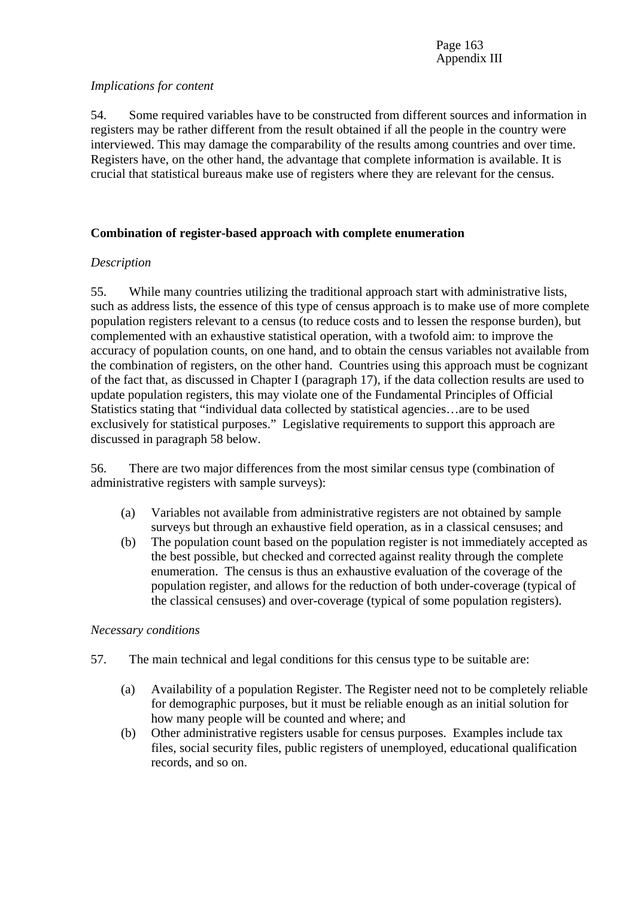*Implications for content*

54. Some required variables have to be constructed from different sources and information in registers may be rather different from the result obtained if all the people in the country were interviewed. This may damage the comparability of the results among countries and over time. Registers have, on the other hand, the advantage that complete information is available. It is crucial that statistical bureaus make use of registers where they are relevant for the census.

**Combination of register-based approach with complete enumeration**

*Description*

55. While many countries utilizing the traditional approach start with administrative lists, such as address lists, the essence of this type of census approach is to make use of more complete population registers relevant to a census (to reduce costs and to lessen the response burden), but complemented with an exhaustive statistical operation, with a twofold aim: to improve the accuracy of population counts, on one hand, and to obtain the census variables not available from the combination of registers, on the other hand. Countries using this approach must be cognizant of the fact that, as discussed in Chapter I (paragraph 17), if the data collection results are used to update population registers, this may violate one of the Fundamental Principles of Official Statistics stating that "individual data collected by statistical agencies…are to be used exclusively for statistical purposes." Legislative requirements to support this approach are discussed in paragraph 58 below.

56. There are two major differences from the most similar census type (combination of administrative registers with sample surveys):

(a) Variables not available from administrative registers are not obtained by sample surveys but through an exhaustive field operation, as in a classical censuses; and

(b) The population count based on the population register is not immediately accepted as the best possible, but checked and corrected against reality through the complete enumeration. The census is thus an exhaustive evaluation of the coverage of the population register, and allows for the reduction of both under-coverage (typical of the classical censuses) and over-coverage (typical of some population registers).

*Necessary conditions*

57. The main technical and legal conditions for this census type to be suitable are:

(a) Availability of a population Register. The Register need not to be completely reliable for demographic purposes, but it must be reliable enough as an initial solution for how many people will be counted and where; and

(b) Other administrative registers usable for census purposes. Examples include tax files, social security files, public registers of unemployed, educational qualification records, and so on.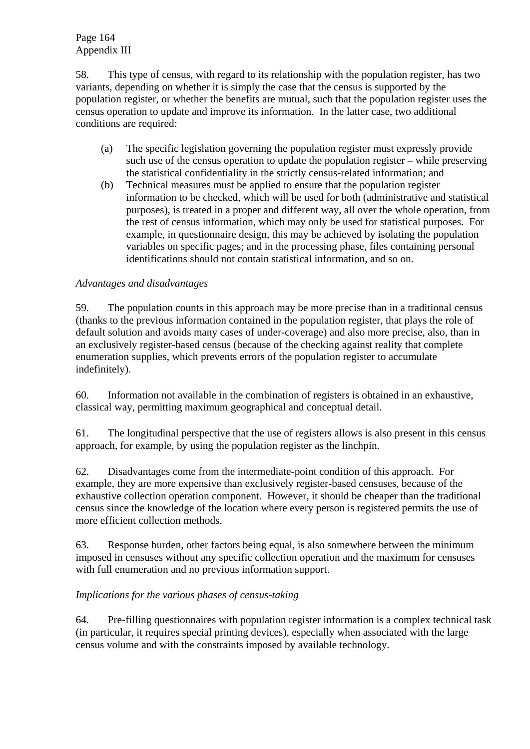58. This type of census, with regard to its relationship with the population register, has two variants, depending on whether it is simply the case that the census is supported by the population register, or whether the benefits are mutual, such that the population register uses the census operation to update and improve its information. In the latter case, two additional conditions are required:

(a) The specific legislation governing the population register must expressly provide such use of the census operation to update the population register – while preserving the statistical confidentiality in the strictly census-related information; and

(b) Technical measures must be applied to ensure that the population register information to be checked, which will be used for both (administrative and statistical purposes), is treated in a proper and different way, all over the whole operation, from the rest of census information, which may only be used for statistical purposes. For example, in questionnaire design, this may be achieved by isolating the population variables on specific pages; and in the processing phase, files containing personal identifications should not contain statistical information, and so on.

*Advantages and disadvantages*

59. The population counts in this approach may be more precise than in a traditional census (thanks to the previous information contained in the population register, that plays the role of default solution and avoids many cases of under-coverage) and also more precise, also, than in an exclusively register-based census (because of the checking against reality that complete enumeration supplies, which prevents errors of the population register to accumulate indefinitely).

60. Information not available in the combination of registers is obtained in an exhaustive, classical way, permitting maximum geographical and conceptual detail.

61. The longitudinal perspective that the use of registers allows is also present in this census approach, for example, by using the population register as the linchpin.

62. Disadvantages come from the intermediate-point condition of this approach. For example, they are more expensive than exclusively register-based censuses, because of the exhaustive collection operation component. However, it should be cheaper than the traditional census since the knowledge of the location where every person is registered permits the use of more efficient collection methods.

63. Response burden, other factors being equal, is also somewhere between the minimum imposed in censuses without any specific collection operation and the maximum for censuses with full enumeration and no previous information support.

*Implications for the various phases of census-taking*

64. Pre-filling questionnaires with population register information is a complex technical task (in particular, it requires special printing devices), especially when associated with the large census volume and with the constraints imposed by available technology.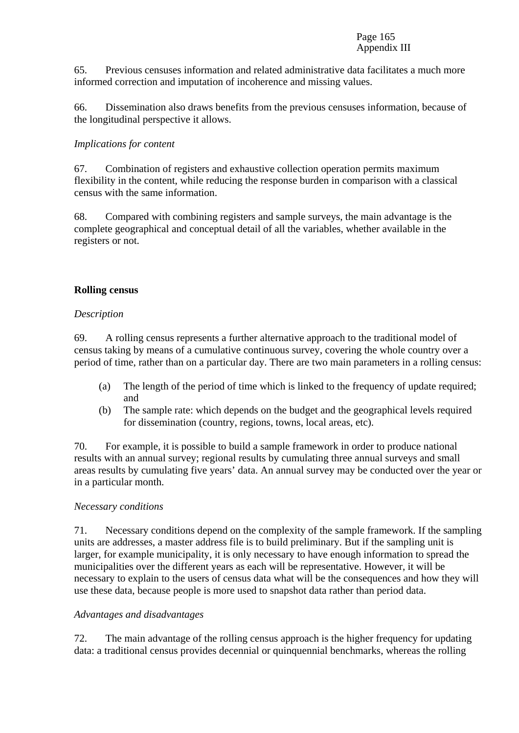65. Previous censuses information and related administrative data facilitates a much more informed correction and imputation of incoherence and missing values.

66. Dissemination also draws benefits from the previous censuses information, because of the longitudinal perspective it allows.

*Implications for content*

67. Combination of registers and exhaustive collection operation permits maximum flexibility in the content, while reducing the response burden in comparison with a classical census with the same information.

68. Compared with combining registers and sample surveys, the main advantage is the complete geographical and conceptual detail of all the variables, whether available in the registers or not.

**Rolling census**

*Description*

69. A rolling census represents a further alternative approach to the traditional model of census taking by means of a cumulative continuous survey, covering the whole country over a period of time, rather than on a particular day. There are two main parameters in a rolling census:

(a) The length of the period of time which is linked to the frequency of update required; and

(b) The sample rate: which depends on the budget and the geographical levels required for dissemination (country, regions, towns, local areas, etc).

70. For example, it is possible to build a sample framework in order to produce national results with an annual survey; regional results by cumulating three annual surveys and small areas results by cumulating five years' data. An annual survey may be conducted over the year or in a particular month.

*Necessary conditions*

71. Necessary conditions depend on the complexity of the sample framework. If the sampling units are addresses, a master address file is to build preliminary. But if the sampling unit is larger, for example municipality, it is only necessary to have enough information to spread the municipalities over the different years as each will be representative. However, it will be necessary to explain to the users of census data what will be the consequences and how they will use these data, because people is more used to snapshot data rather than period data.

*Advantages and disadvantages*

72. The main advantage of the rolling census approach is the higher frequency for updating data: a traditional census provides decennial or quinquennial benchmarks, whereas the rolling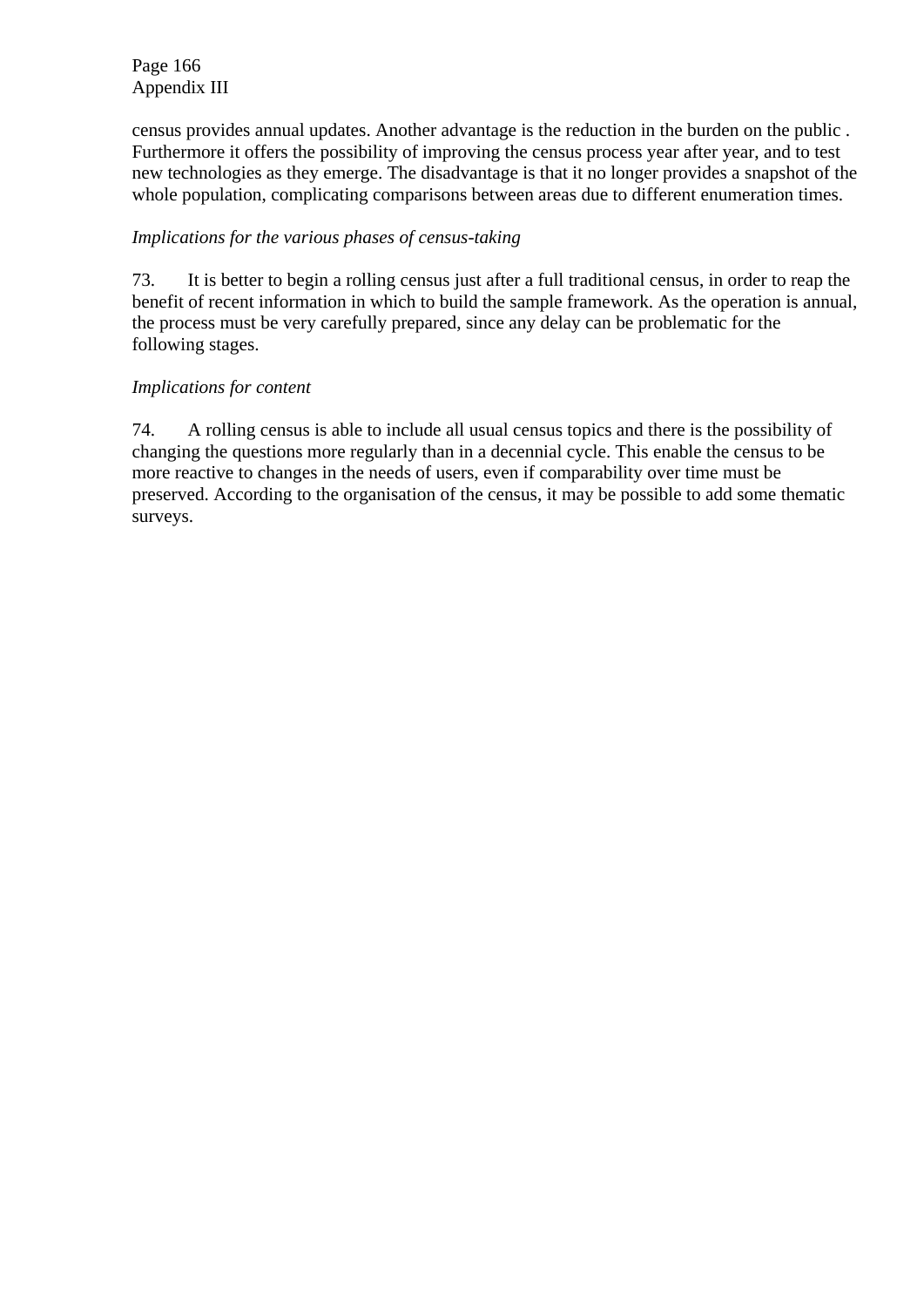census provides annual updates. Another advantage is the reduction in the burden on the public . Furthermore it offers the possibility of improving the census process year after year, and to test new technologies as they emerge. The disadvantage is that it no longer provides a snapshot of the whole population, complicating comparisons between areas due to different enumeration times.

*Implications for the various phases of census-taking*

73. It is better to begin a rolling census just after a full traditional census, in order to reap the benefit of recent information in which to build the sample framework. As the operation is annual, the process must be very carefully prepared, since any delay can be problematic for the following stages.

*Implications for content*

74. A rolling census is able to include all usual census topics and there is the possibility of changing the questions more regularly than in a decennial cycle. This enable the census to be more reactive to changes in the needs of users, even if comparability over time must be preserved. According to the organisation of the census, it may be possible to add some thematic surveys.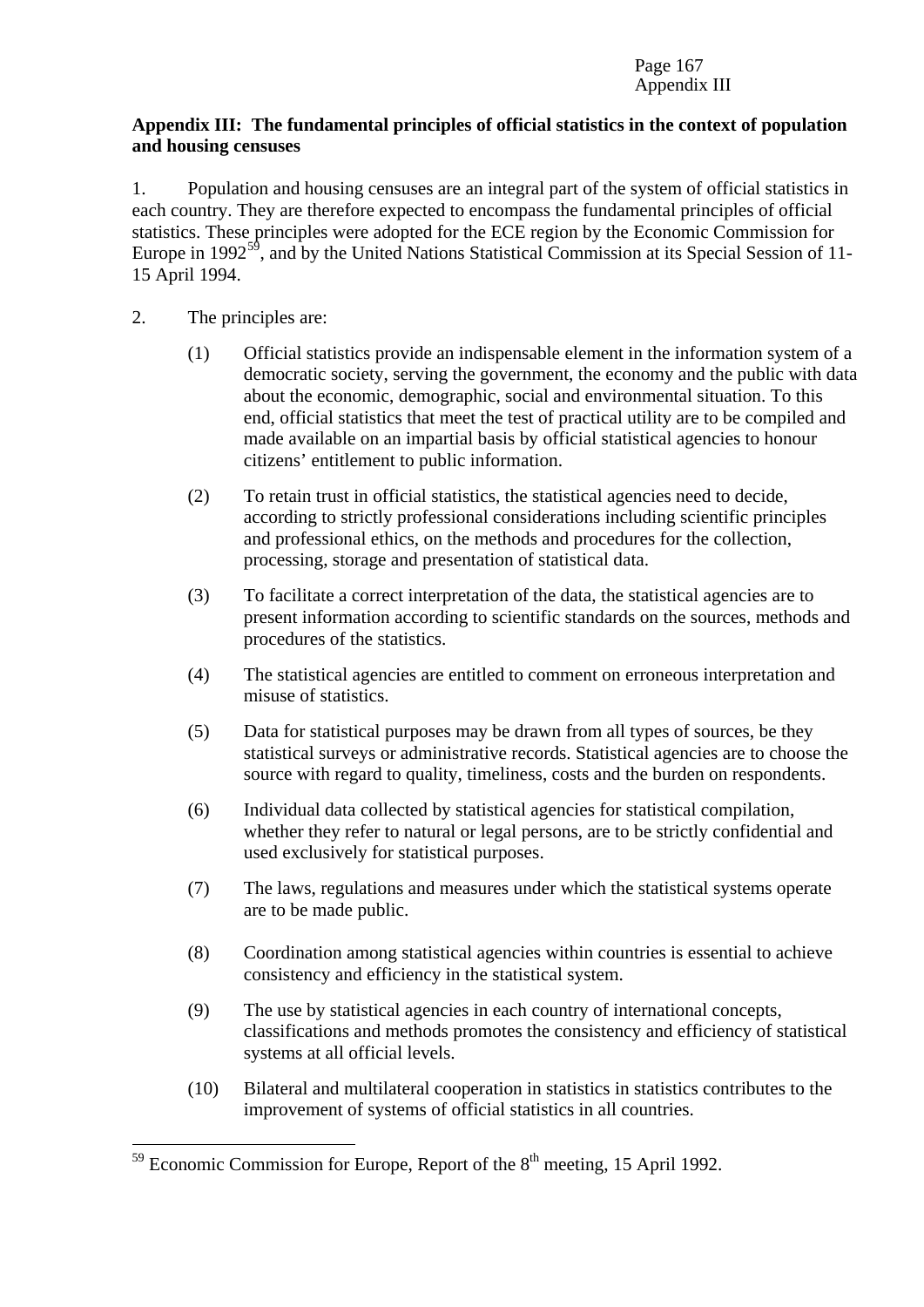**Appendix III: The fundamental principles of official statistics in the context of population and housing censuses**

1. Population and housing censuses are an integral part of the system of official statistics in each country. They are therefore expected to encompass the fundamental principles of official statistics. These principles were adopted for the ECE region by the Economic Commission for Europe in 1992[59], and by the United Nations Statistical Commission at its Special Session of 11-15 April 1994.

2. The principles are:

(1) Official statistics provide an indispensable element in the information system of a democratic society, serving the government, the economy and the public with data about the economic, demographic, social and environmental situation. To this end, official statistics that meet the test of practical utility are to be compiled and made available on an impartial basis by official statistical agencies to honour citizens' entitlement to public information.

(2) To retain trust in official statistics, the statistical agencies need to decide, according to strictly professional considerations including scientific principles and professional ethics, on the methods and procedures for the collection, processing, storage and presentation of statistical data.

(3) To facilitate a correct interpretation of the data, the statistical agencies are to present information according to scientific standards on the sources, methods and procedures of the statistics.

(4) The statistical agencies are entitled to comment on erroneous interpretation and misuse of statistics.

(5) Data for statistical purposes may be drawn from all types of sources, be they statistical surveys or administrative records. Statistical agencies are to choose the source with regard to quality, timeliness, costs and the burden on respondents.

(6) Individual data collected by statistical agencies for statistical compilation, whether they refer to natural or legal persons, are to be strictly confidential and used exclusively for statistical purposes.

(7) The laws, regulations and measures under which the statistical systems operate are to be made public.

(8) Coordination among statistical agencies within countries is essential to achieve consistency and efficiency in the statistical system.

(9) The use by statistical agencies in each country of international concepts, classifications and methods promotes the consistency and efficiency of statistical systems at all official levels.

(10) Bilateral and multilateral cooperation in statistics in statistics contributes to the improvement of systems of official statistics in all countries.

---

[59] Economic Commission for Europe, Report of the 8th meeting, 15 April 1992.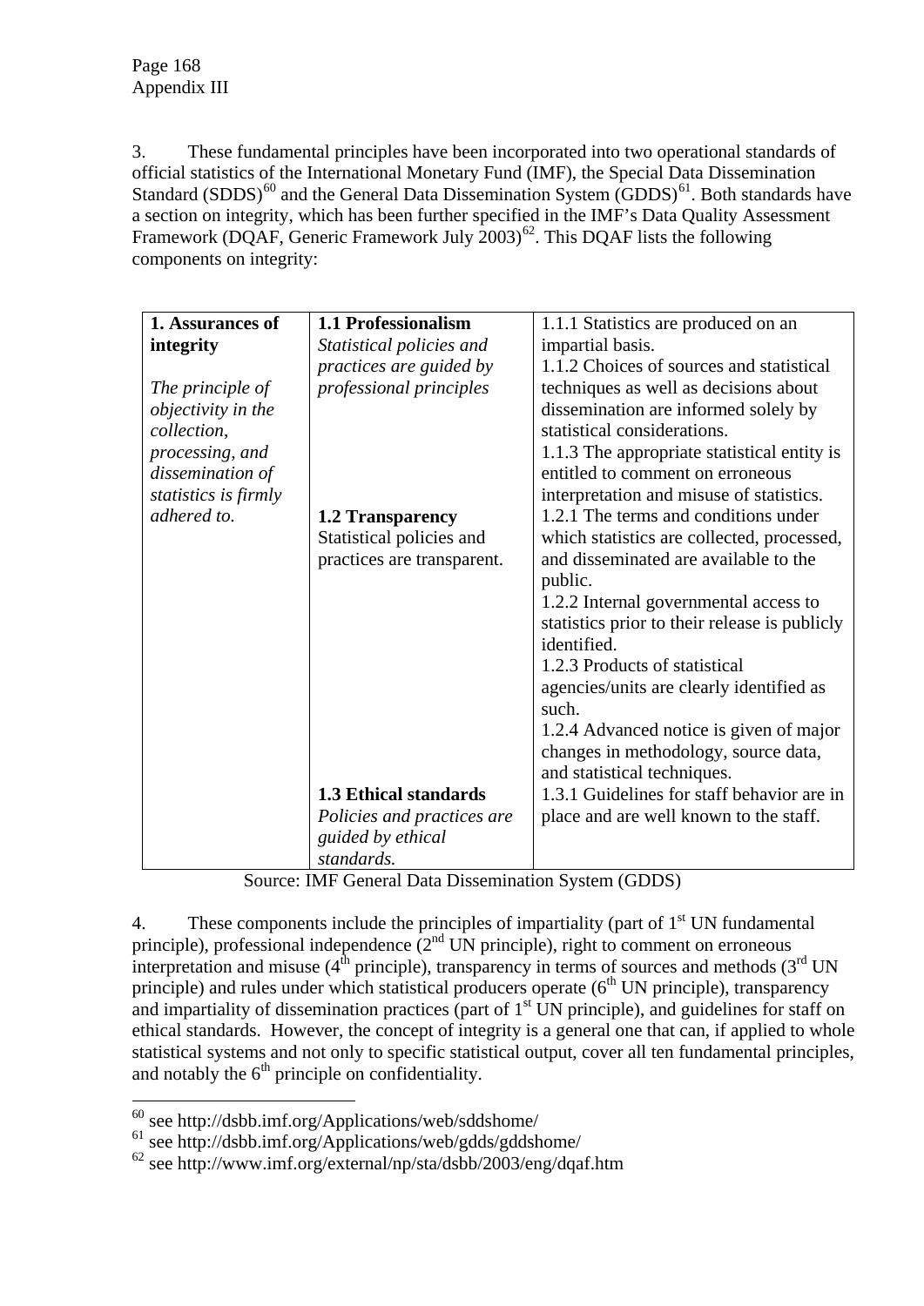Appendix III

3. These fundamental principles have been incorporated into two operational standards of official statistics of the International Monetary Fund (IMF), the Special Data Dissemination Standard (SDDS)[60] and the General Data Dissemination System (GDDS)[61]. Both standards have a section on integrity, which has been further specified in the IMF's Data Quality Assessment Framework (DQAF, Generic Framework July 2003)[62]. This DQAF lists the following components on integrity:

| **1. Assurances of integrity**<br><br>*The principle of objectivity in the collection, processing, and dissemination of statistics is firmly adhered to.* | **1.1 Professionalism**<br>*Statistical policies and practices are guided by professional principles* | 1.1.1 Statistics are produced on an impartial basis.<br>1.1.2 Choices of sources and statistical techniques as well as decisions about dissemination are informed solely by statistical considerations.<br>1.1.3 The appropriate statistical entity is entitled to comment on erroneous interpretation and misuse of statistics. |
|---|---|---|
| | **1.2 Transparency**<br>Statistical policies and practices are transparent. | 1.2.1 The terms and conditions under which statistics are collected, processed, and disseminated are available to the public.<br>1.2.2 Internal governmental access to statistics prior to their release is publicly identified.<br>1.2.3 Products of statistical agencies/units are clearly identified as such.<br>1.2.4 Advanced notice is given of major changes in methodology, source data, and statistical techniques. |
| | **1.3 Ethical standards**<br>*Policies and practices are guided by ethical standards.* | 1.3.1 Guidelines for staff behavior are in place and are well known to the staff. |

Source: IMF General Data Dissemination System (GDDS)

4. These components include the principles of impartiality (part of 1st UN fundamental principle), professional independence (2nd UN principle), right to comment on erroneous interpretation and misuse (4th principle), transparency in terms of sources and methods (3rd UN principle) and rules under which statistical producers operate (6th UN principle), transparency and impartiality of dissemination practices (part of 1st UN principle), and guidelines for staff on ethical standards. However, the concept of integrity is a general one that can, if applied to whole statistical systems and not only to specific statistical output, cover all ten fundamental principles, and notably the 6th principle on confidentiality.

[60] see http://dsbb.imf.org/Applications/web/sddshome/

[61] see http://dsbb.imf.org/Applications/web/gdds/gddshome/

[62] see http://www.imf.org/external/np/sta/dsbb/2003/eng/dqaf.htm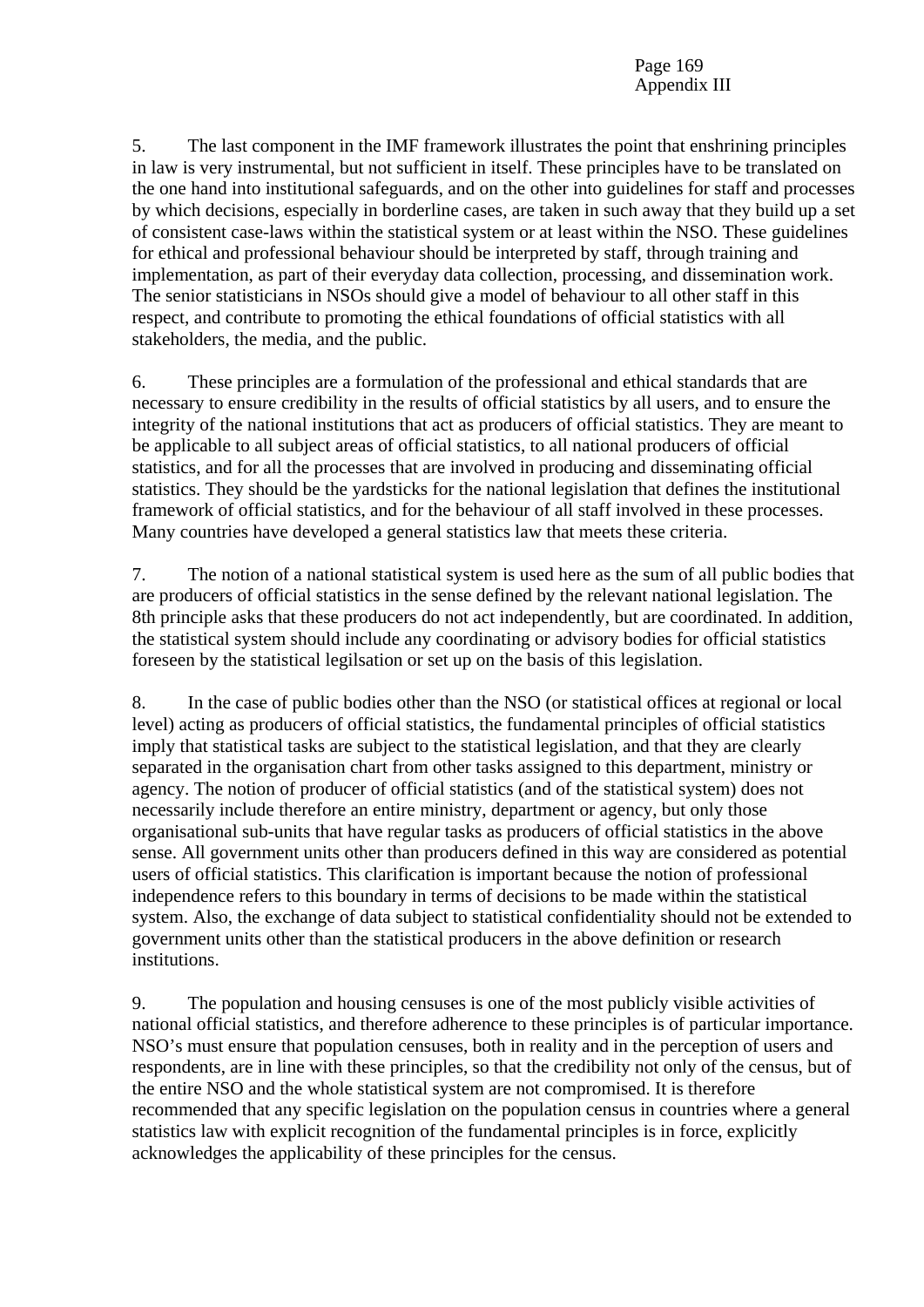5. The last component in the IMF framework illustrates the point that enshrining principles in law is very instrumental, but not sufficient in itself. These principles have to be translated on the one hand into institutional safeguards, and on the other into guidelines for staff and processes by which decisions, especially in borderline cases, are taken in such away that they build up a set of consistent case-laws within the statistical system or at least within the NSO. These guidelines for ethical and professional behaviour should be interpreted by staff, through training and implementation, as part of their everyday data collection, processing, and dissemination work. The senior statisticians in NSOs should give a model of behaviour to all other staff in this respect, and contribute to promoting the ethical foundations of official statistics with all stakeholders, the media, and the public.

6. These principles are a formulation of the professional and ethical standards that are necessary to ensure credibility in the results of official statistics by all users, and to ensure the integrity of the national institutions that act as producers of official statistics. They are meant to be applicable to all subject areas of official statistics, to all national producers of official statistics, and for all the processes that are involved in producing and disseminating official statistics. They should be the yardsticks for the national legislation that defines the institutional framework of official statistics, and for the behaviour of all staff involved in these processes. Many countries have developed a general statistics law that meets these criteria.

7. The notion of a national statistical system is used here as the sum of all public bodies that are producers of official statistics in the sense defined by the relevant national legislation. The 8th principle asks that these producers do not act independently, but are coordinated. In addition, the statistical system should include any coordinating or advisory bodies for official statistics foreseen by the statistical legilsation or set up on the basis of this legislation.

8. In the case of public bodies other than the NSO (or statistical offices at regional or local level) acting as producers of official statistics, the fundamental principles of official statistics imply that statistical tasks are subject to the statistical legislation, and that they are clearly separated in the organisation chart from other tasks assigned to this department, ministry or agency. The notion of producer of official statistics (and of the statistical system) does not necessarily include therefore an entire ministry, department or agency, but only those organisational sub-units that have regular tasks as producers of official statistics in the above sense. All government units other than producers defined in this way are considered as potential users of official statistics. This clarification is important because the notion of professional independence refers to this boundary in terms of decisions to be made within the statistical system. Also, the exchange of data subject to statistical confidentiality should not be extended to government units other than the statistical producers in the above definition or research institutions.

9. The population and housing censuses is one of the most publicly visible activities of national official statistics, and therefore adherence to these principles is of particular importance. NSO's must ensure that population censuses, both in reality and in the perception of users and respondents, are in line with these principles, so that the credibility not only of the census, but of the entire NSO and the whole statistical system are not compromised. It is therefore recommended that any specific legislation on the population census in countries where a general statistics law with explicit recognition of the fundamental principles is in force, explicitly acknowledges the applicability of these principles for the census.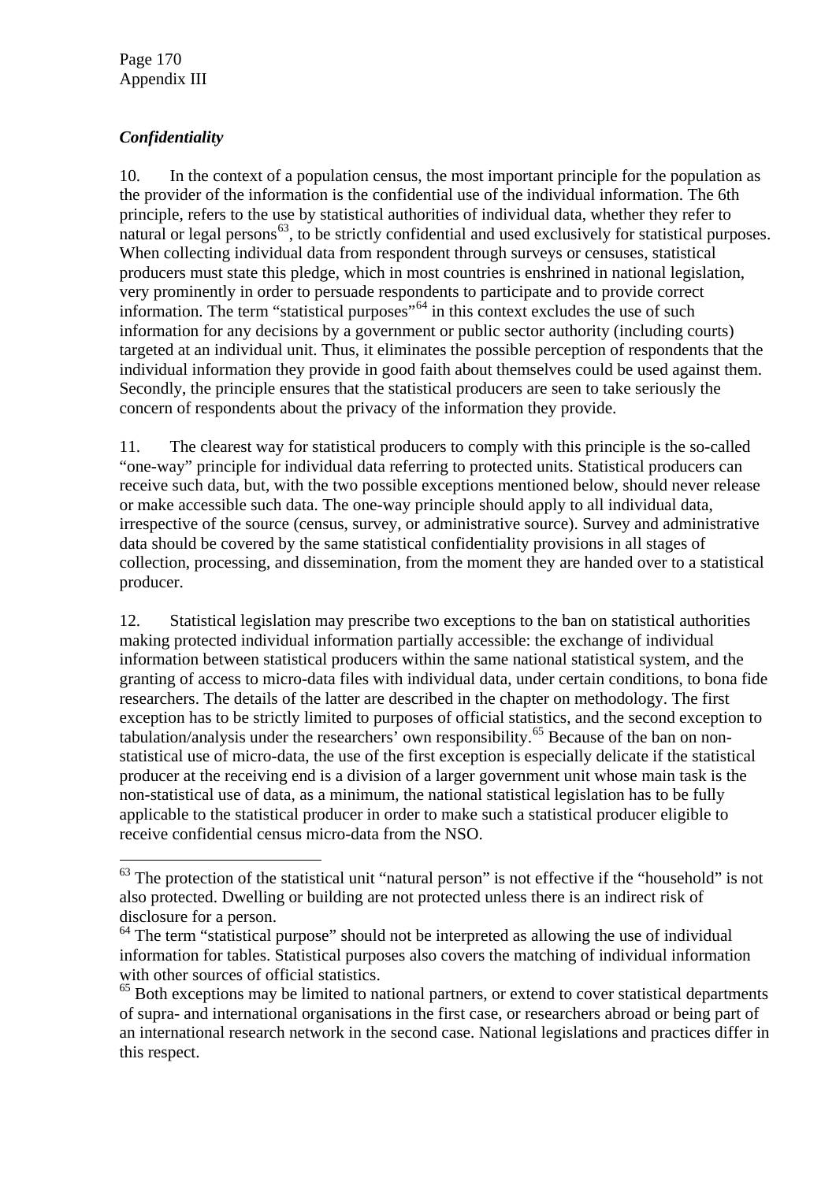***Confidentiality***

10. In the context of a population census, the most important principle for the population as the provider of the information is the confidential use of the individual information. The 6th principle, refers to the use by statistical authorities of individual data, whether they refer to natural or legal persons[63], to be strictly confidential and used exclusively for statistical purposes. When collecting individual data from respondent through surveys or censuses, statistical producers must state this pledge, which in most countries is enshrined in national legislation, very prominently in order to persuade respondents to participate and to provide correct information. The term "statistical purposes"[64] in this context excludes the use of such information for any decisions by a government or public sector authority (including courts) targeted at an individual unit. Thus, it eliminates the possible perception of respondents that the individual information they provide in good faith about themselves could be used against them. Secondly, the principle ensures that the statistical producers are seen to take seriously the concern of respondents about the privacy of the information they provide.

11. The clearest way for statistical producers to comply with this principle is the so-called "one-way" principle for individual data referring to protected units. Statistical producers can receive such data, but, with the two possible exceptions mentioned below, should never release or make accessible such data. The one-way principle should apply to all individual data, irrespective of the source (census, survey, or administrative source). Survey and administrative data should be covered by the same statistical confidentiality provisions in all stages of collection, processing, and dissemination, from the moment they are handed over to a statistical producer.

12. Statistical legislation may prescribe two exceptions to the ban on statistical authorities making protected individual information partially accessible: the exchange of individual information between statistical producers within the same national statistical system, and the granting of access to micro-data files with individual data, under certain conditions, to bona fide researchers. The details of the latter are described in the chapter on methodology. The first exception has to be strictly limited to purposes of official statistics, and the second exception to tabulation/analysis under the researchers' own responsibility.[65] Because of the ban on non-statistical use of micro-data, the use of the first exception is especially delicate if the statistical producer at the receiving end is a division of a larger government unit whose main task is the non-statistical use of data, as a minimum, the national statistical legislation has to be fully applicable to the statistical producer in order to make such a statistical producer eligible to receive confidential census micro-data from the NSO.

---

[63] The protection of the statistical unit "natural person" is not effective if the "household" is not also protected. Dwelling or building are not protected unless there is an indirect risk of disclosure for a person.

[64] The term "statistical purpose" should not be interpreted as allowing the use of individual information for tables. Statistical purposes also covers the matching of individual information with other sources of official statistics.

[65] Both exceptions may be limited to national partners, or extend to cover statistical departments of supra- and international organisations in the first case, or researchers abroad or being part of an international research network in the second case. National legislations and practices differ in this respect.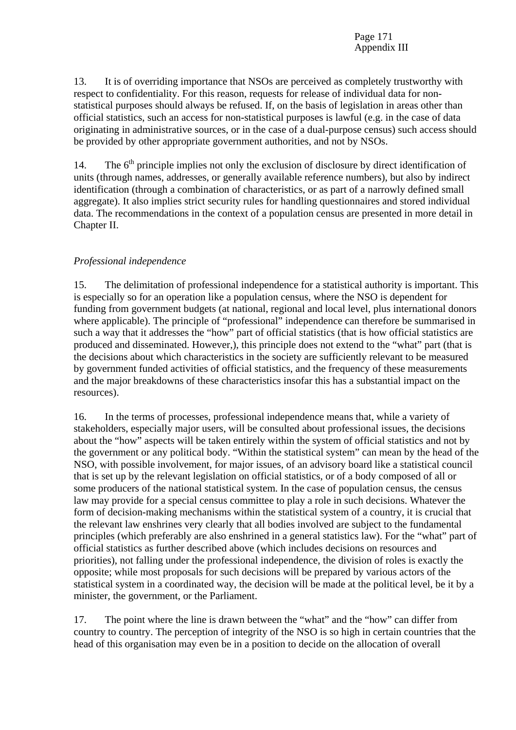13. It is of overriding importance that NSOs are perceived as completely trustworthy with respect to confidentiality. For this reason, requests for release of individual data for non-statistical purposes should always be refused. If, on the basis of legislation in areas other than official statistics, such an access for non-statistical purposes is lawful (e.g. in the case of data originating in administrative sources, or in the case of a dual-purpose census) such access should be provided by other appropriate government authorities, and not by NSOs.

14. The 6th principle implies not only the exclusion of disclosure by direct identification of units (through names, addresses, or generally available reference numbers), but also by indirect identification (through a combination of characteristics, or as part of a narrowly defined small aggregate). It also implies strict security rules for handling questionnaires and stored individual data. The recommendations in the context of a population census are presented in more detail in Chapter II.

*Professional independence*

15. The delimitation of professional independence for a statistical authority is important. This is especially so for an operation like a population census, where the NSO is dependent for funding from government budgets (at national, regional and local level, plus international donors where applicable). The principle of "professional" independence can therefore be summarised in such a way that it addresses the "how" part of official statistics (that is how official statistics are produced and disseminated. However,), this principle does not extend to the "what" part (that is the decisions about which characteristics in the society are sufficiently relevant to be measured by government funded activities of official statistics, and the frequency of these measurements and the major breakdowns of these characteristics insofar this has a substantial impact on the resources).

16. In the terms of processes, professional independence means that, while a variety of stakeholders, especially major users, will be consulted about professional issues, the decisions about the "how" aspects will be taken entirely within the system of official statistics and not by the government or any political body. "Within the statistical system" can mean by the head of the NSO, with possible involvement, for major issues, of an advisory board like a statistical council that is set up by the relevant legislation on official statistics, or of a body composed of all or some producers of the national statistical system. In the case of population census, the census law may provide for a special census committee to play a role in such decisions. Whatever the form of decision-making mechanisms within the statistical system of a country, it is crucial that the relevant law enshrines very clearly that all bodies involved are subject to the fundamental principles (which preferably are also enshrined in a general statistics law). For the "what" part of official statistics as further described above (which includes decisions on resources and priorities), not falling under the professional independence, the division of roles is exactly the opposite; while most proposals for such decisions will be prepared by various actors of the statistical system in a coordinated way, the decision will be made at the political level, be it by a minister, the government, or the Parliament.

17. The point where the line is drawn between the "what" and the "how" can differ from country to country. The perception of integrity of the NSO is so high in certain countries that the head of this organisation may even be in a position to decide on the allocation of overall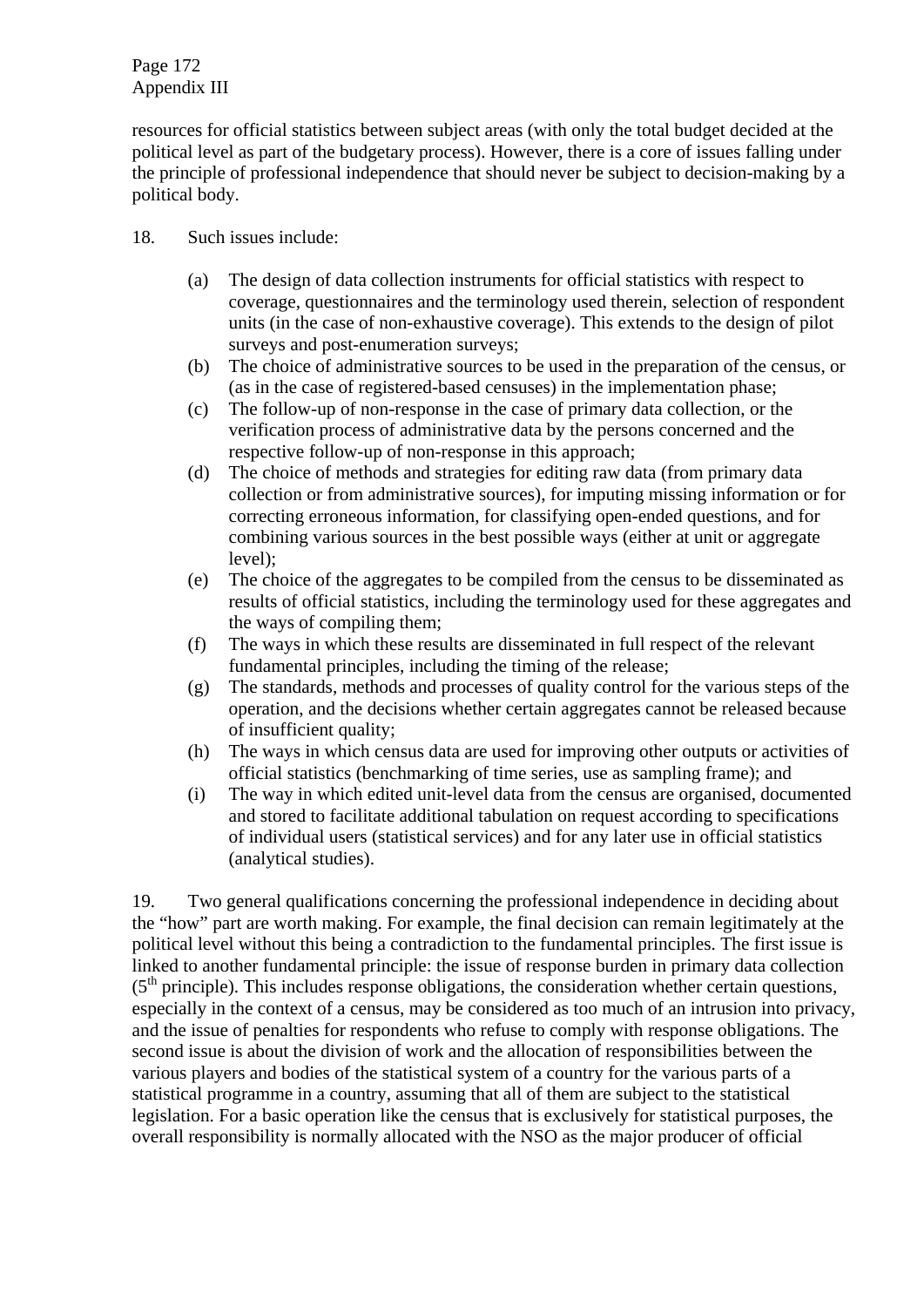resources for official statistics between subject areas (with only the total budget decided at the political level as part of the budgetary process). However, there is a core of issues falling under the principle of professional independence that should never be subject to decision-making by a political body.

18. Such issues include:

(a) The design of data collection instruments for official statistics with respect to coverage, questionnaires and the terminology used therein, selection of respondent units (in the case of non-exhaustive coverage). This extends to the design of pilot surveys and post-enumeration surveys;
(b) The choice of administrative sources to be used in the preparation of the census, or (as in the case of registered-based censuses) in the implementation phase;
(c) The follow-up of non-response in the case of primary data collection, or the verification process of administrative data by the persons concerned and the respective follow-up of non-response in this approach;
(d) The choice of methods and strategies for editing raw data (from primary data collection or from administrative sources), for imputing missing information or for correcting erroneous information, for classifying open-ended questions, and for combining various sources in the best possible ways (either at unit or aggregate level);
(e) The choice of the aggregates to be compiled from the census to be disseminated as results of official statistics, including the terminology used for these aggregates and the ways of compiling them;
(f) The ways in which these results are disseminated in full respect of the relevant fundamental principles, including the timing of the release;
(g) The standards, methods and processes of quality control for the various steps of the operation, and the decisions whether certain aggregates cannot be released because of insufficient quality;
(h) The ways in which census data are used for improving other outputs or activities of official statistics (benchmarking of time series, use as sampling frame); and
(i) The way in which edited unit-level data from the census are organised, documented and stored to facilitate additional tabulation on request according to specifications of individual users (statistical services) and for any later use in official statistics (analytical studies).

19. Two general qualifications concerning the professional independence in deciding about the “how” part are worth making. For example, the final decision can remain legitimately at the political level without this being a contradiction to the fundamental principles. The first issue is linked to another fundamental principle: the issue of response burden in primary data collection (5th principle). This includes response obligations, the consideration whether certain questions, especially in the context of a census, may be considered as too much of an intrusion into privacy, and the issue of penalties for respondents who refuse to comply with response obligations. The second issue is about the division of work and the allocation of responsibilities between the various players and bodies of the statistical system of a country for the various parts of a statistical programme in a country, assuming that all of them are subject to the statistical legislation. For a basic operation like the census that is exclusively for statistical purposes, the overall responsibility is normally allocated with the NSO as the major producer of official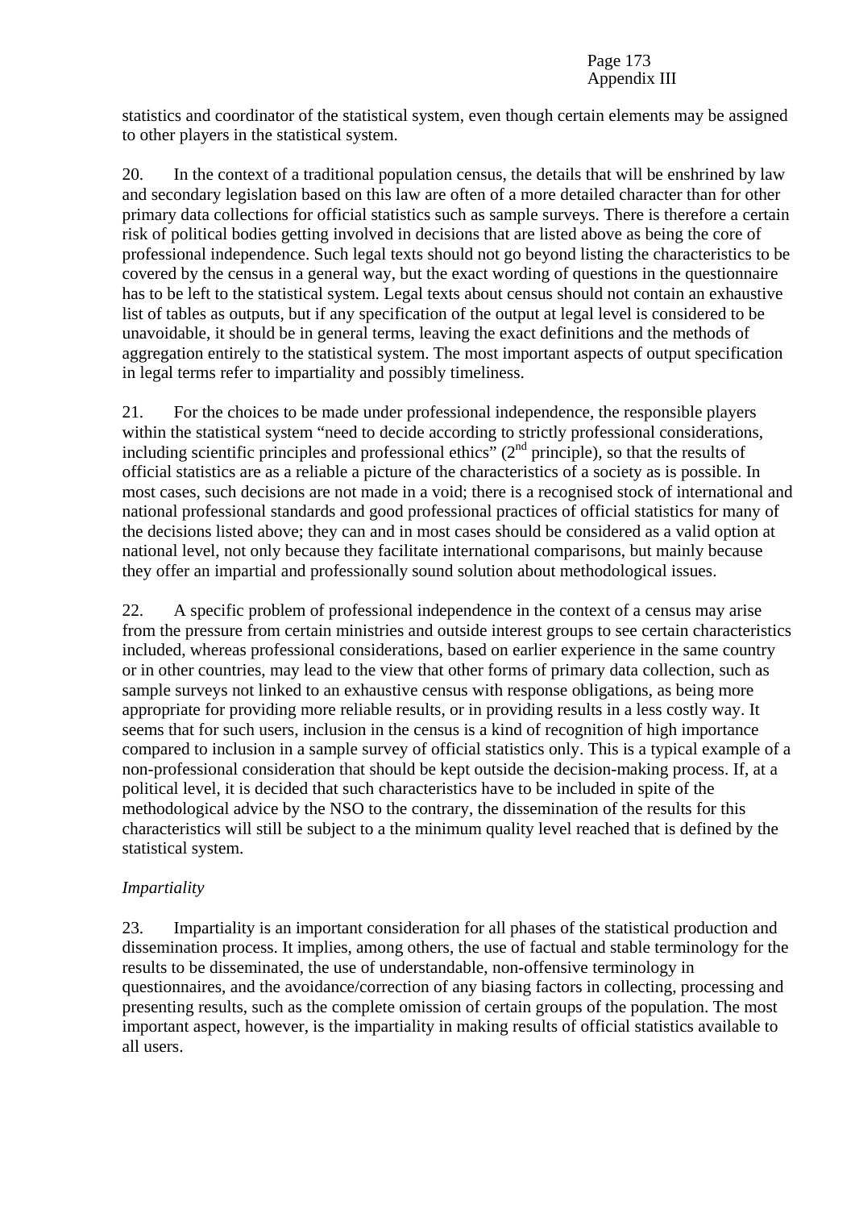statistics and coordinator of the statistical system, even though certain elements may be assigned to other players in the statistical system.

20. In the context of a traditional population census, the details that will be enshrined by law and secondary legislation based on this law are often of a more detailed character than for other primary data collections for official statistics such as sample surveys. There is therefore a certain risk of political bodies getting involved in decisions that are listed above as being the core of professional independence. Such legal texts should not go beyond listing the characteristics to be covered by the census in a general way, but the exact wording of questions in the questionnaire has to be left to the statistical system. Legal texts about census should not contain an exhaustive list of tables as outputs, but if any specification of the output at legal level is considered to be unavoidable, it should be in general terms, leaving the exact definitions and the methods of aggregation entirely to the statistical system. The most important aspects of output specification in legal terms refer to impartiality and possibly timeliness.

21. For the choices to be made under professional independence, the responsible players within the statistical system "need to decide according to strictly professional considerations, including scientific principles and professional ethics" (2nd principle), so that the results of official statistics are as a reliable a picture of the characteristics of a society as is possible. In most cases, such decisions are not made in a void; there is a recognised stock of international and national professional standards and good professional practices of official statistics for many of the decisions listed above; they can and in most cases should be considered as a valid option at national level, not only because they facilitate international comparisons, but mainly because they offer an impartial and professionally sound solution about methodological issues.

22. A specific problem of professional independence in the context of a census may arise from the pressure from certain ministries and outside interest groups to see certain characteristics included, whereas professional considerations, based on earlier experience in the same country or in other countries, may lead to the view that other forms of primary data collection, such as sample surveys not linked to an exhaustive census with response obligations, as being more appropriate for providing more reliable results, or in providing results in a less costly way. It seems that for such users, inclusion in the census is a kind of recognition of high importance compared to inclusion in a sample survey of official statistics only. This is a typical example of a non-professional consideration that should be kept outside the decision-making process. If, at a political level, it is decided that such characteristics have to be included in spite of the methodological advice by the NSO to the contrary, the dissemination of the results for this characteristics will still be subject to a the minimum quality level reached that is defined by the statistical system.

*Impartiality*

23. Impartiality is an important consideration for all phases of the statistical production and dissemination process. It implies, among others, the use of factual and stable terminology for the results to be disseminated, the use of understandable, non-offensive terminology in questionnaires, and the avoidance/correction of any biasing factors in collecting, processing and presenting results, such as the complete omission of certain groups of the population. The most important aspect, however, is the impartiality in making results of official statistics available to all users.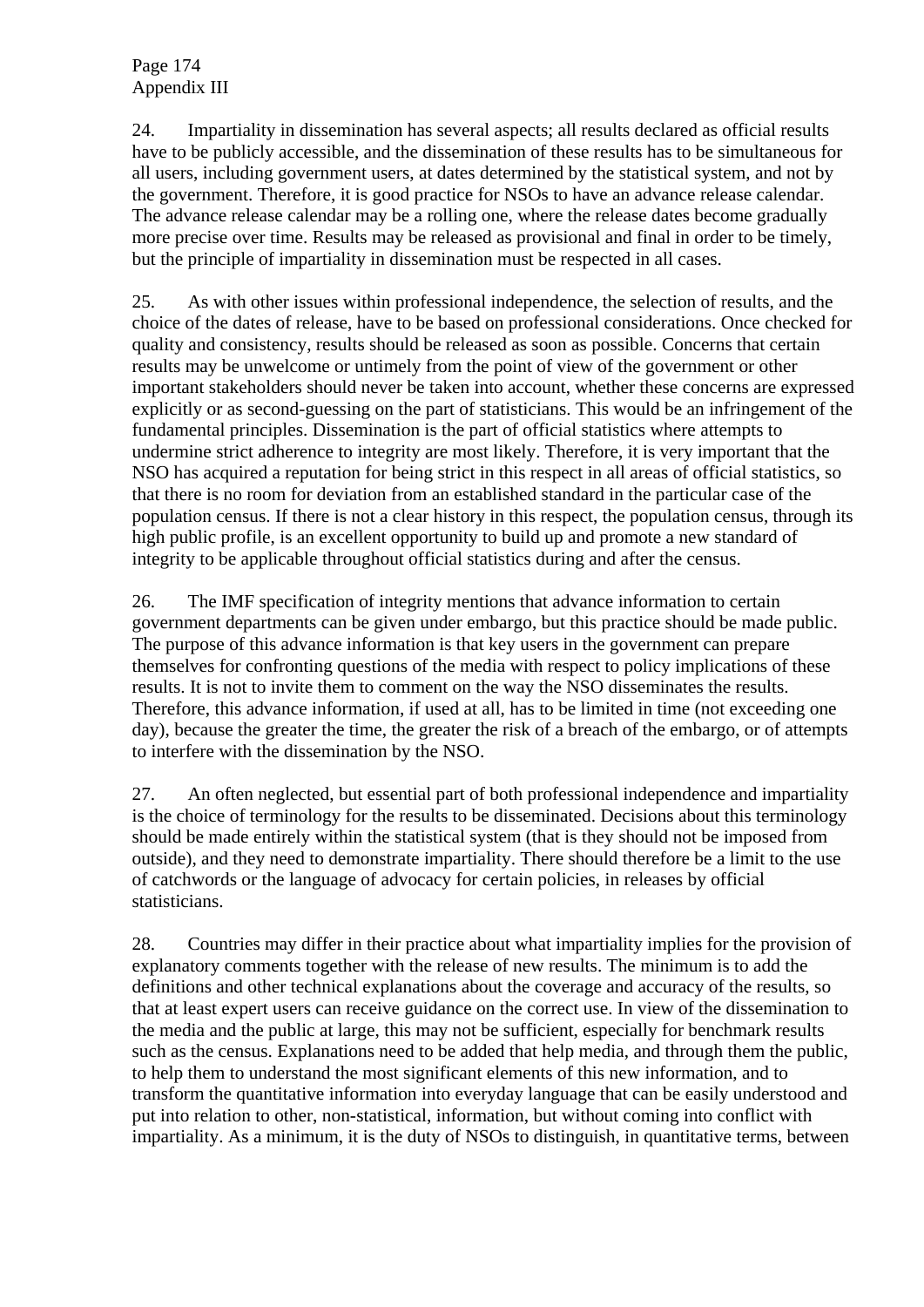24. Impartiality in dissemination has several aspects; all results declared as official results have to be publicly accessible, and the dissemination of these results has to be simultaneous for all users, including government users, at dates determined by the statistical system, and not by the government. Therefore, it is good practice for NSOs to have an advance release calendar. The advance release calendar may be a rolling one, where the release dates become gradually more precise over time. Results may be released as provisional and final in order to be timely, but the principle of impartiality in dissemination must be respected in all cases.

25. As with other issues within professional independence, the selection of results, and the choice of the dates of release, have to be based on professional considerations. Once checked for quality and consistency, results should be released as soon as possible. Concerns that certain results may be unwelcome or untimely from the point of view of the government or other important stakeholders should never be taken into account, whether these concerns are expressed explicitly or as second-guessing on the part of statisticians. This would be an infringement of the fundamental principles. Dissemination is the part of official statistics where attempts to undermine strict adherence to integrity are most likely. Therefore, it is very important that the NSO has acquired a reputation for being strict in this respect in all areas of official statistics, so that there is no room for deviation from an established standard in the particular case of the population census. If there is not a clear history in this respect, the population census, through its high public profile, is an excellent opportunity to build up and promote a new standard of integrity to be applicable throughout official statistics during and after the census.

26. The IMF specification of integrity mentions that advance information to certain government departments can be given under embargo, but this practice should be made public. The purpose of this advance information is that key users in the government can prepare themselves for confronting questions of the media with respect to policy implications of these results. It is not to invite them to comment on the way the NSO disseminates the results. Therefore, this advance information, if used at all, has to be limited in time (not exceeding one day), because the greater the time, the greater the risk of a breach of the embargo, or of attempts to interfere with the dissemination by the NSO.

27. An often neglected, but essential part of both professional independence and impartiality is the choice of terminology for the results to be disseminated. Decisions about this terminology should be made entirely within the statistical system (that is they should not be imposed from outside), and they need to demonstrate impartiality. There should therefore be a limit to the use of catchwords or the language of advocacy for certain policies, in releases by official statisticians.

28. Countries may differ in their practice about what impartiality implies for the provision of explanatory comments together with the release of new results. The minimum is to add the definitions and other technical explanations about the coverage and accuracy of the results, so that at least expert users can receive guidance on the correct use. In view of the dissemination to the media and the public at large, this may not be sufficient, especially for benchmark results such as the census. Explanations need to be added that help media, and through them the public, to help them to understand the most significant elements of this new information, and to transform the quantitative information into everyday language that can be easily understood and put into relation to other, non-statistical, information, but without coming into conflict with impartiality. As a minimum, it is the duty of NSOs to distinguish, in quantitative terms, between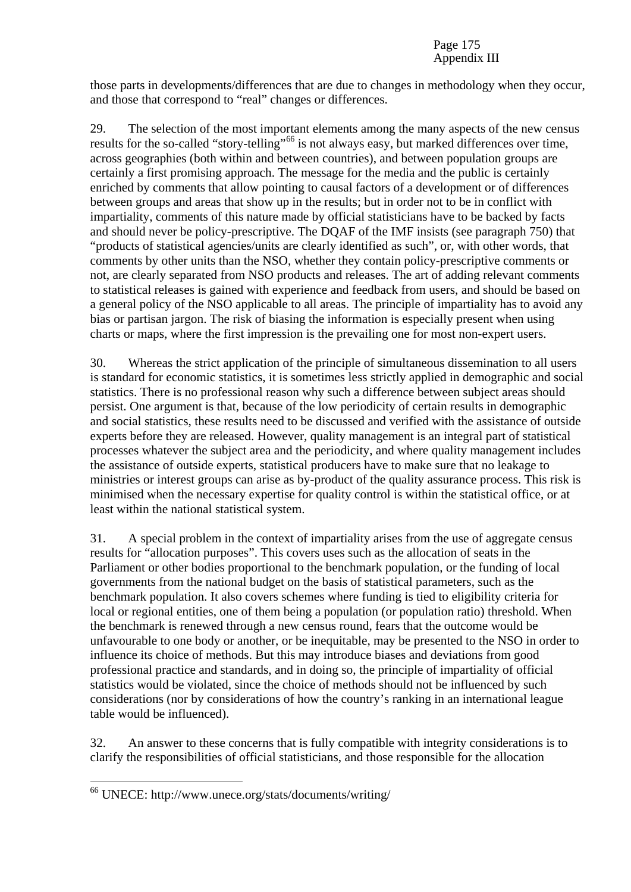those parts in developments/differences that are due to changes in methodology when they occur, and those that correspond to "real" changes or differences.

29. The selection of the most important elements among the many aspects of the new census results for the so-called "story-telling"[66] is not always easy, but marked differences over time, across geographies (both within and between countries), and between population groups are certainly a first promising approach. The message for the media and the public is certainly enriched by comments that allow pointing to causal factors of a development or of differences between groups and areas that show up in the results; but in order not to be in conflict with impartiality, comments of this nature made by official statisticians have to be backed by facts and should never be policy-prescriptive. The DQAF of the IMF insists (see paragraph 750) that "products of statistical agencies/units are clearly identified as such", or, with other words, that comments by other units than the NSO, whether they contain policy-prescriptive comments or not, are clearly separated from NSO products and releases. The art of adding relevant comments to statistical releases is gained with experience and feedback from users, and should be based on a general policy of the NSO applicable to all areas. The principle of impartiality has to avoid any bias or partisan jargon. The risk of biasing the information is especially present when using charts or maps, where the first impression is the prevailing one for most non-expert users.

30. Whereas the strict application of the principle of simultaneous dissemination to all users is standard for economic statistics, it is sometimes less strictly applied in demographic and social statistics. There is no professional reason why such a difference between subject areas should persist. One argument is that, because of the low periodicity of certain results in demographic and social statistics, these results need to be discussed and verified with the assistance of outside experts before they are released. However, quality management is an integral part of statistical processes whatever the subject area and the periodicity, and where quality management includes the assistance of outside experts, statistical producers have to make sure that no leakage to ministries or interest groups can arise as by-product of the quality assurance process. This risk is minimised when the necessary expertise for quality control is within the statistical office, or at least within the national statistical system.

31. A special problem in the context of impartiality arises from the use of aggregate census results for "allocation purposes". This covers uses such as the allocation of seats in the Parliament or other bodies proportional to the benchmark population, or the funding of local governments from the national budget on the basis of statistical parameters, such as the benchmark population. It also covers schemes where funding is tied to eligibility criteria for local or regional entities, one of them being a population (or population ratio) threshold. When the benchmark is renewed through a new census round, fears that the outcome would be unfavourable to one body or another, or be inequitable, may be presented to the NSO in order to influence its choice of methods. But this may introduce biases and deviations from good professional practice and standards, and in doing so, the principle of impartiality of official statistics would be violated, since the choice of methods should not be influenced by such considerations (nor by considerations of how the country's ranking in an international league table would be influenced).

32. An answer to these concerns that is fully compatible with integrity considerations is to clarify the responsibilities of official statisticians, and those responsible for the allocation

---

[66] UNECE: http://www.unece.org/stats/documents/writing/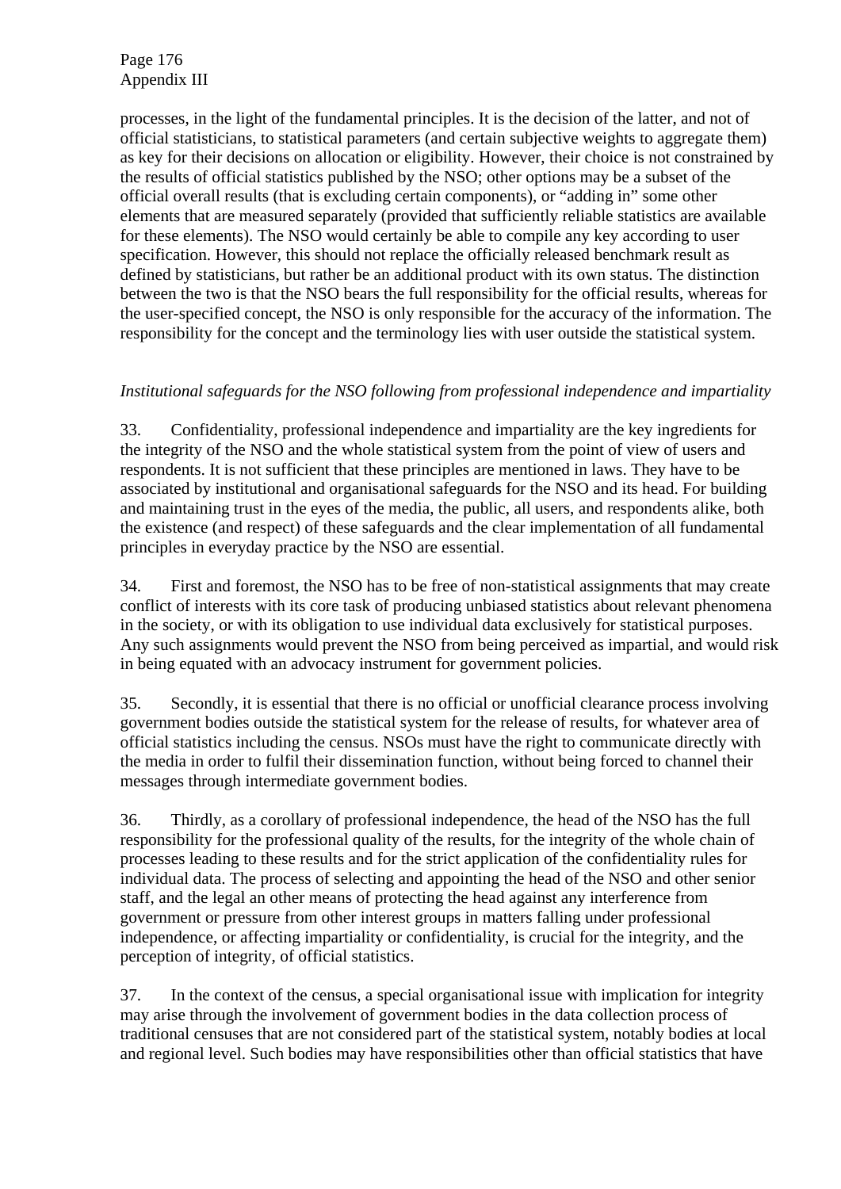processes, in the light of the fundamental principles. It is the decision of the latter, and not of official statisticians, to statistical parameters (and certain subjective weights to aggregate them) as key for their decisions on allocation or eligibility. However, their choice is not constrained by the results of official statistics published by the NSO; other options may be a subset of the official overall results (that is excluding certain components), or "adding in" some other elements that are measured separately (provided that sufficiently reliable statistics are available for these elements). The NSO would certainly be able to compile any key according to user specification. However, this should not replace the officially released benchmark result as defined by statisticians, but rather be an additional product with its own status. The distinction between the two is that the NSO bears the full responsibility for the official results, whereas for the user-specified concept, the NSO is only responsible for the accuracy of the information. The responsibility for the concept and the terminology lies with user outside the statistical system.

*Institutional safeguards for the NSO following from professional independence and impartiality*

33. Confidentiality, professional independence and impartiality are the key ingredients for the integrity of the NSO and the whole statistical system from the point of view of users and respondents. It is not sufficient that these principles are mentioned in laws. They have to be associated by institutional and organisational safeguards for the NSO and its head. For building and maintaining trust in the eyes of the media, the public, all users, and respondents alike, both the existence (and respect) of these safeguards and the clear implementation of all fundamental principles in everyday practice by the NSO are essential.

34. First and foremost, the NSO has to be free of non-statistical assignments that may create conflict of interests with its core task of producing unbiased statistics about relevant phenomena in the society, or with its obligation to use individual data exclusively for statistical purposes. Any such assignments would prevent the NSO from being perceived as impartial, and would risk in being equated with an advocacy instrument for government policies.

35. Secondly, it is essential that there is no official or unofficial clearance process involving government bodies outside the statistical system for the release of results, for whatever area of official statistics including the census. NSOs must have the right to communicate directly with the media in order to fulfil their dissemination function, without being forced to channel their messages through intermediate government bodies.

36. Thirdly, as a corollary of professional independence, the head of the NSO has the full responsibility for the professional quality of the results, for the integrity of the whole chain of processes leading to these results and for the strict application of the confidentiality rules for individual data. The process of selecting and appointing the head of the NSO and other senior staff, and the legal an other means of protecting the head against any interference from government or pressure from other interest groups in matters falling under professional independence, or affecting impartiality or confidentiality, is crucial for the integrity, and the perception of integrity, of official statistics.

37. In the context of the census, a special organisational issue with implication for integrity may arise through the involvement of government bodies in the data collection process of traditional censuses that are not considered part of the statistical system, notably bodies at local and regional level. Such bodies may have responsibilities other than official statistics that have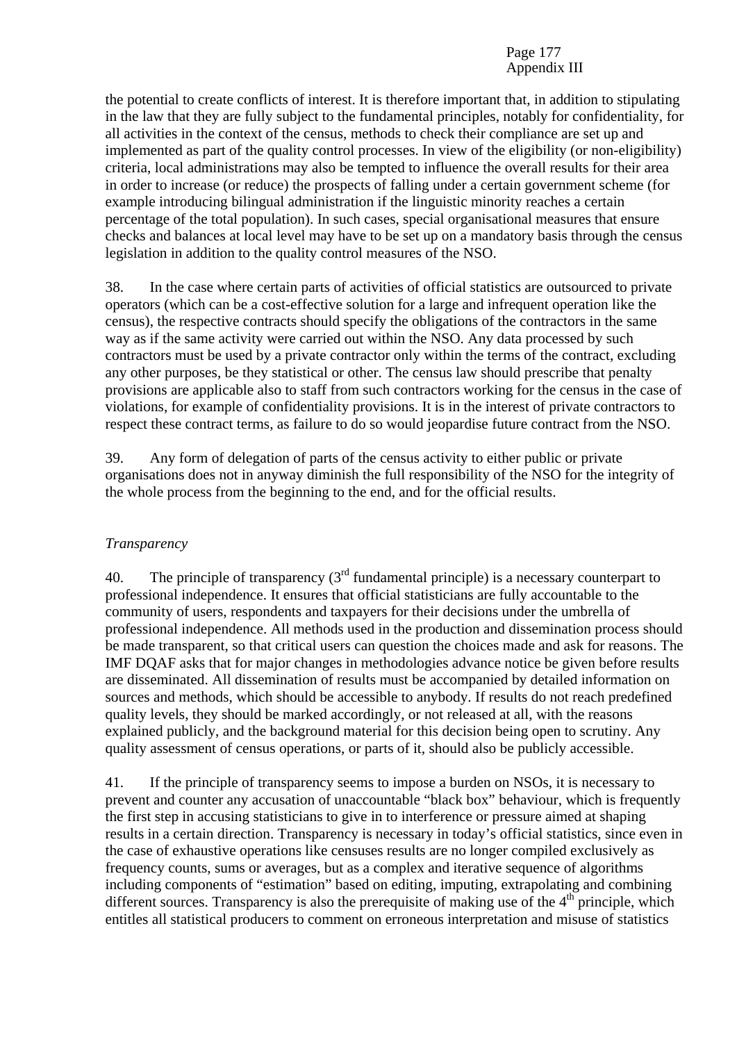the potential to create conflicts of interest. It is therefore important that, in addition to stipulating in the law that they are fully subject to the fundamental principles, notably for confidentiality, for all activities in the context of the census, methods to check their compliance are set up and implemented as part of the quality control processes. In view of the eligibility (or non-eligibility) criteria, local administrations may also be tempted to influence the overall results for their area in order to increase (or reduce) the prospects of falling under a certain government scheme (for example introducing bilingual administration if the linguistic minority reaches a certain percentage of the total population). In such cases, special organisational measures that ensure checks and balances at local level may have to be set up on a mandatory basis through the census legislation in addition to the quality control measures of the NSO.

38. In the case where certain parts of activities of official statistics are outsourced to private operators (which can be a cost-effective solution for a large and infrequent operation like the census), the respective contracts should specify the obligations of the contractors in the same way as if the same activity were carried out within the NSO. Any data processed by such contractors must be used by a private contractor only within the terms of the contract, excluding any other purposes, be they statistical or other. The census law should prescribe that penalty provisions are applicable also to staff from such contractors working for the census in the case of violations, for example of confidentiality provisions. It is in the interest of private contractors to respect these contract terms, as failure to do so would jeopardise future contract from the NSO.

39. Any form of delegation of parts of the census activity to either public or private organisations does not in anyway diminish the full responsibility of the NSO for the integrity of the whole process from the beginning to the end, and for the official results.

*Transparency*

40. The principle of transparency (3rd fundamental principle) is a necessary counterpart to professional independence. It ensures that official statisticians are fully accountable to the community of users, respondents and taxpayers for their decisions under the umbrella of professional independence. All methods used in the production and dissemination process should be made transparent, so that critical users can question the choices made and ask for reasons. The IMF DQAF asks that for major changes in methodologies advance notice be given before results are disseminated. All dissemination of results must be accompanied by detailed information on sources and methods, which should be accessible to anybody. If results do not reach predefined quality levels, they should be marked accordingly, or not released at all, with the reasons explained publicly, and the background material for this decision being open to scrutiny. Any quality assessment of census operations, or parts of it, should also be publicly accessible.

41. If the principle of transparency seems to impose a burden on NSOs, it is necessary to prevent and counter any accusation of unaccountable "black box" behaviour, which is frequently the first step in accusing statisticians to give in to interference or pressure aimed at shaping results in a certain direction. Transparency is necessary in today's official statistics, since even in the case of exhaustive operations like censuses results are no longer compiled exclusively as frequency counts, sums or averages, but as a complex and iterative sequence of algorithms including components of "estimation" based on editing, imputing, extrapolating and combining different sources. Transparency is also the prerequisite of making use of the 4th principle, which entitles all statistical producers to comment on erroneous interpretation and misuse of statistics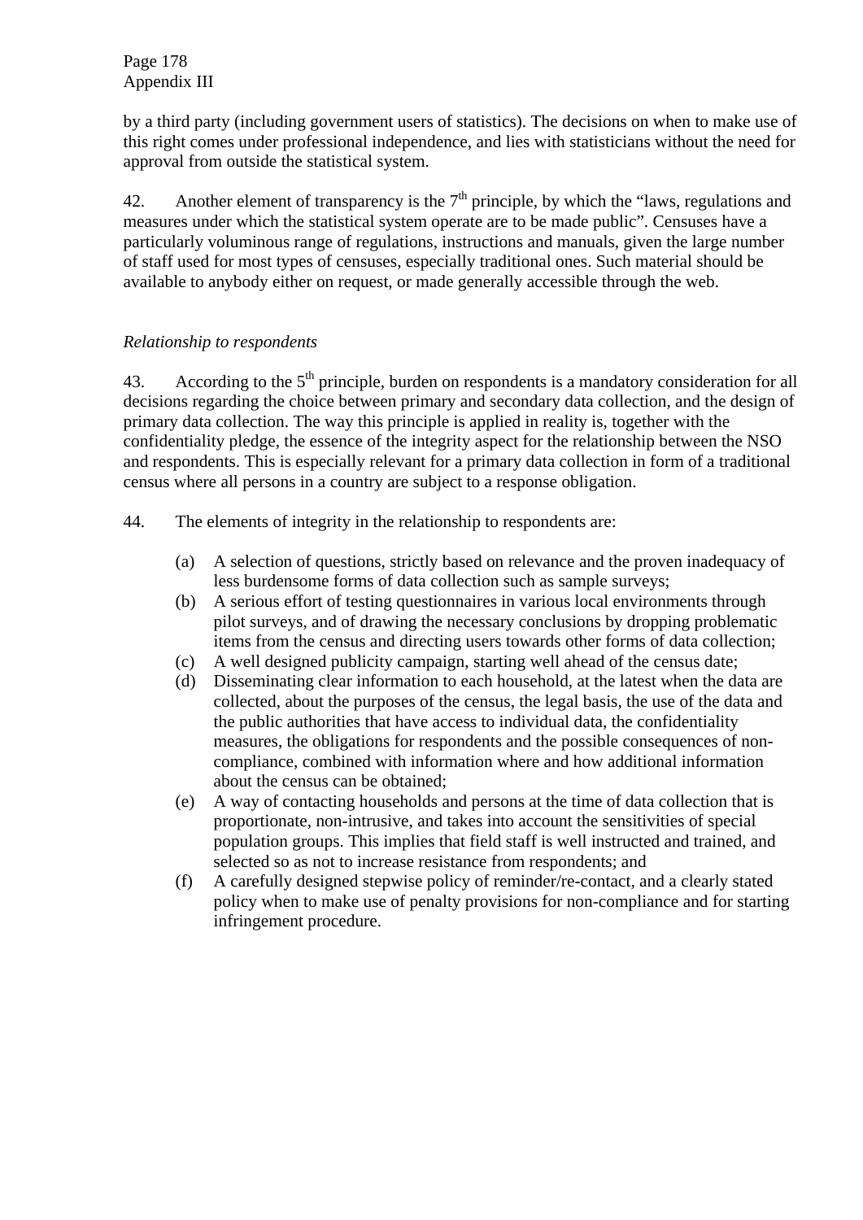by a third party (including government users of statistics). The decisions on when to make use of this right comes under professional independence, and lies with statisticians without the need for approval from outside the statistical system.

42. Another element of transparency is the 7th principle, by which the "laws, regulations and measures under which the statistical system operate are to be made public". Censuses have a particularly voluminous range of regulations, instructions and manuals, given the large number of staff used for most types of censuses, especially traditional ones. Such material should be available to anybody either on request, or made generally accessible through the web.

*Relationship to respondents*

43. According to the 5th principle, burden on respondents is a mandatory consideration for all decisions regarding the choice between primary and secondary data collection, and the design of primary data collection. The way this principle is applied in reality is, together with the confidentiality pledge, the essence of the integrity aspect for the relationship between the NSO and respondents. This is especially relevant for a primary data collection in form of a traditional census where all persons in a country are subject to a response obligation.

44. The elements of integrity in the relationship to respondents are:

(a) A selection of questions, strictly based on relevance and the proven inadequacy of less burdensome forms of data collection such as sample surveys;
(b) A serious effort of testing questionnaires in various local environments through pilot surveys, and of drawing the necessary conclusions by dropping problematic items from the census and directing users towards other forms of data collection;
(c) A well designed publicity campaign, starting well ahead of the census date;
(d) Disseminating clear information to each household, at the latest when the data are collected, about the purposes of the census, the legal basis, the use of the data and the public authorities that have access to individual data, the confidentiality measures, the obligations for respondents and the possible consequences of non-compliance, combined with information where and how additional information about the census can be obtained;
(e) A way of contacting households and persons at the time of data collection that is proportionate, non-intrusive, and takes into account the sensitivities of special population groups. This implies that field staff is well instructed and trained, and selected so as not to increase resistance from respondents; and
(f) A carefully designed stepwise policy of reminder/re-contact, and a clearly stated policy when to make use of penalty provisions for non-compliance and for starting infringement procedure.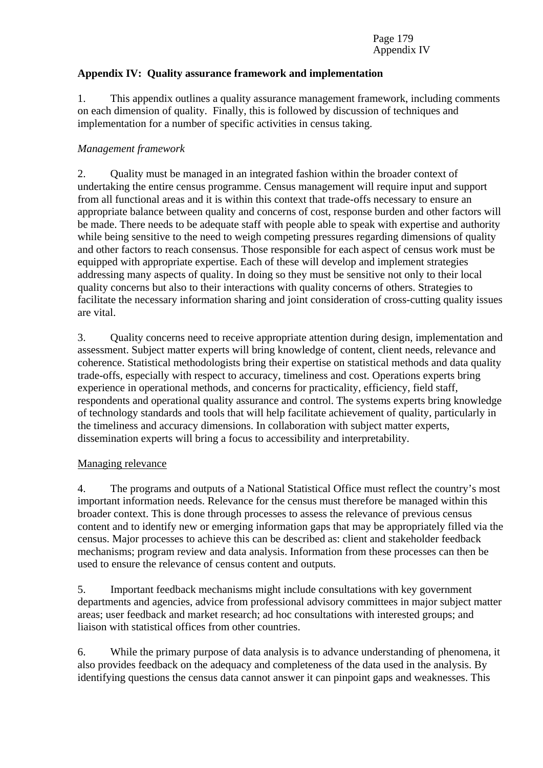**Appendix IV: Quality assurance framework and implementation**

1. This appendix outlines a quality assurance management framework, including comments on each dimension of quality. Finally, this is followed by discussion of techniques and implementation for a number of specific activities in census taking.

*Management framework*

2. Quality must be managed in an integrated fashion within the broader context of undertaking the entire census programme. Census management will require input and support from all functional areas and it is within this context that trade-offs necessary to ensure an appropriate balance between quality and concerns of cost, response burden and other factors will be made. There needs to be adequate staff with people able to speak with expertise and authority while being sensitive to the need to weigh competing pressures regarding dimensions of quality and other factors to reach consensus. Those responsible for each aspect of census work must be equipped with appropriate expertise. Each of these will develop and implement strategies addressing many aspects of quality. In doing so they must be sensitive not only to their local quality concerns but also to their interactions with quality concerns of others. Strategies to facilitate the necessary information sharing and joint consideration of cross-cutting quality issues are vital.

3. Quality concerns need to receive appropriate attention during design, implementation and assessment. Subject matter experts will bring knowledge of content, client needs, relevance and coherence. Statistical methodologists bring their expertise on statistical methods and data quality trade-offs, especially with respect to accuracy, timeliness and cost. Operations experts bring experience in operational methods, and concerns for practicality, efficiency, field staff, respondents and operational quality assurance and control. The systems experts bring knowledge of technology standards and tools that will help facilitate achievement of quality, particularly in the timeliness and accuracy dimensions. In collaboration with subject matter experts, dissemination experts will bring a focus to accessibility and interpretability.

Managing relevance

4. The programs and outputs of a National Statistical Office must reflect the country's most important information needs. Relevance for the census must therefore be managed within this broader context. This is done through processes to assess the relevance of previous census content and to identify new or emerging information gaps that may be appropriately filled via the census. Major processes to achieve this can be described as: client and stakeholder feedback mechanisms; program review and data analysis. Information from these processes can then be used to ensure the relevance of census content and outputs.

5. Important feedback mechanisms might include consultations with key government departments and agencies, advice from professional advisory committees in major subject matter areas; user feedback and market research; ad hoc consultations with interested groups; and liaison with statistical offices from other countries.

6. While the primary purpose of data analysis is to advance understanding of phenomena, it also provides feedback on the adequacy and completeness of the data used in the analysis. By identifying questions the census data cannot answer it can pinpoint gaps and weaknesses. This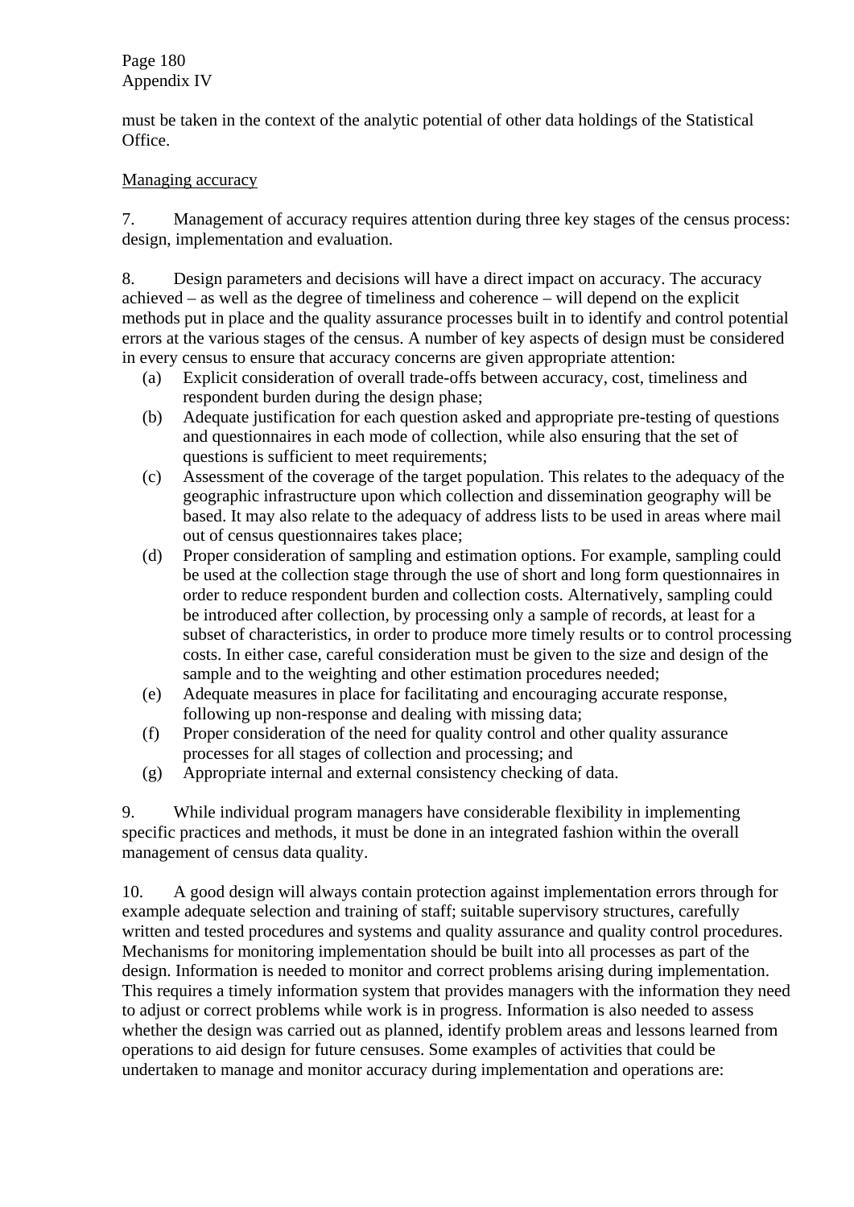must be taken in the context of the analytic potential of other data holdings of the Statistical Office.

Managing accuracy

7. Management of accuracy requires attention during three key stages of the census process: design, implementation and evaluation.

8. Design parameters and decisions will have a direct impact on accuracy. The accuracy achieved – as well as the degree of timeliness and coherence – will depend on the explicit methods put in place and the quality assurance processes built in to identify and control potential errors at the various stages of the census. A number of key aspects of design must be considered in every census to ensure that accuracy concerns are given appropriate attention:

(a) Explicit consideration of overall trade-offs between accuracy, cost, timeliness and respondent burden during the design phase;
(b) Adequate justification for each question asked and appropriate pre-testing of questions and questionnaires in each mode of collection, while also ensuring that the set of questions is sufficient to meet requirements;
(c) Assessment of the coverage of the target population. This relates to the adequacy of the geographic infrastructure upon which collection and dissemination geography will be based. It may also relate to the adequacy of address lists to be used in areas where mail out of census questionnaires takes place;
(d) Proper consideration of sampling and estimation options. For example, sampling could be used at the collection stage through the use of short and long form questionnaires in order to reduce respondent burden and collection costs. Alternatively, sampling could be introduced after collection, by processing only a sample of records, at least for a subset of characteristics, in order to produce more timely results or to control processing costs. In either case, careful consideration must be given to the size and design of the sample and to the weighting and other estimation procedures needed;
(e) Adequate measures in place for facilitating and encouraging accurate response, following up non-response and dealing with missing data;
(f) Proper consideration of the need for quality control and other quality assurance processes for all stages of collection and processing; and
(g) Appropriate internal and external consistency checking of data.

9. While individual program managers have considerable flexibility in implementing specific practices and methods, it must be done in an integrated fashion within the overall management of census data quality.

10. A good design will always contain protection against implementation errors through for example adequate selection and training of staff; suitable supervisory structures, carefully written and tested procedures and systems and quality assurance and quality control procedures. Mechanisms for monitoring implementation should be built into all processes as part of the design. Information is needed to monitor and correct problems arising during implementation. This requires a timely information system that provides managers with the information they need to adjust or correct problems while work is in progress. Information is also needed to assess whether the design was carried out as planned, identify problem areas and lessons learned from operations to aid design for future censuses. Some examples of activities that could be undertaken to manage and monitor accuracy during implementation and operations are: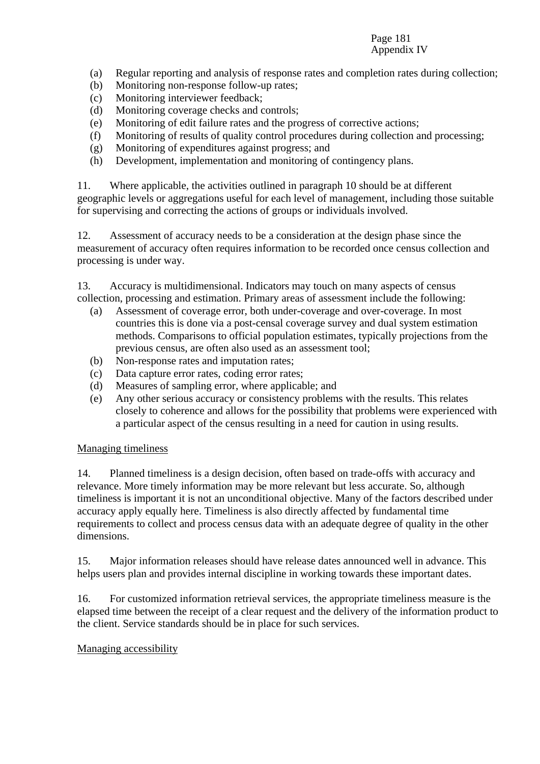(a) Regular reporting and analysis of response rates and completion rates during collection;
(b) Monitoring non-response follow-up rates;
(c) Monitoring interviewer feedback;
(d) Monitoring coverage checks and controls;
(e) Monitoring of edit failure rates and the progress of corrective actions;
(f) Monitoring of results of quality control procedures during collection and processing;
(g) Monitoring of expenditures against progress; and
(h) Development, implementation and monitoring of contingency plans.

11. Where applicable, the activities outlined in paragraph 10 should be at different geographic levels or aggregations useful for each level of management, including those suitable for supervising and correcting the actions of groups or individuals involved.

12. Assessment of accuracy needs to be a consideration at the design phase since the measurement of accuracy often requires information to be recorded once census collection and processing is under way.

13. Accuracy is multidimensional. Indicators may touch on many aspects of census collection, processing and estimation. Primary areas of assessment include the following:

(a) Assessment of coverage error, both under-coverage and over-coverage. In most countries this is done via a post-censal coverage survey and dual system estimation methods. Comparisons to official population estimates, typically projections from the previous census, are often also used as an assessment tool;
(b) Non-response rates and imputation rates;
(c) Data capture error rates, coding error rates;
(d) Measures of sampling error, where applicable; and
(e) Any other serious accuracy or consistency problems with the results. This relates closely to coherence and allows for the possibility that problems were experienced with a particular aspect of the census resulting in a need for caution in using results.

<u>Managing timeliness</u>

14. Planned timeliness is a design decision, often based on trade-offs with accuracy and relevance. More timely information may be more relevant but less accurate. So, although timeliness is important it is not an unconditional objective. Many of the factors described under accuracy apply equally here. Timeliness is also directly affected by fundamental time requirements to collect and process census data with an adequate degree of quality in the other dimensions.

15. Major information releases should have release dates announced well in advance. This helps users plan and provides internal discipline in working towards these important dates.

16. For customized information retrieval services, the appropriate timeliness measure is the elapsed time between the receipt of a clear request and the delivery of the information product to the client. Service standards should be in place for such services.

<u>Managing accessibility</u>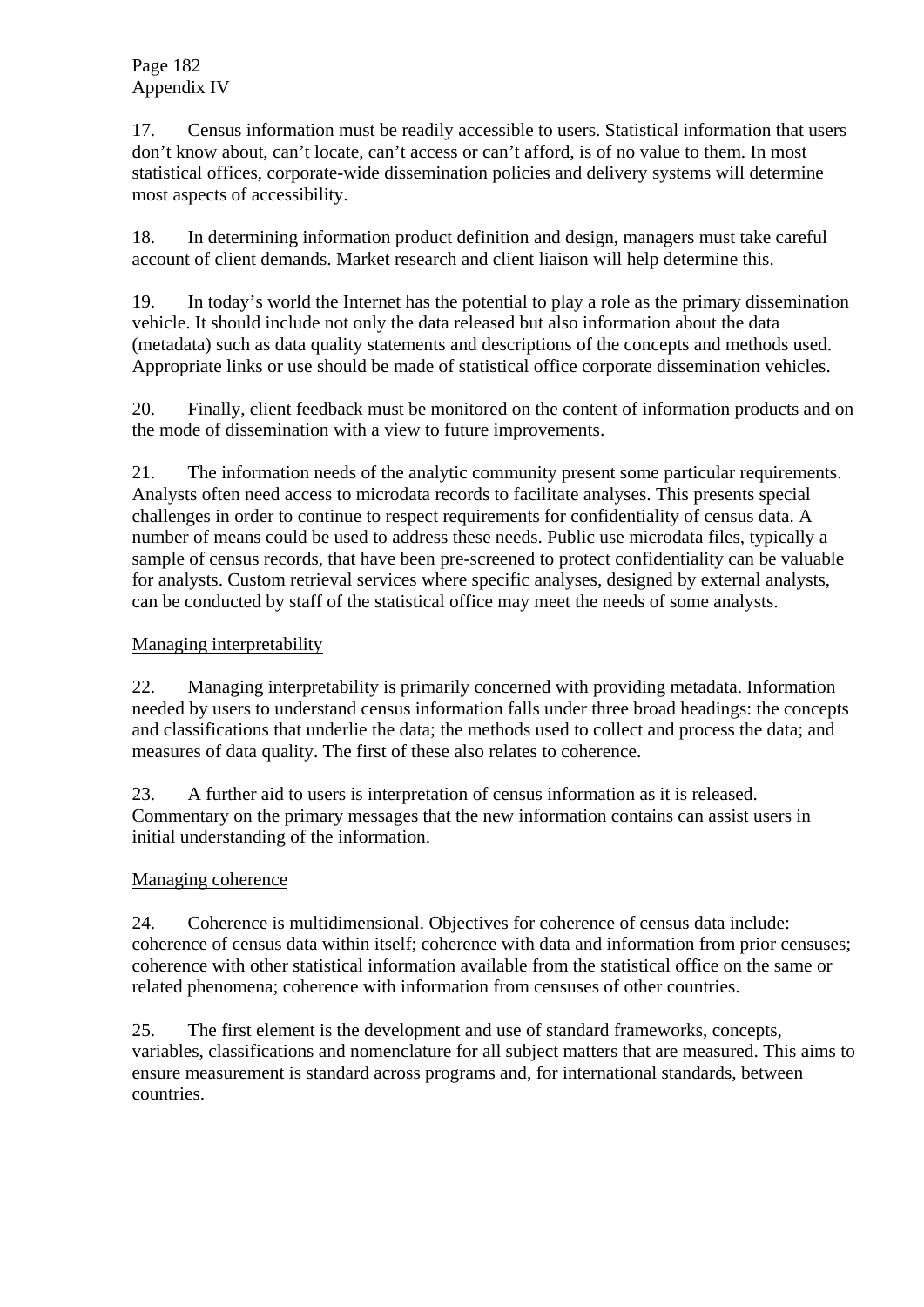17. Census information must be readily accessible to users. Statistical information that users don't know about, can't locate, can't access or can't afford, is of no value to them. In most statistical offices, corporate-wide dissemination policies and delivery systems will determine most aspects of accessibility.

18. In determining information product definition and design, managers must take careful account of client demands. Market research and client liaison will help determine this.

19. In today's world the Internet has the potential to play a role as the primary dissemination vehicle. It should include not only the data released but also information about the data (metadata) such as data quality statements and descriptions of the concepts and methods used. Appropriate links or use should be made of statistical office corporate dissemination vehicles.

20. Finally, client feedback must be monitored on the content of information products and on the mode of dissemination with a view to future improvements.

21. The information needs of the analytic community present some particular requirements. Analysts often need access to microdata records to facilitate analyses. This presents special challenges in order to continue to respect requirements for confidentiality of census data. A number of means could be used to address these needs. Public use microdata files, typically a sample of census records, that have been pre-screened to protect confidentiality can be valuable for analysts. Custom retrieval services where specific analyses, designed by external analysts, can be conducted by staff of the statistical office may meet the needs of some analysts.

Managing interpretability

22. Managing interpretability is primarily concerned with providing metadata. Information needed by users to understand census information falls under three broad headings: the concepts and classifications that underlie the data; the methods used to collect and process the data; and measures of data quality. The first of these also relates to coherence.

23. A further aid to users is interpretation of census information as it is released. Commentary on the primary messages that the new information contains can assist users in initial understanding of the information.

Managing coherence

24. Coherence is multidimensional. Objectives for coherence of census data include: coherence of census data within itself; coherence with data and information from prior censuses; coherence with other statistical information available from the statistical office on the same or related phenomena; coherence with information from censuses of other countries.

25. The first element is the development and use of standard frameworks, concepts, variables, classifications and nomenclature for all subject matters that are measured. This aims to ensure measurement is standard across programs and, for international standards, between countries.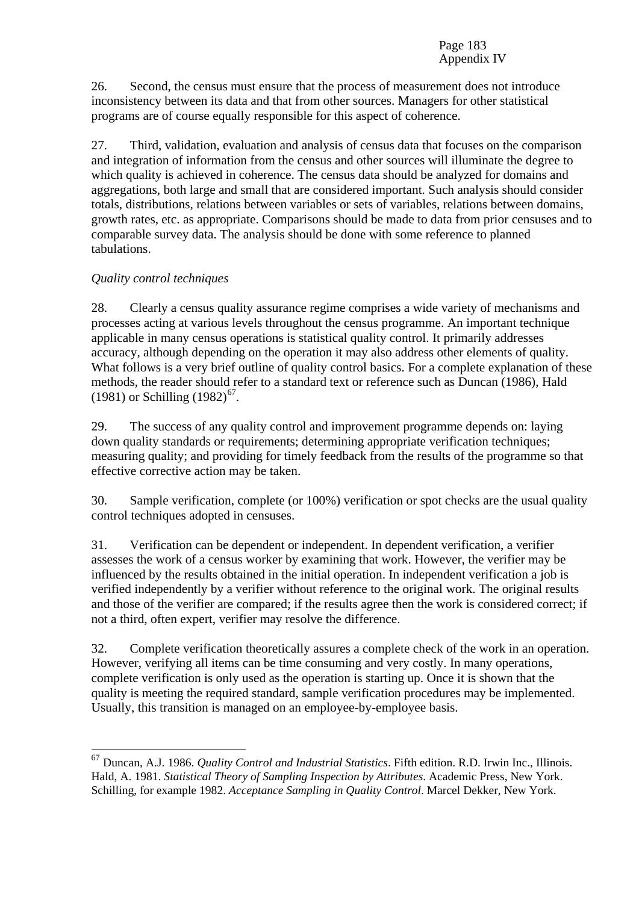26. Second, the census must ensure that the process of measurement does not introduce inconsistency between its data and that from other sources. Managers for other statistical programs are of course equally responsible for this aspect of coherence.

27. Third, validation, evaluation and analysis of census data that focuses on the comparison and integration of information from the census and other sources will illuminate the degree to which quality is achieved in coherence. The census data should be analyzed for domains and aggregations, both large and small that are considered important. Such analysis should consider totals, distributions, relations between variables or sets of variables, relations between domains, growth rates, etc. as appropriate. Comparisons should be made to data from prior censuses and to comparable survey data. The analysis should be done with some reference to planned tabulations.

*Quality control techniques*

28. Clearly a census quality assurance regime comprises a wide variety of mechanisms and processes acting at various levels throughout the census programme. An important technique applicable in many census operations is statistical quality control. It primarily addresses accuracy, although depending on the operation it may also address other elements of quality. What follows is a very brief outline of quality control basics. For a complete explanation of these methods, the reader should refer to a standard text or reference such as Duncan (1986), Hald (1981) or Schilling (1982)[67].

29. The success of any quality control and improvement programme depends on: laying down quality standards or requirements; determining appropriate verification techniques; measuring quality; and providing for timely feedback from the results of the programme so that effective corrective action may be taken.

30. Sample verification, complete (or 100%) verification or spot checks are the usual quality control techniques adopted in censuses.

31. Verification can be dependent or independent. In dependent verification, a verifier assesses the work of a census worker by examining that work. However, the verifier may be influenced by the results obtained in the initial operation. In independent verification a job is verified independently by a verifier without reference to the original work. The original results and those of the verifier are compared; if the results agree then the work is considered correct; if not a third, often expert, verifier may resolve the difference.

32. Complete verification theoretically assures a complete check of the work in an operation. However, verifying all items can be time consuming and very costly. In many operations, complete verification is only used as the operation is starting up. Once it is shown that the quality is meeting the required standard, sample verification procedures may be implemented. Usually, this transition is managed on an employee-by-employee basis.

---

[67] Duncan, A.J. 1986. *Quality Control and Industrial Statistics*. Fifth edition. R.D. Irwin Inc., Illinois. Hald, A. 1981. *Statistical Theory of Sampling Inspection by Attributes*. Academic Press, New York. Schilling, for example 1982. *Acceptance Sampling in Quality Control*. Marcel Dekker, New York.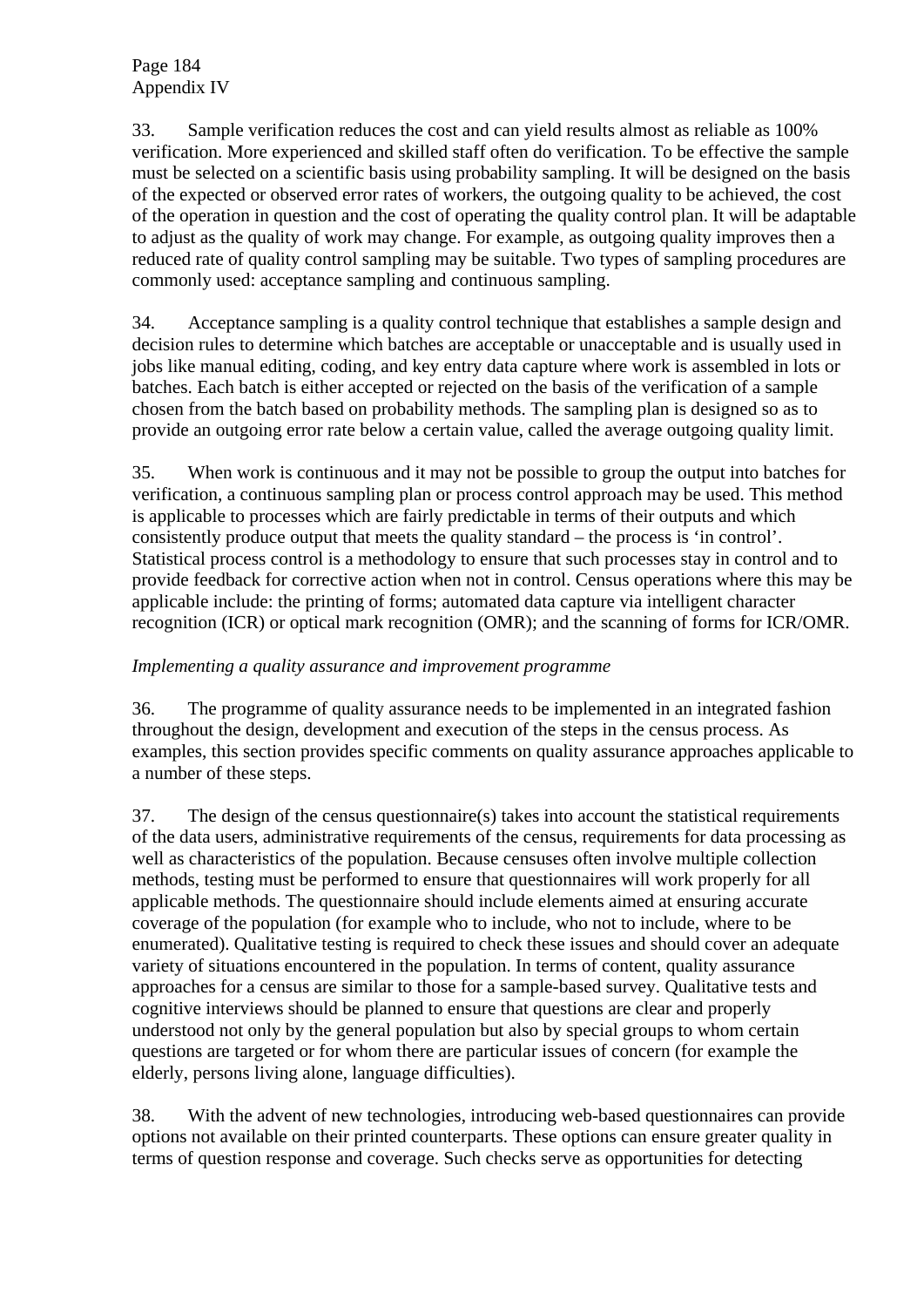33. Sample verification reduces the cost and can yield results almost as reliable as 100% verification. More experienced and skilled staff often do verification. To be effective the sample must be selected on a scientific basis using probability sampling. It will be designed on the basis of the expected or observed error rates of workers, the outgoing quality to be achieved, the cost of the operation in question and the cost of operating the quality control plan. It will be adaptable to adjust as the quality of work may change. For example, as outgoing quality improves then a reduced rate of quality control sampling may be suitable. Two types of sampling procedures are commonly used: acceptance sampling and continuous sampling.

34. Acceptance sampling is a quality control technique that establishes a sample design and decision rules to determine which batches are acceptable or unacceptable and is usually used in jobs like manual editing, coding, and key entry data capture where work is assembled in lots or batches. Each batch is either accepted or rejected on the basis of the verification of a sample chosen from the batch based on probability methods. The sampling plan is designed so as to provide an outgoing error rate below a certain value, called the average outgoing quality limit.

35. When work is continuous and it may not be possible to group the output into batches for verification, a continuous sampling plan or process control approach may be used. This method is applicable to processes which are fairly predictable in terms of their outputs and which consistently produce output that meets the quality standard – the process is 'in control'. Statistical process control is a methodology to ensure that such processes stay in control and to provide feedback for corrective action when not in control. Census operations where this may be applicable include: the printing of forms; automated data capture via intelligent character recognition (ICR) or optical mark recognition (OMR); and the scanning of forms for ICR/OMR.

*Implementing a quality assurance and improvement programme*

36. The programme of quality assurance needs to be implemented in an integrated fashion throughout the design, development and execution of the steps in the census process. As examples, this section provides specific comments on quality assurance approaches applicable to a number of these steps.

37. The design of the census questionnaire(s) takes into account the statistical requirements of the data users, administrative requirements of the census, requirements for data processing as well as characteristics of the population. Because censuses often involve multiple collection methods, testing must be performed to ensure that questionnaires will work properly for all applicable methods. The questionnaire should include elements aimed at ensuring accurate coverage of the population (for example who to include, who not to include, where to be enumerated). Qualitative testing is required to check these issues and should cover an adequate variety of situations encountered in the population. In terms of content, quality assurance approaches for a census are similar to those for a sample-based survey. Qualitative tests and cognitive interviews should be planned to ensure that questions are clear and properly understood not only by the general population but also by special groups to whom certain questions are targeted or for whom there are particular issues of concern (for example the elderly, persons living alone, language difficulties).

38. With the advent of new technologies, introducing web-based questionnaires can provide options not available on their printed counterparts. These options can ensure greater quality in terms of question response and coverage. Such checks serve as opportunities for detecting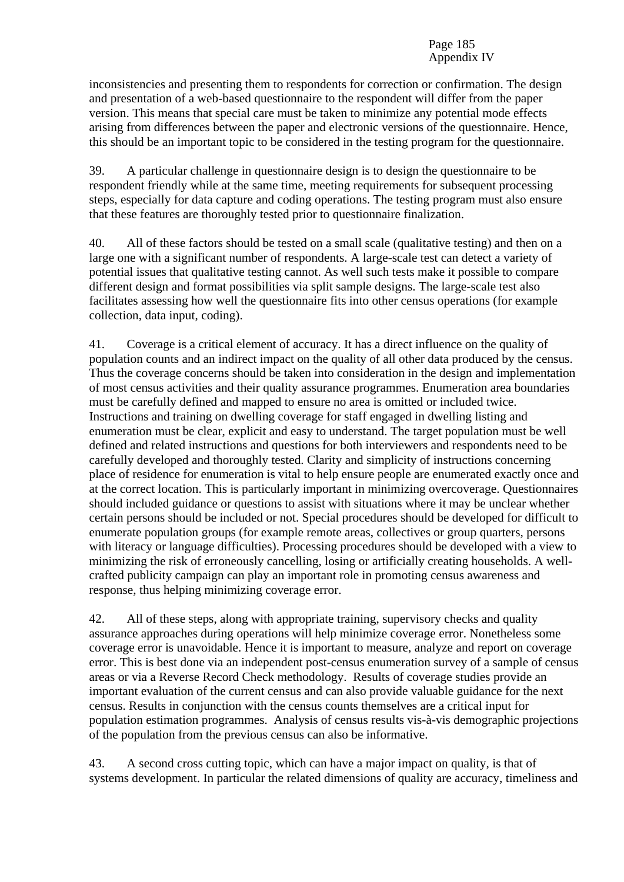inconsistencies and presenting them to respondents for correction or confirmation. The design and presentation of a web-based questionnaire to the respondent will differ from the paper version. This means that special care must be taken to minimize any potential mode effects arising from differences between the paper and electronic versions of the questionnaire. Hence, this should be an important topic to be considered in the testing program for the questionnaire.

39. A particular challenge in questionnaire design is to design the questionnaire to be respondent friendly while at the same time, meeting requirements for subsequent processing steps, especially for data capture and coding operations. The testing program must also ensure that these features are thoroughly tested prior to questionnaire finalization.

40. All of these factors should be tested on a small scale (qualitative testing) and then on a large one with a significant number of respondents. A large-scale test can detect a variety of potential issues that qualitative testing cannot. As well such tests make it possible to compare different design and format possibilities via split sample designs. The large-scale test also facilitates assessing how well the questionnaire fits into other census operations (for example collection, data input, coding).

41. Coverage is a critical element of accuracy. It has a direct influence on the quality of population counts and an indirect impact on the quality of all other data produced by the census. Thus the coverage concerns should be taken into consideration in the design and implementation of most census activities and their quality assurance programmes. Enumeration area boundaries must be carefully defined and mapped to ensure no area is omitted or included twice. Instructions and training on dwelling coverage for staff engaged in dwelling listing and enumeration must be clear, explicit and easy to understand. The target population must be well defined and related instructions and questions for both interviewers and respondents need to be carefully developed and thoroughly tested. Clarity and simplicity of instructions concerning place of residence for enumeration is vital to help ensure people are enumerated exactly once and at the correct location. This is particularly important in minimizing overcoverage. Questionnaires should included guidance or questions to assist with situations where it may be unclear whether certain persons should be included or not. Special procedures should be developed for difficult to enumerate population groups (for example remote areas, collectives or group quarters, persons with literacy or language difficulties). Processing procedures should be developed with a view to minimizing the risk of erroneously cancelling, losing or artificially creating households. A well-crafted publicity campaign can play an important role in promoting census awareness and response, thus helping minimizing coverage error.

42. All of these steps, along with appropriate training, supervisory checks and quality assurance approaches during operations will help minimize coverage error. Nonetheless some coverage error is unavoidable. Hence it is important to measure, analyze and report on coverage error. This is best done via an independent post-census enumeration survey of a sample of census areas or via a Reverse Record Check methodology. Results of coverage studies provide an important evaluation of the current census and can also provide valuable guidance for the next census. Results in conjunction with the census counts themselves are a critical input for population estimation programmes. Analysis of census results vis-à-vis demographic projections of the population from the previous census can also be informative.

43. A second cross cutting topic, which can have a major impact on quality, is that of systems development. In particular the related dimensions of quality are accuracy, timeliness and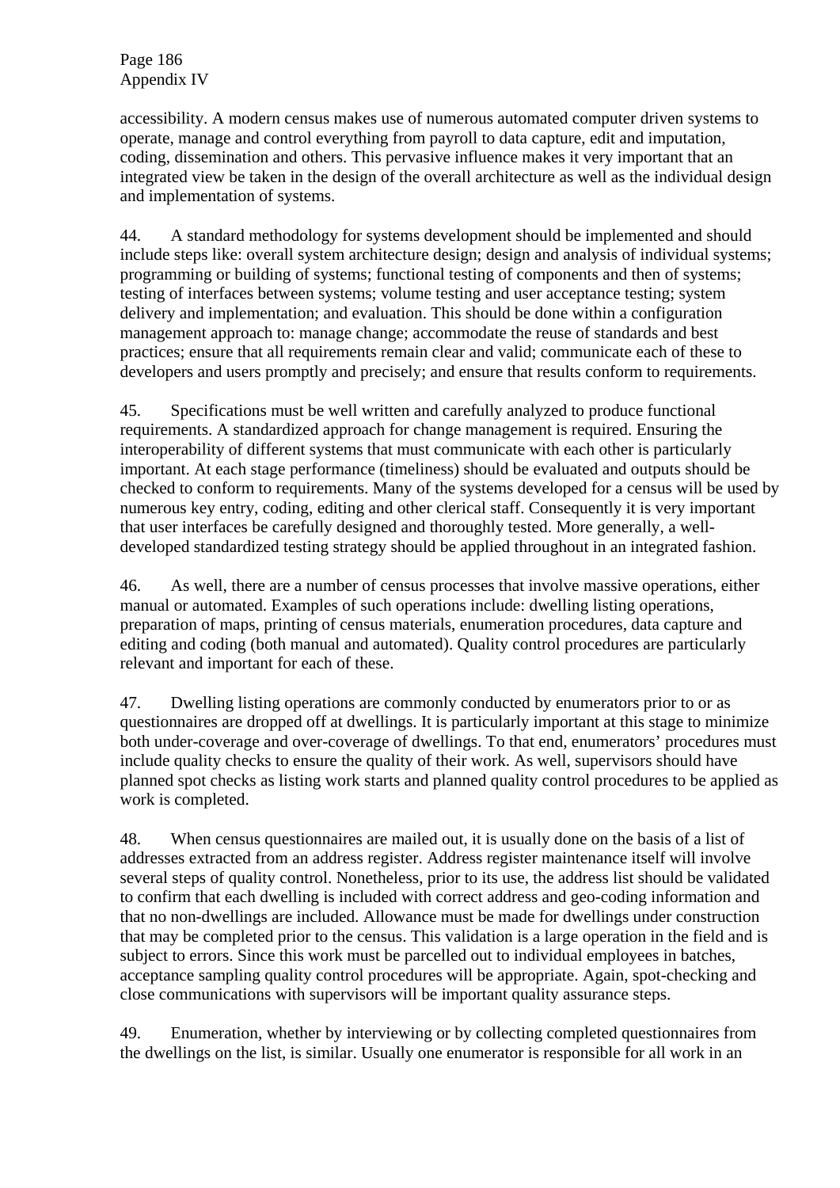accessibility. A modern census makes use of numerous automated computer driven systems to operate, manage and control everything from payroll to data capture, edit and imputation, coding, dissemination and others. This pervasive influence makes it very important that an integrated view be taken in the design of the overall architecture as well as the individual design and implementation of systems.

44. A standard methodology for systems development should be implemented and should include steps like: overall system architecture design; design and analysis of individual systems; programming or building of systems; functional testing of components and then of systems; testing of interfaces between systems; volume testing and user acceptance testing; system delivery and implementation; and evaluation. This should be done within a configuration management approach to: manage change; accommodate the reuse of standards and best practices; ensure that all requirements remain clear and valid; communicate each of these to developers and users promptly and precisely; and ensure that results conform to requirements.

45. Specifications must be well written and carefully analyzed to produce functional requirements. A standardized approach for change management is required. Ensuring the interoperability of different systems that must communicate with each other is particularly important. At each stage performance (timeliness) should be evaluated and outputs should be checked to conform to requirements. Many of the systems developed for a census will be used by numerous key entry, coding, editing and other clerical staff. Consequently it is very important that user interfaces be carefully designed and thoroughly tested. More generally, a well-developed standardized testing strategy should be applied throughout in an integrated fashion.

46. As well, there are a number of census processes that involve massive operations, either manual or automated. Examples of such operations include: dwelling listing operations, preparation of maps, printing of census materials, enumeration procedures, data capture and editing and coding (both manual and automated). Quality control procedures are particularly relevant and important for each of these.

47. Dwelling listing operations are commonly conducted by enumerators prior to or as questionnaires are dropped off at dwellings. It is particularly important at this stage to minimize both under-coverage and over-coverage of dwellings. To that end, enumerators' procedures must include quality checks to ensure the quality of their work. As well, supervisors should have planned spot checks as listing work starts and planned quality control procedures to be applied as work is completed.

48. When census questionnaires are mailed out, it is usually done on the basis of a list of addresses extracted from an address register. Address register maintenance itself will involve several steps of quality control. Nonetheless, prior to its use, the address list should be validated to confirm that each dwelling is included with correct address and geo-coding information and that no non-dwellings are included. Allowance must be made for dwellings under construction that may be completed prior to the census. This validation is a large operation in the field and is subject to errors. Since this work must be parcelled out to individual employees in batches, acceptance sampling quality control procedures will be appropriate. Again, spot-checking and close communications with supervisors will be important quality assurance steps.

49. Enumeration, whether by interviewing or by collecting completed questionnaires from the dwellings on the list, is similar. Usually one enumerator is responsible for all work in an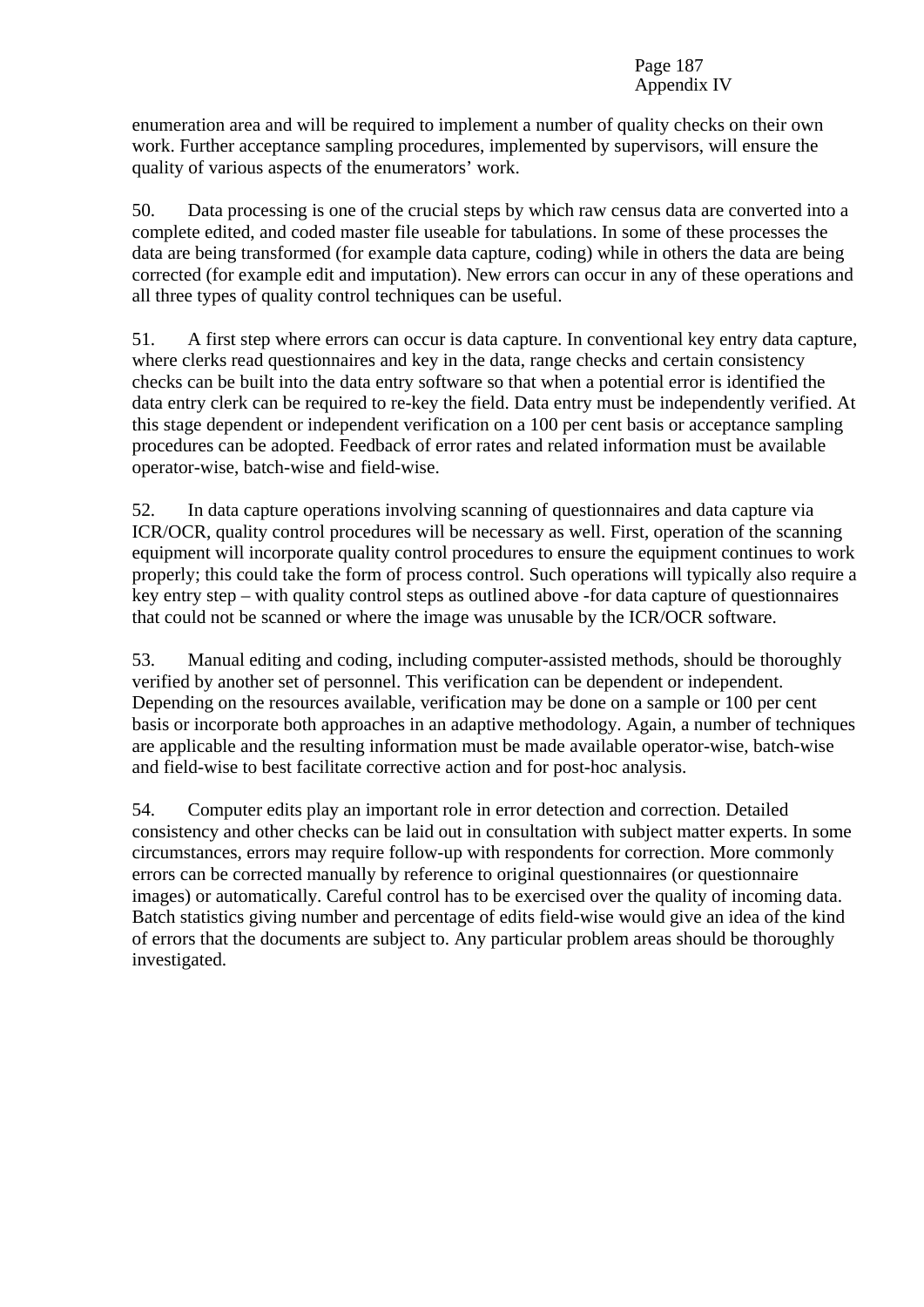enumeration area and will be required to implement a number of quality checks on their own work. Further acceptance sampling procedures, implemented by supervisors, will ensure the quality of various aspects of the enumerators' work.

50. Data processing is one of the crucial steps by which raw census data are converted into a complete edited, and coded master file useable for tabulations. In some of these processes the data are being transformed (for example data capture, coding) while in others the data are being corrected (for example edit and imputation). New errors can occur in any of these operations and all three types of quality control techniques can be useful.

51. A first step where errors can occur is data capture. In conventional key entry data capture, where clerks read questionnaires and key in the data, range checks and certain consistency checks can be built into the data entry software so that when a potential error is identified the data entry clerk can be required to re-key the field. Data entry must be independently verified. At this stage dependent or independent verification on a 100 per cent basis or acceptance sampling procedures can be adopted. Feedback of error rates and related information must be available operator-wise, batch-wise and field-wise.

52. In data capture operations involving scanning of questionnaires and data capture via ICR/OCR, quality control procedures will be necessary as well. First, operation of the scanning equipment will incorporate quality control procedures to ensure the equipment continues to work properly; this could take the form of process control. Such operations will typically also require a key entry step – with quality control steps as outlined above -for data capture of questionnaires that could not be scanned or where the image was unusable by the ICR/OCR software.

53. Manual editing and coding, including computer-assisted methods, should be thoroughly verified by another set of personnel. This verification can be dependent or independent. Depending on the resources available, verification may be done on a sample or 100 per cent basis or incorporate both approaches in an adaptive methodology. Again, a number of techniques are applicable and the resulting information must be made available operator-wise, batch-wise and field-wise to best facilitate corrective action and for post-hoc analysis.

54. Computer edits play an important role in error detection and correction. Detailed consistency and other checks can be laid out in consultation with subject matter experts. In some circumstances, errors may require follow-up with respondents for correction. More commonly errors can be corrected manually by reference to original questionnaires (or questionnaire images) or automatically. Careful control has to be exercised over the quality of incoming data. Batch statistics giving number and percentage of edits field-wise would give an idea of the kind of errors that the documents are subject to. Any particular problem areas should be thoroughly investigated.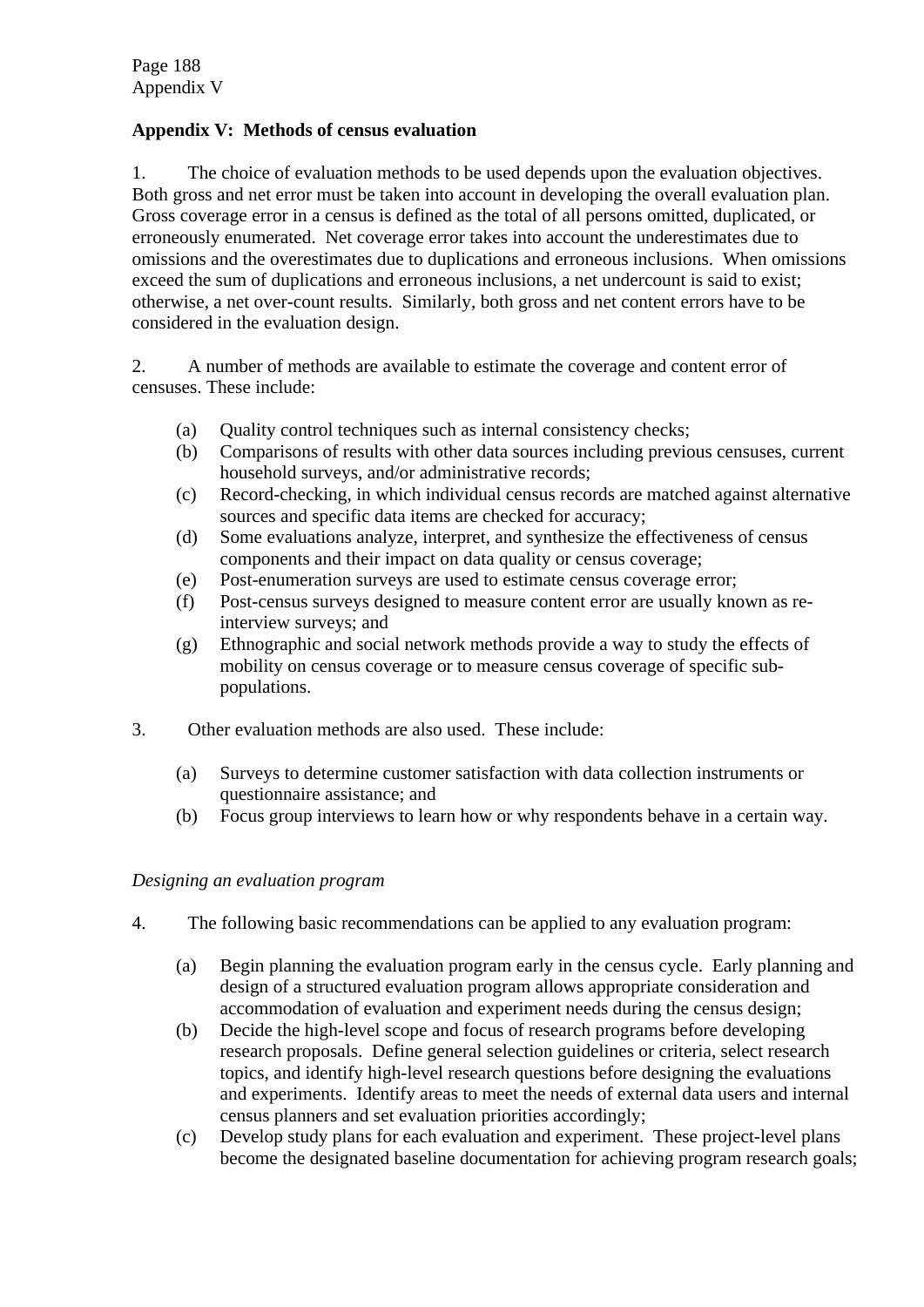## Appendix V: Methods of census evaluation

1. The choice of evaluation methods to be used depends upon the evaluation objectives. Both gross and net error must be taken into account in developing the overall evaluation plan. Gross coverage error in a census is defined as the total of all persons omitted, duplicated, or erroneously enumerated. Net coverage error takes into account the underestimates due to omissions and the overestimates due to duplications and erroneous inclusions. When omissions exceed the sum of duplications and erroneous inclusions, a net undercount is said to exist; otherwise, a net over-count results. Similarly, both gross and net content errors have to be considered in the evaluation design.

2. A number of methods are available to estimate the coverage and content error of censuses. These include:

- (a) Quality control techniques such as internal consistency checks;
- (b) Comparisons of results with other data sources including previous censuses, current household surveys, and/or administrative records;
- (c) Record-checking, in which individual census records are matched against alternative sources and specific data items are checked for accuracy;
- (d) Some evaluations analyze, interpret, and synthesize the effectiveness of census components and their impact on data quality or census coverage;
- (e) Post-enumeration surveys are used to estimate census coverage error;
- (f) Post-census surveys designed to measure content error are usually known as re-interview surveys; and
- (g) Ethnographic and social network methods provide a way to study the effects of mobility on census coverage or to measure census coverage of specific sub-populations.

3. Other evaluation methods are also used. These include:

- (a) Surveys to determine customer satisfaction with data collection instruments or questionnaire assistance; and
- (b) Focus group interviews to learn how or why respondents behave in a certain way.

*Designing an evaluation program*

4. The following basic recommendations can be applied to any evaluation program:

- (a) Begin planning the evaluation program early in the census cycle. Early planning and design of a structured evaluation program allows appropriate consideration and accommodation of evaluation and experiment needs during the census design;
- (b) Decide the high-level scope and focus of research programs before developing research proposals. Define general selection guidelines or criteria, select research topics, and identify high-level research questions before designing the evaluations and experiments. Identify areas to meet the needs of external data users and internal census planners and set evaluation priorities accordingly;
- (c) Develop study plans for each evaluation and experiment. These project-level plans become the designated baseline documentation for achieving program research goals;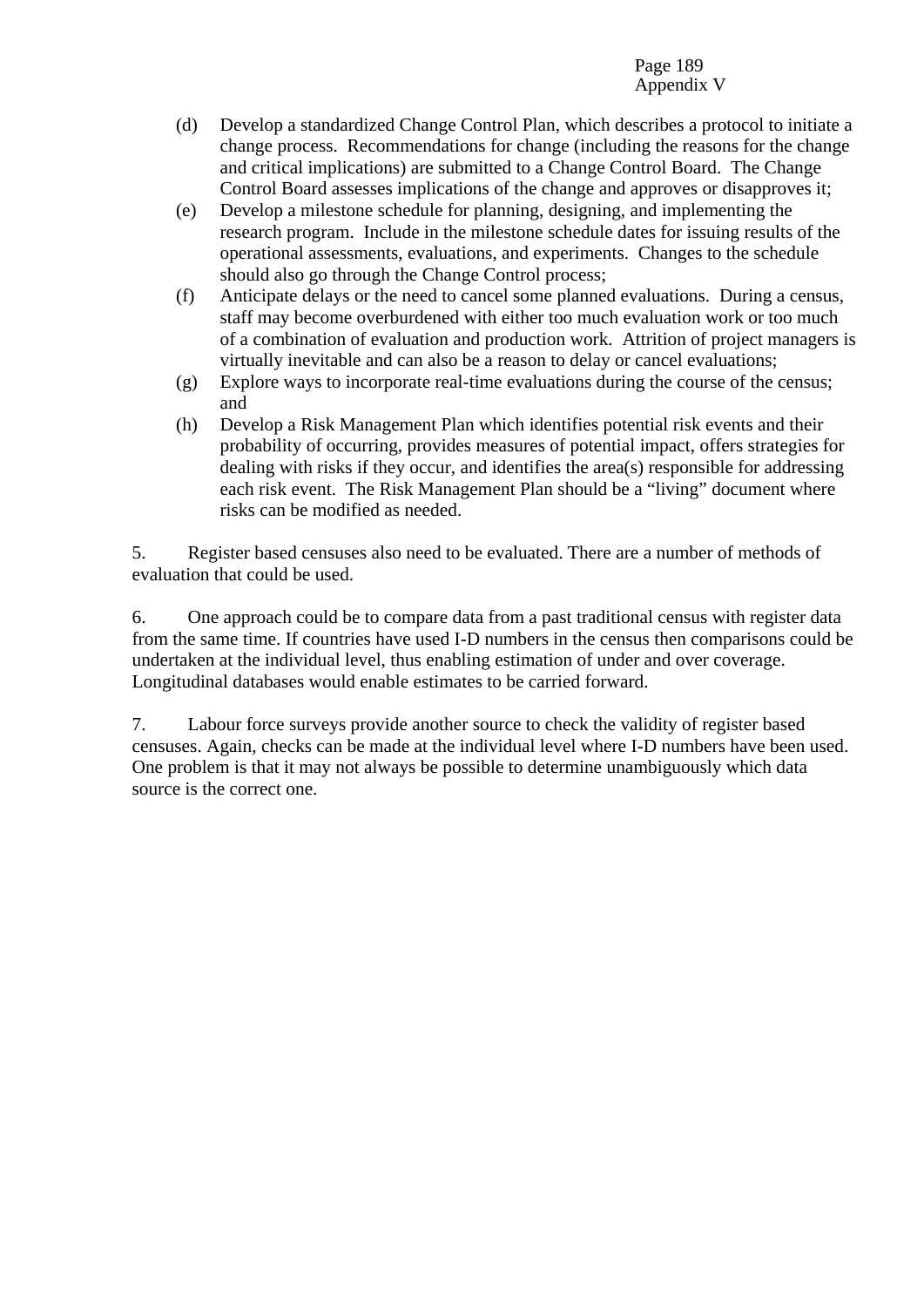(d) Develop a standardized Change Control Plan, which describes a protocol to initiate a change process. Recommendations for change (including the reasons for the change and critical implications) are submitted to a Change Control Board. The Change Control Board assesses implications of the change and approves or disapproves it;

(e) Develop a milestone schedule for planning, designing, and implementing the research program. Include in the milestone schedule dates for issuing results of the operational assessments, evaluations, and experiments. Changes to the schedule should also go through the Change Control process;

(f) Anticipate delays or the need to cancel some planned evaluations. During a census, staff may become overburdened with either too much evaluation work or too much of a combination of evaluation and production work. Attrition of project managers is virtually inevitable and can also be a reason to delay or cancel evaluations;

(g) Explore ways to incorporate real-time evaluations during the course of the census; and

(h) Develop a Risk Management Plan which identifies potential risk events and their probability of occurring, provides measures of potential impact, offers strategies for dealing with risks if they occur, and identifies the area(s) responsible for addressing each risk event. The Risk Management Plan should be a "living" document where risks can be modified as needed.

5. Register based censuses also need to be evaluated. There are a number of methods of evaluation that could be used.

6. One approach could be to compare data from a past traditional census with register data from the same time. If countries have used I-D numbers in the census then comparisons could be undertaken at the individual level, thus enabling estimation of under and over coverage. Longitudinal databases would enable estimates to be carried forward.

7. Labour force surveys provide another source to check the validity of register based censuses. Again, checks can be made at the individual level where I-D numbers have been used. One problem is that it may not always be possible to determine unambiguously which data source is the correct one.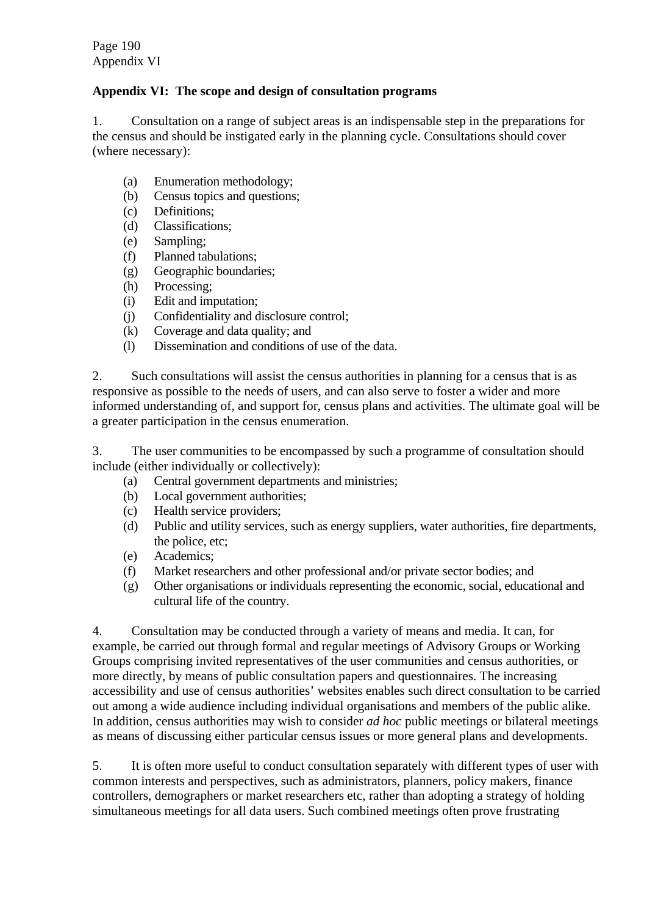## Appendix VI: The scope and design of consultation programs

1. Consultation on a range of subject areas is an indispensable step in the preparations for the census and should be instigated early in the planning cycle. Consultations should cover (where necessary):

   (a) Enumeration methodology;
   (b) Census topics and questions;
   (c) Definitions;
   (d) Classifications;
   (e) Sampling;
   (f) Planned tabulations;
   (g) Geographic boundaries;
   (h) Processing;
   (i) Edit and imputation;
   (j) Confidentiality and disclosure control;
   (k) Coverage and data quality; and
   (l) Dissemination and conditions of use of the data.

2. Such consultations will assist the census authorities in planning for a census that is as responsive as possible to the needs of users, and can also serve to foster a wider and more informed understanding of, and support for, census plans and activities. The ultimate goal will be a greater participation in the census enumeration.

3. The user communities to be encompassed by such a programme of consultation should include (either individually or collectively):
   (a) Central government departments and ministries;
   (b) Local government authorities;
   (c) Health service providers;
   (d) Public and utility services, such as energy suppliers, water authorities, fire departments, the police, etc;
   (e) Academics;
   (f) Market researchers and other professional and/or private sector bodies; and
   (g) Other organisations or individuals representing the economic, social, educational and cultural life of the country.

4. Consultation may be conducted through a variety of means and media. It can, for example, be carried out through formal and regular meetings of Advisory Groups or Working Groups comprising invited representatives of the user communities and census authorities, or more directly, by means of public consultation papers and questionnaires. The increasing accessibility and use of census authorities' websites enables such direct consultation to be carried out among a wide audience including individual organisations and members of the public alike. In addition, census authorities may wish to consider *ad hoc* public meetings or bilateral meetings as means of discussing either particular census issues or more general plans and developments.

5. It is often more useful to conduct consultation separately with different types of user with common interests and perspectives, such as administrators, planners, policy makers, finance controllers, demographers or market researchers etc, rather than adopting a strategy of holding simultaneous meetings for all data users. Such combined meetings often prove frustrating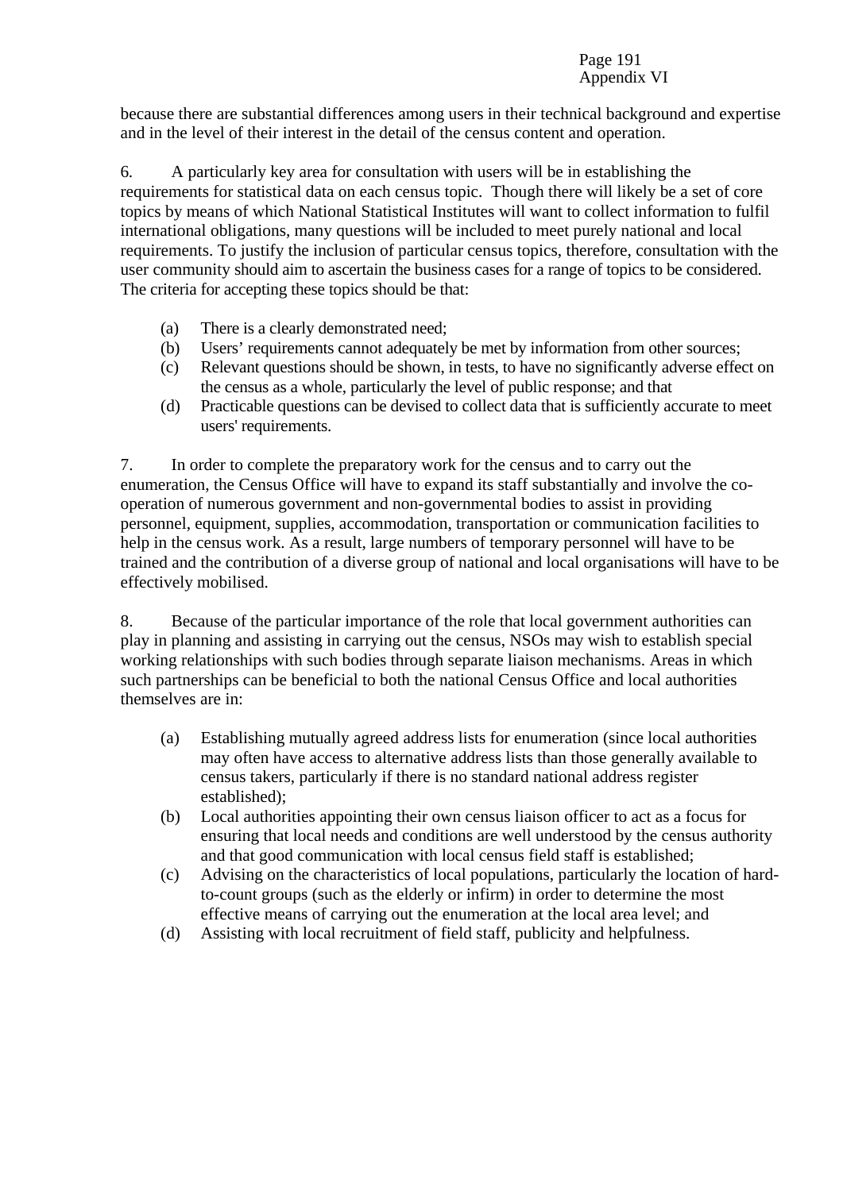because there are substantial differences among users in their technical background and expertise and in the level of their interest in the detail of the census content and operation.

6. A particularly key area for consultation with users will be in establishing the requirements for statistical data on each census topic. Though there will likely be a set of core topics by means of which National Statistical Institutes will want to collect information to fulfil international obligations, many questions will be included to meet purely national and local requirements. To justify the inclusion of particular census topics, therefore, consultation with the user community should aim to ascertain the business cases for a range of topics to be considered. The criteria for accepting these topics should be that:

(a) There is a clearly demonstrated need;
(b) Users' requirements cannot adequately be met by information from other sources;
(c) Relevant questions should be shown, in tests, to have no significantly adverse effect on the census as a whole, particularly the level of public response; and that
(d) Practicable questions can be devised to collect data that is sufficiently accurate to meet users' requirements.

7. In order to complete the preparatory work for the census and to carry out the enumeration, the Census Office will have to expand its staff substantially and involve the co-operation of numerous government and non-governmental bodies to assist in providing personnel, equipment, supplies, accommodation, transportation or communication facilities to help in the census work. As a result, large numbers of temporary personnel will have to be trained and the contribution of a diverse group of national and local organisations will have to be effectively mobilised.

8. Because of the particular importance of the role that local government authorities can play in planning and assisting in carrying out the census, NSOs may wish to establish special working relationships with such bodies through separate liaison mechanisms. Areas in which such partnerships can be beneficial to both the national Census Office and local authorities themselves are in:

(a) Establishing mutually agreed address lists for enumeration (since local authorities may often have access to alternative address lists than those generally available to census takers, particularly if there is no standard national address register established);
(b) Local authorities appointing their own census liaison officer to act as a focus for ensuring that local needs and conditions are well understood by the census authority and that good communication with local census field staff is established;
(c) Advising on the characteristics of local populations, particularly the location of hard-to-count groups (such as the elderly or infirm) in order to determine the most effective means of carrying out the enumeration at the local area level; and
(d) Assisting with local recruitment of field staff, publicity and helpfulness.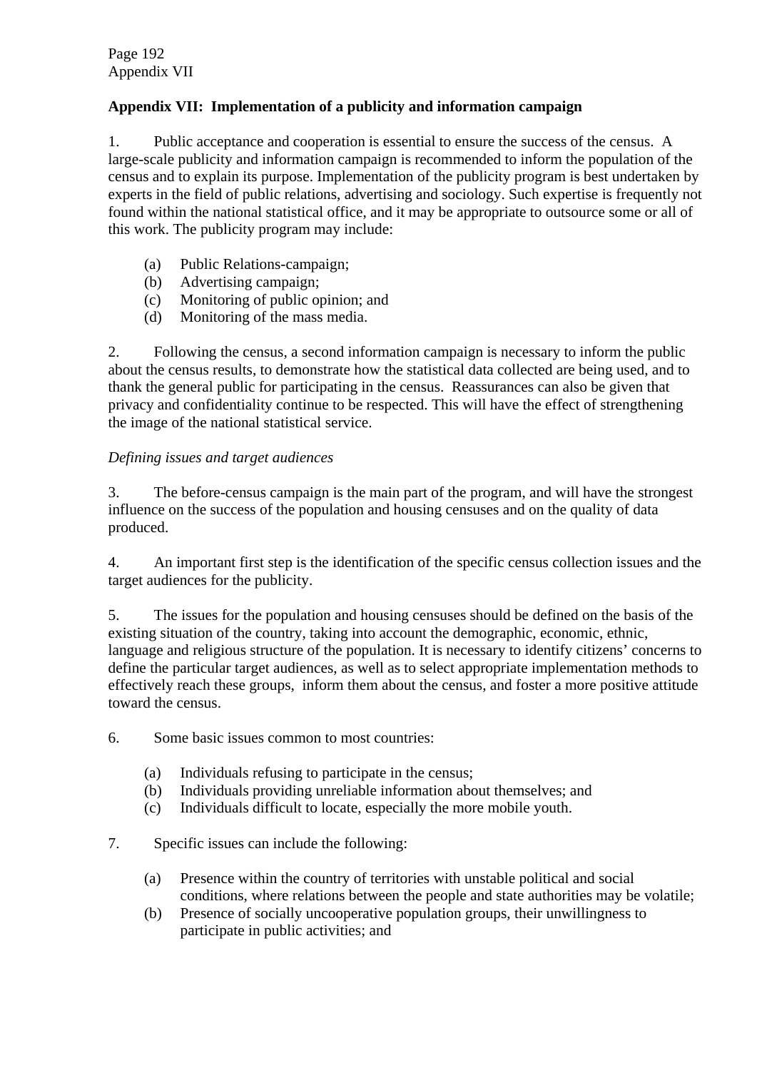## Appendix VII: Implementation of a publicity and information campaign

1. Public acceptance and cooperation is essential to ensure the success of the census. A large-scale publicity and information campaign is recommended to inform the population of the census and to explain its purpose. Implementation of the publicity program is best undertaken by experts in the field of public relations, advertising and sociology. Such expertise is frequently not found within the national statistical office, and it may be appropriate to outsource some or all of this work. The publicity program may include:

   (a) Public Relations-campaign;
   (b) Advertising campaign;
   (c) Monitoring of public opinion; and
   (d) Monitoring of the mass media.

2. Following the census, a second information campaign is necessary to inform the public about the census results, to demonstrate how the statistical data collected are being used, and to thank the general public for participating in the census. Reassurances can also be given that privacy and confidentiality continue to be respected. This will have the effect of strengthening the image of the national statistical service.

*Defining issues and target audiences*

3. The before-census campaign is the main part of the program, and will have the strongest influence on the success of the population and housing censuses and on the quality of data produced.

4. An important first step is the identification of the specific census collection issues and the target audiences for the publicity.

5. The issues for the population and housing censuses should be defined on the basis of the existing situation of the country, taking into account the demographic, economic, ethnic, language and religious structure of the population. It is necessary to identify citizens' concerns to define the particular target audiences, as well as to select appropriate implementation methods to effectively reach these groups, inform them about the census, and foster a more positive attitude toward the census.

6. Some basic issues common to most countries:

   (a) Individuals refusing to participate in the census;
   (b) Individuals providing unreliable information about themselves; and
   (c) Individuals difficult to locate, especially the more mobile youth.

7. Specific issues can include the following:

   (a) Presence within the country of territories with unstable political and social conditions, where relations between the people and state authorities may be volatile;
   (b) Presence of socially uncooperative population groups, their unwillingness to participate in public activities; and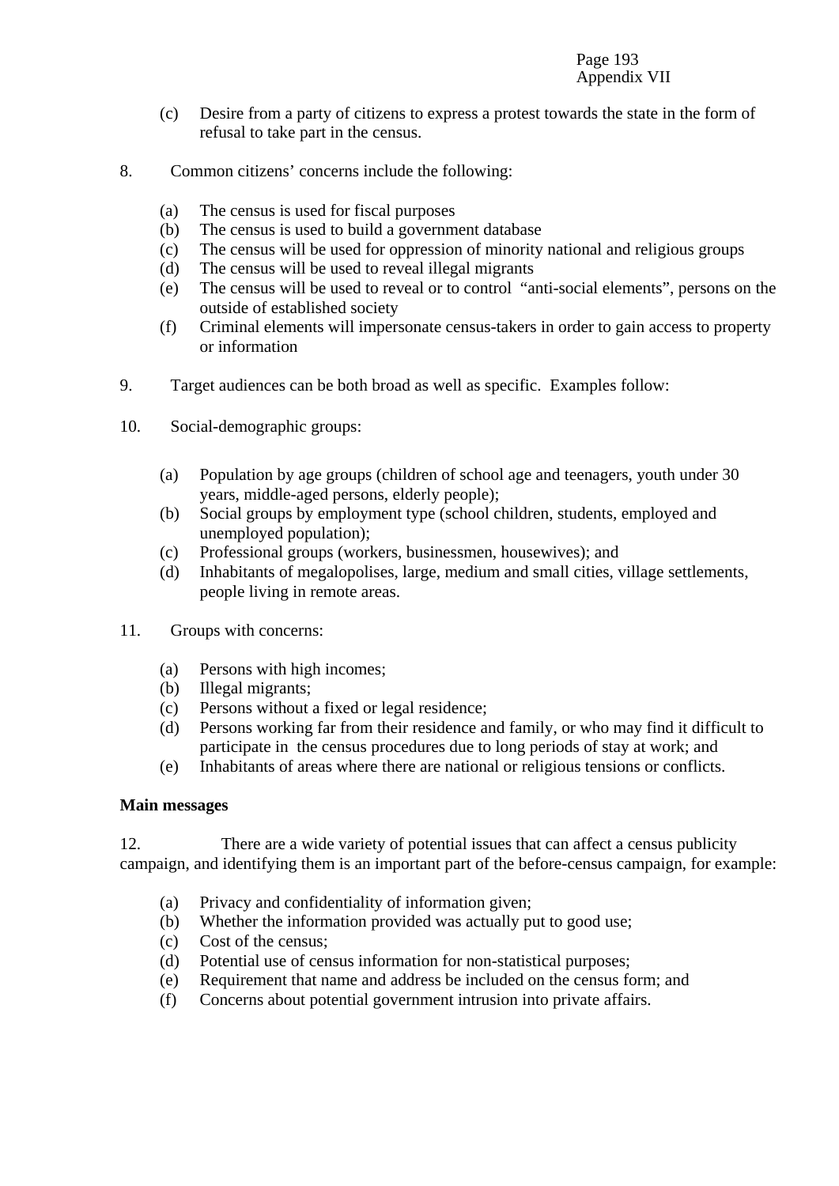(c) Desire from a party of citizens to express a protest towards the state in the form of refusal to take part in the census.

8. Common citizens' concerns include the following:

(a) The census is used for fiscal purposes
(b) The census is used to build a government database
(c) The census will be used for oppression of minority national and religious groups
(d) The census will be used to reveal illegal migrants
(e) The census will be used to reveal or to control "anti-social elements", persons on the outside of established society
(f) Criminal elements will impersonate census-takers in order to gain access to property or information

9. Target audiences can be both broad as well as specific. Examples follow:

10. Social-demographic groups:

(a) Population by age groups (children of school age and teenagers, youth under 30 years, middle-aged persons, elderly people);
(b) Social groups by employment type (school children, students, employed and unemployed population);
(c) Professional groups (workers, businessmen, housewives); and
(d) Inhabitants of megalopolises, large, medium and small cities, village settlements, people living in remote areas.

11. Groups with concerns:

(a) Persons with high incomes;
(b) Illegal migrants;
(c) Persons without a fixed or legal residence;
(d) Persons working far from their residence and family, or who may find it difficult to participate in the census procedures due to long periods of stay at work; and
(e) Inhabitants of areas where there are national or religious tensions or conflicts.

**Main messages**

12. There are a wide variety of potential issues that can affect a census publicity campaign, and identifying them is an important part of the before-census campaign, for example:

(a) Privacy and confidentiality of information given;
(b) Whether the information provided was actually put to good use;
(c) Cost of the census;
(d) Potential use of census information for non-statistical purposes;
(e) Requirement that name and address be included on the census form; and
(f) Concerns about potential government intrusion into private affairs.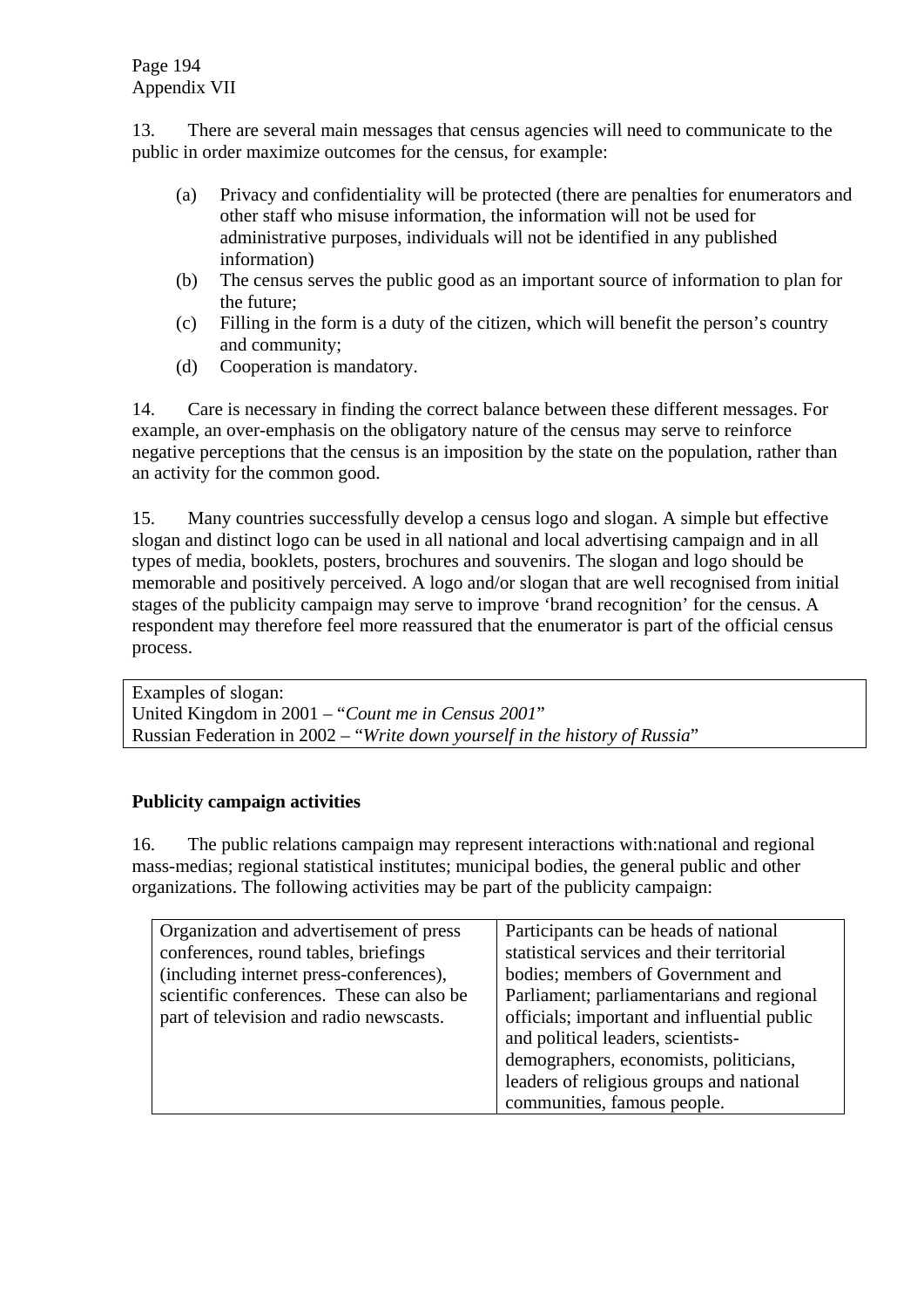Appendix VII

13. There are several main messages that census agencies will need to communicate to the public in order maximize outcomes for the census, for example:

(a) Privacy and confidentiality will be protected (there are penalties for enumerators and other staff who misuse information, the information will not be used for administrative purposes, individuals will not be identified in any published information)
(b) The census serves the public good as an important source of information to plan for the future;
(c) Filling in the form is a duty of the citizen, which will benefit the person's country and community;
(d) Cooperation is mandatory.

14. Care is necessary in finding the correct balance between these different messages. For example, an over-emphasis on the obligatory nature of the census may serve to reinforce negative perceptions that the census is an imposition by the state on the population, rather than an activity for the common good.

15. Many countries successfully develop a census logo and slogan. A simple but effective slogan and distinct logo can be used in all national and local advertising campaign and in all types of media, booklets, posters, brochures and souvenirs. The slogan and logo should be memorable and positively perceived. A logo and/or slogan that are well recognised from initial stages of the publicity campaign may serve to improve 'brand recognition' for the census. A respondent may therefore feel more reassured that the enumerator is part of the official census process.

| Examples of slogan: |
|---|
| United Kingdom in 2001 – "*Count me in Census 2001*" |
| Russian Federation in 2002 – "*Write down yourself in the history of Russia*" |

**Publicity campaign activities**

16. The public relations campaign may represent interactions with:national and regional mass-medias; regional statistical institutes; municipal bodies, the general public and other organizations. The following activities may be part of the publicity campaign:

| | |
|---|---|
| Organization and advertisement of press conferences, round tables, briefings (including internet press-conferences), scientific conferences. These can also be part of television and radio newscasts. | Participants can be heads of national statistical services and their territorial bodies; members of Government and Parliament; parliamentarians and regional officials; important and influential public and political leaders, scientists-demographers, economists, politicians, leaders of religious groups and national communities, famous people. |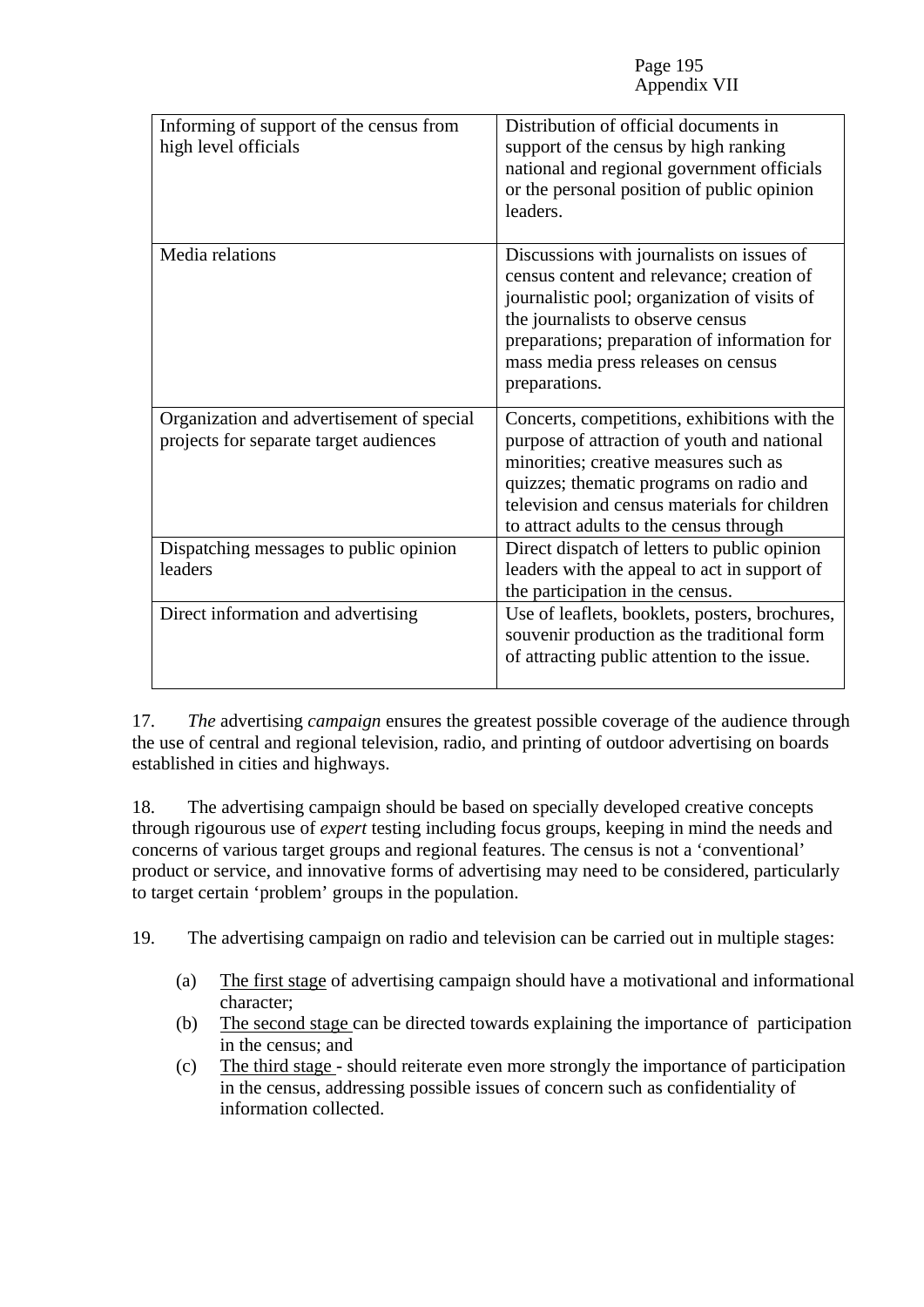| | |
|---|---|
| Informing of support of the census from high level officials | Distribution of official documents in support of the census by high ranking national and regional government officials or the personal position of public opinion leaders. |
| Media relations | Discussions with journalists on issues of census content and relevance; creation of journalistic pool; organization of visits of the journalists to observe census preparations; preparation of information for mass media press releases on census preparations. |
| Organization and advertisement of special projects for separate target audiences | Concerts, competitions, exhibitions with the purpose of attraction of youth and national minorities; creative measures such as quizzes; thematic programs on radio and television and census materials for children to attract adults to the census through |
| Dispatching messages to public opinion leaders | Direct dispatch of letters to public opinion leaders with the appeal to act in support of the participation in the census. |
| Direct information and advertising | Use of leaflets, booklets, posters, brochures, souvenir production as the traditional form of attracting public attention to the issue. |

17. *The* advertising *campaign* ensures the greatest possible coverage of the audience through the use of central and regional television, radio, and printing of outdoor advertising on boards established in cities and highways.

18. The advertising campaign should be based on specially developed creative concepts through rigourous use of *expert* testing including focus groups, keeping in mind the needs and concerns of various target groups and regional features. The census is not a 'conventional' product or service, and innovative forms of advertising may need to be considered, particularly to target certain 'problem' groups in the population.

19. The advertising campaign on radio and television can be carried out in multiple stages:

(a) The first stage of advertising campaign should have a motivational and informational character;

(b) The second stage can be directed towards explaining the importance of participation in the census; and

(c) The third stage - should reiterate even more strongly the importance of participation in the census, addressing possible issues of concern such as confidentiality of information collected.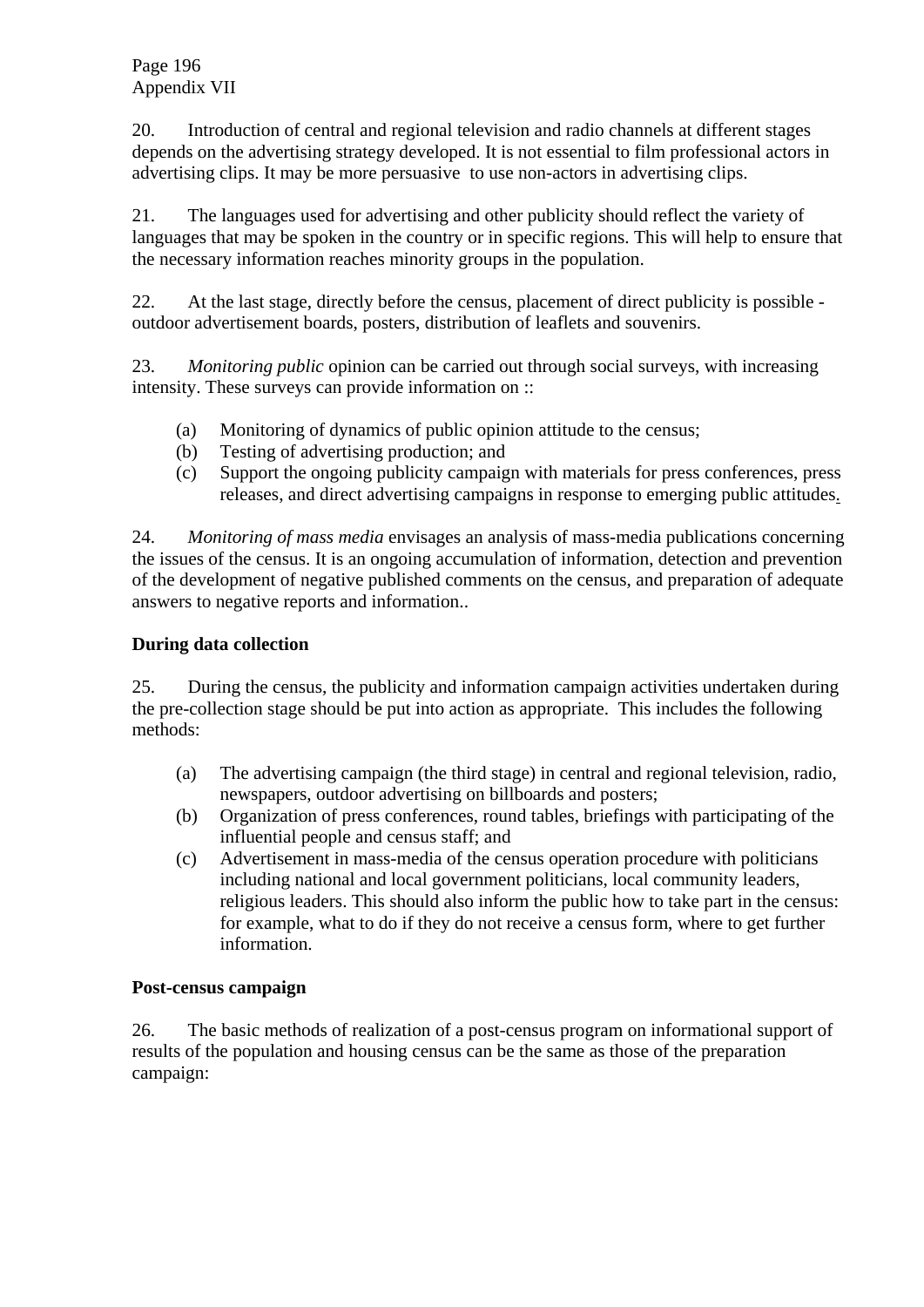20. Introduction of central and regional television and radio channels at different stages depends on the advertising strategy developed. It is not essential to film professional actors in advertising clips. It may be more persuasive to use non-actors in advertising clips.

21. The languages used for advertising and other publicity should reflect the variety of languages that may be spoken in the country or in specific regions. This will help to ensure that the necessary information reaches minority groups in the population.

22. At the last stage, directly before the census, placement of direct publicity is possible - outdoor advertisement boards, posters, distribution of leaflets and souvenirs.

23. *Monitoring public* opinion can be carried out through social surveys, with increasing intensity. These surveys can provide information on ::

- (a) Monitoring of dynamics of public opinion attitude to the census;
- (b) Testing of advertising production; and
- (c) Support the ongoing publicity campaign with materials for press conferences, press releases, and direct advertising campaigns in response to emerging public attitudes.

24. *Monitoring of mass media* envisages an analysis of mass-media publications concerning the issues of the census. It is an ongoing accumulation of information, detection and prevention of the development of negative published comments on the census, and preparation of adequate answers to negative reports and information..

**During data collection**

25. During the census, the publicity and information campaign activities undertaken during the pre-collection stage should be put into action as appropriate. This includes the following methods:

- (a) The advertising campaign (the third stage) in central and regional television, radio, newspapers, outdoor advertising on billboards and posters;
- (b) Organization of press conferences, round tables, briefings with participating of the influential people and census staff; and
- (c) Advertisement in mass-media of the census operation procedure with politicians including national and local government politicians, local community leaders, religious leaders. This should also inform the public how to take part in the census: for example, what to do if they do not receive a census form, where to get further information.

**Post-census campaign**

26. The basic methods of realization of a post-census program on informational support of results of the population and housing census can be the same as those of the preparation campaign: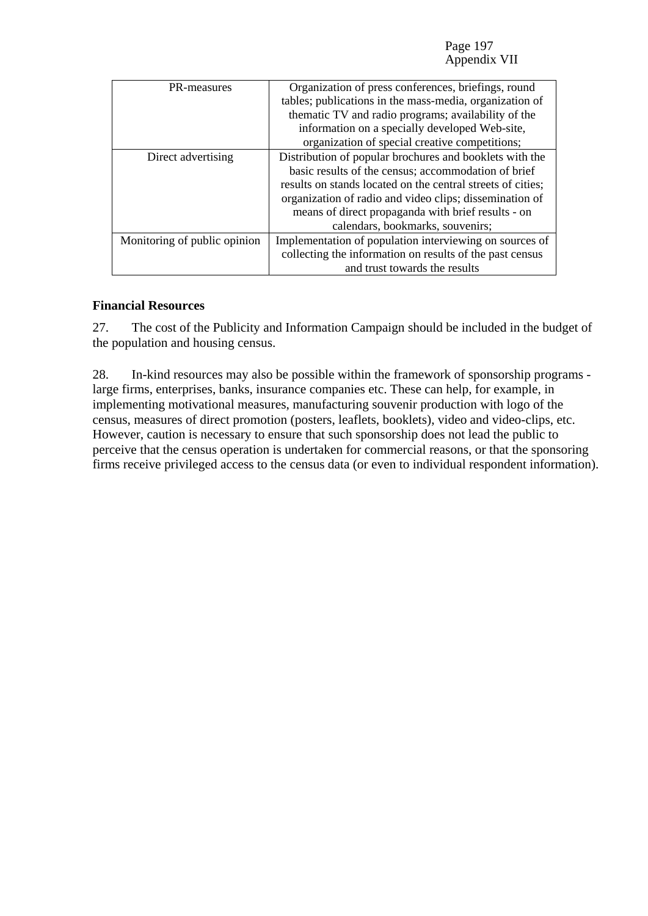| PR-measures | Organization of press conferences, briefings, round tables; publications in the mass-media, organization of thematic TV and radio programs; availability of the information on a specially developed Web-site, organization of special creative competitions; |
|---|---|
| Direct advertising | Distribution of popular brochures and booklets with the basic results of the census; accommodation of brief results on stands located on the central streets of cities; organization of radio and video clips; dissemination of means of direct propaganda with brief results - on calendars, bookmarks, souvenirs; |
| Monitoring of public opinion | Implementation of population interviewing on sources of collecting the information on results of the past census and trust towards the results |

**Financial Resources**

27. The cost of the Publicity and Information Campaign should be included in the budget of the population and housing census.

28. In-kind resources may also be possible within the framework of sponsorship programs - large firms, enterprises, banks, insurance companies etc. These can help, for example, in implementing motivational measures, manufacturing souvenir production with logo of the census, measures of direct promotion (posters, leaflets, booklets), video and video-clips, etc. However, caution is necessary to ensure that such sponsorship does not lead the public to perceive that the census operation is undertaken for commercial reasons, or that the sponsoring firms receive privileged access to the census data (or even to individual respondent information).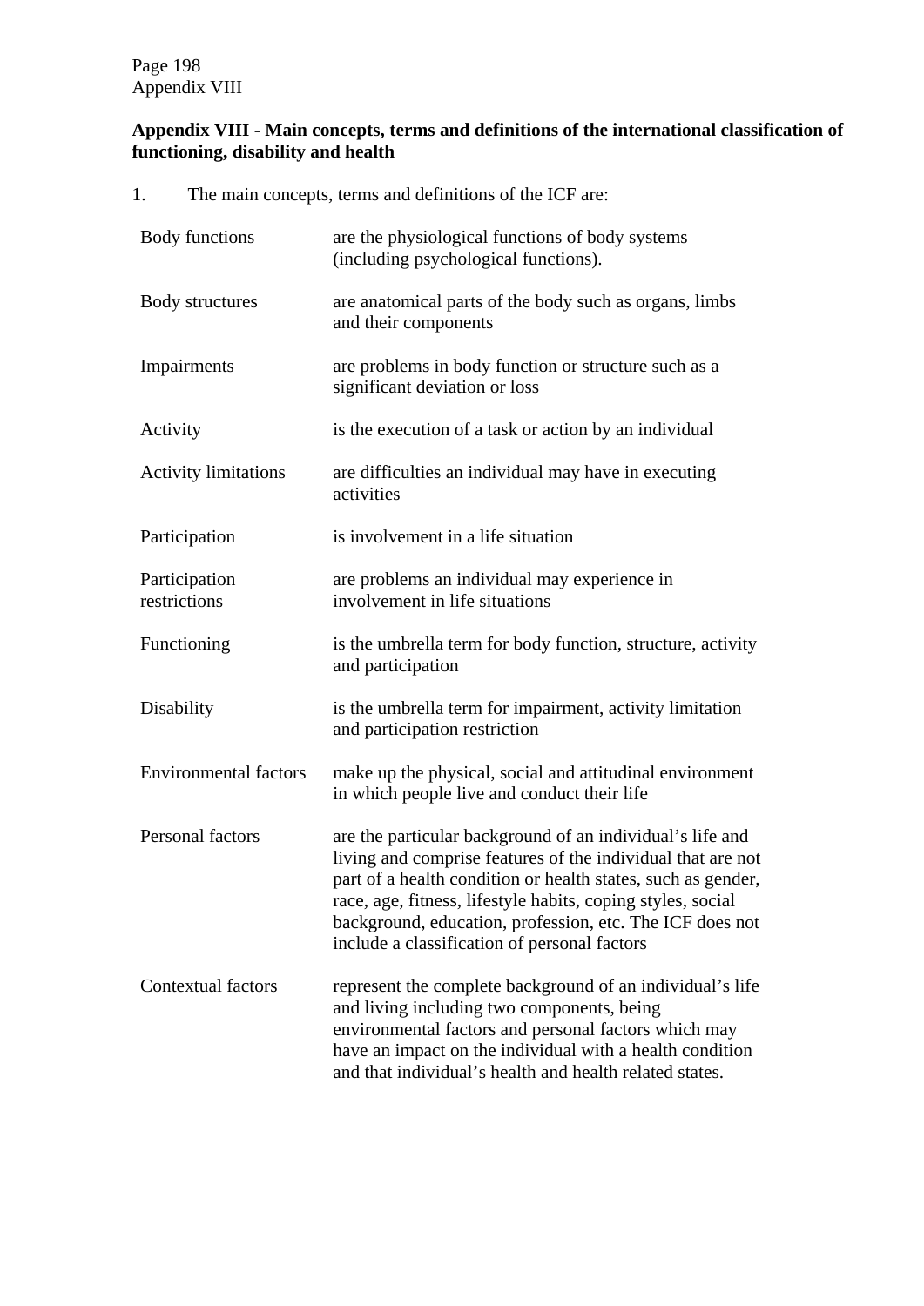**Appendix VIII - Main concepts, terms and definitions of the international classification of functioning, disability and health**

1. The main concepts, terms and definitions of the ICF are:

| Term | Definition |
|---|---|
| Body functions | are the physiological functions of body systems (including psychological functions). |
| Body structures | are anatomical parts of the body such as organs, limbs and their components |
| Impairments | are problems in body function or structure such as a significant deviation or loss |
| Activity | is the execution of a task or action by an individual |
| Activity limitations | are difficulties an individual may have in executing activities |
| Participation | is involvement in a life situation |
| Participation restrictions | are problems an individual may experience in involvement in life situations |
| Functioning | is the umbrella term for body function, structure, activity and participation |
| Disability | is the umbrella term for impairment, activity limitation and participation restriction |
| Environmental factors | make up the physical, social and attitudinal environment in which people live and conduct their life |
| Personal factors | are the particular background of an individual's life and living and comprise features of the individual that are not part of a health condition or health states, such as gender, race, age, fitness, lifestyle habits, coping styles, social background, education, profession, etc. The ICF does not include a classification of personal factors |
| Contextual factors | represent the complete background of an individual's life and living including two components, being environmental factors and personal factors which may have an impact on the individual with a health condition and that individual's health and health related states. |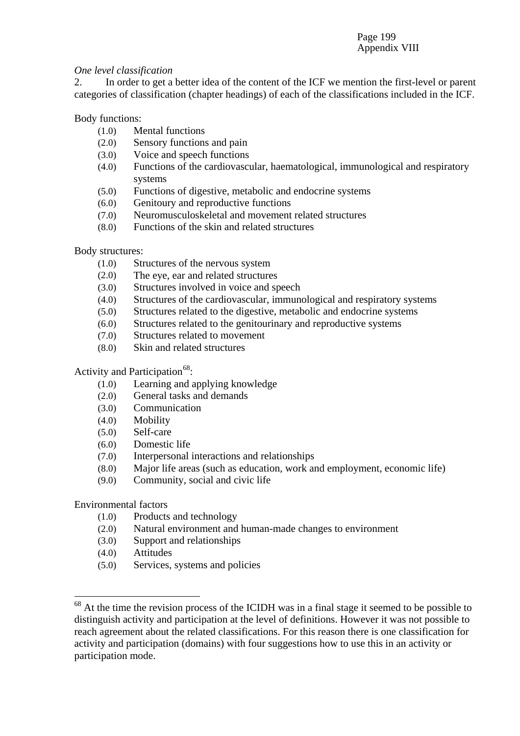*One level classification*

2. In order to get a better idea of the content of the ICF we mention the first-level or parent categories of classification (chapter headings) of each of the classifications included in the ICF.

Body functions:

- (1.0) Mental functions
- (2.0) Sensory functions and pain
- (3.0) Voice and speech functions
- (4.0) Functions of the cardiovascular, haematological, immunological and respiratory systems
- (5.0) Functions of digestive, metabolic and endocrine systems
- (6.0) Genitoury and reproductive functions
- (7.0) Neuromusculoskeletal and movement related structures
- (8.0) Functions of the skin and related structures

Body structures:

- (1.0) Structures of the nervous system
- (2.0) The eye, ear and related structures
- (3.0) Structures involved in voice and speech
- (4.0) Structures of the cardiovascular, immunological and respiratory systems
- (5.0) Structures related to the digestive, metabolic and endocrine systems
- (6.0) Structures related to the genitourinary and reproductive systems
- (7.0) Structures related to movement
- (8.0) Skin and related structures

Activity and Participation[68]:

- (1.0) Learning and applying knowledge
- (2.0) General tasks and demands
- (3.0) Communication
- (4.0) Mobility
- (5.0) Self-care
- (6.0) Domestic life
- (7.0) Interpersonal interactions and relationships
- (8.0) Major life areas (such as education, work and employment, economic life)
- (9.0) Community, social and civic life

Environmental factors

- (1.0) Products and technology
- (2.0) Natural environment and human-made changes to environment
- (3.0) Support and relationships
- (4.0) Attitudes
- (5.0) Services, systems and policies

---

[68] At the time the revision process of the ICIDH was in a final stage it seemed to be possible to distinguish activity and participation at the level of definitions. However it was not possible to reach agreement about the related classifications. For this reason there is one classification for activity and participation (domains) with four suggestions how to use this in an activity or participation mode.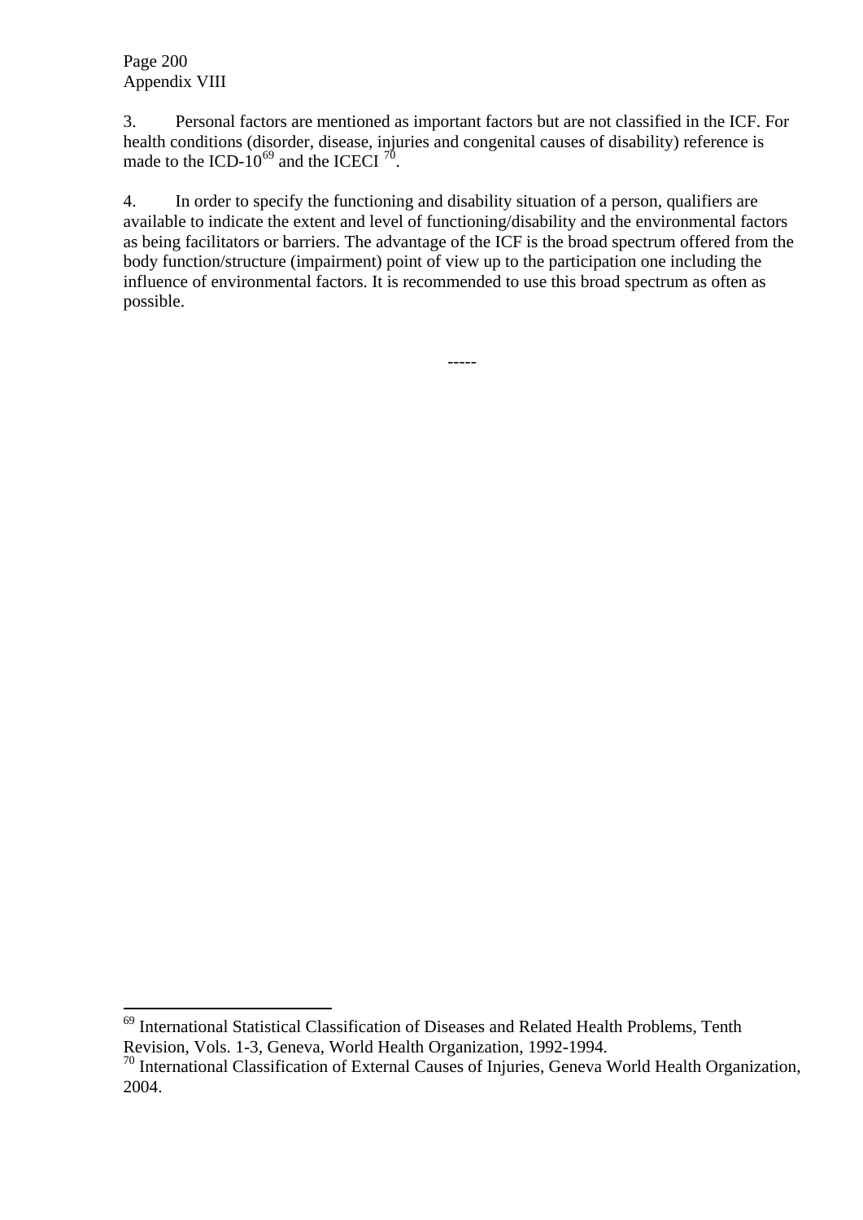3. Personal factors are mentioned as important factors but are not classified in the ICF. For health conditions (disorder, disease, injuries and congenital causes of disability) reference is made to the ICD-10[69] and the ICECI [70].

4. In order to specify the functioning and disability situation of a person, qualifiers are available to indicate the extent and level of functioning/disability and the environmental factors as being facilitators or barriers. The advantage of the ICF is the broad spectrum offered from the body function/structure (impairment) point of view up to the participation one including the influence of environmental factors. It is recommended to use this broad spectrum as often as possible.

-----

[69] International Statistical Classification of Diseases and Related Health Problems, Tenth Revision, Vols. 1-3, Geneva, World Health Organization, 1992-1994.

[70] International Classification of External Causes of Injuries, Geneva World Health Organization, 2004.